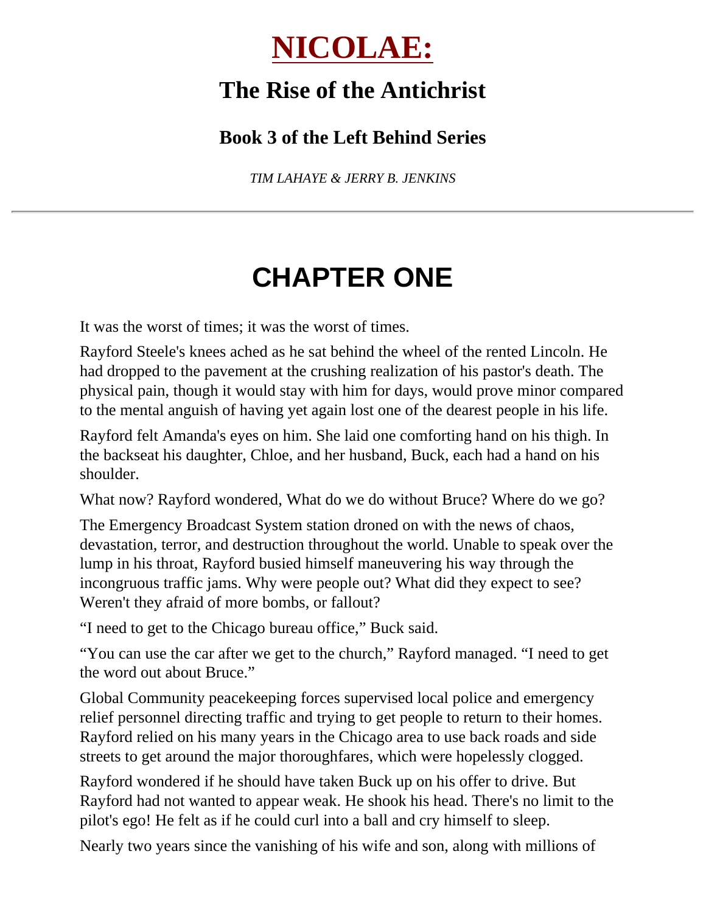# NICOLAE:

## The Rise of the Antichrist

### Book 3 of the Left Behind Series

*TIM LAHAYE & JERRY B. JENKINS*

---

# CHAPTER ONE

It was the worst of times; it was the worst of times.

Rayford Steele's knees ached as he sat behind the wheel of the rented Lincoln. He had dropped to the pavement at the crushing realization of his pastor's death. The physical pain, though it would stay with him for days, would prove minor compared to the mental anguish of having yet again lost one of the dearest people in his life.

Rayford felt Amanda's eyes on him. She laid one comforting hand on his thigh. In the backseat his daughter, Chloe, and her husband, Buck, each had a hand on his shoulder.

What now? Rayford wondered, What do we do without Bruce? Where do we go?

The Emergency Broadcast System station droned on with the news of chaos, devastation, terror, and destruction throughout the world. Unable to speak over the lump in his throat, Rayford busied himself maneuvering his way through the incongruous traffic jams. Why were people out? What did they expect to see? Weren't they afraid of more bombs, or fallout?

"I need to get to the Chicago bureau office," Buck said.

"You can use the car after we get to the church," Rayford managed. "I need to get the word out about Bruce."

Global Community peacekeeping forces supervised local police and emergency relief personnel directing traffic and trying to get people to return to their homes. Rayford relied on his many years in the Chicago area to use back roads and side streets to get around the major thoroughfares, which were hopelessly clogged.

Rayford wondered if he should have taken Buck up on his offer to drive. But Rayford had not wanted to appear weak. He shook his head. There's no limit to the pilot's ego! He felt as if he could curl into a ball and cry himself to sleep.

Nearly two years since the vanishing of his wife and son, along with millions of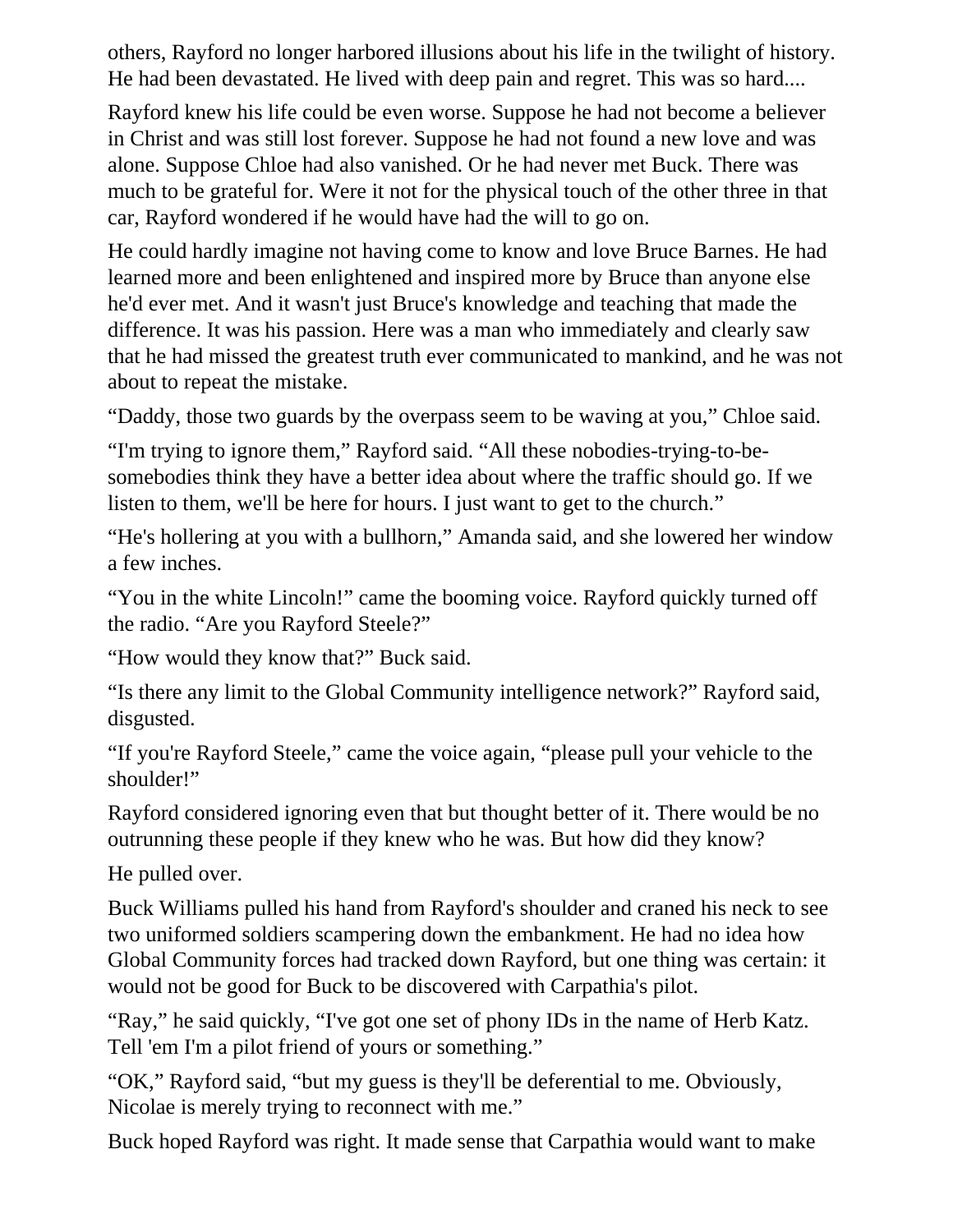others, Rayford no longer harbored illusions about his life in the twilight of history. He had been devastated. He lived with deep pain and regret. This was so hard....

Rayford knew his life could be even worse. Suppose he had not become a believer in Christ and was still lost forever. Suppose he had not found a new love and was alone. Suppose Chloe had also vanished. Or he had never met Buck. There was much to be grateful for. Were it not for the physical touch of the other three in that car, Rayford wondered if he would have had the will to go on.

He could hardly imagine not having come to know and love Bruce Barnes. He had learned more and been enlightened and inspired more by Bruce than anyone else he'd ever met. And it wasn't just Bruce's knowledge and teaching that made the difference. It was his passion. Here was a man who immediately and clearly saw that he had missed the greatest truth ever communicated to mankind, and he was not about to repeat the mistake.

"Daddy, those two guards by the overpass seem to be waving at you," Chloe said.

"I'm trying to ignore them," Rayford said. "All these nobodies-trying-to-be-somebodies think they have a better idea about where the traffic should go. If we listen to them, we'll be here for hours. I just want to get to the church."

"He's hollering at you with a bullhorn," Amanda said, and she lowered her window a few inches.

"You in the white Lincoln!" came the booming voice. Rayford quickly turned off the radio. "Are you Rayford Steele?"

"How would they know that?" Buck said.

"Is there any limit to the Global Community intelligence network?" Rayford said, disgusted.

"If you're Rayford Steele," came the voice again, "please pull your vehicle to the shoulder!"

Rayford considered ignoring even that but thought better of it. There would be no outrunning these people if they knew who he was. But how did they know?

He pulled over.

Buck Williams pulled his hand from Rayford's shoulder and craned his neck to see two uniformed soldiers scampering down the embankment. He had no idea how Global Community forces had tracked down Rayford, but one thing was certain: it would not be good for Buck to be discovered with Carpathia's pilot.

"Ray," he said quickly, "I've got one set of phony IDs in the name of Herb Katz. Tell 'em I'm a pilot friend of yours or something."

"OK," Rayford said, "but my guess is they'll be deferential to me. Obviously, Nicolae is merely trying to reconnect with me."

Buck hoped Rayford was right. It made sense that Carpathia would want to make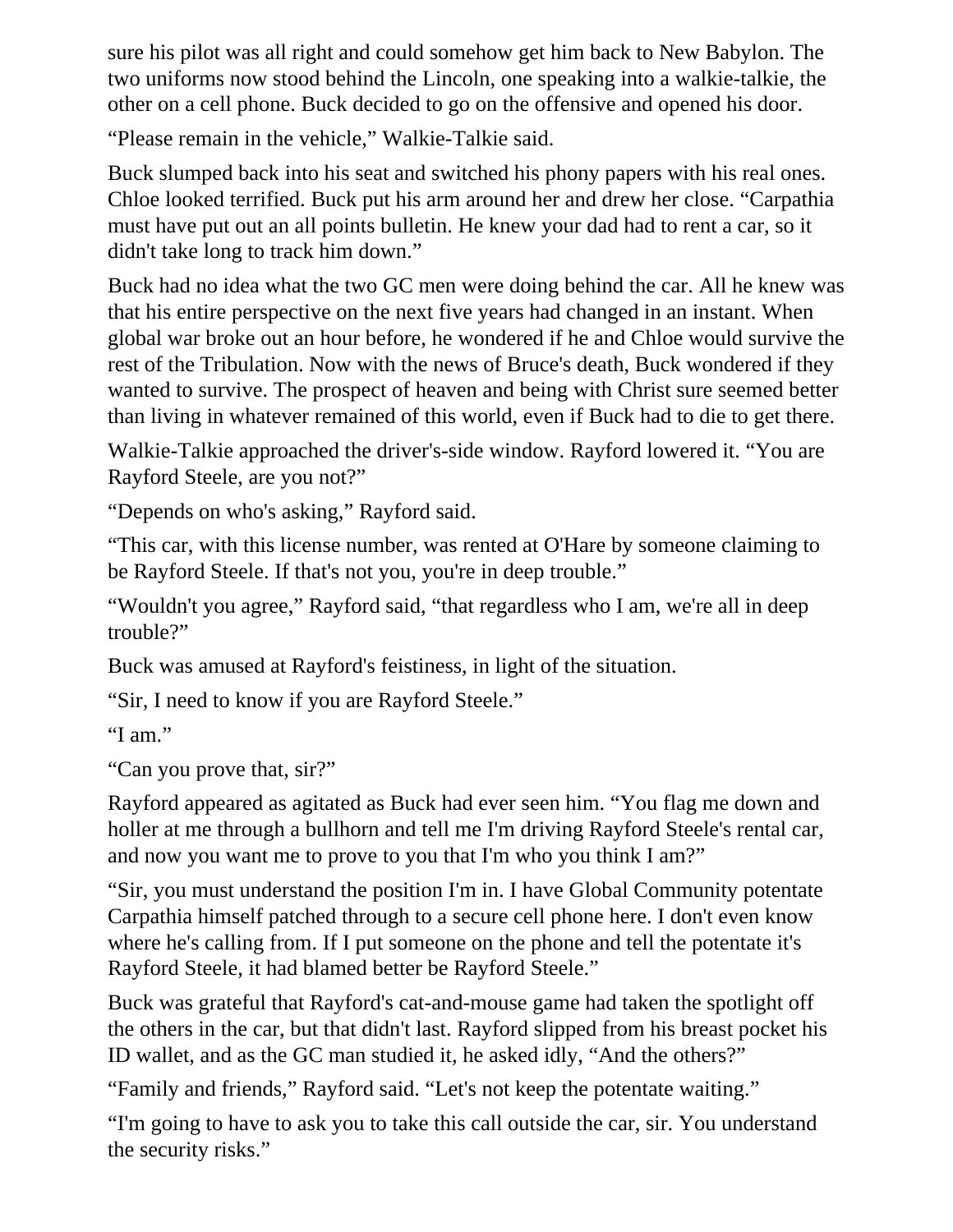sure his pilot was all right and could somehow get him back to New Babylon. The two uniforms now stood behind the Lincoln, one speaking into a walkie-talkie, the other on a cell phone. Buck decided to go on the offensive and opened his door.

“Please remain in the vehicle,” Walkie-Talkie said.

Buck slumped back into his seat and switched his phony papers with his real ones. Chloe looked terrified. Buck put his arm around her and drew her close. “Carpathia must have put out an all points bulletin. He knew your dad had to rent a car, so it didn't take long to track him down.”

Buck had no idea what the two GC men were doing behind the car. All he knew was that his entire perspective on the next five years had changed in an instant. When global war broke out an hour before, he wondered if he and Chloe would survive the rest of the Tribulation. Now with the news of Bruce's death, Buck wondered if they wanted to survive. The prospect of heaven and being with Christ sure seemed better than living in whatever remained of this world, even if Buck had to die to get there.

Walkie-Talkie approached the driver's-side window. Rayford lowered it. “You are Rayford Steele, are you not?”

“Depends on who's asking,” Rayford said.

“This car, with this license number, was rented at O'Hare by someone claiming to be Rayford Steele. If that's not you, you're in deep trouble.”

“Wouldn't you agree,” Rayford said, “that regardless who I am, we're all in deep trouble?”

Buck was amused at Rayford's feistiness, in light of the situation.

“Sir, I need to know if you are Rayford Steele.”

“I am.”

“Can you prove that, sir?”

Rayford appeared as agitated as Buck had ever seen him. “You flag me down and holler at me through a bullhorn and tell me I'm driving Rayford Steele's rental car, and now you want me to prove to you that I'm who you think I am?”

“Sir, you must understand the position I'm in. I have Global Community potentate Carpathia himself patched through to a secure cell phone here. I don't even know where he's calling from. If I put someone on the phone and tell the potentate it's Rayford Steele, it had blamed better be Rayford Steele.”

Buck was grateful that Rayford's cat-and-mouse game had taken the spotlight off the others in the car, but that didn't last. Rayford slipped from his breast pocket his ID wallet, and as the GC man studied it, he asked idly, “And the others?”

“Family and friends,” Rayford said. “Let's not keep the potentate waiting.”

“I'm going to have to ask you to take this call outside the car, sir. You understand the security risks.”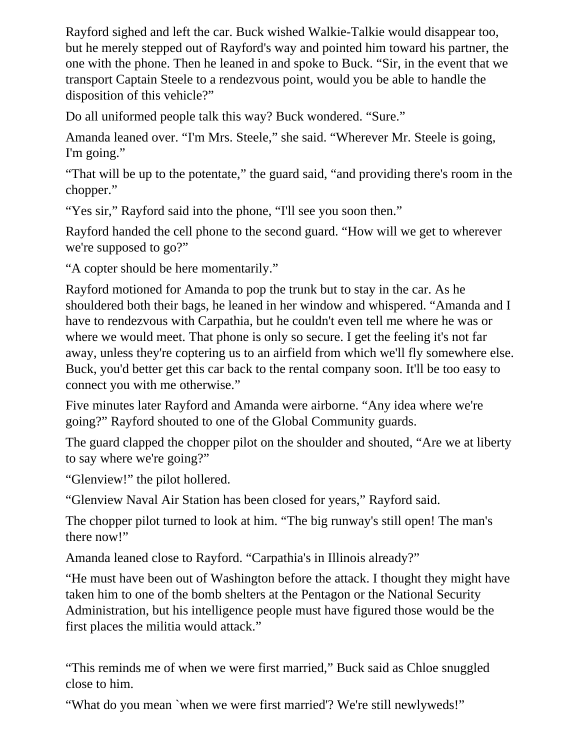Rayford sighed and left the car. Buck wished Walkie-Talkie would disappear too, but he merely stepped out of Rayford's way and pointed him toward his partner, the one with the phone. Then he leaned in and spoke to Buck. “Sir, in the event that we transport Captain Steele to a rendezvous point, would you be able to handle the disposition of this vehicle?”

Do all uniformed people talk this way? Buck wondered. “Sure.”

Amanda leaned over. “I'm Mrs. Steele,” she said. “Wherever Mr. Steele is going, I'm going.”

“That will be up to the potentate,” the guard said, “and providing there's room in the chopper.”

“Yes sir,” Rayford said into the phone, “I'll see you soon then.”

Rayford handed the cell phone to the second guard. “How will we get to wherever we're supposed to go?”

“A copter should be here momentarily.”

Rayford motioned for Amanda to pop the trunk but to stay in the car. As he shouldered both their bags, he leaned in her window and whispered. “Amanda and I have to rendezvous with Carpathia, but he couldn't even tell me where he was or where we would meet. That phone is only so secure. I get the feeling it's not far away, unless they're coptering us to an airfield from which we'll fly somewhere else. Buck, you'd better get this car back to the rental company soon. It'll be too easy to connect you with me otherwise.”

Five minutes later Rayford and Amanda were airborne. “Any idea where we're going?” Rayford shouted to one of the Global Community guards.

The guard clapped the chopper pilot on the shoulder and shouted, “Are we at liberty to say where we're going?”

“Glenview!” the pilot hollered.

“Glenview Naval Air Station has been closed for years,” Rayford said.

The chopper pilot turned to look at him. “The big runway's still open! The man's there now!”

Amanda leaned close to Rayford. “Carpathia's in Illinois already?”

“He must have been out of Washington before the attack. I thought they might have taken him to one of the bomb shelters at the Pentagon or the National Security Administration, but his intelligence people must have figured those would be the first places the militia would attack.”

“This reminds me of when we were first married,” Buck said as Chloe snuggled close to him.

“What do you mean `when we were first married'? We're still newlyweds!”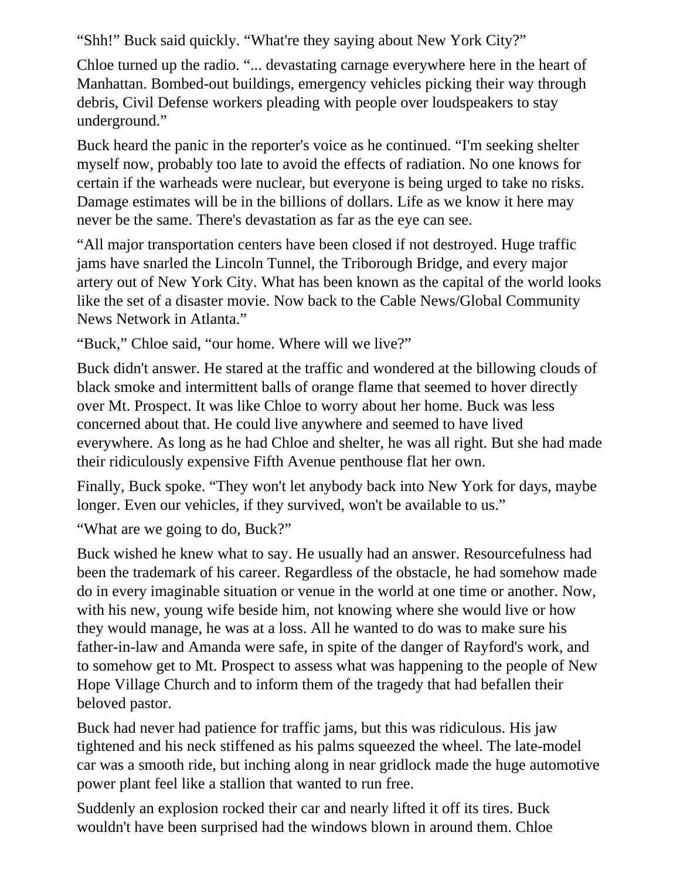“Shh!” Buck said quickly. “What're they saying about New York City?”

Chloe turned up the radio. “... devastating carnage everywhere here in the heart of Manhattan. Bombed-out buildings, emergency vehicles picking their way through debris, Civil Defense workers pleading with people over loudspeakers to stay underground.”

Buck heard the panic in the reporter's voice as he continued. “I'm seeking shelter myself now, probably too late to avoid the effects of radiation. No one knows for certain if the warheads were nuclear, but everyone is being urged to take no risks. Damage estimates will be in the billions of dollars. Life as we know it here may never be the same. There's devastation as far as the eye can see.

“All major transportation centers have been closed if not destroyed. Huge traffic jams have snarled the Lincoln Tunnel, the Triborough Bridge, and every major artery out of New York City. What has been known as the capital of the world looks like the set of a disaster movie. Now back to the Cable News/Global Community News Network in Atlanta.”

“Buck,” Chloe said, “our home. Where will we live?”

Buck didn't answer. He stared at the traffic and wondered at the billowing clouds of black smoke and intermittent balls of orange flame that seemed to hover directly over Mt. Prospect. It was like Chloe to worry about her home. Buck was less concerned about that. He could live anywhere and seemed to have lived everywhere. As long as he had Chloe and shelter, he was all right. But she had made their ridiculously expensive Fifth Avenue penthouse flat her own.

Finally, Buck spoke. “They won't let anybody back into New York for days, maybe longer. Even our vehicles, if they survived, won't be available to us.”

“What are we going to do, Buck?”

Buck wished he knew what to say. He usually had an answer. Resourcefulness had been the trademark of his career. Regardless of the obstacle, he had somehow made do in every imaginable situation or venue in the world at one time or another. Now, with his new, young wife beside him, not knowing where she would live or how they would manage, he was at a loss. All he wanted to do was to make sure his father-in-law and Amanda were safe, in spite of the danger of Rayford's work, and to somehow get to Mt. Prospect to assess what was happening to the people of New Hope Village Church and to inform them of the tragedy that had befallen their beloved pastor.

Buck had never had patience for traffic jams, but this was ridiculous. His jaw tightened and his neck stiffened as his palms squeezed the wheel. The late-model car was a smooth ride, but inching along in near gridlock made the huge automotive power plant feel like a stallion that wanted to run free.

Suddenly an explosion rocked their car and nearly lifted it off its tires. Buck wouldn't have been surprised had the windows blown in around them. Chloe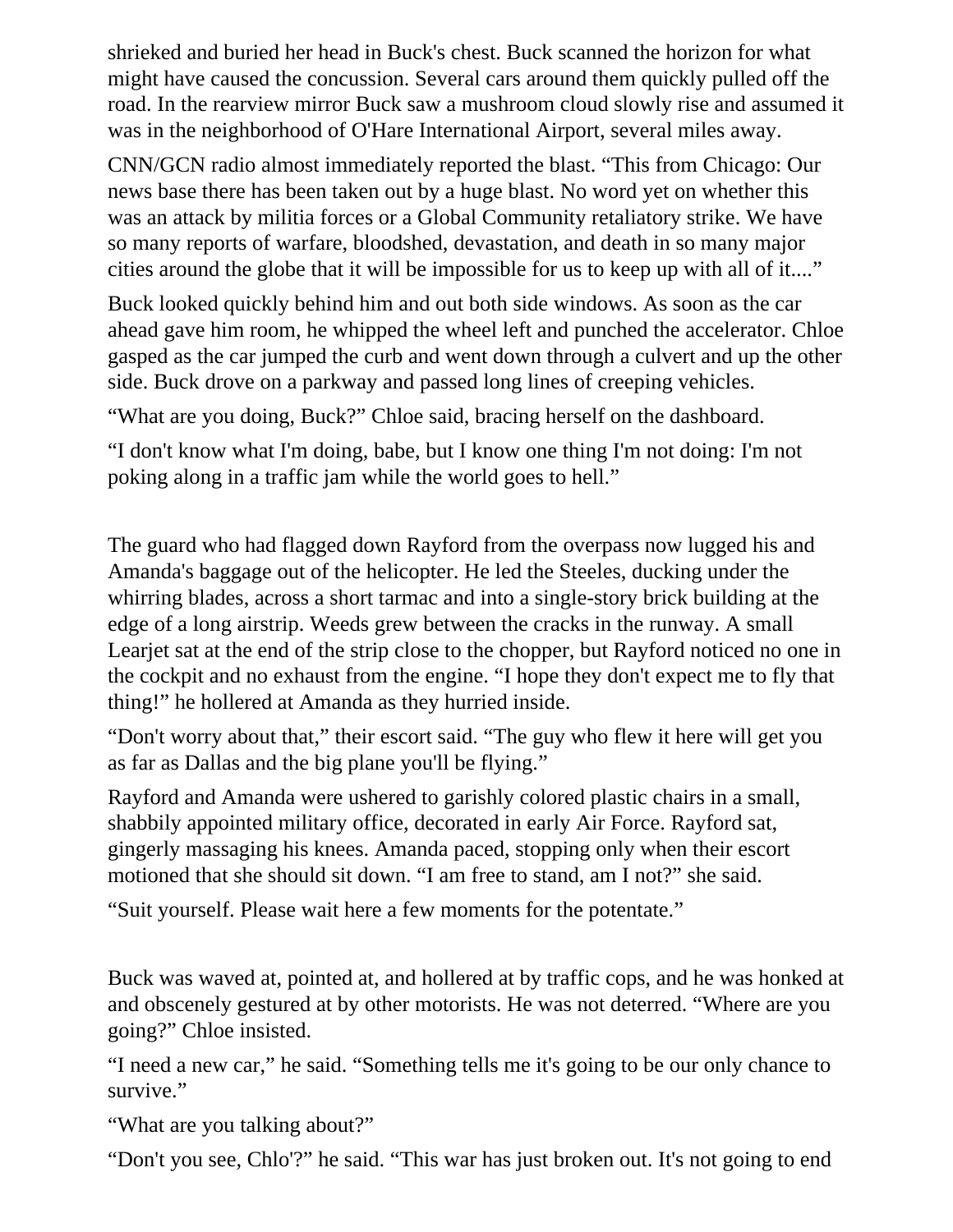shrieked and buried her head in Buck's chest. Buck scanned the horizon for what might have caused the concussion. Several cars around them quickly pulled off the road. In the rearview mirror Buck saw a mushroom cloud slowly rise and assumed it was in the neighborhood of O'Hare International Airport, several miles away.

CNN/GCN radio almost immediately reported the blast. “This from Chicago: Our news base there has been taken out by a huge blast. No word yet on whether this was an attack by militia forces or a Global Community retaliatory strike. We have so many reports of warfare, bloodshed, devastation, and death in so many major cities around the globe that it will be impossible for us to keep up with all of it....”

Buck looked quickly behind him and out both side windows. As soon as the car ahead gave him room, he whipped the wheel left and punched the accelerator. Chloe gasped as the car jumped the curb and went down through a culvert and up the other side. Buck drove on a parkway and passed long lines of creeping vehicles.

“What are you doing, Buck?” Chloe said, bracing herself on the dashboard.

“I don't know what I'm doing, babe, but I know one thing I'm not doing: I'm not poking along in a traffic jam while the world goes to hell.”

The guard who had flagged down Rayford from the overpass now lugged his and Amanda's baggage out of the helicopter. He led the Steeles, ducking under the whirring blades, across a short tarmac and into a single-story brick building at the edge of a long airstrip. Weeds grew between the cracks in the runway. A small Learjet sat at the end of the strip close to the chopper, but Rayford noticed no one in the cockpit and no exhaust from the engine. “I hope they don't expect me to fly that thing!” he hollered at Amanda as they hurried inside.

“Don't worry about that,” their escort said. “The guy who flew it here will get you as far as Dallas and the big plane you'll be flying.”

Rayford and Amanda were ushered to garishly colored plastic chairs in a small, shabbily appointed military office, decorated in early Air Force. Rayford sat, gingerly massaging his knees. Amanda paced, stopping only when their escort motioned that she should sit down. “I am free to stand, am I not?” she said.

“Suit yourself. Please wait here a few moments for the potentate.”

Buck was waved at, pointed at, and hollered at by traffic cops, and he was honked at and obscenely gestured at by other motorists. He was not deterred. “Where are you going?” Chloe insisted.

“I need a new car,” he said. “Something tells me it's going to be our only chance to survive.”

“What are you talking about?”

“Don't you see, Chlo'?” he said. “This war has just broken out. It's not going to end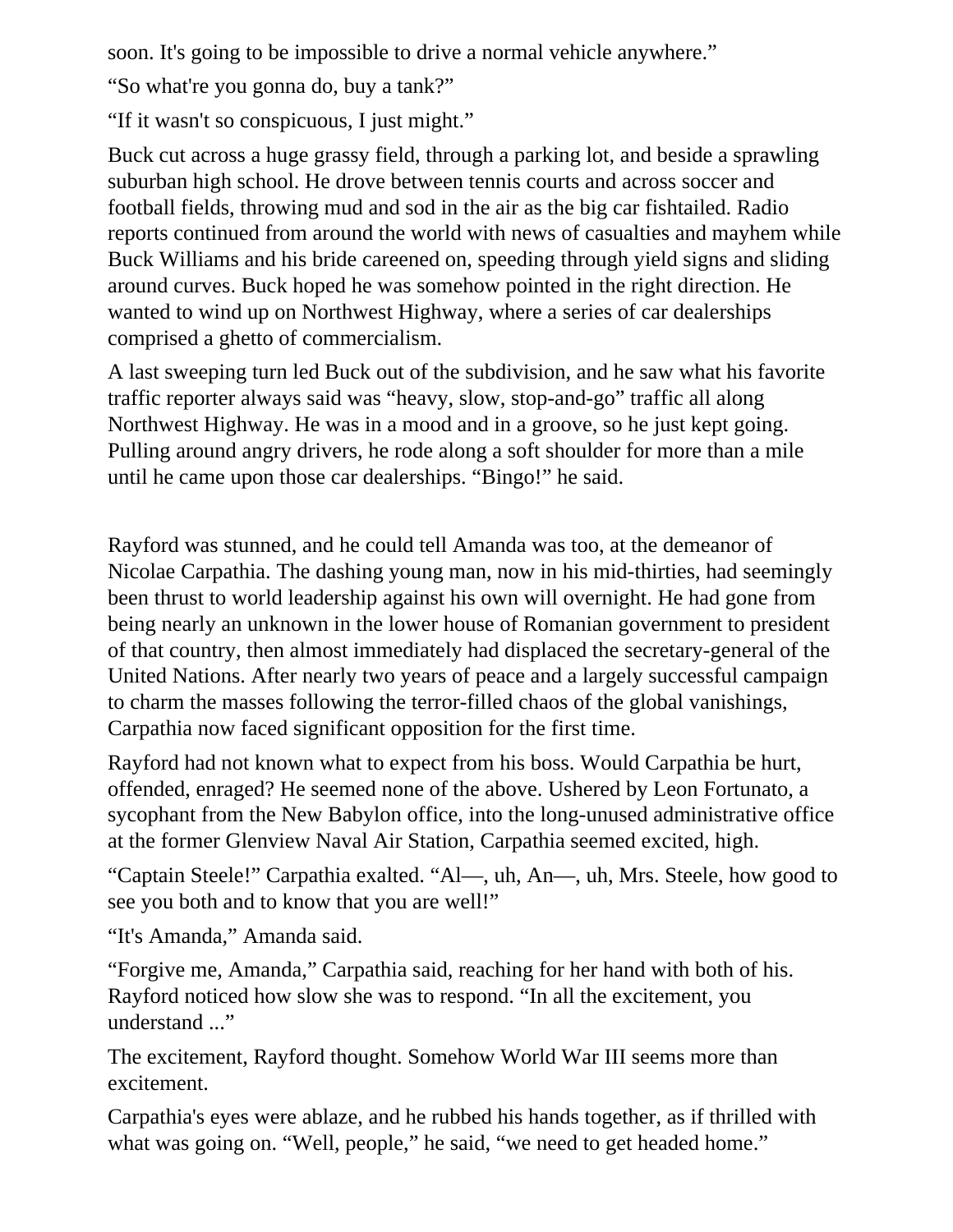soon. It's going to be impossible to drive a normal vehicle anywhere."

"So what're you gonna do, buy a tank?"

"If it wasn't so conspicuous, I just might."

Buck cut across a huge grassy field, through a parking lot, and beside a sprawling suburban high school. He drove between tennis courts and across soccer and football fields, throwing mud and sod in the air as the big car fishtailed. Radio reports continued from around the world with news of casualties and mayhem while Buck Williams and his bride careened on, speeding through yield signs and sliding around curves. Buck hoped he was somehow pointed in the right direction. He wanted to wind up on Northwest Highway, where a series of car dealerships comprised a ghetto of commercialism.

A last sweeping turn led Buck out of the subdivision, and he saw what his favorite traffic reporter always said was "heavy, slow, stop-and-go" traffic all along Northwest Highway. He was in a mood and in a groove, so he just kept going. Pulling around angry drivers, he rode along a soft shoulder for more than a mile until he came upon those car dealerships. "Bingo!" he said.

Rayford was stunned, and he could tell Amanda was too, at the demeanor of Nicolae Carpathia. The dashing young man, now in his mid-thirties, had seemingly been thrust to world leadership against his own will overnight. He had gone from being nearly an unknown in the lower house of Romanian government to president of that country, then almost immediately had displaced the secretary-general of the United Nations. After nearly two years of peace and a largely successful campaign to charm the masses following the terror-filled chaos of the global vanishings, Carpathia now faced significant opposition for the first time.

Rayford had not known what to expect from his boss. Would Carpathia be hurt, offended, enraged? He seemed none of the above. Ushered by Leon Fortunato, a sycophant from the New Babylon office, into the long-unused administrative office at the former Glenview Naval Air Station, Carpathia seemed excited, high.

"Captain Steele!" Carpathia exalted. "Al—, uh, An—, uh, Mrs. Steele, how good to see you both and to know that you are well!"

"It's Amanda," Amanda said.

"Forgive me, Amanda," Carpathia said, reaching for her hand with both of his. Rayford noticed how slow she was to respond. "In all the excitement, you understand ..."

The excitement, Rayford thought. Somehow World War III seems more than excitement.

Carpathia's eyes were ablaze, and he rubbed his hands together, as if thrilled with what was going on. "Well, people," he said, "we need to get headed home."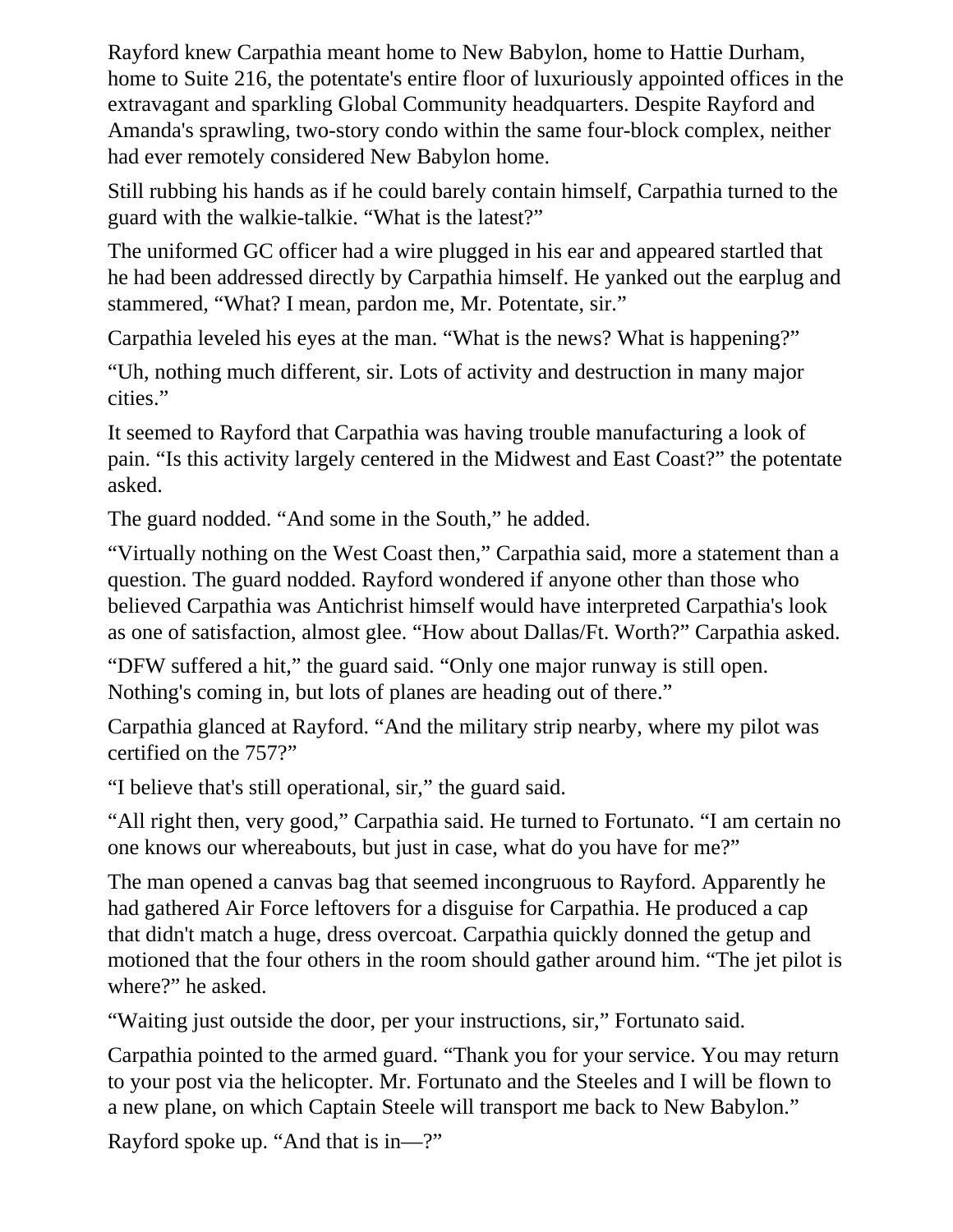Rayford knew Carpathia meant home to New Babylon, home to Hattie Durham, home to Suite 216, the potentate's entire floor of luxuriously appointed offices in the extravagant and sparkling Global Community headquarters. Despite Rayford and Amanda's sprawling, two-story condo within the same four-block complex, neither had ever remotely considered New Babylon home.

Still rubbing his hands as if he could barely contain himself, Carpathia turned to the guard with the walkie-talkie. “What is the latest?”

The uniformed GC officer had a wire plugged in his ear and appeared startled that he had been addressed directly by Carpathia himself. He yanked out the earplug and stammered, “What? I mean, pardon me, Mr. Potentate, sir.”

Carpathia leveled his eyes at the man. “What is the news? What is happening?”

“Uh, nothing much different, sir. Lots of activity and destruction in many major cities.”

It seemed to Rayford that Carpathia was having trouble manufacturing a look of pain. “Is this activity largely centered in the Midwest and East Coast?” the potentate asked.

The guard nodded. “And some in the South,” he added.

“Virtually nothing on the West Coast then,” Carpathia said, more a statement than a question. The guard nodded. Rayford wondered if anyone other than those who believed Carpathia was Antichrist himself would have interpreted Carpathia's look as one of satisfaction, almost glee. “How about Dallas/Ft. Worth?” Carpathia asked.

“DFW suffered a hit,” the guard said. “Only one major runway is still open. Nothing's coming in, but lots of planes are heading out of there.”

Carpathia glanced at Rayford. “And the military strip nearby, where my pilot was certified on the 757?”

“I believe that's still operational, sir,” the guard said.

“All right then, very good,” Carpathia said. He turned to Fortunato. “I am certain no one knows our whereabouts, but just in case, what do you have for me?”

The man opened a canvas bag that seemed incongruous to Rayford. Apparently he had gathered Air Force leftovers for a disguise for Carpathia. He produced a cap that didn't match a huge, dress overcoat. Carpathia quickly donned the getup and motioned that the four others in the room should gather around him. “The jet pilot is where?” he asked.

“Waiting just outside the door, per your instructions, sir,” Fortunato said.

Carpathia pointed to the armed guard. “Thank you for your service. You may return to your post via the helicopter. Mr. Fortunato and the Steeles and I will be flown to a new plane, on which Captain Steele will transport me back to New Babylon.”

Rayford spoke up. “And that is in—?”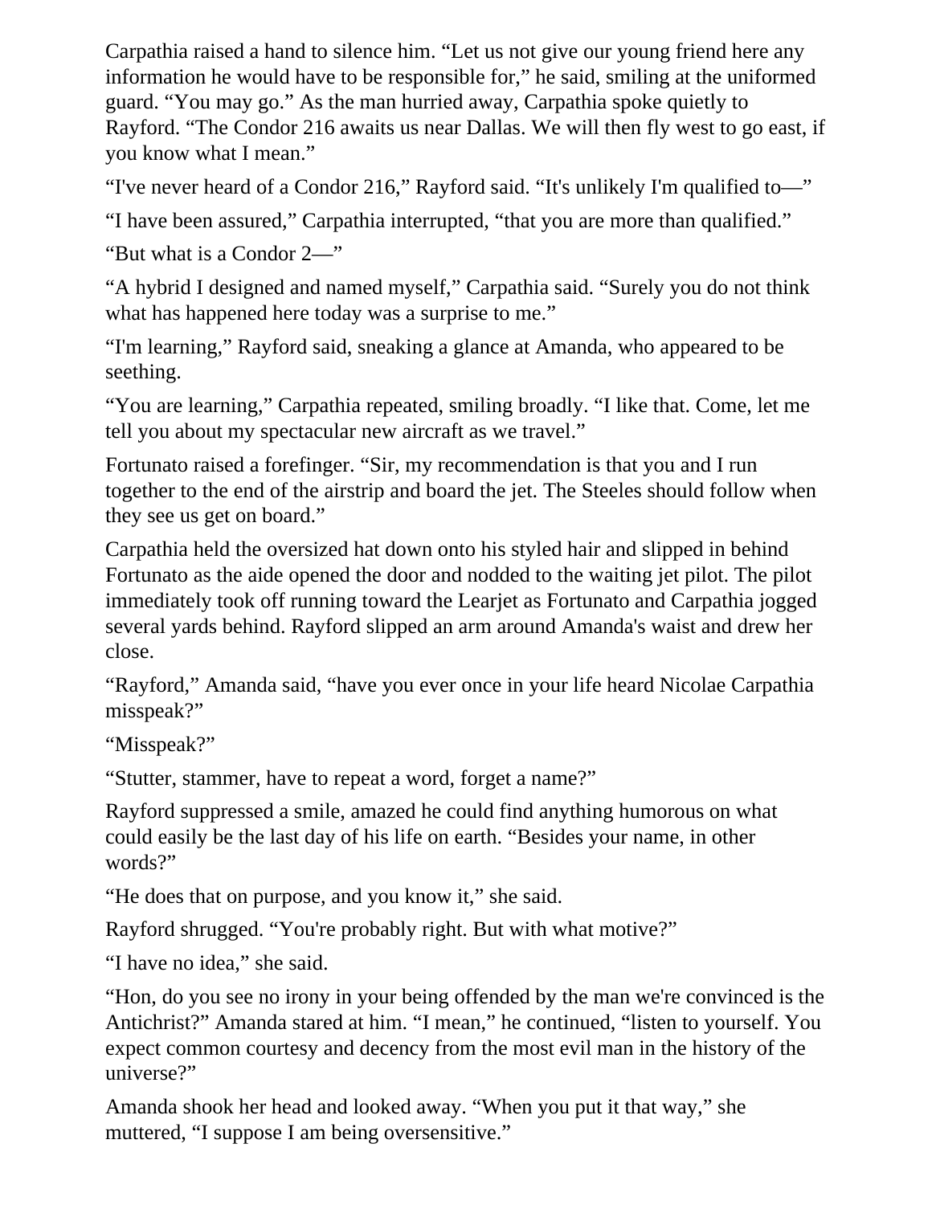Carpathia raised a hand to silence him. “Let us not give our young friend here any information he would have to be responsible for,” he said, smiling at the uniformed guard. “You may go.” As the man hurried away, Carpathia spoke quietly to Rayford. “The Condor 216 awaits us near Dallas. We will then fly west to go east, if you know what I mean.”

“I've never heard of a Condor 216,” Rayford said. “It's unlikely I'm qualified to—”

“I have been assured,” Carpathia interrupted, “that you are more than qualified.”

“But what is a Condor 2—”

“A hybrid I designed and named myself,” Carpathia said. “Surely you do not think what has happened here today was a surprise to me.”

“I'm learning,” Rayford said, sneaking a glance at Amanda, who appeared to be seething.

“You are learning,” Carpathia repeated, smiling broadly. “I like that. Come, let me tell you about my spectacular new aircraft as we travel.”

Fortunato raised a forefinger. “Sir, my recommendation is that you and I run together to the end of the airstrip and board the jet. The Steeles should follow when they see us get on board.”

Carpathia held the oversized hat down onto his styled hair and slipped in behind Fortunato as the aide opened the door and nodded to the waiting jet pilot. The pilot immediately took off running toward the Learjet as Fortunato and Carpathia jogged several yards behind. Rayford slipped an arm around Amanda's waist and drew her close.

“Rayford,” Amanda said, “have you ever once in your life heard Nicolae Carpathia misspeak?”

“Misspeak?”

“Stutter, stammer, have to repeat a word, forget a name?”

Rayford suppressed a smile, amazed he could find anything humorous on what could easily be the last day of his life on earth. “Besides your name, in other words?”

“He does that on purpose, and you know it,” she said.

Rayford shrugged. “You're probably right. But with what motive?”

“I have no idea,” she said.

“Hon, do you see no irony in your being offended by the man we're convinced is the Antichrist?” Amanda stared at him. “I mean,” he continued, “listen to yourself. You expect common courtesy and decency from the most evil man in the history of the universe?”

Amanda shook her head and looked away. “When you put it that way,” she muttered, “I suppose I am being oversensitive.”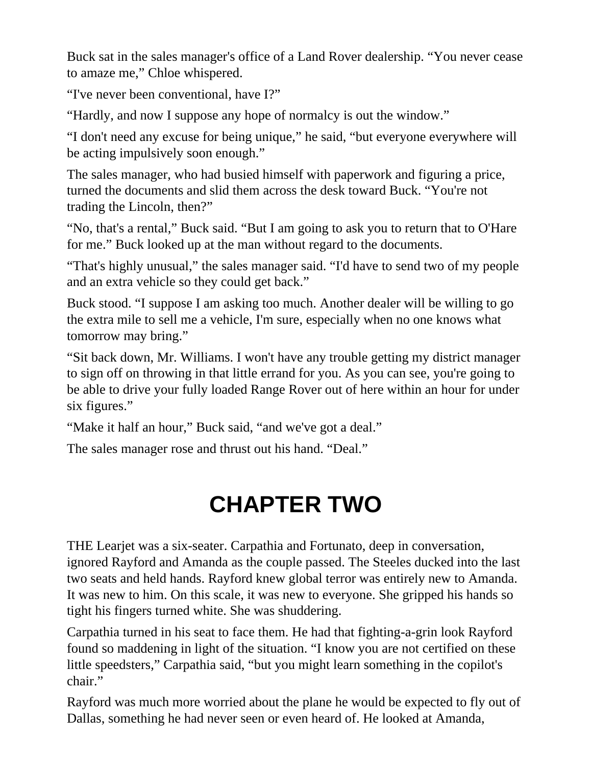Buck sat in the sales manager's office of a Land Rover dealership. “You never cease to amaze me,” Chloe whispered.

“I've never been conventional, have I?”

“Hardly, and now I suppose any hope of normalcy is out the window.”

“I don't need any excuse for being unique,” he said, “but everyone everywhere will be acting impulsively soon enough.”

The sales manager, who had busied himself with paperwork and figuring a price, turned the documents and slid them across the desk toward Buck. “You're not trading the Lincoln, then?”

“No, that's a rental,” Buck said. “But I am going to ask you to return that to O'Hare for me.” Buck looked up at the man without regard to the documents.

“That's highly unusual,” the sales manager said. “I'd have to send two of my people and an extra vehicle so they could get back.”

Buck stood. “I suppose I am asking too much. Another dealer will be willing to go the extra mile to sell me a vehicle, I'm sure, especially when no one knows what tomorrow may bring.”

“Sit back down, Mr. Williams. I won't have any trouble getting my district manager to sign off on throwing in that little errand for you. As you can see, you're going to be able to drive your fully loaded Range Rover out of here within an hour for under six figures.”

“Make it half an hour,” Buck said, “and we've got a deal.”

The sales manager rose and thrust out his hand. “Deal.”

# CHAPTER TWO

THE Learjet was a six-seater. Carpathia and Fortunato, deep in conversation, ignored Rayford and Amanda as the couple passed. The Steeles ducked into the last two seats and held hands. Rayford knew global terror was entirely new to Amanda. It was new to him. On this scale, it was new to everyone. She gripped his hands so tight his fingers turned white. She was shuddering.

Carpathia turned in his seat to face them. He had that fighting-a-grin look Rayford found so maddening in light of the situation. “I know you are not certified on these little speedsters,” Carpathia said, “but you might learn something in the copilot's chair.”

Rayford was much more worried about the plane he would be expected to fly out of Dallas, something he had never seen or even heard of. He looked at Amanda,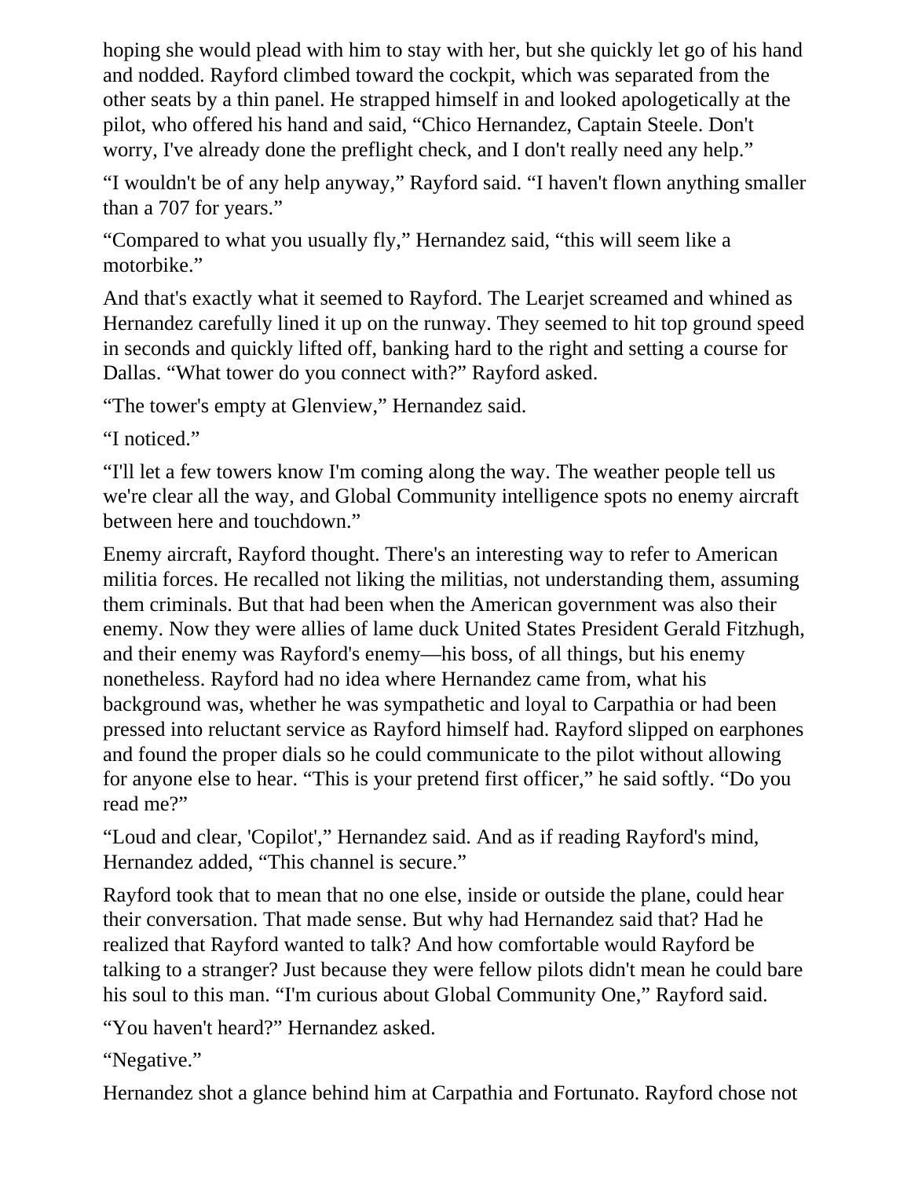hoping she would plead with him to stay with her, but she quickly let go of his hand and nodded. Rayford climbed toward the cockpit, which was separated from the other seats by a thin panel. He strapped himself in and looked apologetically at the pilot, who offered his hand and said, “Chico Hernandez, Captain Steele. Don't worry, I've already done the preflight check, and I don't really need any help.”

“I wouldn't be of any help anyway,” Rayford said. “I haven't flown anything smaller than a 707 for years.”

“Compared to what you usually fly,” Hernandez said, “this will seem like a motorbike.”

And that's exactly what it seemed to Rayford. The Learjet screamed and whined as Hernandez carefully lined it up on the runway. They seemed to hit top ground speed in seconds and quickly lifted off, banking hard to the right and setting a course for Dallas. “What tower do you connect with?” Rayford asked.

“The tower's empty at Glenview,” Hernandez said.

“I noticed.”

“I'll let a few towers know I'm coming along the way. The weather people tell us we're clear all the way, and Global Community intelligence spots no enemy aircraft between here and touchdown.”

Enemy aircraft, Rayford thought. There's an interesting way to refer to American militia forces. He recalled not liking the militias, not understanding them, assuming them criminals. But that had been when the American government was also their enemy. Now they were allies of lame duck United States President Gerald Fitzhugh, and their enemy was Rayford's enemy—his boss, of all things, but his enemy nonetheless. Rayford had no idea where Hernandez came from, what his background was, whether he was sympathetic and loyal to Carpathia or had been pressed into reluctant service as Rayford himself had. Rayford slipped on earphones and found the proper dials so he could communicate to the pilot without allowing for anyone else to hear. “This is your pretend first officer,” he said softly. “Do you read me?”

“Loud and clear, 'Copilot',” Hernandez said. And as if reading Rayford's mind, Hernandez added, “This channel is secure.”

Rayford took that to mean that no one else, inside or outside the plane, could hear their conversation. That made sense. But why had Hernandez said that? Had he realized that Rayford wanted to talk? And how comfortable would Rayford be talking to a stranger? Just because they were fellow pilots didn't mean he could bare his soul to this man. “I'm curious about Global Community One,” Rayford said.

“You haven't heard?” Hernandez asked.

“Negative.”

Hernandez shot a glance behind him at Carpathia and Fortunato. Rayford chose not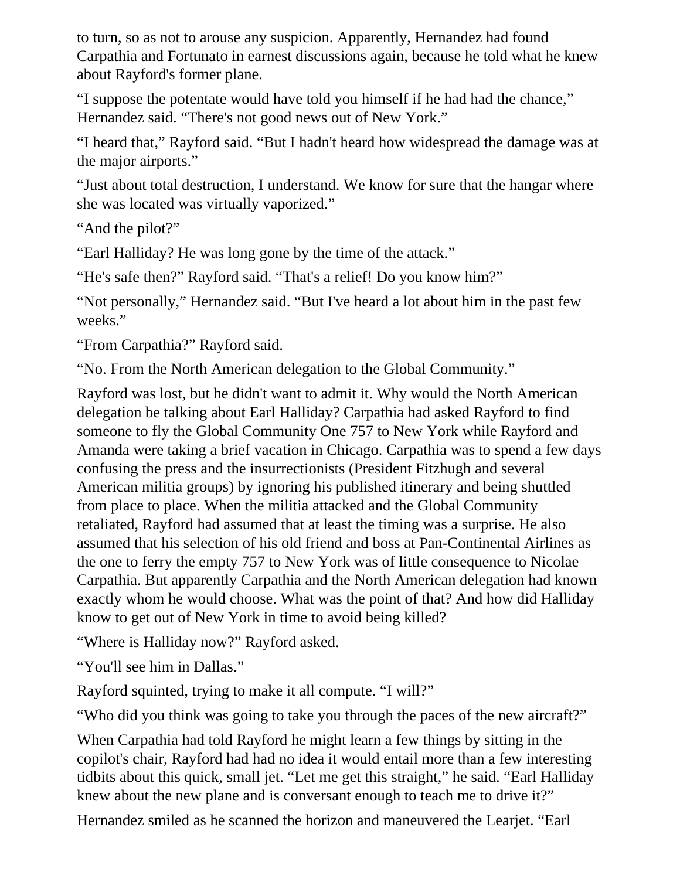to turn, so as not to arouse any suspicion. Apparently, Hernandez had found Carpathia and Fortunato in earnest discussions again, because he told what he knew about Rayford's former plane.

"I suppose the potentate would have told you himself if he had had the chance," Hernandez said. "There's not good news out of New York."

"I heard that," Rayford said. "But I hadn't heard how widespread the damage was at the major airports."

"Just about total destruction, I understand. We know for sure that the hangar where she was located was virtually vaporized."

"And the pilot?"

"Earl Halliday? He was long gone by the time of the attack."

"He's safe then?" Rayford said. "That's a relief! Do you know him?"

"Not personally," Hernandez said. "But I've heard a lot about him in the past few weeks."

"From Carpathia?" Rayford said.

"No. From the North American delegation to the Global Community."

Rayford was lost, but he didn't want to admit it. Why would the North American delegation be talking about Earl Halliday? Carpathia had asked Rayford to find someone to fly the Global Community One 757 to New York while Rayford and Amanda were taking a brief vacation in Chicago. Carpathia was to spend a few days confusing the press and the insurrectionists (President Fitzhugh and several American militia groups) by ignoring his published itinerary and being shuttled from place to place. When the militia attacked and the Global Community retaliated, Rayford had assumed that at least the timing was a surprise. He also assumed that his selection of his old friend and boss at Pan-Continental Airlines as the one to ferry the empty 757 to New York was of little consequence to Nicolae Carpathia. But apparently Carpathia and the North American delegation had known exactly whom he would choose. What was the point of that? And how did Halliday know to get out of New York in time to avoid being killed?

"Where is Halliday now?" Rayford asked.

"You'll see him in Dallas."

Rayford squinted, trying to make it all compute. "I will?"

"Who did you think was going to take you through the paces of the new aircraft?"

When Carpathia had told Rayford he might learn a few things by sitting in the copilot's chair, Rayford had had no idea it would entail more than a few interesting tidbits about this quick, small jet. "Let me get this straight," he said. "Earl Halliday knew about the new plane and is conversant enough to teach me to drive it?"

Hernandez smiled as he scanned the horizon and maneuvered the Learjet. "Earl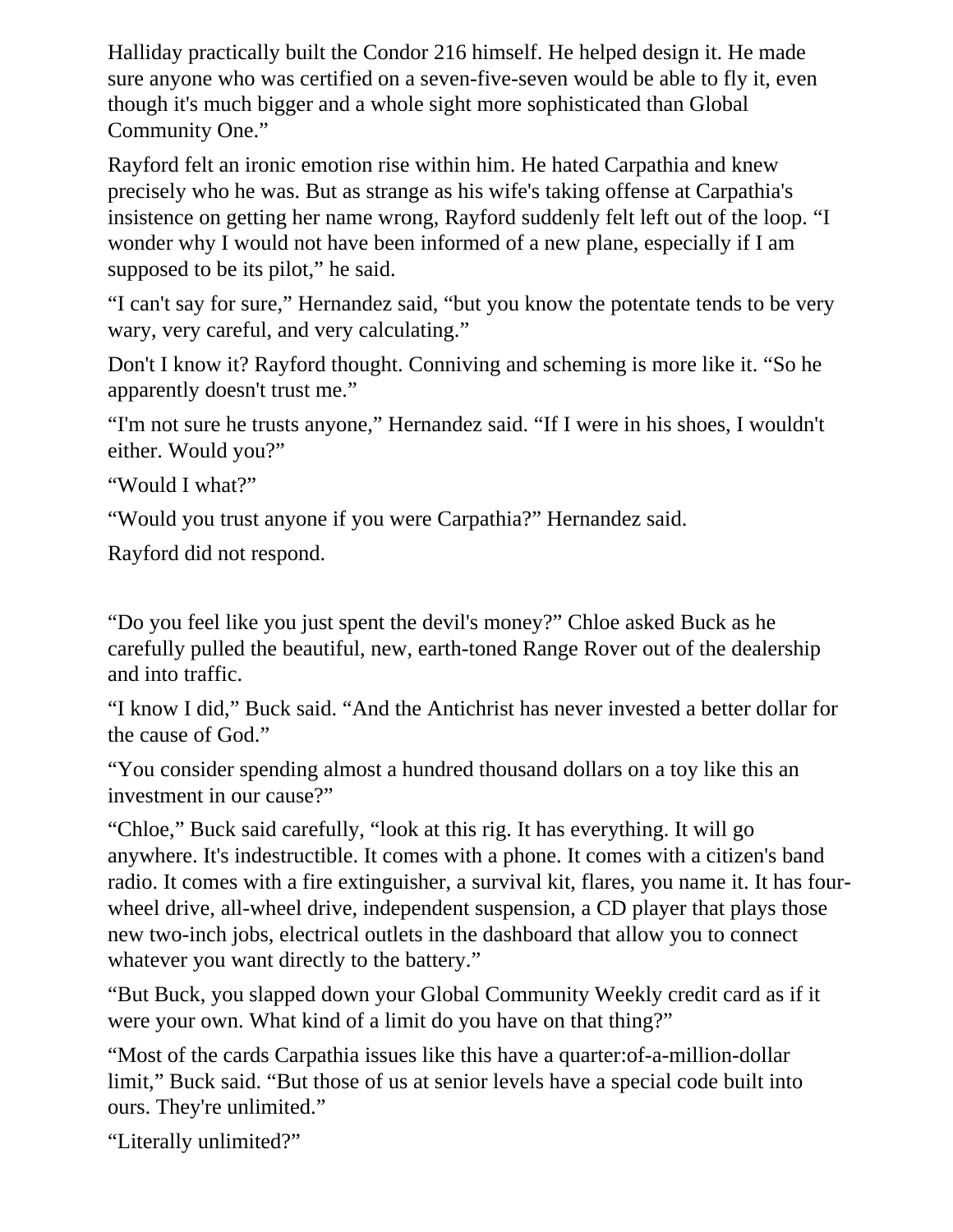Halliday practically built the Condor 216 himself. He helped design it. He made sure anyone who was certified on a seven-five-seven would be able to fly it, even though it's much bigger and a whole sight more sophisticated than Global Community One."

Rayford felt an ironic emotion rise within him. He hated Carpathia and knew precisely who he was. But as strange as his wife's taking offense at Carpathia's insistence on getting her name wrong, Rayford suddenly felt left out of the loop. "I wonder why I would not have been informed of a new plane, especially if I am supposed to be its pilot," he said.

"I can't say for sure," Hernandez said, "but you know the potentate tends to be very wary, very careful, and very calculating."

Don't I know it? Rayford thought. Conniving and scheming is more like it. "So he apparently doesn't trust me."

"I'm not sure he trusts anyone," Hernandez said. "If I were in his shoes, I wouldn't either. Would you?"

"Would I what?"

"Would you trust anyone if you were Carpathia?" Hernandez said.

Rayford did not respond.

"Do you feel like you just spent the devil's money?" Chloe asked Buck as he carefully pulled the beautiful, new, earth-toned Range Rover out of the dealership and into traffic.

"I know I did," Buck said. "And the Antichrist has never invested a better dollar for the cause of God."

"You consider spending almost a hundred thousand dollars on a toy like this an investment in our cause?"

"Chloe," Buck said carefully, "look at this rig. It has everything. It will go anywhere. It's indestructible. It comes with a phone. It comes with a citizen's band radio. It comes with a fire extinguisher, a survival kit, flares, you name it. It has four-wheel drive, all-wheel drive, independent suspension, a CD player that plays those new two-inch jobs, electrical outlets in the dashboard that allow you to connect whatever you want directly to the battery."

"But Buck, you slapped down your Global Community Weekly credit card as if it were your own. What kind of a limit do you have on that thing?"

"Most of the cards Carpathia issues like this have a quarter:of-a-million-dollar limit," Buck said. "But those of us at senior levels have a special code built into ours. They're unlimited."

"Literally unlimited?"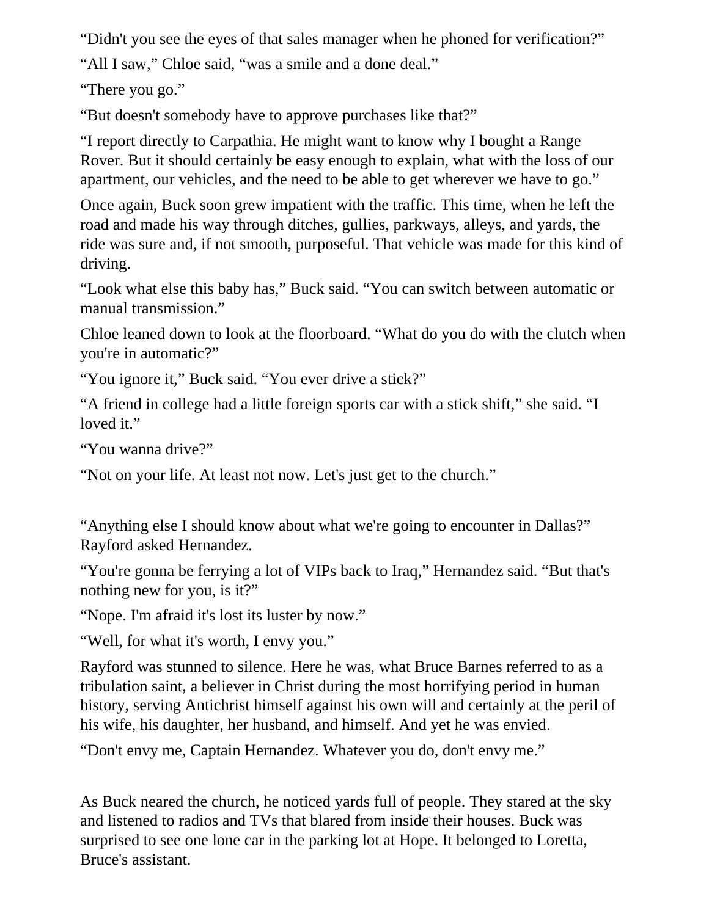"Didn't you see the eyes of that sales manager when he phoned for verification?"

"All I saw," Chloe said, "was a smile and a done deal."

"There you go."

"But doesn't somebody have to approve purchases like that?"

"I report directly to Carpathia. He might want to know why I bought a Range Rover. But it should certainly be easy enough to explain, what with the loss of our apartment, our vehicles, and the need to be able to get wherever we have to go."

Once again, Buck soon grew impatient with the traffic. This time, when he left the road and made his way through ditches, gullies, parkways, alleys, and yards, the ride was sure and, if not smooth, purposeful. That vehicle was made for this kind of driving.

"Look what else this baby has," Buck said. "You can switch between automatic or manual transmission."

Chloe leaned down to look at the floorboard. "What do you do with the clutch when you're in automatic?"

"You ignore it," Buck said. "You ever drive a stick?"

"A friend in college had a little foreign sports car with a stick shift," she said. "I loved it."

"You wanna drive?"

"Not on your life. At least not now. Let's just get to the church."

"Anything else I should know about what we're going to encounter in Dallas?" Rayford asked Hernandez.

"You're gonna be ferrying a lot of VIPs back to Iraq," Hernandez said. "But that's nothing new for you, is it?"

"Nope. I'm afraid it's lost its luster by now."

"Well, for what it's worth, I envy you."

Rayford was stunned to silence. Here he was, what Bruce Barnes referred to as a tribulation saint, a believer in Christ during the most horrifying period in human history, serving Antichrist himself against his own will and certainly at the peril of his wife, his daughter, her husband, and himself. And yet he was envied.

"Don't envy me, Captain Hernandez. Whatever you do, don't envy me."

As Buck neared the church, he noticed yards full of people. They stared at the sky and listened to radios and TVs that blared from inside their houses. Buck was surprised to see one lone car in the parking lot at Hope. It belonged to Loretta, Bruce's assistant.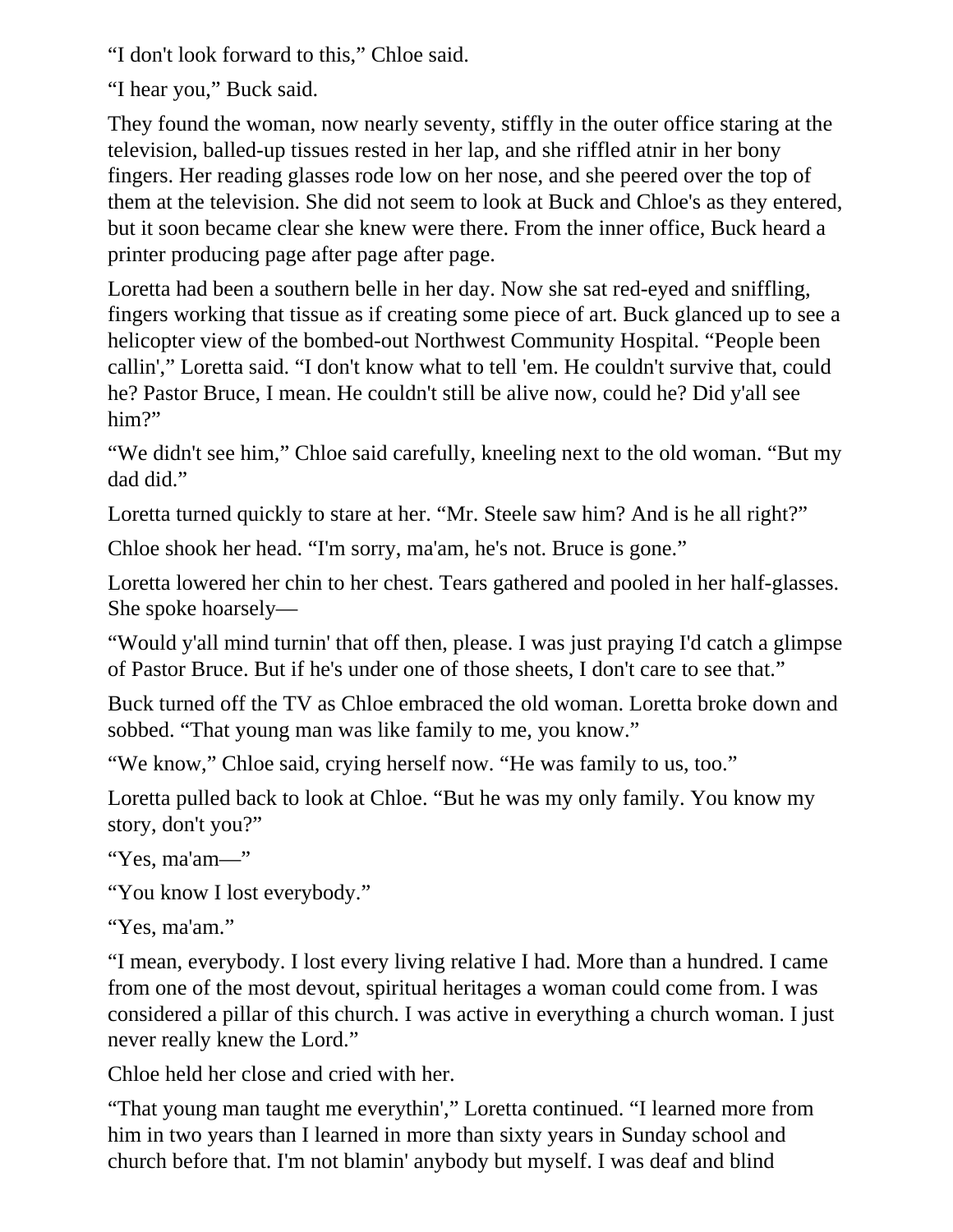“I don't look forward to this,” Chloe said.

“I hear you,” Buck said.

They found the woman, now nearly seventy, stiffly in the outer office staring at the television, balled-up tissues rested in her lap, and she riffled atnir in her bony fingers. Her reading glasses rode low on her nose, and she peered over the top of them at the television. She did not seem to look at Buck and Chloe's as they entered, but it soon became clear she knew were there. From the inner office, Buck heard a printer producing page after page after page.

Loretta had been a southern belle in her day. Now she sat red-eyed and sniffling, fingers working that tissue as if creating some piece of art. Buck glanced up to see a helicopter view of the bombed-out Northwest Community Hospital. “People been callin',” Loretta said. “I don't know what to tell 'em. He couldn't survive that, could he? Pastor Bruce, I mean. He couldn't still be alive now, could he? Did y'all see him?”

“We didn't see him,” Chloe said carefully, kneeling next to the old woman. “But my dad did.”

Loretta turned quickly to stare at her. “Mr. Steele saw him? And is he all right?”

Chloe shook her head. “I'm sorry, ma'am, he's not. Bruce is gone.”

Loretta lowered her chin to her chest. Tears gathered and pooled in her half-glasses. She spoke hoarsely—

“Would y'all mind turnin' that off then, please. I was just praying I'd catch a glimpse of Pastor Bruce. But if he's under one of those sheets, I don't care to see that.”

Buck turned off the TV as Chloe embraced the old woman. Loretta broke down and sobbed. “That young man was like family to me, you know.”

“We know,” Chloe said, crying herself now. “He was family to us, too.”

Loretta pulled back to look at Chloe. “But he was my only family. You know my story, don't you?”

“Yes, ma'am—”

“You know I lost everybody.”

“Yes, ma'am.”

“I mean, everybody. I lost every living relative I had. More than a hundred. I came from one of the most devout, spiritual heritages a woman could come from. I was considered a pillar of this church. I was active in everything a church woman. I just never really knew the Lord.”

Chloe held her close and cried with her.

“That young man taught me everythin',” Loretta continued. “I learned more from him in two years than I learned in more than sixty years in Sunday school and church before that. I'm not blamin' anybody but myself. I was deaf and blind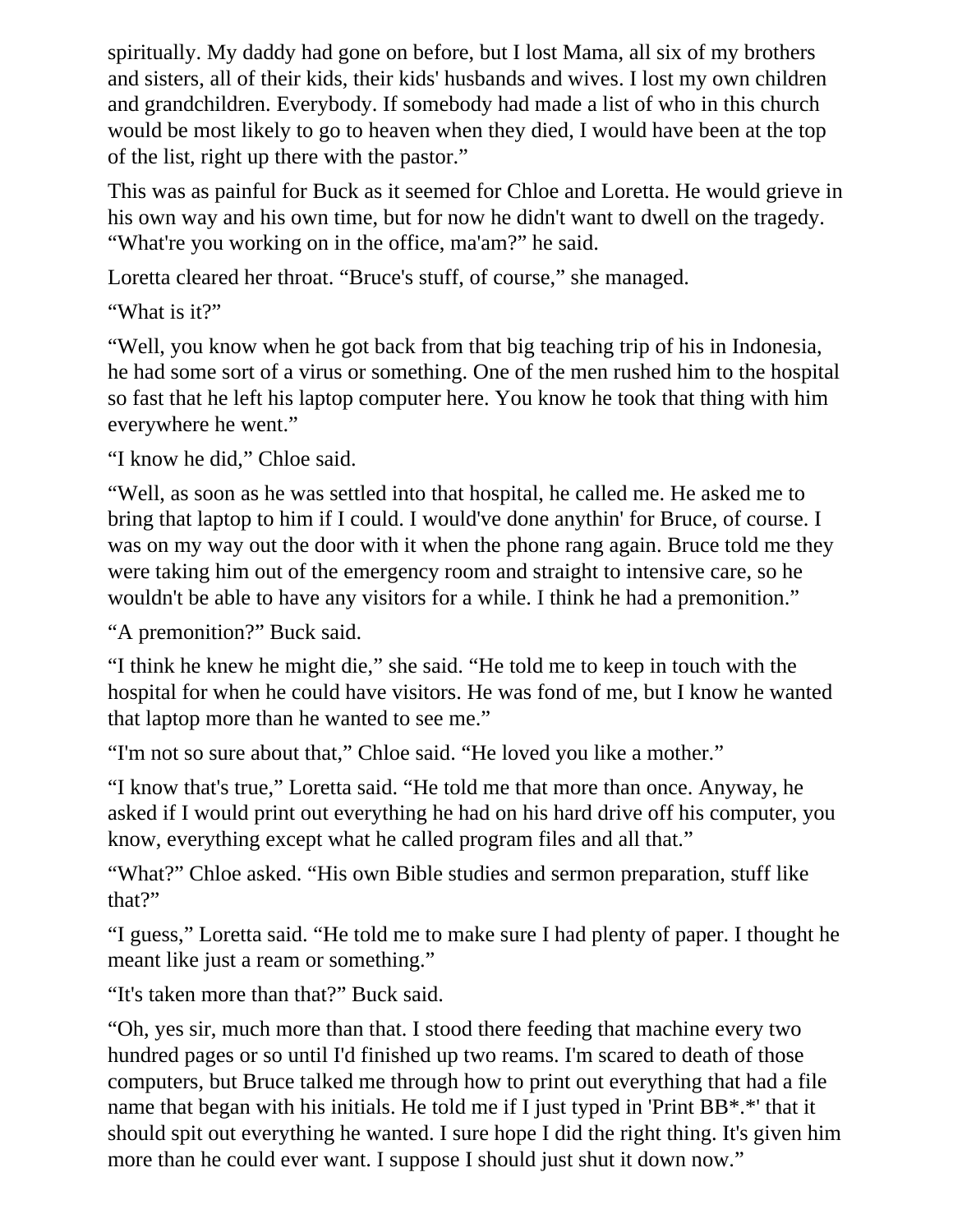spiritually. My daddy had gone on before, but I lost Mama, all six of my brothers and sisters, all of their kids, their kids' husbands and wives. I lost my own children and grandchildren. Everybody. If somebody had made a list of who in this church would be most likely to go to heaven when they died, I would have been at the top of the list, right up there with the pastor."

This was as painful for Buck as it seemed for Chloe and Loretta. He would grieve in his own way and his own time, but for now he didn't want to dwell on the tragedy. "What're you working on in the office, ma'am?" he said.

Loretta cleared her throat. "Bruce's stuff, of course," she managed.

"What is it?"

"Well, you know when he got back from that big teaching trip of his in Indonesia, he had some sort of a virus or something. One of the men rushed him to the hospital so fast that he left his laptop computer here. You know he took that thing with him everywhere he went."

"I know he did," Chloe said.

"Well, as soon as he was settled into that hospital, he called me. He asked me to bring that laptop to him if I could. I would've done anythin' for Bruce, of course. I was on my way out the door with it when the phone rang again. Bruce told me they were taking him out of the emergency room and straight to intensive care, so he wouldn't be able to have any visitors for a while. I think he had a premonition."

"A premonition?" Buck said.

"I think he knew he might die," she said. "He told me to keep in touch with the hospital for when he could have visitors. He was fond of me, but I know he wanted that laptop more than he wanted to see me."

"I'm not so sure about that," Chloe said. "He loved you like a mother."

"I know that's true," Loretta said. "He told me that more than once. Anyway, he asked if I would print out everything he had on his hard drive off his computer, you know, everything except what he called program files and all that."

"What?" Chloe asked. "His own Bible studies and sermon preparation, stuff like that?"

"I guess," Loretta said. "He told me to make sure I had plenty of paper. I thought he meant like just a ream or something."

"It's taken more than that?" Buck said.

"Oh, yes sir, much more than that. I stood there feeding that machine every two hundred pages or so until I'd finished up two reams. I'm scared to death of those computers, but Bruce talked me through how to print out everything that had a file name that began with his initials. He told me if I just typed in 'Print BB*.*' that it should spit out everything he wanted. I sure hope I did the right thing. It's given him more than he could ever want. I suppose I should just shut it down now."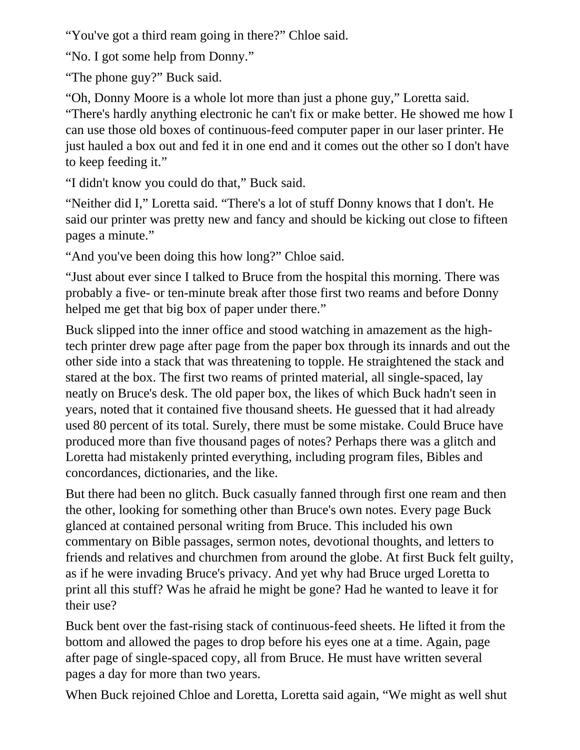“You've got a third ream going in there?” Chloe said.

“No. I got some help from Donny.”

“The phone guy?” Buck said.

“Oh, Donny Moore is a whole lot more than just a phone guy,” Loretta said. “There's hardly anything electronic he can't fix or make better. He showed me how I can use those old boxes of continuous-feed computer paper in our laser printer. He just hauled a box out and fed it in one end and it comes out the other so I don't have to keep feeding it.”

“I didn't know you could do that,” Buck said.

“Neither did I,” Loretta said. “There's a lot of stuff Donny knows that I don't. He said our printer was pretty new and fancy and should be kicking out close to fifteen pages a minute.”

“And you've been doing this how long?” Chloe said.

“Just about ever since I talked to Bruce from the hospital this morning. There was probably a five- or ten-minute break after those first two reams and before Donny helped me get that big box of paper under there.”

Buck slipped into the inner office and stood watching in amazement as the high-tech printer drew page after page from the paper box through its innards and out the other side into a stack that was threatening to topple. He straightened the stack and stared at the box. The first two reams of printed material, all single-spaced, lay neatly on Bruce's desk. The old paper box, the likes of which Buck hadn't seen in years, noted that it contained five thousand sheets. He guessed that it had already used 80 percent of its total. Surely, there must be some mistake. Could Bruce have produced more than five thousand pages of notes? Perhaps there was a glitch and Loretta had mistakenly printed everything, including program files, Bibles and concordances, dictionaries, and the like.

But there had been no glitch. Buck casually fanned through first one ream and then the other, looking for something other than Bruce's own notes. Every page Buck glanced at contained personal writing from Bruce. This included his own commentary on Bible passages, sermon notes, devotional thoughts, and letters to friends and relatives and churchmen from around the globe. At first Buck felt guilty, as if he were invading Bruce's privacy. And yet why had Bruce urged Loretta to print all this stuff? Was he afraid he might be gone? Had he wanted to leave it for their use?

Buck bent over the fast-rising stack of continuous-feed sheets. He lifted it from the bottom and allowed the pages to drop before his eyes one at a time. Again, page after page of single-spaced copy, all from Bruce. He must have written several pages a day for more than two years.

When Buck rejoined Chloe and Loretta, Loretta said again, “We might as well shut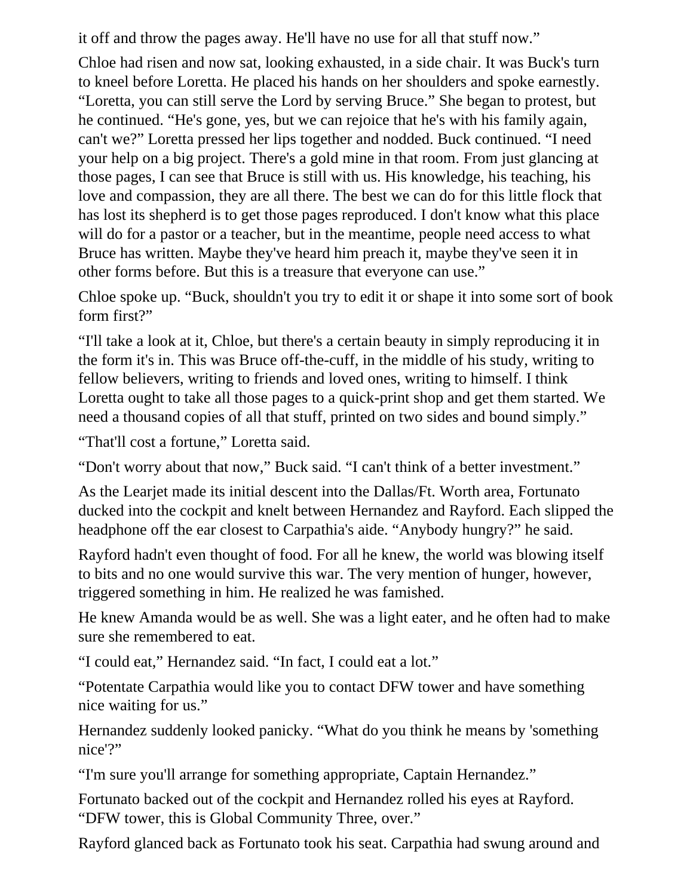it off and throw the pages away. He'll have no use for all that stuff now."

Chloe had risen and now sat, looking exhausted, in a side chair. It was Buck's turn to kneel before Loretta. He placed his hands on her shoulders and spoke earnestly. "Loretta, you can still serve the Lord by serving Bruce." She began to protest, but he continued. "He's gone, yes, but we can rejoice that he's with his family again, can't we?" Loretta pressed her lips together and nodded. Buck continued. "I need your help on a big project. There's a gold mine in that room. From just glancing at those pages, I can see that Bruce is still with us. His knowledge, his teaching, his love and compassion, they are all there. The best we can do for this little flock that has lost its shepherd is to get those pages reproduced. I don't know what this place will do for a pastor or a teacher, but in the meantime, people need access to what Bruce has written. Maybe they've heard him preach it, maybe they've seen it in other forms before. But this is a treasure that everyone can use."

Chloe spoke up. "Buck, shouldn't you try to edit it or shape it into some sort of book form first?"

"I'll take a look at it, Chloe, but there's a certain beauty in simply reproducing it in the form it's in. This was Bruce off-the-cuff, in the middle of his study, writing to fellow believers, writing to friends and loved ones, writing to himself. I think Loretta ought to take all those pages to a quick-print shop and get them started. We need a thousand copies of all that stuff, printed on two sides and bound simply."

"That'll cost a fortune," Loretta said.

"Don't worry about that now," Buck said. "I can't think of a better investment."

As the Learjet made its initial descent into the Dallas/Ft. Worth area, Fortunato ducked into the cockpit and knelt between Hernandez and Rayford. Each slipped the headphone off the ear closest to Carpathia's aide. "Anybody hungry?" he said.

Rayford hadn't even thought of food. For all he knew, the world was blowing itself to bits and no one would survive this war. The very mention of hunger, however, triggered something in him. He realized he was famished.

He knew Amanda would be as well. She was a light eater, and he often had to make sure she remembered to eat.

"I could eat," Hernandez said. "In fact, I could eat a lot."

"Potentate Carpathia would like you to contact DFW tower and have something nice waiting for us."

Hernandez suddenly looked panicky. "What do you think he means by 'something nice'?"

"I'm sure you'll arrange for something appropriate, Captain Hernandez."

Fortunato backed out of the cockpit and Hernandez rolled his eyes at Rayford. "DFW tower, this is Global Community Three, over."

Rayford glanced back as Fortunato took his seat. Carpathia had swung around and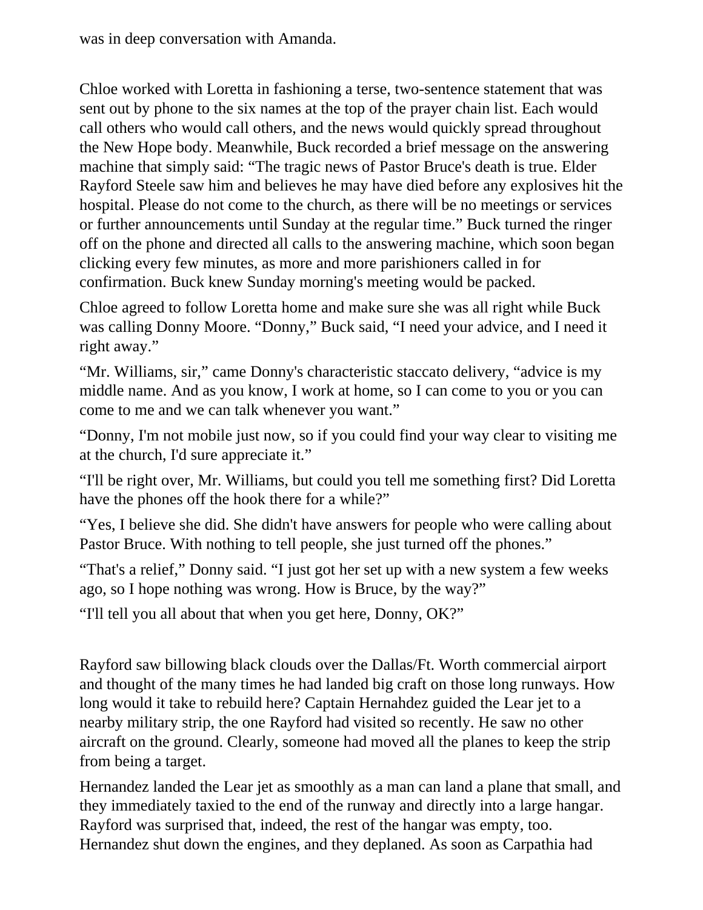was in deep conversation with Amanda.

Chloe worked with Loretta in fashioning a terse, two-sentence statement that was sent out by phone to the six names at the top of the prayer chain list. Each would call others who would call others, and the news would quickly spread throughout the New Hope body. Meanwhile, Buck recorded a brief message on the answering machine that simply said: “The tragic news of Pastor Bruce's death is true. Elder Rayford Steele saw him and believes he may have died before any explosives hit the hospital. Please do not come to the church, as there will be no meetings or services or further announcements until Sunday at the regular time.” Buck turned the ringer off on the phone and directed all calls to the answering machine, which soon began clicking every few minutes, as more and more parishioners called in for confirmation. Buck knew Sunday morning's meeting would be packed.

Chloe agreed to follow Loretta home and make sure she was all right while Buck was calling Donny Moore. “Donny,” Buck said, “I need your advice, and I need it right away.”

“Mr. Williams, sir,” came Donny's characteristic staccato delivery, “advice is my middle name. And as you know, I work at home, so I can come to you or you can come to me and we can talk whenever you want.”

“Donny, I'm not mobile just now, so if you could find your way clear to visiting me at the church, I'd sure appreciate it.”

“I'll be right over, Mr. Williams, but could you tell me something first? Did Loretta have the phones off the hook there for a while?”

“Yes, I believe she did. She didn't have answers for people who were calling about Pastor Bruce. With nothing to tell people, she just turned off the phones.”

“That's a relief,” Donny said. “I just got her set up with a new system a few weeks ago, so I hope nothing was wrong. How is Bruce, by the way?”

“I'll tell you all about that when you get here, Donny, OK?”

Rayford saw billowing black clouds over the Dallas/Ft. Worth commercial airport and thought of the many times he had landed big craft on those long runways. How long would it take to rebuild here? Captain Hernahdez guided the Lear jet to a nearby military strip, the one Rayford had visited so recently. He saw no other aircraft on the ground. Clearly, someone had moved all the planes to keep the strip from being a target.

Hernandez landed the Lear jet as smoothly as a man can land a plane that small, and they immediately taxied to the end of the runway and directly into a large hangar. Rayford was surprised that, indeed, the rest of the hangar was empty, too. Hernandez shut down the engines, and they deplaned. As soon as Carpathia had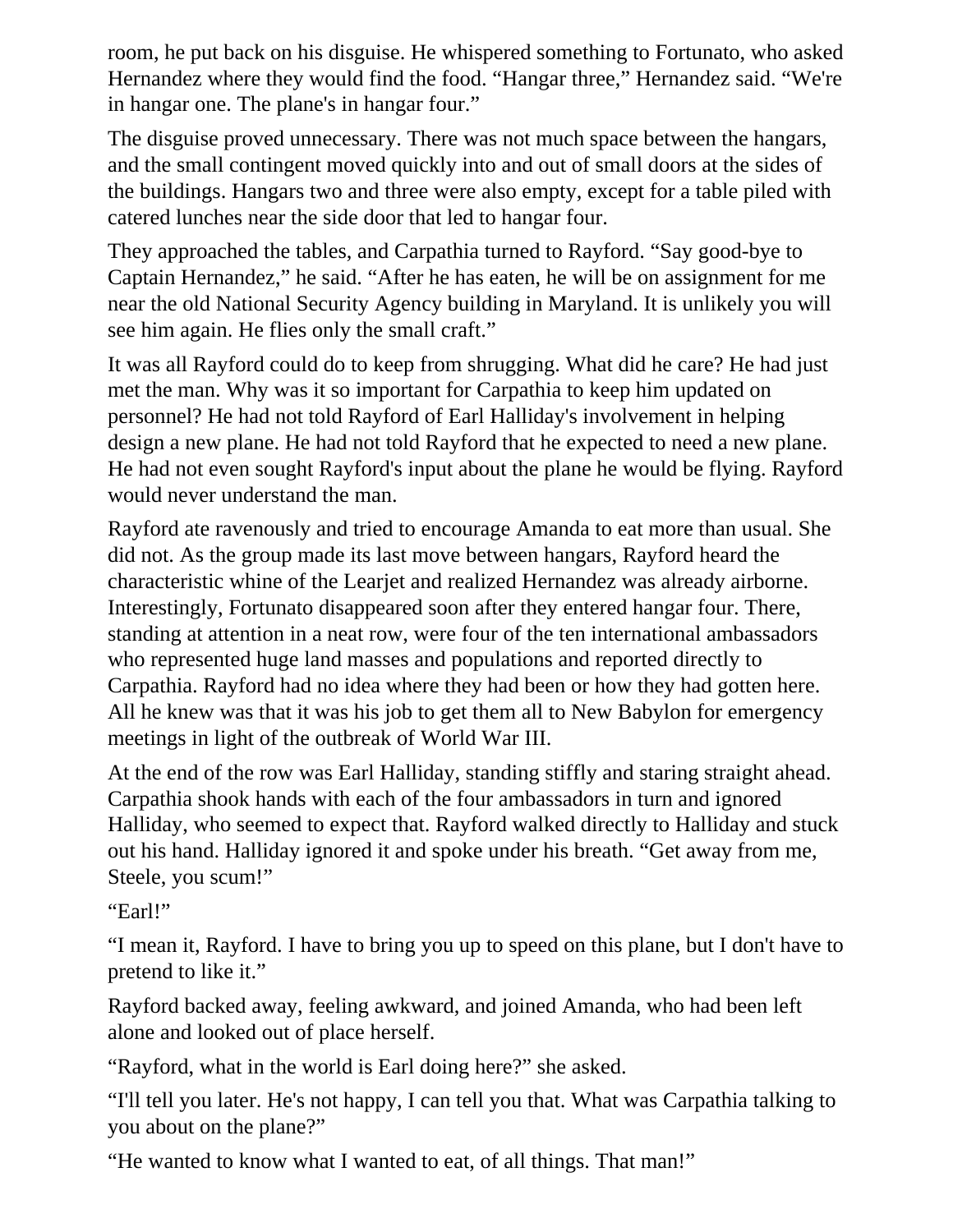room, he put back on his disguise. He whispered something to Fortunato, who asked Hernandez where they would find the food. “Hangar three,” Hernandez said. “We're in hangar one. The plane's in hangar four.”

The disguise proved unnecessary. There was not much space between the hangars, and the small contingent moved quickly into and out of small doors at the sides of the buildings. Hangars two and three were also empty, except for a table piled with catered lunches near the side door that led to hangar four.

They approached the tables, and Carpathia turned to Rayford. “Say good-bye to Captain Hernandez,” he said. “After he has eaten, he will be on assignment for me near the old National Security Agency building in Maryland. It is unlikely you will see him again. He flies only the small craft.”

It was all Rayford could do to keep from shrugging. What did he care? He had just met the man. Why was it so important for Carpathia to keep him updated on personnel? He had not told Rayford of Earl Halliday's involvement in helping design a new plane. He had not told Rayford that he expected to need a new plane. He had not even sought Rayford's input about the plane he would be flying. Rayford would never understand the man.

Rayford ate ravenously and tried to encourage Amanda to eat more than usual. She did not. As the group made its last move between hangars, Rayford heard the characteristic whine of the Learjet and realized Hernandez was already airborne. Interestingly, Fortunato disappeared soon after they entered hangar four. There, standing at attention in a neat row, were four of the ten international ambassadors who represented huge land masses and populations and reported directly to Carpathia. Rayford had no idea where they had been or how they had gotten here. All he knew was that it was his job to get them all to New Babylon for emergency meetings in light of the outbreak of World War III.

At the end of the row was Earl Halliday, standing stiffly and staring straight ahead. Carpathia shook hands with each of the four ambassadors in turn and ignored Halliday, who seemed to expect that. Rayford walked directly to Halliday and stuck out his hand. Halliday ignored it and spoke under his breath. “Get away from me, Steele, you scum!”

“Earl!”

“I mean it, Rayford. I have to bring you up to speed on this plane, but I don't have to pretend to like it.”

Rayford backed away, feeling awkward, and joined Amanda, who had been left alone and looked out of place herself.

“Rayford, what in the world is Earl doing here?” she asked.

“I'll tell you later. He's not happy, I can tell you that. What was Carpathia talking to you about on the plane?”

“He wanted to know what I wanted to eat, of all things. That man!”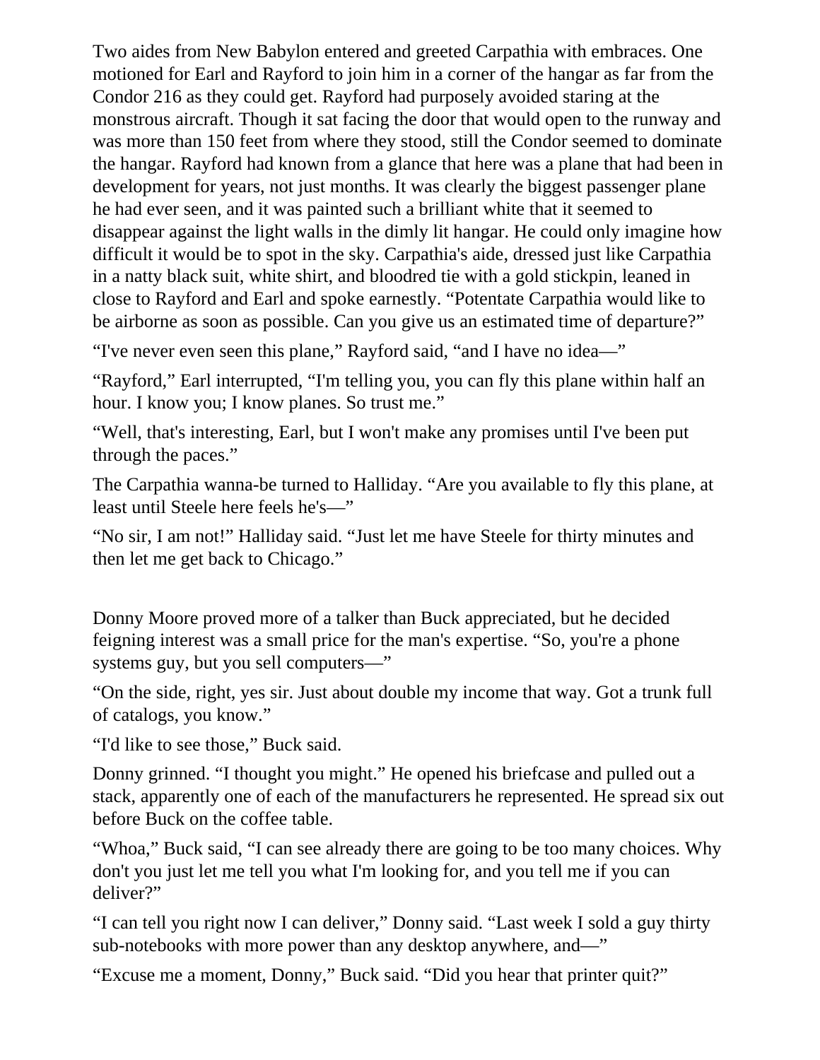Two aides from New Babylon entered and greeted Carpathia with embraces. One motioned for Earl and Rayford to join him in a corner of the hangar as far from the Condor 216 as they could get. Rayford had purposely avoided staring at the monstrous aircraft. Though it sat facing the door that would open to the runway and was more than 150 feet from where they stood, still the Condor seemed to dominate the hangar. Rayford had known from a glance that here was a plane that had been in development for years, not just months. It was clearly the biggest passenger plane he had ever seen, and it was painted such a brilliant white that it seemed to disappear against the light walls in the dimly lit hangar. He could only imagine how difficult it would be to spot in the sky. Carpathia's aide, dressed just like Carpathia in a natty black suit, white shirt, and bloodred tie with a gold stickpin, leaned in close to Rayford and Earl and spoke earnestly. “Potentate Carpathia would like to be airborne as soon as possible. Can you give us an estimated time of departure?”

“I've never even seen this plane,” Rayford said, “and I have no idea—”

“Rayford,” Earl interrupted, “I'm telling you, you can fly this plane within half an hour. I know you; I know planes. So trust me.”

“Well, that's interesting, Earl, but I won't make any promises until I've been put through the paces.”

The Carpathia wanna-be turned to Halliday. “Are you available to fly this plane, at least until Steele here feels he's—”

“No sir, I am not!” Halliday said. “Just let me have Steele for thirty minutes and then let me get back to Chicago.”

Donny Moore proved more of a talker than Buck appreciated, but he decided feigning interest was a small price for the man's expertise. “So, you're a phone systems guy, but you sell computers—”

“On the side, right, yes sir. Just about double my income that way. Got a trunk full of catalogs, you know.”

“I'd like to see those,” Buck said.

Donny grinned. “I thought you might.” He opened his briefcase and pulled out a stack, apparently one of each of the manufacturers he represented. He spread six out before Buck on the coffee table.

“Whoa,” Buck said, “I can see already there are going to be too many choices. Why don't you just let me tell you what I'm looking for, and you tell me if you can deliver?”

“I can tell you right now I can deliver,” Donny said. “Last week I sold a guy thirty sub-notebooks with more power than any desktop anywhere, and—”

“Excuse me a moment, Donny,” Buck said. “Did you hear that printer quit?”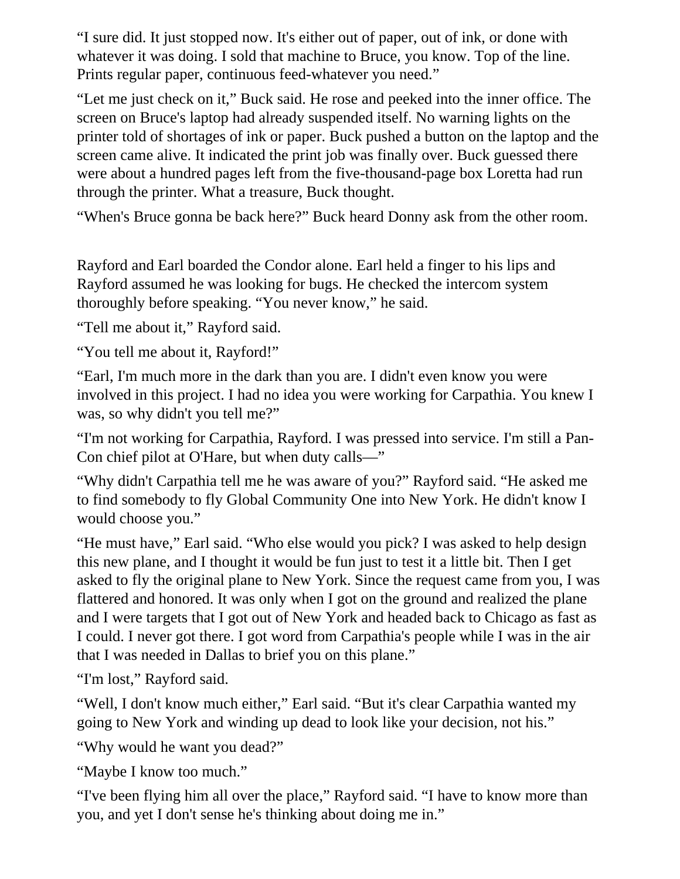"I sure did. It just stopped now. It's either out of paper, out of ink, or done with whatever it was doing. I sold that machine to Bruce, you know. Top of the line. Prints regular paper, continuous feed-whatever you need."

"Let me just check on it," Buck said. He rose and peeked into the inner office. The screen on Bruce's laptop had already suspended itself. No warning lights on the printer told of shortages of ink or paper. Buck pushed a button on the laptop and the screen came alive. It indicated the print job was finally over. Buck guessed there were about a hundred pages left from the five-thousand-page box Loretta had run through the printer. What a treasure, Buck thought.

"When's Bruce gonna be back here?" Buck heard Donny ask from the other room.

Rayford and Earl boarded the Condor alone. Earl held a finger to his lips and Rayford assumed he was looking for bugs. He checked the intercom system thoroughly before speaking. "You never know," he said.

"Tell me about it," Rayford said.

"You tell me about it, Rayford!"

"Earl, I'm much more in the dark than you are. I didn't even know you were involved in this project. I had no idea you were working for Carpathia. You knew I was, so why didn't you tell me?"

"I'm not working for Carpathia, Rayford. I was pressed into service. I'm still a Pan-Con chief pilot at O'Hare, but when duty calls—"

"Why didn't Carpathia tell me he was aware of you?" Rayford said. "He asked me to find somebody to fly Global Community One into New York. He didn't know I would choose you."

"He must have," Earl said. "Who else would you pick? I was asked to help design this new plane, and I thought it would be fun just to test it a little bit. Then I get asked to fly the original plane to New York. Since the request came from you, I was flattered and honored. It was only when I got on the ground and realized the plane and I were targets that I got out of New York and headed back to Chicago as fast as I could. I never got there. I got word from Carpathia's people while I was in the air that I was needed in Dallas to brief you on this plane."

"I'm lost," Rayford said.

"Well, I don't know much either," Earl said. "But it's clear Carpathia wanted my going to New York and winding up dead to look like your decision, not his."

"Why would he want you dead?"

"Maybe I know too much."

"I've been flying him all over the place," Rayford said. "I have to know more than you, and yet I don't sense he's thinking about doing me in."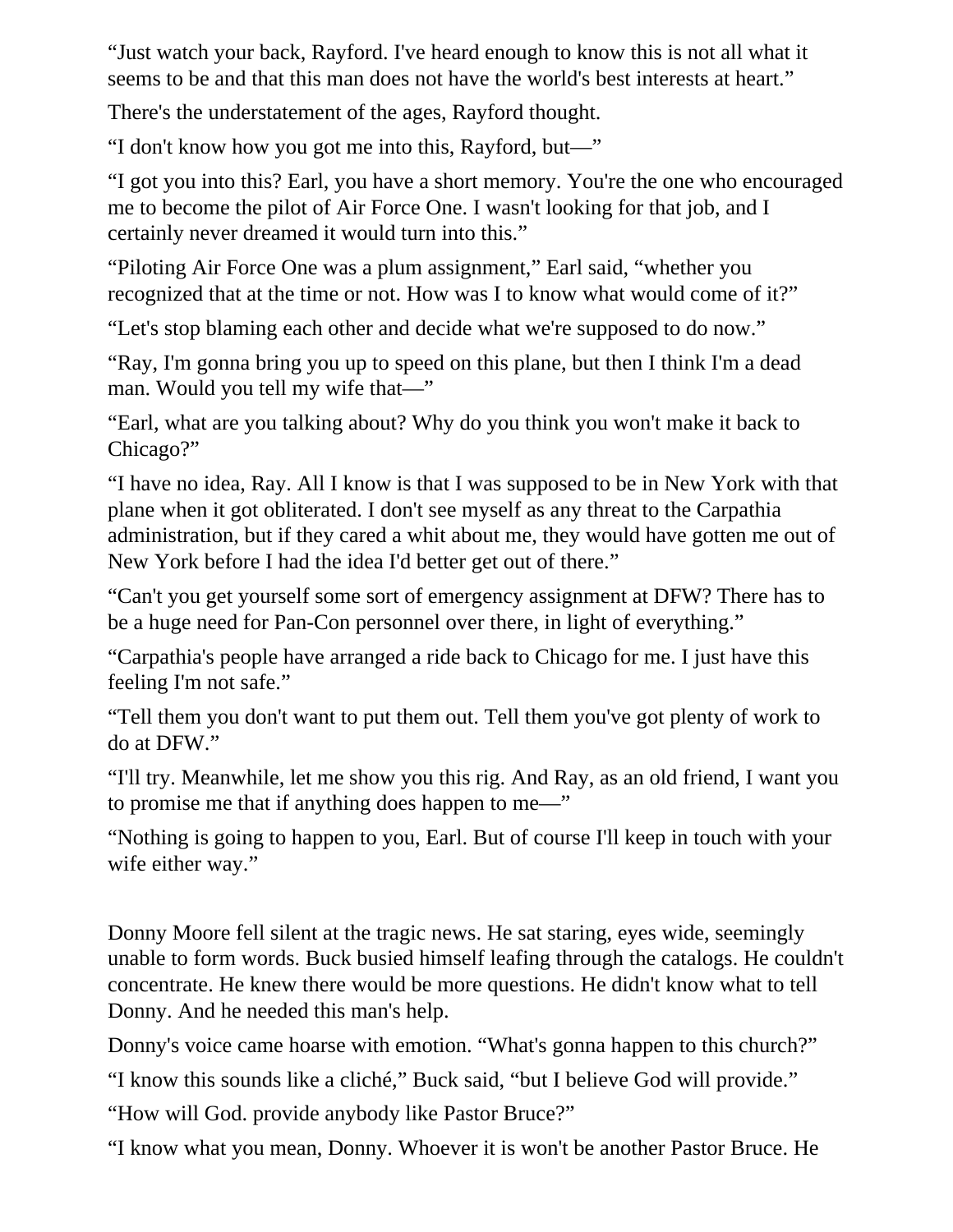"Just watch your back, Rayford. I've heard enough to know this is not all what it seems to be and that this man does not have the world's best interests at heart."

There's the understatement of the ages, Rayford thought.

"I don't know how you got me into this, Rayford, but—"

"I got you into this? Earl, you have a short memory. You're the one who encouraged me to become the pilot of Air Force One. I wasn't looking for that job, and I certainly never dreamed it would turn into this."

"Piloting Air Force One was a plum assignment," Earl said, "whether you recognized that at the time or not. How was I to know what would come of it?"

"Let's stop blaming each other and decide what we're supposed to do now."

"Ray, I'm gonna bring you up to speed on this plane, but then I think I'm a dead man. Would you tell my wife that—"

"Earl, what are you talking about? Why do you think you won't make it back to Chicago?"

"I have no idea, Ray. All I know is that I was supposed to be in New York with that plane when it got obliterated. I don't see myself as any threat to the Carpathia administration, but if they cared a whit about me, they would have gotten me out of New York before I had the idea I'd better get out of there."

"Can't you get yourself some sort of emergency assignment at DFW? There has to be a huge need for Pan-Con personnel over there, in light of everything."

"Carpathia's people have arranged a ride back to Chicago for me. I just have this feeling I'm not safe."

"Tell them you don't want to put them out. Tell them you've got plenty of work to do at DFW."

"I'll try. Meanwhile, let me show you this rig. And Ray, as an old friend, I want you to promise me that if anything does happen to me—"

"Nothing is going to happen to you, Earl. But of course I'll keep in touch with your wife either way."

Donny Moore fell silent at the tragic news. He sat staring, eyes wide, seemingly unable to form words. Buck busied himself leafing through the catalogs. He couldn't concentrate. He knew there would be more questions. He didn't know what to tell Donny. And he needed this man's help.

Donny's voice came hoarse with emotion. "What's gonna happen to this church?"

"I know this sounds like a cliché," Buck said, "but I believe God will provide."

"How will God. provide anybody like Pastor Bruce?"

"I know what you mean, Donny. Whoever it is won't be another Pastor Bruce. He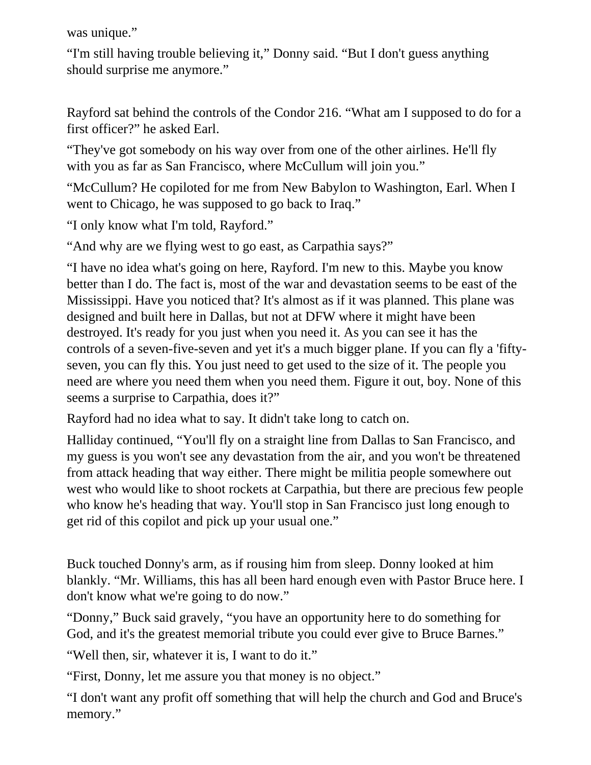was unique."

"I'm still having trouble believing it," Donny said. "But I don't guess anything should surprise me anymore."

Rayford sat behind the controls of the Condor 216. "What am I supposed to do for a first officer?" he asked Earl.

"They've got somebody on his way over from one of the other airlines. He'll fly with you as far as San Francisco, where McCullum will join you."

"McCullum? He copiloted for me from New Babylon to Washington, Earl. When I went to Chicago, he was supposed to go back to Iraq."

"I only know what I'm told, Rayford."

"And why are we flying west to go east, as Carpathia says?"

"I have no idea what's going on here, Rayford. I'm new to this. Maybe you know better than I do. The fact is, most of the war and devastation seems to be east of the Mississippi. Have you noticed that? It's almost as if it was planned. This plane was designed and built here in Dallas, but not at DFW where it might have been destroyed. It's ready for you just when you need it. As you can see it has the controls of a seven-five-seven and yet it's a much bigger plane. If you can fly a 'fifty-seven, you can fly this. You just need to get used to the size of it. The people you need are where you need them when you need them. Figure it out, boy. None of this seems a surprise to Carpathia, does it?"

Rayford had no idea what to say. It didn't take long to catch on.

Halliday continued, "You'll fly on a straight line from Dallas to San Francisco, and my guess is you won't see any devastation from the air, and you won't be threatened from attack heading that way either. There might be militia people somewhere out west who would like to shoot rockets at Carpathia, but there are precious few people who know he's heading that way. You'll stop in San Francisco just long enough to get rid of this copilot and pick up your usual one."

Buck touched Donny's arm, as if rousing him from sleep. Donny looked at him blankly. "Mr. Williams, this has all been hard enough even with Pastor Bruce here. I don't know what we're going to do now."

"Donny," Buck said gravely, "you have an opportunity here to do something for God, and it's the greatest memorial tribute you could ever give to Bruce Barnes."

"Well then, sir, whatever it is, I want to do it."

"First, Donny, let me assure you that money is no object."

"I don't want any profit off something that will help the church and God and Bruce's memory."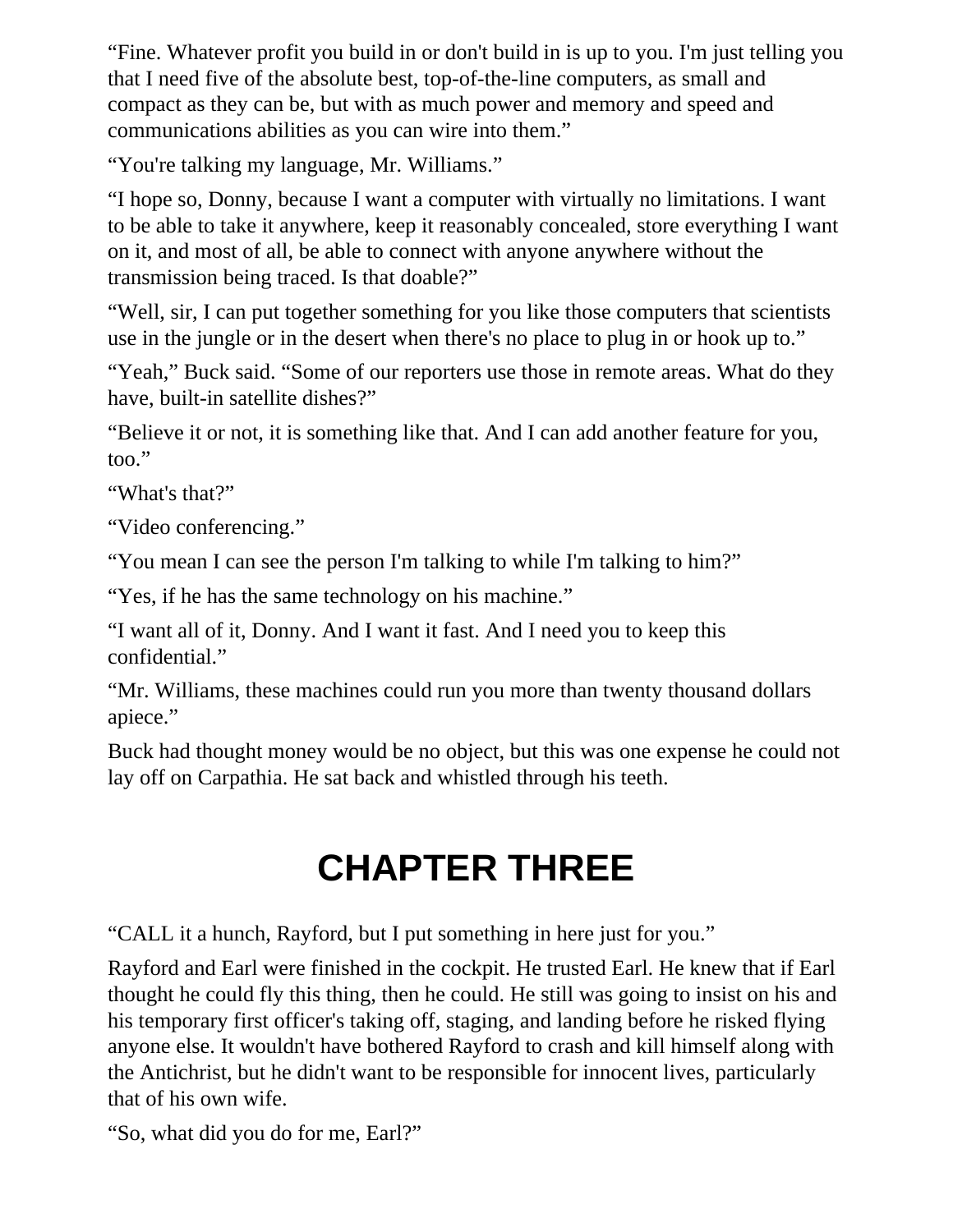“Fine. Whatever profit you build in or don't build in is up to you. I'm just telling you that I need five of the absolute best, top-of-the-line computers, as small and compact as they can be, but with as much power and memory and speed and communications abilities as you can wire into them.”

“You're talking my language, Mr. Williams.”

“I hope so, Donny, because I want a computer with virtually no limitations. I want to be able to take it anywhere, keep it reasonably concealed, store everything I want on it, and most of all, be able to connect with anyone anywhere without the transmission being traced. Is that doable?”

“Well, sir, I can put together something for you like those computers that scientists use in the jungle or in the desert when there's no place to plug in or hook up to.”

“Yeah,” Buck said. “Some of our reporters use those in remote areas. What do they have, built-in satellite dishes?”

“Believe it or not, it is something like that. And I can add another feature for you, too.”

“What's that?”

“Video conferencing.”

“You mean I can see the person I'm talking to while I'm talking to him?”

“Yes, if he has the same technology on his machine.”

“I want all of it, Donny. And I want it fast. And I need you to keep this confidential.”

“Mr. Williams, these machines could run you more than twenty thousand dollars apiece.”

Buck had thought money would be no object, but this was one expense he could not lay off on Carpathia. He sat back and whistled through his teeth.

# CHAPTER THREE

“CALL it a hunch, Rayford, but I put something in here just for you.”

Rayford and Earl were finished in the cockpit. He trusted Earl. He knew that if Earl thought he could fly this thing, then he could. He still was going to insist on his and his temporary first officer's taking off, staging, and landing before he risked flying anyone else. It wouldn't have bothered Rayford to crash and kill himself along with the Antichrist, but he didn't want to be responsible for innocent lives, particularly that of his own wife.

“So, what did you do for me, Earl?”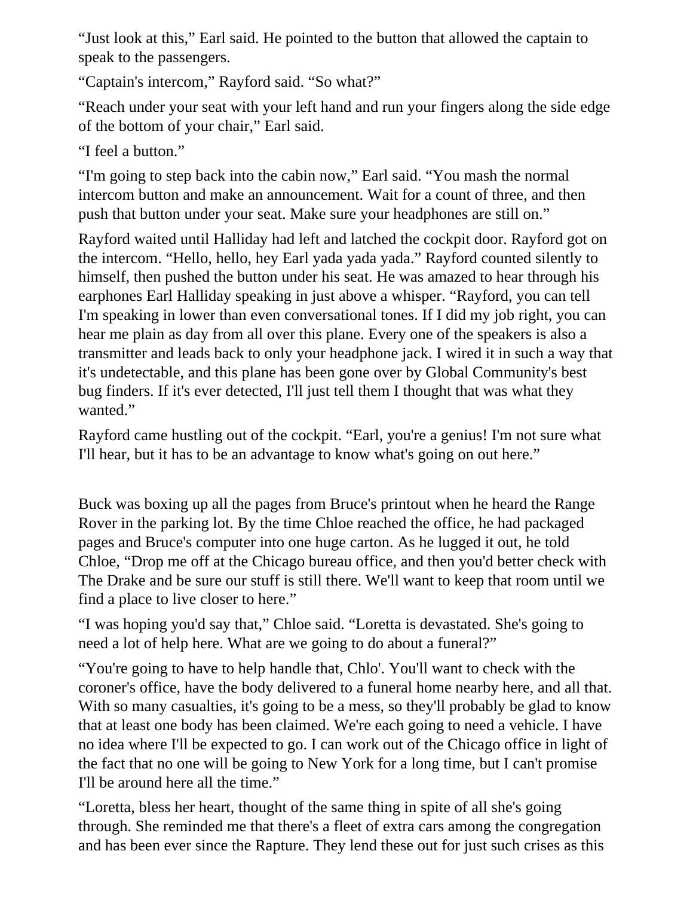“Just look at this,” Earl said. He pointed to the button that allowed the captain to speak to the passengers.

“Captain's intercom,” Rayford said. “So what?”

“Reach under your seat with your left hand and run your fingers along the side edge of the bottom of your chair,” Earl said.

“I feel a button.”

“I'm going to step back into the cabin now,” Earl said. “You mash the normal intercom button and make an announcement. Wait for a count of three, and then push that button under your seat. Make sure your headphones are still on.”

Rayford waited until Halliday had left and latched the cockpit door. Rayford got on the intercom. “Hello, hello, hey Earl yada yada yada.” Rayford counted silently to himself, then pushed the button under his seat. He was amazed to hear through his earphones Earl Halliday speaking in just above a whisper. “Rayford, you can tell I'm speaking in lower than even conversational tones. If I did my job right, you can hear me plain as day from all over this plane. Every one of the speakers is also a transmitter and leads back to only your headphone jack. I wired it in such a way that it's undetectable, and this plane has been gone over by Global Community's best bug finders. If it's ever detected, I'll just tell them I thought that was what they wanted.”

Rayford came hustling out of the cockpit. “Earl, you're a genius! I'm not sure what I'll hear, but it has to be an advantage to know what's going on out here.”

Buck was boxing up all the pages from Bruce's printout when he heard the Range Rover in the parking lot. By the time Chloe reached the office, he had packaged pages and Bruce's computer into one huge carton. As he lugged it out, he told Chloe, “Drop me off at the Chicago bureau office, and then you'd better check with The Drake and be sure our stuff is still there. We'll want to keep that room until we find a place to live closer to here.”

“I was hoping you'd say that,” Chloe said. “Loretta is devastated. She's going to need a lot of help here. What are we going to do about a funeral?”

“You're going to have to help handle that, Chlo'. You'll want to check with the coroner's office, have the body delivered to a funeral home nearby here, and all that. With so many casualties, it's going to be a mess, so they'll probably be glad to know that at least one body has been claimed. We're each going to need a vehicle. I have no idea where I'll be expected to go. I can work out of the Chicago office in light of the fact that no one will be going to New York for a long time, but I can't promise I'll be around here all the time.”

“Loretta, bless her heart, thought of the same thing in spite of all she's going through. She reminded me that there's a fleet of extra cars among the congregation and has been ever since the Rapture. They lend these out for just such crises as this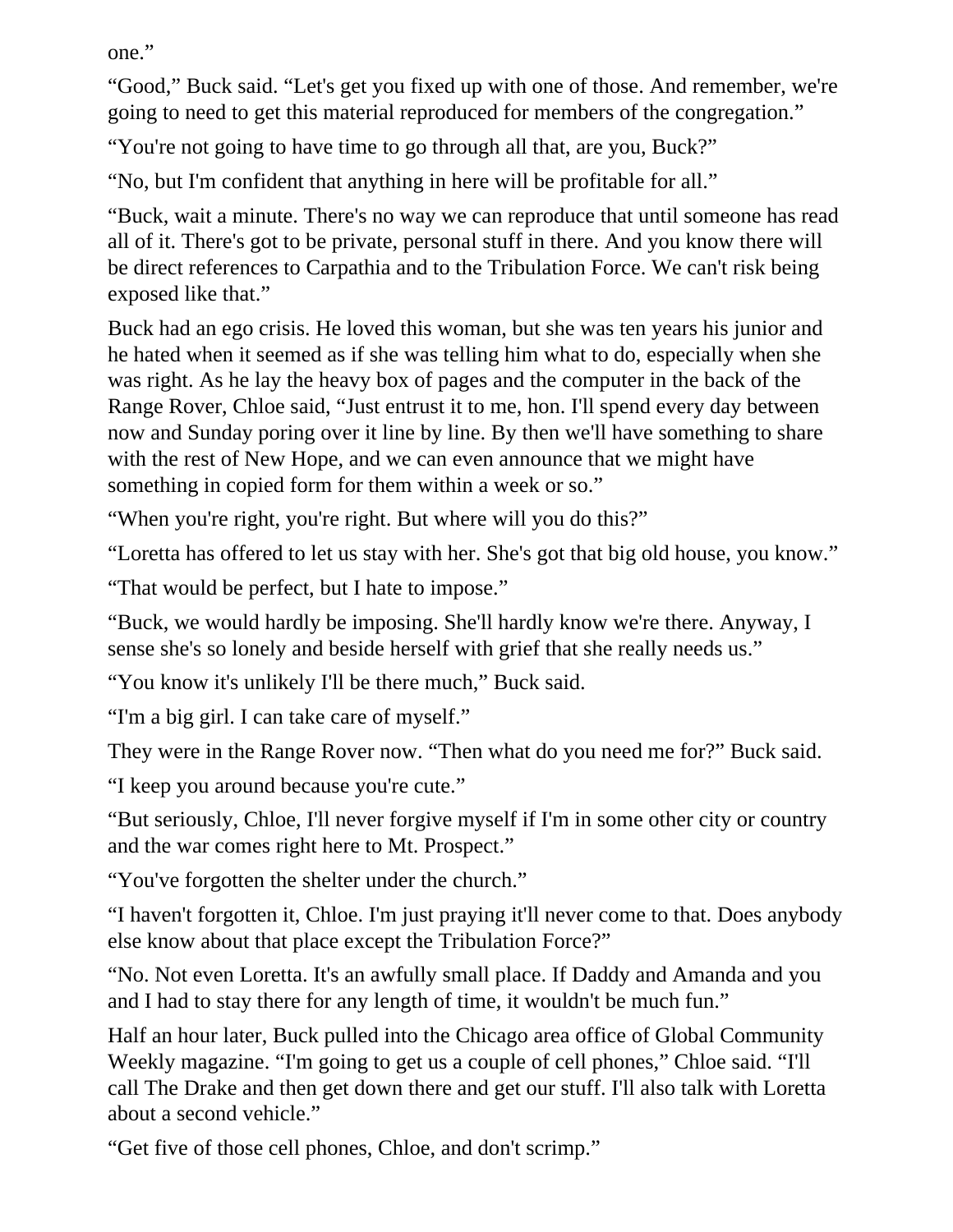one."

"Good," Buck said. "Let's get you fixed up with one of those. And remember, we're going to need to get this material reproduced for members of the congregation."

"You're not going to have time to go through all that, are you, Buck?"

"No, but I'm confident that anything in here will be profitable for all."

"Buck, wait a minute. There's no way we can reproduce that until someone has read all of it. There's got to be private, personal stuff in there. And you know there will be direct references to Carpathia and to the Tribulation Force. We can't risk being exposed like that."

Buck had an ego crisis. He loved this woman, but she was ten years his junior and he hated when it seemed as if she was telling him what to do, especially when she was right. As he lay the heavy box of pages and the computer in the back of the Range Rover, Chloe said, "Just entrust it to me, hon. I'll spend every day between now and Sunday poring over it line by line. By then we'll have something to share with the rest of New Hope, and we can even announce that we might have something in copied form for them within a week or so."

"When you're right, you're right. But where will you do this?"

"Loretta has offered to let us stay with her. She's got that big old house, you know."

"That would be perfect, but I hate to impose."

"Buck, we would hardly be imposing. She'll hardly know we're there. Anyway, I sense she's so lonely and beside herself with grief that she really needs us."

"You know it's unlikely I'll be there much," Buck said.

"I'm a big girl. I can take care of myself."

They were in the Range Rover now. "Then what do you need me for?" Buck said.

"I keep you around because you're cute."

"But seriously, Chloe, I'll never forgive myself if I'm in some other city or country and the war comes right here to Mt. Prospect."

"You've forgotten the shelter under the church."

"I haven't forgotten it, Chloe. I'm just praying it'll never come to that. Does anybody else know about that place except the Tribulation Force?"

"No. Not even Loretta. It's an awfully small place. If Daddy and Amanda and you and I had to stay there for any length of time, it wouldn't be much fun."

Half an hour later, Buck pulled into the Chicago area office of Global Community Weekly magazine. "I'm going to get us a couple of cell phones," Chloe said. "I'll call The Drake and then get down there and get our stuff. I'll also talk with Loretta about a second vehicle."

"Get five of those cell phones, Chloe, and don't scrimp."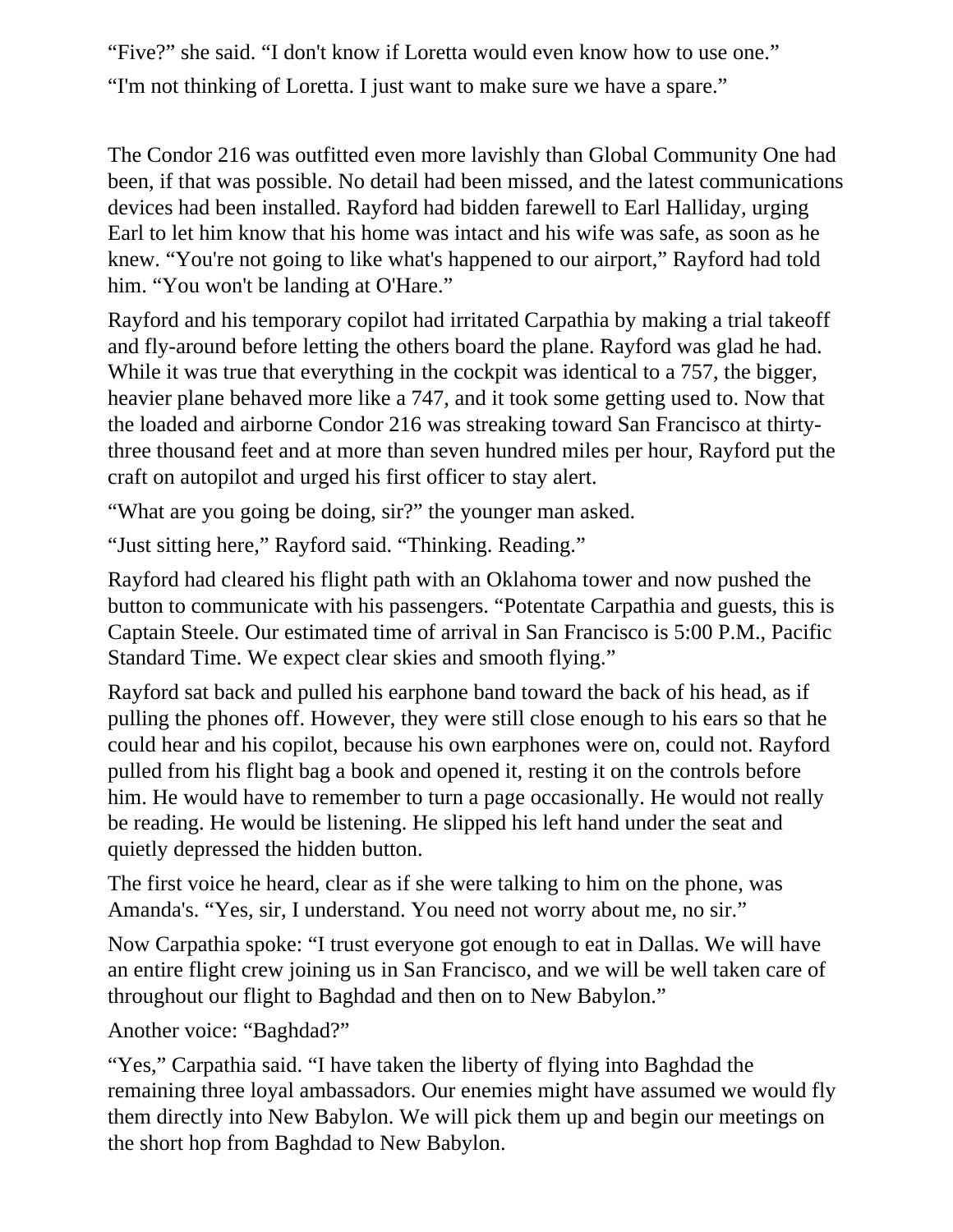"Five?" she said. "I don't know if Loretta would even know how to use one."

"I'm not thinking of Loretta. I just want to make sure we have a spare."

The Condor 216 was outfitted even more lavishly than Global Community One had been, if that was possible. No detail had been missed, and the latest communications devices had been installed. Rayford had bidden farewell to Earl Halliday, urging Earl to let him know that his home was intact and his wife was safe, as soon as he knew. "You're not going to like what's happened to our airport," Rayford had told him. "You won't be landing at O'Hare."

Rayford and his temporary copilot had irritated Carpathia by making a trial takeoff and fly-around before letting the others board the plane. Rayford was glad he had. While it was true that everything in the cockpit was identical to a 757, the bigger, heavier plane behaved more like a 747, and it took some getting used to. Now that the loaded and airborne Condor 216 was streaking toward San Francisco at thirty-three thousand feet and at more than seven hundred miles per hour, Rayford put the craft on autopilot and urged his first officer to stay alert.

"What are you going be doing, sir?" the younger man asked.

"Just sitting here," Rayford said. "Thinking. Reading."

Rayford had cleared his flight path with an Oklahoma tower and now pushed the button to communicate with his passengers. "Potentate Carpathia and guests, this is Captain Steele. Our estimated time of arrival in San Francisco is 5:00 P.M., Pacific Standard Time. We expect clear skies and smooth flying."

Rayford sat back and pulled his earphone band toward the back of his head, as if pulling the phones off. However, they were still close enough to his ears so that he could hear and his copilot, because his own earphones were on, could not. Rayford pulled from his flight bag a book and opened it, resting it on the controls before him. He would have to remember to turn a page occasionally. He would not really be reading. He would be listening. He slipped his left hand under the seat and quietly depressed the hidden button.

The first voice he heard, clear as if she were talking to him on the phone, was Amanda's. "Yes, sir, I understand. You need not worry about me, no sir."

Now Carpathia spoke: "I trust everyone got enough to eat in Dallas. We will have an entire flight crew joining us in San Francisco, and we will be well taken care of throughout our flight to Baghdad and then on to New Babylon."

Another voice: "Baghdad?"

"Yes," Carpathia said. "I have taken the liberty of flying into Baghdad the remaining three loyal ambassadors. Our enemies might have assumed we would fly them directly into New Babylon. We will pick them up and begin our meetings on the short hop from Baghdad to New Babylon.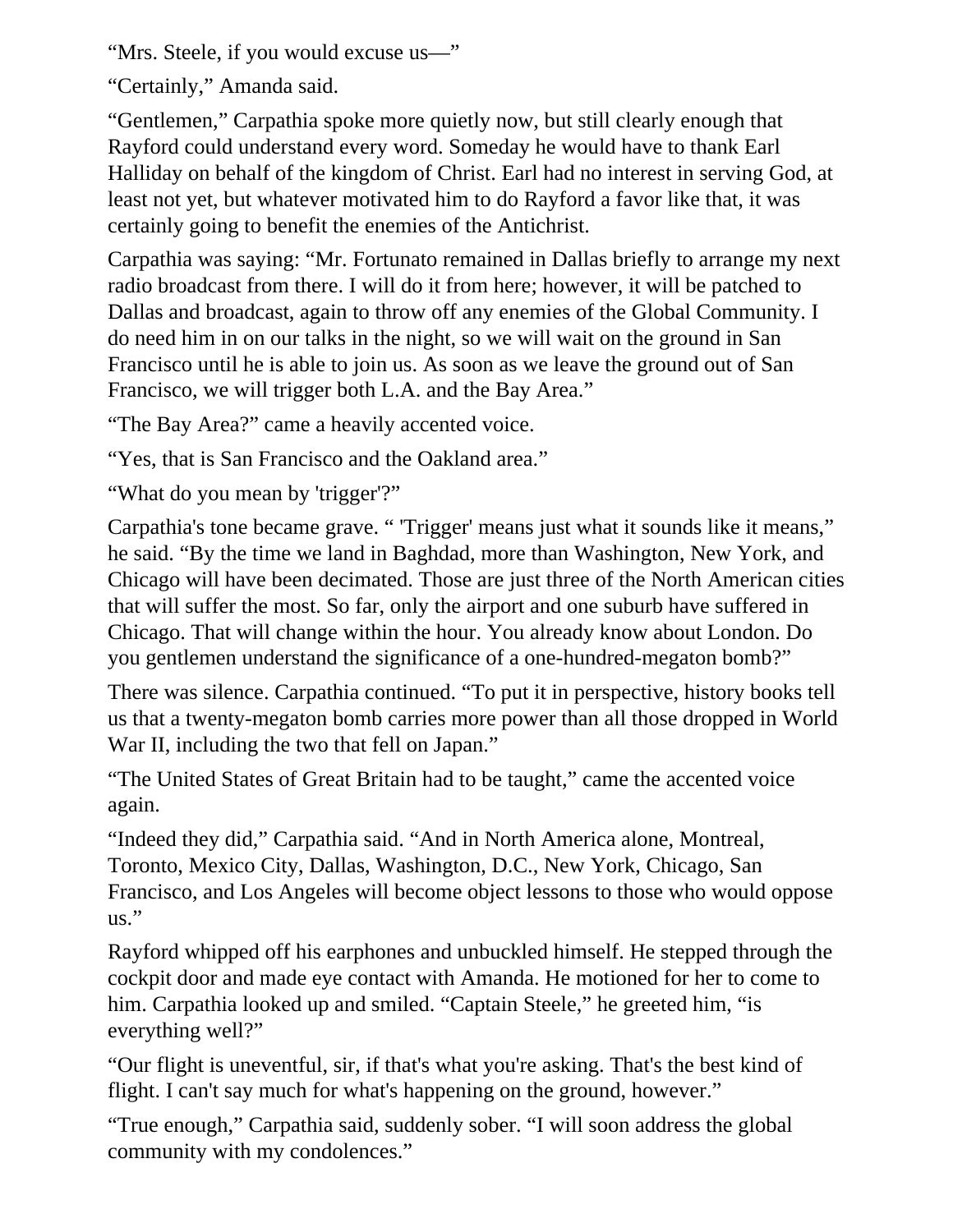"Mrs. Steele, if you would excuse us—"

"Certainly," Amanda said.

"Gentlemen," Carpathia spoke more quietly now, but still clearly enough that Rayford could understand every word. Someday he would have to thank Earl Halliday on behalf of the kingdom of Christ. Earl had no interest in serving God, at least not yet, but whatever motivated him to do Rayford a favor like that, it was certainly going to benefit the enemies of the Antichrist.

Carpathia was saying: "Mr. Fortunato remained in Dallas briefly to arrange my next radio broadcast from there. I will do it from here; however, it will be patched to Dallas and broadcast, again to throw off any enemies of the Global Community. I do need him in on our talks in the night, so we will wait on the ground in San Francisco until he is able to join us. As soon as we leave the ground out of San Francisco, we will trigger both L.A. and the Bay Area."

"The Bay Area?" came a heavily accented voice.

"Yes, that is San Francisco and the Oakland area."

"What do you mean by 'trigger'?"

Carpathia's tone became grave. " 'Trigger' means just what it sounds like it means," he said. "By the time we land in Baghdad, more than Washington, New York, and Chicago will have been decimated. Those are just three of the North American cities that will suffer the most. So far, only the airport and one suburb have suffered in Chicago. That will change within the hour. You already know about London. Do you gentlemen understand the significance of a one-hundred-megaton bomb?"

There was silence. Carpathia continued. "To put it in perspective, history books tell us that a twenty-megaton bomb carries more power than all those dropped in World War II, including the two that fell on Japan."

"The United States of Great Britain had to be taught," came the accented voice again.

"Indeed they did," Carpathia said. "And in North America alone, Montreal, Toronto, Mexico City, Dallas, Washington, D.C., New York, Chicago, San Francisco, and Los Angeles will become object lessons to those who would oppose us."

Rayford whipped off his earphones and unbuckled himself. He stepped through the cockpit door and made eye contact with Amanda. He motioned for her to come to him. Carpathia looked up and smiled. "Captain Steele," he greeted him, "is everything well?"

"Our flight is uneventful, sir, if that's what you're asking. That's the best kind of flight. I can't say much for what's happening on the ground, however."

"True enough," Carpathia said, suddenly sober. "I will soon address the global community with my condolences."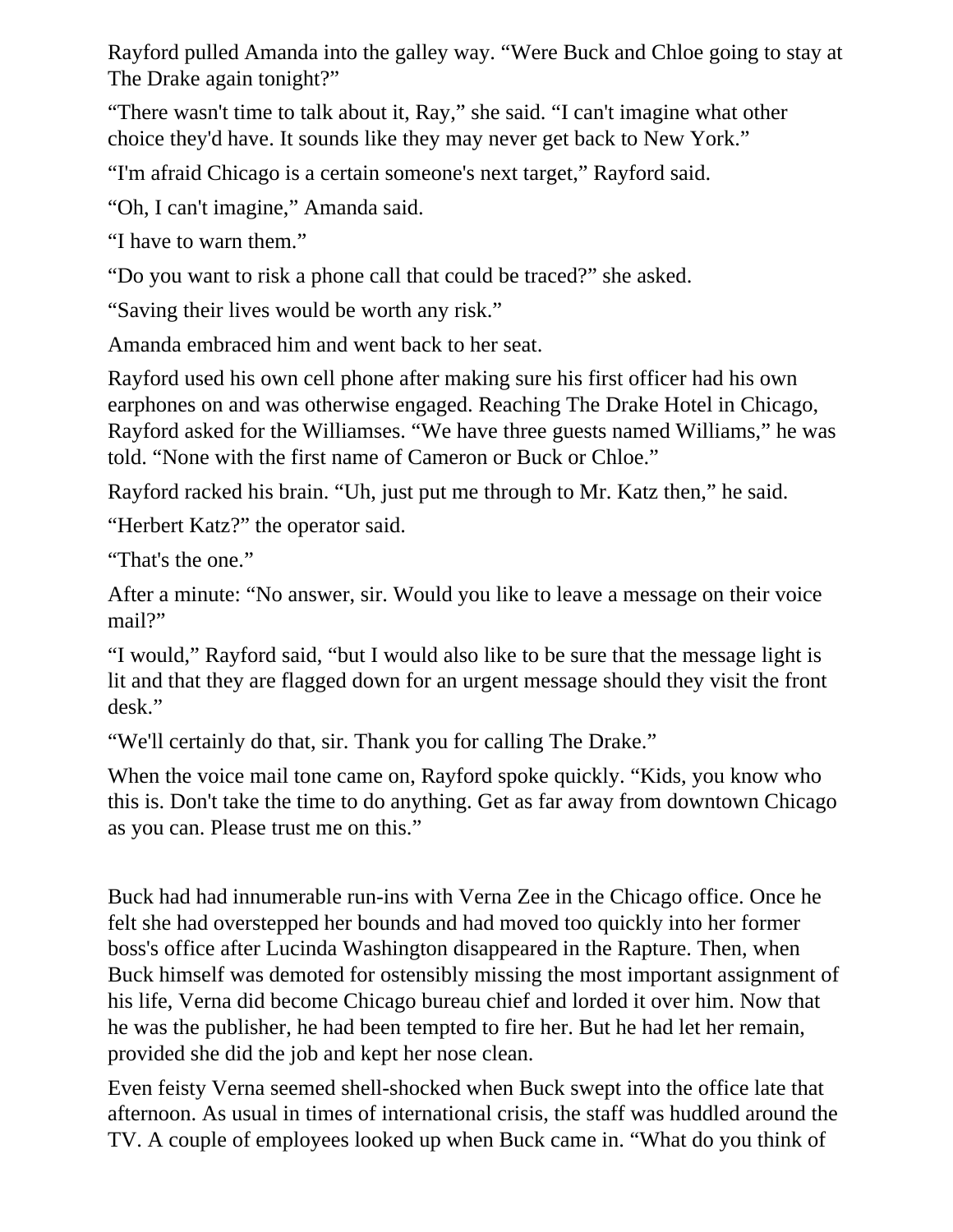Rayford pulled Amanda into the galley way. “Were Buck and Chloe going to stay at The Drake again tonight?”

“There wasn't time to talk about it, Ray,” she said. “I can't imagine what other choice they'd have. It sounds like they may never get back to New York.”

“I'm afraid Chicago is a certain someone's next target,” Rayford said.

“Oh, I can't imagine,” Amanda said.

“I have to warn them.”

“Do you want to risk a phone call that could be traced?” she asked.

“Saving their lives would be worth any risk.”

Amanda embraced him and went back to her seat.

Rayford used his own cell phone after making sure his first officer had his own earphones on and was otherwise engaged. Reaching The Drake Hotel in Chicago, Rayford asked for the Williamses. “We have three guests named Williams,” he was told. “None with the first name of Cameron or Buck or Chloe.”

Rayford racked his brain. “Uh, just put me through to Mr. Katz then,” he said.

“Herbert Katz?” the operator said.

“That's the one.”

After a minute: “No answer, sir. Would you like to leave a message on their voice mail?”

“I would,” Rayford said, “but I would also like to be sure that the message light is lit and that they are flagged down for an urgent message should they visit the front desk.”

“We'll certainly do that, sir. Thank you for calling The Drake.”

When the voice mail tone came on, Rayford spoke quickly. “Kids, you know who this is. Don't take the time to do anything. Get as far away from downtown Chicago as you can. Please trust me on this.”

Buck had had innumerable run-ins with Verna Zee in the Chicago office. Once he felt she had overstepped her bounds and had moved too quickly into her former boss's office after Lucinda Washington disappeared in the Rapture. Then, when Buck himself was demoted for ostensibly missing the most important assignment of his life, Verna did become Chicago bureau chief and lorded it over him. Now that he was the publisher, he had been tempted to fire her. But he had let her remain, provided she did the job and kept her nose clean.

Even feisty Verna seemed shell-shocked when Buck swept into the office late that afternoon. As usual in times of international crisis, the staff was huddled around the TV. A couple of employees looked up when Buck came in. “What do you think of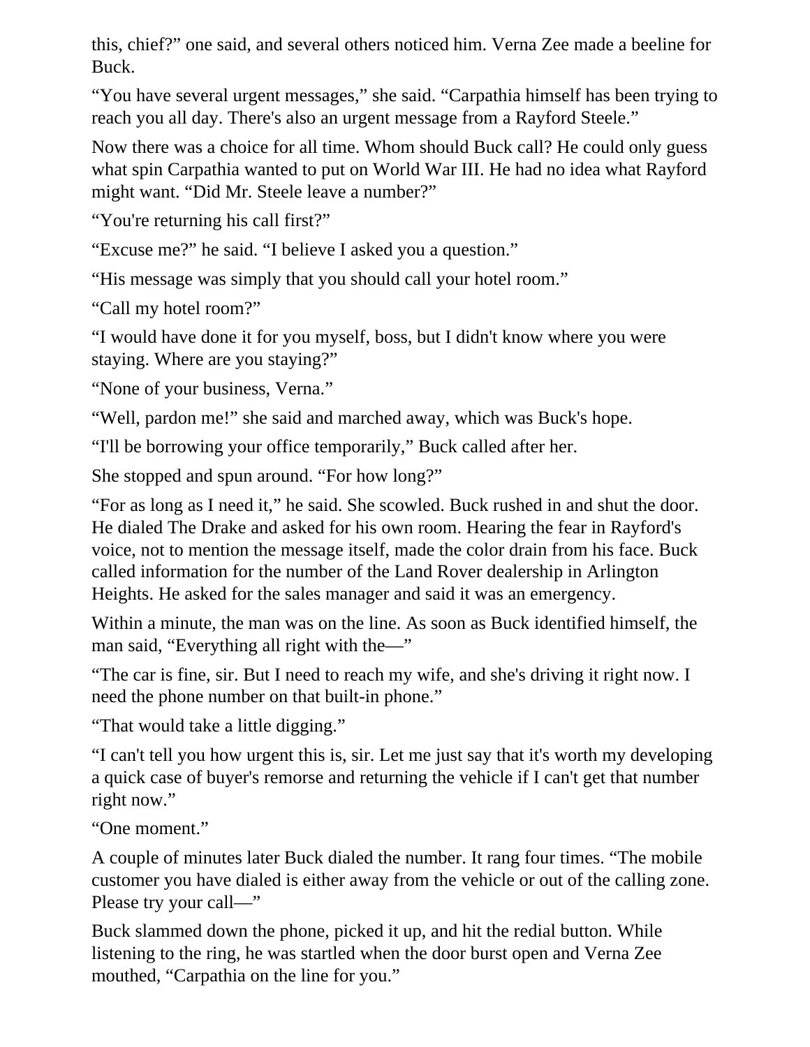this, chief?" one said, and several others noticed him. Verna Zee made a beeline for Buck.

"You have several urgent messages," she said. "Carpathia himself has been trying to reach you all day. There's also an urgent message from a Rayford Steele."

Now there was a choice for all time. Whom should Buck call? He could only guess what spin Carpathia wanted to put on World War III. He had no idea what Rayford might want. "Did Mr. Steele leave a number?"

"You're returning his call first?"

"Excuse me?" he said. "I believe I asked you a question."

"His message was simply that you should call your hotel room."

"Call my hotel room?"

"I would have done it for you myself, boss, but I didn't know where you were staying. Where are you staying?"

"None of your business, Verna."

"Well, pardon me!" she said and marched away, which was Buck's hope.

"I'll be borrowing your office temporarily," Buck called after her.

She stopped and spun around. "For how long?"

"For as long as I need it," he said. She scowled. Buck rushed in and shut the door. He dialed The Drake and asked for his own room. Hearing the fear in Rayford's voice, not to mention the message itself, made the color drain from his face. Buck called information for the number of the Land Rover dealership in Arlington Heights. He asked for the sales manager and said it was an emergency.

Within a minute, the man was on the line. As soon as Buck identified himself, the man said, "Everything all right with the—"

"The car is fine, sir. But I need to reach my wife, and she's driving it right now. I need the phone number on that built-in phone."

"That would take a little digging."

"I can't tell you how urgent this is, sir. Let me just say that it's worth my developing a quick case of buyer's remorse and returning the vehicle if I can't get that number right now."

"One moment."

A couple of minutes later Buck dialed the number. It rang four times. "The mobile customer you have dialed is either away from the vehicle or out of the calling zone. Please try your call—"

Buck slammed down the phone, picked it up, and hit the redial button. While listening to the ring, he was startled when the door burst open and Verna Zee mouthed, "Carpathia on the line for you."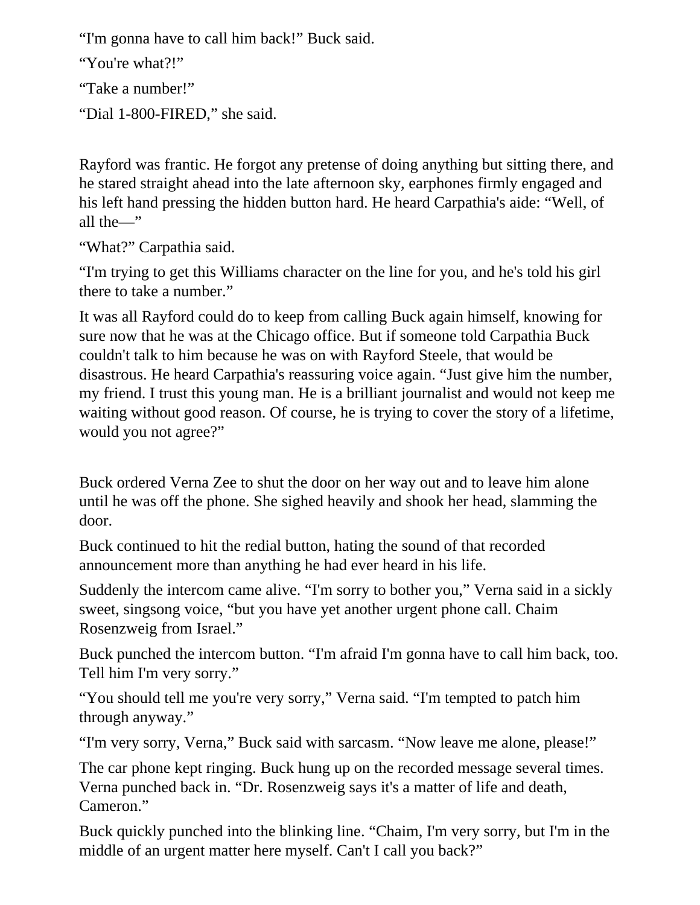“I'm gonna have to call him back!” Buck said.

“You're what?!”

“Take a number!”

“Dial 1-800-FIRED,” she said.

Rayford was frantic. He forgot any pretense of doing anything but sitting there, and he stared straight ahead into the late afternoon sky, earphones firmly engaged and his left hand pressing the hidden button hard. He heard Carpathia's aide: “Well, of all the—”

“What?” Carpathia said.

“I'm trying to get this Williams character on the line for you, and he's told his girl there to take a number.”

It was all Rayford could do to keep from calling Buck again himself, knowing for sure now that he was at the Chicago office. But if someone told Carpathia Buck couldn't talk to him because he was on with Rayford Steele, that would be disastrous. He heard Carpathia's reassuring voice again. “Just give him the number, my friend. I trust this young man. He is a brilliant journalist and would not keep me waiting without good reason. Of course, he is trying to cover the story of a lifetime, would you not agree?”

Buck ordered Verna Zee to shut the door on her way out and to leave him alone until he was off the phone. She sighed heavily and shook her head, slamming the door.

Buck continued to hit the redial button, hating the sound of that recorded announcement more than anything he had ever heard in his life.

Suddenly the intercom came alive. “I'm sorry to bother you,” Verna said in a sickly sweet, singsong voice, “but you have yet another urgent phone call. Chaim Rosenzweig from Israel.”

Buck punched the intercom button. “I'm afraid I'm gonna have to call him back, too. Tell him I'm very sorry.”

“You should tell me you're very sorry,” Verna said. “I'm tempted to patch him through anyway.”

“I'm very sorry, Verna,” Buck said with sarcasm. “Now leave me alone, please!”

The car phone kept ringing. Buck hung up on the recorded message several times. Verna punched back in. “Dr. Rosenzweig says it's a matter of life and death, Cameron.”

Buck quickly punched into the blinking line. “Chaim, I'm very sorry, but I'm in the middle of an urgent matter here myself. Can't I call you back?”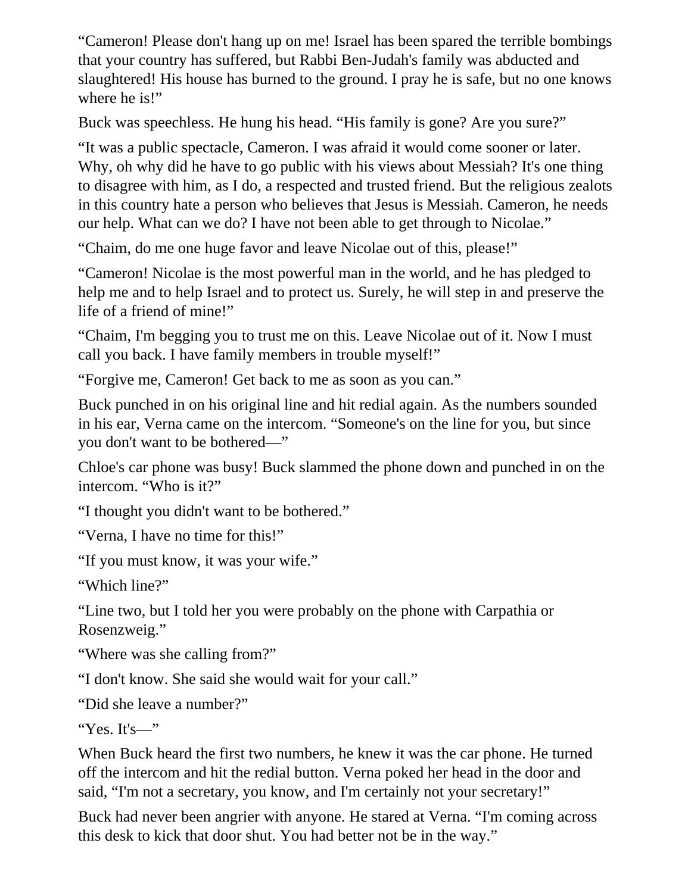“Cameron! Please don't hang up on me! Israel has been spared the terrible bombings that your country has suffered, but Rabbi Ben-Judah's family was abducted and slaughtered! His house has burned to the ground. I pray he is safe, but no one knows where he is!”

Buck was speechless. He hung his head. “His family is gone? Are you sure?”

“It was a public spectacle, Cameron. I was afraid it would come sooner or later. Why, oh why did he have to go public with his views about Messiah? It's one thing to disagree with him, as I do, a respected and trusted friend. But the religious zealots in this country hate a person who believes that Jesus is Messiah. Cameron, he needs our help. What can we do? I have not been able to get through to Nicolae.”

“Chaim, do me one huge favor and leave Nicolae out of this, please!”

“Cameron! Nicolae is the most powerful man in the world, and he has pledged to help me and to help Israel and to protect us. Surely, he will step in and preserve the life of a friend of mine!”

“Chaim, I'm begging you to trust me on this. Leave Nicolae out of it. Now I must call you back. I have family members in trouble myself!”

“Forgive me, Cameron! Get back to me as soon as you can.”

Buck punched in on his original line and hit redial again. As the numbers sounded in his ear, Verna came on the intercom. “Someone's on the line for you, but since you don't want to be bothered—”

Chloe's car phone was busy! Buck slammed the phone down and punched in on the intercom. “Who is it?”

“I thought you didn't want to be bothered.”

“Verna, I have no time for this!”

“If you must know, it was your wife.”

“Which line?”

“Line two, but I told her you were probably on the phone with Carpathia or Rosenzweig.”

“Where was she calling from?”

“I don't know. She said she would wait for your call.”

“Did she leave a number?”

“Yes. It's—”

When Buck heard the first two numbers, he knew it was the car phone. He turned off the intercom and hit the redial button. Verna poked her head in the door and said, “I'm not a secretary, you know, and I'm certainly not your secretary!”

Buck had never been angrier with anyone. He stared at Verna. “I'm coming across this desk to kick that door shut. You had better not be in the way.”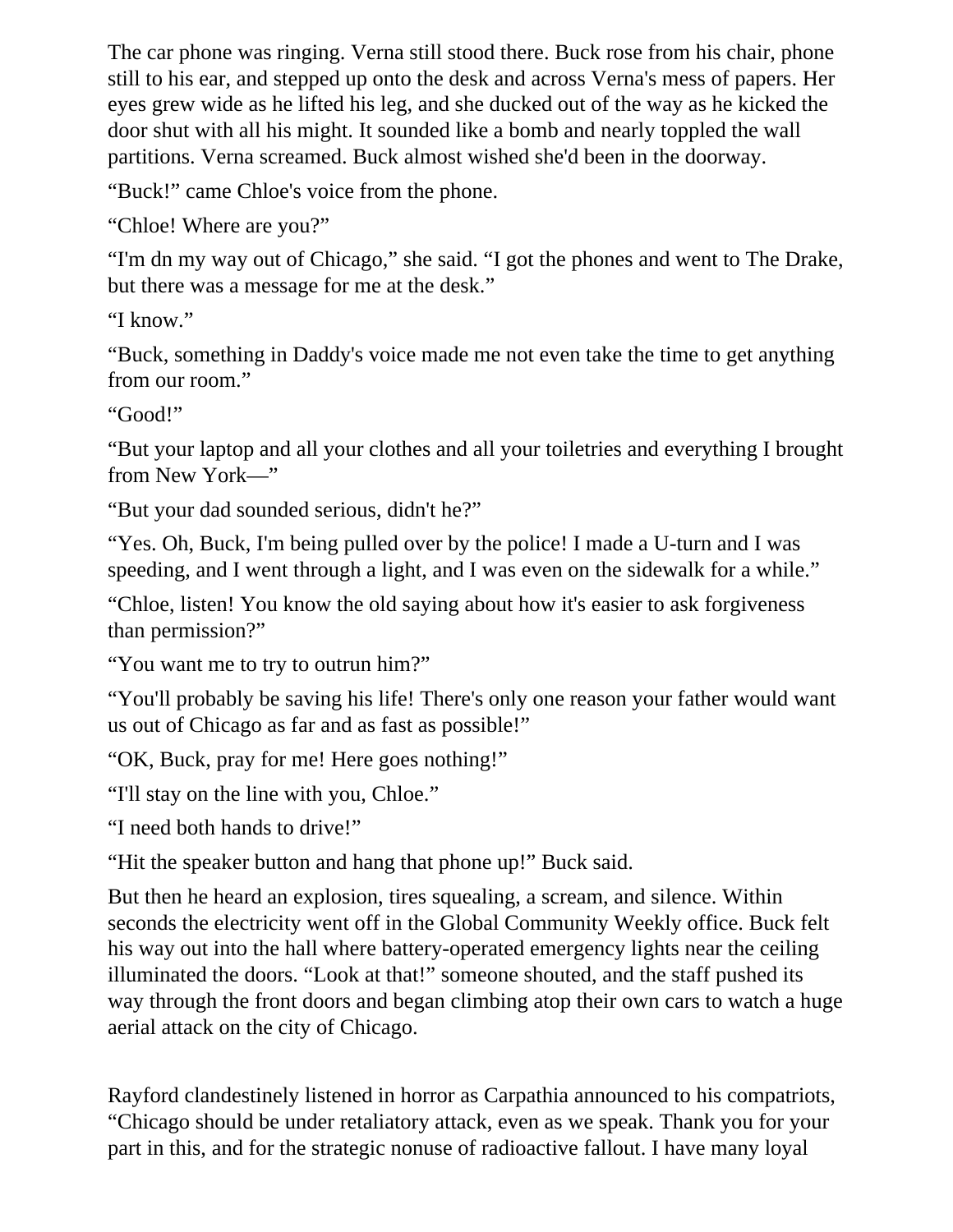The car phone was ringing. Verna still stood there. Buck rose from his chair, phone still to his ear, and stepped up onto the desk and across Verna's mess of papers. Her eyes grew wide as he lifted his leg, and she ducked out of the way as he kicked the door shut with all his might. It sounded like a bomb and nearly toppled the wall partitions. Verna screamed. Buck almost wished she'd been in the doorway.

"Buck!" came Chloe's voice from the phone.

"Chloe! Where are you?"

"I'm dn my way out of Chicago," she said. "I got the phones and went to The Drake, but there was a message for me at the desk."

"I know."

"Buck, something in Daddy's voice made me not even take the time to get anything from our room."

"Good!"

"But your laptop and all your clothes and all your toiletries and everything I brought from New York—"

"But your dad sounded serious, didn't he?"

"Yes. Oh, Buck, I'm being pulled over by the police! I made a U-turn and I was speeding, and I went through a light, and I was even on the sidewalk for a while."

"Chloe, listen! You know the old saying about how it's easier to ask forgiveness than permission?"

"You want me to try to outrun him?"

"You'll probably be saving his life! There's only one reason your father would want us out of Chicago as far and as fast as possible!"

"OK, Buck, pray for me! Here goes nothing!"

"I'll stay on the line with you, Chloe."

"I need both hands to drive!"

"Hit the speaker button and hang that phone up!" Buck said.

But then he heard an explosion, tires squealing, a scream, and silence. Within seconds the electricity went off in the Global Community Weekly office. Buck felt his way out into the hall where battery-operated emergency lights near the ceiling illuminated the doors. "Look at that!" someone shouted, and the staff pushed its way through the front doors and began climbing atop their own cars to watch a huge aerial attack on the city of Chicago.

Rayford clandestinely listened in horror as Carpathia announced to his compatriots, "Chicago should be under retaliatory attack, even as we speak. Thank you for your part in this, and for the strategic nonuse of radioactive fallout. I have many loyal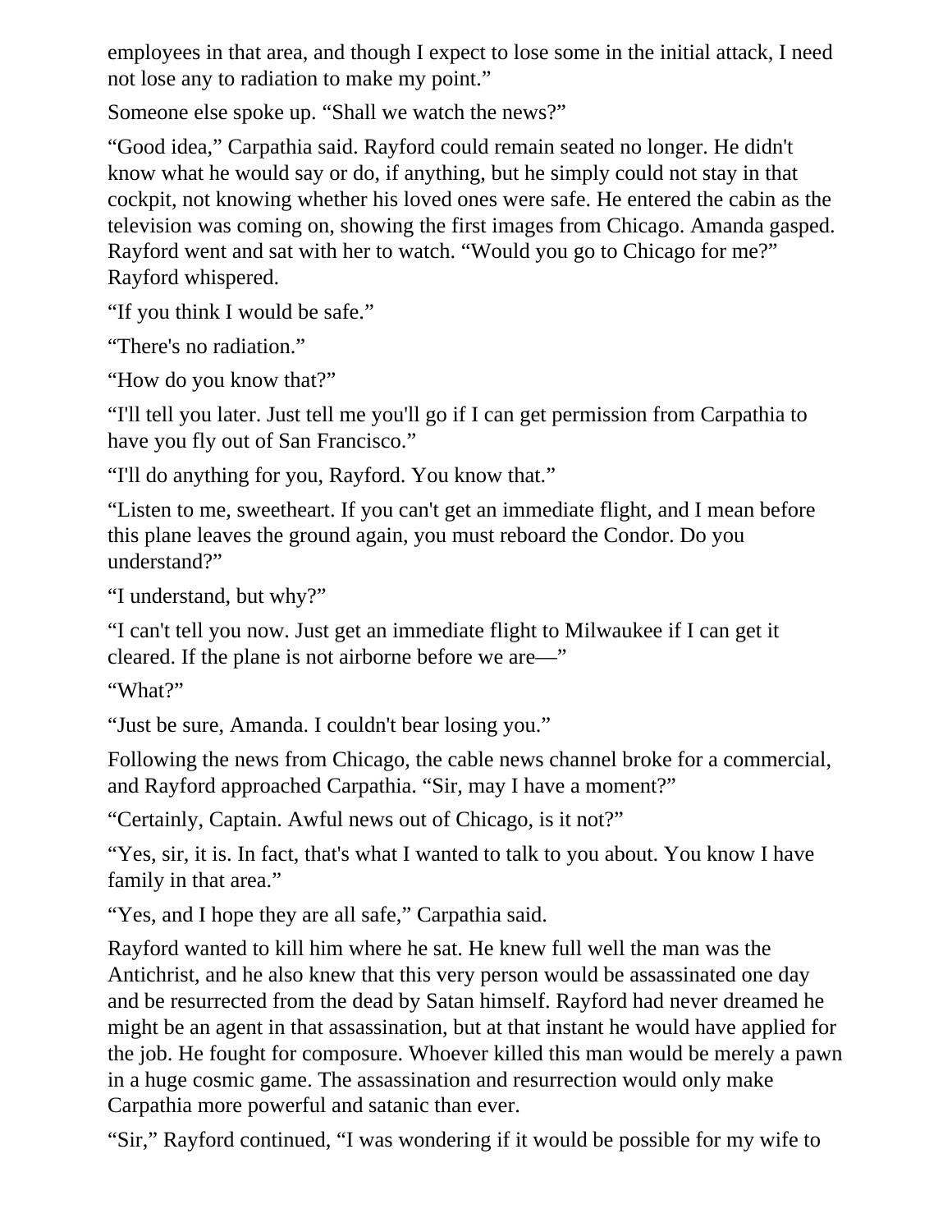employees in that area, and though I expect to lose some in the initial attack, I need not lose any to radiation to make my point."

Someone else spoke up. "Shall we watch the news?"

"Good idea," Carpathia said. Rayford could remain seated no longer. He didn't know what he would say or do, if anything, but he simply could not stay in that cockpit, not knowing whether his loved ones were safe. He entered the cabin as the television was coming on, showing the first images from Chicago. Amanda gasped. Rayford went and sat with her to watch. "Would you go to Chicago for me?" Rayford whispered.

"If you think I would be safe."

"There's no radiation."

"How do you know that?"

"I'll tell you later. Just tell me you'll go if I can get permission from Carpathia to have you fly out of San Francisco."

"I'll do anything for you, Rayford. You know that."

"Listen to me, sweetheart. If you can't get an immediate flight, and I mean before this plane leaves the ground again, you must reboard the Condor. Do you understand?"

"I understand, but why?"

"I can't tell you now. Just get an immediate flight to Milwaukee if I can get it cleared. If the plane is not airborne before we are—"

"What?"

"Just be sure, Amanda. I couldn't bear losing you."

Following the news from Chicago, the cable news channel broke for a commercial, and Rayford approached Carpathia. "Sir, may I have a moment?"

"Certainly, Captain. Awful news out of Chicago, is it not?"

"Yes, sir, it is. In fact, that's what I wanted to talk to you about. You know I have family in that area."

"Yes, and I hope they are all safe," Carpathia said.

Rayford wanted to kill him where he sat. He knew full well the man was the Antichrist, and he also knew that this very person would be assassinated one day and be resurrected from the dead by Satan himself. Rayford had never dreamed he might be an agent in that assassination, but at that instant he would have applied for the job. He fought for composure. Whoever killed this man would be merely a pawn in a huge cosmic game. The assassination and resurrection would only make Carpathia more powerful and satanic than ever.

"Sir," Rayford continued, "I was wondering if it would be possible for my wife to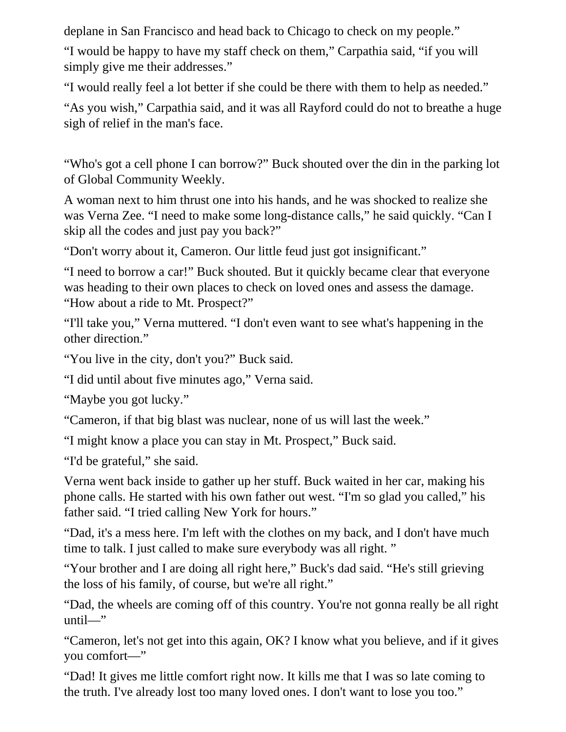deplane in San Francisco and head back to Chicago to check on my people."

"I would be happy to have my staff check on them," Carpathia said, "if you will simply give me their addresses."

"I would really feel a lot better if she could be there with them to help as needed."

"As you wish," Carpathia said, and it was all Rayford could do not to breathe a huge sigh of relief in the man's face.

"Who's got a cell phone I can borrow?" Buck shouted over the din in the parking lot of Global Community Weekly.

A woman next to him thrust one into his hands, and he was shocked to realize she was Verna Zee. "I need to make some long-distance calls," he said quickly. "Can I skip all the codes and just pay you back?"

"Don't worry about it, Cameron. Our little feud just got insignificant."

"I need to borrow a car!" Buck shouted. But it quickly became clear that everyone was heading to their own places to check on loved ones and assess the damage. "How about a ride to Mt. Prospect?"

"I'll take you," Verna muttered. "I don't even want to see what's happening in the other direction."

"You live in the city, don't you?" Buck said.

"I did until about five minutes ago," Verna said.

"Maybe you got lucky."

"Cameron, if that big blast was nuclear, none of us will last the week."

"I might know a place you can stay in Mt. Prospect," Buck said.

"I'd be grateful," she said.

Verna went back inside to gather up her stuff. Buck waited in her car, making his phone calls. He started with his own father out west. "I'm so glad you called," his father said. "I tried calling New York for hours."

"Dad, it's a mess here. I'm left with the clothes on my back, and I don't have much time to talk. I just called to make sure everybody was all right. "

"Your brother and I are doing all right here," Buck's dad said. "He's still grieving the loss of his family, of course, but we're all right."

"Dad, the wheels are coming off of this country. You're not gonna really be all right until—"

"Cameron, let's not get into this again, OK? I know what you believe, and if it gives you comfort—"

"Dad! It gives me little comfort right now. It kills me that I was so late coming to the truth. I've already lost too many loved ones. I don't want to lose you too."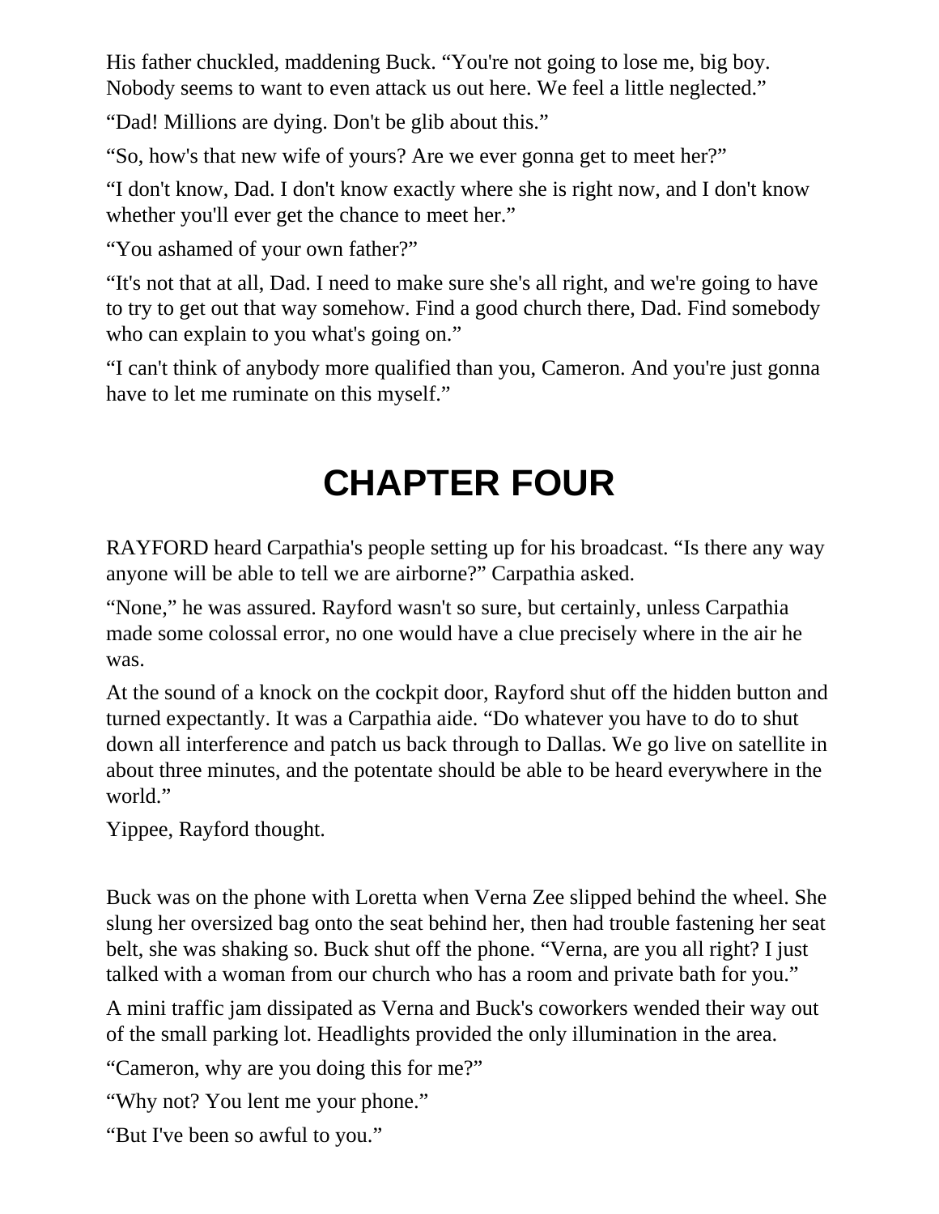His father chuckled, maddening Buck. “You're not going to lose me, big boy. Nobody seems to want to even attack us out here. We feel a little neglected.”

“Dad! Millions are dying. Don't be glib about this.”

“So, how's that new wife of yours? Are we ever gonna get to meet her?”

“I don't know, Dad. I don't know exactly where she is right now, and I don't know whether you'll ever get the chance to meet her.”

“You ashamed of your own father?”

“It's not that at all, Dad. I need to make sure she's all right, and we're going to have to try to get out that way somehow. Find a good church there, Dad. Find somebody who can explain to you what's going on.”

“I can't think of anybody more qualified than you, Cameron. And you're just gonna have to let me ruminate on this myself.”

# CHAPTER FOUR

RAYFORD heard Carpathia's people setting up for his broadcast. “Is there any way anyone will be able to tell we are airborne?” Carpathia asked.

“None,” he was assured. Rayford wasn't so sure, but certainly, unless Carpathia made some colossal error, no one would have a clue precisely where in the air he was.

At the sound of a knock on the cockpit door, Rayford shut off the hidden button and turned expectantly. It was a Carpathia aide. “Do whatever you have to do to shut down all interference and patch us back through to Dallas. We go live on satellite in about three minutes, and the potentate should be able to be heard everywhere in the world.”

Yippee, Rayford thought.

Buck was on the phone with Loretta when Verna Zee slipped behind the wheel. She slung her oversized bag onto the seat behind her, then had trouble fastening her seat belt, she was shaking so. Buck shut off the phone. “Verna, are you all right? I just talked with a woman from our church who has a room and private bath for you.”

A mini traffic jam dissipated as Verna and Buck's coworkers wended their way out of the small parking lot. Headlights provided the only illumination in the area.

“Cameron, why are you doing this for me?”

“Why not? You lent me your phone.”

“But I've been so awful to you.”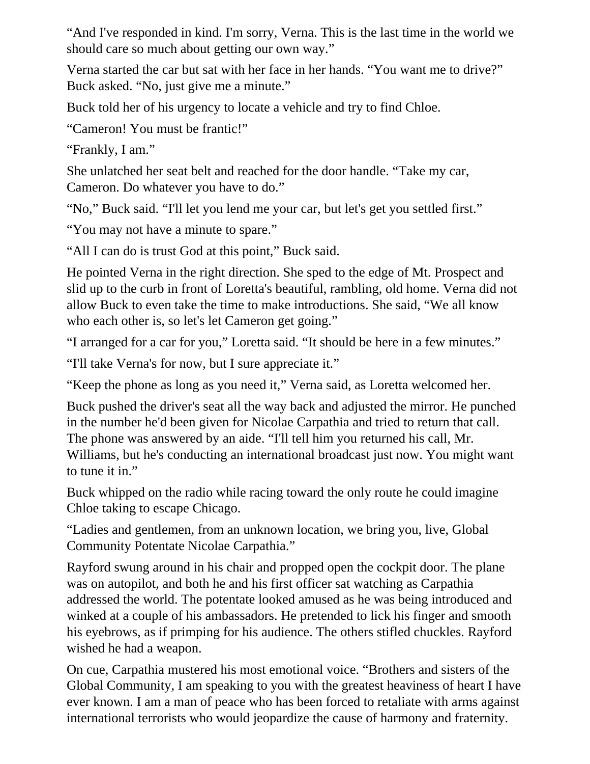“And I've responded in kind. I'm sorry, Verna. This is the last time in the world we should care so much about getting our own way.”

Verna started the car but sat with her face in her hands. “You want me to drive?” Buck asked. “No, just give me a minute.”

Buck told her of his urgency to locate a vehicle and try to find Chloe.

“Cameron! You must be frantic!”

“Frankly, I am.”

She unlatched her seat belt and reached for the door handle. “Take my car, Cameron. Do whatever you have to do.”

“No,” Buck said. “I'll let you lend me your car, but let's get you settled first.”

“You may not have a minute to spare.”

“All I can do is trust God at this point,” Buck said.

He pointed Verna in the right direction. She sped to the edge of Mt. Prospect and slid up to the curb in front of Loretta's beautiful, rambling, old home. Verna did not allow Buck to even take the time to make introductions. She said, “We all know who each other is, so let's let Cameron get going.”

“I arranged for a car for you,” Loretta said. “It should be here in a few minutes.”

“I'll take Verna's for now, but I sure appreciate it.”

“Keep the phone as long as you need it,” Verna said, as Loretta welcomed her.

Buck pushed the driver's seat all the way back and adjusted the mirror. He punched in the number he'd been given for Nicolae Carpathia and tried to return that call. The phone was answered by an aide. “I'll tell him you returned his call, Mr. Williams, but he's conducting an international broadcast just now. You might want to tune it in.”

Buck whipped on the radio while racing toward the only route he could imagine Chloe taking to escape Chicago.

“Ladies and gentlemen, from an unknown location, we bring you, live, Global Community Potentate Nicolae Carpathia.”

Rayford swung around in his chair and propped open the cockpit door. The plane was on autopilot, and both he and his first officer sat watching as Carpathia addressed the world. The potentate looked amused as he was being introduced and winked at a couple of his ambassadors. He pretended to lick his finger and smooth his eyebrows, as if primping for his audience. The others stifled chuckles. Rayford wished he had a weapon.

On cue, Carpathia mustered his most emotional voice. “Brothers and sisters of the Global Community, I am speaking to you with the greatest heaviness of heart I have ever known. I am a man of peace who has been forced to retaliate with arms against international terrorists who would jeopardize the cause of harmony and fraternity.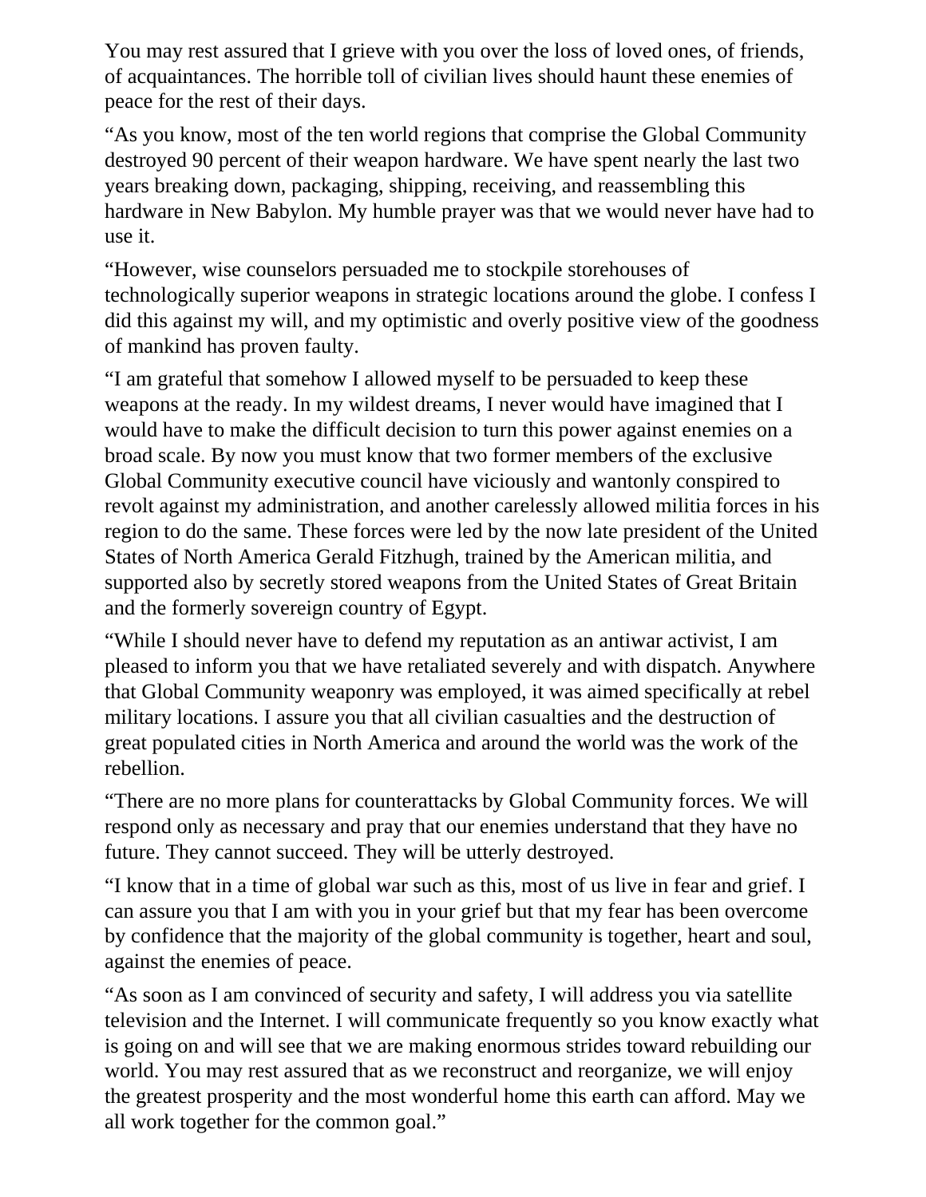You may rest assured that I grieve with you over the loss of loved ones, of friends, of acquaintances. The horrible toll of civilian lives should haunt these enemies of peace for the rest of their days.

“As you know, most of the ten world regions that comprise the Global Community destroyed 90 percent of their weapon hardware. We have spent nearly the last two years breaking down, packaging, shipping, receiving, and reassembling this hardware in New Babylon. My humble prayer was that we would never have had to use it.

“However, wise counselors persuaded me to stockpile storehouses of technologically superior weapons in strategic locations around the globe. I confess I did this against my will, and my optimistic and overly positive view of the goodness of mankind has proven faulty.

“I am grateful that somehow I allowed myself to be persuaded to keep these weapons at the ready. In my wildest dreams, I never would have imagined that I would have to make the difficult decision to turn this power against enemies on a broad scale. By now you must know that two former members of the exclusive Global Community executive council have viciously and wantonly conspired to revolt against my administration, and another carelessly allowed militia forces in his region to do the same. These forces were led by the now late president of the United States of North America Gerald Fitzhugh, trained by the American militia, and supported also by secretly stored weapons from the United States of Great Britain and the formerly sovereign country of Egypt.

“While I should never have to defend my reputation as an antiwar activist, I am pleased to inform you that we have retaliated severely and with dispatch. Anywhere that Global Community weaponry was employed, it was aimed specifically at rebel military locations. I assure you that all civilian casualties and the destruction of great populated cities in North America and around the world was the work of the rebellion.

“There are no more plans for counterattacks by Global Community forces. We will respond only as necessary and pray that our enemies understand that they have no future. They cannot succeed. They will be utterly destroyed.

“I know that in a time of global war such as this, most of us live in fear and grief. I can assure you that I am with you in your grief but that my fear has been overcome by confidence that the majority of the global community is together, heart and soul, against the enemies of peace.

“As soon as I am convinced of security and safety, I will address you via satellite television and the Internet. I will communicate frequently so you know exactly what is going on and will see that we are making enormous strides toward rebuilding our world. You may rest assured that as we reconstruct and reorganize, we will enjoy the greatest prosperity and the most wonderful home this earth can afford. May we all work together for the common goal.”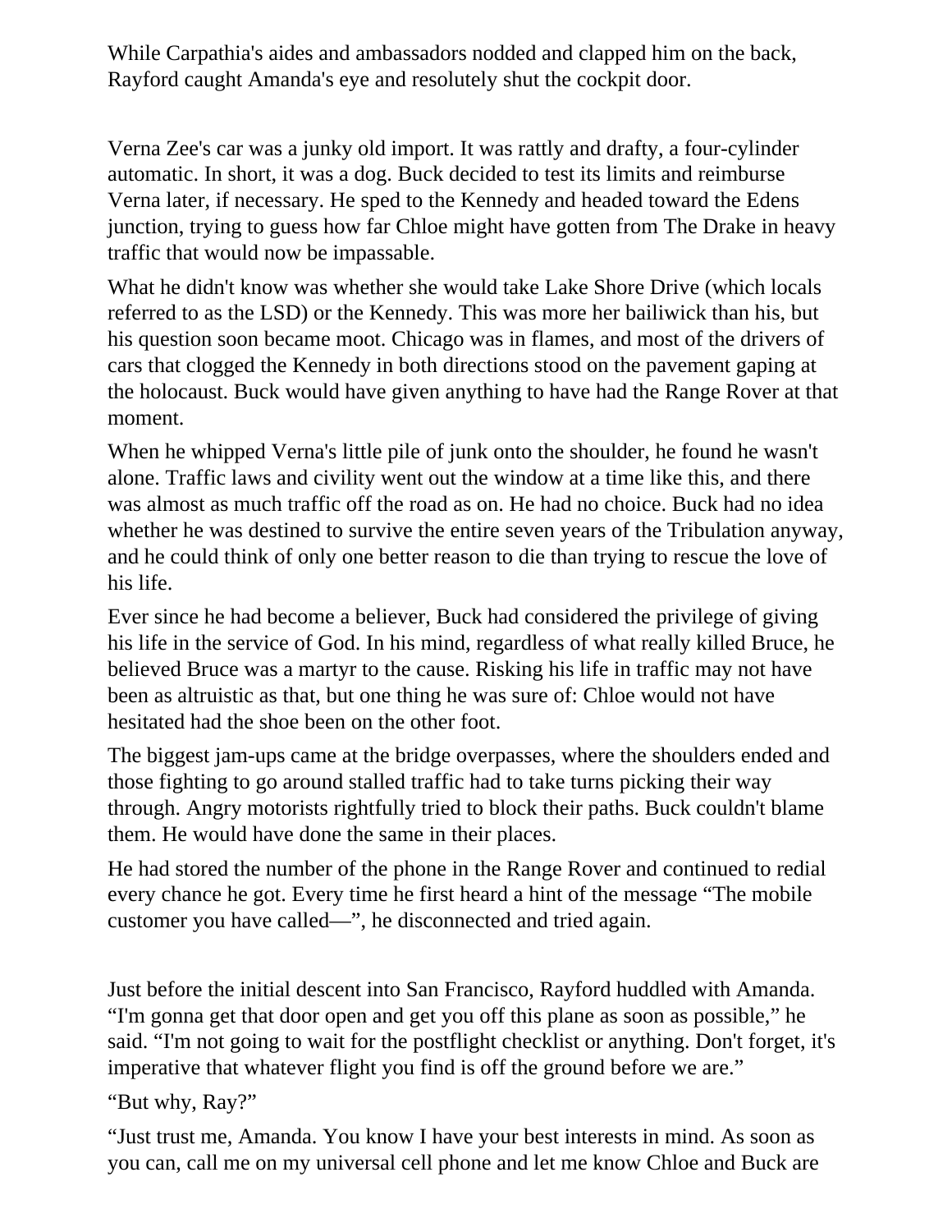While Carpathia's aides and ambassadors nodded and clapped him on the back, Rayford caught Amanda's eye and resolutely shut the cockpit door.

Verna Zee's car was a junky old import. It was rattly and drafty, a four-cylinder automatic. In short, it was a dog. Buck decided to test its limits and reimburse Verna later, if necessary. He sped to the Kennedy and headed toward the Edens junction, trying to guess how far Chloe might have gotten from The Drake in heavy traffic that would now be impassable.

What he didn't know was whether she would take Lake Shore Drive (which locals referred to as the LSD) or the Kennedy. This was more her bailiwick than his, but his question soon became moot. Chicago was in flames, and most of the drivers of cars that clogged the Kennedy in both directions stood on the pavement gaping at the holocaust. Buck would have given anything to have had the Range Rover at that moment.

When he whipped Verna's little pile of junk onto the shoulder, he found he wasn't alone. Traffic laws and civility went out the window at a time like this, and there was almost as much traffic off the road as on. He had no choice. Buck had no idea whether he was destined to survive the entire seven years of the Tribulation anyway, and he could think of only one better reason to die than trying to rescue the love of his life.

Ever since he had become a believer, Buck had considered the privilege of giving his life in the service of God. In his mind, regardless of what really killed Bruce, he believed Bruce was a martyr to the cause. Risking his life in traffic may not have been as altruistic as that, but one thing he was sure of: Chloe would not have hesitated had the shoe been on the other foot.

The biggest jam-ups came at the bridge overpasses, where the shoulders ended and those fighting to go around stalled traffic had to take turns picking their way through. Angry motorists rightfully tried to block their paths. Buck couldn't blame them. He would have done the same in their places.

He had stored the number of the phone in the Range Rover and continued to redial every chance he got. Every time he first heard a hint of the message "The mobile customer you have called—", he disconnected and tried again.

Just before the initial descent into San Francisco, Rayford huddled with Amanda. "I'm gonna get that door open and get you off this plane as soon as possible," he said. "I'm not going to wait for the postflight checklist or anything. Don't forget, it's imperative that whatever flight you find is off the ground before we are."

"But why, Ray?"

"Just trust me, Amanda. You know I have your best interests in mind. As soon as you can, call me on my universal cell phone and let me know Chloe and Buck are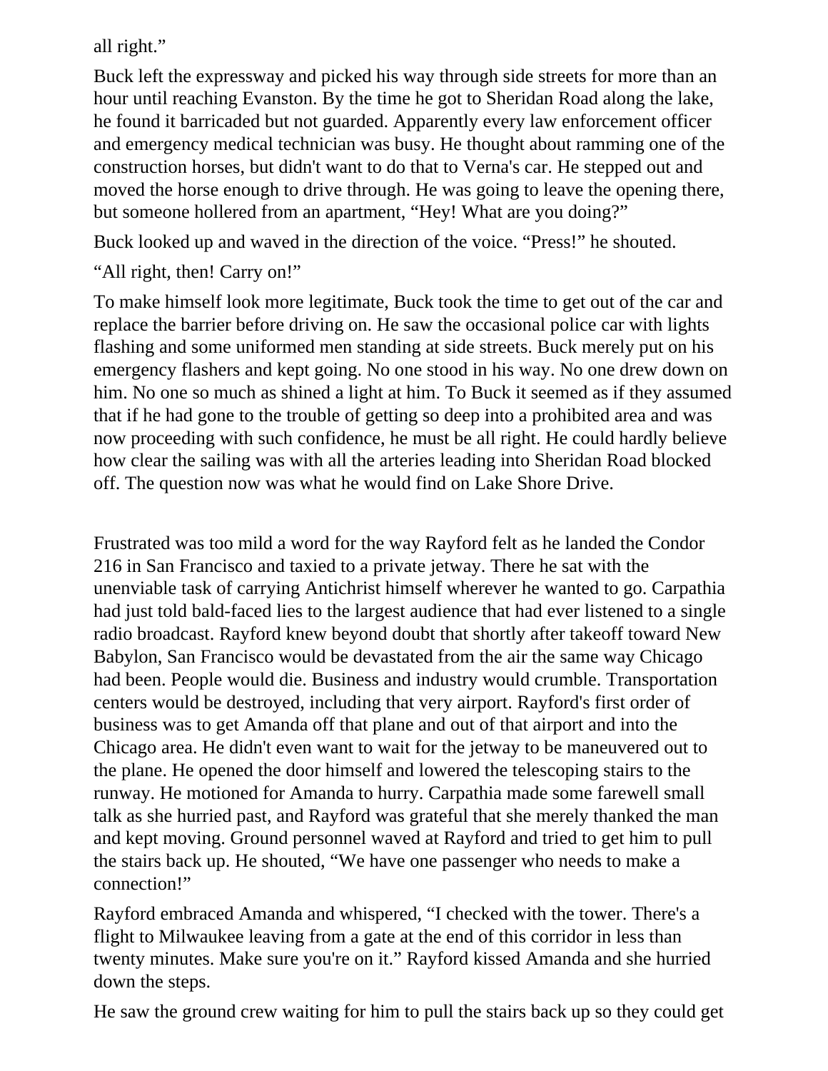all right."

Buck left the expressway and picked his way through side streets for more than an hour until reaching Evanston. By the time he got to Sheridan Road along the lake, he found it barricaded but not guarded. Apparently every law enforcement officer and emergency medical technician was busy. He thought about ramming one of the construction horses, but didn't want to do that to Verna's car. He stepped out and moved the horse enough to drive through. He was going to leave the opening there, but someone hollered from an apartment, "Hey! What are you doing?"

Buck looked up and waved in the direction of the voice. "Press!" he shouted.

"All right, then! Carry on!"

To make himself look more legitimate, Buck took the time to get out of the car and replace the barrier before driving on. He saw the occasional police car with lights flashing and some uniformed men standing at side streets. Buck merely put on his emergency flashers and kept going. No one stood in his way. No one drew down on him. No one so much as shined a light at him. To Buck it seemed as if they assumed that if he had gone to the trouble of getting so deep into a prohibited area and was now proceeding with such confidence, he must be all right. He could hardly believe how clear the sailing was with all the arteries leading into Sheridan Road blocked off. The question now was what he would find on Lake Shore Drive.

Frustrated was too mild a word for the way Rayford felt as he landed the Condor 216 in San Francisco and taxied to a private jetway. There he sat with the unenviable task of carrying Antichrist himself wherever he wanted to go. Carpathia had just told bald-faced lies to the largest audience that had ever listened to a single radio broadcast. Rayford knew beyond doubt that shortly after takeoff toward New Babylon, San Francisco would be devastated from the air the same way Chicago had been. People would die. Business and industry would crumble. Transportation centers would be destroyed, including that very airport. Rayford's first order of business was to get Amanda off that plane and out of that airport and into the Chicago area. He didn't even want to wait for the jetway to be maneuvered out to the plane. He opened the door himself and lowered the telescoping stairs to the runway. He motioned for Amanda to hurry. Carpathia made some farewell small talk as she hurried past, and Rayford was grateful that she merely thanked the man and kept moving. Ground personnel waved at Rayford and tried to get him to pull the stairs back up. He shouted, "We have one passenger who needs to make a connection!"

Rayford embraced Amanda and whispered, "I checked with the tower. There's a flight to Milwaukee leaving from a gate at the end of this corridor in less than twenty minutes. Make sure you're on it." Rayford kissed Amanda and she hurried down the steps.

He saw the ground crew waiting for him to pull the stairs back up so they could get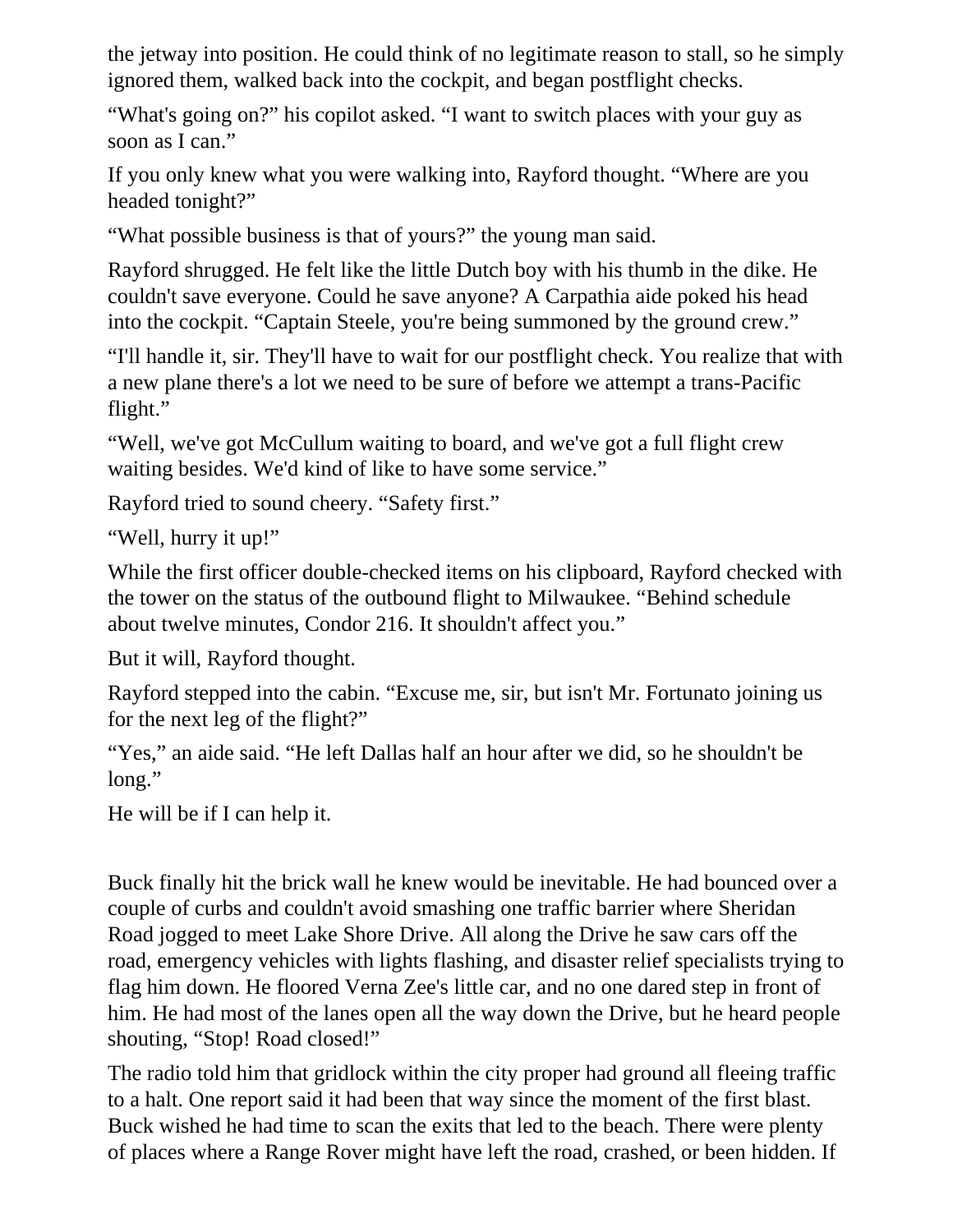the jetway into position. He could think of no legitimate reason to stall, so he simply ignored them, walked back into the cockpit, and began postflight checks.

"What's going on?" his copilot asked. "I want to switch places with your guy as soon as I can."

If you only knew what you were walking into, Rayford thought. "Where are you headed tonight?"

"What possible business is that of yours?" the young man said.

Rayford shrugged. He felt like the little Dutch boy with his thumb in the dike. He couldn't save everyone. Could he save anyone? A Carpathia aide poked his head into the cockpit. "Captain Steele, you're being summoned by the ground crew."

"I'll handle it, sir. They'll have to wait for our postflight check. You realize that with a new plane there's a lot we need to be sure of before we attempt a trans-Pacific flight."

"Well, we've got McCullum waiting to board, and we've got a full flight crew waiting besides. We'd kind of like to have some service."

Rayford tried to sound cheery. "Safety first."

"Well, hurry it up!"

While the first officer double-checked items on his clipboard, Rayford checked with the tower on the status of the outbound flight to Milwaukee. "Behind schedule about twelve minutes, Condor 216. It shouldn't affect you."

But it will, Rayford thought.

Rayford stepped into the cabin. "Excuse me, sir, but isn't Mr. Fortunato joining us for the next leg of the flight?"

"Yes," an aide said. "He left Dallas half an hour after we did, so he shouldn't be long."

He will be if I can help it.

Buck finally hit the brick wall he knew would be inevitable. He had bounced over a couple of curbs and couldn't avoid smashing one traffic barrier where Sheridan Road jogged to meet Lake Shore Drive. All along the Drive he saw cars off the road, emergency vehicles with lights flashing, and disaster relief specialists trying to flag him down. He floored Verna Zee's little car, and no one dared step in front of him. He had most of the lanes open all the way down the Drive, but he heard people shouting, "Stop! Road closed!"

The radio told him that gridlock within the city proper had ground all fleeing traffic to a halt. One report said it had been that way since the moment of the first blast. Buck wished he had time to scan the exits that led to the beach. There were plenty of places where a Range Rover might have left the road, crashed, or been hidden. If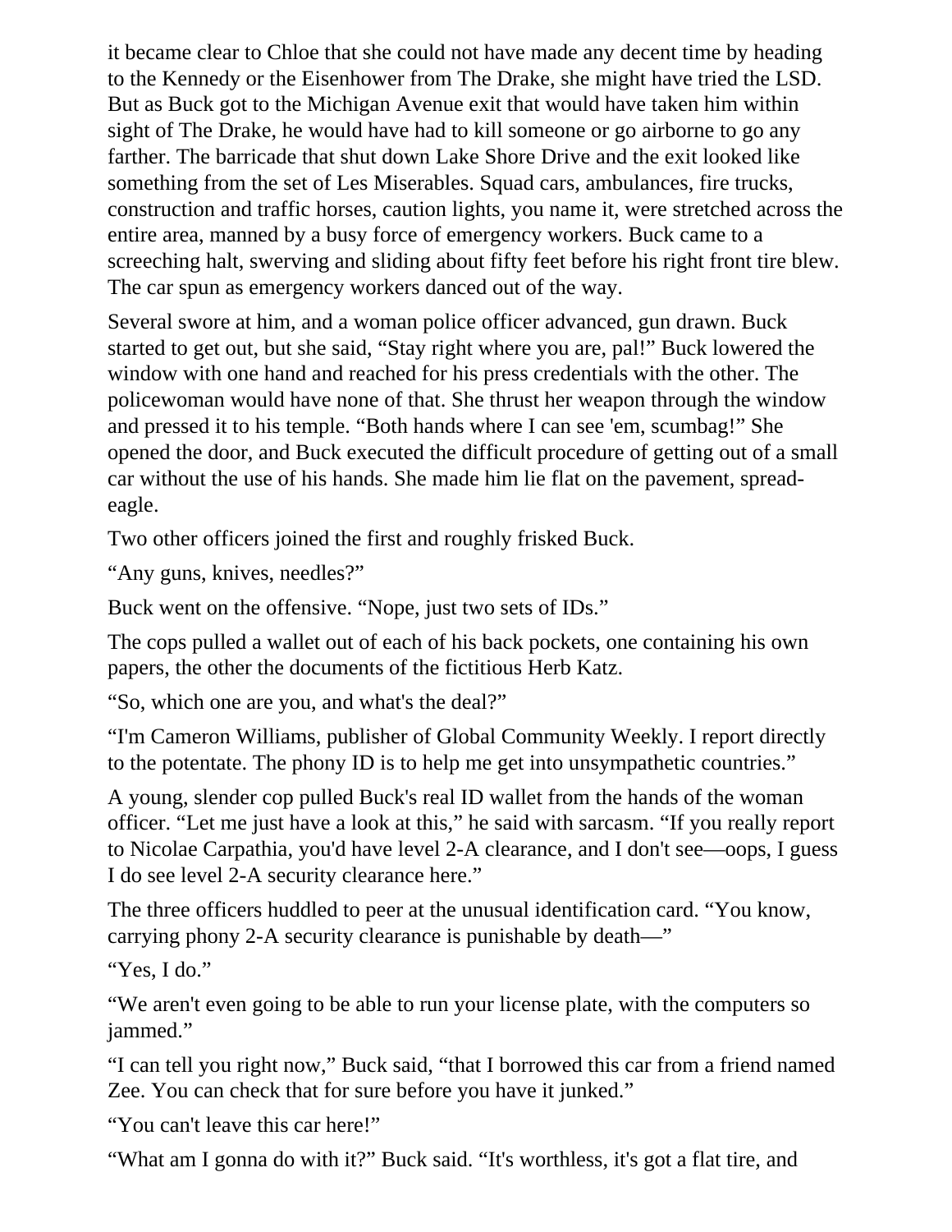it became clear to Chloe that she could not have made any decent time by heading to the Kennedy or the Eisenhower from The Drake, she might have tried the LSD. But as Buck got to the Michigan Avenue exit that would have taken him within sight of The Drake, he would have had to kill someone or go airborne to go any farther. The barricade that shut down Lake Shore Drive and the exit looked like something from the set of Les Miserables. Squad cars, ambulances, fire trucks, construction and traffic horses, caution lights, you name it, were stretched across the entire area, manned by a busy force of emergency workers. Buck came to a screeching halt, swerving and sliding about fifty feet before his right front tire blew. The car spun as emergency workers danced out of the way.

Several swore at him, and a woman police officer advanced, gun drawn. Buck started to get out, but she said, "Stay right where you are, pal!" Buck lowered the window with one hand and reached for his press credentials with the other. The policewoman would have none of that. She thrust her weapon through the window and pressed it to his temple. "Both hands where I can see 'em, scumbag!" She opened the door, and Buck executed the difficult procedure of getting out of a small car without the use of his hands. She made him lie flat on the pavement, spread-eagle.

Two other officers joined the first and roughly frisked Buck.

"Any guns, knives, needles?"

Buck went on the offensive. "Nope, just two sets of IDs."

The cops pulled a wallet out of each of his back pockets, one containing his own papers, the other the documents of the fictitious Herb Katz.

"So, which one are you, and what's the deal?"

"I'm Cameron Williams, publisher of Global Community Weekly. I report directly to the potentate. The phony ID is to help me get into unsympathetic countries."

A young, slender cop pulled Buck's real ID wallet from the hands of the woman officer. "Let me just have a look at this," he said with sarcasm. "If you really report to Nicolae Carpathia, you'd have level 2-A clearance, and I don't see—oops, I guess I do see level 2-A security clearance here."

The three officers huddled to peer at the unusual identification card. "You know, carrying phony 2-A security clearance is punishable by death—"

"Yes, I do."

"We aren't even going to be able to run your license plate, with the computers so jammed."

"I can tell you right now," Buck said, "that I borrowed this car from a friend named Zee. You can check that for sure before you have it junked."

"You can't leave this car here!"

"What am I gonna do with it?" Buck said. "It's worthless, it's got a flat tire, and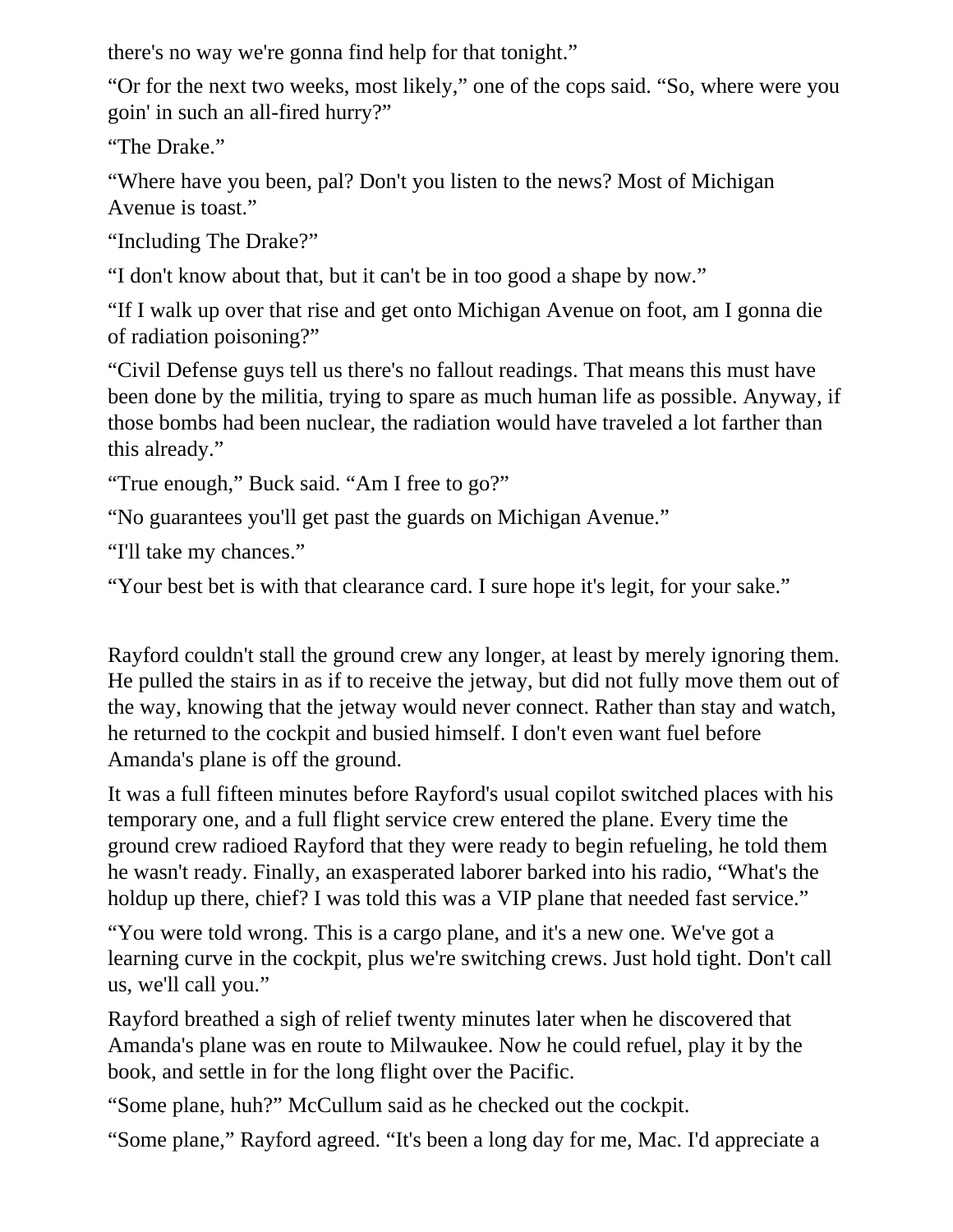there's no way we're gonna find help for that tonight."

"Or for the next two weeks, most likely," one of the cops said. "So, where were you goin' in such an all-fired hurry?"

"The Drake."

"Where have you been, pal? Don't you listen to the news? Most of Michigan Avenue is toast."

"Including The Drake?"

"I don't know about that, but it can't be in too good a shape by now."

"If I walk up over that rise and get onto Michigan Avenue on foot, am I gonna die of radiation poisoning?"

"Civil Defense guys tell us there's no fallout readings. That means this must have been done by the militia, trying to spare as much human life as possible. Anyway, if those bombs had been nuclear, the radiation would have traveled a lot farther than this already."

"True enough," Buck said. "Am I free to go?"

"No guarantees you'll get past the guards on Michigan Avenue."

"I'll take my chances."

"Your best bet is with that clearance card. I sure hope it's legit, for your sake."

Rayford couldn't stall the ground crew any longer, at least by merely ignoring them. He pulled the stairs in as if to receive the jetway, but did not fully move them out of the way, knowing that the jetway would never connect. Rather than stay and watch, he returned to the cockpit and busied himself. I don't even want fuel before Amanda's plane is off the ground.

It was a full fifteen minutes before Rayford's usual copilot switched places with his temporary one, and a full flight service crew entered the plane. Every time the ground crew radioed Rayford that they were ready to begin refueling, he told them he wasn't ready. Finally, an exasperated laborer barked into his radio, "What's the holdup up there, chief? I was told this was a VIP plane that needed fast service."

"You were told wrong. This is a cargo plane, and it's a new one. We've got a learning curve in the cockpit, plus we're switching crews. Just hold tight. Don't call us, we'll call you."

Rayford breathed a sigh of relief twenty minutes later when he discovered that Amanda's plane was en route to Milwaukee. Now he could refuel, play it by the book, and settle in for the long flight over the Pacific.

"Some plane, huh?" McCullum said as he checked out the cockpit.

"Some plane," Rayford agreed. "It's been a long day for me, Mac. I'd appreciate a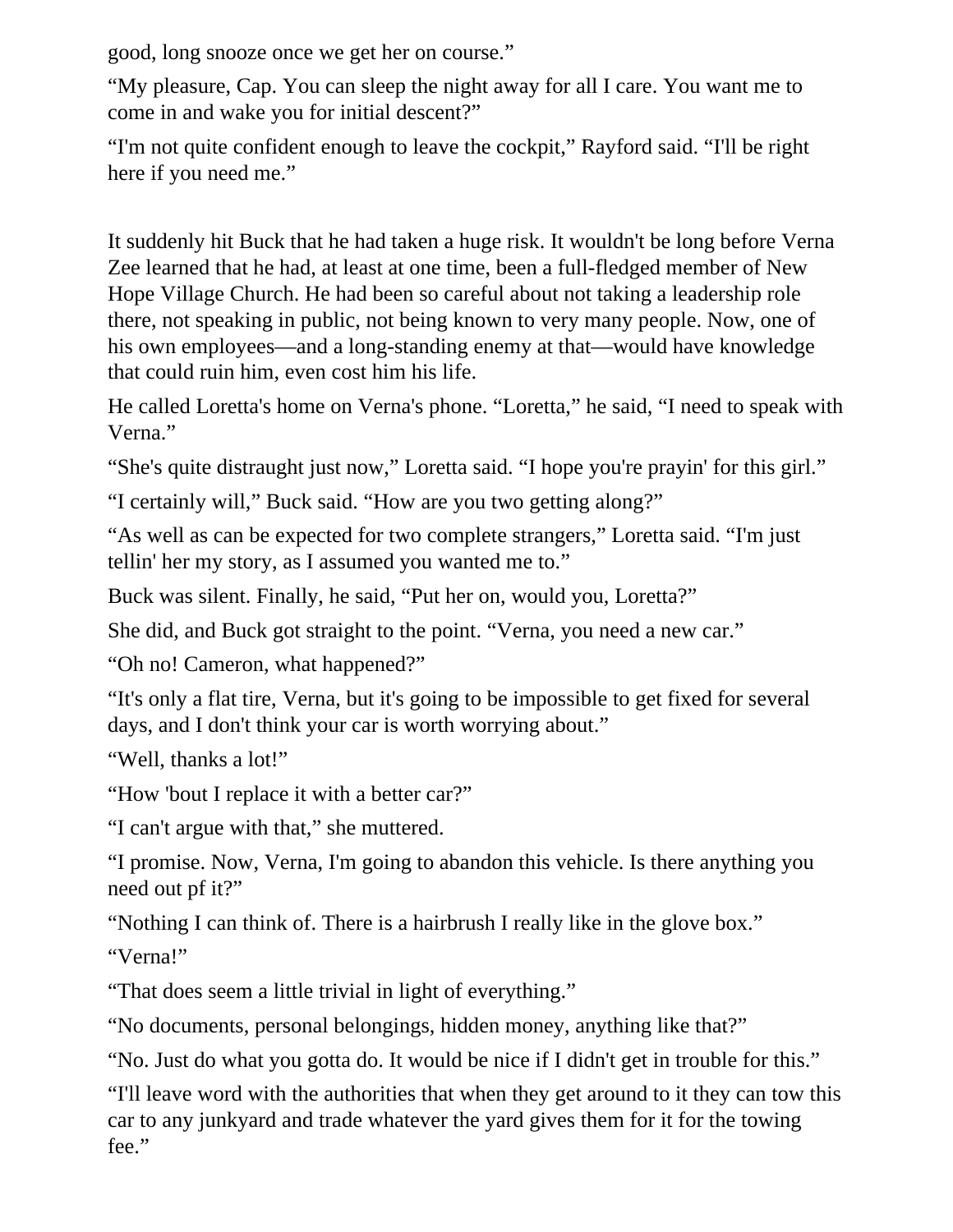good, long snooze once we get her on course."

"My pleasure, Cap. You can sleep the night away for all I care. You want me to come in and wake you for initial descent?"

"I'm not quite confident enough to leave the cockpit," Rayford said. "I'll be right here if you need me."

It suddenly hit Buck that he had taken a huge risk. It wouldn't be long before Verna Zee learned that he had, at least at one time, been a full-fledged member of New Hope Village Church. He had been so careful about not taking a leadership role there, not speaking in public, not being known to very many people. Now, one of his own employees—and a long-standing enemy at that—would have knowledge that could ruin him, even cost him his life.

He called Loretta's home on Verna's phone. "Loretta," he said, "I need to speak with Verna."

"She's quite distraught just now," Loretta said. "I hope you're prayin' for this girl."

"I certainly will," Buck said. "How are you two getting along?"

"As well as can be expected for two complete strangers," Loretta said. "I'm just tellin' her my story, as I assumed you wanted me to."

Buck was silent. Finally, he said, "Put her on, would you, Loretta?"

She did, and Buck got straight to the point. "Verna, you need a new car."

"Oh no! Cameron, what happened?"

"It's only a flat tire, Verna, but it's going to be impossible to get fixed for several days, and I don't think your car is worth worrying about."

"Well, thanks a lot!"

"How 'bout I replace it with a better car?"

"I can't argue with that," she muttered.

"I promise. Now, Verna, I'm going to abandon this vehicle. Is there anything you need out pf it?"

"Nothing I can think of. There is a hairbrush I really like in the glove box."

"Verna!"

"That does seem a little trivial in light of everything."

"No documents, personal belongings, hidden money, anything like that?"

"No. Just do what you gotta do. It would be nice if I didn't get in trouble for this."

"I'll leave word with the authorities that when they get around to it they can tow this car to any junkyard and trade whatever the yard gives them for it for the towing fee."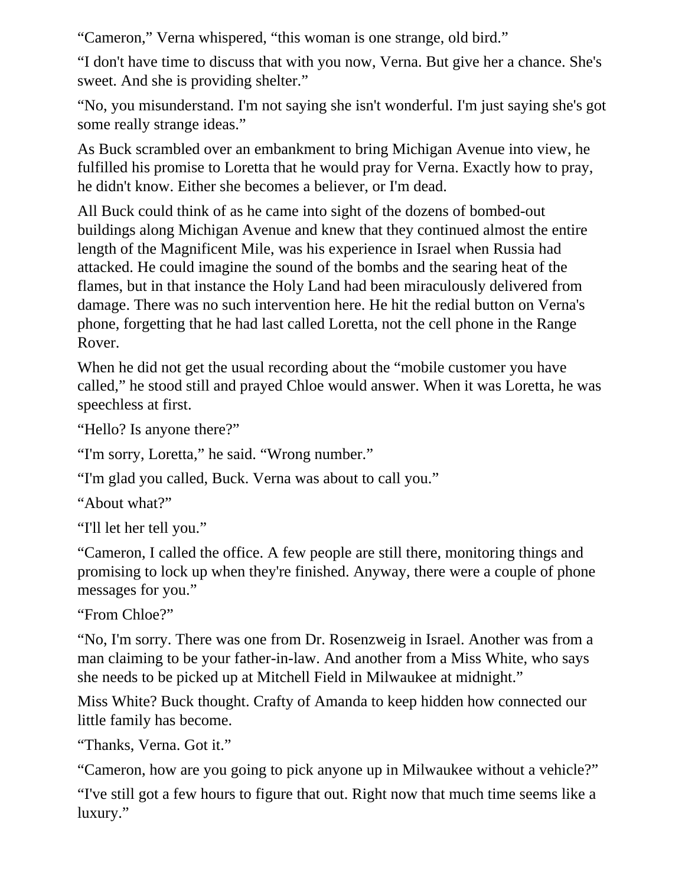“Cameron,” Verna whispered, “this woman is one strange, old bird.”

“I don't have time to discuss that with you now, Verna. But give her a chance. She's sweet. And she is providing shelter.”

“No, you misunderstand. I'm not saying she isn't wonderful. I'm just saying she's got some really strange ideas.”

As Buck scrambled over an embankment to bring Michigan Avenue into view, he fulfilled his promise to Loretta that he would pray for Verna. Exactly how to pray, he didn't know. Either she becomes a believer, or I'm dead.

All Buck could think of as he came into sight of the dozens of bombed-out buildings along Michigan Avenue and knew that they continued almost the entire length of the Magnificent Mile, was his experience in Israel when Russia had attacked. He could imagine the sound of the bombs and the searing heat of the flames, but in that instance the Holy Land had been miraculously delivered from damage. There was no such intervention here. He hit the redial button on Verna's phone, forgetting that he had last called Loretta, not the cell phone in the Range Rover.

When he did not get the usual recording about the “mobile customer you have called,” he stood still and prayed Chloe would answer. When it was Loretta, he was speechless at first.

“Hello? Is anyone there?”

“I'm sorry, Loretta,” he said. “Wrong number.”

“I'm glad you called, Buck. Verna was about to call you.”

“About what?”

“I'll let her tell you.”

“Cameron, I called the office. A few people are still there, monitoring things and promising to lock up when they're finished. Anyway, there were a couple of phone messages for you.”

“From Chloe?”

“No, I'm sorry. There was one from Dr. Rosenzweig in Israel. Another was from a man claiming to be your father-in-law. And another from a Miss White, who says she needs to be picked up at Mitchell Field in Milwaukee at midnight.”

Miss White? Buck thought. Crafty of Amanda to keep hidden how connected our little family has become.

“Thanks, Verna. Got it.”

“Cameron, how are you going to pick anyone up in Milwaukee without a vehicle?”

“I've still got a few hours to figure that out. Right now that much time seems like a luxury.”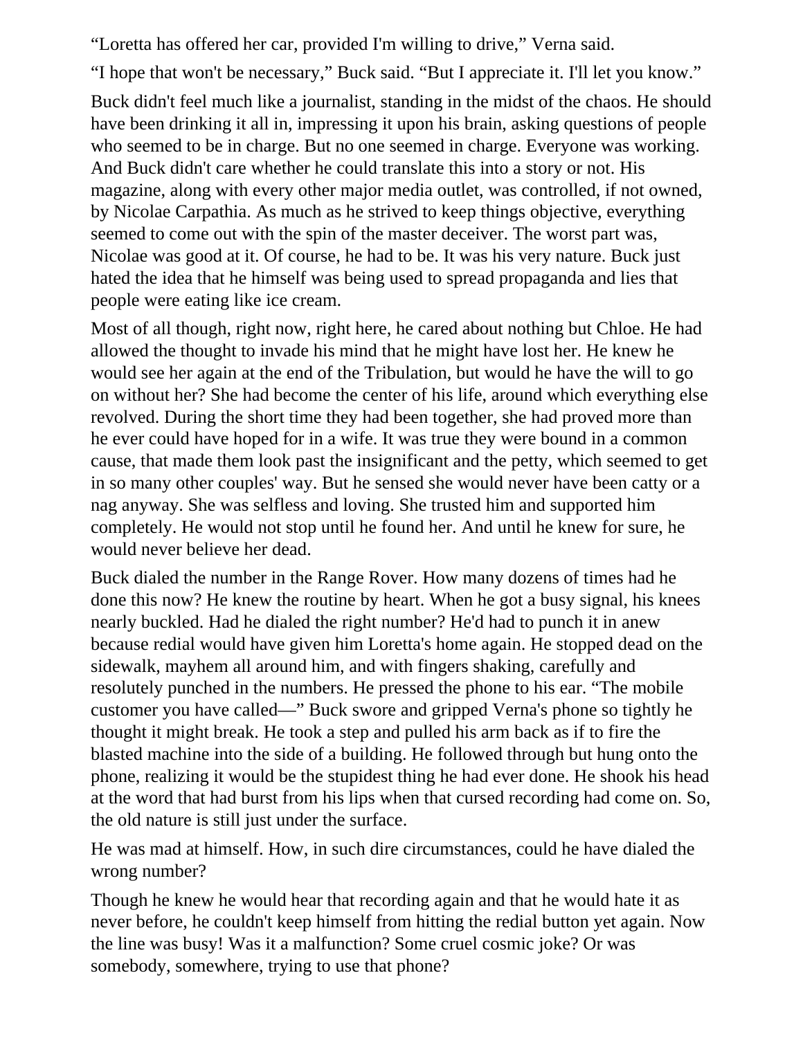“Loretta has offered her car, provided I'm willing to drive,” Verna said.

“I hope that won't be necessary,” Buck said. “But I appreciate it. I'll let you know.”

Buck didn't feel much like a journalist, standing in the midst of the chaos. He should have been drinking it all in, impressing it upon his brain, asking questions of people who seemed to be in charge. But no one seemed in charge. Everyone was working. And Buck didn't care whether he could translate this into a story or not. His magazine, along with every other major media outlet, was controlled, if not owned, by Nicolae Carpathia. As much as he strived to keep things objective, everything seemed to come out with the spin of the master deceiver. The worst part was, Nicolae was good at it. Of course, he had to be. It was his very nature. Buck just hated the idea that he himself was being used to spread propaganda and lies that people were eating like ice cream.

Most of all though, right now, right here, he cared about nothing but Chloe. He had allowed the thought to invade his mind that he might have lost her. He knew he would see her again at the end of the Tribulation, but would he have the will to go on without her? She had become the center of his life, around which everything else revolved. During the short time they had been together, she had proved more than he ever could have hoped for in a wife. It was true they were bound in a common cause, that made them look past the insignificant and the petty, which seemed to get in so many other couples' way. But he sensed she would never have been catty or a nag anyway. She was selfless and loving. She trusted him and supported him completely. He would not stop until he found her. And until he knew for sure, he would never believe her dead.

Buck dialed the number in the Range Rover. How many dozens of times had he done this now? He knew the routine by heart. When he got a busy signal, his knees nearly buckled. Had he dialed the right number? He'd had to punch it in anew because redial would have given him Loretta's home again. He stopped dead on the sidewalk, mayhem all around him, and with fingers shaking, carefully and resolutely punched in the numbers. He pressed the phone to his ear. “The mobile customer you have called—” Buck swore and gripped Verna's phone so tightly he thought it might break. He took a step and pulled his arm back as if to fire the blasted machine into the side of a building. He followed through but hung onto the phone, realizing it would be the stupidest thing he had ever done. He shook his head at the word that had burst from his lips when that cursed recording had come on. So, the old nature is still just under the surface.

He was mad at himself. How, in such dire circumstances, could he have dialed the wrong number?

Though he knew he would hear that recording again and that he would hate it as never before, he couldn't keep himself from hitting the redial button yet again. Now the line was busy! Was it a malfunction? Some cruel cosmic joke? Or was somebody, somewhere, trying to use that phone?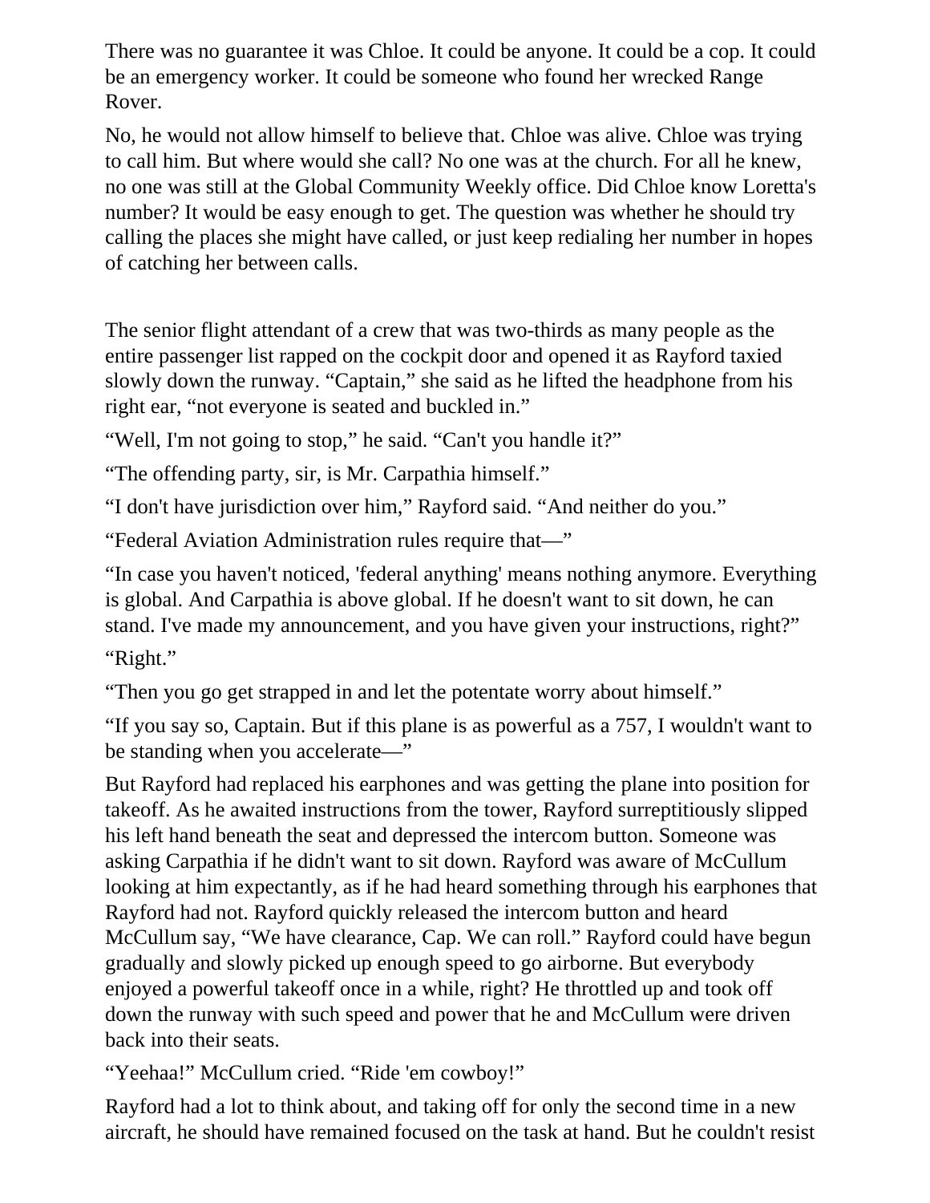There was no guarantee it was Chloe. It could be anyone. It could be a cop. It could be an emergency worker. It could be someone who found her wrecked Range Rover.

No, he would not allow himself to believe that. Chloe was alive. Chloe was trying to call him. But where would she call? No one was at the church. For all he knew, no one was still at the Global Community Weekly office. Did Chloe know Loretta's number? It would be easy enough to get. The question was whether he should try calling the places she might have called, or just keep redialing her number in hopes of catching her between calls.

The senior flight attendant of a crew that was two-thirds as many people as the entire passenger list rapped on the cockpit door and opened it as Rayford taxied slowly down the runway. “Captain,” she said as he lifted the headphone from his right ear, “not everyone is seated and buckled in.”

“Well, I'm not going to stop,” he said. “Can't you handle it?”

“The offending party, sir, is Mr. Carpathia himself.”

“I don't have jurisdiction over him,” Rayford said. “And neither do you.”

“Federal Aviation Administration rules require that—”

“In case you haven't noticed, 'federal anything' means nothing anymore. Everything is global. And Carpathia is above global. If he doesn't want to sit down, he can stand. I've made my announcement, and you have given your instructions, right?”

“Right.”

“Then you go get strapped in and let the potentate worry about himself.”

“If you say so, Captain. But if this plane is as powerful as a 757, I wouldn't want to be standing when you accelerate—”

But Rayford had replaced his earphones and was getting the plane into position for takeoff. As he awaited instructions from the tower, Rayford surreptitiously slipped his left hand beneath the seat and depressed the intercom button. Someone was asking Carpathia if he didn't want to sit down. Rayford was aware of McCullum looking at him expectantly, as if he had heard something through his earphones that Rayford had not. Rayford quickly released the intercom button and heard McCullum say, “We have clearance, Cap. We can roll.” Rayford could have begun gradually and slowly picked up enough speed to go airborne. But everybody enjoyed a powerful takeoff once in a while, right? He throttled up and took off down the runway with such speed and power that he and McCullum were driven back into their seats.

“Yeehaa!” McCullum cried. “Ride 'em cowboy!”

Rayford had a lot to think about, and taking off for only the second time in a new aircraft, he should have remained focused on the task at hand. But he couldn't resist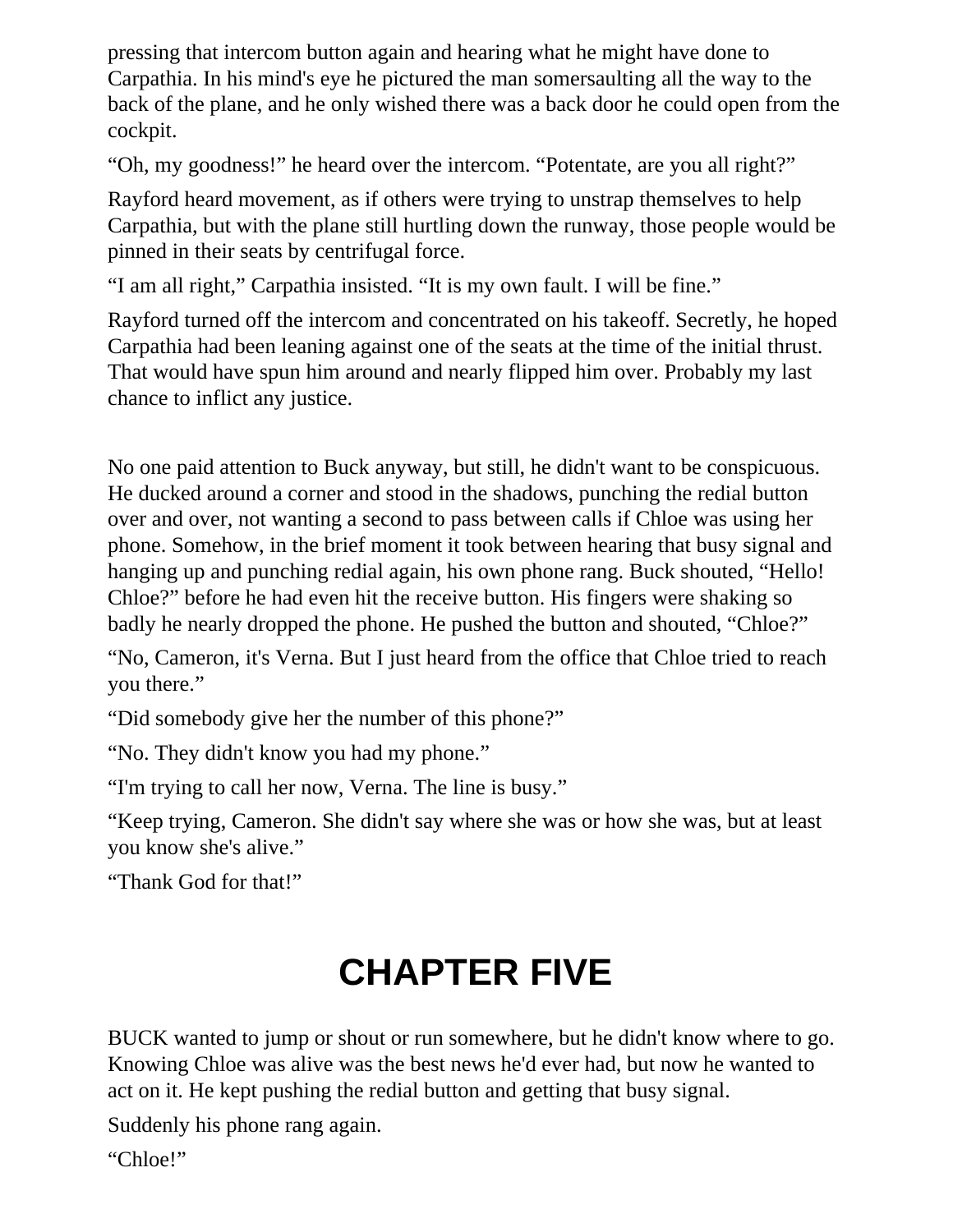pressing that intercom button again and hearing what he might have done to Carpathia. In his mind's eye he pictured the man somersaulting all the way to the back of the plane, and he only wished there was a back door he could open from the cockpit.

"Oh, my goodness!" he heard over the intercom. "Potentate, are you all right?"

Rayford heard movement, as if others were trying to unstrap themselves to help Carpathia, but with the plane still hurtling down the runway, those people would be pinned in their seats by centrifugal force.

"I am all right," Carpathia insisted. "It is my own fault. I will be fine."

Rayford turned off the intercom and concentrated on his takeoff. Secretly, he hoped Carpathia had been leaning against one of the seats at the time of the initial thrust. That would have spun him around and nearly flipped him over. Probably my last chance to inflict any justice.

No one paid attention to Buck anyway, but still, he didn't want to be conspicuous. He ducked around a corner and stood in the shadows, punching the redial button over and over, not wanting a second to pass between calls if Chloe was using her phone. Somehow, in the brief moment it took between hearing that busy signal and hanging up and punching redial again, his own phone rang. Buck shouted, "Hello! Chloe?" before he had even hit the receive button. His fingers were shaking so badly he nearly dropped the phone. He pushed the button and shouted, "Chloe?"

"No, Cameron, it's Verna. But I just heard from the office that Chloe tried to reach you there."

"Did somebody give her the number of this phone?"

"No. They didn't know you had my phone."

"I'm trying to call her now, Verna. The line is busy."

"Keep trying, Cameron. She didn't say where she was or how she was, but at least you know she's alive."

"Thank God for that!"

# CHAPTER FIVE

BUCK wanted to jump or shout or run somewhere, but he didn't know where to go. Knowing Chloe was alive was the best news he'd ever had, but now he wanted to act on it. He kept pushing the redial button and getting that busy signal.

Suddenly his phone rang again.

"Chloe!"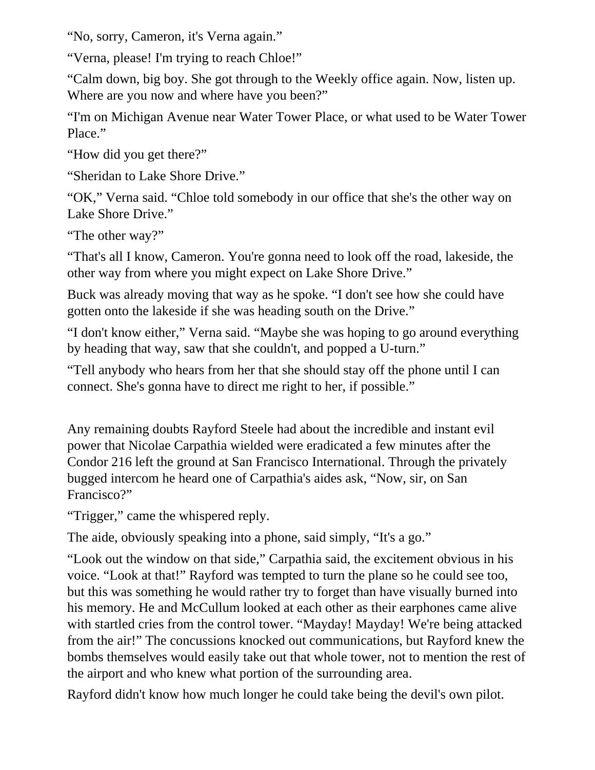"No, sorry, Cameron, it's Verna again."

"Verna, please! I'm trying to reach Chloe!"

"Calm down, big boy. She got through to the Weekly office again. Now, listen up. Where are you now and where have you been?"

"I'm on Michigan Avenue near Water Tower Place, or what used to be Water Tower Place."

"How did you get there?"

"Sheridan to Lake Shore Drive."

"OK," Verna said. "Chloe told somebody in our office that she's the other way on Lake Shore Drive."

"The other way?"

"That's all I know, Cameron. You're gonna need to look off the road, lakeside, the other way from where you might expect on Lake Shore Drive."

Buck was already moving that way as he spoke. "I don't see how she could have gotten onto the lakeside if she was heading south on the Drive."

"I don't know either," Verna said. "Maybe she was hoping to go around everything by heading that way, saw that she couldn't, and popped a U-turn."

"Tell anybody who hears from her that she should stay off the phone until I can connect. She's gonna have to direct me right to her, if possible."

Any remaining doubts Rayford Steele had about the incredible and instant evil power that Nicolae Carpathia wielded were eradicated a few minutes after the Condor 216 left the ground at San Francisco International. Through the privately bugged intercom he heard one of Carpathia's aides ask, "Now, sir, on San Francisco?"

"Trigger," came the whispered reply.

The aide, obviously speaking into a phone, said simply, "It's a go."

"Look out the window on that side," Carpathia said, the excitement obvious in his voice. "Look at that!" Rayford was tempted to turn the plane so he could see too, but this was something he would rather try to forget than have visually burned into his memory. He and McCullum looked at each other as their earphones came alive with startled cries from the control tower. "Mayday! Mayday! We're being attacked from the air!" The concussions knocked out communications, but Rayford knew the bombs themselves would easily take out that whole tower, not to mention the rest of the airport and who knew what portion of the surrounding area.

Rayford didn't know how much longer he could take being the devil's own pilot.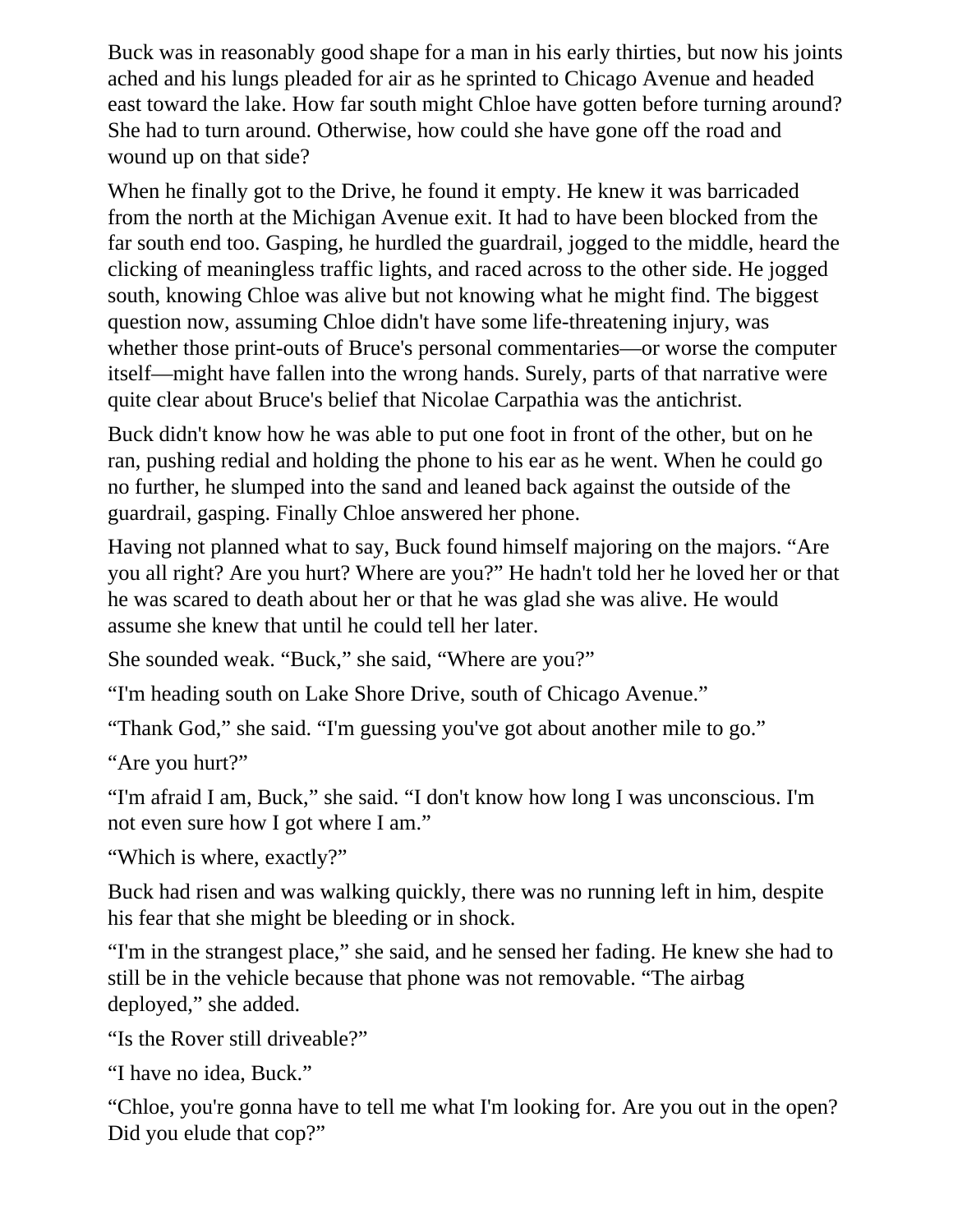Buck was in reasonably good shape for a man in his early thirties, but now his joints ached and his lungs pleaded for air as he sprinted to Chicago Avenue and headed east toward the lake. How far south might Chloe have gotten before turning around? She had to turn around. Otherwise, how could she have gone off the road and wound up on that side?

When he finally got to the Drive, he found it empty. He knew it was barricaded from the north at the Michigan Avenue exit. It had to have been blocked from the far south end too. Gasping, he hurdled the guardrail, jogged to the middle, heard the clicking of meaningless traffic lights, and raced across to the other side. He jogged south, knowing Chloe was alive but not knowing what he might find. The biggest question now, assuming Chloe didn't have some life-threatening injury, was whether those print-outs of Bruce's personal commentaries—or worse the computer itself—might have fallen into the wrong hands. Surely, parts of that narrative were quite clear about Bruce's belief that Nicolae Carpathia was the antichrist.

Buck didn't know how he was able to put one foot in front of the other, but on he ran, pushing redial and holding the phone to his ear as he went. When he could go no further, he slumped into the sand and leaned back against the outside of the guardrail, gasping. Finally Chloe answered her phone.

Having not planned what to say, Buck found himself majoring on the majors. “Are you all right? Are you hurt? Where are you?” He hadn't told her he loved her or that he was scared to death about her or that he was glad she was alive. He would assume she knew that until he could tell her later.

She sounded weak. “Buck,” she said, “Where are you?”

“I'm heading south on Lake Shore Drive, south of Chicago Avenue.”

“Thank God,” she said. “I'm guessing you've got about another mile to go.”

“Are you hurt?”

“I'm afraid I am, Buck,” she said. “I don't know how long I was unconscious. I'm not even sure how I got where I am.”

“Which is where, exactly?”

Buck had risen and was walking quickly, there was no running left in him, despite his fear that she might be bleeding or in shock.

“I'm in the strangest place,” she said, and he sensed her fading. He knew she had to still be in the vehicle because that phone was not removable. “The airbag deployed,” she added.

“Is the Rover still driveable?”

“I have no idea, Buck.”

“Chloe, you're gonna have to tell me what I'm looking for. Are you out in the open? Did you elude that cop?”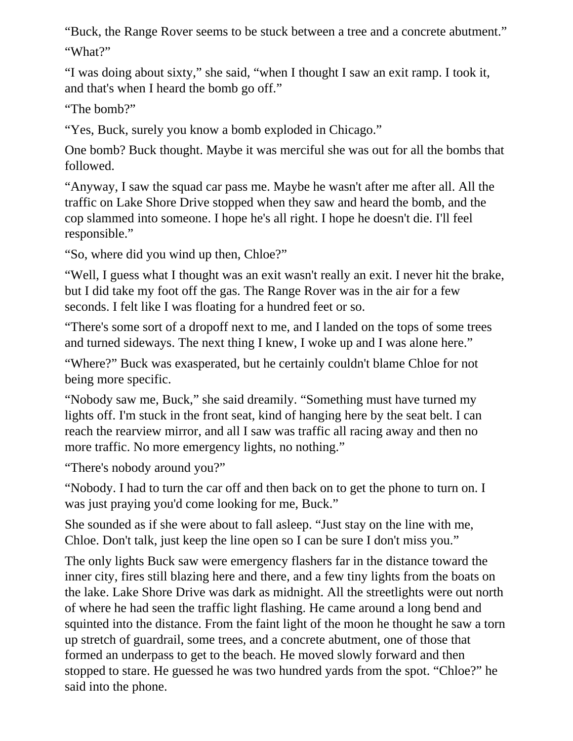“Buck, the Range Rover seems to be stuck between a tree and a concrete abutment.”

“What?”

“I was doing about sixty,” she said, “when I thought I saw an exit ramp. I took it, and that's when I heard the bomb go off.”

“The bomb?”

“Yes, Buck, surely you know a bomb exploded in Chicago.”

One bomb? Buck thought. Maybe it was merciful she was out for all the bombs that followed.

“Anyway, I saw the squad car pass me. Maybe he wasn't after me after all. All the traffic on Lake Shore Drive stopped when they saw and heard the bomb, and the cop slammed into someone. I hope he's all right. I hope he doesn't die. I'll feel responsible.”

“So, where did you wind up then, Chloe?”

“Well, I guess what I thought was an exit wasn't really an exit. I never hit the brake, but I did take my foot off the gas. The Range Rover was in the air for a few seconds. I felt like I was floating for a hundred feet or so.

“There's some sort of a dropoff next to me, and I landed on the tops of some trees and turned sideways. The next thing I knew, I woke up and I was alone here.”

“Where?” Buck was exasperated, but he certainly couldn't blame Chloe for not being more specific.

“Nobody saw me, Buck,” she said dreamily. “Something must have turned my lights off. I'm stuck in the front seat, kind of hanging here by the seat belt. I can reach the rearview mirror, and all I saw was traffic all racing away and then no more traffic. No more emergency lights, no nothing.”

“There's nobody around you?”

“Nobody. I had to turn the car off and then back on to get the phone to turn on. I was just praying you'd come looking for me, Buck.”

She sounded as if she were about to fall asleep. “Just stay on the line with me, Chloe. Don't talk, just keep the line open so I can be sure I don't miss you.”

The only lights Buck saw were emergency flashers far in the distance toward the inner city, fires still blazing here and there, and a few tiny lights from the boats on the lake. Lake Shore Drive was dark as midnight. All the streetlights were out north of where he had seen the traffic light flashing. He came around a long bend and squinted into the distance. From the faint light of the moon he thought he saw a torn up stretch of guardrail, some trees, and a concrete abutment, one of those that formed an underpass to get to the beach. He moved slowly forward and then stopped to stare. He guessed he was two hundred yards from the spot. “Chloe?” he said into the phone.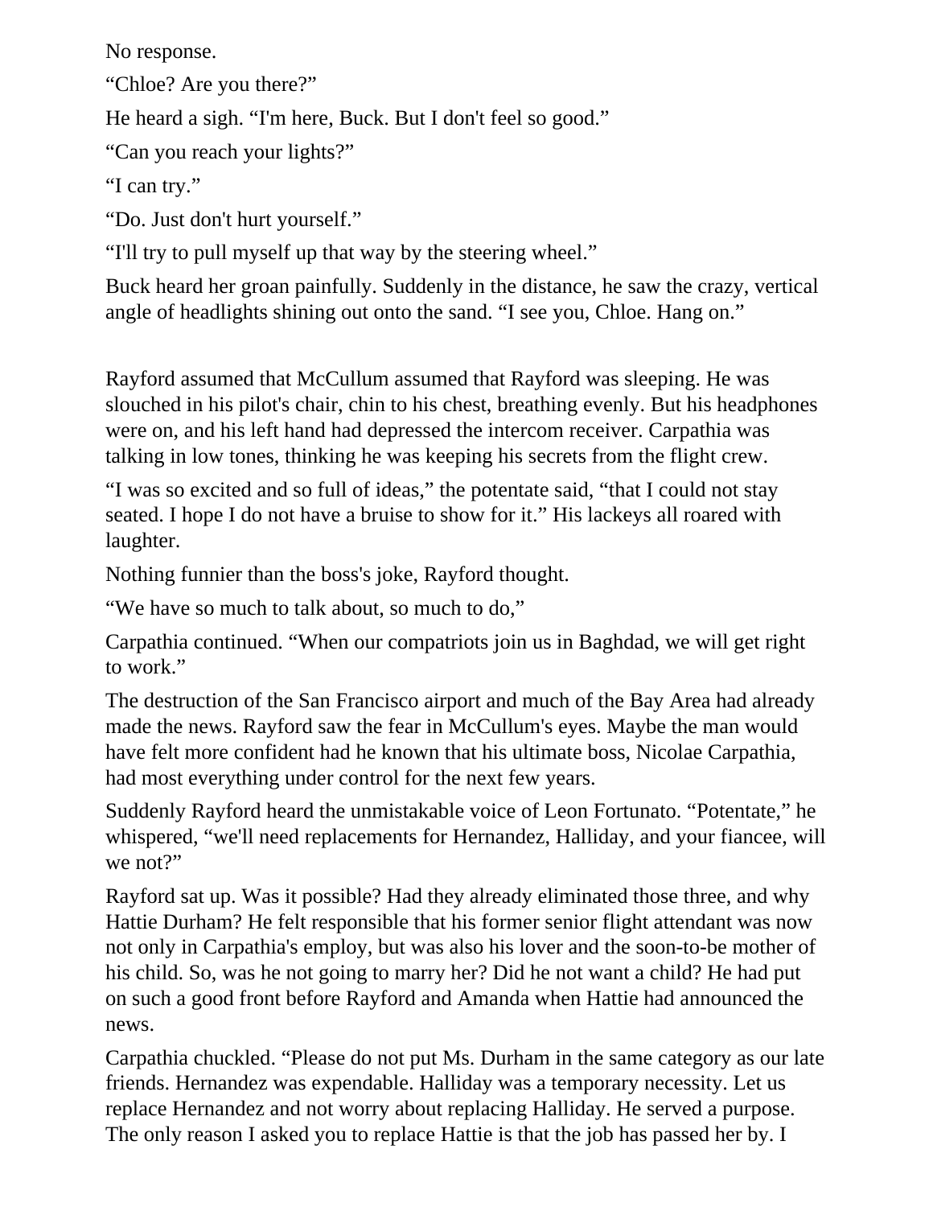No response.

"Chloe? Are you there?"

He heard a sigh. "I'm here, Buck. But I don't feel so good."

"Can you reach your lights?"

"I can try."

"Do. Just don't hurt yourself."

"I'll try to pull myself up that way by the steering wheel."

Buck heard her groan painfully. Suddenly in the distance, he saw the crazy, vertical angle of headlights shining out onto the sand. "I see you, Chloe. Hang on."

Rayford assumed that McCullum assumed that Rayford was sleeping. He was slouched in his pilot's chair, chin to his chest, breathing evenly. But his headphones were on, and his left hand had depressed the intercom receiver. Carpathia was talking in low tones, thinking he was keeping his secrets from the flight crew.

"I was so excited and so full of ideas," the potentate said, "that I could not stay seated. I hope I do not have a bruise to show for it." His lackeys all roared with laughter.

Nothing funnier than the boss's joke, Rayford thought.

"We have so much to talk about, so much to do,"

Carpathia continued. "When our compatriots join us in Baghdad, we will get right to work."

The destruction of the San Francisco airport and much of the Bay Area had already made the news. Rayford saw the fear in McCullum's eyes. Maybe the man would have felt more confident had he known that his ultimate boss, Nicolae Carpathia, had most everything under control for the next few years.

Suddenly Rayford heard the unmistakable voice of Leon Fortunato. "Potentate," he whispered, "we'll need replacements for Hernandez, Halliday, and your fiancee, will we not?"

Rayford sat up. Was it possible? Had they already eliminated those three, and why Hattie Durham? He felt responsible that his former senior flight attendant was now not only in Carpathia's employ, but was also his lover and the soon-to-be mother of his child. So, was he not going to marry her? Did he not want a child? He had put on such a good front before Rayford and Amanda when Hattie had announced the news.

Carpathia chuckled. "Please do not put Ms. Durham in the same category as our late friends. Hernandez was expendable. Halliday was a temporary necessity. Let us replace Hernandez and not worry about replacing Halliday. He served a purpose. The only reason I asked you to replace Hattie is that the job has passed her by. I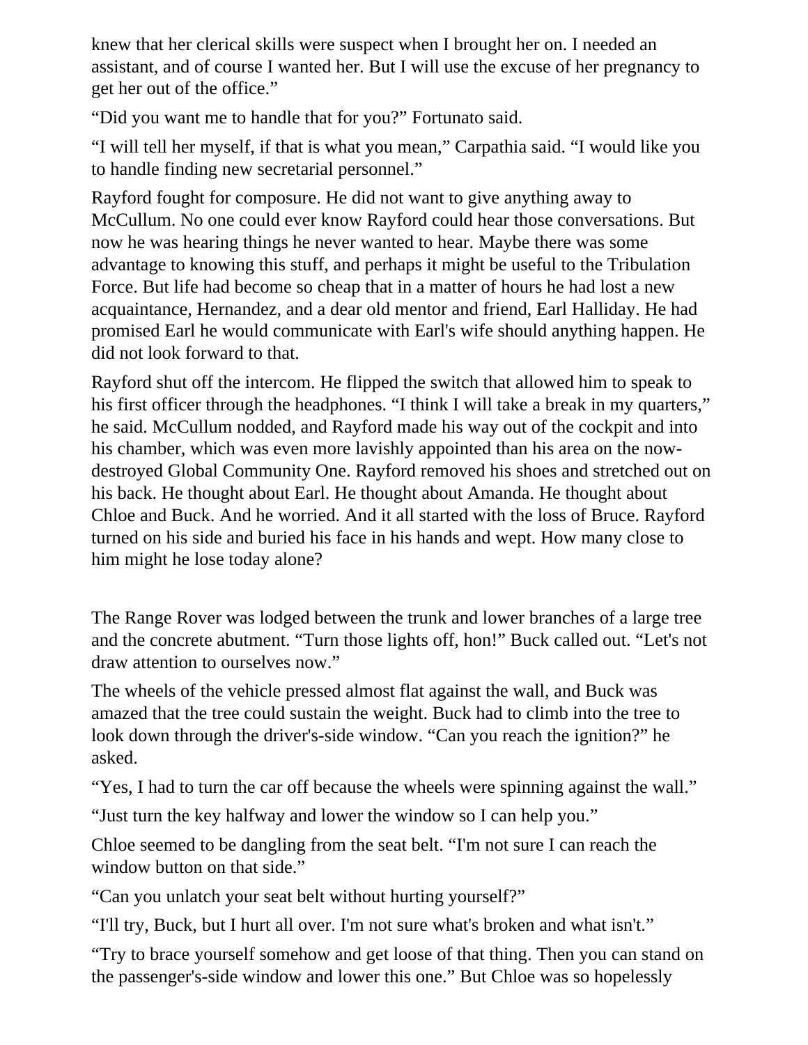knew that her clerical skills were suspect when I brought her on. I needed an assistant, and of course I wanted her. But I will use the excuse of her pregnancy to get her out of the office."

"Did you want me to handle that for you?" Fortunato said.

"I will tell her myself, if that is what you mean," Carpathia said. "I would like you to handle finding new secretarial personnel."

Rayford fought for composure. He did not want to give anything away to McCullum. No one could ever know Rayford could hear those conversations. But now he was hearing things he never wanted to hear. Maybe there was some advantage to knowing this stuff, and perhaps it might be useful to the Tribulation Force. But life had become so cheap that in a matter of hours he had lost a new acquaintance, Hernandez, and a dear old mentor and friend, Earl Halliday. He had promised Earl he would communicate with Earl's wife should anything happen. He did not look forward to that.

Rayford shut off the intercom. He flipped the switch that allowed him to speak to his first officer through the headphones. "I think I will take a break in my quarters," he said. McCullum nodded, and Rayford made his way out of the cockpit and into his chamber, which was even more lavishly appointed than his area on the now-destroyed Global Community One. Rayford removed his shoes and stretched out on his back. He thought about Earl. He thought about Amanda. He thought about Chloe and Buck. And he worried. And it all started with the loss of Bruce. Rayford turned on his side and buried his face in his hands and wept. How many close to him might he lose today alone?

The Range Rover was lodged between the trunk and lower branches of a large tree and the concrete abutment. "Turn those lights off, hon!" Buck called out. "Let's not draw attention to ourselves now."

The wheels of the vehicle pressed almost flat against the wall, and Buck was amazed that the tree could sustain the weight. Buck had to climb into the tree to look down through the driver's-side window. "Can you reach the ignition?" he asked.

"Yes, I had to turn the car off because the wheels were spinning against the wall."

"Just turn the key halfway and lower the window so I can help you."

Chloe seemed to be dangling from the seat belt. "I'm not sure I can reach the window button on that side."

"Can you unlatch your seat belt without hurting yourself?"

"I'll try, Buck, but I hurt all over. I'm not sure what's broken and what isn't."

"Try to brace yourself somehow and get loose of that thing. Then you can stand on the passenger's-side window and lower this one." But Chloe was so hopelessly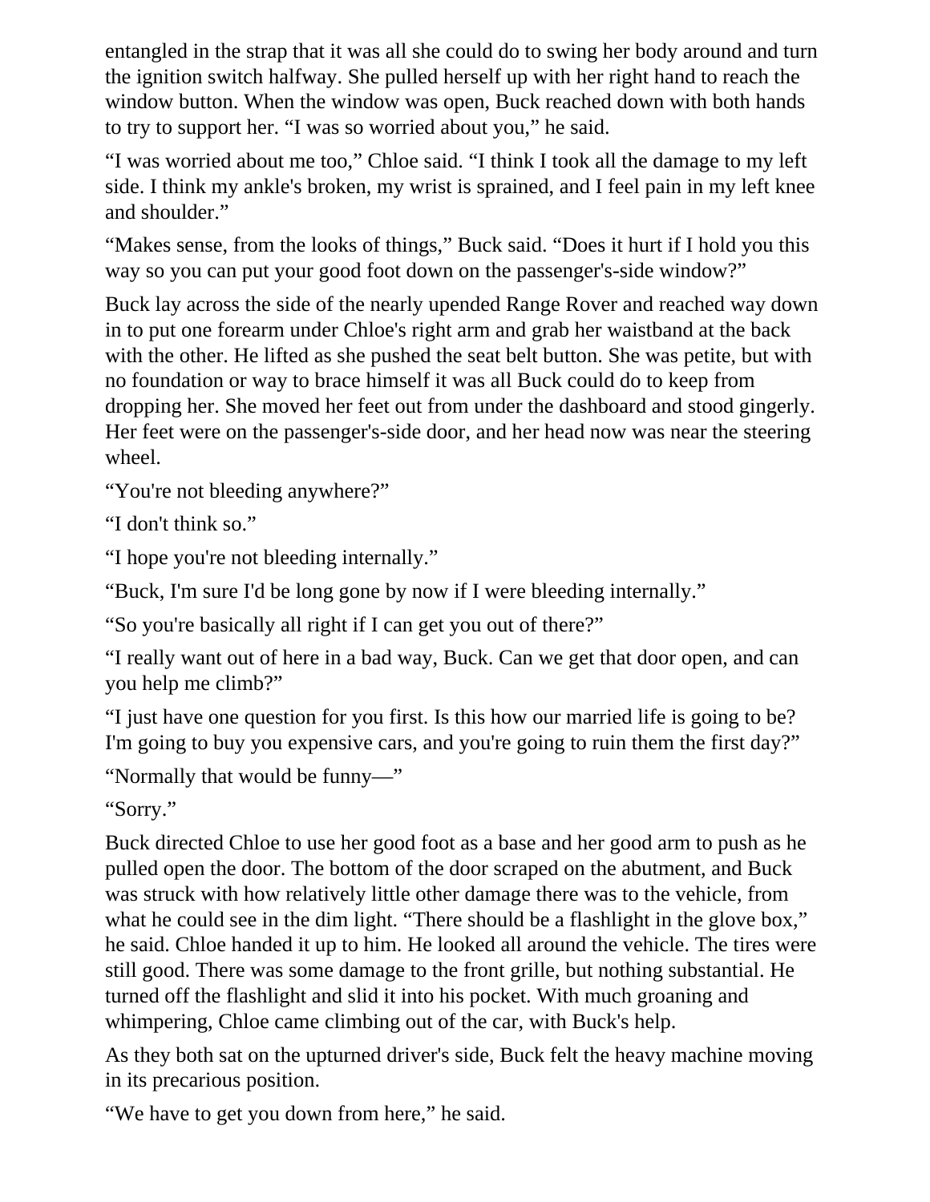entangled in the strap that it was all she could do to swing her body around and turn the ignition switch halfway. She pulled herself up with her right hand to reach the window button. When the window was open, Buck reached down with both hands to try to support her. “I was so worried about you,” he said.

“I was worried about me too,” Chloe said. “I think I took all the damage to my left side. I think my ankle's broken, my wrist is sprained, and I feel pain in my left knee and shoulder.”

“Makes sense, from the looks of things,” Buck said. “Does it hurt if I hold you this way so you can put your good foot down on the passenger's-side window?”

Buck lay across the side of the nearly upended Range Rover and reached way down in to put one forearm under Chloe's right arm and grab her waistband at the back with the other. He lifted as she pushed the seat belt button. She was petite, but with no foundation or way to brace himself it was all Buck could do to keep from dropping her. She moved her feet out from under the dashboard and stood gingerly. Her feet were on the passenger's-side door, and her head now was near the steering wheel.

“You're not bleeding anywhere?”

“I don't think so.”

“I hope you're not bleeding internally.”

“Buck, I'm sure I'd be long gone by now if I were bleeding internally.”

“So you're basically all right if I can get you out of there?”

“I really want out of here in a bad way, Buck. Can we get that door open, and can you help me climb?”

“I just have one question for you first. Is this how our married life is going to be? I'm going to buy you expensive cars, and you're going to ruin them the first day?”

“Normally that would be funny—”

“Sorry.”

Buck directed Chloe to use her good foot as a base and her good arm to push as he pulled open the door. The bottom of the door scraped on the abutment, and Buck was struck with how relatively little other damage there was to the vehicle, from what he could see in the dim light. “There should be a flashlight in the glove box,” he said. Chloe handed it up to him. He looked all around the vehicle. The tires were still good. There was some damage to the front grille, but nothing substantial. He turned off the flashlight and slid it into his pocket. With much groaning and whimpering, Chloe came climbing out of the car, with Buck's help.

As they both sat on the upturned driver's side, Buck felt the heavy machine moving in its precarious position.

“We have to get you down from here,” he said.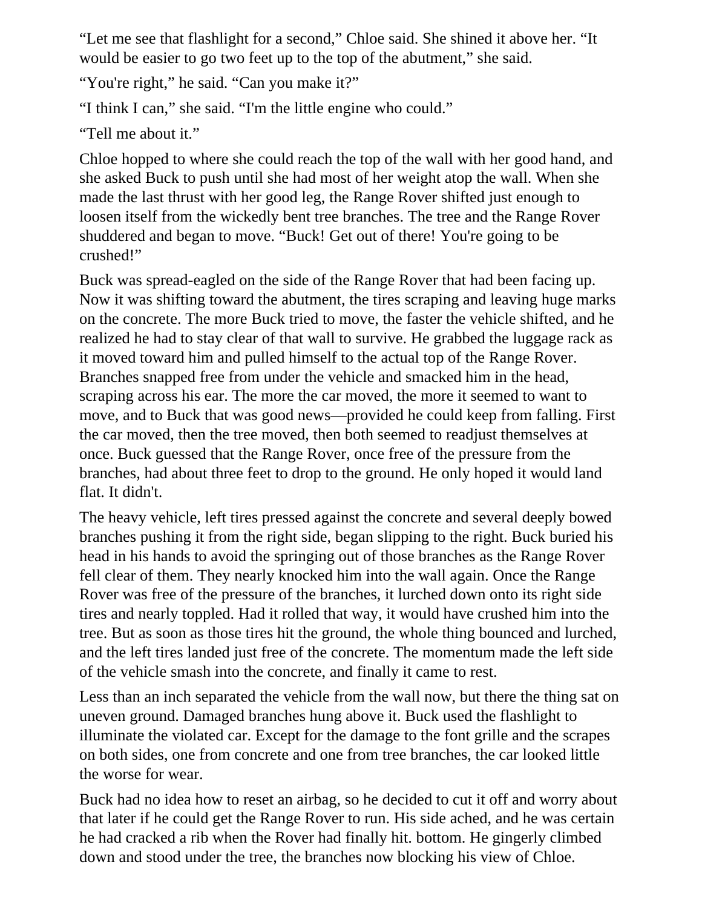“Let me see that flashlight for a second,” Chloe said. She shined it above her. “It would be easier to go two feet up to the top of the abutment,” she said.

“You're right,” he said. “Can you make it?”

“I think I can,” she said. “I'm the little engine who could.”

“Tell me about it.”

Chloe hopped to where she could reach the top of the wall with her good hand, and she asked Buck to push until she had most of her weight atop the wall. When she made the last thrust with her good leg, the Range Rover shifted just enough to loosen itself from the wickedly bent tree branches. The tree and the Range Rover shuddered and began to move. “Buck! Get out of there! You're going to be crushed!”

Buck was spread-eagled on the side of the Range Rover that had been facing up. Now it was shifting toward the abutment, the tires scraping and leaving huge marks on the concrete. The more Buck tried to move, the faster the vehicle shifted, and he realized he had to stay clear of that wall to survive. He grabbed the luggage rack as it moved toward him and pulled himself to the actual top of the Range Rover. Branches snapped free from under the vehicle and smacked him in the head, scraping across his ear. The more the car moved, the more it seemed to want to move, and to Buck that was good news—provided he could keep from falling. First the car moved, then the tree moved, then both seemed to readjust themselves at once. Buck guessed that the Range Rover, once free of the pressure from the branches, had about three feet to drop to the ground. He only hoped it would land flat. It didn't.

The heavy vehicle, left tires pressed against the concrete and several deeply bowed branches pushing it from the right side, began slipping to the right. Buck buried his head in his hands to avoid the springing out of those branches as the Range Rover fell clear of them. They nearly knocked him into the wall again. Once the Range Rover was free of the pressure of the branches, it lurched down onto its right side tires and nearly toppled. Had it rolled that way, it would have crushed him into the tree. But as soon as those tires hit the ground, the whole thing bounced and lurched, and the left tires landed just free of the concrete. The momentum made the left side of the vehicle smash into the concrete, and finally it came to rest.

Less than an inch separated the vehicle from the wall now, but there the thing sat on uneven ground. Damaged branches hung above it. Buck used the flashlight to illuminate the violated car. Except for the damage to the font grille and the scrapes on both sides, one from concrete and one from tree branches, the car looked little the worse for wear.

Buck had no idea how to reset an airbag, so he decided to cut it off and worry about that later if he could get the Range Rover to run. His side ached, and he was certain he had cracked a rib when the Rover had finally hit. bottom. He gingerly climbed down and stood under the tree, the branches now blocking his view of Chloe.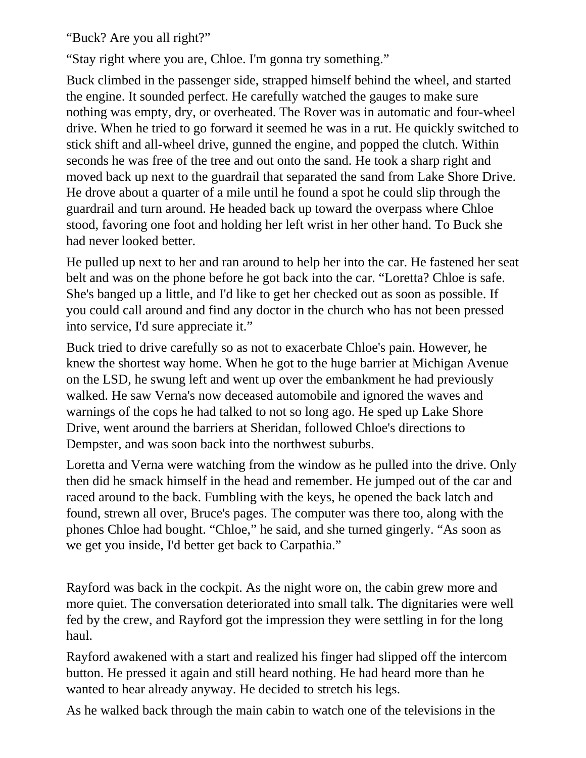"Buck? Are you all right?"

"Stay right where you are, Chloe. I'm gonna try something."

Buck climbed in the passenger side, strapped himself behind the wheel, and started the engine. It sounded perfect. He carefully watched the gauges to make sure nothing was empty, dry, or overheated. The Rover was in automatic and four-wheel drive. When he tried to go forward it seemed he was in a rut. He quickly switched to stick shift and all-wheel drive, gunned the engine, and popped the clutch. Within seconds he was free of the tree and out onto the sand. He took a sharp right and moved back up next to the guardrail that separated the sand from Lake Shore Drive. He drove about a quarter of a mile until he found a spot he could slip through the guardrail and turn around. He headed back up toward the overpass where Chloe stood, favoring one foot and holding her left wrist in her other hand. To Buck she had never looked better.

He pulled up next to her and ran around to help her into the car. He fastened her seat belt and was on the phone before he got back into the car. "Loretta? Chloe is safe. She's banged up a little, and I'd like to get her checked out as soon as possible. If you could call around and find any doctor in the church who has not been pressed into service, I'd sure appreciate it."

Buck tried to drive carefully so as not to exacerbate Chloe's pain. However, he knew the shortest way home. When he got to the huge barrier at Michigan Avenue on the LSD, he swung left and went up over the embankment he had previously walked. He saw Verna's now deceased automobile and ignored the waves and warnings of the cops he had talked to not so long ago. He sped up Lake Shore Drive, went around the barriers at Sheridan, followed Chloe's directions to Dempster, and was soon back into the northwest suburbs.

Loretta and Verna were watching from the window as he pulled into the drive. Only then did he smack himself in the head and remember. He jumped out of the car and raced around to the back. Fumbling with the keys, he opened the back latch and found, strewn all over, Bruce's pages. The computer was there too, along with the phones Chloe had bought. "Chloe," he said, and she turned gingerly. "As soon as we get you inside, I'd better get back to Carpathia."

Rayford was back in the cockpit. As the night wore on, the cabin grew more and more quiet. The conversation deteriorated into small talk. The dignitaries were well fed by the crew, and Rayford got the impression they were settling in for the long haul.

Rayford awakened with a start and realized his finger had slipped off the intercom button. He pressed it again and still heard nothing. He had heard more than he wanted to hear already anyway. He decided to stretch his legs.

As he walked back through the main cabin to watch one of the televisions in the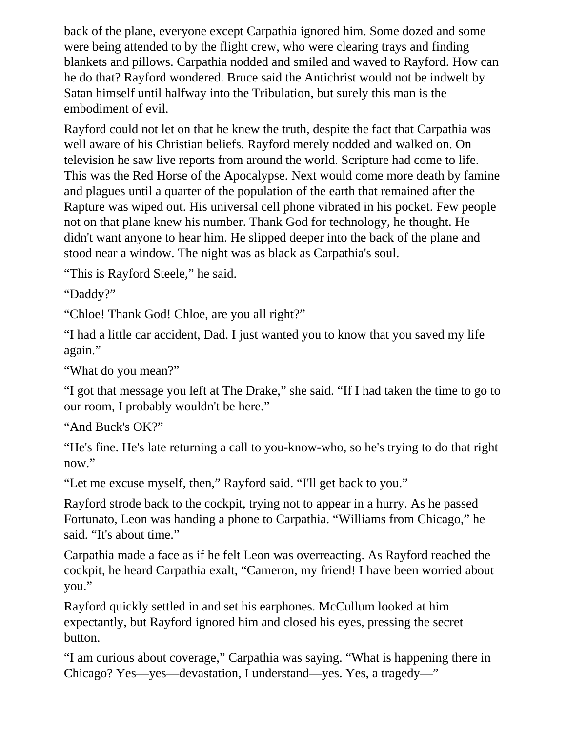back of the plane, everyone except Carpathia ignored him. Some dozed and some were being attended to by the flight crew, who were clearing trays and finding blankets and pillows. Carpathia nodded and smiled and waved to Rayford. How can he do that? Rayford wondered. Bruce said the Antichrist would not be indwelt by Satan himself until halfway into the Tribulation, but surely this man is the embodiment of evil.

Rayford could not let on that he knew the truth, despite the fact that Carpathia was well aware of his Christian beliefs. Rayford merely nodded and walked on. On television he saw live reports from around the world. Scripture had come to life. This was the Red Horse of the Apocalypse. Next would come more death by famine and plagues until a quarter of the population of the earth that remained after the Rapture was wiped out. His universal cell phone vibrated in his pocket. Few people not on that plane knew his number. Thank God for technology, he thought. He didn't want anyone to hear him. He slipped deeper into the back of the plane and stood near a window. The night was as black as Carpathia's soul.

“This is Rayford Steele,” he said.

“Daddy?”

“Chloe! Thank God! Chloe, are you all right?”

“I had a little car accident, Dad. I just wanted you to know that you saved my life again.”

“What do you mean?”

“I got that message you left at The Drake,” she said. “If I had taken the time to go to our room, I probably wouldn't be here.”

“And Buck's OK?”

“He's fine. He's late returning a call to you-know-who, so he's trying to do that right now.”

“Let me excuse myself, then,” Rayford said. “I'll get back to you.”

Rayford strode back to the cockpit, trying not to appear in a hurry. As he passed Fortunato, Leon was handing a phone to Carpathia. “Williams from Chicago,” he said. “It's about time.”

Carpathia made a face as if he felt Leon was overreacting. As Rayford reached the cockpit, he heard Carpathia exalt, “Cameron, my friend! I have been worried about you.”

Rayford quickly settled in and set his earphones. McCullum looked at him expectantly, but Rayford ignored him and closed his eyes, pressing the secret button.

“I am curious about coverage,” Carpathia was saying. “What is happening there in Chicago? Yes—yes—devastation, I understand—yes. Yes, a tragedy—”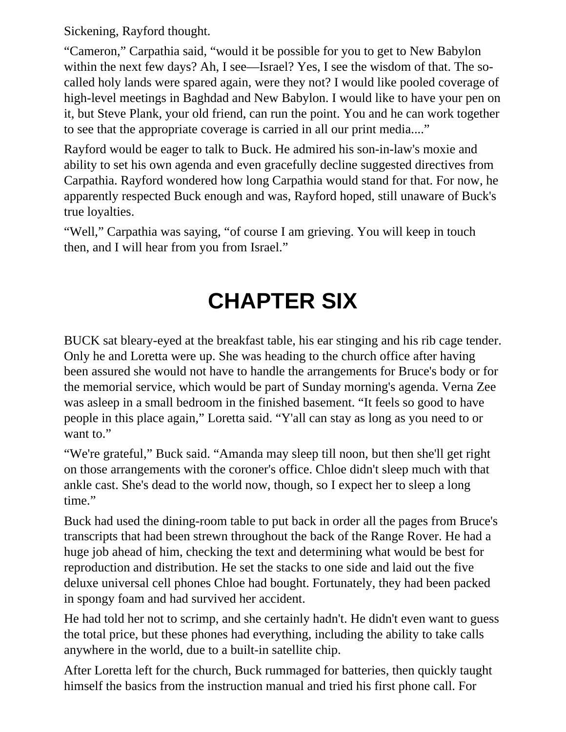Sickening, Rayford thought.

“Cameron,” Carpathia said, “would it be possible for you to get to New Babylon within the next few days? Ah, I see—Israel? Yes, I see the wisdom of that. The so-called holy lands were spared again, were they not? I would like pooled coverage of high-level meetings in Baghdad and New Babylon. I would like to have your pen on it, but Steve Plank, your old friend, can run the point. You and he can work together to see that the appropriate coverage is carried in all our print media....”

Rayford would be eager to talk to Buck. He admired his son-in-law's moxie and ability to set his own agenda and even gracefully decline suggested directives from Carpathia. Rayford wondered how long Carpathia would stand for that. For now, he apparently respected Buck enough and was, Rayford hoped, still unaware of Buck's true loyalties.

“Well,” Carpathia was saying, “of course I am grieving. You will keep in touch then, and I will hear from you from Israel.”

# CHAPTER SIX

BUCK sat bleary-eyed at the breakfast table, his ear stinging and his rib cage tender. Only he and Loretta were up. She was heading to the church office after having been assured she would not have to handle the arrangements for Bruce's body or for the memorial service, which would be part of Sunday morning's agenda. Verna Zee was asleep in a small bedroom in the finished basement. “It feels so good to have people in this place again,” Loretta said. “Y'all can stay as long as you need to or want to.”

“We're grateful,” Buck said. “Amanda may sleep till noon, but then she'll get right on those arrangements with the coroner's office. Chloe didn't sleep much with that ankle cast. She's dead to the world now, though, so I expect her to sleep a long time.”

Buck had used the dining-room table to put back in order all the pages from Bruce's transcripts that had been strewn throughout the back of the Range Rover. He had a huge job ahead of him, checking the text and determining what would be best for reproduction and distribution. He set the stacks to one side and laid out the five deluxe universal cell phones Chloe had bought. Fortunately, they had been packed in spongy foam and had survived her accident.

He had told her not to scrimp, and she certainly hadn't. He didn't even want to guess the total price, but these phones had everything, including the ability to take calls anywhere in the world, due to a built-in satellite chip.

After Loretta left for the church, Buck rummaged for batteries, then quickly taught himself the basics from the instruction manual and tried his first phone call. For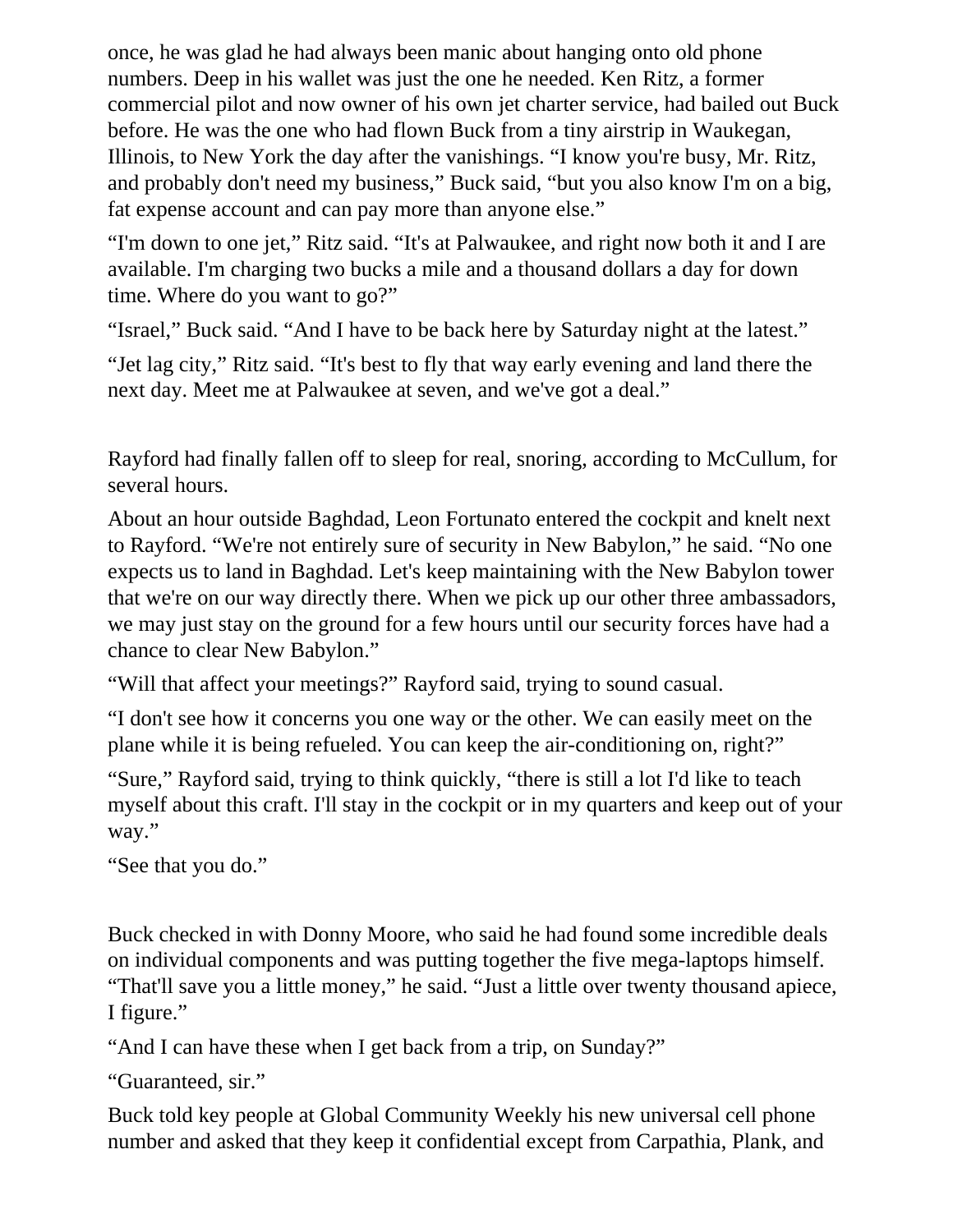once, he was glad he had always been manic about hanging onto old phone numbers. Deep in his wallet was just the one he needed. Ken Ritz, a former commercial pilot and now owner of his own jet charter service, had bailed out Buck before. He was the one who had flown Buck from a tiny airstrip in Waukegan, Illinois, to New York the day after the vanishings. “I know you're busy, Mr. Ritz, and probably don't need my business,” Buck said, “but you also know I'm on a big, fat expense account and can pay more than anyone else.”

“I'm down to one jet,” Ritz said. “It's at Palwaukee, and right now both it and I are available. I'm charging two bucks a mile and a thousand dollars a day for down time. Where do you want to go?”

“Israel,” Buck said. “And I have to be back here by Saturday night at the latest.”

“Jet lag city,” Ritz said. “It's best to fly that way early evening and land there the next day. Meet me at Palwaukee at seven, and we've got a deal.”

Rayford had finally fallen off to sleep for real, snoring, according to McCullum, for several hours.

About an hour outside Baghdad, Leon Fortunato entered the cockpit and knelt next to Rayford. “We're not entirely sure of security in New Babylon,” he said. “No one expects us to land in Baghdad. Let's keep maintaining with the New Babylon tower that we're on our way directly there. When we pick up our other three ambassadors, we may just stay on the ground for a few hours until our security forces have had a chance to clear New Babylon.”

“Will that affect your meetings?” Rayford said, trying to sound casual.

“I don't see how it concerns you one way or the other. We can easily meet on the plane while it is being refueled. You can keep the air-conditioning on, right?”

“Sure,” Rayford said, trying to think quickly, “there is still a lot I'd like to teach myself about this craft. I'll stay in the cockpit or in my quarters and keep out of your way.”

“See that you do.”

Buck checked in with Donny Moore, who said he had found some incredible deals on individual components and was putting together the five mega-laptops himself. “That'll save you a little money,” he said. “Just a little over twenty thousand apiece, I figure.”

“And I can have these when I get back from a trip, on Sunday?”

“Guaranteed, sir.”

Buck told key people at Global Community Weekly his new universal cell phone number and asked that they keep it confidential except from Carpathia, Plank, and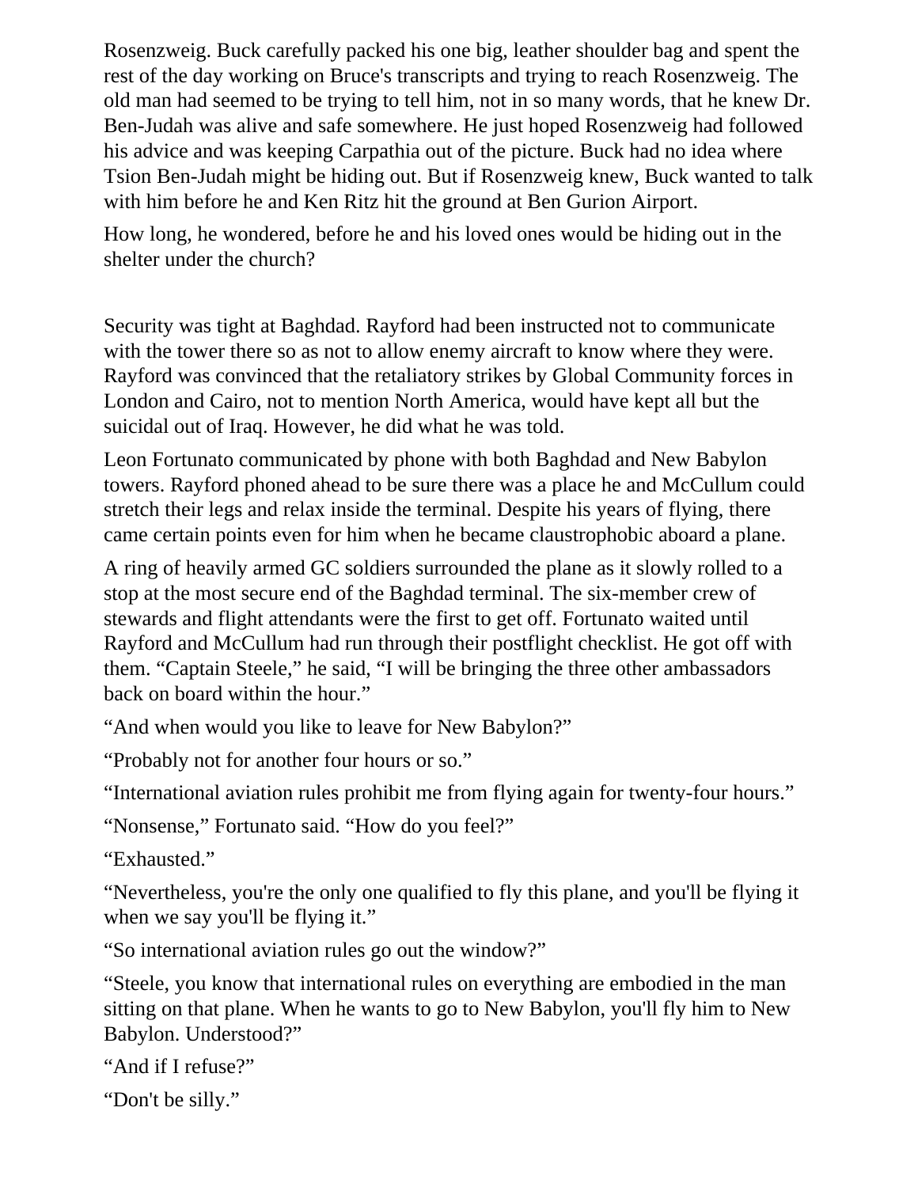Rosenzweig. Buck carefully packed his one big, leather shoulder bag and spent the rest of the day working on Bruce's transcripts and trying to reach Rosenzweig. The old man had seemed to be trying to tell him, not in so many words, that he knew Dr. Ben-Judah was alive and safe somewhere. He just hoped Rosenzweig had followed his advice and was keeping Carpathia out of the picture. Buck had no idea where Tsion Ben-Judah might be hiding out. But if Rosenzweig knew, Buck wanted to talk with him before he and Ken Ritz hit the ground at Ben Gurion Airport.

How long, he wondered, before he and his loved ones would be hiding out in the shelter under the church?

Security was tight at Baghdad. Rayford had been instructed not to communicate with the tower there so as not to allow enemy aircraft to know where they were. Rayford was convinced that the retaliatory strikes by Global Community forces in London and Cairo, not to mention North America, would have kept all but the suicidal out of Iraq. However, he did what he was told.

Leon Fortunato communicated by phone with both Baghdad and New Babylon towers. Rayford phoned ahead to be sure there was a place he and McCullum could stretch their legs and relax inside the terminal. Despite his years of flying, there came certain points even for him when he became claustrophobic aboard a plane.

A ring of heavily armed GC soldiers surrounded the plane as it slowly rolled to a stop at the most secure end of the Baghdad terminal. The six-member crew of stewards and flight attendants were the first to get off. Fortunato waited until Rayford and McCullum had run through their postflight checklist. He got off with them. "Captain Steele," he said, "I will be bringing the three other ambassadors back on board within the hour."

"And when would you like to leave for New Babylon?"

"Probably not for another four hours or so."

"International aviation rules prohibit me from flying again for twenty-four hours."

"Nonsense," Fortunato said. "How do you feel?"

"Exhausted."

"Nevertheless, you're the only one qualified to fly this plane, and you'll be flying it when we say you'll be flying it."

"So international aviation rules go out the window?"

"Steele, you know that international rules on everything are embodied in the man sitting on that plane. When he wants to go to New Babylon, you'll fly him to New Babylon. Understood?"

"And if I refuse?"

"Don't be silly."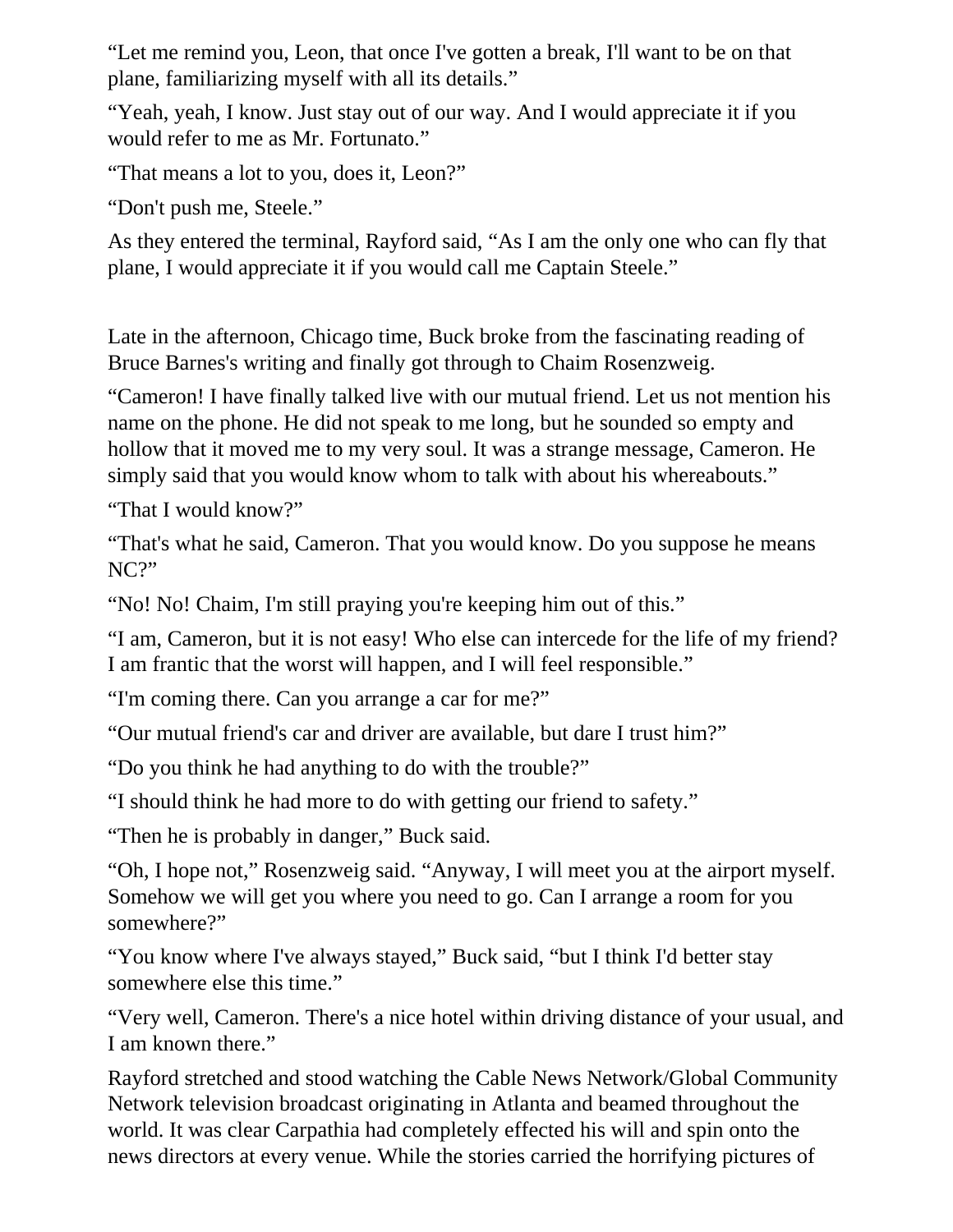"Let me remind you, Leon, that once I've gotten a break, I'll want to be on that plane, familiarizing myself with all its details."

"Yeah, yeah, I know. Just stay out of our way. And I would appreciate it if you would refer to me as Mr. Fortunato."

"That means a lot to you, does it, Leon?"

"Don't push me, Steele."

As they entered the terminal, Rayford said, "As I am the only one who can fly that plane, I would appreciate it if you would call me Captain Steele."

Late in the afternoon, Chicago time, Buck broke from the fascinating reading of Bruce Barnes's writing and finally got through to Chaim Rosenzweig.

"Cameron! I have finally talked live with our mutual friend. Let us not mention his name on the phone. He did not speak to me long, but he sounded so empty and hollow that it moved me to my very soul. It was a strange message, Cameron. He simply said that you would know whom to talk with about his whereabouts."

"That I would know?"

"That's what he said, Cameron. That you would know. Do you suppose he means NC?"

"No! No! Chaim, I'm still praying you're keeping him out of this."

"I am, Cameron, but it is not easy! Who else can intercede for the life of my friend? I am frantic that the worst will happen, and I will feel responsible."

"I'm coming there. Can you arrange a car for me?"

"Our mutual friend's car and driver are available, but dare I trust him?"

"Do you think he had anything to do with the trouble?"

"I should think he had more to do with getting our friend to safety."

"Then he is probably in danger," Buck said.

"Oh, I hope not," Rosenzweig said. "Anyway, I will meet you at the airport myself. Somehow we will get you where you need to go. Can I arrange a room for you somewhere?"

"You know where I've always stayed," Buck said, "but I think I'd better stay somewhere else this time."

"Very well, Cameron. There's a nice hotel within driving distance of your usual, and I am known there."

Rayford stretched and stood watching the Cable News Network/Global Community Network television broadcast originating in Atlanta and beamed throughout the world. It was clear Carpathia had completely effected his will and spin onto the news directors at every venue. While the stories carried the horrifying pictures of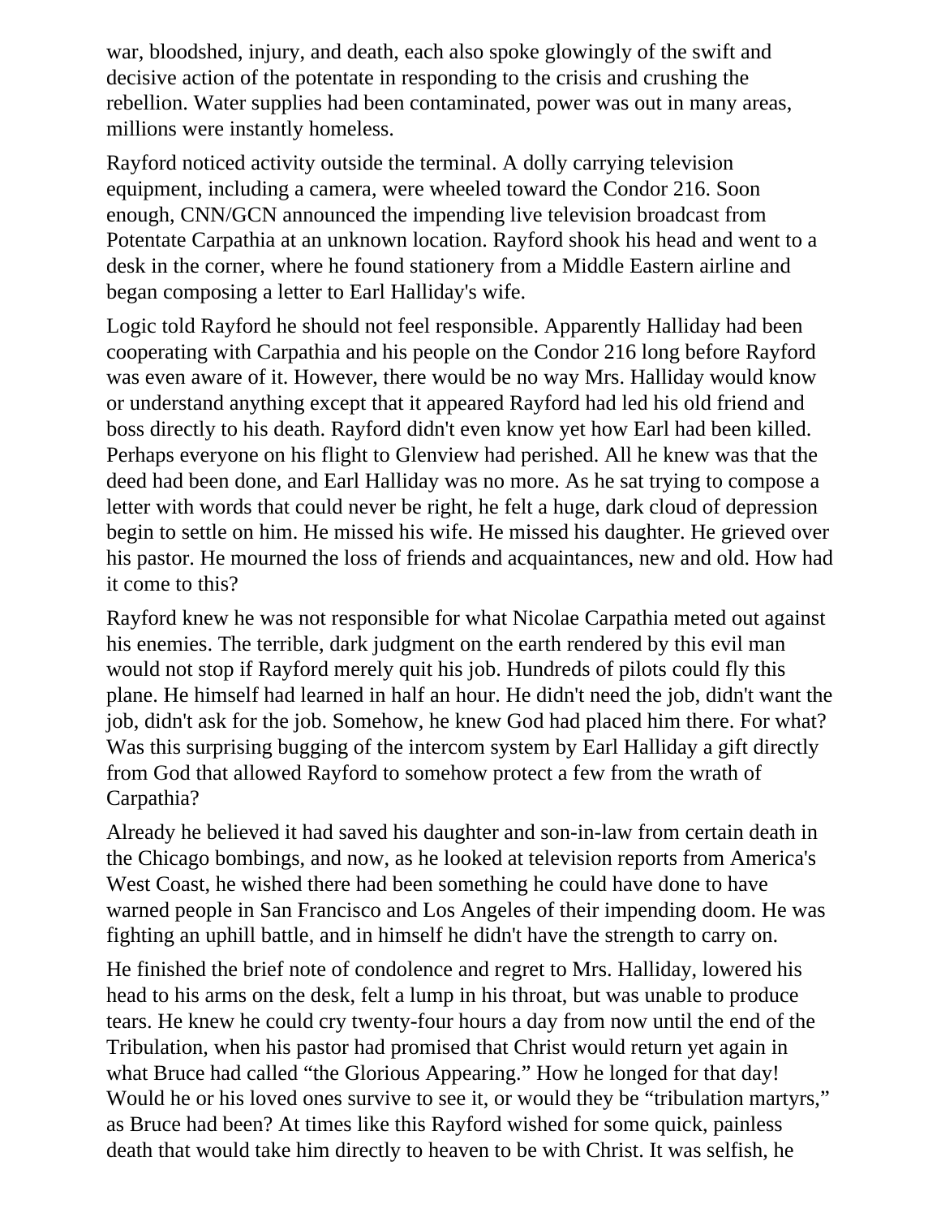war, bloodshed, injury, and death, each also spoke glowingly of the swift and decisive action of the potentate in responding to the crisis and crushing the rebellion. Water supplies had been contaminated, power was out in many areas, millions were instantly homeless.

Rayford noticed activity outside the terminal. A dolly carrying television equipment, including a camera, were wheeled toward the Condor 216. Soon enough, CNN/GCN announced the impending live television broadcast from Potentate Carpathia at an unknown location. Rayford shook his head and went to a desk in the corner, where he found stationery from a Middle Eastern airline and began composing a letter to Earl Halliday's wife.

Logic told Rayford he should not feel responsible. Apparently Halliday had been cooperating with Carpathia and his people on the Condor 216 long before Rayford was even aware of it. However, there would be no way Mrs. Halliday would know or understand anything except that it appeared Rayford had led his old friend and boss directly to his death. Rayford didn't even know yet how Earl had been killed. Perhaps everyone on his flight to Glenview had perished. All he knew was that the deed had been done, and Earl Halliday was no more. As he sat trying to compose a letter with words that could never be right, he felt a huge, dark cloud of depression begin to settle on him. He missed his wife. He missed his daughter. He grieved over his pastor. He mourned the loss of friends and acquaintances, new and old. How had it come to this?

Rayford knew he was not responsible for what Nicolae Carpathia meted out against his enemies. The terrible, dark judgment on the earth rendered by this evil man would not stop if Rayford merely quit his job. Hundreds of pilots could fly this plane. He himself had learned in half an hour. He didn't need the job, didn't want the job, didn't ask for the job. Somehow, he knew God had placed him there. For what? Was this surprising bugging of the intercom system by Earl Halliday a gift directly from God that allowed Rayford to somehow protect a few from the wrath of Carpathia?

Already he believed it had saved his daughter and son-in-law from certain death in the Chicago bombings, and now, as he looked at television reports from America's West Coast, he wished there had been something he could have done to have warned people in San Francisco and Los Angeles of their impending doom. He was fighting an uphill battle, and in himself he didn't have the strength to carry on.

He finished the brief note of condolence and regret to Mrs. Halliday, lowered his head to his arms on the desk, felt a lump in his throat, but was unable to produce tears. He knew he could cry twenty-four hours a day from now until the end of the Tribulation, when his pastor had promised that Christ would return yet again in what Bruce had called "the Glorious Appearing." How he longed for that day! Would he or his loved ones survive to see it, or would they be "tribulation martyrs," as Bruce had been? At times like this Rayford wished for some quick, painless death that would take him directly to heaven to be with Christ. It was selfish, he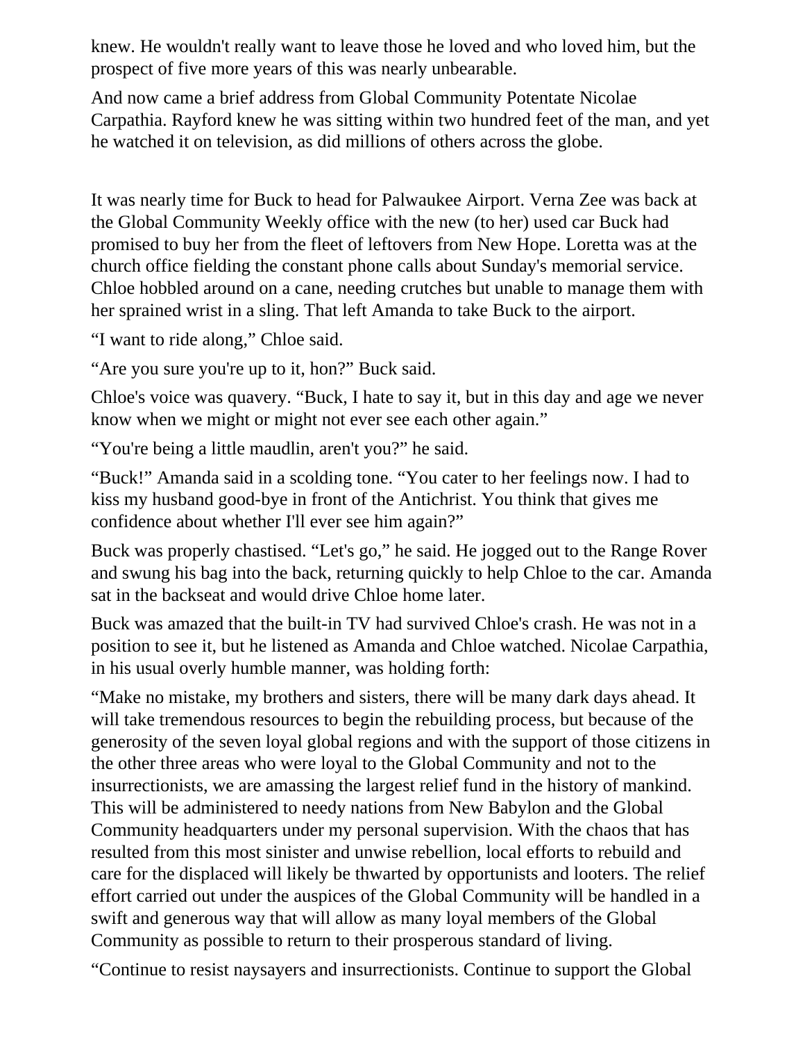knew. He wouldn't really want to leave those he loved and who loved him, but the prospect of five more years of this was nearly unbearable.

And now came a brief address from Global Community Potentate Nicolae Carpathia. Rayford knew he was sitting within two hundred feet of the man, and yet he watched it on television, as did millions of others across the globe.

It was nearly time for Buck to head for Palwaukee Airport. Verna Zee was back at the Global Community Weekly office with the new (to her) used car Buck had promised to buy her from the fleet of leftovers from New Hope. Loretta was at the church office fielding the constant phone calls about Sunday's memorial service. Chloe hobbled around on a cane, needing crutches but unable to manage them with her sprained wrist in a sling. That left Amanda to take Buck to the airport.

“I want to ride along,” Chloe said.

“Are you sure you're up to it, hon?” Buck said.

Chloe's voice was quavery. “Buck, I hate to say it, but in this day and age we never know when we might or might not ever see each other again.”

“You're being a little maudlin, aren't you?” he said.

“Buck!” Amanda said in a scolding tone. “You cater to her feelings now. I had to kiss my husband good-bye in front of the Antichrist. You think that gives me confidence about whether I'll ever see him again?”

Buck was properly chastised. “Let's go,” he said. He jogged out to the Range Rover and swung his bag into the back, returning quickly to help Chloe to the car. Amanda sat in the backseat and would drive Chloe home later.

Buck was amazed that the built-in TV had survived Chloe's crash. He was not in a position to see it, but he listened as Amanda and Chloe watched. Nicolae Carpathia, in his usual overly humble manner, was holding forth:

“Make no mistake, my brothers and sisters, there will be many dark days ahead. It will take tremendous resources to begin the rebuilding process, but because of the generosity of the seven loyal global regions and with the support of those citizens in the other three areas who were loyal to the Global Community and not to the insurrectionists, we are amassing the largest relief fund in the history of mankind. This will be administered to needy nations from New Babylon and the Global Community headquarters under my personal supervision. With the chaos that has resulted from this most sinister and unwise rebellion, local efforts to rebuild and care for the displaced will likely be thwarted by opportunists and looters. The relief effort carried out under the auspices of the Global Community will be handled in a swift and generous way that will allow as many loyal members of the Global Community as possible to return to their prosperous standard of living.

“Continue to resist naysayers and insurrectionists. Continue to support the Global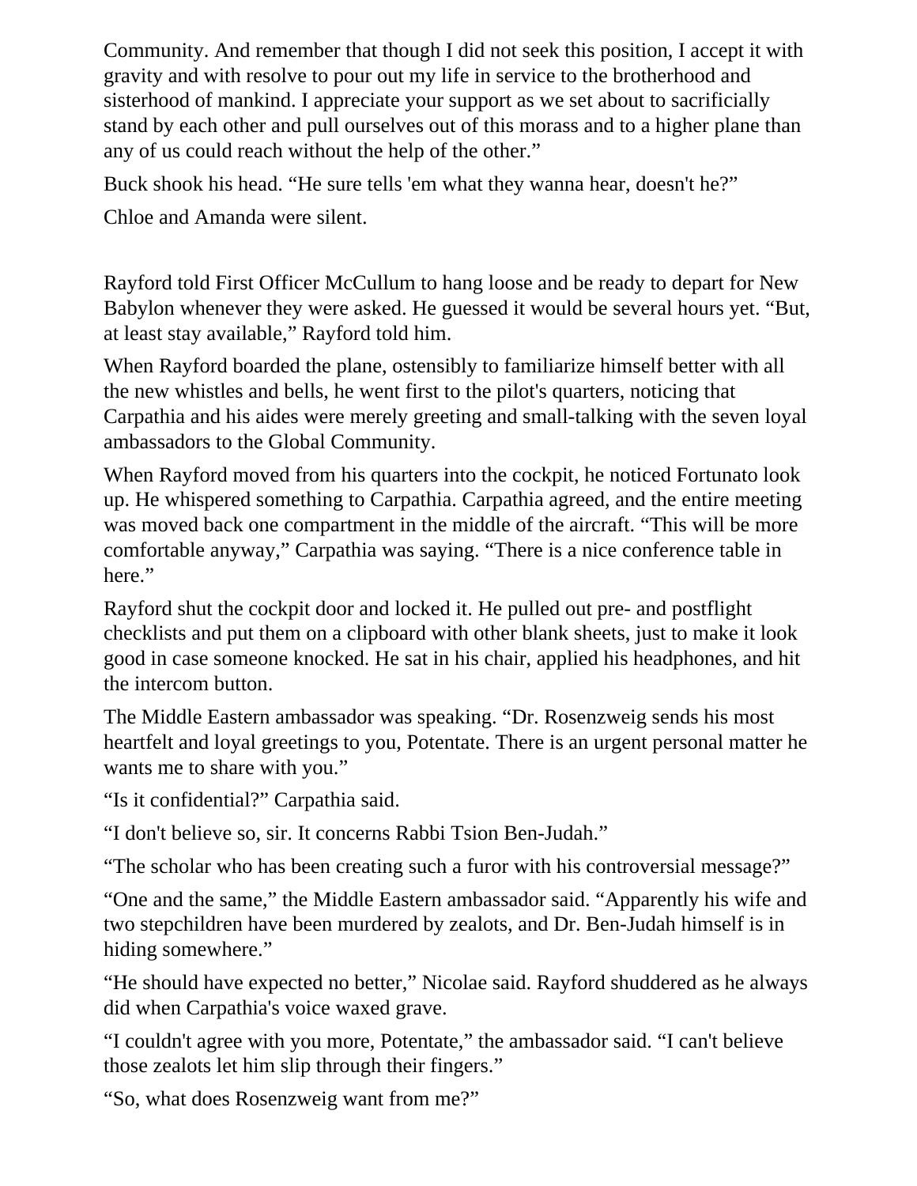Community. And remember that though I did not seek this position, I accept it with gravity and with resolve to pour out my life in service to the brotherhood and sisterhood of mankind. I appreciate your support as we set about to sacrificially stand by each other and pull ourselves out of this morass and to a higher plane than any of us could reach without the help of the other."

Buck shook his head. "He sure tells 'em what they wanna hear, doesn't he?"

Chloe and Amanda were silent.

Rayford told First Officer McCullum to hang loose and be ready to depart for New Babylon whenever they were asked. He guessed it would be several hours yet. "But, at least stay available," Rayford told him.

When Rayford boarded the plane, ostensibly to familiarize himself better with all the new whistles and bells, he went first to the pilot's quarters, noticing that Carpathia and his aides were merely greeting and small-talking with the seven loyal ambassadors to the Global Community.

When Rayford moved from his quarters into the cockpit, he noticed Fortunato look up. He whispered something to Carpathia. Carpathia agreed, and the entire meeting was moved back one compartment in the middle of the aircraft. "This will be more comfortable anyway," Carpathia was saying. "There is a nice conference table in here."

Rayford shut the cockpit door and locked it. He pulled out pre- and postflight checklists and put them on a clipboard with other blank sheets, just to make it look good in case someone knocked. He sat in his chair, applied his headphones, and hit the intercom button.

The Middle Eastern ambassador was speaking. "Dr. Rosenzweig sends his most heartfelt and loyal greetings to you, Potentate. There is an urgent personal matter he wants me to share with you."

"Is it confidential?" Carpathia said.

"I don't believe so, sir. It concerns Rabbi Tsion Ben-Judah."

"The scholar who has been creating such a furor with his controversial message?"

"One and the same," the Middle Eastern ambassador said. "Apparently his wife and two stepchildren have been murdered by zealots, and Dr. Ben-Judah himself is in hiding somewhere."

"He should have expected no better," Nicolae said. Rayford shuddered as he always did when Carpathia's voice waxed grave.

"I couldn't agree with you more, Potentate," the ambassador said. "I can't believe those zealots let him slip through their fingers."

"So, what does Rosenzweig want from me?"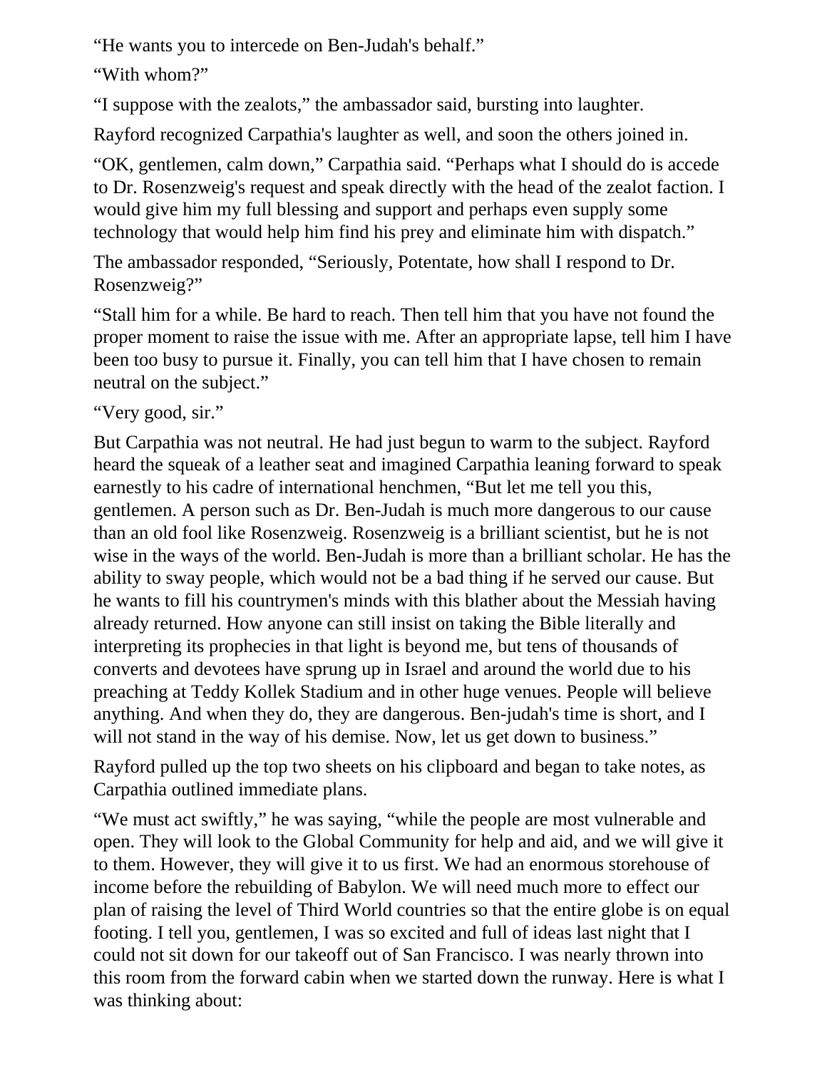“He wants you to intercede on Ben-Judah's behalf.”

“With whom?”

“I suppose with the zealots,” the ambassador said, bursting into laughter.

Rayford recognized Carpathia's laughter as well, and soon the others joined in.

“OK, gentlemen, calm down,” Carpathia said. “Perhaps what I should do is accede to Dr. Rosenzweig's request and speak directly with the head of the zealot faction. I would give him my full blessing and support and perhaps even supply some technology that would help him find his prey and eliminate him with dispatch.”

The ambassador responded, “Seriously, Potentate, how shall I respond to Dr. Rosenzweig?”

“Stall him for a while. Be hard to reach. Then tell him that you have not found the proper moment to raise the issue with me. After an appropriate lapse, tell him I have been too busy to pursue it. Finally, you can tell him that I have chosen to remain neutral on the subject.”

“Very good, sir.”

But Carpathia was not neutral. He had just begun to warm to the subject. Rayford heard the squeak of a leather seat and imagined Carpathia leaning forward to speak earnestly to his cadre of international henchmen, “But let me tell you this, gentlemen. A person such as Dr. Ben-Judah is much more dangerous to our cause than an old fool like Rosenzweig. Rosenzweig is a brilliant scientist, but he is not wise in the ways of the world. Ben-Judah is more than a brilliant scholar. He has the ability to sway people, which would not be a bad thing if he served our cause. But he wants to fill his countrymen's minds with this blather about the Messiah having already returned. How anyone can still insist on taking the Bible literally and interpreting its prophecies in that light is beyond me, but tens of thousands of converts and devotees have sprung up in Israel and around the world due to his preaching at Teddy Kollek Stadium and in other huge venues. People will believe anything. And when they do, they are dangerous. Ben-judah's time is short, and I will not stand in the way of his demise. Now, let us get down to business.”

Rayford pulled up the top two sheets on his clipboard and began to take notes, as Carpathia outlined immediate plans.

“We must act swiftly,” he was saying, “while the people are most vulnerable and open. They will look to the Global Community for help and aid, and we will give it to them. However, they will give it to us first. We had an enormous storehouse of income before the rebuilding of Babylon. We will need much more to effect our plan of raising the level of Third World countries so that the entire globe is on equal footing. I tell you, gentlemen, I was so excited and full of ideas last night that I could not sit down for our takeoff out of San Francisco. I was nearly thrown into this room from the forward cabin when we started down the runway. Here is what I was thinking about: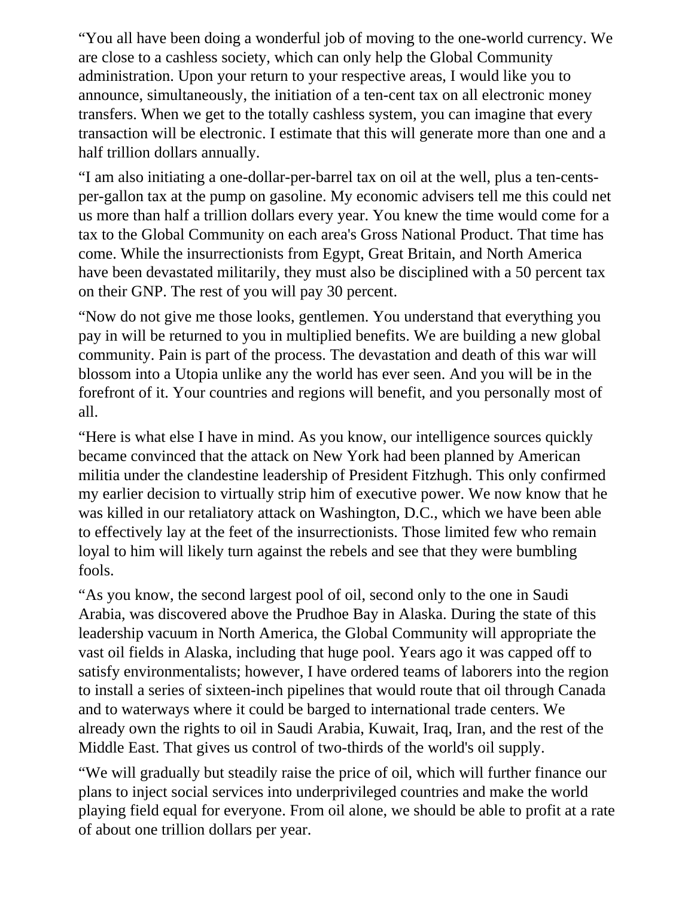"You all have been doing a wonderful job of moving to the one-world currency. We are close to a cashless society, which can only help the Global Community administration. Upon your return to your respective areas, I would like you to announce, simultaneously, the initiation of a ten-cent tax on all electronic money transfers. When we get to the totally cashless system, you can imagine that every transaction will be electronic. I estimate that this will generate more than one and a half trillion dollars annually.

"I am also initiating a one-dollar-per-barrel tax on oil at the well, plus a ten-cents-per-gallon tax at the pump on gasoline. My economic advisers tell me this could net us more than half a trillion dollars every year. You knew the time would come for a tax to the Global Community on each area's Gross National Product. That time has come. While the insurrectionists from Egypt, Great Britain, and North America have been devastated militarily, they must also be disciplined with a 50 percent tax on their GNP. The rest of you will pay 30 percent.

"Now do not give me those looks, gentlemen. You understand that everything you pay in will be returned to you in multiplied benefits. We are building a new global community. Pain is part of the process. The devastation and death of this war will blossom into a Utopia unlike any the world has ever seen. And you will be in the forefront of it. Your countries and regions will benefit, and you personally most of all.

"Here is what else I have in mind. As you know, our intelligence sources quickly became convinced that the attack on New York had been planned by American militia under the clandestine leadership of President Fitzhugh. This only confirmed my earlier decision to virtually strip him of executive power. We now know that he was killed in our retaliatory attack on Washington, D.C., which we have been able to effectively lay at the feet of the insurrectionists. Those limited few who remain loyal to him will likely turn against the rebels and see that they were bumbling fools.

"As you know, the second largest pool of oil, second only to the one in Saudi Arabia, was discovered above the Prudhoe Bay in Alaska. During the state of this leadership vacuum in North America, the Global Community will appropriate the vast oil fields in Alaska, including that huge pool. Years ago it was capped off to satisfy environmentalists; however, I have ordered teams of laborers into the region to install a series of sixteen-inch pipelines that would route that oil through Canada and to waterways where it could be barged to international trade centers. We already own the rights to oil in Saudi Arabia, Kuwait, Iraq, Iran, and the rest of the Middle East. That gives us control of two-thirds of the world's oil supply.

"We will gradually but steadily raise the price of oil, which will further finance our plans to inject social services into underprivileged countries and make the world playing field equal for everyone. From oil alone, we should be able to profit at a rate of about one trillion dollars per year.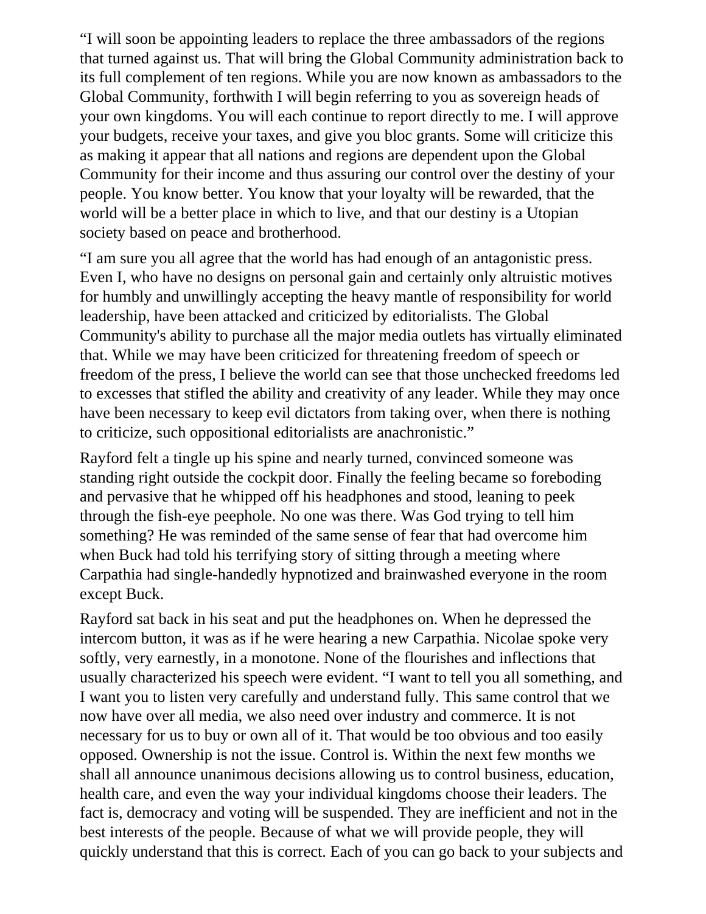“I will soon be appointing leaders to replace the three ambassadors of the regions that turned against us. That will bring the Global Community administration back to its full complement of ten regions. While you are now known as ambassadors to the Global Community, forthwith I will begin referring to you as sovereign heads of your own kingdoms. You will each continue to report directly to me. I will approve your budgets, receive your taxes, and give you bloc grants. Some will criticize this as making it appear that all nations and regions are dependent upon the Global Community for their income and thus assuring our control over the destiny of your people. You know better. You know that your loyalty will be rewarded, that the world will be a better place in which to live, and that our destiny is a Utopian society based on peace and brotherhood.

“I am sure you all agree that the world has had enough of an antagonistic press. Even I, who have no designs on personal gain and certainly only altruistic motives for humbly and unwillingly accepting the heavy mantle of responsibility for world leadership, have been attacked and criticized by editorialists. The Global Community's ability to purchase all the major media outlets has virtually eliminated that. While we may have been criticized for threatening freedom of speech or freedom of the press, I believe the world can see that those unchecked freedoms led to excesses that stifled the ability and creativity of any leader. While they may once have been necessary to keep evil dictators from taking over, when there is nothing to criticize, such oppositional editorialists are anachronistic.”

Rayford felt a tingle up his spine and nearly turned, convinced someone was standing right outside the cockpit door. Finally the feeling became so foreboding and pervasive that he whipped off his headphones and stood, leaning to peek through the fish-eye peephole. No one was there. Was God trying to tell him something? He was reminded of the same sense of fear that had overcome him when Buck had told his terrifying story of sitting through a meeting where Carpathia had single-handedly hypnotized and brainwashed everyone in the room except Buck.

Rayford sat back in his seat and put the headphones on. When he depressed the intercom button, it was as if he were hearing a new Carpathia. Nicolae spoke very softly, very earnestly, in a monotone. None of the flourishes and inflections that usually characterized his speech were evident. “I want to tell you all something, and I want you to listen very carefully and understand fully. This same control that we now have over all media, we also need over industry and commerce. It is not necessary for us to buy or own all of it. That would be too obvious and too easily opposed. Ownership is not the issue. Control is. Within the next few months we shall all announce unanimous decisions allowing us to control business, education, health care, and even the way your individual kingdoms choose their leaders. The fact is, democracy and voting will be suspended. They are inefficient and not in the best interests of the people. Because of what we will provide people, they will quickly understand that this is correct. Each of you can go back to your subjects and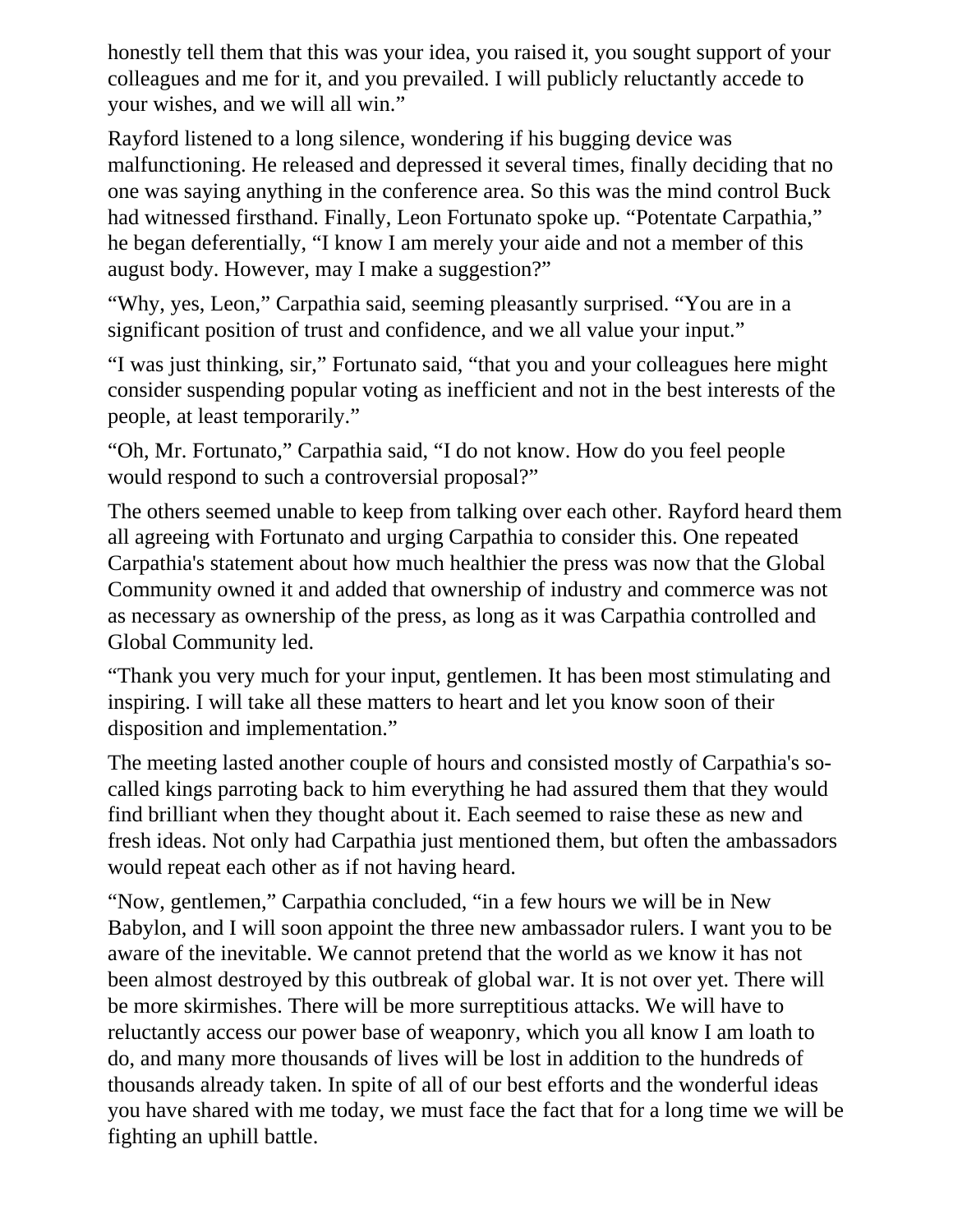honestly tell them that this was your idea, you raised it, you sought support of your colleagues and me for it, and you prevailed. I will publicly reluctantly accede to your wishes, and we will all win."

Rayford listened to a long silence, wondering if his bugging device was malfunctioning. He released and depressed it several times, finally deciding that no one was saying anything in the conference area. So this was the mind control Buck had witnessed firsthand. Finally, Leon Fortunato spoke up. "Potentate Carpathia," he began deferentially, "I know I am merely your aide and not a member of this august body. However, may I make a suggestion?"

"Why, yes, Leon," Carpathia said, seeming pleasantly surprised. "You are in a significant position of trust and confidence, and we all value your input."

"I was just thinking, sir," Fortunato said, "that you and your colleagues here might consider suspending popular voting as inefficient and not in the best interests of the people, at least temporarily."

"Oh, Mr. Fortunato," Carpathia said, "I do not know. How do you feel people would respond to such a controversial proposal?"

The others seemed unable to keep from talking over each other. Rayford heard them all agreeing with Fortunato and urging Carpathia to consider this. One repeated Carpathia's statement about how much healthier the press was now that the Global Community owned it and added that ownership of industry and commerce was not as necessary as ownership of the press, as long as it was Carpathia controlled and Global Community led.

"Thank you very much for your input, gentlemen. It has been most stimulating and inspiring. I will take all these matters to heart and let you know soon of their disposition and implementation."

The meeting lasted another couple of hours and consisted mostly of Carpathia's so-called kings parroting back to him everything he had assured them that they would find brilliant when they thought about it. Each seemed to raise these as new and fresh ideas. Not only had Carpathia just mentioned them, but often the ambassadors would repeat each other as if not having heard.

"Now, gentlemen," Carpathia concluded, "in a few hours we will be in New Babylon, and I will soon appoint the three new ambassador rulers. I want you to be aware of the inevitable. We cannot pretend that the world as we know it has not been almost destroyed by this outbreak of global war. It is not over yet. There will be more skirmishes. There will be more surreptitious attacks. We will have to reluctantly access our power base of weaponry, which you all know I am loath to do, and many more thousands of lives will be lost in addition to the hundreds of thousands already taken. In spite of all of our best efforts and the wonderful ideas you have shared with me today, we must face the fact that for a long time we will be fighting an uphill battle.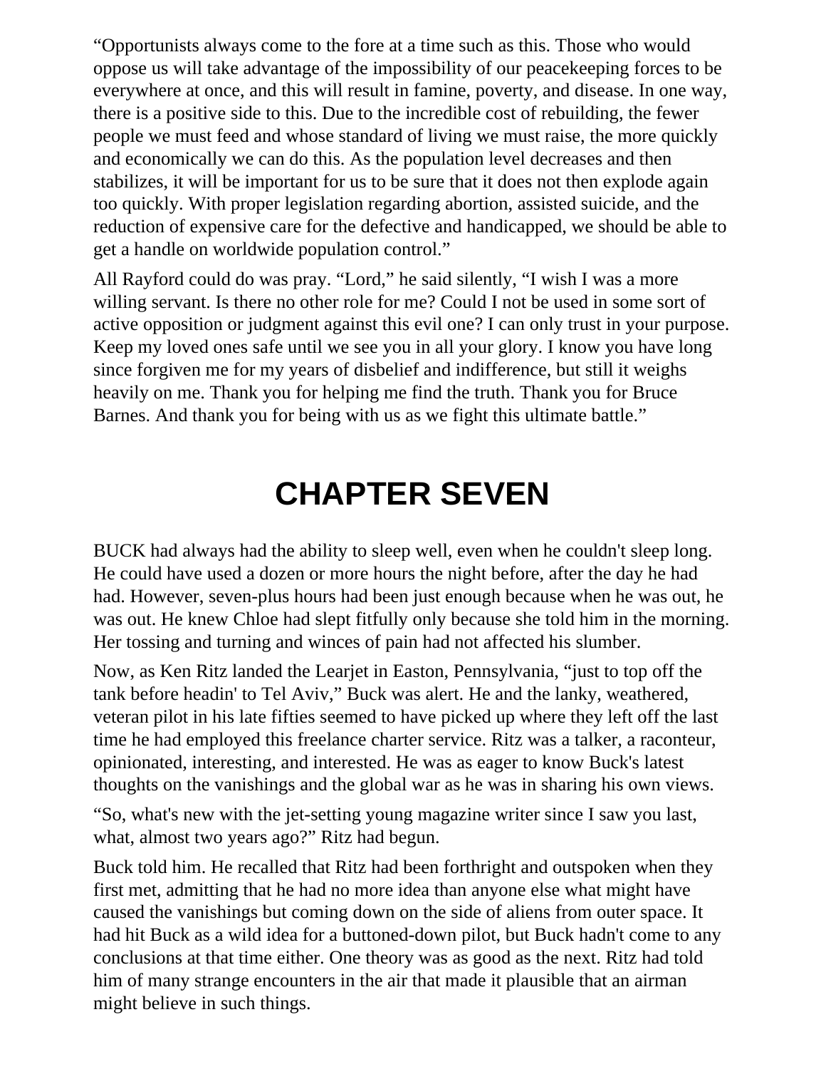“Opportunists always come to the fore at a time such as this. Those who would oppose us will take advantage of the impossibility of our peacekeeping forces to be everywhere at once, and this will result in famine, poverty, and disease. In one way, there is a positive side to this. Due to the incredible cost of rebuilding, the fewer people we must feed and whose standard of living we must raise, the more quickly and economically we can do this. As the population level decreases and then stabilizes, it will be important for us to be sure that it does not then explode again too quickly. With proper legislation regarding abortion, assisted suicide, and the reduction of expensive care for the defective and handicapped, we should be able to get a handle on worldwide population control.”

All Rayford could do was pray. “Lord,” he said silently, “I wish I was a more willing servant. Is there no other role for me? Could I not be used in some sort of active opposition or judgment against this evil one? I can only trust in your purpose. Keep my loved ones safe until we see you in all your glory. I know you have long since forgiven me for my years of disbelief and indifference, but still it weighs heavily on me. Thank you for helping me find the truth. Thank you for Bruce Barnes. And thank you for being with us as we fight this ultimate battle.”

# CHAPTER SEVEN

BUCK had always had the ability to sleep well, even when he couldn't sleep long. He could have used a dozen or more hours the night before, after the day he had had. However, seven-plus hours had been just enough because when he was out, he was out. He knew Chloe had slept fitfully only because she told him in the morning. Her tossing and turning and winces of pain had not affected his slumber.

Now, as Ken Ritz landed the Learjet in Easton, Pennsylvania, “just to top off the tank before headin' to Tel Aviv,” Buck was alert. He and the lanky, weathered, veteran pilot in his late fifties seemed to have picked up where they left off the last time he had employed this freelance charter service. Ritz was a talker, a raconteur, opinionated, interesting, and interested. He was as eager to know Buck's latest thoughts on the vanishings and the global war as he was in sharing his own views.

“So, what's new with the jet-setting young magazine writer since I saw you last, what, almost two years ago?” Ritz had begun.

Buck told him. He recalled that Ritz had been forthright and outspoken when they first met, admitting that he had no more idea than anyone else what might have caused the vanishings but coming down on the side of aliens from outer space. It had hit Buck as a wild idea for a buttoned-down pilot, but Buck hadn't come to any conclusions at that time either. One theory was as good as the next. Ritz had told him of many strange encounters in the air that made it plausible that an airman might believe in such things.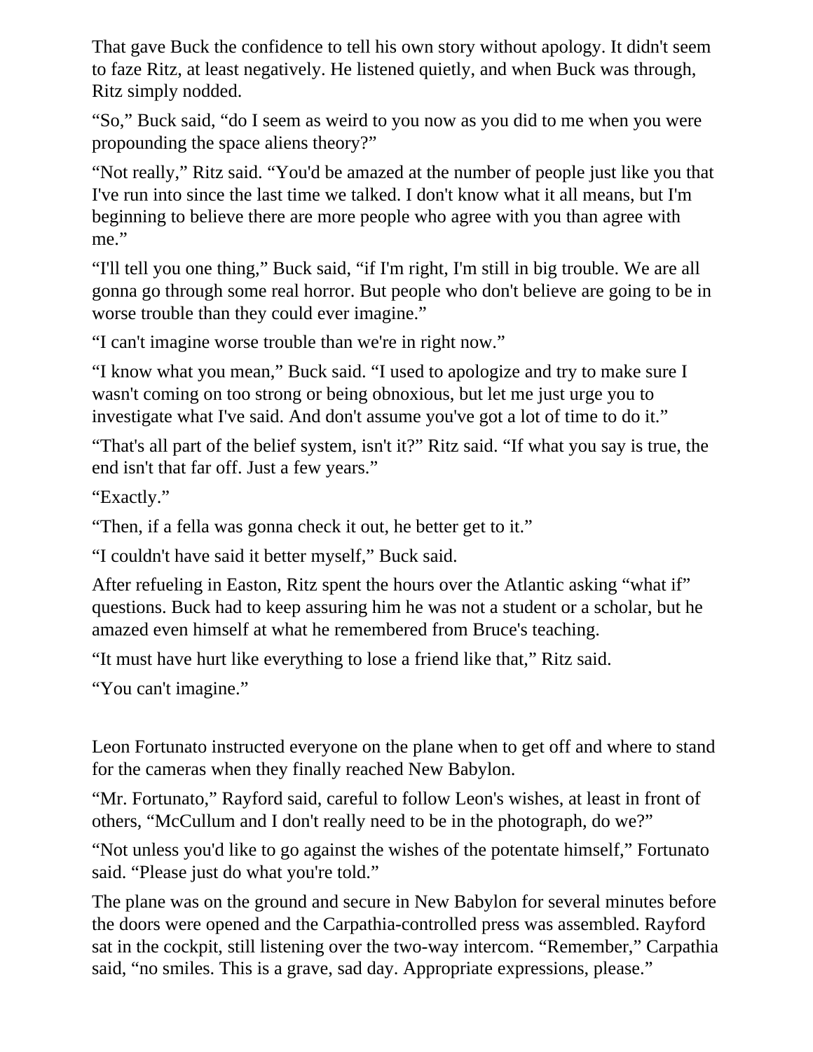That gave Buck the confidence to tell his own story without apology. It didn't seem to faze Ritz, at least negatively. He listened quietly, and when Buck was through, Ritz simply nodded.

“So,” Buck said, “do I seem as weird to you now as you did to me when you were propounding the space aliens theory?”

“Not really,” Ritz said. “You'd be amazed at the number of people just like you that I've run into since the last time we talked. I don't know what it all means, but I'm beginning to believe there are more people who agree with you than agree with me.”

“I'll tell you one thing,” Buck said, “if I'm right, I'm still in big trouble. We are all gonna go through some real horror. But people who don't believe are going to be in worse trouble than they could ever imagine.”

“I can't imagine worse trouble than we're in right now.”

“I know what you mean,” Buck said. “I used to apologize and try to make sure I wasn't coming on too strong or being obnoxious, but let me just urge you to investigate what I've said. And don't assume you've got a lot of time to do it.”

“That's all part of the belief system, isn't it?” Ritz said. “If what you say is true, the end isn't that far off. Just a few years.”

“Exactly.”

“Then, if a fella was gonna check it out, he better get to it.”

“I couldn't have said it better myself,” Buck said.

After refueling in Easton, Ritz spent the hours over the Atlantic asking “what if” questions. Buck had to keep assuring him he was not a student or a scholar, but he amazed even himself at what he remembered from Bruce's teaching.

“It must have hurt like everything to lose a friend like that,” Ritz said.

“You can't imagine.”

Leon Fortunato instructed everyone on the plane when to get off and where to stand for the cameras when they finally reached New Babylon.

“Mr. Fortunato,” Rayford said, careful to follow Leon's wishes, at least in front of others, “McCullum and I don't really need to be in the photograph, do we?”

“Not unless you'd like to go against the wishes of the potentate himself,” Fortunato said. “Please just do what you're told.”

The plane was on the ground and secure in New Babylon for several minutes before the doors were opened and the Carpathia-controlled press was assembled. Rayford sat in the cockpit, still listening over the two-way intercom. “Remember,” Carpathia said, “no smiles. This is a grave, sad day. Appropriate expressions, please.”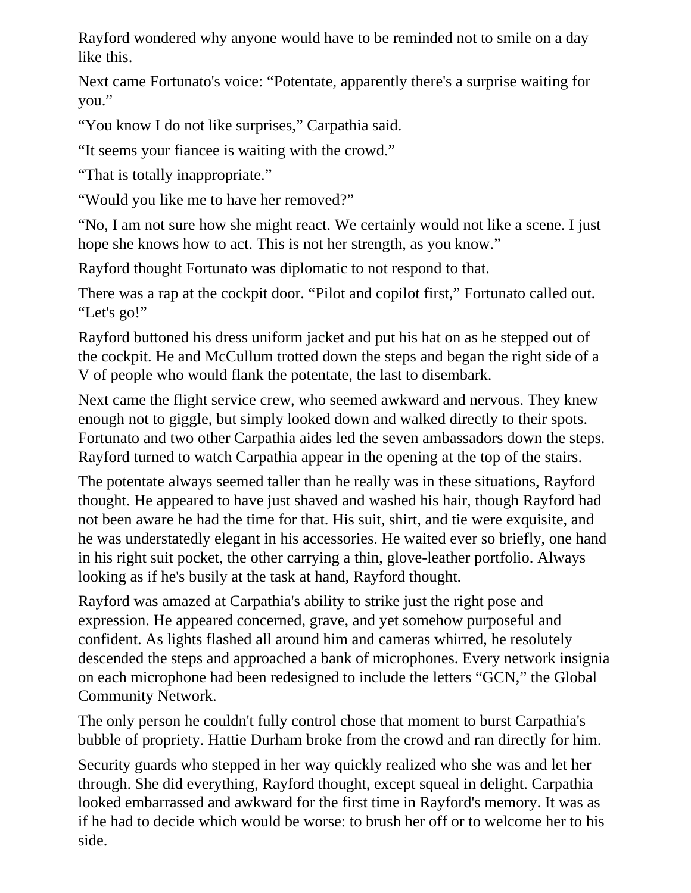Rayford wondered why anyone would have to be reminded not to smile on a day like this.

Next came Fortunato's voice: “Potentate, apparently there's a surprise waiting for you.”

“You know I do not like surprises,” Carpathia said.

“It seems your fiancee is waiting with the crowd.”

“That is totally inappropriate.”

“Would you like me to have her removed?”

“No, I am not sure how she might react. We certainly would not like a scene. I just hope she knows how to act. This is not her strength, as you know.”

Rayford thought Fortunato was diplomatic to not respond to that.

There was a rap at the cockpit door. “Pilot and copilot first,” Fortunato called out. “Let's go!”

Rayford buttoned his dress uniform jacket and put his hat on as he stepped out of the cockpit. He and McCullum trotted down the steps and began the right side of a V of people who would flank the potentate, the last to disembark.

Next came the flight service crew, who seemed awkward and nervous. They knew enough not to giggle, but simply looked down and walked directly to their spots. Fortunato and two other Carpathia aides led the seven ambassadors down the steps. Rayford turned to watch Carpathia appear in the opening at the top of the stairs.

The potentate always seemed taller than he really was in these situations, Rayford thought. He appeared to have just shaved and washed his hair, though Rayford had not been aware he had the time for that. His suit, shirt, and tie were exquisite, and he was understatedly elegant in his accessories. He waited ever so briefly, one hand in his right suit pocket, the other carrying a thin, glove-leather portfolio. Always looking as if he's busily at the task at hand, Rayford thought.

Rayford was amazed at Carpathia's ability to strike just the right pose and expression. He appeared concerned, grave, and yet somehow purposeful and confident. As lights flashed all around him and cameras whirred, he resolutely descended the steps and approached a bank of microphones. Every network insignia on each microphone had been redesigned to include the letters “GCN,” the Global Community Network.

The only person he couldn't fully control chose that moment to burst Carpathia's bubble of propriety. Hattie Durham broke from the crowd and ran directly for him.

Security guards who stepped in her way quickly realized who she was and let her through. She did everything, Rayford thought, except squeal in delight. Carpathia looked embarrassed and awkward for the first time in Rayford's memory. It was as if he had to decide which would be worse: to brush her off or to welcome her to his side.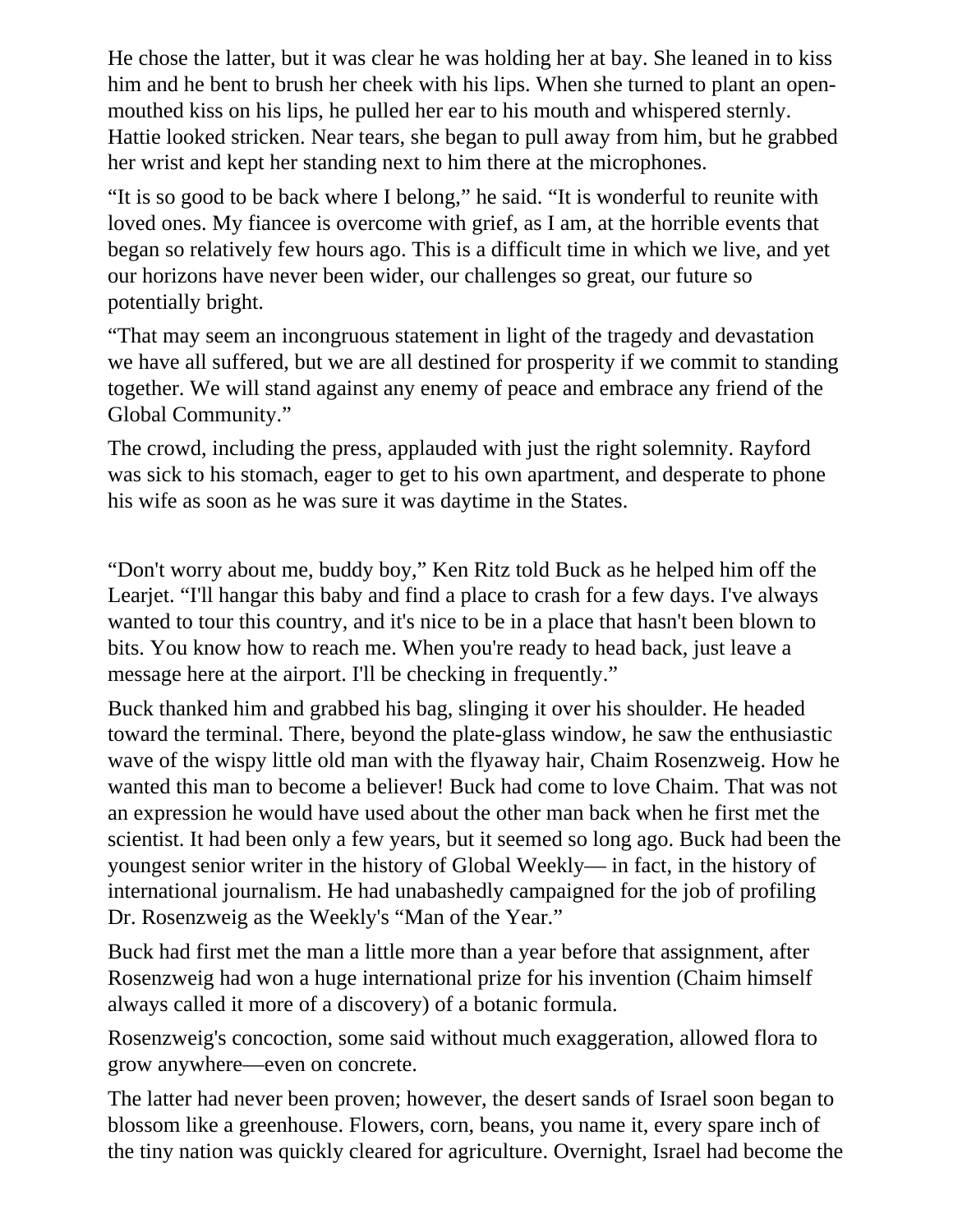He chose the latter, but it was clear he was holding her at bay. She leaned in to kiss him and he bent to brush her cheek with his lips. When she turned to plant an open-mouthed kiss on his lips, he pulled her ear to his mouth and whispered sternly. Hattie looked stricken. Near tears, she began to pull away from him, but he grabbed her wrist and kept her standing next to him there at the microphones.

“It is so good to be back where I belong,” he said. “It is wonderful to reunite with loved ones. My fiancee is overcome with grief, as I am, at the horrible events that began so relatively few hours ago. This is a difficult time in which we live, and yet our horizons have never been wider, our challenges so great, our future so potentially bright.

“That may seem an incongruous statement in light of the tragedy and devastation we have all suffered, but we are all destined for prosperity if we commit to standing together. We will stand against any enemy of peace and embrace any friend of the Global Community.”

The crowd, including the press, applauded with just the right solemnity. Rayford was sick to his stomach, eager to get to his own apartment, and desperate to phone his wife as soon as he was sure it was daytime in the States.

“Don't worry about me, buddy boy,” Ken Ritz told Buck as he helped him off the Learjet. “I'll hangar this baby and find a place to crash for a few days. I've always wanted to tour this country, and it's nice to be in a place that hasn't been blown to bits. You know how to reach me. When you're ready to head back, just leave a message here at the airport. I'll be checking in frequently.”

Buck thanked him and grabbed his bag, slinging it over his shoulder. He headed toward the terminal. There, beyond the plate-glass window, he saw the enthusiastic wave of the wispy little old man with the flyaway hair, Chaim Rosenzweig. How he wanted this man to become a believer! Buck had come to love Chaim. That was not an expression he would have used about the other man back when he first met the scientist. It had been only a few years, but it seemed so long ago. Buck had been the youngest senior writer in the history of Global Weekly— in fact, in the history of international journalism. He had unabashedly campaigned for the job of profiling Dr. Rosenzweig as the Weekly's “Man of the Year.”

Buck had first met the man a little more than a year before that assignment, after Rosenzweig had won a huge international prize for his invention (Chaim himself always called it more of a discovery) of a botanic formula.

Rosenzweig's concoction, some said without much exaggeration, allowed flora to grow anywhere—even on concrete.

The latter had never been proven; however, the desert sands of Israel soon began to blossom like a greenhouse. Flowers, corn, beans, you name it, every spare inch of the tiny nation was quickly cleared for agriculture. Overnight, Israel had become the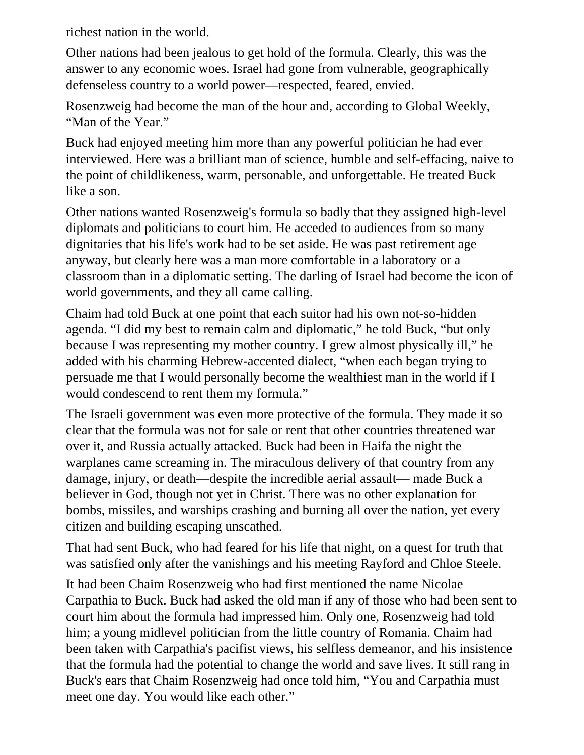richest nation in the world.

Other nations had been jealous to get hold of the formula. Clearly, this was the answer to any economic woes. Israel had gone from vulnerable, geographically defenseless country to a world power—respected, feared, envied.

Rosenzweig had become the man of the hour and, according to Global Weekly, “Man of the Year.”

Buck had enjoyed meeting him more than any powerful politician he had ever interviewed. Here was a brilliant man of science, humble and self-effacing, naive to the point of childlikeness, warm, personable, and unforgettable. He treated Buck like a son.

Other nations wanted Rosenzweig's formula so badly that they assigned high-level diplomats and politicians to court him. He acceded to audiences from so many dignitaries that his life's work had to be set aside. He was past retirement age anyway, but clearly here was a man more comfortable in a laboratory or a classroom than in a diplomatic setting. The darling of Israel had become the icon of world governments, and they all came calling.

Chaim had told Buck at one point that each suitor had his own not-so-hidden agenda. “I did my best to remain calm and diplomatic,” he told Buck, “but only because I was representing my mother country. I grew almost physically ill,” he added with his charming Hebrew-accented dialect, “when each began trying to persuade me that I would personally become the wealthiest man in the world if I would condescend to rent them my formula.”

The Israeli government was even more protective of the formula. They made it so clear that the formula was not for sale or rent that other countries threatened war over it, and Russia actually attacked. Buck had been in Haifa the night the warplanes came screaming in. The miraculous delivery of that country from any damage, injury, or death—despite the incredible aerial assault— made Buck a believer in God, though not yet in Christ. There was no other explanation for bombs, missiles, and warships crashing and burning all over the nation, yet every citizen and building escaping unscathed.

That had sent Buck, who had feared for his life that night, on a quest for truth that was satisfied only after the vanishings and his meeting Rayford and Chloe Steele.

It had been Chaim Rosenzweig who had first mentioned the name Nicolae Carpathia to Buck. Buck had asked the old man if any of those who had been sent to court him about the formula had impressed him. Only one, Rosenzweig had told him; a young midlevel politician from the little country of Romania. Chaim had been taken with Carpathia's pacifist views, his selfless demeanor, and his insistence that the formula had the potential to change the world and save lives. It still rang in Buck's ears that Chaim Rosenzweig had once told him, “You and Carpathia must meet one day. You would like each other.”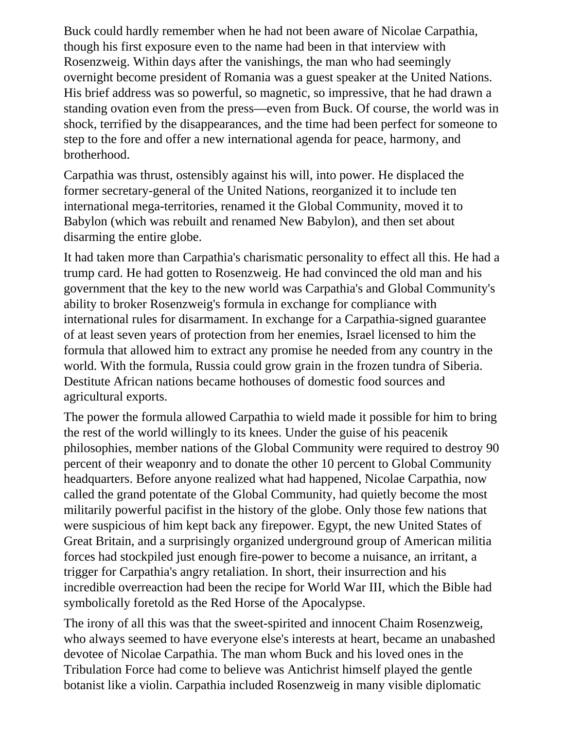Buck could hardly remember when he had not been aware of Nicolae Carpathia, though his first exposure even to the name had been in that interview with Rosenzweig. Within days after the vanishings, the man who had seemingly overnight become president of Romania was a guest speaker at the United Nations. His brief address was so powerful, so magnetic, so impressive, that he had drawn a standing ovation even from the press—even from Buck. Of course, the world was in shock, terrified by the disappearances, and the time had been perfect for someone to step to the fore and offer a new international agenda for peace, harmony, and brotherhood.

Carpathia was thrust, ostensibly against his will, into power. He displaced the former secretary-general of the United Nations, reorganized it to include ten international mega-territories, renamed it the Global Community, moved it to Babylon (which was rebuilt and renamed New Babylon), and then set about disarming the entire globe.

It had taken more than Carpathia's charismatic personality to effect all this. He had a trump card. He had gotten to Rosenzweig. He had convinced the old man and his government that the key to the new world was Carpathia's and Global Community's ability to broker Rosenzweig's formula in exchange for compliance with international rules for disarmament. In exchange for a Carpathia-signed guarantee of at least seven years of protection from her enemies, Israel licensed to him the formula that allowed him to extract any promise he needed from any country in the world. With the formula, Russia could grow grain in the frozen tundra of Siberia. Destitute African nations became hothouses of domestic food sources and agricultural exports.

The power the formula allowed Carpathia to wield made it possible for him to bring the rest of the world willingly to its knees. Under the guise of his peacenik philosophies, member nations of the Global Community were required to destroy 90 percent of their weaponry and to donate the other 10 percent to Global Community headquarters. Before anyone realized what had happened, Nicolae Carpathia, now called the grand potentate of the Global Community, had quietly become the most militarily powerful pacifist in the history of the globe. Only those few nations that were suspicious of him kept back any firepower. Egypt, the new United States of Great Britain, and a surprisingly organized underground group of American militia forces had stockpiled just enough fire-power to become a nuisance, an irritant, a trigger for Carpathia's angry retaliation. In short, their insurrection and his incredible overreaction had been the recipe for World War III, which the Bible had symbolically foretold as the Red Horse of the Apocalypse.

The irony of all this was that the sweet-spirited and innocent Chaim Rosenzweig, who always seemed to have everyone else's interests at heart, became an unabashed devotee of Nicolae Carpathia. The man whom Buck and his loved ones in the Tribulation Force had come to believe was Antichrist himself played the gentle botanist like a violin. Carpathia included Rosenzweig in many visible diplomatic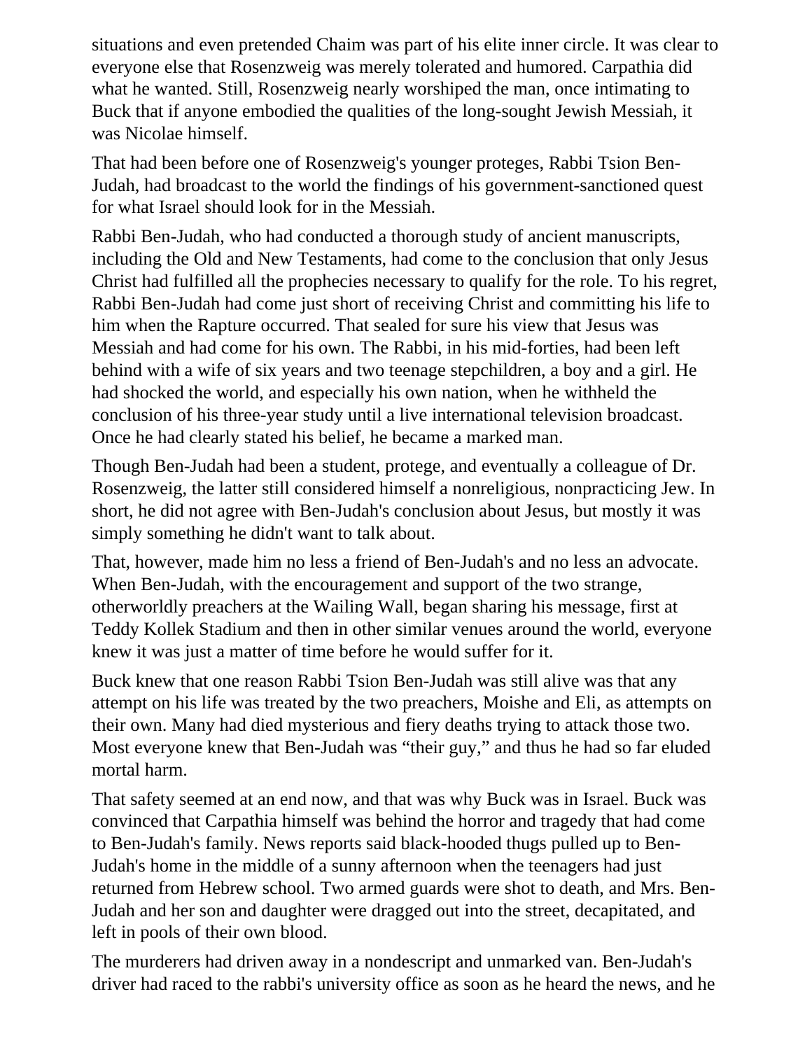situations and even pretended Chaim was part of his elite inner circle. It was clear to everyone else that Rosenzweig was merely tolerated and humored. Carpathia did what he wanted. Still, Rosenzweig nearly worshiped the man, once intimating to Buck that if anyone embodied the qualities of the long-sought Jewish Messiah, it was Nicolae himself.

That had been before one of Rosenzweig's younger proteges, Rabbi Tsion Ben-Judah, had broadcast to the world the findings of his government-sanctioned quest for what Israel should look for in the Messiah.

Rabbi Ben-Judah, who had conducted a thorough study of ancient manuscripts, including the Old and New Testaments, had come to the conclusion that only Jesus Christ had fulfilled all the prophecies necessary to qualify for the role. To his regret, Rabbi Ben-Judah had come just short of receiving Christ and committing his life to him when the Rapture occurred. That sealed for sure his view that Jesus was Messiah and had come for his own. The Rabbi, in his mid-forties, had been left behind with a wife of six years and two teenage stepchildren, a boy and a girl. He had shocked the world, and especially his own nation, when he withheld the conclusion of his three-year study until a live international television broadcast. Once he had clearly stated his belief, he became a marked man.

Though Ben-Judah had been a student, protege, and eventually a colleague of Dr. Rosenzweig, the latter still considered himself a nonreligious, nonpracticing Jew. In short, he did not agree with Ben-Judah's conclusion about Jesus, but mostly it was simply something he didn't want to talk about.

That, however, made him no less a friend of Ben-Judah's and no less an advocate. When Ben-Judah, with the encouragement and support of the two strange, otherworldly preachers at the Wailing Wall, began sharing his message, first at Teddy Kollek Stadium and then in other similar venues around the world, everyone knew it was just a matter of time before he would suffer for it.

Buck knew that one reason Rabbi Tsion Ben-Judah was still alive was that any attempt on his life was treated by the two preachers, Moishe and Eli, as attempts on their own. Many had died mysterious and fiery deaths trying to attack those two. Most everyone knew that Ben-Judah was "their guy," and thus he had so far eluded mortal harm.

That safety seemed at an end now, and that was why Buck was in Israel. Buck was convinced that Carpathia himself was behind the horror and tragedy that had come to Ben-Judah's family. News reports said black-hooded thugs pulled up to Ben-Judah's home in the middle of a sunny afternoon when the teenagers had just returned from Hebrew school. Two armed guards were shot to death, and Mrs. Ben-Judah and her son and daughter were dragged out into the street, decapitated, and left in pools of their own blood.

The murderers had driven away in a nondescript and unmarked van. Ben-Judah's driver had raced to the rabbi's university office as soon as he heard the news, and he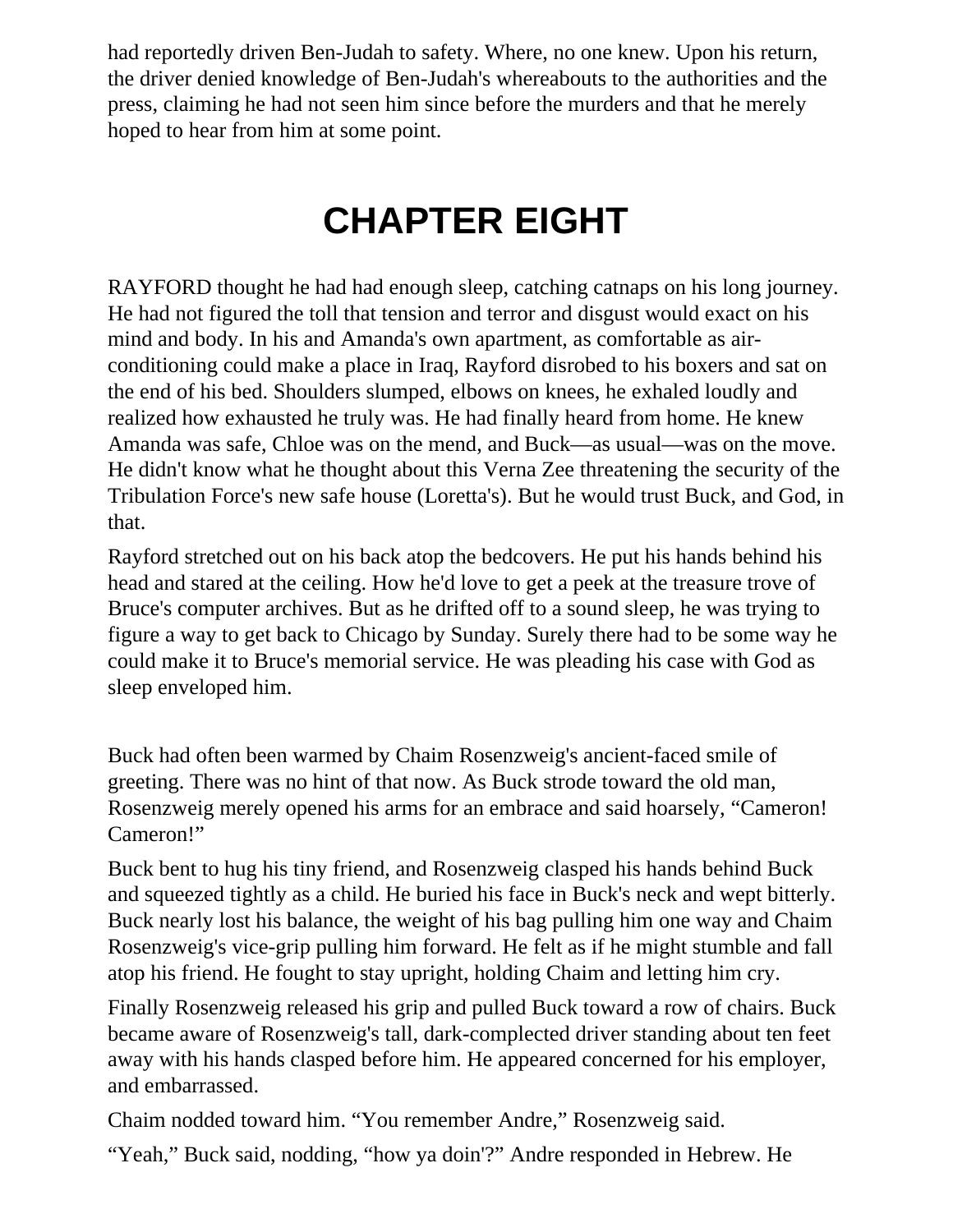had reportedly driven Ben-Judah to safety. Where, no one knew. Upon his return, the driver denied knowledge of Ben-Judah's whereabouts to the authorities and the press, claiming he had not seen him since before the murders and that he merely hoped to hear from him at some point.

# CHAPTER EIGHT

RAYFORD thought he had had enough sleep, catching catnaps on his long journey. He had not figured the toll that tension and terror and disgust would exact on his mind and body. In his and Amanda's own apartment, as comfortable as air-conditioning could make a place in Iraq, Rayford disrobed to his boxers and sat on the end of his bed. Shoulders slumped, elbows on knees, he exhaled loudly and realized how exhausted he truly was. He had finally heard from home. He knew Amanda was safe, Chloe was on the mend, and Buck—as usual—was on the move. He didn't know what he thought about this Verna Zee threatening the security of the Tribulation Force's new safe house (Loretta's). But he would trust Buck, and God, in that.

Rayford stretched out on his back atop the bedcovers. He put his hands behind his head and stared at the ceiling. How he'd love to get a peek at the treasure trove of Bruce's computer archives. But as he drifted off to a sound sleep, he was trying to figure a way to get back to Chicago by Sunday. Surely there had to be some way he could make it to Bruce's memorial service. He was pleading his case with God as sleep enveloped him.

Buck had often been warmed by Chaim Rosenzweig's ancient-faced smile of greeting. There was no hint of that now. As Buck strode toward the old man, Rosenzweig merely opened his arms for an embrace and said hoarsely, “Cameron! Cameron!”

Buck bent to hug his tiny friend, and Rosenzweig clasped his hands behind Buck and squeezed tightly as a child. He buried his face in Buck's neck and wept bitterly. Buck nearly lost his balance, the weight of his bag pulling him one way and Chaim Rosenzweig's vice-grip pulling him forward. He felt as if he might stumble and fall atop his friend. He fought to stay upright, holding Chaim and letting him cry.

Finally Rosenzweig released his grip and pulled Buck toward a row of chairs. Buck became aware of Rosenzweig's tall, dark-complected driver standing about ten feet away with his hands clasped before him. He appeared concerned for his employer, and embarrassed.

Chaim nodded toward him. “You remember Andre,” Rosenzweig said.

“Yeah,” Buck said, nodding, “how ya doin'?” Andre responded in Hebrew. He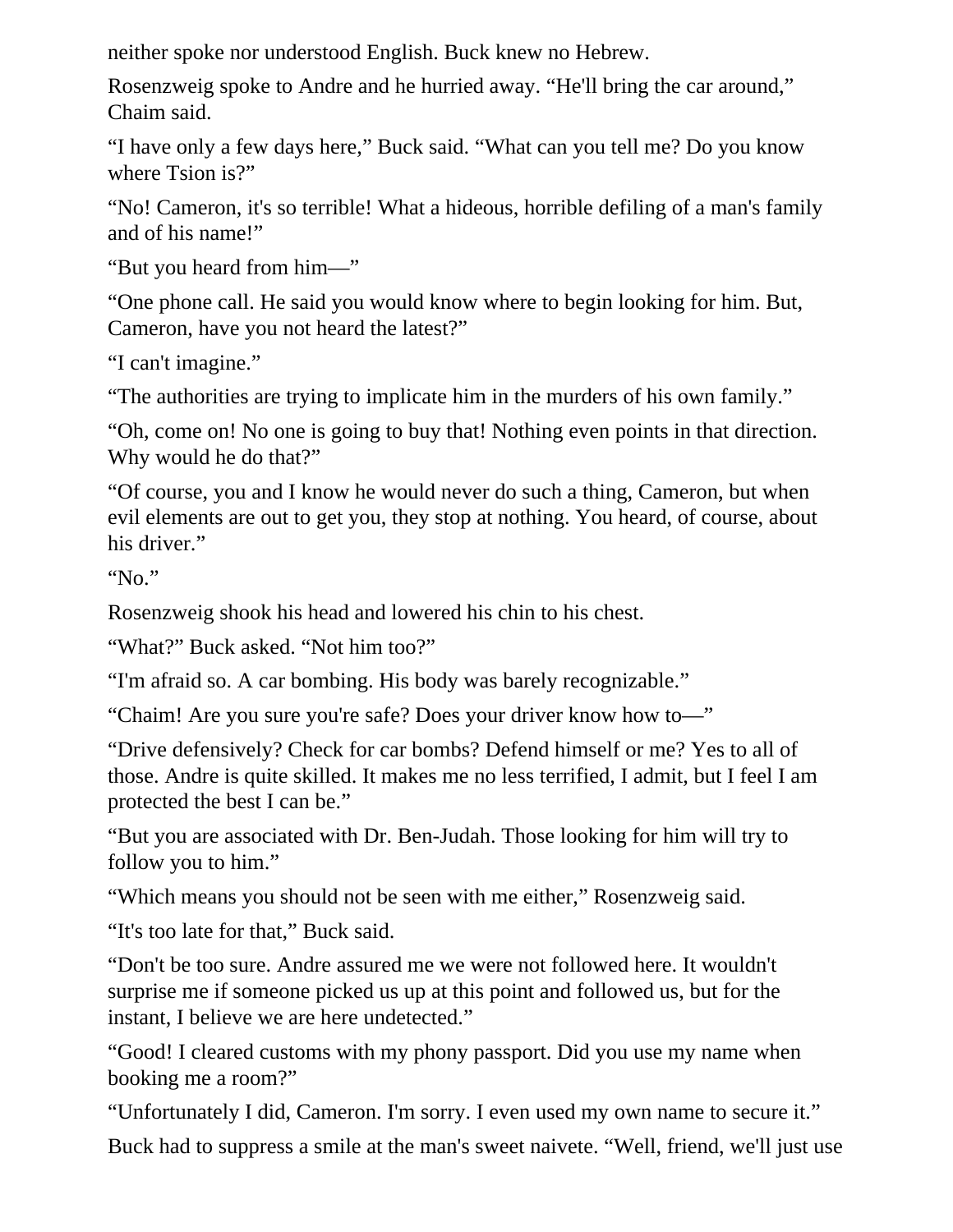neither spoke nor understood English. Buck knew no Hebrew.

Rosenzweig spoke to Andre and he hurried away. “He'll bring the car around,” Chaim said.

“I have only a few days here,” Buck said. “What can you tell me? Do you know where Tsion is?”

“No! Cameron, it's so terrible! What a hideous, horrible defiling of a man's family and of his name!”

“But you heard from him—”

“One phone call. He said you would know where to begin looking for him. But, Cameron, have you not heard the latest?”

“I can't imagine.”

“The authorities are trying to implicate him in the murders of his own family.”

“Oh, come on! No one is going to buy that! Nothing even points in that direction. Why would he do that?”

“Of course, you and I know he would never do such a thing, Cameron, but when evil elements are out to get you, they stop at nothing. You heard, of course, about his driver.”

“No.”

Rosenzweig shook his head and lowered his chin to his chest.

“What?” Buck asked. “Not him too?”

“I'm afraid so. A car bombing. His body was barely recognizable.”

“Chaim! Are you sure you're safe? Does your driver know how to—”

“Drive defensively? Check for car bombs? Defend himself or me? Yes to all of those. Andre is quite skilled. It makes me no less terrified, I admit, but I feel I am protected the best I can be.”

“But you are associated with Dr. Ben-Judah. Those looking for him will try to follow you to him.”

“Which means you should not be seen with me either,” Rosenzweig said.

“It's too late for that,” Buck said.

“Don't be too sure. Andre assured me we were not followed here. It wouldn't surprise me if someone picked us up at this point and followed us, but for the instant, I believe we are here undetected.”

“Good! I cleared customs with my phony passport. Did you use my name when booking me a room?”

“Unfortunately I did, Cameron. I'm sorry. I even used my own name to secure it.”

Buck had to suppress a smile at the man's sweet naivete. “Well, friend, we'll just use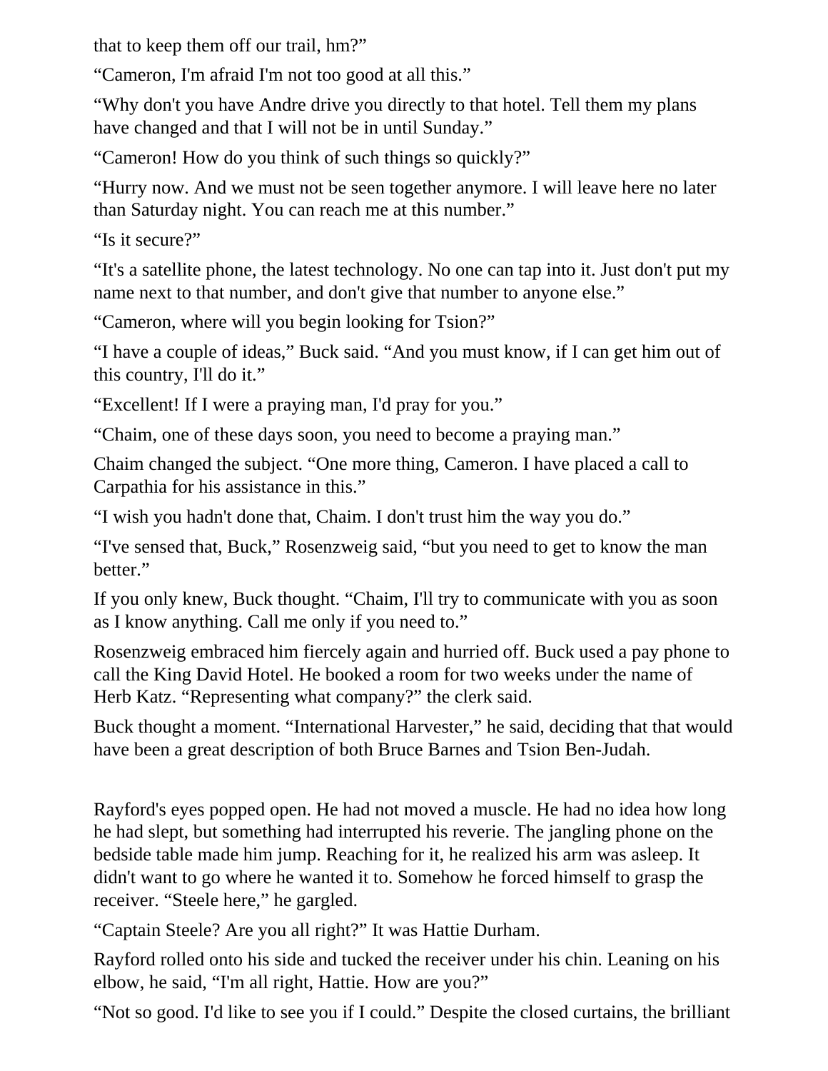that to keep them off our trail, hm?"

"Cameron, I'm afraid I'm not too good at all this."

"Why don't you have Andre drive you directly to that hotel. Tell them my plans have changed and that I will not be in until Sunday."

"Cameron! How do you think of such things so quickly?"

"Hurry now. And we must not be seen together anymore. I will leave here no later than Saturday night. You can reach me at this number."

"Is it secure?"

"It's a satellite phone, the latest technology. No one can tap into it. Just don't put my name next to that number, and don't give that number to anyone else."

"Cameron, where will you begin looking for Tsion?"

"I have a couple of ideas," Buck said. "And you must know, if I can get him out of this country, I'll do it."

"Excellent! If I were a praying man, I'd pray for you."

"Chaim, one of these days soon, you need to become a praying man."

Chaim changed the subject. "One more thing, Cameron. I have placed a call to Carpathia for his assistance in this."

"I wish you hadn't done that, Chaim. I don't trust him the way you do."

"I've sensed that, Buck," Rosenzweig said, "but you need to get to know the man better."

*If you only knew,* Buck thought. "Chaim, I'll try to communicate with you as soon as I know anything. Call me only if you need to."

Rosenzweig embraced him fiercely again and hurried off. Buck used a pay phone to call the King David Hotel. He booked a room for two weeks under the name of Herb Katz. "Representing what company?" the clerk said.

Buck thought a moment. "International Harvester," he said, deciding that that would have been a great description of both Bruce Barnes and Tsion Ben-Judah.

Rayford's eyes popped open. He had not moved a muscle. He had no idea how long he had slept, but something had interrupted his reverie. The jangling phone on the bedside table made him jump. Reaching for it, he realized his arm was asleep. It didn't want to go where he wanted it to. Somehow he forced himself to grasp the receiver. "Steele here," he gargled.

"Captain Steele? Are you all right?" It was Hattie Durham.

Rayford rolled onto his side and tucked the receiver under his chin. Leaning on his elbow, he said, "I'm all right, Hattie. How are you?"

"Not so good. I'd like to see you if I could." Despite the closed curtains, the brilliant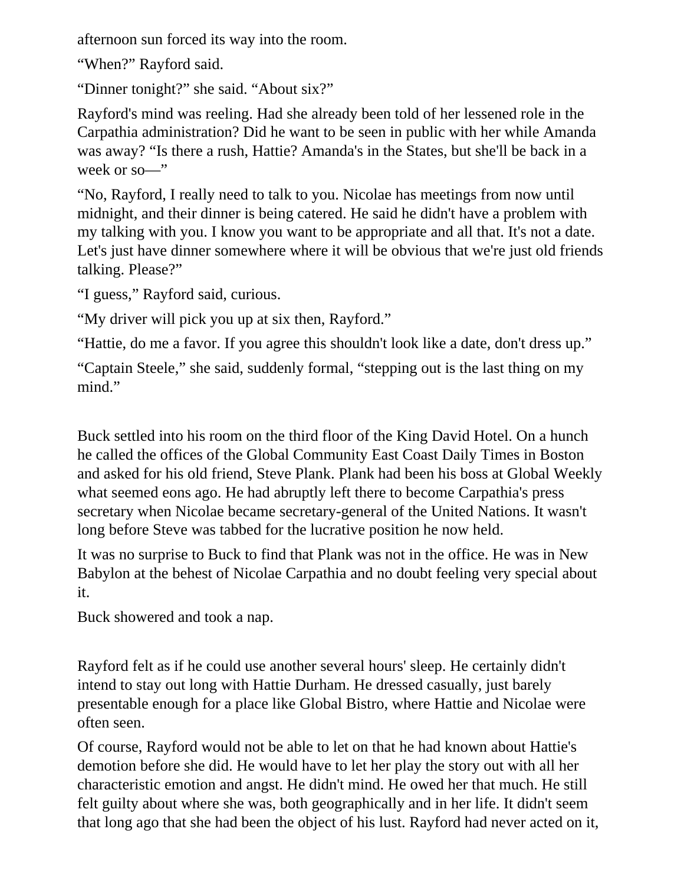afternoon sun forced its way into the room.

"When?" Rayford said.

"Dinner tonight?" she said. "About six?"

Rayford's mind was reeling. Had she already been told of her lessened role in the Carpathia administration? Did he want to be seen in public with her while Amanda was away? "Is there a rush, Hattie? Amanda's in the States, but she'll be back in a week or so—"

"No, Rayford, I really need to talk to you. Nicolae has meetings from now until midnight, and their dinner is being catered. He said he didn't have a problem with my talking with you. I know you want to be appropriate and all that. It's not a date. Let's just have dinner somewhere where it will be obvious that we're just old friends talking. Please?"

"I guess," Rayford said, curious.

"My driver will pick you up at six then, Rayford."

"Hattie, do me a favor. If you agree this shouldn't look like a date, don't dress up."

"Captain Steele," she said, suddenly formal, "stepping out is the last thing on my mind."

Buck settled into his room on the third floor of the King David Hotel. On a hunch he called the offices of the Global Community East Coast Daily Times in Boston and asked for his old friend, Steve Plank. Plank had been his boss at Global Weekly what seemed eons ago. He had abruptly left there to become Carpathia's press secretary when Nicolae became secretary-general of the United Nations. It wasn't long before Steve was tabbed for the lucrative position he now held.

It was no surprise to Buck to find that Plank was not in the office. He was in New Babylon at the behest of Nicolae Carpathia and no doubt feeling very special about it.

Buck showered and took a nap.

Rayford felt as if he could use another several hours' sleep. He certainly didn't intend to stay out long with Hattie Durham. He dressed casually, just barely presentable enough for a place like Global Bistro, where Hattie and Nicolae were often seen.

Of course, Rayford would not be able to let on that he had known about Hattie's demotion before she did. He would have to let her play the story out with all her characteristic emotion and angst. He didn't mind. He owed her that much. He still felt guilty about where she was, both geographically and in her life. It didn't seem that long ago that she had been the object of his lust. Rayford had never acted on it,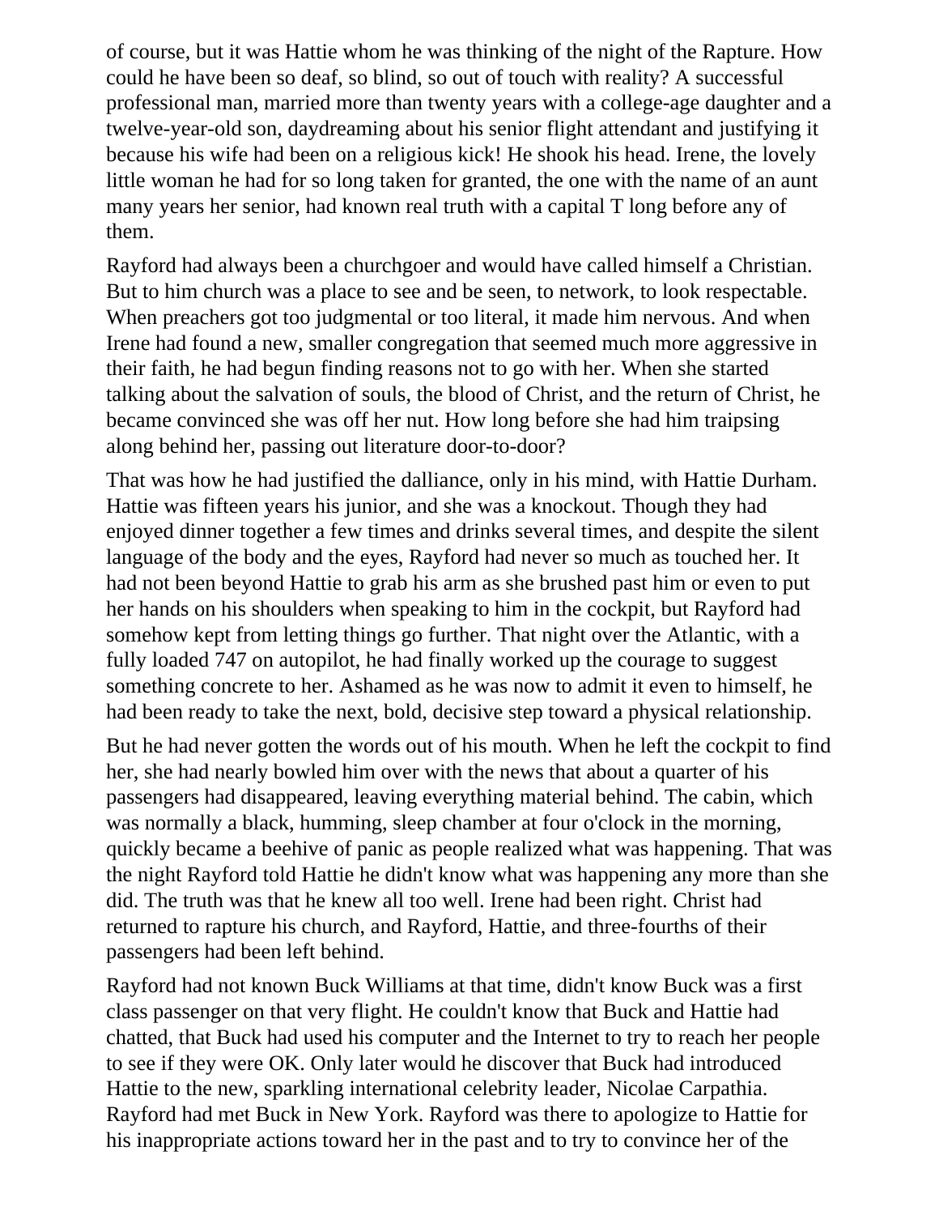of course, but it was Hattie whom he was thinking of the night of the Rapture. How could he have been so deaf, so blind, so out of touch with reality? A successful professional man, married more than twenty years with a college-age daughter and a twelve-year-old son, daydreaming about his senior flight attendant and justifying it because his wife had been on a religious kick! He shook his head. Irene, the lovely little woman he had for so long taken for granted, the one with the name of an aunt many years her senior, had known real truth with a capital T long before any of them.

Rayford had always been a churchgoer and would have called himself a Christian. But to him church was a place to see and be seen, to network, to look respectable. When preachers got too judgmental or too literal, it made him nervous. And when Irene had found a new, smaller congregation that seemed much more aggressive in their faith, he had begun finding reasons not to go with her. When she started talking about the salvation of souls, the blood of Christ, and the return of Christ, he became convinced she was off her nut. How long before she had him traipsing along behind her, passing out literature door-to-door?

That was how he had justified the dalliance, only in his mind, with Hattie Durham. Hattie was fifteen years his junior, and she was a knockout. Though they had enjoyed dinner together a few times and drinks several times, and despite the silent language of the body and the eyes, Rayford had never so much as touched her. It had not been beyond Hattie to grab his arm as she brushed past him or even to put her hands on his shoulders when speaking to him in the cockpit, but Rayford had somehow kept from letting things go further. That night over the Atlantic, with a fully loaded 747 on autopilot, he had finally worked up the courage to suggest something concrete to her. Ashamed as he was now to admit it even to himself, he had been ready to take the next, bold, decisive step toward a physical relationship.

But he had never gotten the words out of his mouth. When he left the cockpit to find her, she had nearly bowled him over with the news that about a quarter of his passengers had disappeared, leaving everything material behind. The cabin, which was normally a black, humming, sleep chamber at four o'clock in the morning, quickly became a beehive of panic as people realized what was happening. That was the night Rayford told Hattie he didn't know what was happening any more than she did. The truth was that he knew all too well. Irene had been right. Christ had returned to rapture his church, and Rayford, Hattie, and three-fourths of their passengers had been left behind.

Rayford had not known Buck Williams at that time, didn't know Buck was a first class passenger on that very flight. He couldn't know that Buck and Hattie had chatted, that Buck had used his computer and the Internet to try to reach her people to see if they were OK. Only later would he discover that Buck had introduced Hattie to the new, sparkling international celebrity leader, Nicolae Carpathia. Rayford had met Buck in New York. Rayford was there to apologize to Hattie for his inappropriate actions toward her in the past and to try to convince her of the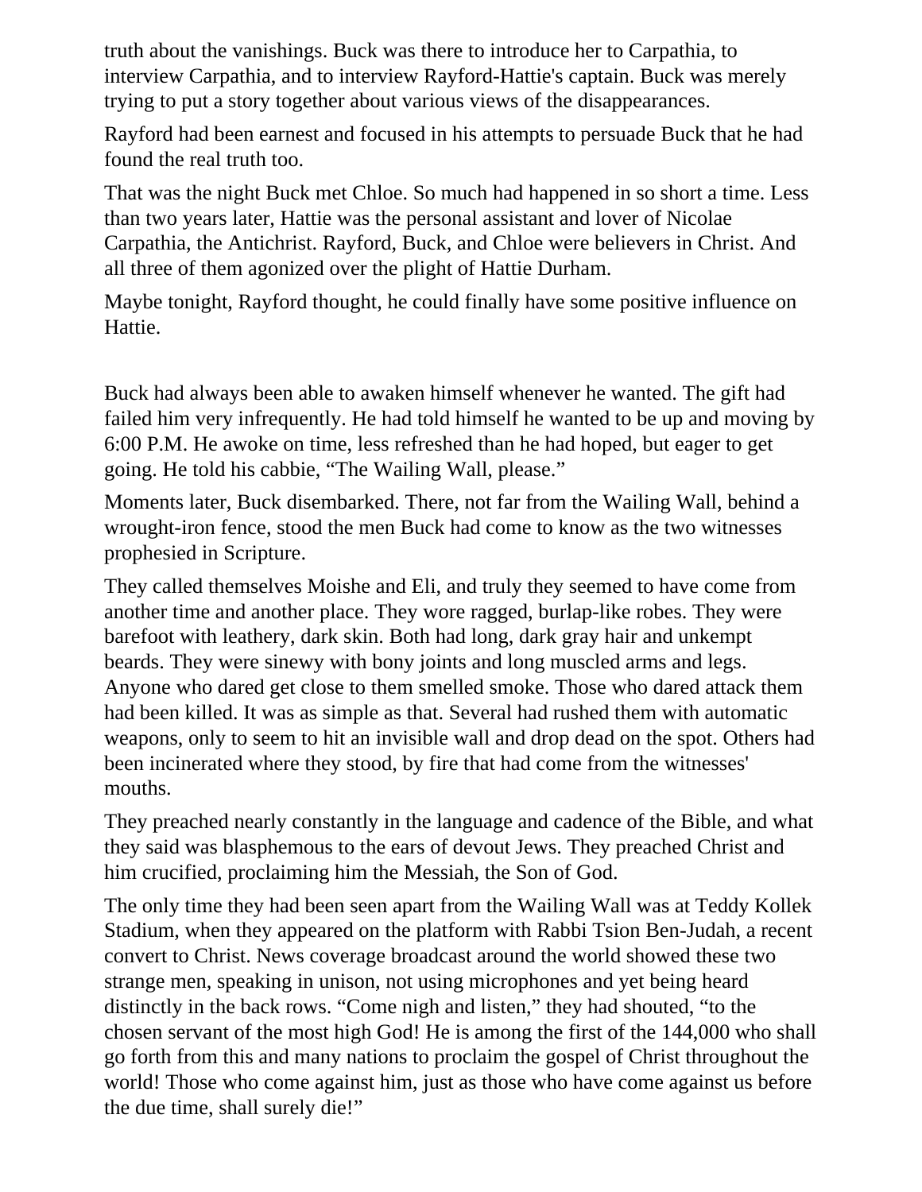truth about the vanishings. Buck was there to introduce her to Carpathia, to interview Carpathia, and to interview Rayford-Hattie's captain. Buck was merely trying to put a story together about various views of the disappearances.

Rayford had been earnest and focused in his attempts to persuade Buck that he had found the real truth too.

That was the night Buck met Chloe. So much had happened in so short a time. Less than two years later, Hattie was the personal assistant and lover of Nicolae Carpathia, the Antichrist. Rayford, Buck, and Chloe were believers in Christ. And all three of them agonized over the plight of Hattie Durham.

Maybe tonight, Rayford thought, he could finally have some positive influence on Hattie.

Buck had always been able to awaken himself whenever he wanted. The gift had failed him very infrequently. He had told himself he wanted to be up and moving by 6:00 P.M. He awoke on time, less refreshed than he had hoped, but eager to get going. He told his cabbie, "The Wailing Wall, please."

Moments later, Buck disembarked. There, not far from the Wailing Wall, behind a wrought-iron fence, stood the men Buck had come to know as the two witnesses prophesied in Scripture.

They called themselves Moishe and Eli, and truly they seemed to have come from another time and another place. They wore ragged, burlap-like robes. They were barefoot with leathery, dark skin. Both had long, dark gray hair and unkempt beards. They were sinewy with bony joints and long muscled arms and legs. Anyone who dared get close to them smelled smoke. Those who dared attack them had been killed. It was as simple as that. Several had rushed them with automatic weapons, only to seem to hit an invisible wall and drop dead on the spot. Others had been incinerated where they stood, by fire that had come from the witnesses' mouths.

They preached nearly constantly in the language and cadence of the Bible, and what they said was blasphemous to the ears of devout Jews. They preached Christ and him crucified, proclaiming him the Messiah, the Son of God.

The only time they had been seen apart from the Wailing Wall was at Teddy Kollek Stadium, when they appeared on the platform with Rabbi Tsion Ben-Judah, a recent convert to Christ. News coverage broadcast around the world showed these two strange men, speaking in unison, not using microphones and yet being heard distinctly in the back rows. "Come nigh and listen," they had shouted, "to the chosen servant of the most high God! He is among the first of the 144,000 who shall go forth from this and many nations to proclaim the gospel of Christ throughout the world! Those who come against him, just as those who have come against us before the due time, shall surely die!"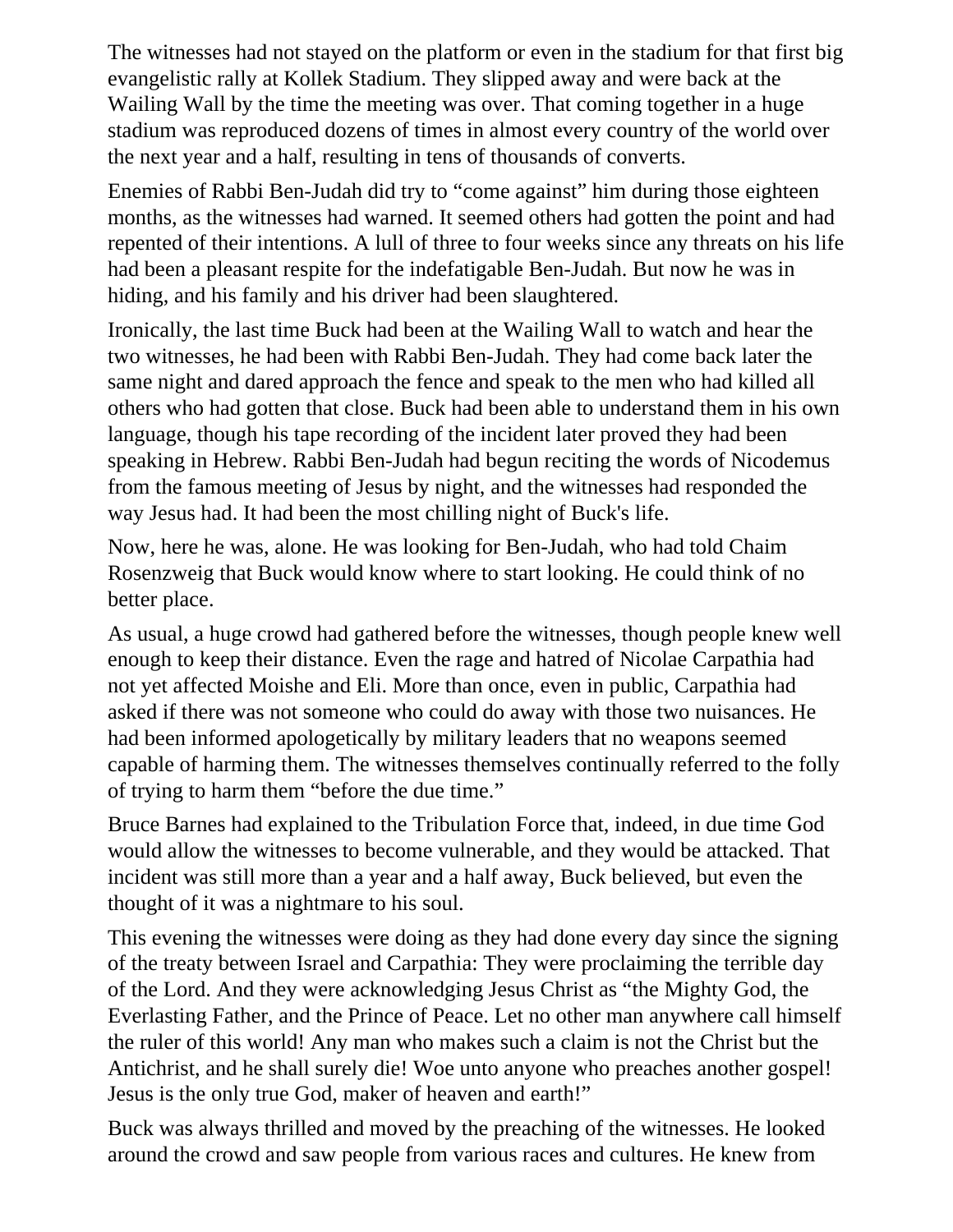The witnesses had not stayed on the platform or even in the stadium for that first big evangelistic rally at Kollek Stadium. They slipped away and were back at the Wailing Wall by the time the meeting was over. That coming together in a huge stadium was reproduced dozens of times in almost every country of the world over the next year and a half, resulting in tens of thousands of converts.

Enemies of Rabbi Ben-Judah did try to "come against" him during those eighteen months, as the witnesses had warned. It seemed others had gotten the point and had repented of their intentions. A lull of three to four weeks since any threats on his life had been a pleasant respite for the indefatigable Ben-Judah. But now he was in hiding, and his family and his driver had been slaughtered.

Ironically, the last time Buck had been at the Wailing Wall to watch and hear the two witnesses, he had been with Rabbi Ben-Judah. They had come back later the same night and dared approach the fence and speak to the men who had killed all others who had gotten that close. Buck had been able to understand them in his own language, though his tape recording of the incident later proved they had been speaking in Hebrew. Rabbi Ben-Judah had begun reciting the words of Nicodemus from the famous meeting of Jesus by night, and the witnesses had responded the way Jesus had. It had been the most chilling night of Buck's life.

Now, here he was, alone. He was looking for Ben-Judah, who had told Chaim Rosenzweig that Buck would know where to start looking. He could think of no better place.

As usual, a huge crowd had gathered before the witnesses, though people knew well enough to keep their distance. Even the rage and hatred of Nicolae Carpathia had not yet affected Moishe and Eli. More than once, even in public, Carpathia had asked if there was not someone who could do away with those two nuisances. He had been informed apologetically by military leaders that no weapons seemed capable of harming them. The witnesses themselves continually referred to the folly of trying to harm them "before the due time."

Bruce Barnes had explained to the Tribulation Force that, indeed, in due time God would allow the witnesses to become vulnerable, and they would be attacked. That incident was still more than a year and a half away, Buck believed, but even the thought of it was a nightmare to his soul.

This evening the witnesses were doing as they had done every day since the signing of the treaty between Israel and Carpathia: They were proclaiming the terrible day of the Lord. And they were acknowledging Jesus Christ as "the Mighty God, the Everlasting Father, and the Prince of Peace. Let no other man anywhere call himself the ruler of this world! Any man who makes such a claim is not the Christ but the Antichrist, and he shall surely die! Woe unto anyone who preaches another gospel! Jesus is the only true God, maker of heaven and earth!"

Buck was always thrilled and moved by the preaching of the witnesses. He looked around the crowd and saw people from various races and cultures. He knew from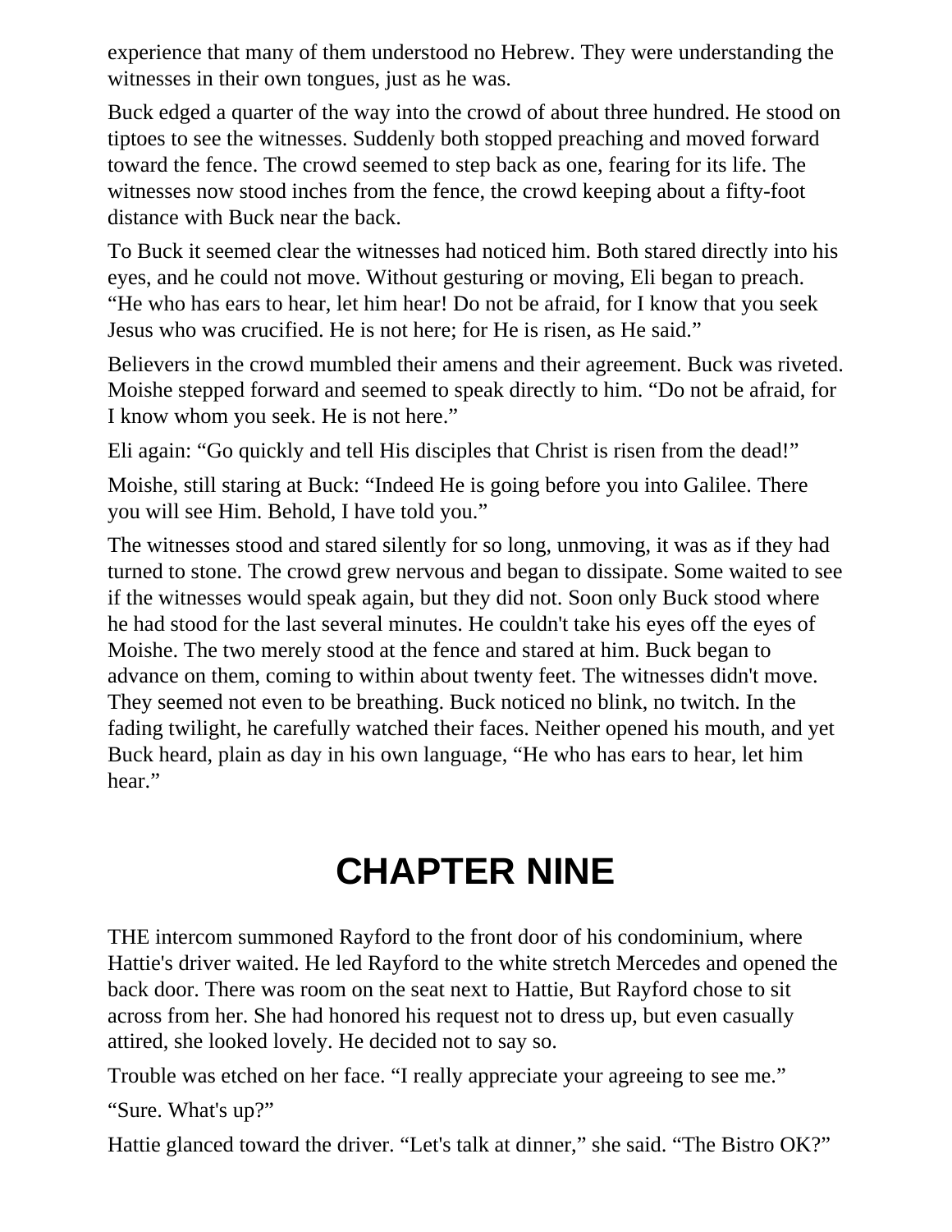experience that many of them understood no Hebrew. They were understanding the witnesses in their own tongues, just as he was.

Buck edged a quarter of the way into the crowd of about three hundred. He stood on tiptoes to see the witnesses. Suddenly both stopped preaching and moved forward toward the fence. The crowd seemed to step back as one, fearing for its life. The witnesses now stood inches from the fence, the crowd keeping about a fifty-foot distance with Buck near the back.

To Buck it seemed clear the witnesses had noticed him. Both stared directly into his eyes, and he could not move. Without gesturing or moving, Eli began to preach. “He who has ears to hear, let him hear! Do not be afraid, for I know that you seek Jesus who was crucified. He is not here; for He is risen, as He said.”

Believers in the crowd mumbled their amens and their agreement. Buck was riveted. Moishe stepped forward and seemed to speak directly to him. “Do not be afraid, for I know whom you seek. He is not here.”

Eli again: “Go quickly and tell His disciples that Christ is risen from the dead!”

Moishe, still staring at Buck: “Indeed He is going before you into Galilee. There you will see Him. Behold, I have told you.”

The witnesses stood and stared silently for so long, unmoving, it was as if they had turned to stone. The crowd grew nervous and began to dissipate. Some waited to see if the witnesses would speak again, but they did not. Soon only Buck stood where he had stood for the last several minutes. He couldn't take his eyes off the eyes of Moishe. The two merely stood at the fence and stared at him. Buck began to advance on them, coming to within about twenty feet. The witnesses didn't move. They seemed not even to be breathing. Buck noticed no blink, no twitch. In the fading twilight, he carefully watched their faces. Neither opened his mouth, and yet Buck heard, plain as day in his own language, “He who has ears to hear, let him hear.”

# CHAPTER NINE

THE intercom summoned Rayford to the front door of his condominium, where Hattie's driver waited. He led Rayford to the white stretch Mercedes and opened the back door. There was room on the seat next to Hattie, But Rayford chose to sit across from her. She had honored his request not to dress up, but even casually attired, she looked lovely. He decided not to say so.

Trouble was etched on her face. “I really appreciate your agreeing to see me.”

“Sure. What's up?”

Hattie glanced toward the driver. “Let's talk at dinner,” she said. “The Bistro OK?”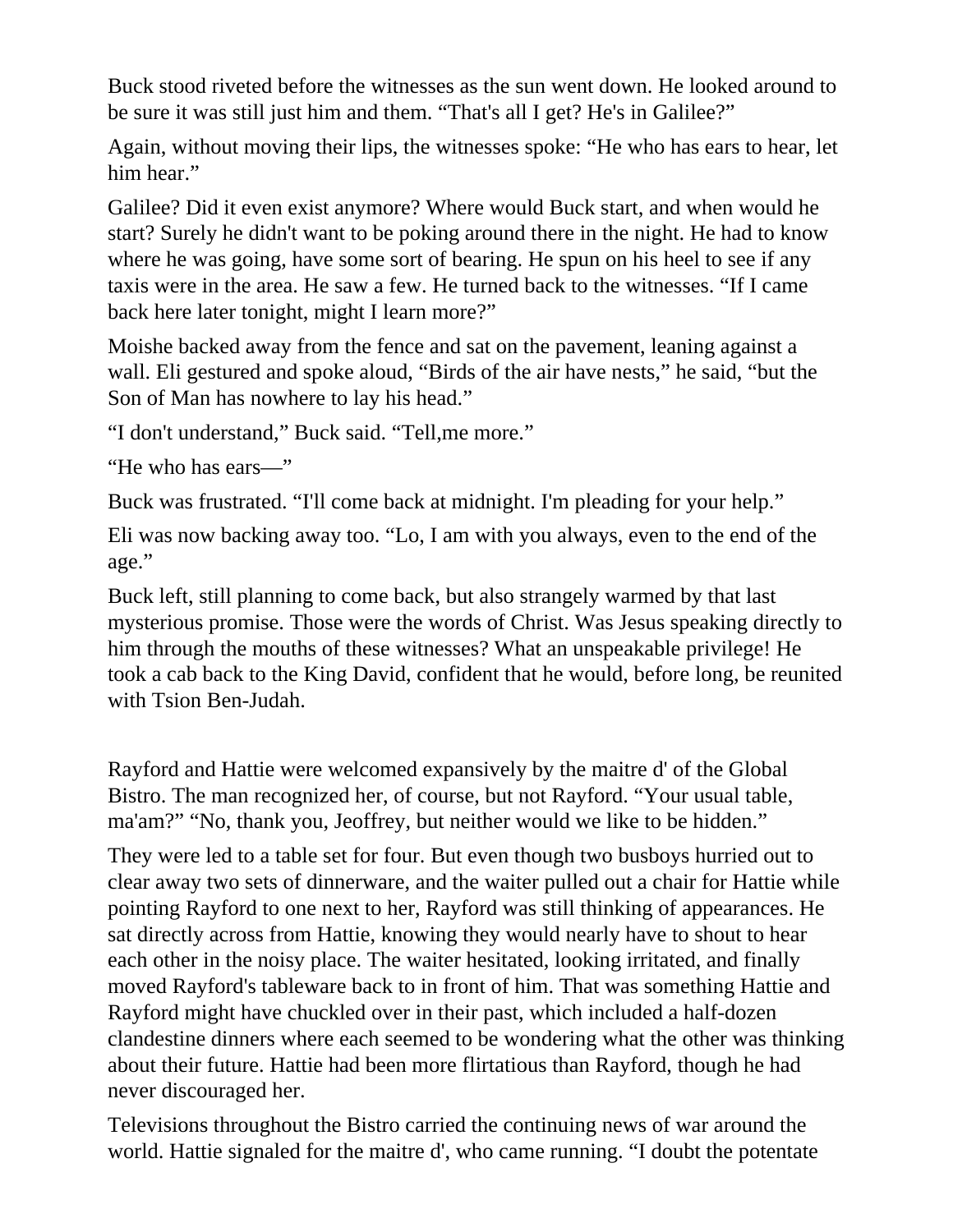Buck stood riveted before the witnesses as the sun went down. He looked around to be sure it was still just him and them. “That's all I get? He's in Galilee?”

Again, without moving their lips, the witnesses spoke: “He who has ears to hear, let him hear.”

Galilee? Did it even exist anymore? Where would Buck start, and when would he start? Surely he didn't want to be poking around there in the night. He had to know where he was going, have some sort of bearing. He spun on his heel to see if any taxis were in the area. He saw a few. He turned back to the witnesses. “If I came back here later tonight, might I learn more?”

Moishe backed away from the fence and sat on the pavement, leaning against a wall. Eli gestured and spoke aloud, “Birds of the air have nests,” he said, “but the Son of Man has nowhere to lay his head.”

“I don't understand,” Buck said. “Tell,me more.”

“He who has ears—”

Buck was frustrated. “I'll come back at midnight. I'm pleading for your help.”

Eli was now backing away too. “Lo, I am with you always, even to the end of the age.”

Buck left, still planning to come back, but also strangely warmed by that last mysterious promise. Those were the words of Christ. Was Jesus speaking directly to him through the mouths of these witnesses? What an unspeakable privilege! He took a cab back to the King David, confident that he would, before long, be reunited with Tsion Ben-Judah.

Rayford and Hattie were welcomed expansively by the maitre d' of the Global Bistro. The man recognized her, of course, but not Rayford. “Your usual table, ma'am?” “No, thank you, Jeoffrey, but neither would we like to be hidden.”

They were led to a table set for four. But even though two busboys hurried out to clear away two sets of dinnerware, and the waiter pulled out a chair for Hattie while pointing Rayford to one next to her, Rayford was still thinking of appearances. He sat directly across from Hattie, knowing they would nearly have to shout to hear each other in the noisy place. The waiter hesitated, looking irritated, and finally moved Rayford's tableware back to in front of him. That was something Hattie and Rayford might have chuckled over in their past, which included a half-dozen clandestine dinners where each seemed to be wondering what the other was thinking about their future. Hattie had been more flirtatious than Rayford, though he had never discouraged her.

Televisions throughout the Bistro carried the continuing news of war around the world. Hattie signaled for the maitre d', who came running. “I doubt the potentate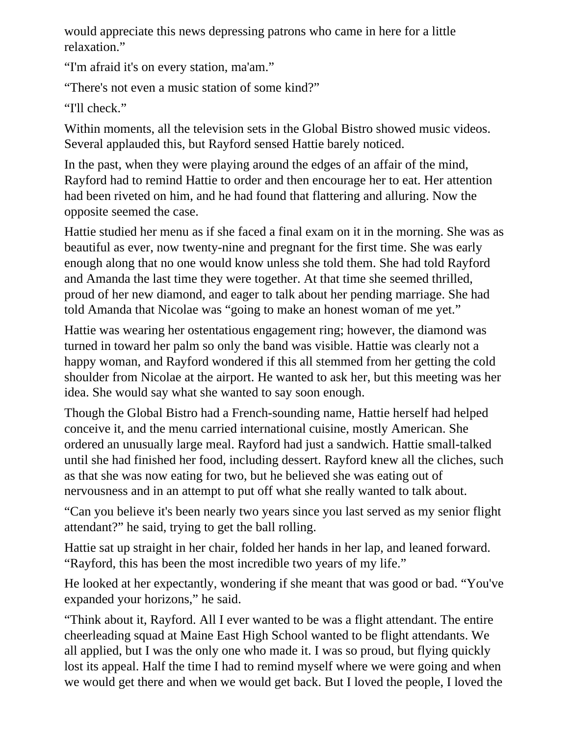would appreciate this news depressing patrons who came in here for a little relaxation."

"I'm afraid it's on every station, ma'am."

"There's not even a music station of some kind?"

"I'll check."

Within moments, all the television sets in the Global Bistro showed music videos. Several applauded this, but Rayford sensed Hattie barely noticed.

In the past, when they were playing around the edges of an affair of the mind, Rayford had to remind Hattie to order and then encourage her to eat. Her attention had been riveted on him, and he had found that flattering and alluring. Now the opposite seemed the case.

Hattie studied her menu as if she faced a final exam on it in the morning. She was as beautiful as ever, now twenty-nine and pregnant for the first time. She was early enough along that no one would know unless she told them. She had told Rayford and Amanda the last time they were together. At that time she seemed thrilled, proud of her new diamond, and eager to talk about her pending marriage. She had told Amanda that Nicolae was "going to make an honest woman of me yet."

Hattie was wearing her ostentatious engagement ring; however, the diamond was turned in toward her palm so only the band was visible. Hattie was clearly not a happy woman, and Rayford wondered if this all stemmed from her getting the cold shoulder from Nicolae at the airport. He wanted to ask her, but this meeting was her idea. She would say what she wanted to say soon enough.

Though the Global Bistro had a French-sounding name, Hattie herself had helped conceive it, and the menu carried international cuisine, mostly American. She ordered an unusually large meal. Rayford had just a sandwich. Hattie small-talked until she had finished her food, including dessert. Rayford knew all the cliches, such as that she was now eating for two, but he believed she was eating out of nervousness and in an attempt to put off what she really wanted to talk about.

"Can you believe it's been nearly two years since you last served as my senior flight attendant?" he said, trying to get the ball rolling.

Hattie sat up straight in her chair, folded her hands in her lap, and leaned forward. "Rayford, this has been the most incredible two years of my life."

He looked at her expectantly, wondering if she meant that was good or bad. "You've expanded your horizons," he said.

"Think about it, Rayford. All I ever wanted to be was a flight attendant. The entire cheerleading squad at Maine East High School wanted to be flight attendants. We all applied, but I was the only one who made it. I was so proud, but flying quickly lost its appeal. Half the time I had to remind myself where we were going and when we would get there and when we would get back. But I loved the people, I loved the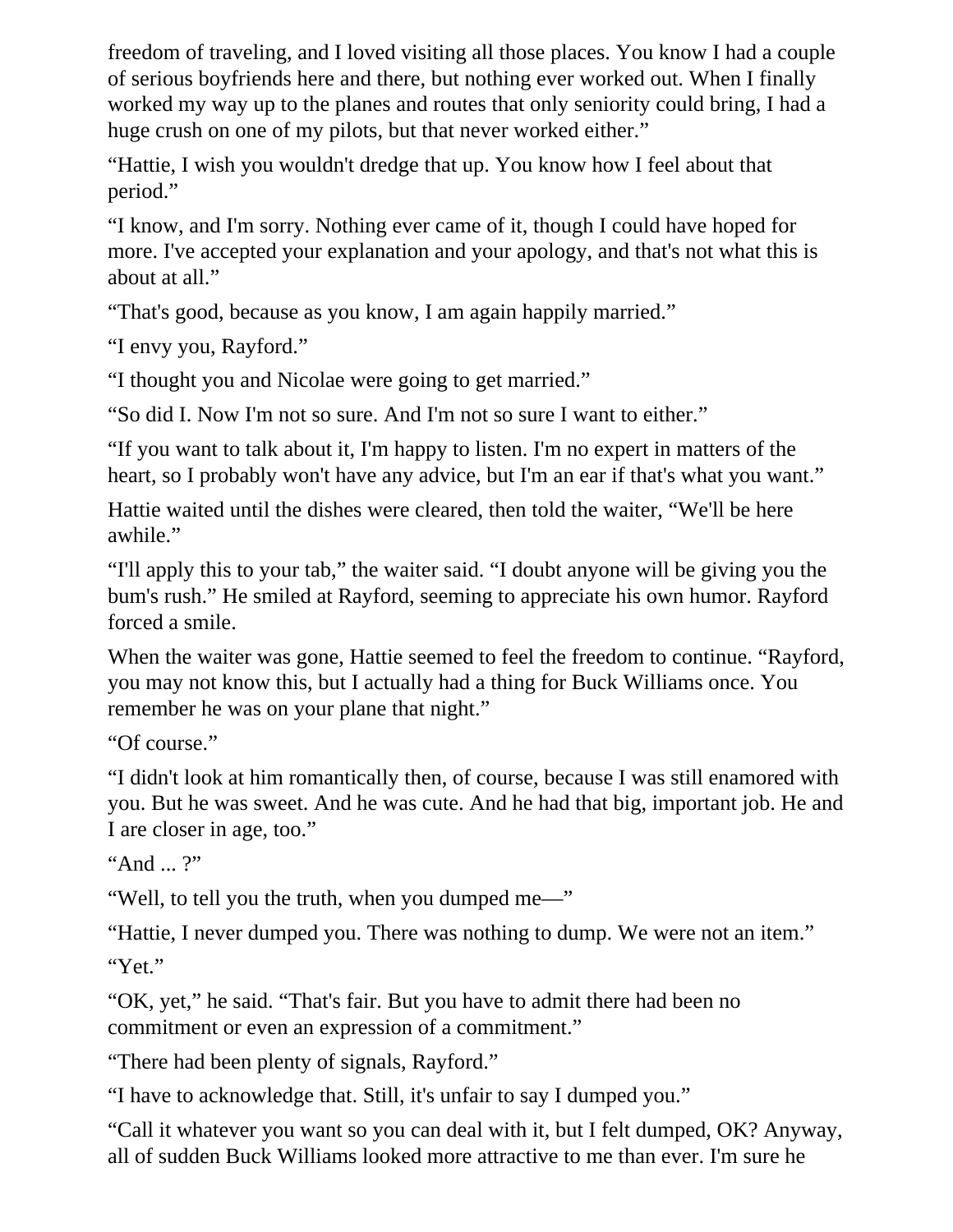freedom of traveling, and I loved visiting all those places. You know I had a couple of serious boyfriends here and there, but nothing ever worked out. When I finally worked my way up to the planes and routes that only seniority could bring, I had a huge crush on one of my pilots, but that never worked either."

"Hattie, I wish you wouldn't dredge that up. You know how I feel about that period."

"I know, and I'm sorry. Nothing ever came of it, though I could have hoped for more. I've accepted your explanation and your apology, and that's not what this is about at all."

"That's good, because as you know, I am again happily married."

"I envy you, Rayford."

"I thought you and Nicolae were going to get married."

"So did I. Now I'm not so sure. And I'm not so sure I want to either."

"If you want to talk about it, I'm happy to listen. I'm no expert in matters of the heart, so I probably won't have any advice, but I'm an ear if that's what you want."

Hattie waited until the dishes were cleared, then told the waiter, "We'll be here awhile."

"I'll apply this to your tab," the waiter said. "I doubt anyone will be giving you the bum's rush." He smiled at Rayford, seeming to appreciate his own humor. Rayford forced a smile.

When the waiter was gone, Hattie seemed to feel the freedom to continue. "Rayford, you may not know this, but I actually had a thing for Buck Williams once. You remember he was on your plane that night."

"Of course."

"I didn't look at him romantically then, of course, because I was still enamored with you. But he was sweet. And he was cute. And he had that big, important job. He and I are closer in age, too."

"And ... ?"

"Well, to tell you the truth, when you dumped me—"

"Hattie, I never dumped you. There was nothing to dump. We were not an item."

"Yet."

"OK, yet," he said. "That's fair. But you have to admit there had been no commitment or even an expression of a commitment."

"There had been plenty of signals, Rayford."

"I have to acknowledge that. Still, it's unfair to say I dumped you."

"Call it whatever you want so you can deal with it, but I felt dumped, OK? Anyway, all of sudden Buck Williams looked more attractive to me than ever. I'm sure he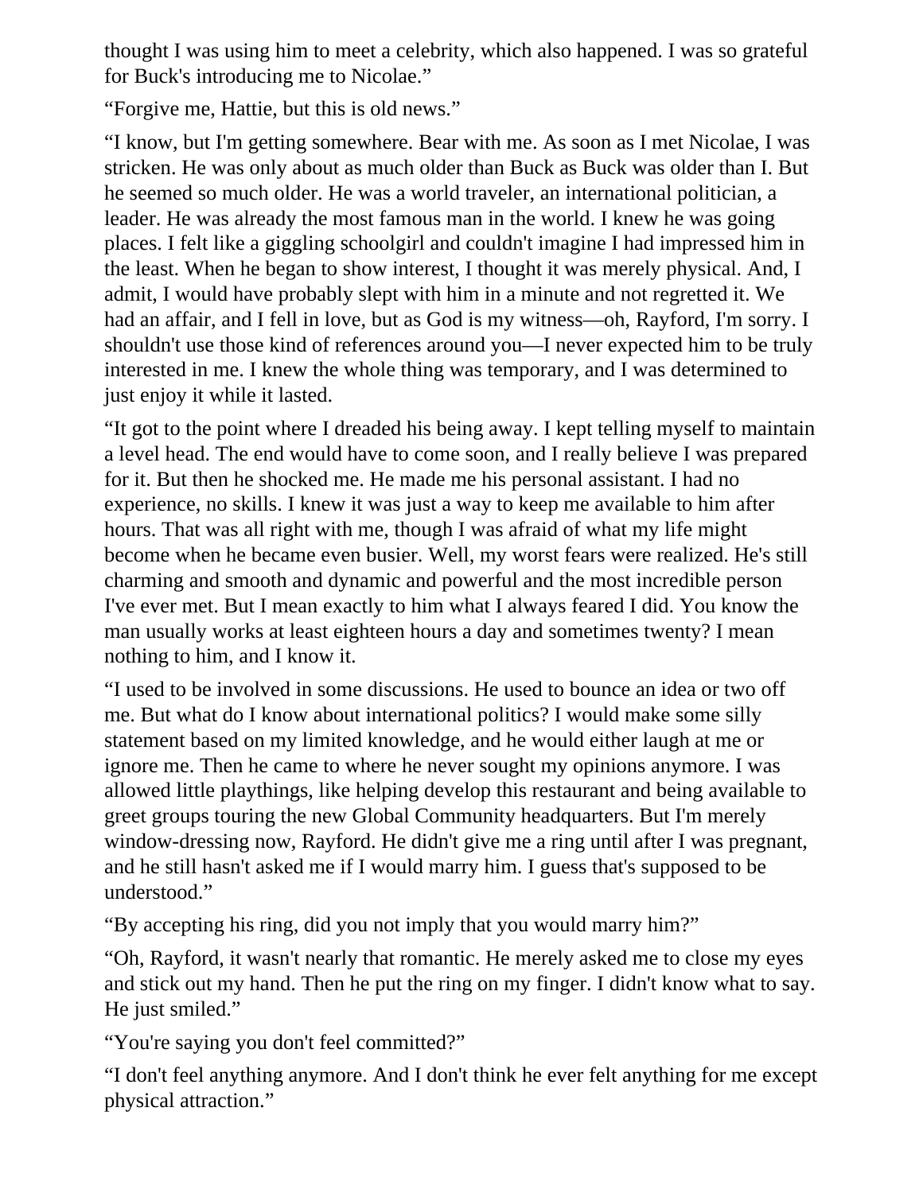thought I was using him to meet a celebrity, which also happened. I was so grateful for Buck's introducing me to Nicolae."

"Forgive me, Hattie, but this is old news."

"I know, but I'm getting somewhere. Bear with me. As soon as I met Nicolae, I was stricken. He was only about as much older than Buck as Buck was older than I. But he seemed so much older. He was a world traveler, an international politician, a leader. He was already the most famous man in the world. I knew he was going places. I felt like a giggling schoolgirl and couldn't imagine I had impressed him in the least. When he began to show interest, I thought it was merely physical. And, I admit, I would have probably slept with him in a minute and not regretted it. We had an affair, and I fell in love, but as God is my witness—oh, Rayford, I'm sorry. I shouldn't use those kind of references around you—I never expected him to be truly interested in me. I knew the whole thing was temporary, and I was determined to just enjoy it while it lasted.

"It got to the point where I dreaded his being away. I kept telling myself to maintain a level head. The end would have to come soon, and I really believe I was prepared for it. But then he shocked me. He made me his personal assistant. I had no experience, no skills. I knew it was just a way to keep me available to him after hours. That was all right with me, though I was afraid of what my life might become when he became even busier. Well, my worst fears were realized. He's still charming and smooth and dynamic and powerful and the most incredible person I've ever met. But I mean exactly to him what I always feared I did. You know the man usually works at least eighteen hours a day and sometimes twenty? I mean nothing to him, and I know it.

"I used to be involved in some discussions. He used to bounce an idea or two off me. But what do I know about international politics? I would make some silly statement based on my limited knowledge, and he would either laugh at me or ignore me. Then he came to where he never sought my opinions anymore. I was allowed little playthings, like helping develop this restaurant and being available to greet groups touring the new Global Community headquarters. But I'm merely window-dressing now, Rayford. He didn't give me a ring until after I was pregnant, and he still hasn't asked me if I would marry him. I guess that's supposed to be understood."

"By accepting his ring, did you not imply that you would marry him?"

"Oh, Rayford, it wasn't nearly that romantic. He merely asked me to close my eyes and stick out my hand. Then he put the ring on my finger. I didn't know what to say. He just smiled."

"You're saying you don't feel committed?"

"I don't feel anything anymore. And I don't think he ever felt anything for me except physical attraction."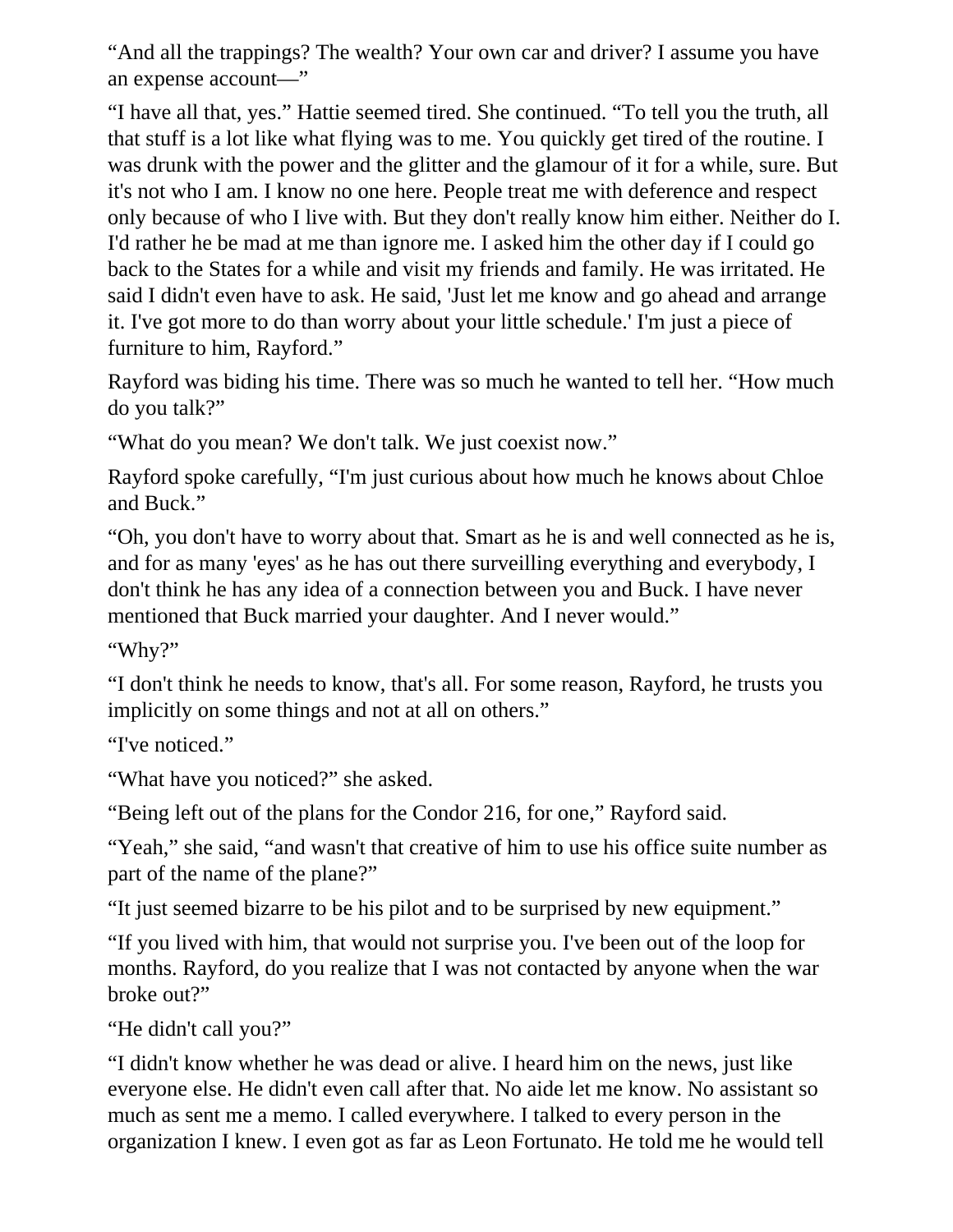“And all the trappings? The wealth? Your own car and driver? I assume you have an expense account—”

“I have all that, yes.” Hattie seemed tired. She continued. “To tell you the truth, all that stuff is a lot like what flying was to me. You quickly get tired of the routine. I was drunk with the power and the glitter and the glamour of it for a while, sure. But it's not who I am. I know no one here. People treat me with deference and respect only because of who I live with. But they don't really know him either. Neither do I. I'd rather he be mad at me than ignore me. I asked him the other day if I could go back to the States for a while and visit my friends and family. He was irritated. He said I didn't even have to ask. He said, 'Just let me know and go ahead and arrange it. I've got more to do than worry about your little schedule.' I'm just a piece of furniture to him, Rayford.”

Rayford was biding his time. There was so much he wanted to tell her. “How much do you talk?”

“What do you mean? We don't talk. We just coexist now.”

Rayford spoke carefully, “I'm just curious about how much he knows about Chloe and Buck.”

“Oh, you don't have to worry about that. Smart as he is and well connected as he is, and for as many 'eyes' as he has out there surveilling everything and everybody, I don't think he has any idea of a connection between you and Buck. I have never mentioned that Buck married your daughter. And I never would.”

“Why?”

“I don't think he needs to know, that's all. For some reason, Rayford, he trusts you implicitly on some things and not at all on others.”

“I've noticed.”

“What have you noticed?” she asked.

“Being left out of the plans for the Condor 216, for one,” Rayford said.

“Yeah,” she said, “and wasn't that creative of him to use his office suite number as part of the name of the plane?”

“It just seemed bizarre to be his pilot and to be surprised by new equipment.”

“If you lived with him, that would not surprise you. I've been out of the loop for months. Rayford, do you realize that I was not contacted by anyone when the war broke out?”

“He didn't call you?”

“I didn't know whether he was dead or alive. I heard him on the news, just like everyone else. He didn't even call after that. No aide let me know. No assistant so much as sent me a memo. I called everywhere. I talked to every person in the organization I knew. I even got as far as Leon Fortunato. He told me he would tell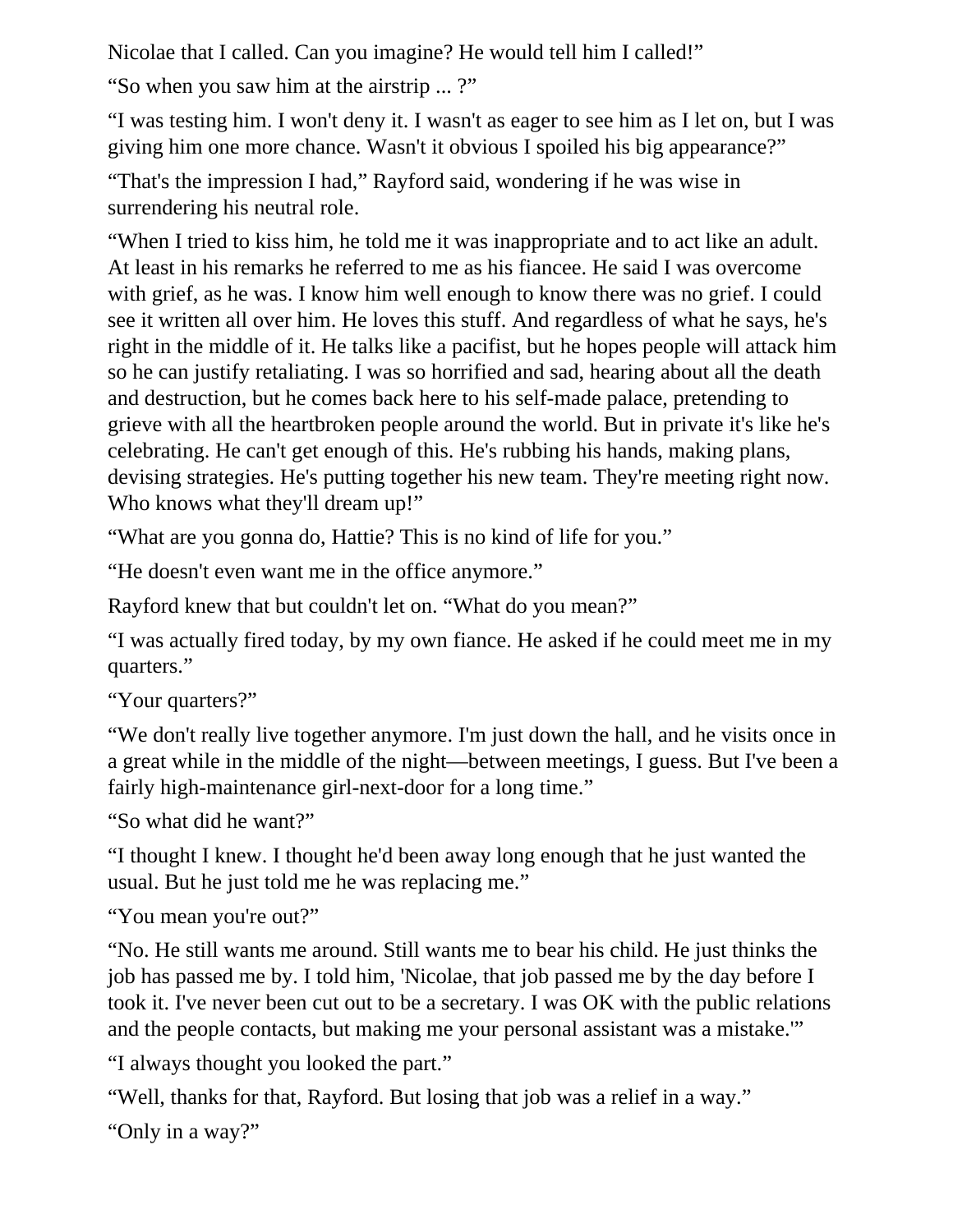Nicolae that I called. Can you imagine? He would tell him I called!"

"So when you saw him at the airstrip ... ?"

"I was testing him. I won't deny it. I wasn't as eager to see him as I let on, but I was giving him one more chance. Wasn't it obvious I spoiled his big appearance?"

"That's the impression I had," Rayford said, wondering if he was wise in surrendering his neutral role.

"When I tried to kiss him, he told me it was inappropriate and to act like an adult. At least in his remarks he referred to me as his fiancee. He said I was overcome with grief, as he was. I know him well enough to know there was no grief. I could see it written all over him. He loves this stuff. And regardless of what he says, he's right in the middle of it. He talks like a pacifist, but he hopes people will attack him so he can justify retaliating. I was so horrified and sad, hearing about all the death and destruction, but he comes back here to his self-made palace, pretending to grieve with all the heartbroken people around the world. But in private it's like he's celebrating. He can't get enough of this. He's rubbing his hands, making plans, devising strategies. He's putting together his new team. They're meeting right now. Who knows what they'll dream up!"

"What are you gonna do, Hattie? This is no kind of life for you."

"He doesn't even want me in the office anymore."

Rayford knew that but couldn't let on. "What do you mean?"

"I was actually fired today, by my own fiance. He asked if he could meet me in my quarters."

"Your quarters?"

"We don't really live together anymore. I'm just down the hall, and he visits once in a great while in the middle of the night—between meetings, I guess. But I've been a fairly high-maintenance girl-next-door for a long time."

"So what did he want?"

"I thought I knew. I thought he'd been away long enough that he just wanted the usual. But he just told me he was replacing me."

"You mean you're out?"

"No. He still wants me around. Still wants me to bear his child. He just thinks the job has passed me by. I told him, 'Nicolae, that job passed me by the day before I took it. I've never been cut out to be a secretary. I was OK with the public relations and the people contacts, but making me your personal assistant was a mistake.'"

"I always thought you looked the part."

"Well, thanks for that, Rayford. But losing that job was a relief in a way."

"Only in a way?"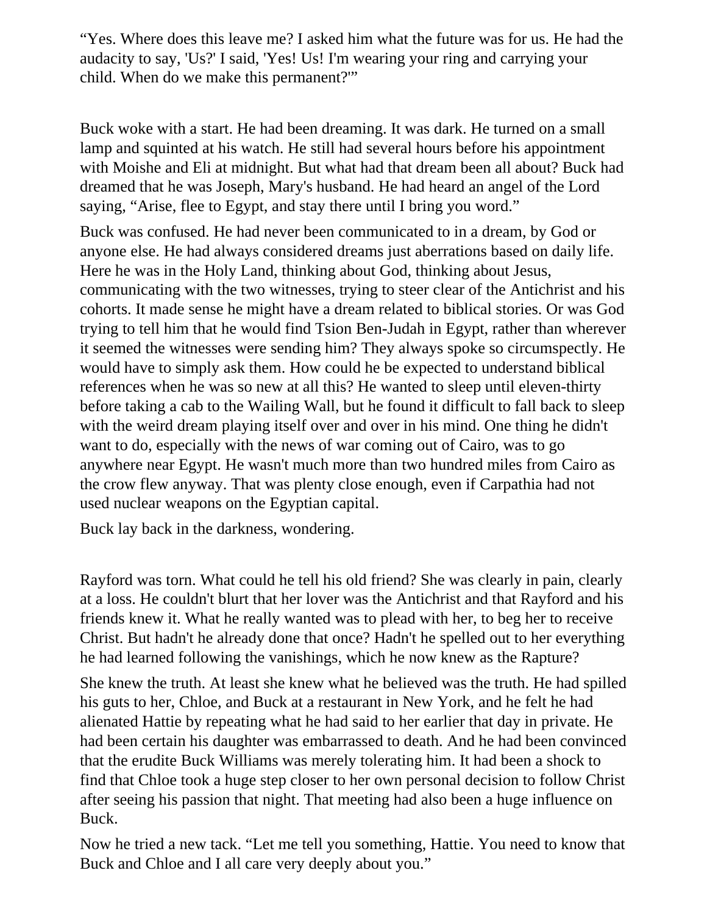“Yes. Where does this leave me? I asked him what the future was for us. He had the audacity to say, 'Us?' I said, 'Yes! Us! I'm wearing your ring and carrying your child. When do we make this permanent?'”

Buck woke with a start. He had been dreaming. It was dark. He turned on a small lamp and squinted at his watch. He still had several hours before his appointment with Moishe and Eli at midnight. But what had that dream been all about? Buck had dreamed that he was Joseph, Mary's husband. He had heard an angel of the Lord saying, “Arise, flee to Egypt, and stay there until I bring you word.”

Buck was confused. He had never been communicated to in a dream, by God or anyone else. He had always considered dreams just aberrations based on daily life. Here he was in the Holy Land, thinking about God, thinking about Jesus, communicating with the two witnesses, trying to steer clear of the Antichrist and his cohorts. It made sense he might have a dream related to biblical stories. Or was God trying to tell him that he would find Tsion Ben-Judah in Egypt, rather than wherever it seemed the witnesses were sending him? They always spoke so circumspectly. He would have to simply ask them. How could he be expected to understand biblical references when he was so new at all this? He wanted to sleep until eleven-thirty before taking a cab to the Wailing Wall, but he found it difficult to fall back to sleep with the weird dream playing itself over and over in his mind. One thing he didn't want to do, especially with the news of war coming out of Cairo, was to go anywhere near Egypt. He wasn't much more than two hundred miles from Cairo as the crow flew anyway. That was plenty close enough, even if Carpathia had not used nuclear weapons on the Egyptian capital.

Buck lay back in the darkness, wondering.

Rayford was torn. What could he tell his old friend? She was clearly in pain, clearly at a loss. He couldn't blurt that her lover was the Antichrist and that Rayford and his friends knew it. What he really wanted was to plead with her, to beg her to receive Christ. But hadn't he already done that once? Hadn't he spelled out to her everything he had learned following the vanishings, which he now knew as the Rapture?

She knew the truth. At least she knew what he believed was the truth. He had spilled his guts to her, Chloe, and Buck at a restaurant in New York, and he felt he had alienated Hattie by repeating what he had said to her earlier that day in private. He had been certain his daughter was embarrassed to death. And he had been convinced that the erudite Buck Williams was merely tolerating him. It had been a shock to find that Chloe took a huge step closer to her own personal decision to follow Christ after seeing his passion that night. That meeting had also been a huge influence on Buck.

Now he tried a new tack. “Let me tell you something, Hattie. You need to know that Buck and Chloe and I all care very deeply about you.”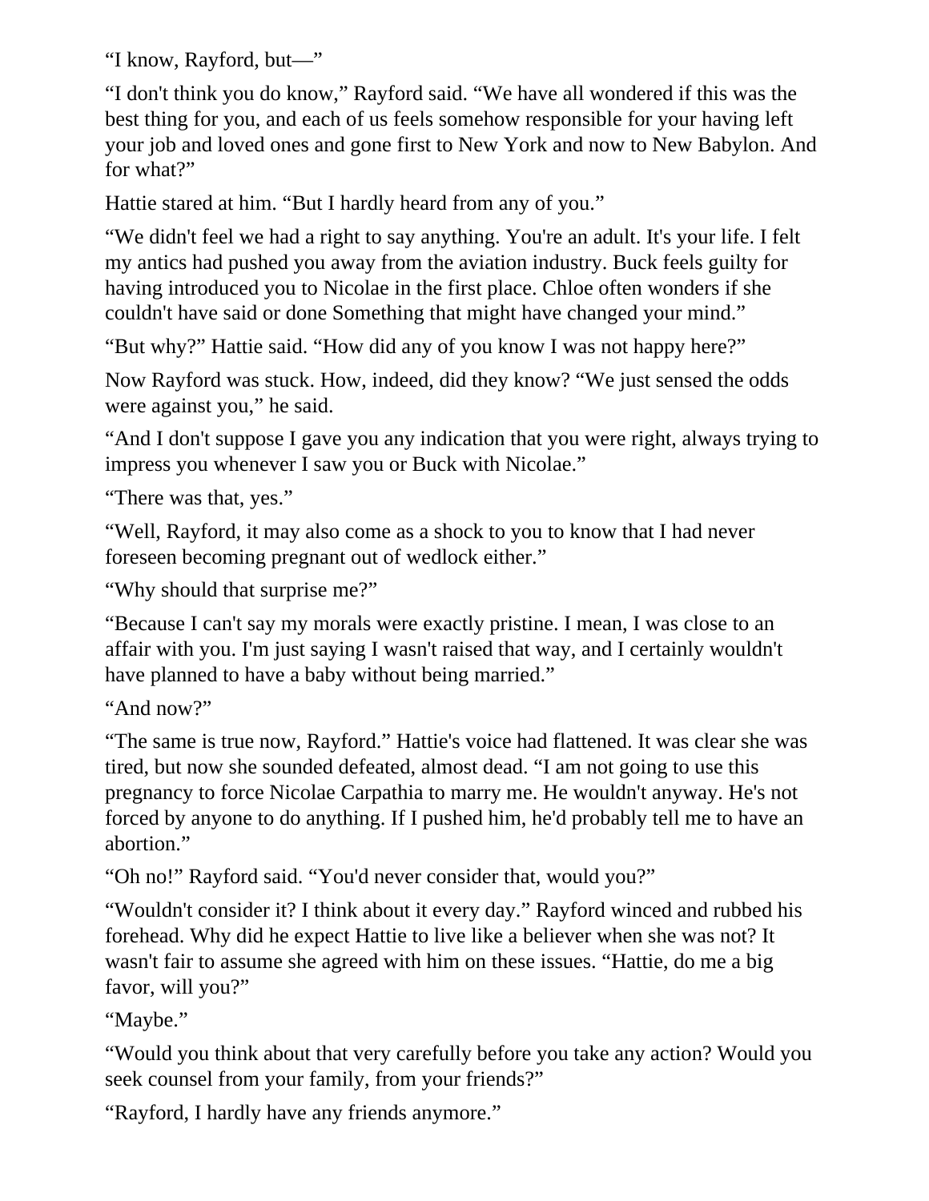“I know, Rayford, but—”

“I don't think you do know,” Rayford said. “We have all wondered if this was the best thing for you, and each of us feels somehow responsible for your having left your job and loved ones and gone first to New York and now to New Babylon. And for what?”

Hattie stared at him. “But I hardly heard from any of you.”

“We didn't feel we had a right to say anything. You're an adult. It's your life. I felt my antics had pushed you away from the aviation industry. Buck feels guilty for having introduced you to Nicolae in the first place. Chloe often wonders if she couldn't have said or done Something that might have changed your mind.”

“But why?” Hattie said. “How did any of you know I was not happy here?”

Now Rayford was stuck. How, indeed, did they know? “We just sensed the odds were against you,” he said.

“And I don't suppose I gave you any indication that you were right, always trying to impress you whenever I saw you or Buck with Nicolae.”

“There was that, yes.”

“Well, Rayford, it may also come as a shock to you to know that I had never foreseen becoming pregnant out of wedlock either.”

“Why should that surprise me?”

“Because I can't say my morals were exactly pristine. I mean, I was close to an affair with you. I'm just saying I wasn't raised that way, and I certainly wouldn't have planned to have a baby without being married.”

“And now?”

“The same is true now, Rayford.” Hattie's voice had flattened. It was clear she was tired, but now she sounded defeated, almost dead. “I am not going to use this pregnancy to force Nicolae Carpathia to marry me. He wouldn't anyway. He's not forced by anyone to do anything. If I pushed him, he'd probably tell me to have an abortion.”

“Oh no!” Rayford said. “You'd never consider that, would you?”

“Wouldn't consider it? I think about it every day.” Rayford winced and rubbed his forehead. Why did he expect Hattie to live like a believer when she was not? It wasn't fair to assume she agreed with him on these issues. “Hattie, do me a big favor, will you?”

“Maybe.”

“Would you think about that very carefully before you take any action? Would you seek counsel from your family, from your friends?”

“Rayford, I hardly have any friends anymore.”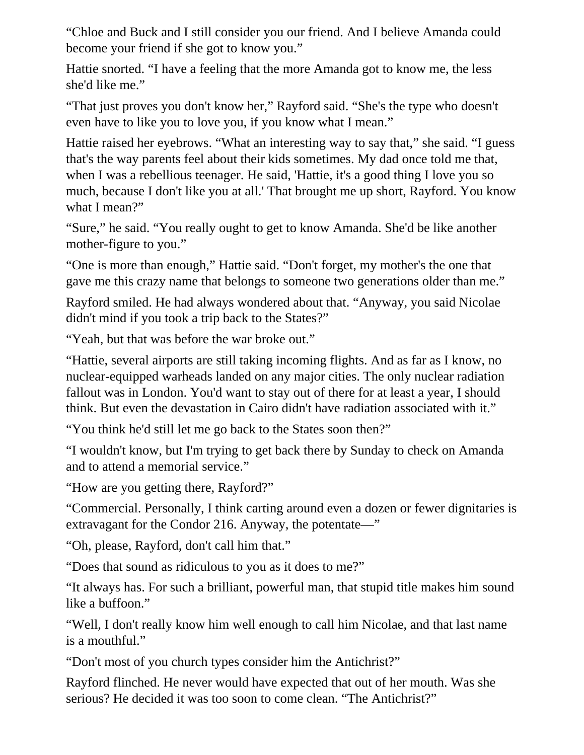"Chloe and Buck and I still consider you our friend. And I believe Amanda could become your friend if she got to know you."

Hattie snorted. "I have a feeling that the more Amanda got to know me, the less she'd like me."

"That just proves you don't know her," Rayford said. "She's the type who doesn't even have to like you to love you, if you know what I mean."

Hattie raised her eyebrows. "What an interesting way to say that," she said. "I guess that's the way parents feel about their kids sometimes. My dad once told me that, when I was a rebellious teenager. He said, 'Hattie, it's a good thing I love you so much, because I don't like you at all.' That brought me up short, Rayford. You know what I mean?"

"Sure," he said. "You really ought to get to know Amanda. She'd be like another mother-figure to you."

"One is more than enough," Hattie said. "Don't forget, my mother's the one that gave me this crazy name that belongs to someone two generations older than me."

Rayford smiled. He had always wondered about that. "Anyway, you said Nicolae didn't mind if you took a trip back to the States?"

"Yeah, but that was before the war broke out."

"Hattie, several airports are still taking incoming flights. And as far as I know, no nuclear-equipped warheads landed on any major cities. The only nuclear radiation fallout was in London. You'd want to stay out of there for at least a year, I should think. But even the devastation in Cairo didn't have radiation associated with it."

"You think he'd still let me go back to the States soon then?"

"I wouldn't know, but I'm trying to get back there by Sunday to check on Amanda and to attend a memorial service."

"How are you getting there, Rayford?"

"Commercial. Personally, I think carting around even a dozen or fewer dignitaries is extravagant for the Condor 216. Anyway, the potentate—"

"Oh, please, Rayford, don't call him that."

"Does that sound as ridiculous to you as it does to me?"

"It always has. For such a brilliant, powerful man, that stupid title makes him sound like a buffoon."

"Well, I don't really know him well enough to call him Nicolae, and that last name is a mouthful."

"Don't most of you church types consider him the Antichrist?"

Rayford flinched. He never would have expected that out of her mouth. Was she serious? He decided it was too soon to come clean. "The Antichrist?"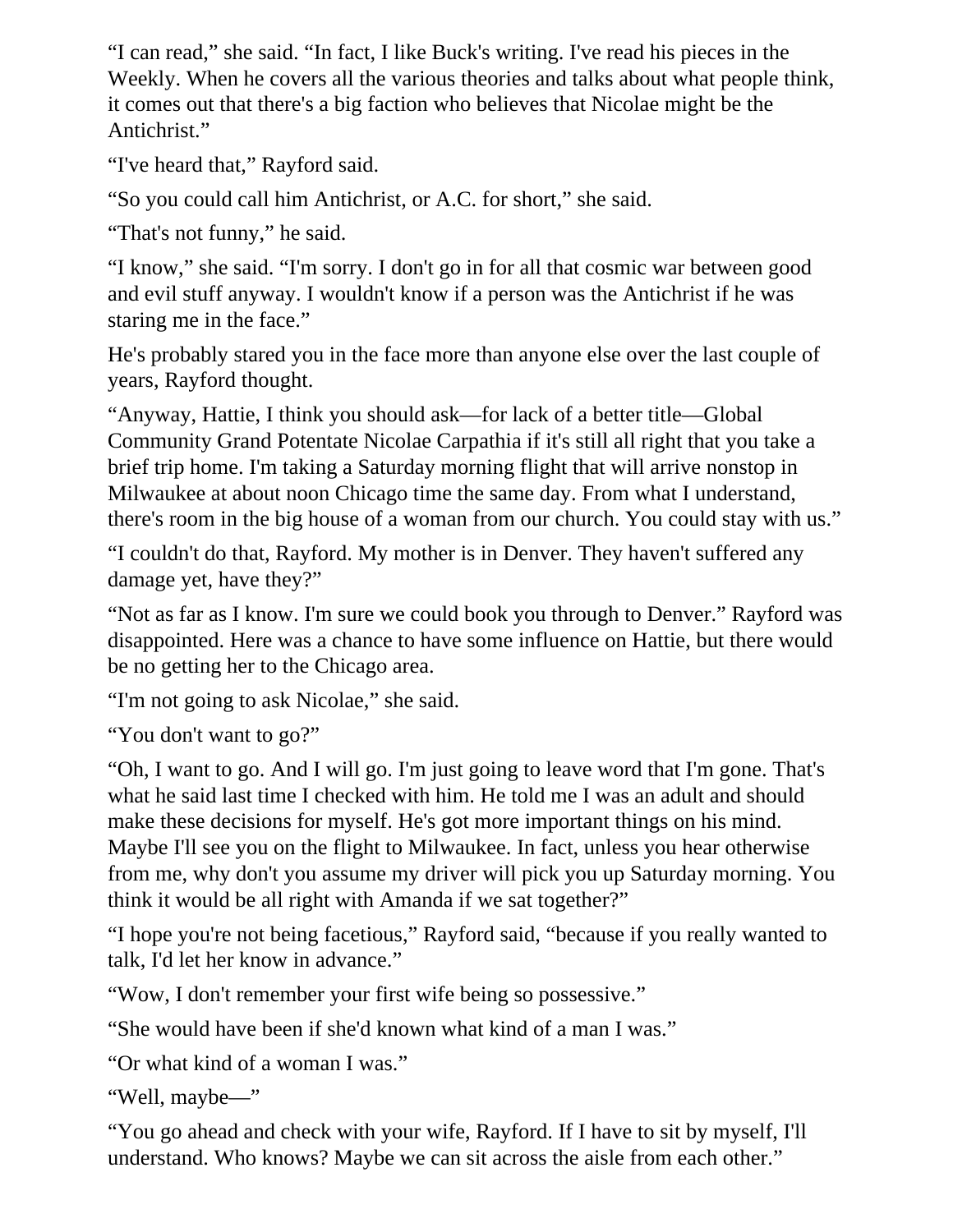"I can read," she said. "In fact, I like Buck's writing. I've read his pieces in the Weekly. When he covers all the various theories and talks about what people think, it comes out that there's a big faction who believes that Nicolae might be the Antichrist."

"I've heard that," Rayford said.

"So you could call him Antichrist, or A.C. for short," she said.

"That's not funny," he said.

"I know," she said. "I'm sorry. I don't go in for all that cosmic war between good and evil stuff anyway. I wouldn't know if a person was the Antichrist if he was staring me in the face."

He's probably stared you in the face more than anyone else over the last couple of years, Rayford thought.

"Anyway, Hattie, I think you should ask—for lack of a better title—Global Community Grand Potentate Nicolae Carpathia if it's still all right that you take a brief trip home. I'm taking a Saturday morning flight that will arrive nonstop in Milwaukee at about noon Chicago time the same day. From what I understand, there's room in the big house of a woman from our church. You could stay with us."

"I couldn't do that, Rayford. My mother is in Denver. They haven't suffered any damage yet, have they?"

"Not as far as I know. I'm sure we could book you through to Denver." Rayford was disappointed. Here was a chance to have some influence on Hattie, but there would be no getting her to the Chicago area.

"I'm not going to ask Nicolae," she said.

"You don't want to go?"

"Oh, I want to go. And I will go. I'm just going to leave word that I'm gone. That's what he said last time I checked with him. He told me I was an adult and should make these decisions for myself. He's got more important things on his mind. Maybe I'll see you on the flight to Milwaukee. In fact, unless you hear otherwise from me, why don't you assume my driver will pick you up Saturday morning. You think it would be all right with Amanda if we sat together?"

"I hope you're not being facetious," Rayford said, "because if you really wanted to talk, I'd let her know in advance."

"Wow, I don't remember your first wife being so possessive."

"She would have been if she'd known what kind of a man I was."

"Or what kind of a woman I was."

"Well, maybe—"

"You go ahead and check with your wife, Rayford. If I have to sit by myself, I'll understand. Who knows? Maybe we can sit across the aisle from each other."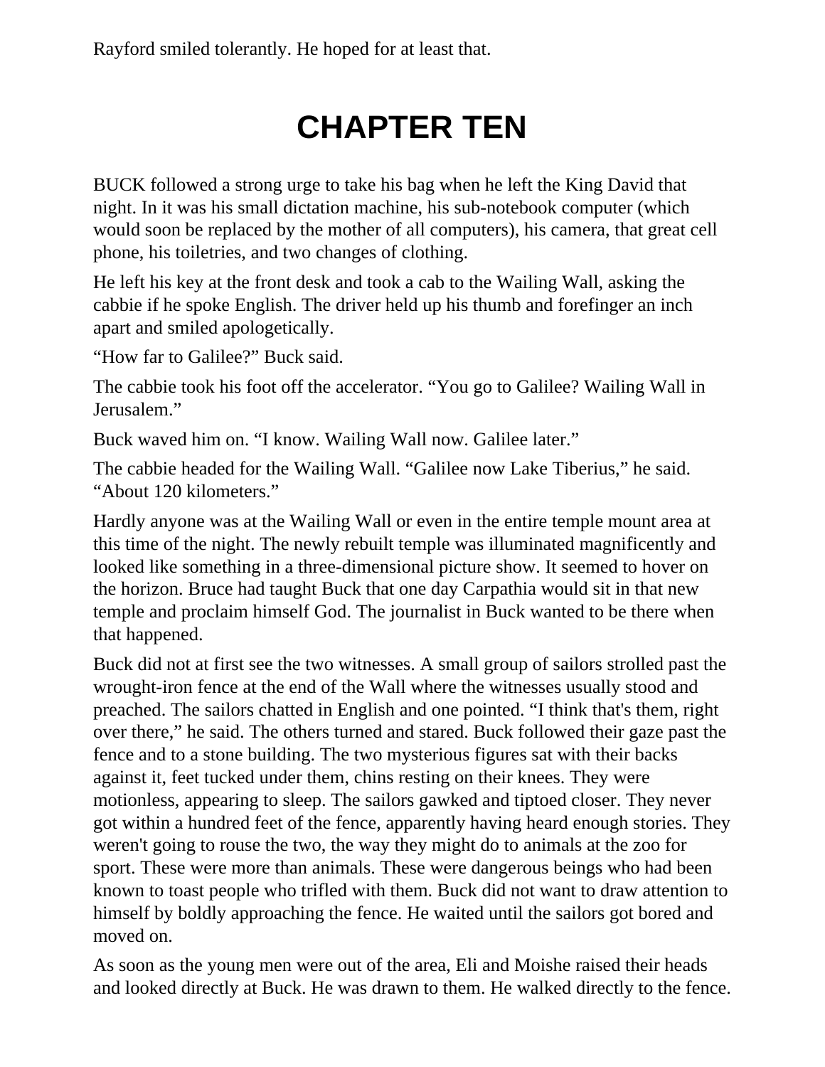Rayford smiled tolerantly. He hoped for at least that.

# CHAPTER TEN

BUCK followed a strong urge to take his bag when he left the King David that night. In it was his small dictation machine, his sub-notebook computer (which would soon be replaced by the mother of all computers), his camera, that great cell phone, his toiletries, and two changes of clothing.

He left his key at the front desk and took a cab to the Wailing Wall, asking the cabbie if he spoke English. The driver held up his thumb and forefinger an inch apart and smiled apologetically.

"How far to Galilee?" Buck said.

The cabbie took his foot off the accelerator. "You go to Galilee? Wailing Wall in Jerusalem."

Buck waved him on. "I know. Wailing Wall now. Galilee later."

The cabbie headed for the Wailing Wall. "Galilee now Lake Tiberius," he said. "About 120 kilometers."

Hardly anyone was at the Wailing Wall or even in the entire temple mount area at this time of the night. The newly rebuilt temple was illuminated magnificently and looked like something in a three-dimensional picture show. It seemed to hover on the horizon. Bruce had taught Buck that one day Carpathia would sit in that new temple and proclaim himself God. The journalist in Buck wanted to be there when that happened.

Buck did not at first see the two witnesses. A small group of sailors strolled past the wrought-iron fence at the end of the Wall where the witnesses usually stood and preached. The sailors chatted in English and one pointed. "I think that's them, right over there," he said. The others turned and stared. Buck followed their gaze past the fence and to a stone building. The two mysterious figures sat with their backs against it, feet tucked under them, chins resting on their knees. They were motionless, appearing to sleep. The sailors gawked and tiptoed closer. They never got within a hundred feet of the fence, apparently having heard enough stories. They weren't going to rouse the two, the way they might do to animals at the zoo for sport. These were more than animals. These were dangerous beings who had been known to toast people who trifled with them. Buck did not want to draw attention to himself by boldly approaching the fence. He waited until the sailors got bored and moved on.

As soon as the young men were out of the area, Eli and Moishe raised their heads and looked directly at Buck. He was drawn to them. He walked directly to the fence.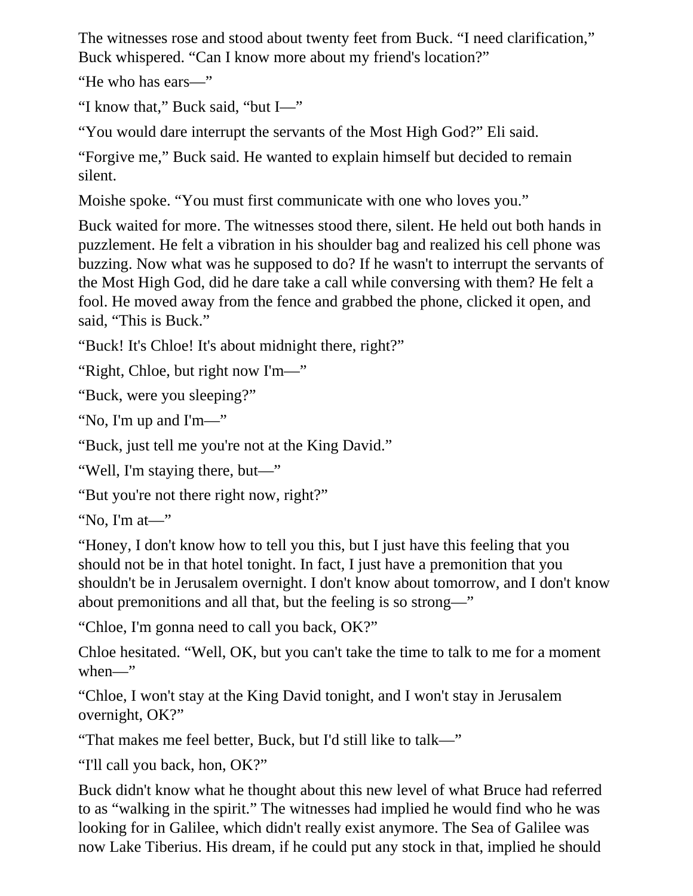The witnesses rose and stood about twenty feet from Buck. "I need clarification," Buck whispered. "Can I know more about my friend's location?"

"He who has ears—"

"I know that," Buck said, "but I—"

"You would dare interrupt the servants of the Most High God?" Eli said.

"Forgive me," Buck said. He wanted to explain himself but decided to remain silent.

Moishe spoke. "You must first communicate with one who loves you."

Buck waited for more. The witnesses stood there, silent. He held out both hands in puzzlement. He felt a vibration in his shoulder bag and realized his cell phone was buzzing. Now what was he supposed to do? If he wasn't to interrupt the servants of the Most High God, did he dare take a call while conversing with them? He felt a fool. He moved away from the fence and grabbed the phone, clicked it open, and said, "This is Buck."

"Buck! It's Chloe! It's about midnight there, right?"

"Right, Chloe, but right now I'm—"

"Buck, were you sleeping?"

"No, I'm up and I'm—"

"Buck, just tell me you're not at the King David."

"Well, I'm staying there, but—"

"But you're not there right now, right?"

"No, I'm at—"

"Honey, I don't know how to tell you this, but I just have this feeling that you should not be in that hotel tonight. In fact, I just have a premonition that you shouldn't be in Jerusalem overnight. I don't know about tomorrow, and I don't know about premonitions and all that, but the feeling is so strong—"

"Chloe, I'm gonna need to call you back, OK?"

Chloe hesitated. "Well, OK, but you can't take the time to talk to me for a moment when—"

"Chloe, I won't stay at the King David tonight, and I won't stay in Jerusalem overnight, OK?"

"That makes me feel better, Buck, but I'd still like to talk—"

"I'll call you back, hon, OK?"

Buck didn't know what he thought about this new level of what Bruce had referred to as "walking in the spirit." The witnesses had implied he would find who he was looking for in Galilee, which didn't really exist anymore. The Sea of Galilee was now Lake Tiberius. His dream, if he could put any stock in that, implied he should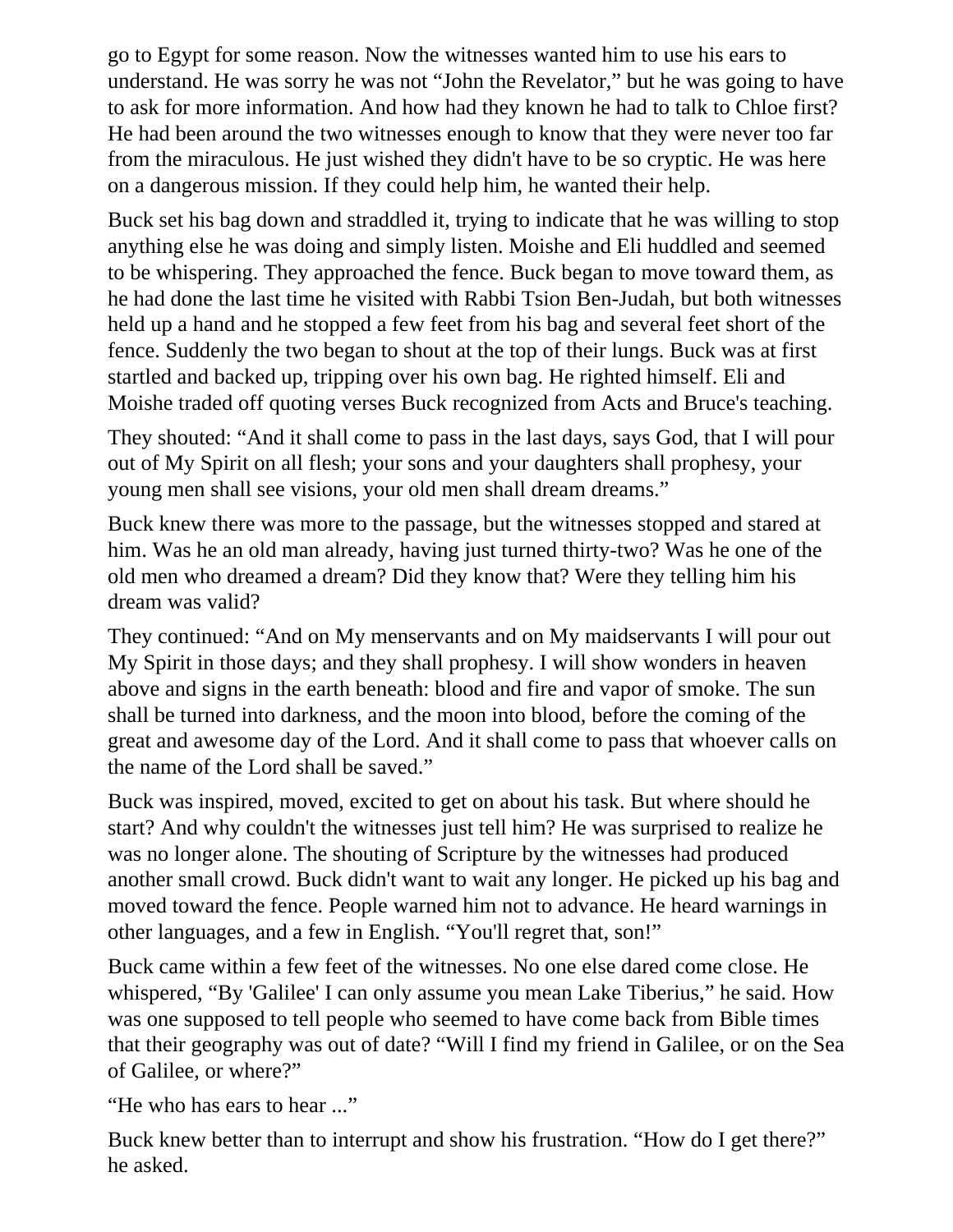go to Egypt for some reason. Now the witnesses wanted him to use his ears to understand. He was sorry he was not "John the Revelator," but he was going to have to ask for more information. And how had they known he had to talk to Chloe first? He had been around the two witnesses enough to know that they were never too far from the miraculous. He just wished they didn't have to be so cryptic. He was here on a dangerous mission. If they could help him, he wanted their help.

Buck set his bag down and straddled it, trying to indicate that he was willing to stop anything else he was doing and simply listen. Moishe and Eli huddled and seemed to be whispering. They approached the fence. Buck began to move toward them, as he had done the last time he visited with Rabbi Tsion Ben-Judah, but both witnesses held up a hand and he stopped a few feet from his bag and several feet short of the fence. Suddenly the two began to shout at the top of their lungs. Buck was at first startled and backed up, tripping over his own bag. He righted himself. Eli and Moishe traded off quoting verses Buck recognized from Acts and Bruce's teaching.

They shouted: "And it shall come to pass in the last days, says God, that I will pour out of My Spirit on all flesh; your sons and your daughters shall prophesy, your young men shall see visions, your old men shall dream dreams."

Buck knew there was more to the passage, but the witnesses stopped and stared at him. Was he an old man already, having just turned thirty-two? Was he one of the old men who dreamed a dream? Did they know that? Were they telling him his dream was valid?

They continued: "And on My menservants and on My maidservants I will pour out My Spirit in those days; and they shall prophesy. I will show wonders in heaven above and signs in the earth beneath: blood and fire and vapor of smoke. The sun shall be turned into darkness, and the moon into blood, before the coming of the great and awesome day of the Lord. And it shall come to pass that whoever calls on the name of the Lord shall be saved."

Buck was inspired, moved, excited to get on about his task. But where should he start? And why couldn't the witnesses just tell him? He was surprised to realize he was no longer alone. The shouting of Scripture by the witnesses had produced another small crowd. Buck didn't want to wait any longer. He picked up his bag and moved toward the fence. People warned him not to advance. He heard warnings in other languages, and a few in English. "You'll regret that, son!"

Buck came within a few feet of the witnesses. No one else dared come close. He whispered, "By 'Galilee' I can only assume you mean Lake Tiberius," he said. How was one supposed to tell people who seemed to have come back from Bible times that their geography was out of date? "Will I find my friend in Galilee, or on the Sea of Galilee, or where?"

"He who has ears to hear ..."

Buck knew better than to interrupt and show his frustration. "How do I get there?" he asked.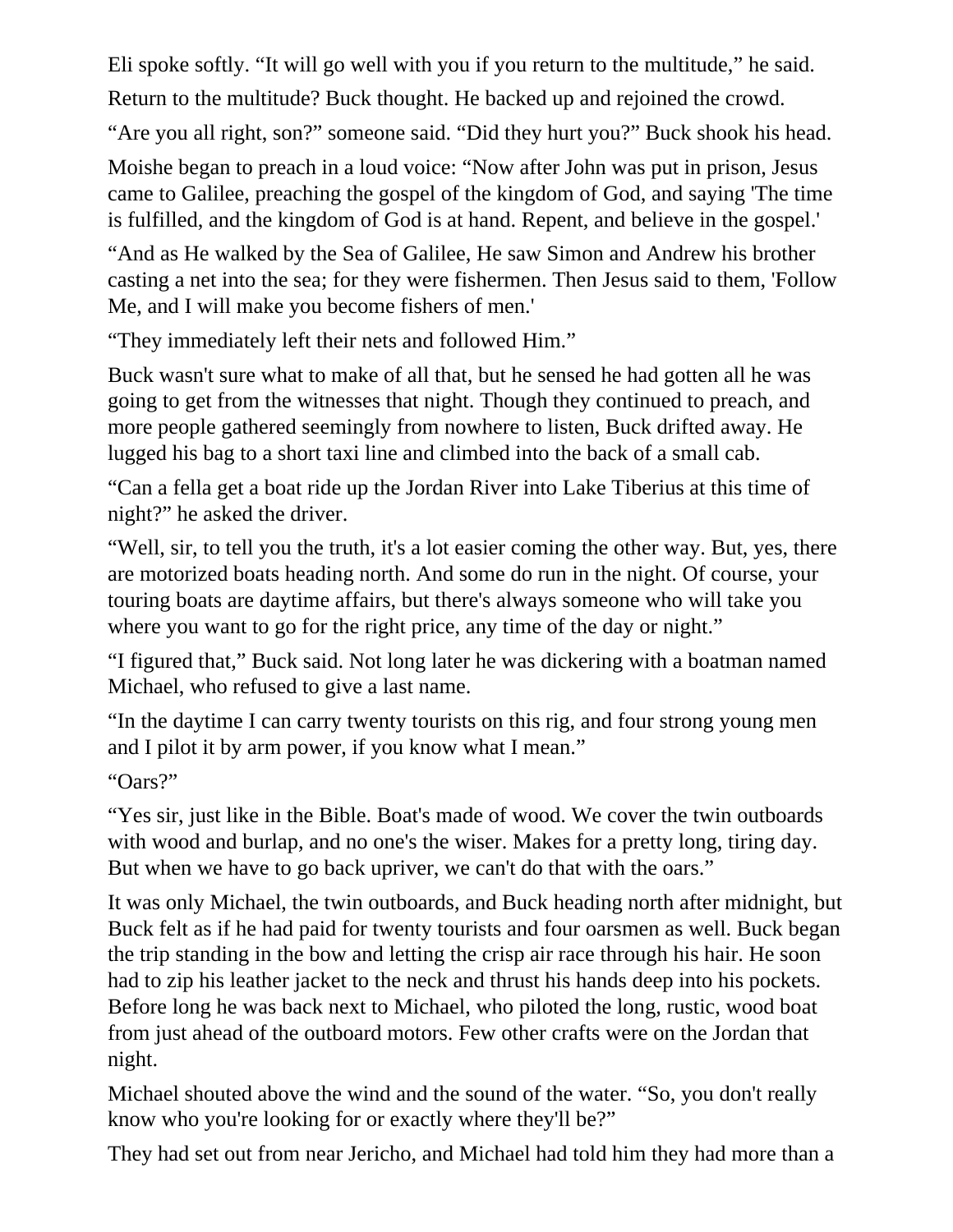Eli spoke softly. “It will go well with you if you return to the multitude,” he said.

Return to the multitude? Buck thought. He backed up and rejoined the crowd.

“Are you all right, son?” someone said. “Did they hurt you?” Buck shook his head.

Moishe began to preach in a loud voice: “Now after John was put in prison, Jesus came to Galilee, preaching the gospel of the kingdom of God, and saying 'The time is fulfilled, and the kingdom of God is at hand. Repent, and believe in the gospel.'

“And as He walked by the Sea of Galilee, He saw Simon and Andrew his brother casting a net into the sea; for they were fishermen. Then Jesus said to them, 'Follow Me, and I will make you become fishers of men.'

“They immediately left their nets and followed Him.”

Buck wasn't sure what to make of all that, but he sensed he had gotten all he was going to get from the witnesses that night. Though they continued to preach, and more people gathered seemingly from nowhere to listen, Buck drifted away. He lugged his bag to a short taxi line and climbed into the back of a small cab.

“Can a fella get a boat ride up the Jordan River into Lake Tiberius at this time of night?” he asked the driver.

“Well, sir, to tell you the truth, it's a lot easier coming the other way. But, yes, there are motorized boats heading north. And some do run in the night. Of course, your touring boats are daytime affairs, but there's always someone who will take you where you want to go for the right price, any time of the day or night.”

“I figured that,” Buck said. Not long later he was dickering with a boatman named Michael, who refused to give a last name.

“In the daytime I can carry twenty tourists on this rig, and four strong young men and I pilot it by arm power, if you know what I mean.”

“Oars?”

“Yes sir, just like in the Bible. Boat's made of wood. We cover the twin outboards with wood and burlap, and no one's the wiser. Makes for a pretty long, tiring day. But when we have to go back upriver, we can't do that with the oars.”

It was only Michael, the twin outboards, and Buck heading north after midnight, but Buck felt as if he had paid for twenty tourists and four oarsmen as well. Buck began the trip standing in the bow and letting the crisp air race through his hair. He soon had to zip his leather jacket to the neck and thrust his hands deep into his pockets. Before long he was back next to Michael, who piloted the long, rustic, wood boat from just ahead of the outboard motors. Few other crafts were on the Jordan that night.

Michael shouted above the wind and the sound of the water. “So, you don't really know who you're looking for or exactly where they'll be?”

They had set out from near Jericho, and Michael had told him they had more than a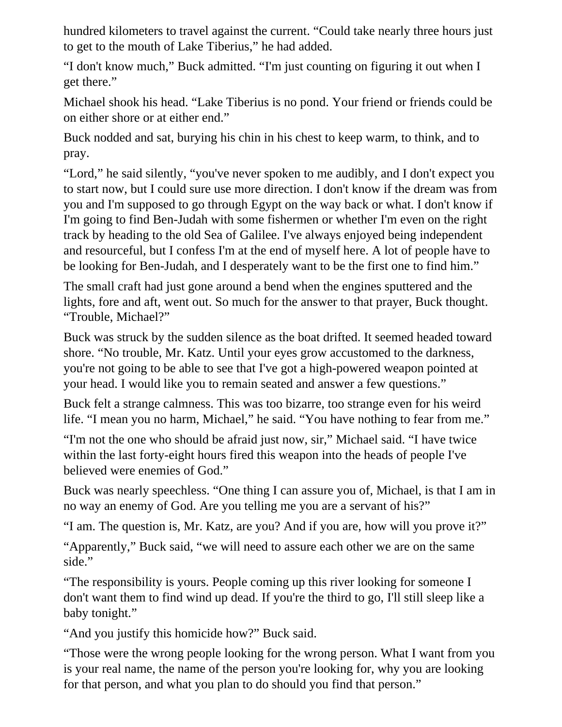hundred kilometers to travel against the current. “Could take nearly three hours just to get to the mouth of Lake Tiberius,” he had added.

“I don't know much,” Buck admitted. “I'm just counting on figuring it out when I get there.”

Michael shook his head. “Lake Tiberius is no pond. Your friend or friends could be on either shore or at either end.”

Buck nodded and sat, burying his chin in his chest to keep warm, to think, and to pray.

“Lord,” he said silently, “you've never spoken to me audibly, and I don't expect you to start now, but I could sure use more direction. I don't know if the dream was from you and I'm supposed to go through Egypt on the way back or what. I don't know if I'm going to find Ben-Judah with some fishermen or whether I'm even on the right track by heading to the old Sea of Galilee. I've always enjoyed being independent and resourceful, but I confess I'm at the end of myself here. A lot of people have to be looking for Ben-Judah, and I desperately want to be the first one to find him.”

The small craft had just gone around a bend when the engines sputtered and the lights, fore and aft, went out. So much for the answer to that prayer, Buck thought. “Trouble, Michael?”

Buck was struck by the sudden silence as the boat drifted. It seemed headed toward shore. “No trouble, Mr. Katz. Until your eyes grow accustomed to the darkness, you're not going to be able to see that I've got a high-powered weapon pointed at your head. I would like you to remain seated and answer a few questions.”

Buck felt a strange calmness. This was too bizarre, too strange even for his weird life. “I mean you no harm, Michael,” he said. “You have nothing to fear from me.”

“I'm not the one who should be afraid just now, sir,” Michael said. “I have twice within the last forty-eight hours fired this weapon into the heads of people I've believed were enemies of God.”

Buck was nearly speechless. “One thing I can assure you of, Michael, is that I am in no way an enemy of God. Are you telling me you are a servant of his?”

“I am. The question is, Mr. Katz, are you? And if you are, how will you prove it?”

“Apparently,” Buck said, “we will need to assure each other we are on the same side.”

“The responsibility is yours. People coming up this river looking for someone I don't want them to find wind up dead. If you're the third to go, I'll still sleep like a baby tonight.”

“And you justify this homicide how?” Buck said.

“Those were the wrong people looking for the wrong person. What I want from you is your real name, the name of the person you're looking for, why you are looking for that person, and what you plan to do should you find that person.”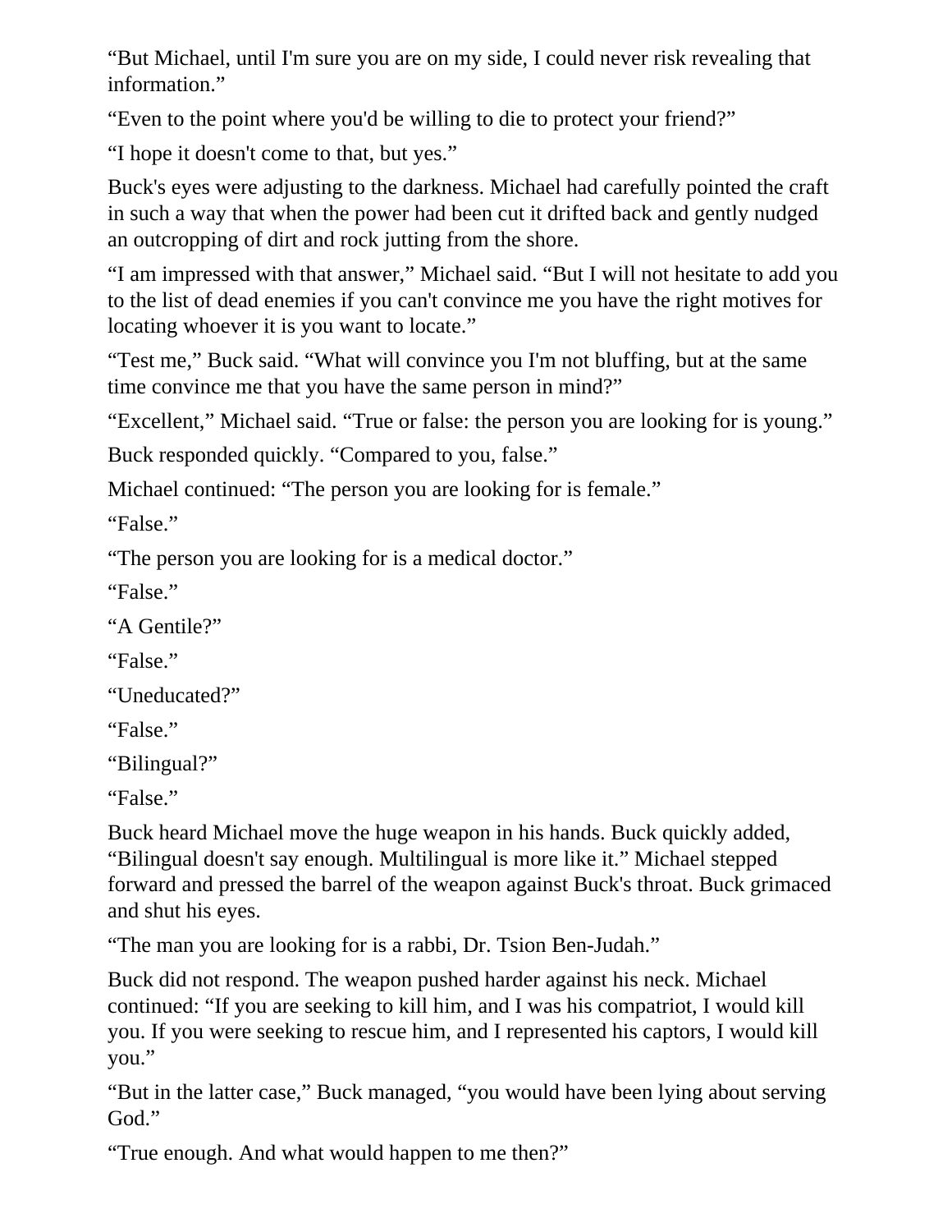“But Michael, until I'm sure you are on my side, I could never risk revealing that information.”

“Even to the point where you'd be willing to die to protect your friend?”

“I hope it doesn't come to that, but yes.”

Buck's eyes were adjusting to the darkness. Michael had carefully pointed the craft in such a way that when the power had been cut it drifted back and gently nudged an outcropping of dirt and rock jutting from the shore.

“I am impressed with that answer,” Michael said. “But I will not hesitate to add you to the list of dead enemies if you can't convince me you have the right motives for locating whoever it is you want to locate.”

“Test me,” Buck said. “What will convince you I'm not bluffing, but at the same time convince me that you have the same person in mind?”

“Excellent,” Michael said. “True or false: the person you are looking for is young.”

Buck responded quickly. “Compared to you, false.”

Michael continued: “The person you are looking for is female.”

“False.”

“The person you are looking for is a medical doctor.”

“False.”

“A Gentile?”

“False.”

“Uneducated?”

“False.”

“Bilingual?”

“False.”

Buck heard Michael move the huge weapon in his hands. Buck quickly added, “Bilingual doesn't say enough. Multilingual is more like it.” Michael stepped forward and pressed the barrel of the weapon against Buck's throat. Buck grimaced and shut his eyes.

“The man you are looking for is a rabbi, Dr. Tsion Ben-Judah.”

Buck did not respond. The weapon pushed harder against his neck. Michael continued: “If you are seeking to kill him, and I was his compatriot, I would kill you. If you were seeking to rescue him, and I represented his captors, I would kill you.”

“But in the latter case,” Buck managed, “you would have been lying about serving God.”

“True enough. And what would happen to me then?”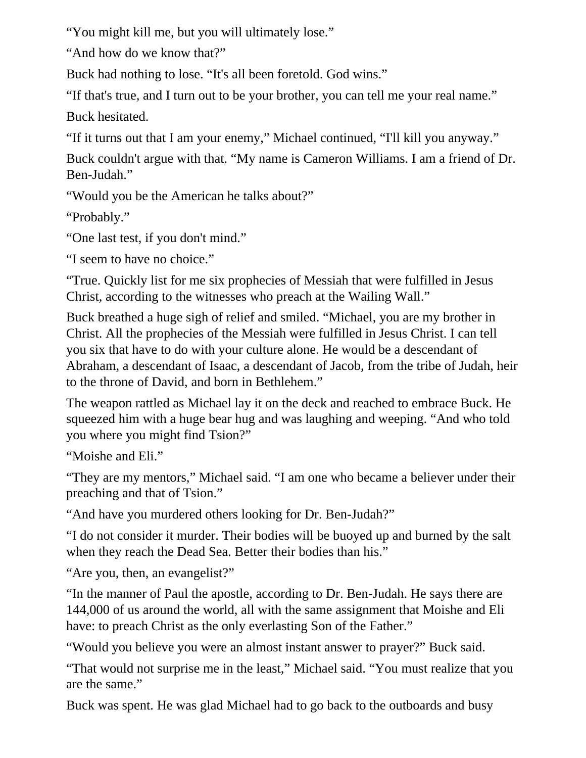“You might kill me, but you will ultimately lose.”

“And how do we know that?”

Buck had nothing to lose. “It's all been foretold. God wins.”

“If that's true, and I turn out to be your brother, you can tell me your real name.”

Buck hesitated.

“If it turns out that I am your enemy,” Michael continued, “I'll kill you anyway.”

Buck couldn't argue with that. “My name is Cameron Williams. I am a friend of Dr. Ben-Judah.”

“Would you be the American he talks about?”

“Probably.”

“One last test, if you don't mind.”

“I seem to have no choice.”

“True. Quickly list for me six prophecies of Messiah that were fulfilled in Jesus Christ, according to the witnesses who preach at the Wailing Wall.”

Buck breathed a huge sigh of relief and smiled. “Michael, you are my brother in Christ. All the prophecies of the Messiah were fulfilled in Jesus Christ. I can tell you six that have to do with your culture alone. He would be a descendant of Abraham, a descendant of Isaac, a descendant of Jacob, from the tribe of Judah, heir to the throne of David, and born in Bethlehem.”

The weapon rattled as Michael lay it on the deck and reached to embrace Buck. He squeezed him with a huge bear hug and was laughing and weeping. “And who told you where you might find Tsion?”

“Moishe and Eli.”

“They are my mentors,” Michael said. “I am one who became a believer under their preaching and that of Tsion.”

“And have you murdered others looking for Dr. Ben-Judah?”

“I do not consider it murder. Their bodies will be buoyed up and burned by the salt when they reach the Dead Sea. Better their bodies than his.”

“Are you, then, an evangelist?”

“In the manner of Paul the apostle, according to Dr. Ben-Judah. He says there are 144,000 of us around the world, all with the same assignment that Moishe and Eli have: to preach Christ as the only everlasting Son of the Father.”

“Would you believe you were an almost instant answer to prayer?” Buck said.

“That would not surprise me in the least,” Michael said. “You must realize that you are the same.”

Buck was spent. He was glad Michael had to go back to the outboards and busy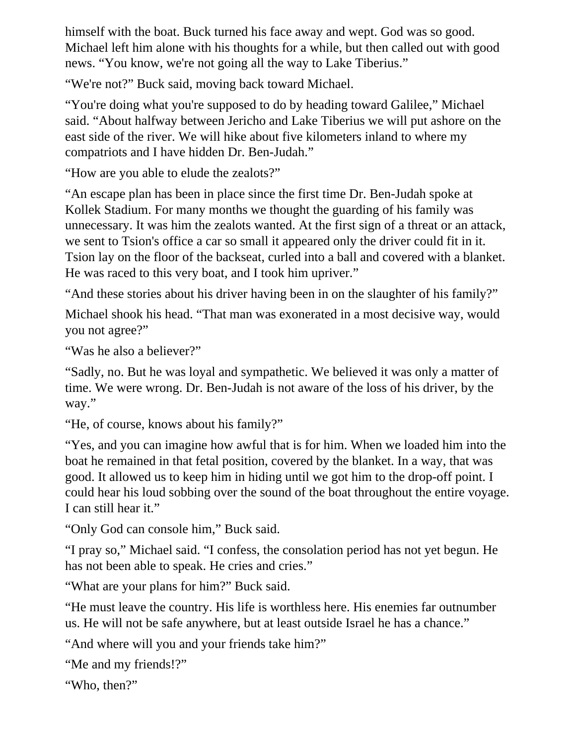himself with the boat. Buck turned his face away and wept. God was so good. Michael left him alone with his thoughts for a while, but then called out with good news. “You know, we're not going all the way to Lake Tiberius.”

“We're not?” Buck said, moving back toward Michael.

“You're doing what you're supposed to do by heading toward Galilee,” Michael said. “About halfway between Jericho and Lake Tiberius we will put ashore on the east side of the river. We will hike about five kilometers inland to where my compatriots and I have hidden Dr. Ben-Judah.”

“How are you able to elude the zealots?”

“An escape plan has been in place since the first time Dr. Ben-Judah spoke at Kollek Stadium. For many months we thought the guarding of his family was unnecessary. It was him the zealots wanted. At the first sign of a threat or an attack, we sent to Tsion's office a car so small it appeared only the driver could fit in it. Tsion lay on the floor of the backseat, curled into a ball and covered with a blanket. He was raced to this very boat, and I took him upriver.”

“And these stories about his driver having been in on the slaughter of his family?”

Michael shook his head. “That man was exonerated in a most decisive way, would you not agree?”

“Was he also a believer?”

“Sadly, no. But he was loyal and sympathetic. We believed it was only a matter of time. We were wrong. Dr. Ben-Judah is not aware of the loss of his driver, by the way.”

“He, of course, knows about his family?”

“Yes, and you can imagine how awful that is for him. When we loaded him into the boat he remained in that fetal position, covered by the blanket. In a way, that was good. It allowed us to keep him in hiding until we got him to the drop-off point. I could hear his loud sobbing over the sound of the boat throughout the entire voyage. I can still hear it.”

“Only God can console him,” Buck said.

“I pray so,” Michael said. “I confess, the consolation period has not yet begun. He has not been able to speak. He cries and cries.”

“What are your plans for him?” Buck said.

“He must leave the country. His life is worthless here. His enemies far outnumber us. He will not be safe anywhere, but at least outside Israel he has a chance.”

“And where will you and your friends take him?”

“Me and my friends!?”

“Who, then?”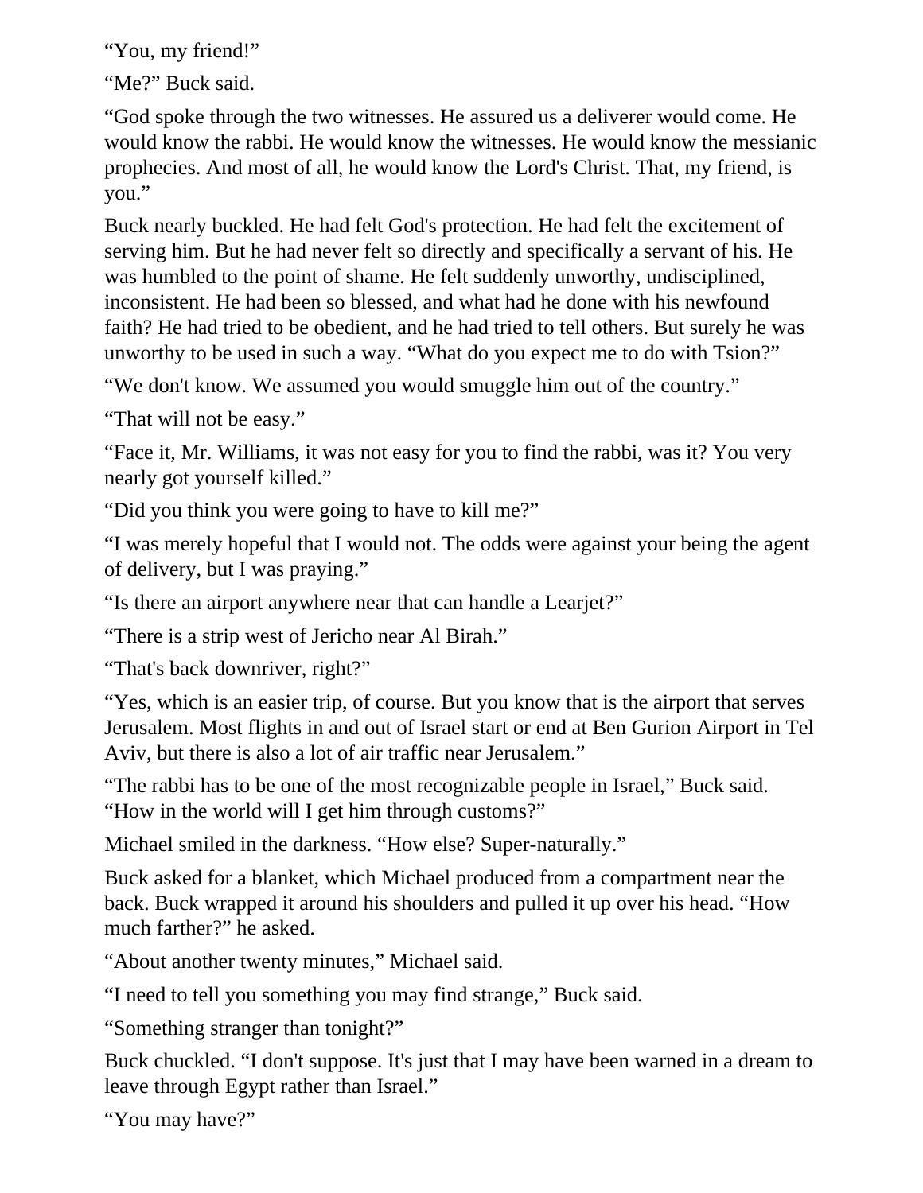"You, my friend!"

"Me?" Buck said.

"God spoke through the two witnesses. He assured us a deliverer would come. He would know the rabbi. He would know the witnesses. He would know the messianic prophecies. And most of all, he would know the Lord's Christ. That, my friend, is you."

Buck nearly buckled. He had felt God's protection. He had felt the excitement of serving him. But he had never felt so directly and specifically a servant of his. He was humbled to the point of shame. He felt suddenly unworthy, undisciplined, inconsistent. He had been so blessed, and what had he done with his newfound faith? He had tried to be obedient, and he had tried to tell others. But surely he was unworthy to be used in such a way. "What do you expect me to do with Tsion?"

"We don't know. We assumed you would smuggle him out of the country."

"That will not be easy."

"Face it, Mr. Williams, it was not easy for you to find the rabbi, was it? You very nearly got yourself killed."

"Did you think you were going to have to kill me?"

"I was merely hopeful that I would not. The odds were against your being the agent of delivery, but I was praying."

"Is there an airport anywhere near that can handle a Learjet?"

"There is a strip west of Jericho near Al Birah."

"That's back downriver, right?"

"Yes, which is an easier trip, of course. But you know that is the airport that serves Jerusalem. Most flights in and out of Israel start or end at Ben Gurion Airport in Tel Aviv, but there is also a lot of air traffic near Jerusalem."

"The rabbi has to be one of the most recognizable people in Israel," Buck said. "How in the world will I get him through customs?"

Michael smiled in the darkness. "How else? Super-naturally."

Buck asked for a blanket, which Michael produced from a compartment near the back. Buck wrapped it around his shoulders and pulled it up over his head. "How much farther?" he asked.

"About another twenty minutes," Michael said.

"I need to tell you something you may find strange," Buck said.

"Something stranger than tonight?"

Buck chuckled. "I don't suppose. It's just that I may have been warned in a dream to leave through Egypt rather than Israel."

"You may have?"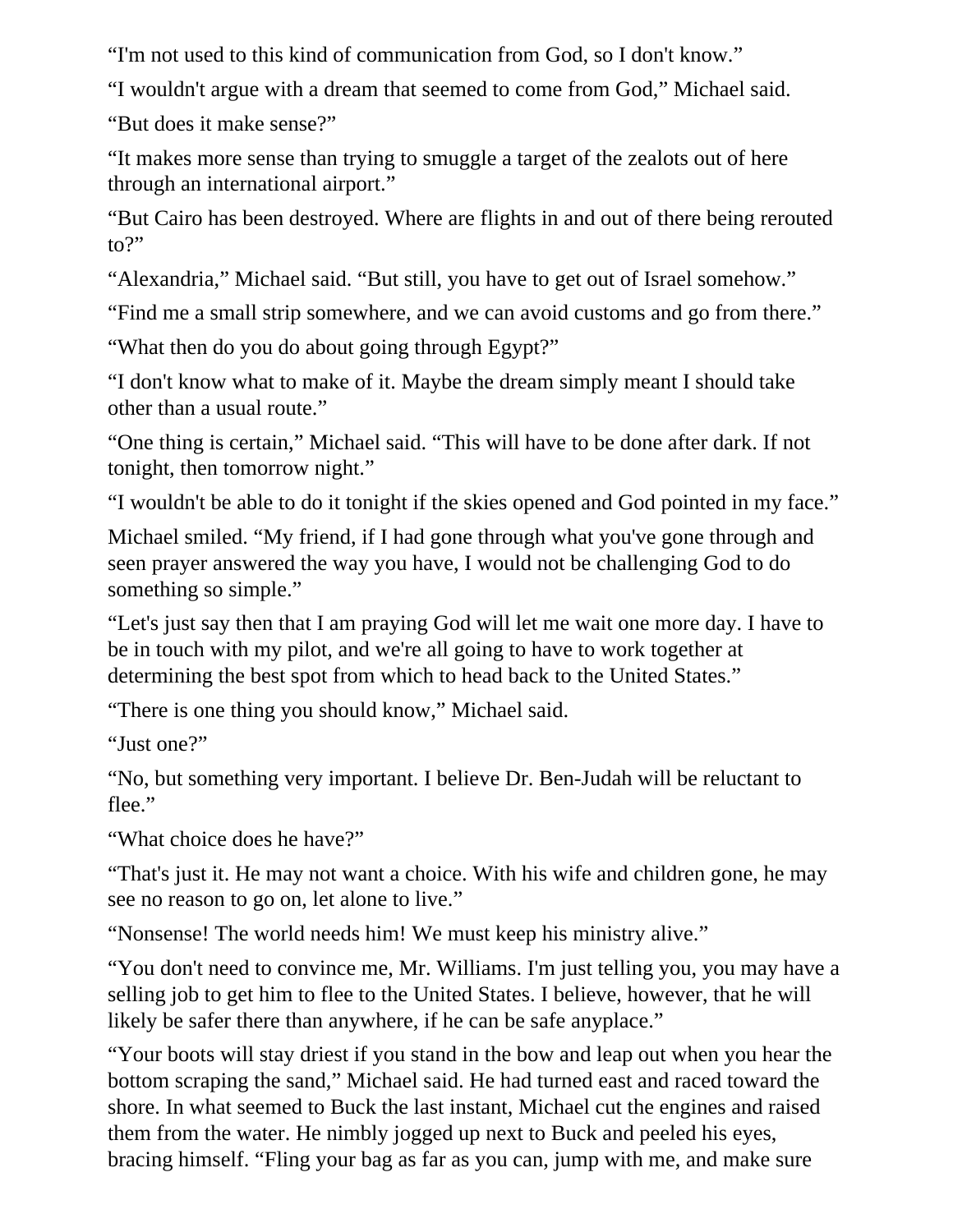“I'm not used to this kind of communication from God, so I don't know.”

“I wouldn't argue with a dream that seemed to come from God,” Michael said.

“But does it make sense?”

“It makes more sense than trying to smuggle a target of the zealots out of here through an international airport.”

“But Cairo has been destroyed. Where are flights in and out of there being rerouted to?”

“Alexandria,” Michael said. “But still, you have to get out of Israel somehow.”

“Find me a small strip somewhere, and we can avoid customs and go from there.”

“What then do you do about going through Egypt?”

“I don't know what to make of it. Maybe the dream simply meant I should take other than a usual route.”

“One thing is certain,” Michael said. “This will have to be done after dark. If not tonight, then tomorrow night.”

“I wouldn't be able to do it tonight if the skies opened and God pointed in my face.”

Michael smiled. “My friend, if I had gone through what you've gone through and seen prayer answered the way you have, I would not be challenging God to do something so simple.”

“Let's just say then that I am praying God will let me wait one more day. I have to be in touch with my pilot, and we're all going to have to work together at determining the best spot from which to head back to the United States.”

“There is one thing you should know,” Michael said.

“Just one?”

“No, but something very important. I believe Dr. Ben-Judah will be reluctant to flee.”

“What choice does he have?”

“That's just it. He may not want a choice. With his wife and children gone, he may see no reason to go on, let alone to live.”

“Nonsense! The world needs him! We must keep his ministry alive.”

“You don't need to convince me, Mr. Williams. I'm just telling you, you may have a selling job to get him to flee to the United States. I believe, however, that he will likely be safer there than anywhere, if he can be safe anyplace.”

“Your boots will stay driest if you stand in the bow and leap out when you hear the bottom scraping the sand,” Michael said. He had turned east and raced toward the shore. In what seemed to Buck the last instant, Michael cut the engines and raised them from the water. He nimbly jogged up next to Buck and peeled his eyes, bracing himself. “Fling your bag as far as you can, jump with me, and make sure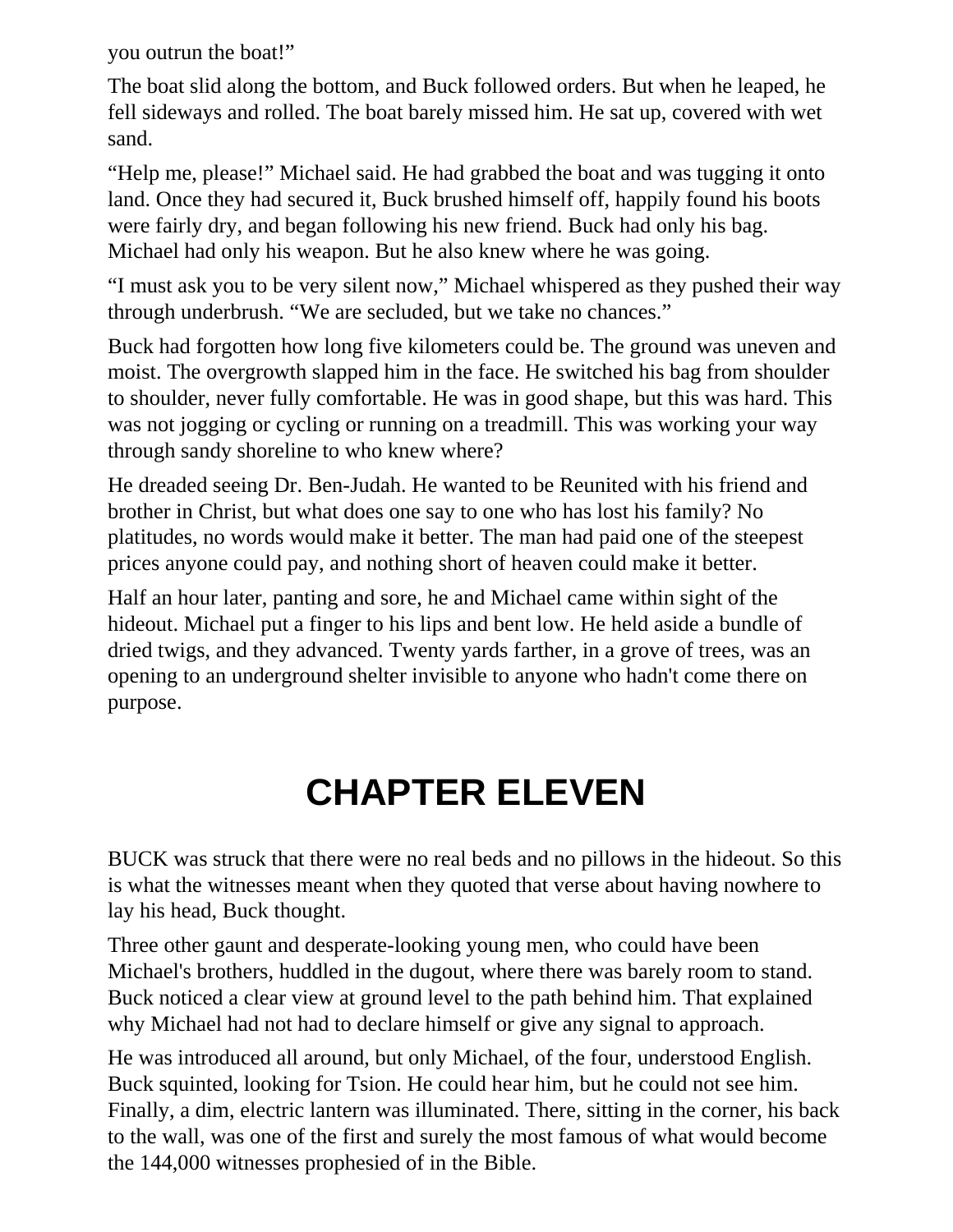you outrun the boat!"

The boat slid along the bottom, and Buck followed orders. But when he leaped, he fell sideways and rolled. The boat barely missed him. He sat up, covered with wet sand.

"Help me, please!" Michael said. He had grabbed the boat and was tugging it onto land. Once they had secured it, Buck brushed himself off, happily found his boots were fairly dry, and began following his new friend. Buck had only his bag. Michael had only his weapon. But he also knew where he was going.

"I must ask you to be very silent now," Michael whispered as they pushed their way through underbrush. "We are secluded, but we take no chances."

Buck had forgotten how long five kilometers could be. The ground was uneven and moist. The overgrowth slapped him in the face. He switched his bag from shoulder to shoulder, never fully comfortable. He was in good shape, but this was hard. This was not jogging or cycling or running on a treadmill. This was working your way through sandy shoreline to who knew where?

He dreaded seeing Dr. Ben-Judah. He wanted to be Reunited with his friend and brother in Christ, but what does one say to one who has lost his family? No platitudes, no words would make it better. The man had paid one of the steepest prices anyone could pay, and nothing short of heaven could make it better.

Half an hour later, panting and sore, he and Michael came within sight of the hideout. Michael put a finger to his lips and bent low. He held aside a bundle of dried twigs, and they advanced. Twenty yards farther, in a grove of trees, was an opening to an underground shelter invisible to anyone who hadn't come there on purpose.

# CHAPTER ELEVEN

BUCK was struck that there were no real beds and no pillows in the hideout. So this is what the witnesses meant when they quoted that verse about having nowhere to lay his head, Buck thought.

Three other gaunt and desperate-looking young men, who could have been Michael's brothers, huddled in the dugout, where there was barely room to stand. Buck noticed a clear view at ground level to the path behind him. That explained why Michael had not had to declare himself or give any signal to approach.

He was introduced all around, but only Michael, of the four, understood English. Buck squinted, looking for Tsion. He could hear him, but he could not see him. Finally, a dim, electric lantern was illuminated. There, sitting in the corner, his back to the wall, was one of the first and surely the most famous of what would become the 144,000 witnesses prophesied of in the Bible.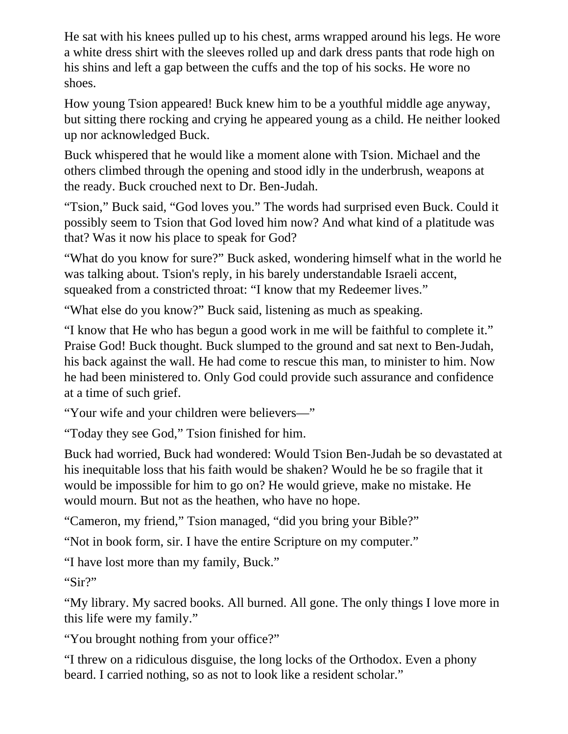He sat with his knees pulled up to his chest, arms wrapped around his legs. He wore a white dress shirt with the sleeves rolled up and dark dress pants that rode high on his shins and left a gap between the cuffs and the top of his socks. He wore no shoes.

How young Tsion appeared! Buck knew him to be a youthful middle age anyway, but sitting there rocking and crying he appeared young as a child. He neither looked up nor acknowledged Buck.

Buck whispered that he would like a moment alone with Tsion. Michael and the others climbed through the opening and stood idly in the underbrush, weapons at the ready. Buck crouched next to Dr. Ben-Judah.

"Tsion," Buck said, "God loves you." The words had surprised even Buck. Could it possibly seem to Tsion that God loved him now? And what kind of a platitude was that? Was it now his place to speak for God?

"What do you know for sure?" Buck asked, wondering himself what in the world he was talking about. Tsion's reply, in his barely understandable Israeli accent, squeaked from a constricted throat: "I know that my Redeemer lives."

"What else do you know?" Buck said, listening as much as speaking.

"I know that He who has begun a good work in me will be faithful to complete it." Praise God! Buck thought. Buck slumped to the ground and sat next to Ben-Judah, his back against the wall. He had come to rescue this man, to minister to him. Now he had been ministered to. Only God could provide such assurance and confidence at a time of such grief.

"Your wife and your children were believers—"

"Today they see God," Tsion finished for him.

Buck had worried, Buck had wondered: Would Tsion Ben-Judah be so devastated at his inequitable loss that his faith would be shaken? Would he be so fragile that it would be impossible for him to go on? He would grieve, make no mistake. He would mourn. But not as the heathen, who have no hope.

"Cameron, my friend," Tsion managed, "did you bring your Bible?"

"Not in book form, sir. I have the entire Scripture on my computer."

"I have lost more than my family, Buck."

"Sir?"

"My library. My sacred books. All burned. All gone. The only things I love more in this life were my family."

"You brought nothing from your office?"

"I threw on a ridiculous disguise, the long locks of the Orthodox. Even a phony beard. I carried nothing, so as not to look like a resident scholar."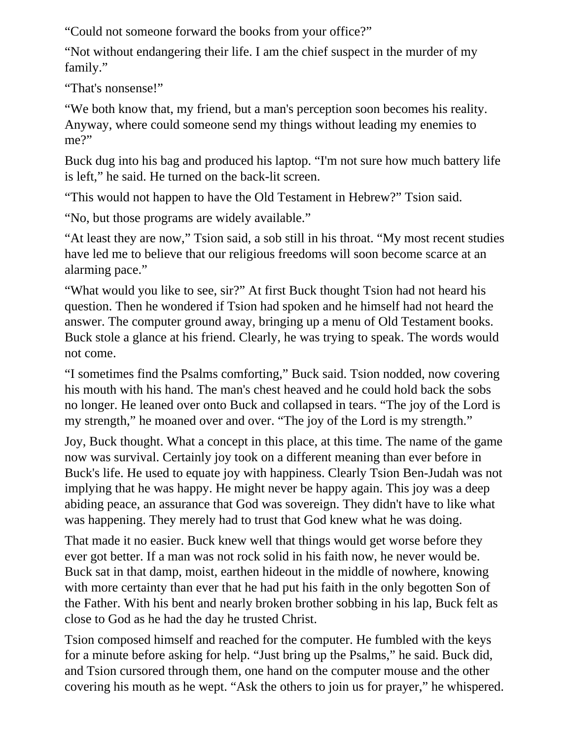"Could not someone forward the books from your office?"

"Not without endangering their life. I am the chief suspect in the murder of my family."

"That's nonsense!"

"We both know that, my friend, but a man's perception soon becomes his reality. Anyway, where could someone send my things without leading my enemies to me?"

Buck dug into his bag and produced his laptop. "I'm not sure how much battery life is left," he said. He turned on the back-lit screen.

"This would not happen to have the Old Testament in Hebrew?" Tsion said.

"No, but those programs are widely available."

"At least they are now," Tsion said, a sob still in his throat. "My most recent studies have led me to believe that our religious freedoms will soon become scarce at an alarming pace."

"What would you like to see, sir?" At first Buck thought Tsion had not heard his question. Then he wondered if Tsion had spoken and he himself had not heard the answer. The computer ground away, bringing up a menu of Old Testament books. Buck stole a glance at his friend. Clearly, he was trying to speak. The words would not come.

"I sometimes find the Psalms comforting," Buck said. Tsion nodded, now covering his mouth with his hand. The man's chest heaved and he could hold back the sobs no longer. He leaned over onto Buck and collapsed in tears. "The joy of the Lord is my strength," he moaned over and over. "The joy of the Lord is my strength."

Joy, Buck thought. What a concept in this place, at this time. The name of the game now was survival. Certainly joy took on a different meaning than ever before in Buck's life. He used to equate joy with happiness. Clearly Tsion Ben-Judah was not implying that he was happy. He might never be happy again. This joy was a deep abiding peace, an assurance that God was sovereign. They didn't have to like what was happening. They merely had to trust that God knew what he was doing.

That made it no easier. Buck knew well that things would get worse before they ever got better. If a man was not rock solid in his faith now, he never would be. Buck sat in that damp, moist, earthen hideout in the middle of nowhere, knowing with more certainty than ever that he had put his faith in the only begotten Son of the Father. With his bent and nearly broken brother sobbing in his lap, Buck felt as close to God as he had the day he trusted Christ.

Tsion composed himself and reached for the computer. He fumbled with the keys for a minute before asking for help. "Just bring up the Psalms," he said. Buck did, and Tsion cursored through them, one hand on the computer mouse and the other covering his mouth as he wept. "Ask the others to join us for prayer," he whispered.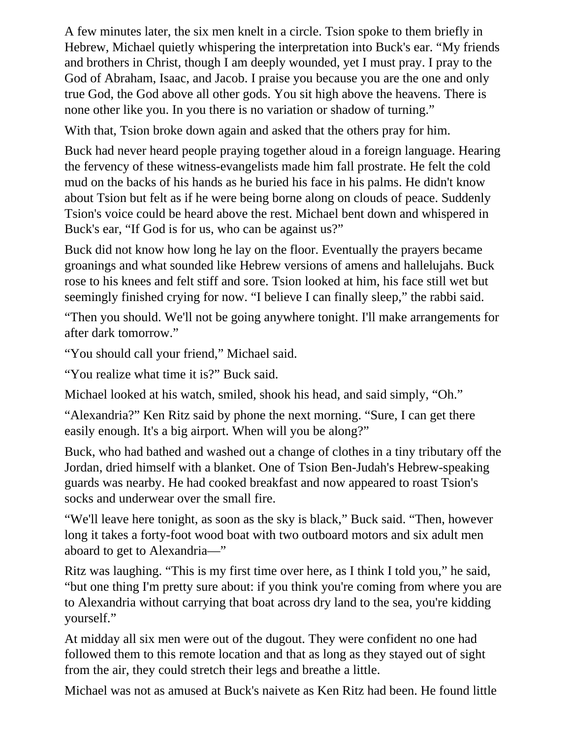A few minutes later, the six men knelt in a circle. Tsion spoke to them briefly in Hebrew, Michael quietly whispering the interpretation into Buck's ear. "My friends and brothers in Christ, though I am deeply wounded, yet I must pray. I pray to the God of Abraham, Isaac, and Jacob. I praise you because you are the one and only true God, the God above all other gods. You sit high above the heavens. There is none other like you. In you there is no variation or shadow of turning."

With that, Tsion broke down again and asked that the others pray for him.

Buck had never heard people praying together aloud in a foreign language. Hearing the fervency of these witness-evangelists made him fall prostrate. He felt the cold mud on the backs of his hands as he buried his face in his palms. He didn't know about Tsion but felt as if he were being borne along on clouds of peace. Suddenly Tsion's voice could be heard above the rest. Michael bent down and whispered in Buck's ear, "If God is for us, who can be against us?"

Buck did not know how long he lay on the floor. Eventually the prayers became groanings and what sounded like Hebrew versions of amens and hallelujahs. Buck rose to his knees and felt stiff and sore. Tsion looked at him, his face still wet but seemingly finished crying for now. "I believe I can finally sleep," the rabbi said.

"Then you should. We'll not be going anywhere tonight. I'll make arrangements for after dark tomorrow."

"You should call your friend," Michael said.

"You realize what time it is?" Buck said.

Michael looked at his watch, smiled, shook his head, and said simply, "Oh."

"Alexandria?" Ken Ritz said by phone the next morning. "Sure, I can get there easily enough. It's a big airport. When will you be along?"

Buck, who had bathed and washed out a change of clothes in a tiny tributary off the Jordan, dried himself with a blanket. One of Tsion Ben-Judah's Hebrew-speaking guards was nearby. He had cooked breakfast and now appeared to roast Tsion's socks and underwear over the small fire.

"We'll leave here tonight, as soon as the sky is black," Buck said. "Then, however long it takes a forty-foot wood boat with two outboard motors and six adult men aboard to get to Alexandria—"

Ritz was laughing. "This is my first time over here, as I think I told you," he said, "but one thing I'm pretty sure about: if you think you're coming from where you are to Alexandria without carrying that boat across dry land to the sea, you're kidding yourself."

At midday all six men were out of the dugout. They were confident no one had followed them to this remote location and that as long as they stayed out of sight from the air, they could stretch their legs and breathe a little.

Michael was not as amused at Buck's naivete as Ken Ritz had been. He found little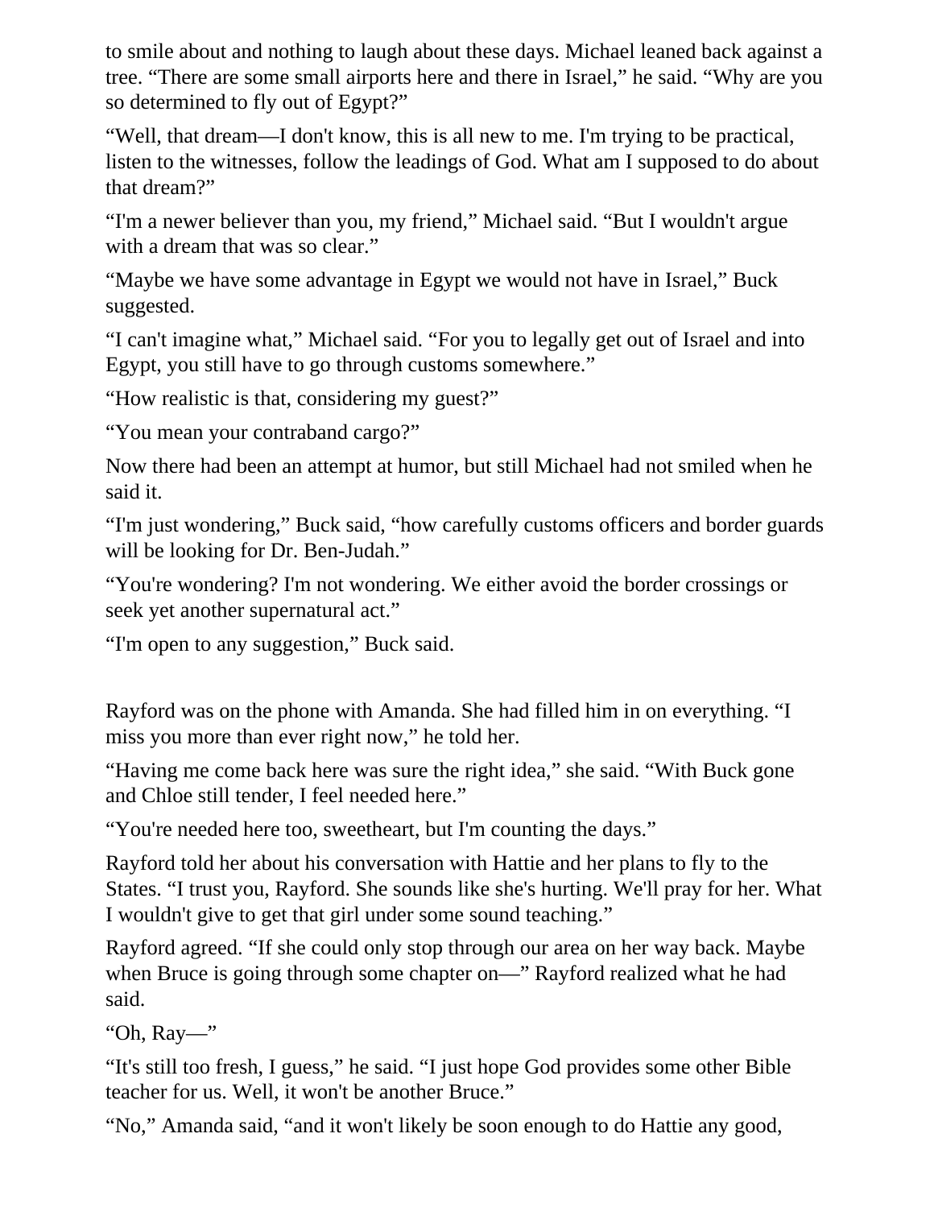to smile about and nothing to laugh about these days. Michael leaned back against a tree. “There are some small airports here and there in Israel,” he said. “Why are you so determined to fly out of Egypt?”

“Well, that dream—I don't know, this is all new to me. I'm trying to be practical, listen to the witnesses, follow the leadings of God. What am I supposed to do about that dream?”

“I'm a newer believer than you, my friend,” Michael said. “But I wouldn't argue with a dream that was so clear.”

“Maybe we have some advantage in Egypt we would not have in Israel,” Buck suggested.

“I can't imagine what,” Michael said. “For you to legally get out of Israel and into Egypt, you still have to go through customs somewhere.”

“How realistic is that, considering my guest?”

“You mean your contraband cargo?”

Now there had been an attempt at humor, but still Michael had not smiled when he said it.

“I'm just wondering,” Buck said, “how carefully customs officers and border guards will be looking for Dr. Ben-Judah.”

“You're wondering? I'm not wondering. We either avoid the border crossings or seek yet another supernatural act.”

“I'm open to any suggestion,” Buck said.

Rayford was on the phone with Amanda. She had filled him in on everything. “I miss you more than ever right now,” he told her.

“Having me come back here was sure the right idea,” she said. “With Buck gone and Chloe still tender, I feel needed here.”

“You're needed here too, sweetheart, but I'm counting the days.”

Rayford told her about his conversation with Hattie and her plans to fly to the States. “I trust you, Rayford. She sounds like she's hurting. We'll pray for her. What I wouldn't give to get that girl under some sound teaching.”

Rayford agreed. “If she could only stop through our area on her way back. Maybe when Bruce is going through some chapter on—” Rayford realized what he had said.

“Oh, Ray—”

“It's still too fresh, I guess,” he said. “I just hope God provides some other Bible teacher for us. Well, it won't be another Bruce.”

“No,” Amanda said, “and it won't likely be soon enough to do Hattie any good,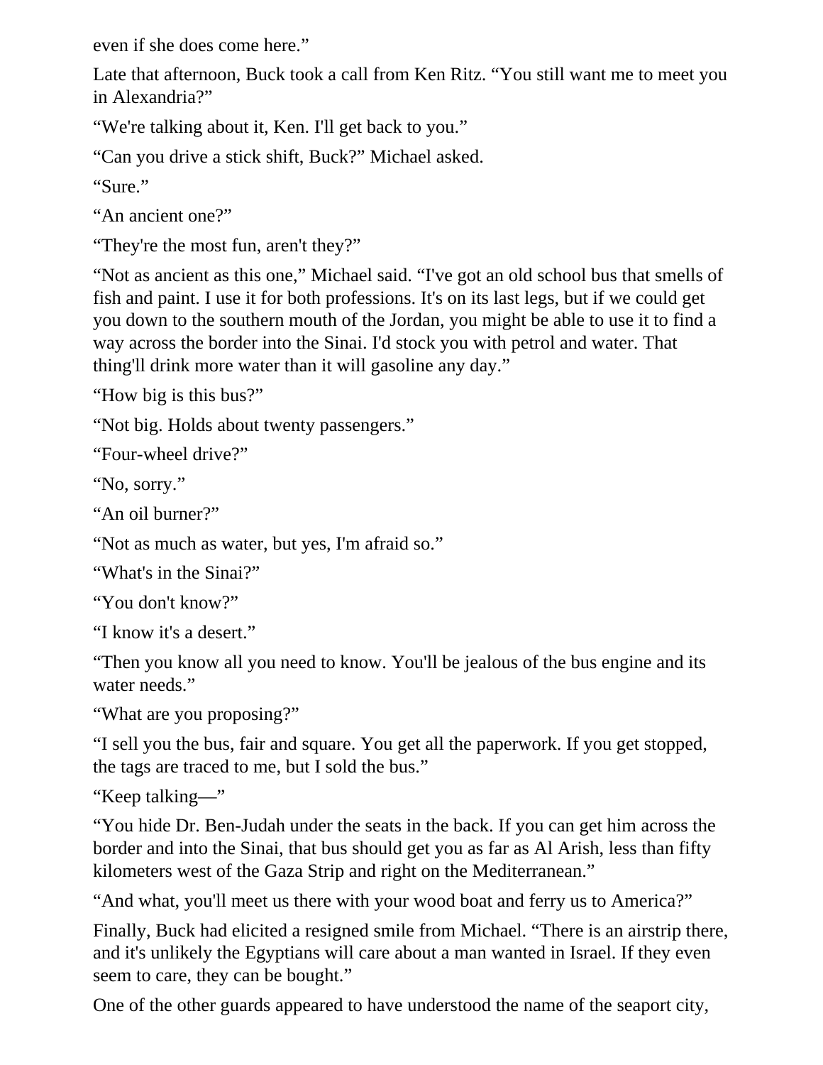even if she does come here."

Late that afternoon, Buck took a call from Ken Ritz. "You still want me to meet you in Alexandria?"

"We're talking about it, Ken. I'll get back to you."

"Can you drive a stick shift, Buck?" Michael asked.

"Sure."

"An ancient one?"

"They're the most fun, aren't they?"

"Not as ancient as this one," Michael said. "I've got an old school bus that smells of fish and paint. I use it for both professions. It's on its last legs, but if we could get you down to the southern mouth of the Jordan, you might be able to use it to find a way across the border into the Sinai. I'd stock you with petrol and water. That thing'll drink more water than it will gasoline any day."

"How big is this bus?"

"Not big. Holds about twenty passengers."

"Four-wheel drive?"

"No, sorry."

"An oil burner?"

"Not as much as water, but yes, I'm afraid so."

"What's in the Sinai?"

"You don't know?"

"I know it's a desert."

"Then you know all you need to know. You'll be jealous of the bus engine and its water needs."

"What are you proposing?"

"I sell you the bus, fair and square. You get all the paperwork. If you get stopped, the tags are traced to me, but I sold the bus."

"Keep talking—"

"You hide Dr. Ben-Judah under the seats in the back. If you can get him across the border and into the Sinai, that bus should get you as far as Al Arish, less than fifty kilometers west of the Gaza Strip and right on the Mediterranean."

"And what, you'll meet us there with your wood boat and ferry us to America?"

Finally, Buck had elicited a resigned smile from Michael. "There is an airstrip there, and it's unlikely the Egyptians will care about a man wanted in Israel. If they even seem to care, they can be bought."

One of the other guards appeared to have understood the name of the seaport city,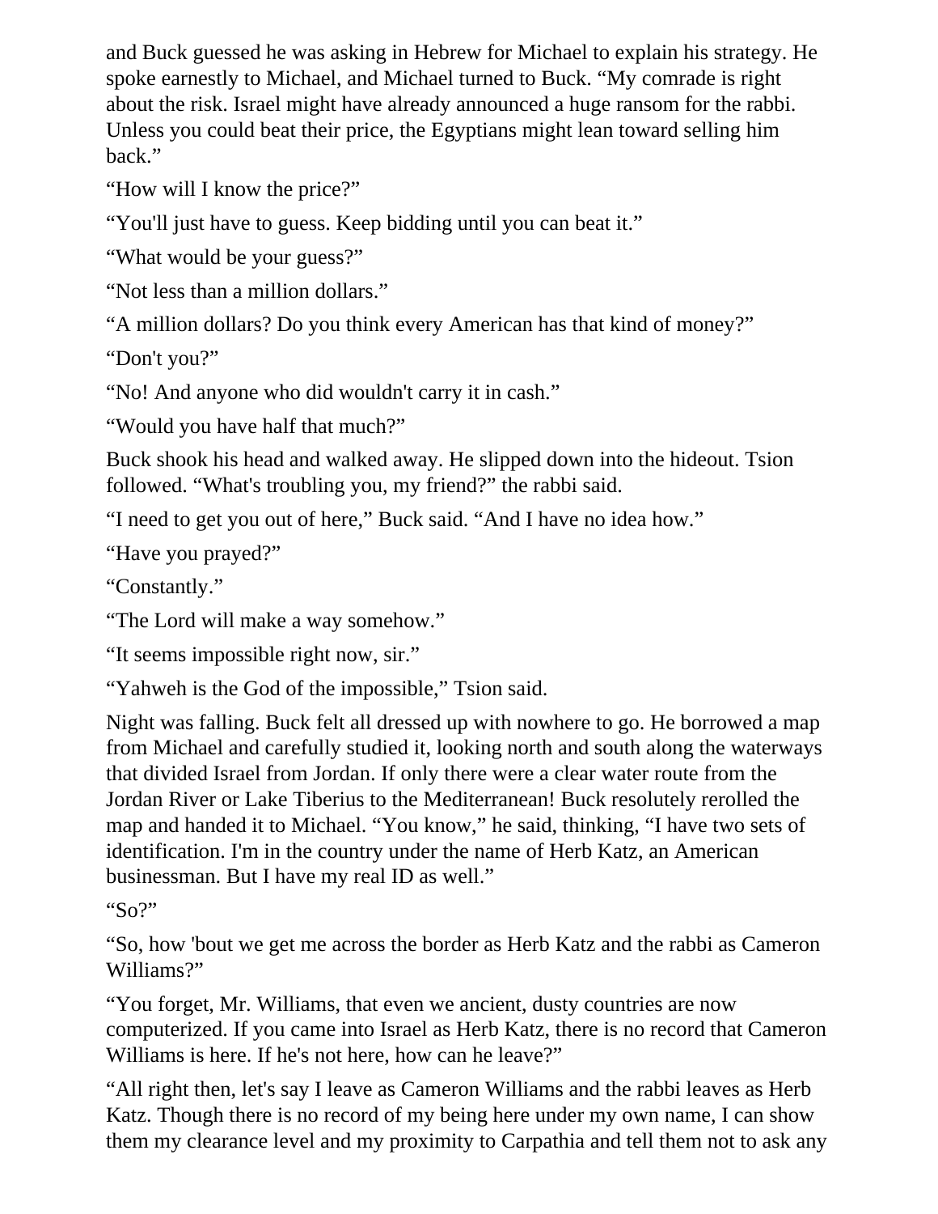and Buck guessed he was asking in Hebrew for Michael to explain his strategy. He spoke earnestly to Michael, and Michael turned to Buck. “My comrade is right about the risk. Israel might have already announced a huge ransom for the rabbi. Unless you could beat their price, the Egyptians might lean toward selling him back.”

“How will I know the price?”

“You'll just have to guess. Keep bidding until you can beat it.”

“What would be your guess?”

“Not less than a million dollars.”

“A million dollars? Do you think every American has that kind of money?”

“Don't you?”

“No! And anyone who did wouldn't carry it in cash.”

“Would you have half that much?”

Buck shook his head and walked away. He slipped down into the hideout. Tsion followed. “What's troubling you, my friend?” the rabbi said.

“I need to get you out of here,” Buck said. “And I have no idea how.”

“Have you prayed?”

“Constantly.”

“The Lord will make a way somehow.”

“It seems impossible right now, sir.”

“Yahweh is the God of the impossible,” Tsion said.

Night was falling. Buck felt all dressed up with nowhere to go. He borrowed a map from Michael and carefully studied it, looking north and south along the waterways that divided Israel from Jordan. If only there were a clear water route from the Jordan River or Lake Tiberius to the Mediterranean! Buck resolutely rerolled the map and handed it to Michael. “You know,” he said, thinking, “I have two sets of identification. I'm in the country under the name of Herb Katz, an American businessman. But I have my real ID as well.”

“So?”

“So, how 'bout we get me across the border as Herb Katz and the rabbi as Cameron Williams?”

“You forget, Mr. Williams, that even we ancient, dusty countries are now computerized. If you came into Israel as Herb Katz, there is no record that Cameron Williams is here. If he's not here, how can he leave?”

“All right then, let's say I leave as Cameron Williams and the rabbi leaves as Herb Katz. Though there is no record of my being here under my own name, I can show them my clearance level and my proximity to Carpathia and tell them not to ask any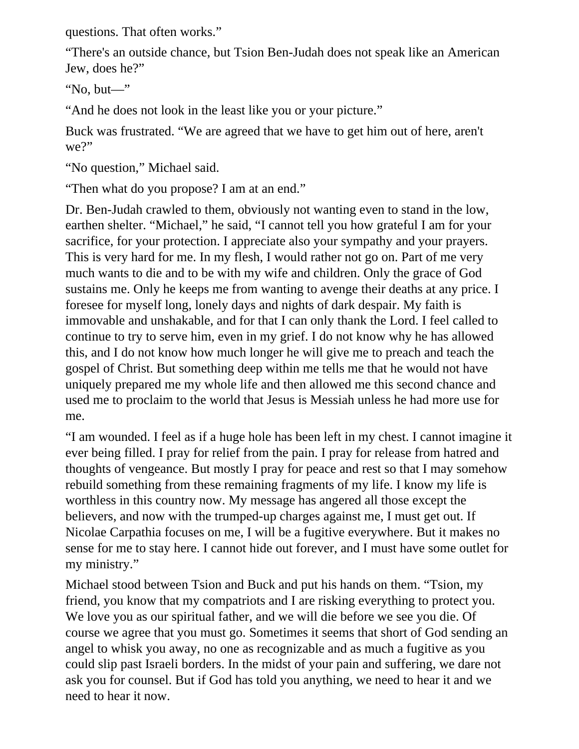questions. That often works."

"There's an outside chance, but Tsion Ben-Judah does not speak like an American Jew, does he?"

"No, but—"

"And he does not look in the least like you or your picture."

Buck was frustrated. "We are agreed that we have to get him out of here, aren't we?"

"No question," Michael said.

"Then what do you propose? I am at an end."

Dr. Ben-Judah crawled to them, obviously not wanting even to stand in the low, earthen shelter. "Michael," he said, "I cannot tell you how grateful I am for your sacrifice, for your protection. I appreciate also your sympathy and your prayers. This is very hard for me. In my flesh, I would rather not go on. Part of me very much wants to die and to be with my wife and children. Only the grace of God sustains me. Only he keeps me from wanting to avenge their deaths at any price. I foresee for myself long, lonely days and nights of dark despair. My faith is immovable and unshakable, and for that I can only thank the Lord. I feel called to continue to try to serve him, even in my grief. I do not know why he has allowed this, and I do not know how much longer he will give me to preach and teach the gospel of Christ. But something deep within me tells me that he would not have uniquely prepared me my whole life and then allowed me this second chance and used me to proclaim to the world that Jesus is Messiah unless he had more use for me.

"I am wounded. I feel as if a huge hole has been left in my chest. I cannot imagine it ever being filled. I pray for relief from the pain. I pray for release from hatred and thoughts of vengeance. But mostly I pray for peace and rest so that I may somehow rebuild something from these remaining fragments of my life. I know my life is worthless in this country now. My message has angered all those except the believers, and now with the trumped-up charges against me, I must get out. If Nicolae Carpathia focuses on me, I will be a fugitive everywhere. But it makes no sense for me to stay here. I cannot hide out forever, and I must have some outlet for my ministry."

Michael stood between Tsion and Buck and put his hands on them. "Tsion, my friend, you know that my compatriots and I are risking everything to protect you. We love you as our spiritual father, and we will die before we see you die. Of course we agree that you must go. Sometimes it seems that short of God sending an angel to whisk you away, no one as recognizable and as much a fugitive as you could slip past Israeli borders. In the midst of your pain and suffering, we dare not ask you for counsel. But if God has told you anything, we need to hear it and we need to hear it now.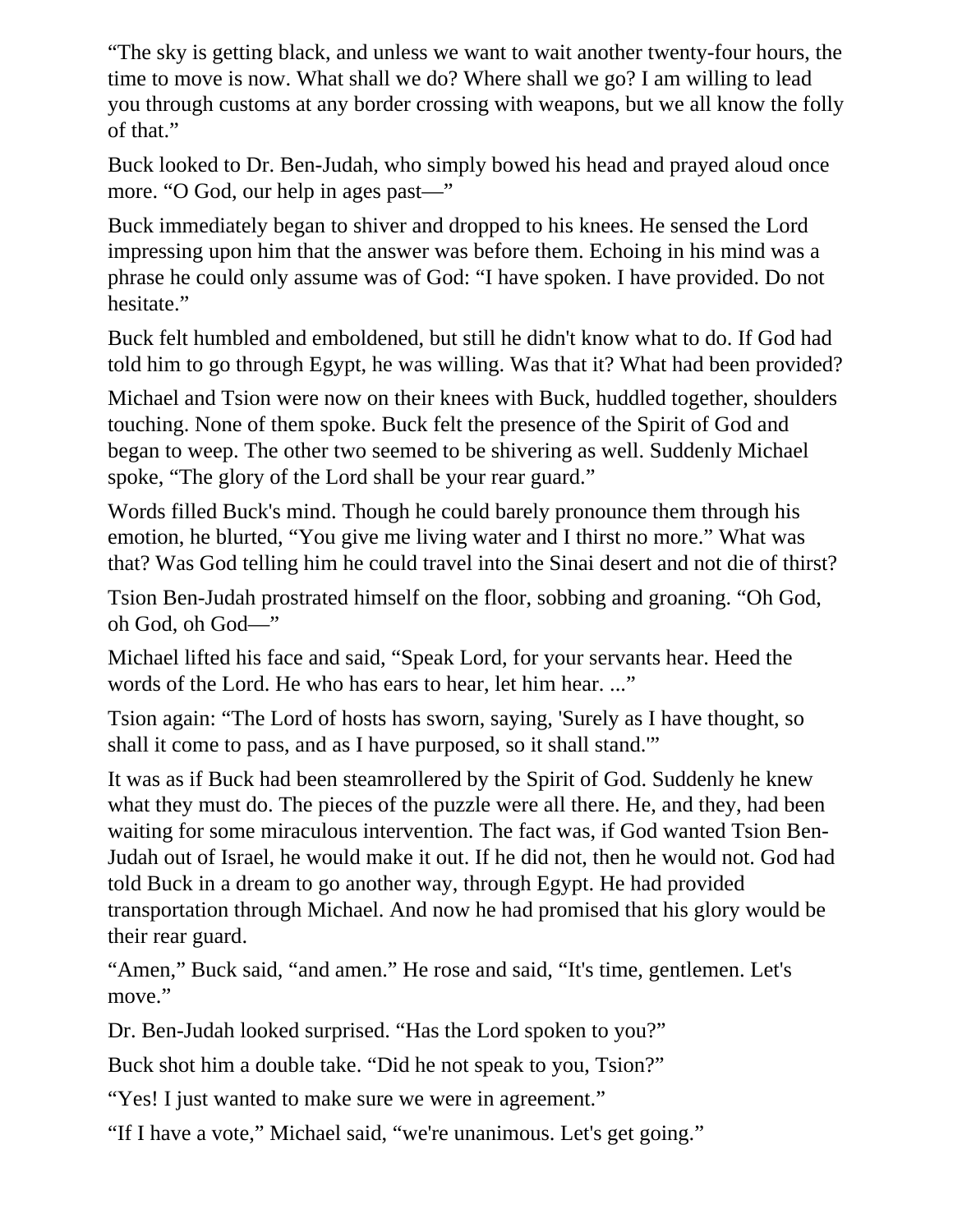"The sky is getting black, and unless we want to wait another twenty-four hours, the time to move is now. What shall we do? Where shall we go? I am willing to lead you through customs at any border crossing with weapons, but we all know the folly of that."

Buck looked to Dr. Ben-Judah, who simply bowed his head and prayed aloud once more. "O God, our help in ages past—"

Buck immediately began to shiver and dropped to his knees. He sensed the Lord impressing upon him that the answer was before them. Echoing in his mind was a phrase he could only assume was of God: "I have spoken. I have provided. Do not hesitate."

Buck felt humbled and emboldened, but still he didn't know what to do. If God had told him to go through Egypt, he was willing. Was that it? What had been provided?

Michael and Tsion were now on their knees with Buck, huddled together, shoulders touching. None of them spoke. Buck felt the presence of the Spirit of God and began to weep. The other two seemed to be shivering as well. Suddenly Michael spoke, "The glory of the Lord shall be your rear guard."

Words filled Buck's mind. Though he could barely pronounce them through his emotion, he blurted, "You give me living water and I thirst no more." What was that? Was God telling him he could travel into the Sinai desert and not die of thirst?

Tsion Ben-Judah prostrated himself on the floor, sobbing and groaning. "Oh God, oh God, oh God—"

Michael lifted his face and said, "Speak Lord, for your servants hear. Heed the words of the Lord. He who has ears to hear, let him hear. ..."

Tsion again: "The Lord of hosts has sworn, saying, 'Surely as I have thought, so shall it come to pass, and as I have purposed, so it shall stand.'"

It was as if Buck had been steamrollered by the Spirit of God. Suddenly he knew what they must do. The pieces of the puzzle were all there. He, and they, had been waiting for some miraculous intervention. The fact was, if God wanted Tsion Ben-Judah out of Israel, he would make it out. If he did not, then he would not. God had told Buck in a dream to go another way, through Egypt. He had provided transportation through Michael. And now he had promised that his glory would be their rear guard.

"Amen," Buck said, "and amen." He rose and said, "It's time, gentlemen. Let's move."

Dr. Ben-Judah looked surprised. "Has the Lord spoken to you?"

Buck shot him a double take. "Did he not speak to you, Tsion?"

"Yes! I just wanted to make sure we were in agreement."

"If I have a vote," Michael said, "we're unanimous. Let's get going."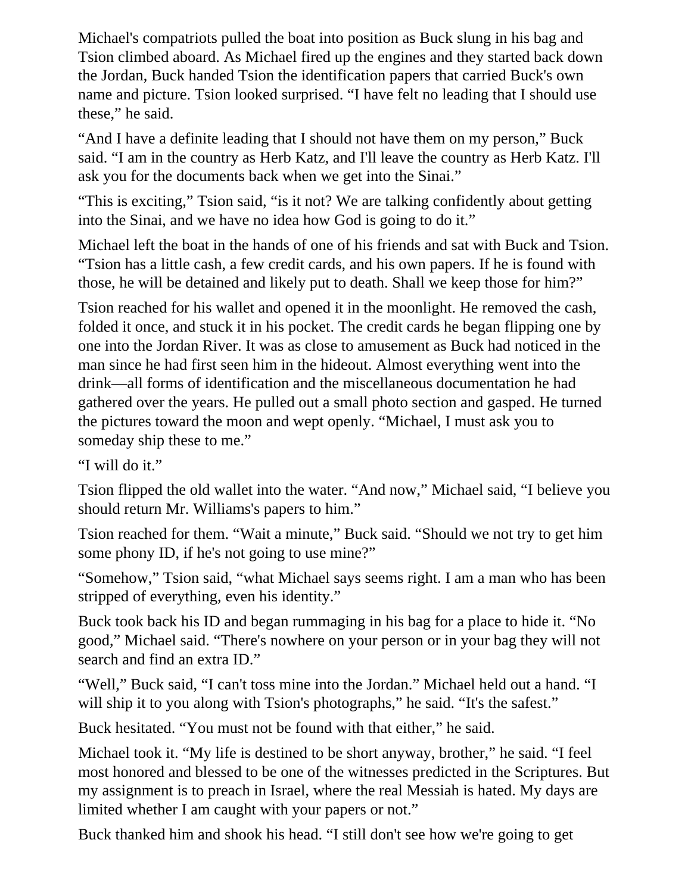Michael's compatriots pulled the boat into position as Buck slung in his bag and Tsion climbed aboard. As Michael fired up the engines and they started back down the Jordan, Buck handed Tsion the identification papers that carried Buck's own name and picture. Tsion looked surprised. “I have felt no leading that I should use these,” he said.

“And I have a definite leading that I should not have them on my person,” Buck said. “I am in the country as Herb Katz, and I'll leave the country as Herb Katz. I'll ask you for the documents back when we get into the Sinai.”

“This is exciting,” Tsion said, “is it not? We are talking confidently about getting into the Sinai, and we have no idea how God is going to do it.”

Michael left the boat in the hands of one of his friends and sat with Buck and Tsion. “Tsion has a little cash, a few credit cards, and his own papers. If he is found with those, he will be detained and likely put to death. Shall we keep those for him?”

Tsion reached for his wallet and opened it in the moonlight. He removed the cash, folded it once, and stuck it in his pocket. The credit cards he began flipping one by one into the Jordan River. It was as close to amusement as Buck had noticed in the man since he had first seen him in the hideout. Almost everything went into the drink—all forms of identification and the miscellaneous documentation he had gathered over the years. He pulled out a small photo section and gasped. He turned the pictures toward the moon and wept openly. “Michael, I must ask you to someday ship these to me.”

“I will do it.”

Tsion flipped the old wallet into the water. “And now,” Michael said, “I believe you should return Mr. Williams's papers to him.”

Tsion reached for them. “Wait a minute,” Buck said. “Should we not try to get him some phony ID, if he's not going to use mine?”

“Somehow,” Tsion said, “what Michael says seems right. I am a man who has been stripped of everything, even his identity.”

Buck took back his ID and began rummaging in his bag for a place to hide it. “No good,” Michael said. “There's nowhere on your person or in your bag they will not search and find an extra ID.”

“Well,” Buck said, “I can't toss mine into the Jordan.” Michael held out a hand. “I will ship it to you along with Tsion's photographs,” he said. “It's the safest.”

Buck hesitated. “You must not be found with that either,” he said.

Michael took it. “My life is destined to be short anyway, brother,” he said. “I feel most honored and blessed to be one of the witnesses predicted in the Scriptures. But my assignment is to preach in Israel, where the real Messiah is hated. My days are limited whether I am caught with your papers or not.”

Buck thanked him and shook his head. “I still don't see how we're going to get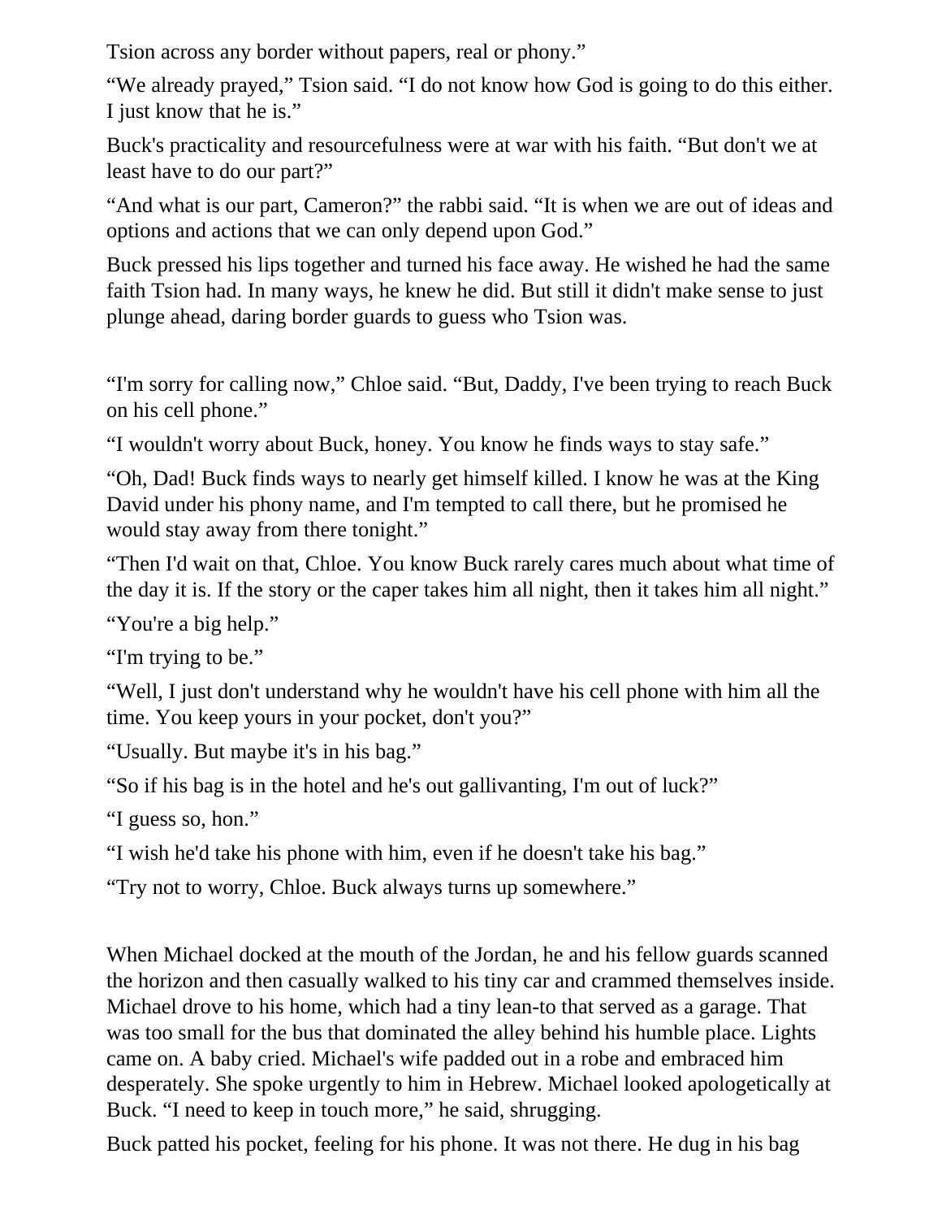Tsion across any border without papers, real or phony."

"We already prayed," Tsion said. "I do not know how God is going to do this either. I just know that he is."

Buck's practicality and resourcefulness were at war with his faith. "But don't we at least have to do our part?"

"And what is our part, Cameron?" the rabbi said. "It is when we are out of ideas and options and actions that we can only depend upon God."

Buck pressed his lips together and turned his face away. He wished he had the same faith Tsion had. In many ways, he knew he did. But still it didn't make sense to just plunge ahead, daring border guards to guess who Tsion was.

"I'm sorry for calling now," Chloe said. "But, Daddy, I've been trying to reach Buck on his cell phone."

"I wouldn't worry about Buck, honey. You know he finds ways to stay safe."

"Oh, Dad! Buck finds ways to nearly get himself killed. I know he was at the King David under his phony name, and I'm tempted to call there, but he promised he would stay away from there tonight."

"Then I'd wait on that, Chloe. You know Buck rarely cares much about what time of the day it is. If the story or the caper takes him all night, then it takes him all night."

"You're a big help."

"I'm trying to be."

"Well, I just don't understand why he wouldn't have his cell phone with him all the time. You keep yours in your pocket, don't you?"

"Usually. But maybe it's in his bag."

"So if his bag is in the hotel and he's out gallivanting, I'm out of luck?"

"I guess so, hon."

"I wish he'd take his phone with him, even if he doesn't take his bag."

"Try not to worry, Chloe. Buck always turns up somewhere."

When Michael docked at the mouth of the Jordan, he and his fellow guards scanned the horizon and then casually walked to his tiny car and crammed themselves inside. Michael drove to his home, which had a tiny lean-to that served as a garage. That was too small for the bus that dominated the alley behind his humble place. Lights came on. A baby cried. Michael's wife padded out in a robe and embraced him desperately. She spoke urgently to him in Hebrew. Michael looked apologetically at Buck. "I need to keep in touch more," he said, shrugging.

Buck patted his pocket, feeling for his phone. It was not there. He dug in his bag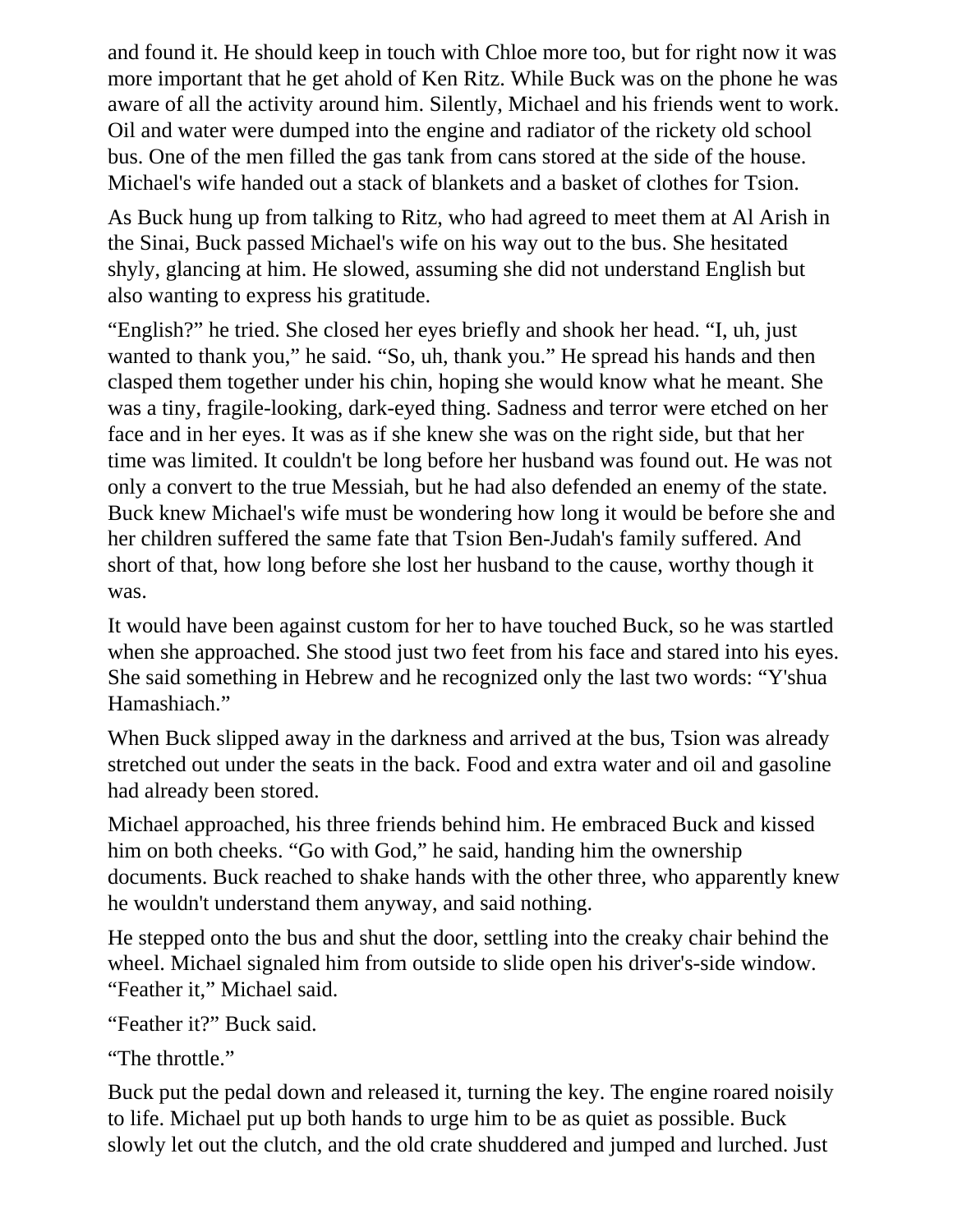and found it. He should keep in touch with Chloe more too, but for right now it was more important that he get ahold of Ken Ritz. While Buck was on the phone he was aware of all the activity around him. Silently, Michael and his friends went to work. Oil and water were dumped into the engine and radiator of the rickety old school bus. One of the men filled the gas tank from cans stored at the side of the house. Michael's wife handed out a stack of blankets and a basket of clothes for Tsion.

As Buck hung up from talking to Ritz, who had agreed to meet them at Al Arish in the Sinai, Buck passed Michael's wife on his way out to the bus. She hesitated shyly, glancing at him. He slowed, assuming she did not understand English but also wanting to express his gratitude.

"English?" he tried. She closed her eyes briefly and shook her head. "I, uh, just wanted to thank you," he said. "So, uh, thank you." He spread his hands and then clasped them together under his chin, hoping she would know what he meant. She was a tiny, fragile-looking, dark-eyed thing. Sadness and terror were etched on her face and in her eyes. It was as if she knew she was on the right side, but that her time was limited. It couldn't be long before her husband was found out. He was not only a convert to the true Messiah, but he had also defended an enemy of the state. Buck knew Michael's wife must be wondering how long it would be before she and her children suffered the same fate that Tsion Ben-Judah's family suffered. And short of that, how long before she lost her husband to the cause, worthy though it was.

It would have been against custom for her to have touched Buck, so he was startled when she approached. She stood just two feet from his face and stared into his eyes. She said something in Hebrew and he recognized only the last two words: "Y'shua Hamashiach."

When Buck slipped away in the darkness and arrived at the bus, Tsion was already stretched out under the seats in the back. Food and extra water and oil and gasoline had already been stored.

Michael approached, his three friends behind him. He embraced Buck and kissed him on both cheeks. "Go with God," he said, handing him the ownership documents. Buck reached to shake hands with the other three, who apparently knew he wouldn't understand them anyway, and said nothing.

He stepped onto the bus and shut the door, settling into the creaky chair behind the wheel. Michael signaled him from outside to slide open his driver's-side window. "Feather it," Michael said.

"Feather it?" Buck said.

"The throttle."

Buck put the pedal down and released it, turning the key. The engine roared noisily to life. Michael put up both hands to urge him to be as quiet as possible. Buck slowly let out the clutch, and the old crate shuddered and jumped and lurched. Just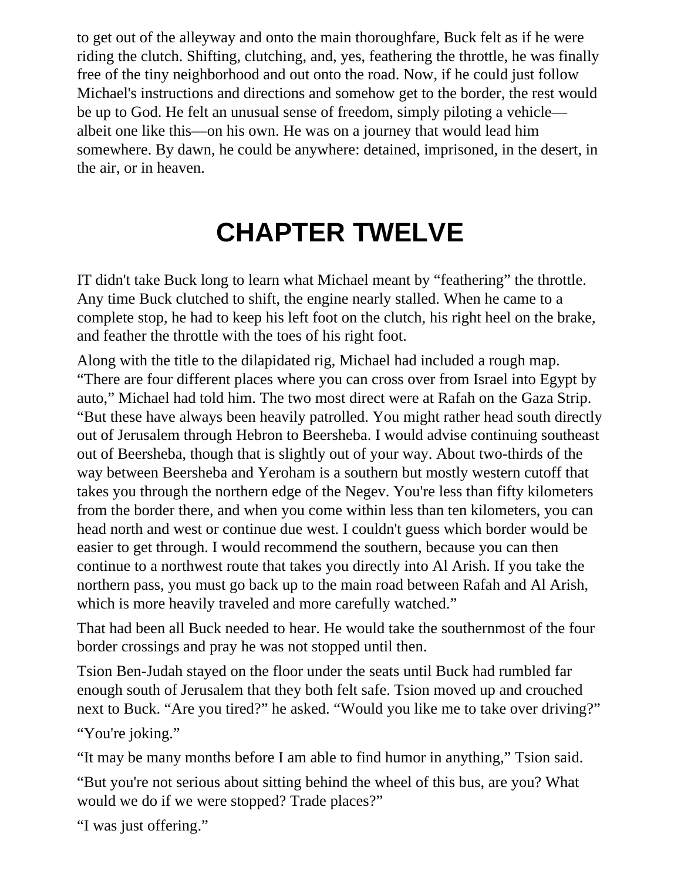to get out of the alleyway and onto the main thoroughfare, Buck felt as if he were riding the clutch. Shifting, clutching, and, yes, feathering the throttle, he was finally free of the tiny neighborhood and out onto the road. Now, if he could just follow Michael's instructions and directions and somehow get to the border, the rest would be up to God. He felt an unusual sense of freedom, simply piloting a vehicle—albeit one like this—on his own. He was on a journey that would lead him somewhere. By dawn, he could be anywhere: detained, imprisoned, in the desert, in the air, or in heaven.

# CHAPTER TWELVE

IT didn't take Buck long to learn what Michael meant by “feathering” the throttle. Any time Buck clutched to shift, the engine nearly stalled. When he came to a complete stop, he had to keep his left foot on the clutch, his right heel on the brake, and feather the throttle with the toes of his right foot.

Along with the title to the dilapidated rig, Michael had included a rough map. “There are four different places where you can cross over from Israel into Egypt by auto,” Michael had told him. The two most direct were at Rafah on the Gaza Strip. “But these have always been heavily patrolled. You might rather head south directly out of Jerusalem through Hebron to Beersheba. I would advise continuing southeast out of Beersheba, though that is slightly out of your way. About two-thirds of the way between Beersheba and Yeroham is a southern but mostly western cutoff that takes you through the northern edge of the Negev. You're less than fifty kilometers from the border there, and when you come within less than ten kilometers, you can head north and west or continue due west. I couldn't guess which border would be easier to get through. I would recommend the southern, because you can then continue to a northwest route that takes you directly into Al Arish. If you take the northern pass, you must go back up to the main road between Rafah and Al Arish, which is more heavily traveled and more carefully watched.”

That had been all Buck needed to hear. He would take the southernmost of the four border crossings and pray he was not stopped until then.

Tsion Ben-Judah stayed on the floor under the seats until Buck had rumbled far enough south of Jerusalem that they both felt safe. Tsion moved up and crouched next to Buck. “Are you tired?” he asked. “Would you like me to take over driving?”

“You're joking.”

“It may be many months before I am able to find humor in anything,” Tsion said.

“But you're not serious about sitting behind the wheel of this bus, are you? What would we do if we were stopped? Trade places?”

“I was just offering.”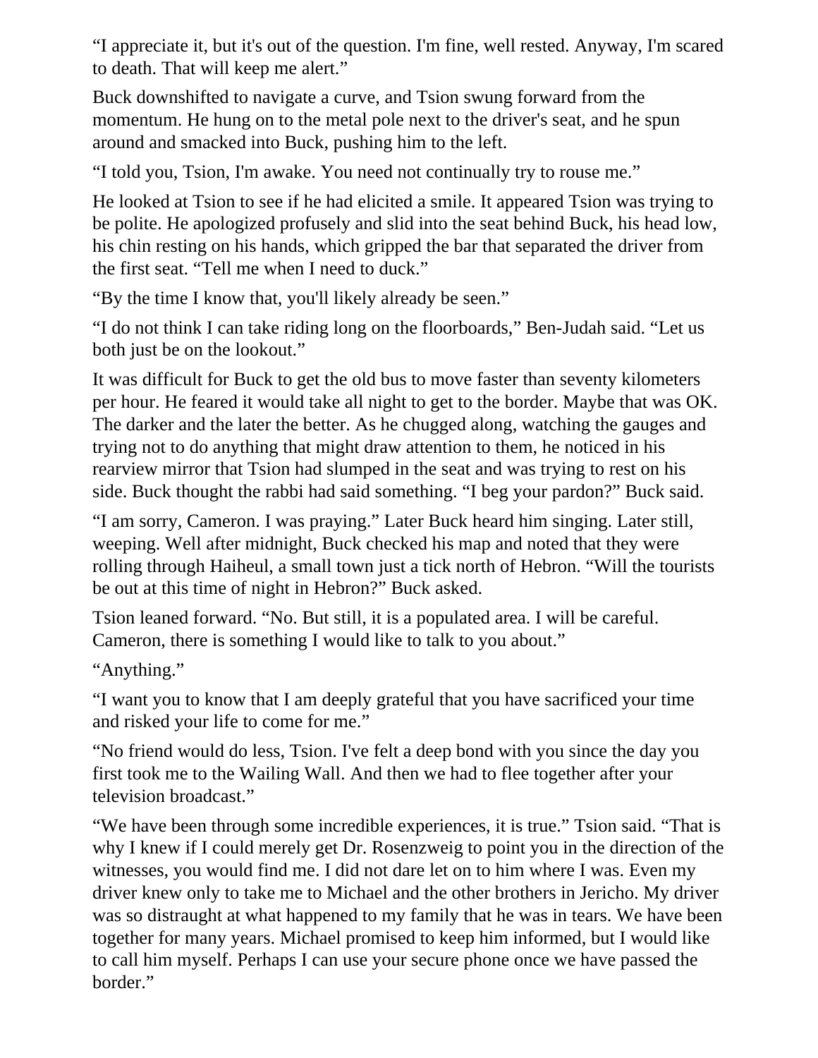“I appreciate it, but it's out of the question. I'm fine, well rested. Anyway, I'm scared to death. That will keep me alert.”

Buck downshifted to navigate a curve, and Tsion swung forward from the momentum. He hung on to the metal pole next to the driver's seat, and he spun around and smacked into Buck, pushing him to the left.

“I told you, Tsion, I'm awake. You need not continually try to rouse me.”

He looked at Tsion to see if he had elicited a smile. It appeared Tsion was trying to be polite. He apologized profusely and slid into the seat behind Buck, his head low, his chin resting on his hands, which gripped the bar that separated the driver from the first seat. “Tell me when I need to duck.”

“By the time I know that, you'll likely already be seen.”

“I do not think I can take riding long on the floorboards,” Ben-Judah said. “Let us both just be on the lookout.”

It was difficult for Buck to get the old bus to move faster than seventy kilometers per hour. He feared it would take all night to get to the border. Maybe that was OK. The darker and the later the better. As he chugged along, watching the gauges and trying not to do anything that might draw attention to them, he noticed in his rearview mirror that Tsion had slumped in the seat and was trying to rest on his side. Buck thought the rabbi had said something. “I beg your pardon?” Buck said.

“I am sorry, Cameron. I was praying.” Later Buck heard him singing. Later still, weeping. Well after midnight, Buck checked his map and noted that they were rolling through Haiheul, a small town just a tick north of Hebron. “Will the tourists be out at this time of night in Hebron?” Buck asked.

Tsion leaned forward. “No. But still, it is a populated area. I will be careful. Cameron, there is something I would like to talk to you about.”

“Anything.”

“I want you to know that I am deeply grateful that you have sacrificed your time and risked your life to come for me.”

“No friend would do less, Tsion. I've felt a deep bond with you since the day you first took me to the Wailing Wall. And then we had to flee together after your television broadcast.”

“We have been through some incredible experiences, it is true.” Tsion said. “That is why I knew if I could merely get Dr. Rosenzweig to point you in the direction of the witnesses, you would find me. I did not dare let on to him where I was. Even my driver knew only to take me to Michael and the other brothers in Jericho. My driver was so distraught at what happened to my family that he was in tears. We have been together for many years. Michael promised to keep him informed, but I would like to call him myself. Perhaps I can use your secure phone once we have passed the border.”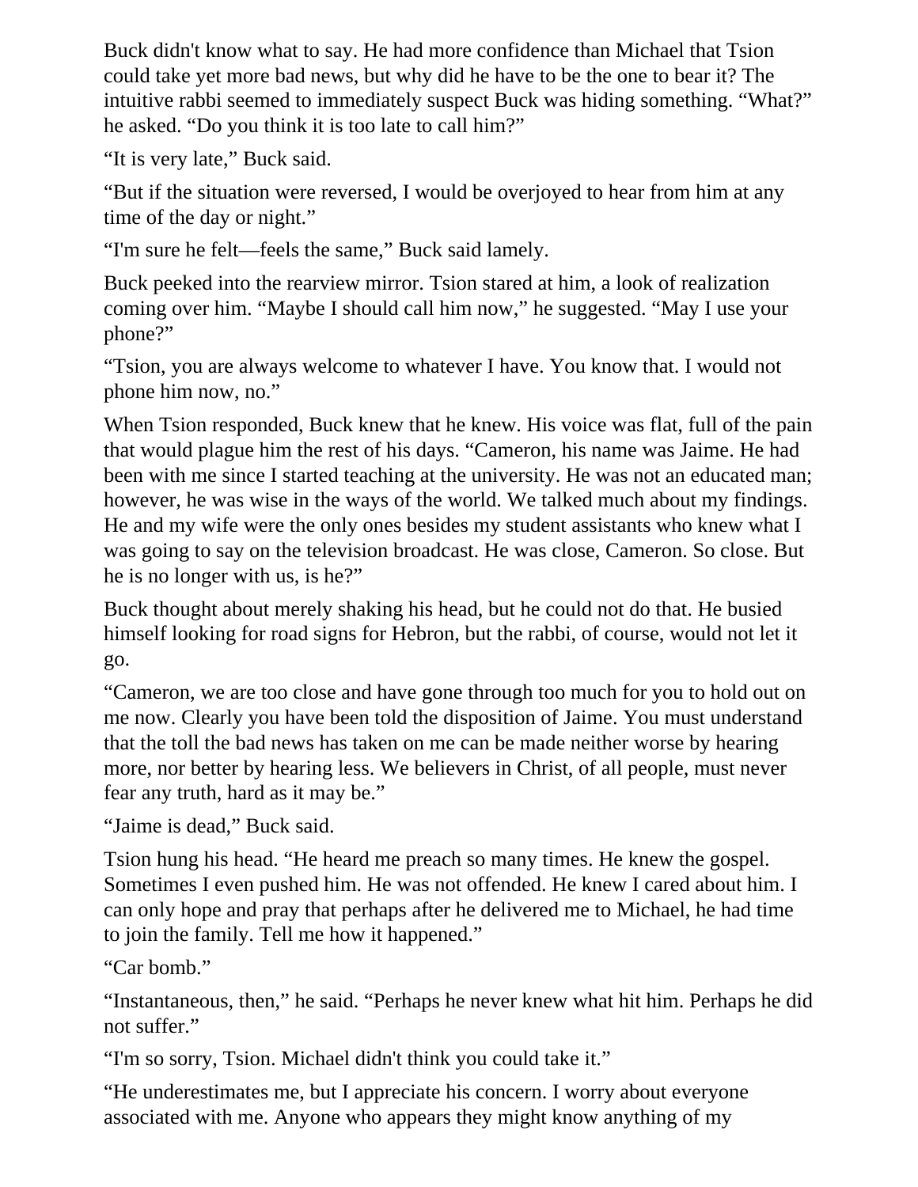Buck didn't know what to say. He had more confidence than Michael that Tsion could take yet more bad news, but why did he have to be the one to bear it? The intuitive rabbi seemed to immediately suspect Buck was hiding something. “What?” he asked. “Do you think it is too late to call him?”

“It is very late,” Buck said.

“But if the situation were reversed, I would be overjoyed to hear from him at any time of the day or night.”

“I'm sure he felt—feels the same,” Buck said lamely.

Buck peeked into the rearview mirror. Tsion stared at him, a look of realization coming over him. “Maybe I should call him now,” he suggested. “May I use your phone?”

“Tsion, you are always welcome to whatever I have. You know that. I would not phone him now, no.”

When Tsion responded, Buck knew that he knew. His voice was flat, full of the pain that would plague him the rest of his days. “Cameron, his name was Jaime. He had been with me since I started teaching at the university. He was not an educated man; however, he was wise in the ways of the world. We talked much about my findings. He and my wife were the only ones besides my student assistants who knew what I was going to say on the television broadcast. He was close, Cameron. So close. But he is no longer with us, is he?”

Buck thought about merely shaking his head, but he could not do that. He busied himself looking for road signs for Hebron, but the rabbi, of course, would not let it go.

“Cameron, we are too close and have gone through too much for you to hold out on me now. Clearly you have been told the disposition of Jaime. You must understand that the toll the bad news has taken on me can be made neither worse by hearing more, nor better by hearing less. We believers in Christ, of all people, must never fear any truth, hard as it may be.”

“Jaime is dead,” Buck said.

Tsion hung his head. “He heard me preach so many times. He knew the gospel. Sometimes I even pushed him. He was not offended. He knew I cared about him. I can only hope and pray that perhaps after he delivered me to Michael, he had time to join the family. Tell me how it happened.”

“Car bomb.”

“Instantaneous, then,” he said. “Perhaps he never knew what hit him. Perhaps he did not suffer.”

“I'm so sorry, Tsion. Michael didn't think you could take it.”

“He underestimates me, but I appreciate his concern. I worry about everyone associated with me. Anyone who appears they might know anything of my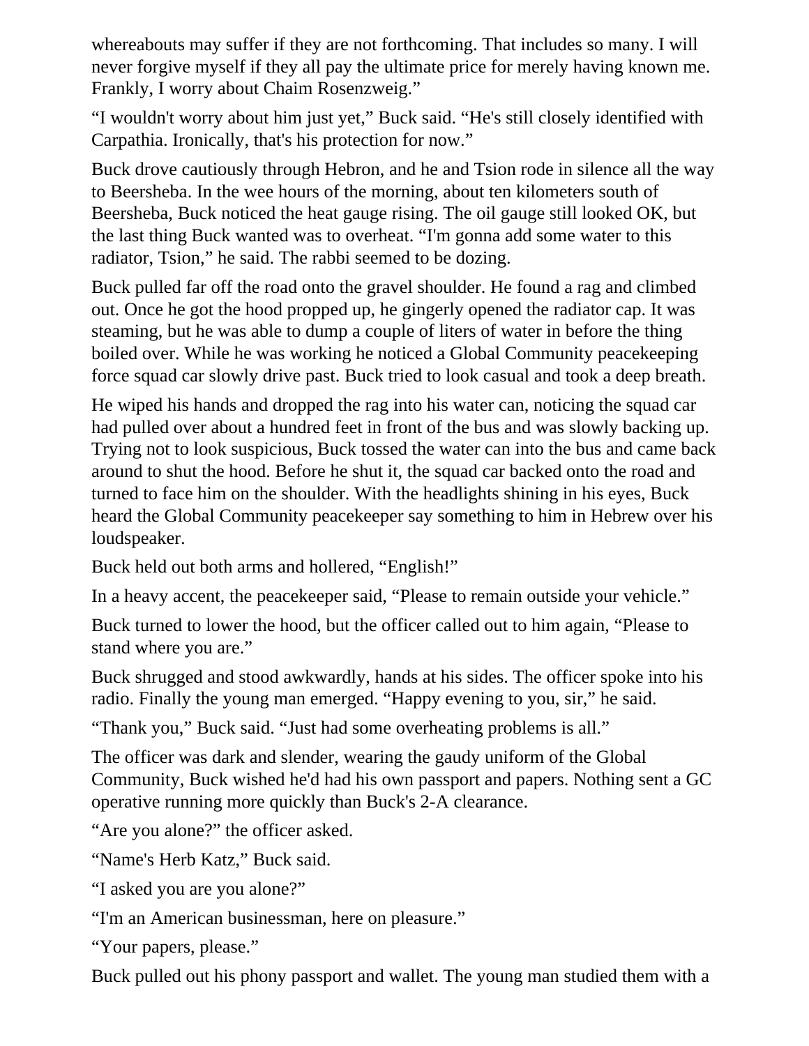whereabouts may suffer if they are not forthcoming. That includes so many. I will never forgive myself if they all pay the ultimate price for merely having known me. Frankly, I worry about Chaim Rosenzweig."

"I wouldn't worry about him just yet," Buck said. "He's still closely identified with Carpathia. Ironically, that's his protection for now."

Buck drove cautiously through Hebron, and he and Tsion rode in silence all the way to Beersheba. In the wee hours of the morning, about ten kilometers south of Beersheba, Buck noticed the heat gauge rising. The oil gauge still looked OK, but the last thing Buck wanted was to overheat. "I'm gonna add some water to this radiator, Tsion," he said. The rabbi seemed to be dozing.

Buck pulled far off the road onto the gravel shoulder. He found a rag and climbed out. Once he got the hood propped up, he gingerly opened the radiator cap. It was steaming, but he was able to dump a couple of liters of water in before the thing boiled over. While he was working he noticed a Global Community peacekeeping force squad car slowly drive past. Buck tried to look casual and took a deep breath.

He wiped his hands and dropped the rag into his water can, noticing the squad car had pulled over about a hundred feet in front of the bus and was slowly backing up. Trying not to look suspicious, Buck tossed the water can into the bus and came back around to shut the hood. Before he shut it, the squad car backed onto the road and turned to face him on the shoulder. With the headlights shining in his eyes, Buck heard the Global Community peacekeeper say something to him in Hebrew over his loudspeaker.

Buck held out both arms and hollered, "English!"

In a heavy accent, the peacekeeper said, "Please to remain outside your vehicle."

Buck turned to lower the hood, but the officer called out to him again, "Please to stand where you are."

Buck shrugged and stood awkwardly, hands at his sides. The officer spoke into his radio. Finally the young man emerged. "Happy evening to you, sir," he said.

"Thank you," Buck said. "Just had some overheating problems is all."

The officer was dark and slender, wearing the gaudy uniform of the Global Community, Buck wished he'd had his own passport and papers. Nothing sent a GC operative running more quickly than Buck's 2-A clearance.

"Are you alone?" the officer asked.

"Name's Herb Katz," Buck said.

"I asked you are you alone?"

"I'm an American businessman, here on pleasure."

"Your papers, please."

Buck pulled out his phony passport and wallet. The young man studied them with a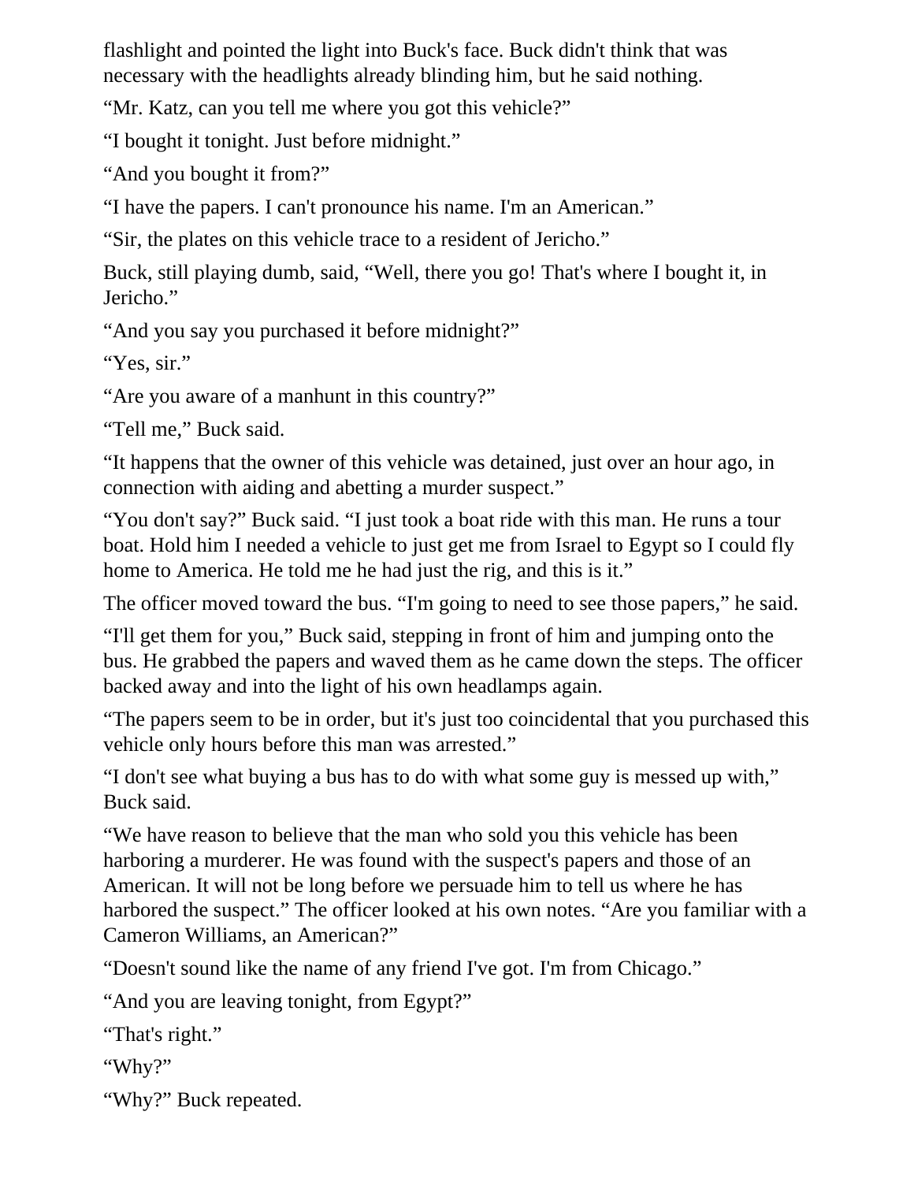flashlight and pointed the light into Buck's face. Buck didn't think that was necessary with the headlights already blinding him, but he said nothing.

“Mr. Katz, can you tell me where you got this vehicle?”

“I bought it tonight. Just before midnight.”

“And you bought it from?”

“I have the papers. I can't pronounce his name. I'm an American.”

“Sir, the plates on this vehicle trace to a resident of Jericho.”

Buck, still playing dumb, said, “Well, there you go! That's where I bought it, in Jericho.”

“And you say you purchased it before midnight?”

“Yes, sir.”

“Are you aware of a manhunt in this country?”

“Tell me,” Buck said.

“It happens that the owner of this vehicle was detained, just over an hour ago, in connection with aiding and abetting a murder suspect.”

“You don't say?” Buck said. “I just took a boat ride with this man. He runs a tour boat. Hold him I needed a vehicle to just get me from Israel to Egypt so I could fly home to America. He told me he had just the rig, and this is it.”

The officer moved toward the bus. “I'm going to need to see those papers,” he said.

“I'll get them for you,” Buck said, stepping in front of him and jumping onto the bus. He grabbed the papers and waved them as he came down the steps. The officer backed away and into the light of his own headlamps again.

“The papers seem to be in order, but it's just too coincidental that you purchased this vehicle only hours before this man was arrested.”

“I don't see what buying a bus has to do with what some guy is messed up with,” Buck said.

“We have reason to believe that the man who sold you this vehicle has been harboring a murderer. He was found with the suspect's papers and those of an American. It will not be long before we persuade him to tell us where he has harbored the suspect.” The officer looked at his own notes. “Are you familiar with a Cameron Williams, an American?”

“Doesn't sound like the name of any friend I've got. I'm from Chicago.”

“And you are leaving tonight, from Egypt?”

“That's right.”

“Why?”

“Why?” Buck repeated.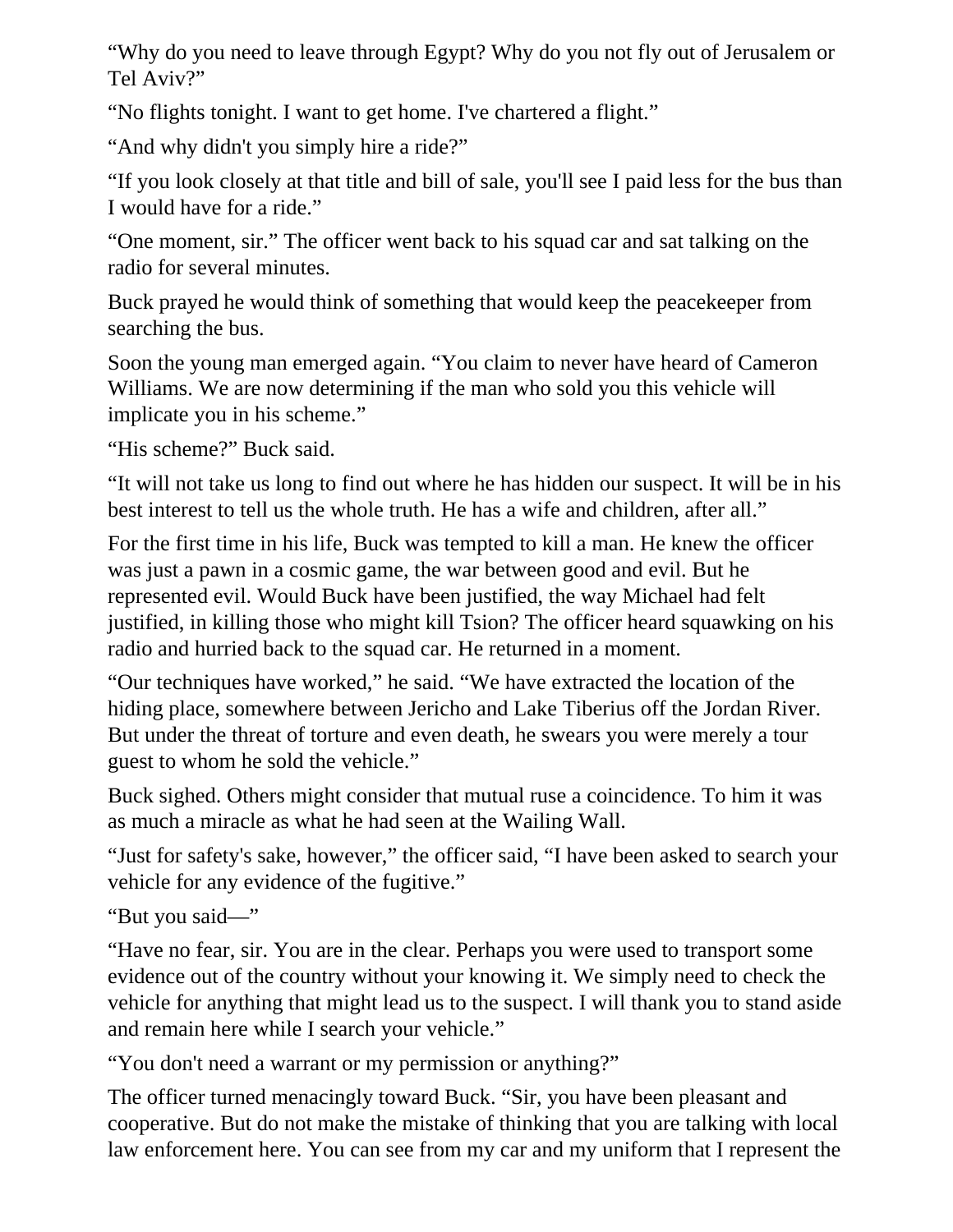“Why do you need to leave through Egypt? Why do you not fly out of Jerusalem or Tel Aviv?”

“No flights tonight. I want to get home. I've chartered a flight.”

“And why didn't you simply hire a ride?”

“If you look closely at that title and bill of sale, you'll see I paid less for the bus than I would have for a ride.”

“One moment, sir.” The officer went back to his squad car and sat talking on the radio for several minutes.

Buck prayed he would think of something that would keep the peacekeeper from searching the bus.

Soon the young man emerged again. “You claim to never have heard of Cameron Williams. We are now determining if the man who sold you this vehicle will implicate you in his scheme.”

“His scheme?” Buck said.

“It will not take us long to find out where he has hidden our suspect. It will be in his best interest to tell us the whole truth. He has a wife and children, after all.”

For the first time in his life, Buck was tempted to kill a man. He knew the officer was just a pawn in a cosmic game, the war between good and evil. But he represented evil. Would Buck have been justified, the way Michael had felt justified, in killing those who might kill Tsion? The officer heard squawking on his radio and hurried back to the squad car. He returned in a moment.

“Our techniques have worked,” he said. “We have extracted the location of the hiding place, somewhere between Jericho and Lake Tiberius off the Jordan River. But under the threat of torture and even death, he swears you were merely a tour guest to whom he sold the vehicle.”

Buck sighed. Others might consider that mutual ruse a coincidence. To him it was as much a miracle as what he had seen at the Wailing Wall.

“Just for safety's sake, however,” the officer said, “I have been asked to search your vehicle for any evidence of the fugitive.”

“But you said—”

“Have no fear, sir. You are in the clear. Perhaps you were used to transport some evidence out of the country without your knowing it. We simply need to check the vehicle for anything that might lead us to the suspect. I will thank you to stand aside and remain here while I search your vehicle.”

“You don't need a warrant or my permission or anything?”

The officer turned menacingly toward Buck. “Sir, you have been pleasant and cooperative. But do not make the mistake of thinking that you are talking with local law enforcement here. You can see from my car and my uniform that I represent the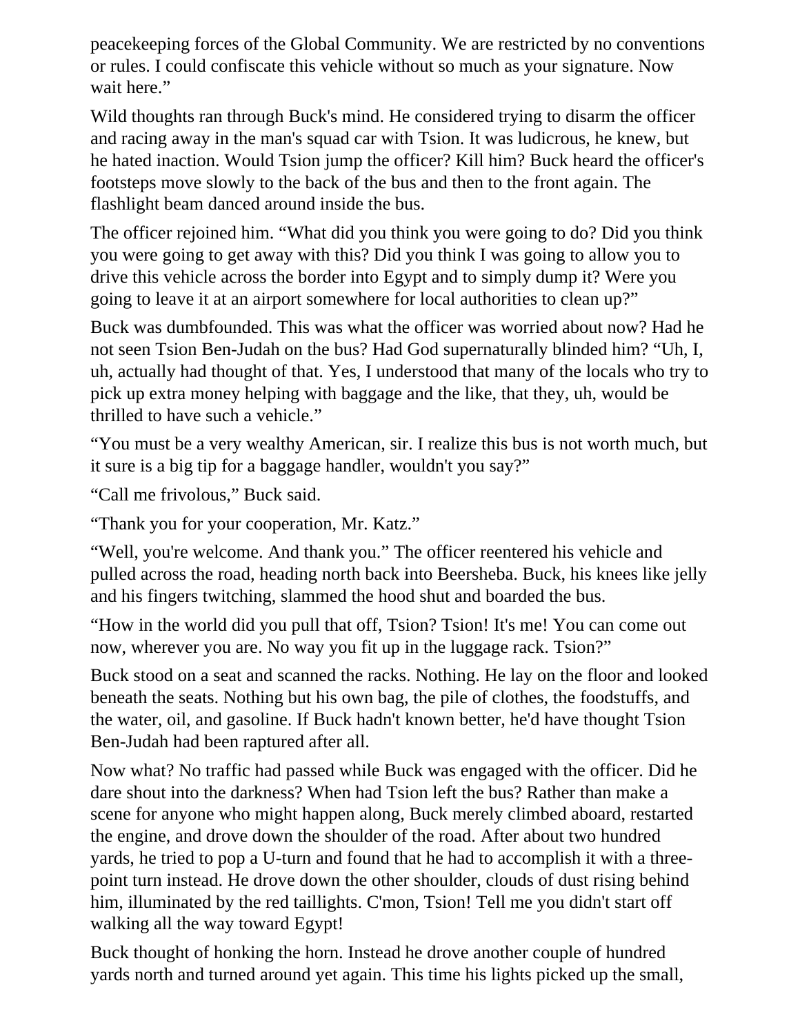peacekeeping forces of the Global Community. We are restricted by no conventions or rules. I could confiscate this vehicle without so much as your signature. Now wait here."

Wild thoughts ran through Buck's mind. He considered trying to disarm the officer and racing away in the man's squad car with Tsion. It was ludicrous, he knew, but he hated inaction. Would Tsion jump the officer? Kill him? Buck heard the officer's footsteps move slowly to the back of the bus and then to the front again. The flashlight beam danced around inside the bus.

The officer rejoined him. "What did you think you were going to do? Did you think you were going to get away with this? Did you think I was going to allow you to drive this vehicle across the border into Egypt and to simply dump it? Were you going to leave it at an airport somewhere for local authorities to clean up?"

Buck was dumbfounded. This was what the officer was worried about now? Had he not seen Tsion Ben-Judah on the bus? Had God supernaturally blinded him? "Uh, I, uh, actually had thought of that. Yes, I understood that many of the locals who try to pick up extra money helping with baggage and the like, that they, uh, would be thrilled to have such a vehicle."

"You must be a very wealthy American, sir. I realize this bus is not worth much, but it sure is a big tip for a baggage handler, wouldn't you say?"

"Call me frivolous," Buck said.

"Thank you for your cooperation, Mr. Katz."

"Well, you're welcome. And thank you." The officer reentered his vehicle and pulled across the road, heading north back into Beersheba. Buck, his knees like jelly and his fingers twitching, slammed the hood shut and boarded the bus.

"How in the world did you pull that off, Tsion? Tsion! It's me! You can come out now, wherever you are. No way you fit up in the luggage rack. Tsion?"

Buck stood on a seat and scanned the racks. Nothing. He lay on the floor and looked beneath the seats. Nothing but his own bag, the pile of clothes, the foodstuffs, and the water, oil, and gasoline. If Buck hadn't known better, he'd have thought Tsion Ben-Judah had been raptured after all.

Now what? No traffic had passed while Buck was engaged with the officer. Did he dare shout into the darkness? When had Tsion left the bus? Rather than make a scene for anyone who might happen along, Buck merely climbed aboard, restarted the engine, and drove down the shoulder of the road. After about two hundred yards, he tried to pop a U-turn and found that he had to accomplish it with a three-point turn instead. He drove down the other shoulder, clouds of dust rising behind him, illuminated by the red taillights. C'mon, Tsion! Tell me you didn't start off walking all the way toward Egypt!

Buck thought of honking the horn. Instead he drove another couple of hundred yards north and turned around yet again. This time his lights picked up the small,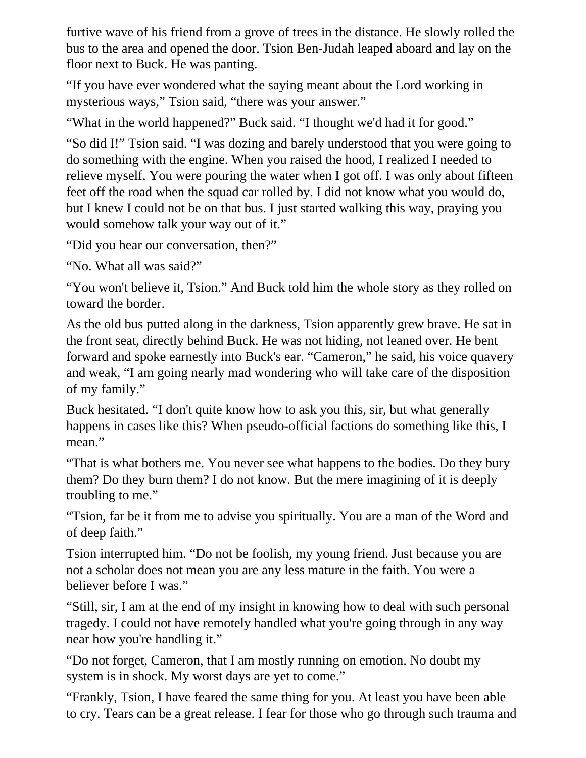furtive wave of his friend from a grove of trees in the distance. He slowly rolled the bus to the area and opened the door. Tsion Ben-Judah leaped aboard and lay on the floor next to Buck. He was panting.

“If you have ever wondered what the saying meant about the Lord working in mysterious ways,” Tsion said, “there was your answer.”

“What in the world happened?” Buck said. “I thought we'd had it for good.”

“So did I!” Tsion said. “I was dozing and barely understood that you were going to do something with the engine. When you raised the hood, I realized I needed to relieve myself. You were pouring the water when I got off. I was only about fifteen feet off the road when the squad car rolled by. I did not know what you would do, but I knew I could not be on that bus. I just started walking this way, praying you would somehow talk your way out of it.”

“Did you hear our conversation, then?”

“No. What all was said?”

“You won't believe it, Tsion.” And Buck told him the whole story as they rolled on toward the border.

As the old bus putted along in the darkness, Tsion apparently grew brave. He sat in the front seat, directly behind Buck. He was not hiding, not leaned over. He bent forward and spoke earnestly into Buck's ear. “Cameron,” he said, his voice quavery and weak, “I am going nearly mad wondering who will take care of the disposition of my family.”

Buck hesitated. “I don't quite know how to ask you this, sir, but what generally happens in cases like this? When pseudo-official factions do something like this, I mean.”

“That is what bothers me. You never see what happens to the bodies. Do they bury them? Do they burn them? I do not know. But the mere imagining of it is deeply troubling to me.”

“Tsion, far be it from me to advise you spiritually. You are a man of the Word and of deep faith.”

Tsion interrupted him. “Do not be foolish, my young friend. Just because you are not a scholar does not mean you are any less mature in the faith. You were a believer before I was.”

“Still, sir, I am at the end of my insight in knowing how to deal with such personal tragedy. I could not have remotely handled what you're going through in any way near how you're handling it.”

“Do not forget, Cameron, that I am mostly running on emotion. No doubt my system is in shock. My worst days are yet to come.”

“Frankly, Tsion, I have feared the same thing for you. At least you have been able to cry. Tears can be a great release. I fear for those who go through such trauma and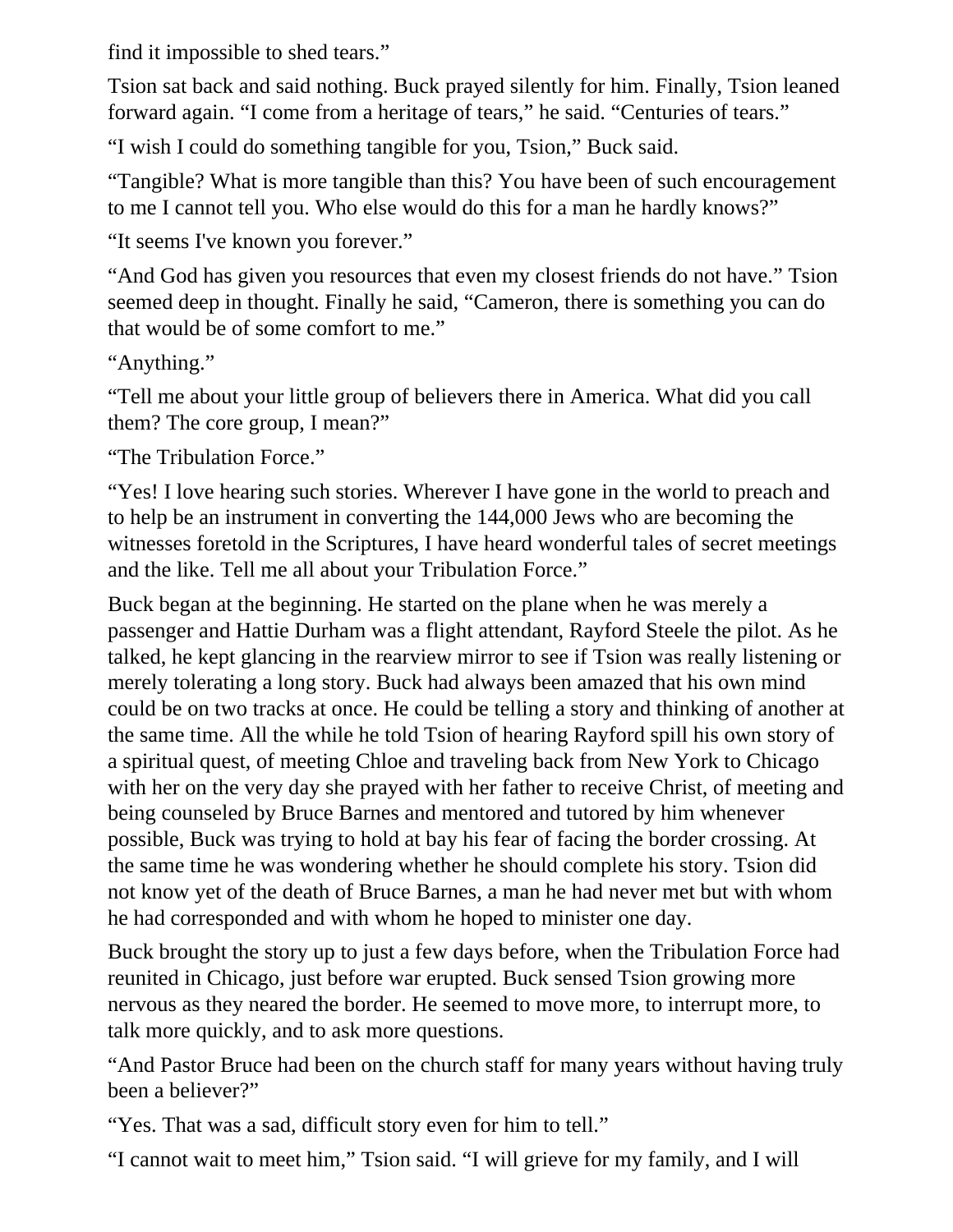find it impossible to shed tears."

Tsion sat back and said nothing. Buck prayed silently for him. Finally, Tsion leaned forward again. "I come from a heritage of tears," he said. "Centuries of tears."

"I wish I could do something tangible for you, Tsion," Buck said.

"Tangible? What is more tangible than this? You have been of such encouragement to me I cannot tell you. Who else would do this for a man he hardly knows?"

"It seems I've known you forever."

"And God has given you resources that even my closest friends do not have." Tsion seemed deep in thought. Finally he said, "Cameron, there is something you can do that would be of some comfort to me."

"Anything."

"Tell me about your little group of believers there in America. What did you call them? The core group, I mean?"

"The Tribulation Force."

"Yes! I love hearing such stories. Wherever I have gone in the world to preach and to help be an instrument in converting the 144,000 Jews who are becoming the witnesses foretold in the Scriptures, I have heard wonderful tales of secret meetings and the like. Tell me all about your Tribulation Force."

Buck began at the beginning. He started on the plane when he was merely a passenger and Hattie Durham was a flight attendant, Rayford Steele the pilot. As he talked, he kept glancing in the rearview mirror to see if Tsion was really listening or merely tolerating a long story. Buck had always been amazed that his own mind could be on two tracks at once. He could be telling a story and thinking of another at the same time. All the while he told Tsion of hearing Rayford spill his own story of a spiritual quest, of meeting Chloe and traveling back from New York to Chicago with her on the very day she prayed with her father to receive Christ, of meeting and being counseled by Bruce Barnes and mentored and tutored by him whenever possible, Buck was trying to hold at bay his fear of facing the border crossing. At the same time he was wondering whether he should complete his story. Tsion did not know yet of the death of Bruce Barnes, a man he had never met but with whom he had corresponded and with whom he hoped to minister one day.

Buck brought the story up to just a few days before, when the Tribulation Force had reunited in Chicago, just before war erupted. Buck sensed Tsion growing more nervous as they neared the border. He seemed to move more, to interrupt more, to talk more quickly, and to ask more questions.

"And Pastor Bruce had been on the church staff for many years without having truly been a believer?"

"Yes. That was a sad, difficult story even for him to tell."

"I cannot wait to meet him," Tsion said. "I will grieve for my family, and I will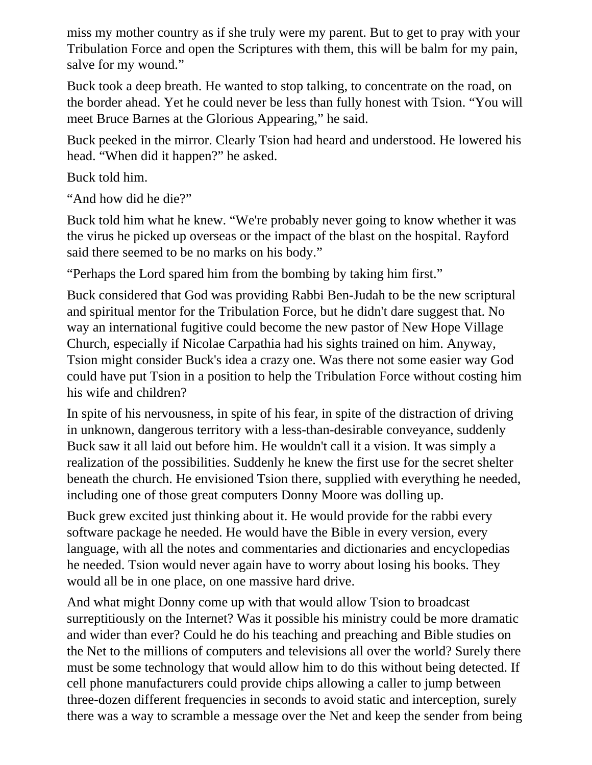miss my mother country as if she truly were my parent. But to get to pray with your Tribulation Force and open the Scriptures with them, this will be balm for my pain, salve for my wound."

Buck took a deep breath. He wanted to stop talking, to concentrate on the road, on the border ahead. Yet he could never be less than fully honest with Tsion. "You will meet Bruce Barnes at the Glorious Appearing," he said.

Buck peeked in the mirror. Clearly Tsion had heard and understood. He lowered his head. "When did it happen?" he asked.

Buck told him.

"And how did he die?"

Buck told him what he knew. "We're probably never going to know whether it was the virus he picked up overseas or the impact of the blast on the hospital. Rayford said there seemed to be no marks on his body."

"Perhaps the Lord spared him from the bombing by taking him first."

Buck considered that God was providing Rabbi Ben-Judah to be the new scriptural and spiritual mentor for the Tribulation Force, but he didn't dare suggest that. No way an international fugitive could become the new pastor of New Hope Village Church, especially if Nicolae Carpathia had his sights trained on him. Anyway, Tsion might consider Buck's idea a crazy one. Was there not some easier way God could have put Tsion in a position to help the Tribulation Force without costing him his wife and children?

In spite of his nervousness, in spite of his fear, in spite of the distraction of driving in unknown, dangerous territory with a less-than-desirable conveyance, suddenly Buck saw it all laid out before him. He wouldn't call it a vision. It was simply a realization of the possibilities. Suddenly he knew the first use for the secret shelter beneath the church. He envisioned Tsion there, supplied with everything he needed, including one of those great computers Donny Moore was dolling up.

Buck grew excited just thinking about it. He would provide for the rabbi every software package he needed. He would have the Bible in every version, every language, with all the notes and commentaries and dictionaries and encyclopedias he needed. Tsion would never again have to worry about losing his books. They would all be in one place, on one massive hard drive.

And what might Donny come up with that would allow Tsion to broadcast surreptitiously on the Internet? Was it possible his ministry could be more dramatic and wider than ever? Could he do his teaching and preaching and Bible studies on the Net to the millions of computers and televisions all over the world? Surely there must be some technology that would allow him to do this without being detected. If cell phone manufacturers could provide chips allowing a caller to jump between three-dozen different frequencies in seconds to avoid static and interception, surely there was a way to scramble a message over the Net and keep the sender from being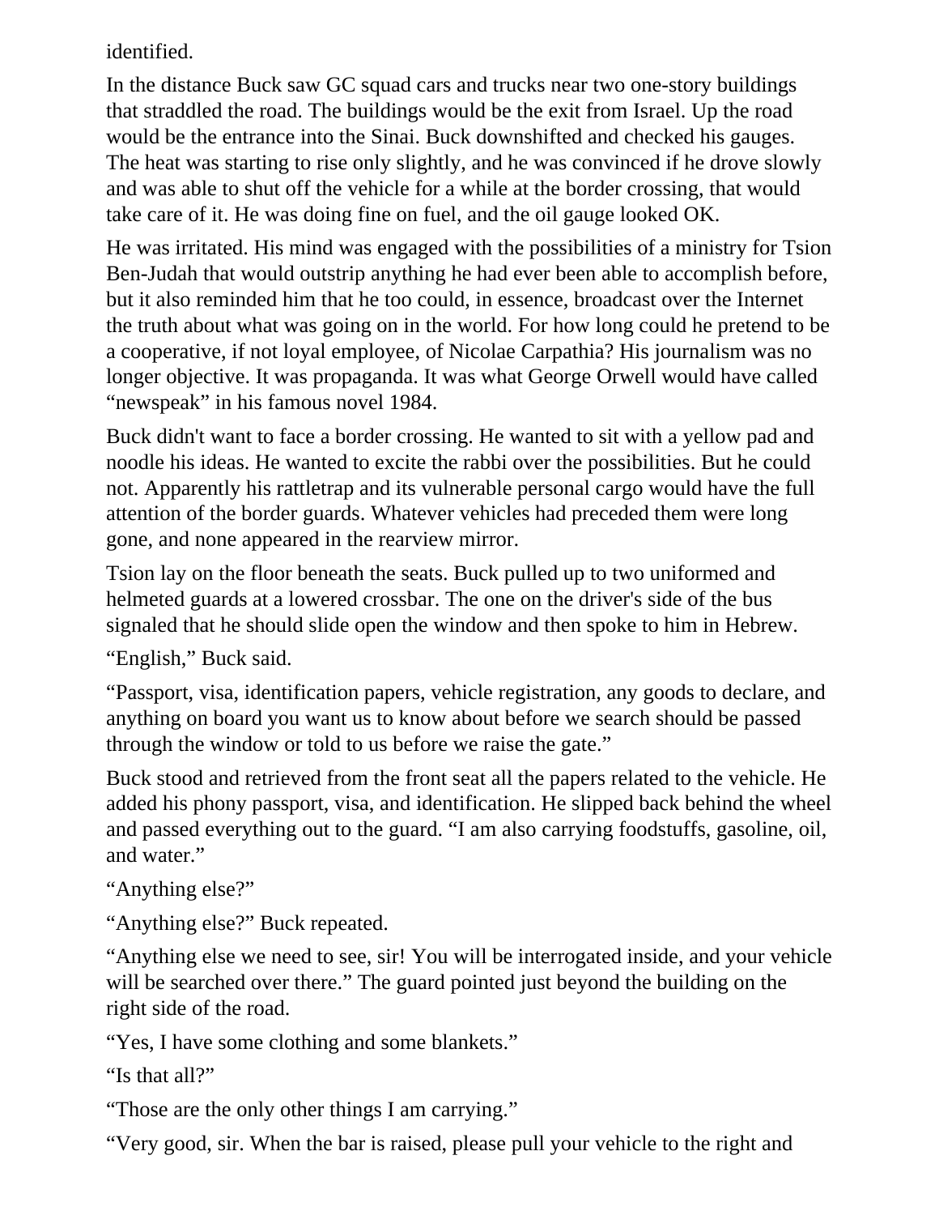identified.

In the distance Buck saw GC squad cars and trucks near two one-story buildings that straddled the road. The buildings would be the exit from Israel. Up the road would be the entrance into the Sinai. Buck downshifted and checked his gauges. The heat was starting to rise only slightly, and he was convinced if he drove slowly and was able to shut off the vehicle for a while at the border crossing, that would take care of it. He was doing fine on fuel, and the oil gauge looked OK.

He was irritated. His mind was engaged with the possibilities of a ministry for Tsion Ben-Judah that would outstrip anything he had ever been able to accomplish before, but it also reminded him that he too could, in essence, broadcast over the Internet the truth about what was going on in the world. For how long could he pretend to be a cooperative, if not loyal employee, of Nicolae Carpathia? His journalism was no longer objective. It was propaganda. It was what George Orwell would have called "newspeak" in his famous novel 1984.

Buck didn't want to face a border crossing. He wanted to sit with a yellow pad and noodle his ideas. He wanted to excite the rabbi over the possibilities. But he could not. Apparently his rattletrap and its vulnerable personal cargo would have the full attention of the border guards. Whatever vehicles had preceded them were long gone, and none appeared in the rearview mirror.

Tsion lay on the floor beneath the seats. Buck pulled up to two uniformed and helmeted guards at a lowered crossbar. The one on the driver's side of the bus signaled that he should slide open the window and then spoke to him in Hebrew.

"English," Buck said.

"Passport, visa, identification papers, vehicle registration, any goods to declare, and anything on board you want us to know about before we search should be passed through the window or told to us before we raise the gate."

Buck stood and retrieved from the front seat all the papers related to the vehicle. He added his phony passport, visa, and identification. He slipped back behind the wheel and passed everything out to the guard. "I am also carrying foodstuffs, gasoline, oil, and water."

"Anything else?"

"Anything else?" Buck repeated.

"Anything else we need to see, sir! You will be interrogated inside, and your vehicle will be searched over there." The guard pointed just beyond the building on the right side of the road.

"Yes, I have some clothing and some blankets."

"Is that all?"

"Those are the only other things I am carrying."

"Very good, sir. When the bar is raised, please pull your vehicle to the right and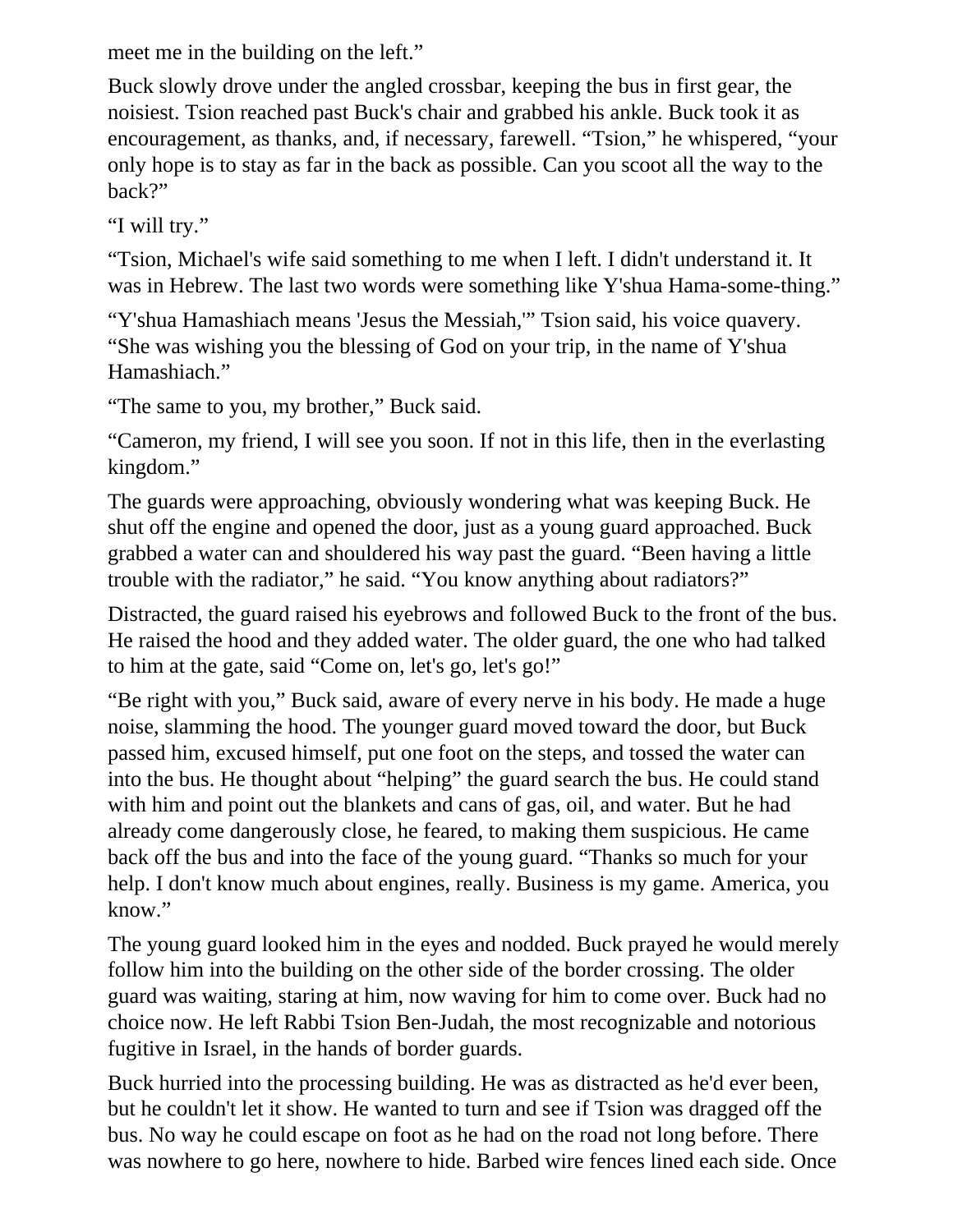meet me in the building on the left."

Buck slowly drove under the angled crossbar, keeping the bus in first gear, the noisiest. Tsion reached past Buck's chair and grabbed his ankle. Buck took it as encouragement, as thanks, and, if necessary, farewell. "Tsion," he whispered, "your only hope is to stay as far in the back as possible. Can you scoot all the way to the back?"

"I will try."

"Tsion, Michael's wife said something to me when I left. I didn't understand it. It was in Hebrew. The last two words were something like Y'shua Hama-some-thing."

"Y'shua Hamashiach means 'Jesus the Messiah,'" Tsion said, his voice quavery. "She was wishing you the blessing of God on your trip, in the name of Y'shua Hamashiach."

"The same to you, my brother," Buck said.

"Cameron, my friend, I will see you soon. If not in this life, then in the everlasting kingdom."

The guards were approaching, obviously wondering what was keeping Buck. He shut off the engine and opened the door, just as a young guard approached. Buck grabbed a water can and shouldered his way past the guard. "Been having a little trouble with the radiator," he said. "You know anything about radiators?"

Distracted, the guard raised his eyebrows and followed Buck to the front of the bus. He raised the hood and they added water. The older guard, the one who had talked to him at the gate, said "Come on, let's go, let's go!"

"Be right with you," Buck said, aware of every nerve in his body. He made a huge noise, slamming the hood. The younger guard moved toward the door, but Buck passed him, excused himself, put one foot on the steps, and tossed the water can into the bus. He thought about "helping" the guard search the bus. He could stand with him and point out the blankets and cans of gas, oil, and water. But he had already come dangerously close, he feared, to making them suspicious. He came back off the bus and into the face of the young guard. "Thanks so much for your help. I don't know much about engines, really. Business is my game. America, you know."

The young guard looked him in the eyes and nodded. Buck prayed he would merely follow him into the building on the other side of the border crossing. The older guard was waiting, staring at him, now waving for him to come over. Buck had no choice now. He left Rabbi Tsion Ben-Judah, the most recognizable and notorious fugitive in Israel, in the hands of border guards.

Buck hurried into the processing building. He was as distracted as he'd ever been, but he couldn't let it show. He wanted to turn and see if Tsion was dragged off the bus. No way he could escape on foot as he had on the road not long before. There was nowhere to go here, nowhere to hide. Barbed wire fences lined each side. Once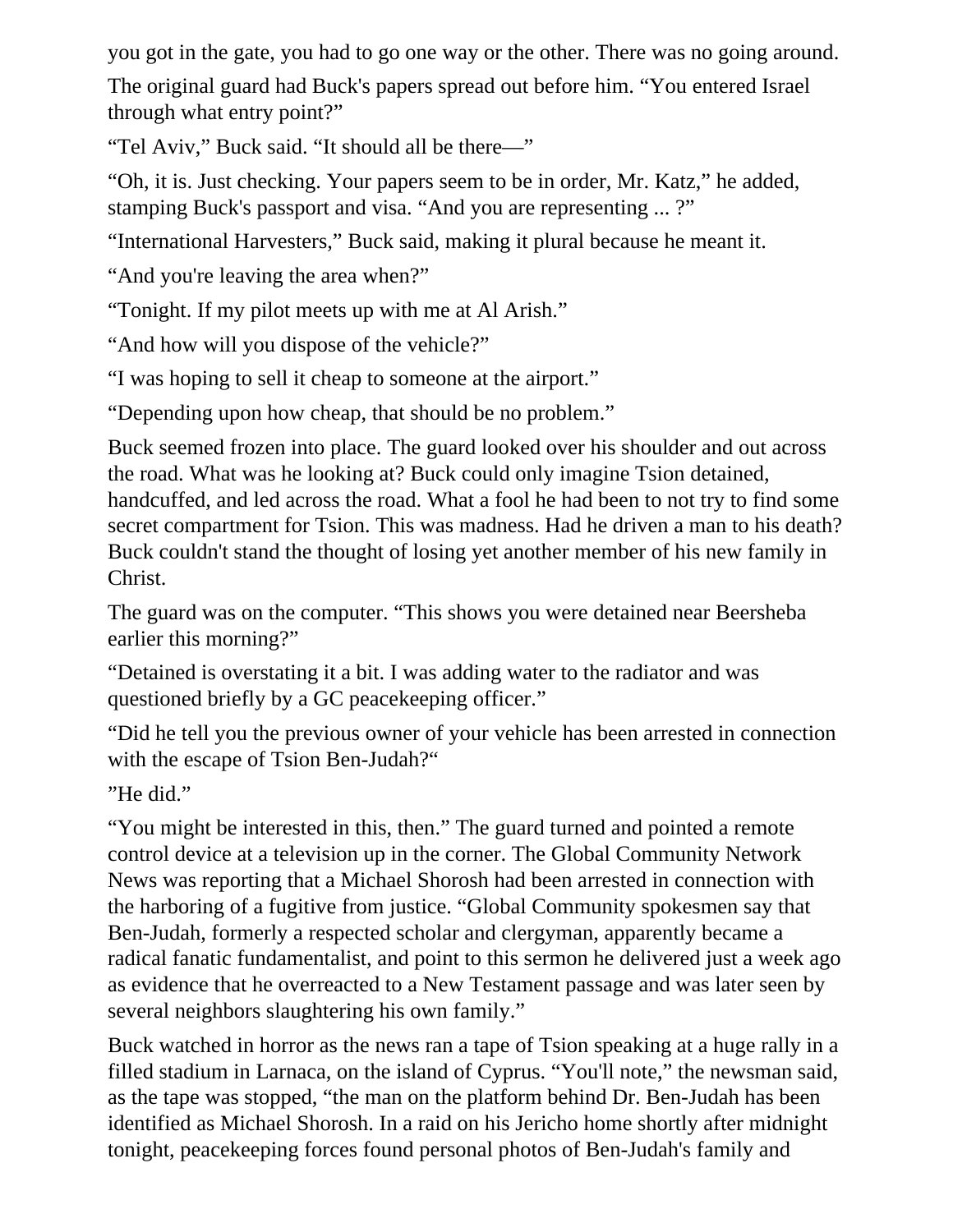you got in the gate, you had to go one way or the other. There was no going around.

The original guard had Buck's papers spread out before him. “You entered Israel through what entry point?”

“Tel Aviv,” Buck said. “It should all be there—”

“Oh, it is. Just checking. Your papers seem to be in order, Mr. Katz,” he added, stamping Buck's passport and visa. “And you are representing ... ?”

“International Harvesters,” Buck said, making it plural because he meant it.

“And you're leaving the area when?”

“Tonight. If my pilot meets up with me at Al Arish.”

“And how will you dispose of the vehicle?”

“I was hoping to sell it cheap to someone at the airport.”

“Depending upon how cheap, that should be no problem.”

Buck seemed frozen into place. The guard looked over his shoulder and out across the road. What was he looking at? Buck could only imagine Tsion detained, handcuffed, and led across the road. What a fool he had been to not try to find some secret compartment for Tsion. This was madness. Had he driven a man to his death? Buck couldn't stand the thought of losing yet another member of his new family in Christ.

The guard was on the computer. “This shows you were detained near Beersheba earlier this morning?”

“Detained is overstating it a bit. I was adding water to the radiator and was questioned briefly by a GC peacekeeping officer.”

“Did he tell you the previous owner of your vehicle has been arrested in connection with the escape of Tsion Ben-Judah?“

”He did.”

“You might be interested in this, then.” The guard turned and pointed a remote control device at a television up in the corner. The Global Community Network News was reporting that a Michael Shorosh had been arrested in connection with the harboring of a fugitive from justice. “Global Community spokesmen say that Ben-Judah, formerly a respected scholar and clergyman, apparently became a radical fanatic fundamentalist, and point to this sermon he delivered just a week ago as evidence that he overreacted to a New Testament passage and was later seen by several neighbors slaughtering his own family.”

Buck watched in horror as the news ran a tape of Tsion speaking at a huge rally in a filled stadium in Larnaca, on the island of Cyprus. “You'll note,” the newsman said, as the tape was stopped, “the man on the platform behind Dr. Ben-Judah has been identified as Michael Shorosh. In a raid on his Jericho home shortly after midnight tonight, peacekeeping forces found personal photos of Ben-Judah's family and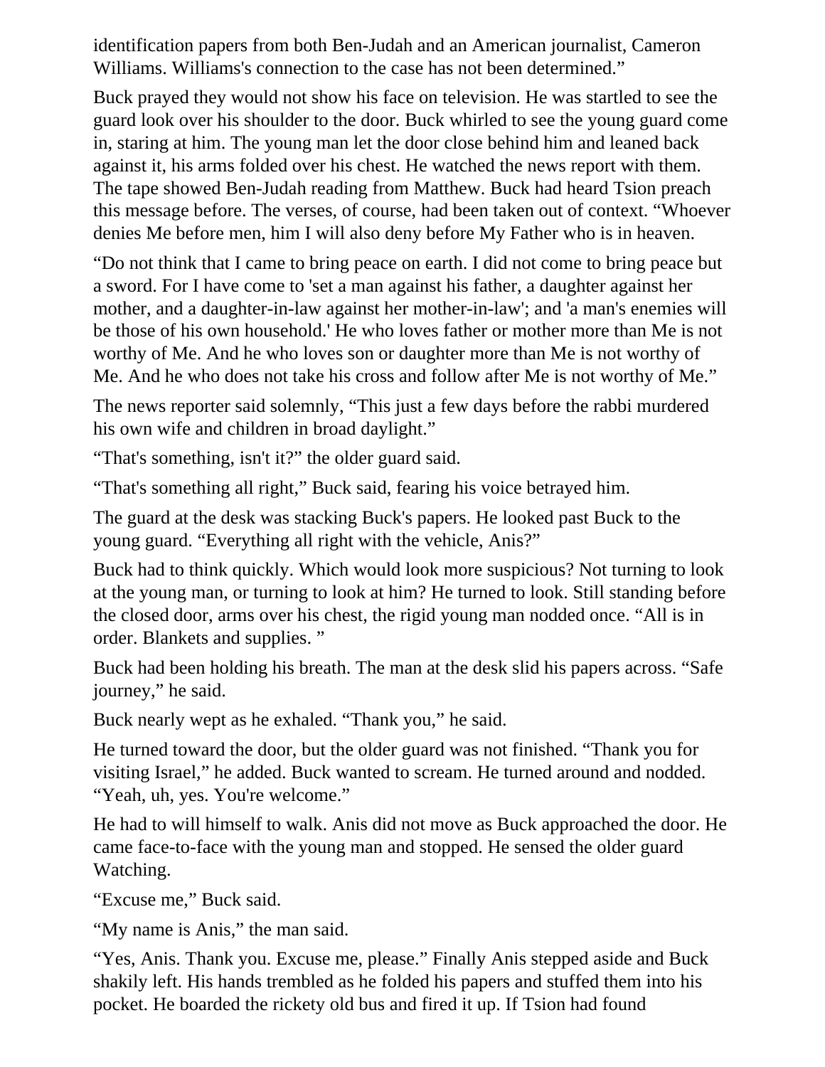identification papers from both Ben-Judah and an American journalist, Cameron Williams. Williams's connection to the case has not been determined."

Buck prayed they would not show his face on television. He was startled to see the guard look over his shoulder to the door. Buck whirled to see the young guard come in, staring at him. The young man let the door close behind him and leaned back against it, his arms folded over his chest. He watched the news report with them. The tape showed Ben-Judah reading from Matthew. Buck had heard Tsion preach this message before. The verses, of course, had been taken out of context. "Whoever denies Me before men, him I will also deny before My Father who is in heaven.

"Do not think that I came to bring peace on earth. I did not come to bring peace but a sword. For I have come to 'set a man against his father, a daughter against her mother, and a daughter-in-law against her mother-in-law'; and 'a man's enemies will be those of his own household.' He who loves father or mother more than Me is not worthy of Me. And he who loves son or daughter more than Me is not worthy of Me. And he who does not take his cross and follow after Me is not worthy of Me."

The news reporter said solemnly, "This just a few days before the rabbi murdered his own wife and children in broad daylight."

"That's something, isn't it?" the older guard said.

"That's something all right," Buck said, fearing his voice betrayed him.

The guard at the desk was stacking Buck's papers. He looked past Buck to the young guard. "Everything all right with the vehicle, Anis?"

Buck had to think quickly. Which would look more suspicious? Not turning to look at the young man, or turning to look at him? He turned to look. Still standing before the closed door, arms over his chest, the rigid young man nodded once. "All is in order. Blankets and supplies. "

Buck had been holding his breath. The man at the desk slid his papers across. "Safe journey," he said.

Buck nearly wept as he exhaled. "Thank you," he said.

He turned toward the door, but the older guard was not finished. "Thank you for visiting Israel," he added. Buck wanted to scream. He turned around and nodded. "Yeah, uh, yes. You're welcome."

He had to will himself to walk. Anis did not move as Buck approached the door. He came face-to-face with the young man and stopped. He sensed the older guard Watching.

"Excuse me," Buck said.

"My name is Anis," the man said.

"Yes, Anis. Thank you. Excuse me, please." Finally Anis stepped aside and Buck shakily left. His hands trembled as he folded his papers and stuffed them into his pocket. He boarded the rickety old bus and fired it up. If Tsion had found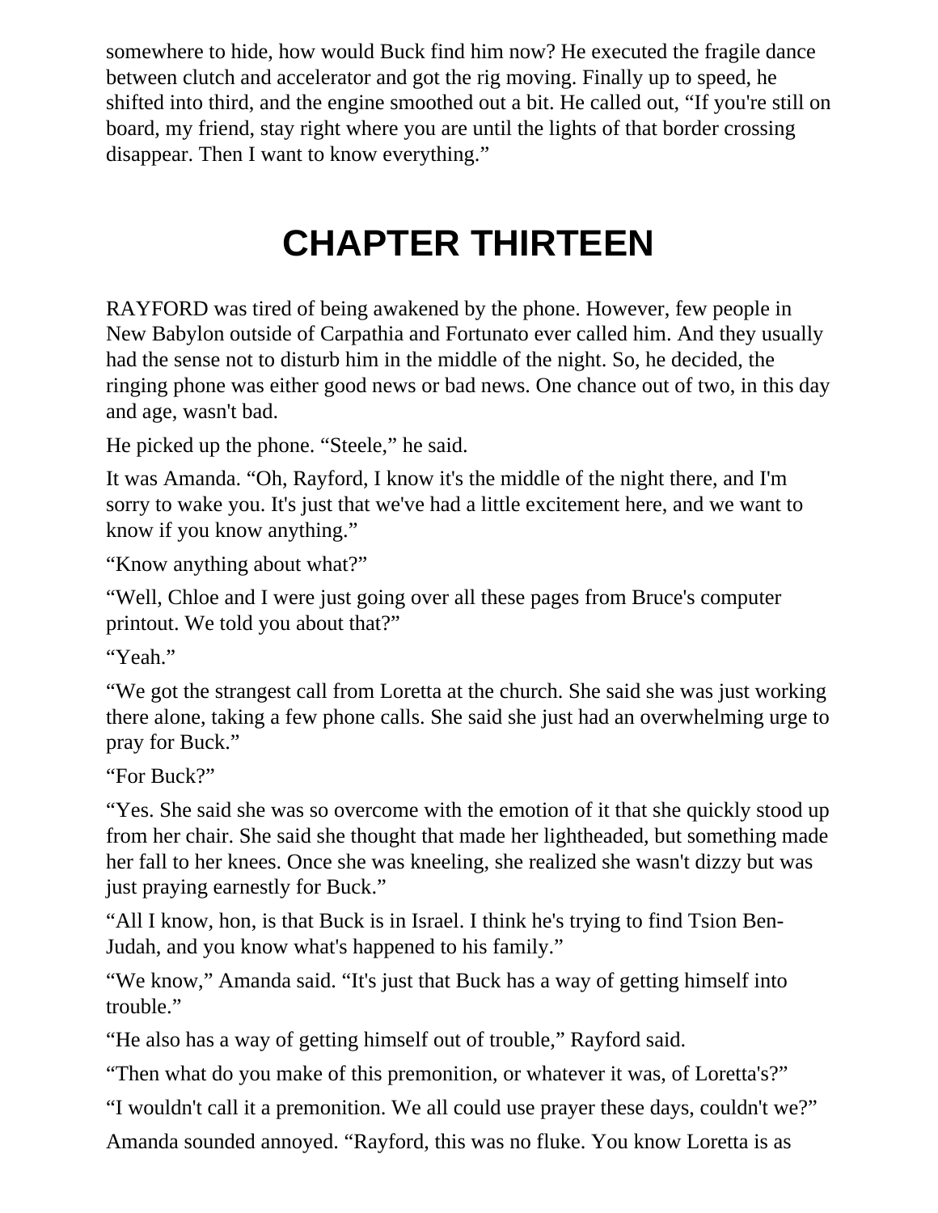somewhere to hide, how would Buck find him now? He executed the fragile dance between clutch and accelerator and got the rig moving. Finally up to speed, he shifted into third, and the engine smoothed out a bit. He called out, "If you're still on board, my friend, stay right where you are until the lights of that border crossing disappear. Then I want to know everything."

# CHAPTER THIRTEEN

RAYFORD was tired of being awakened by the phone. However, few people in New Babylon outside of Carpathia and Fortunato ever called him. And they usually had the sense not to disturb him in the middle of the night. So, he decided, the ringing phone was either good news or bad news. One chance out of two, in this day and age, wasn't bad.

He picked up the phone. "Steele," he said.

It was Amanda. "Oh, Rayford, I know it's the middle of the night there, and I'm sorry to wake you. It's just that we've had a little excitement here, and we want to know if you know anything."

"Know anything about what?"

"Well, Chloe and I were just going over all these pages from Bruce's computer printout. We told you about that?"

"Yeah."

"We got the strangest call from Loretta at the church. She said she was just working there alone, taking a few phone calls. She said she just had an overwhelming urge to pray for Buck."

"For Buck?"

"Yes. She said she was so overcome with the emotion of it that she quickly stood up from her chair. She said she thought that made her lightheaded, but something made her fall to her knees. Once she was kneeling, she realized she wasn't dizzy but was just praying earnestly for Buck."

"All I know, hon, is that Buck is in Israel. I think he's trying to find Tsion Ben-Judah, and you know what's happened to his family."

"We know," Amanda said. "It's just that Buck has a way of getting himself into trouble."

"He also has a way of getting himself out of trouble," Rayford said.

"Then what do you make of this premonition, or whatever it was, of Loretta's?"

"I wouldn't call it a premonition. We all could use prayer these days, couldn't we?"

Amanda sounded annoyed. "Rayford, this was no fluke. You know Loretta is as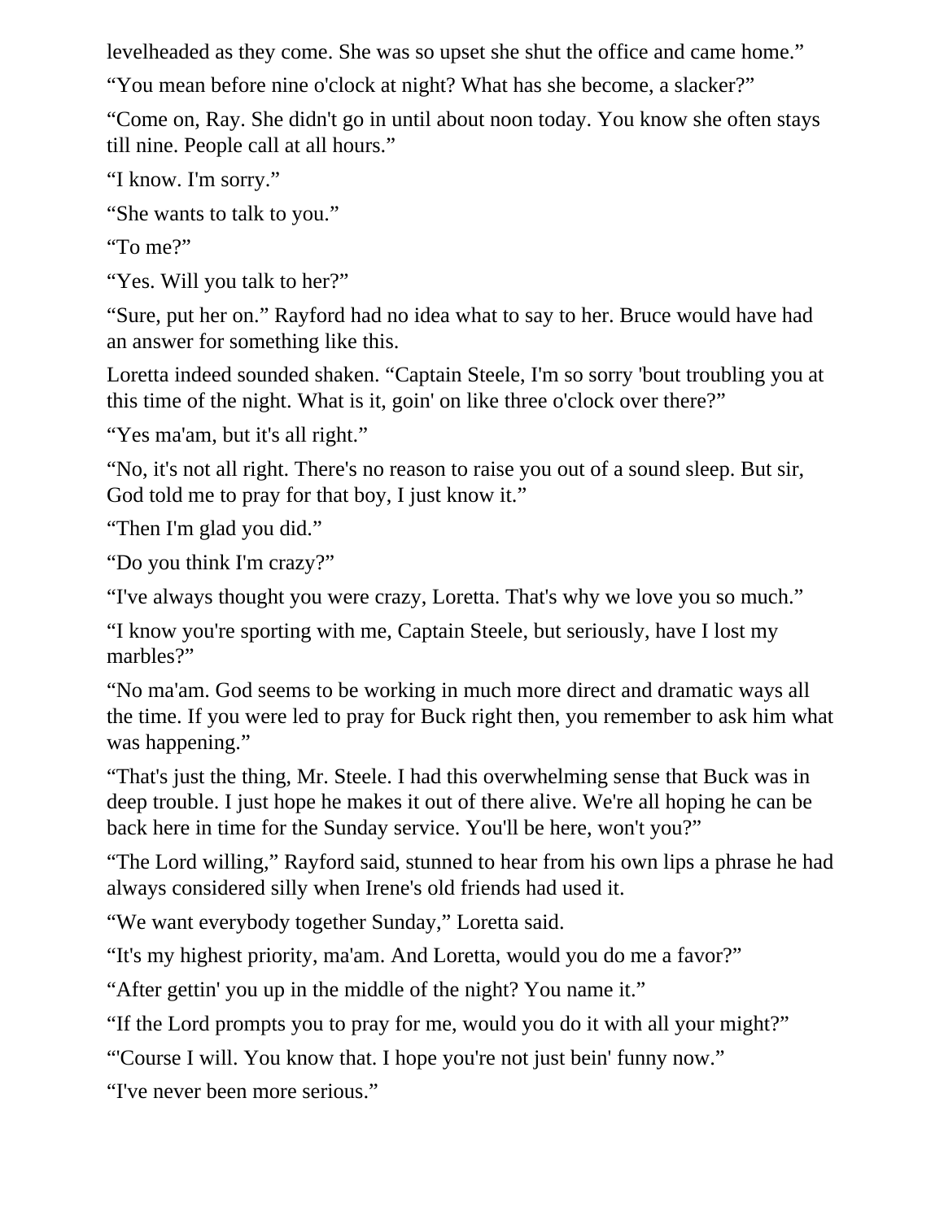levelheaded as they come. She was so upset she shut the office and came home."

"You mean before nine o'clock at night? What has she become, a slacker?"

"Come on, Ray. She didn't go in until about noon today. You know she often stays till nine. People call at all hours."

"I know. I'm sorry."

"She wants to talk to you."

"To me?"

"Yes. Will you talk to her?"

"Sure, put her on." Rayford had no idea what to say to her. Bruce would have had an answer for something like this.

Loretta indeed sounded shaken. "Captain Steele, I'm so sorry 'bout troubling you at this time of the night. What is it, goin' on like three o'clock over there?"

"Yes ma'am, but it's all right."

"No, it's not all right. There's no reason to raise you out of a sound sleep. But sir, God told me to pray for that boy, I just know it."

"Then I'm glad you did."

"Do you think I'm crazy?"

"I've always thought you were crazy, Loretta. That's why we love you so much."

"I know you're sporting with me, Captain Steele, but seriously, have I lost my marbles?"

"No ma'am. God seems to be working in much more direct and dramatic ways all the time. If you were led to pray for Buck right then, you remember to ask him what was happening."

"That's just the thing, Mr. Steele. I had this overwhelming sense that Buck was in deep trouble. I just hope he makes it out of there alive. We're all hoping he can be back here in time for the Sunday service. You'll be here, won't you?"

"The Lord willing," Rayford said, stunned to hear from his own lips a phrase he had always considered silly when Irene's old friends had used it.

"We want everybody together Sunday," Loretta said.

"It's my highest priority, ma'am. And Loretta, would you do me a favor?"

"After gettin' you up in the middle of the night? You name it."

"If the Lord prompts you to pray for me, would you do it with all your might?"

"'Course I will. You know that. I hope you're not just bein' funny now."

"I've never been more serious."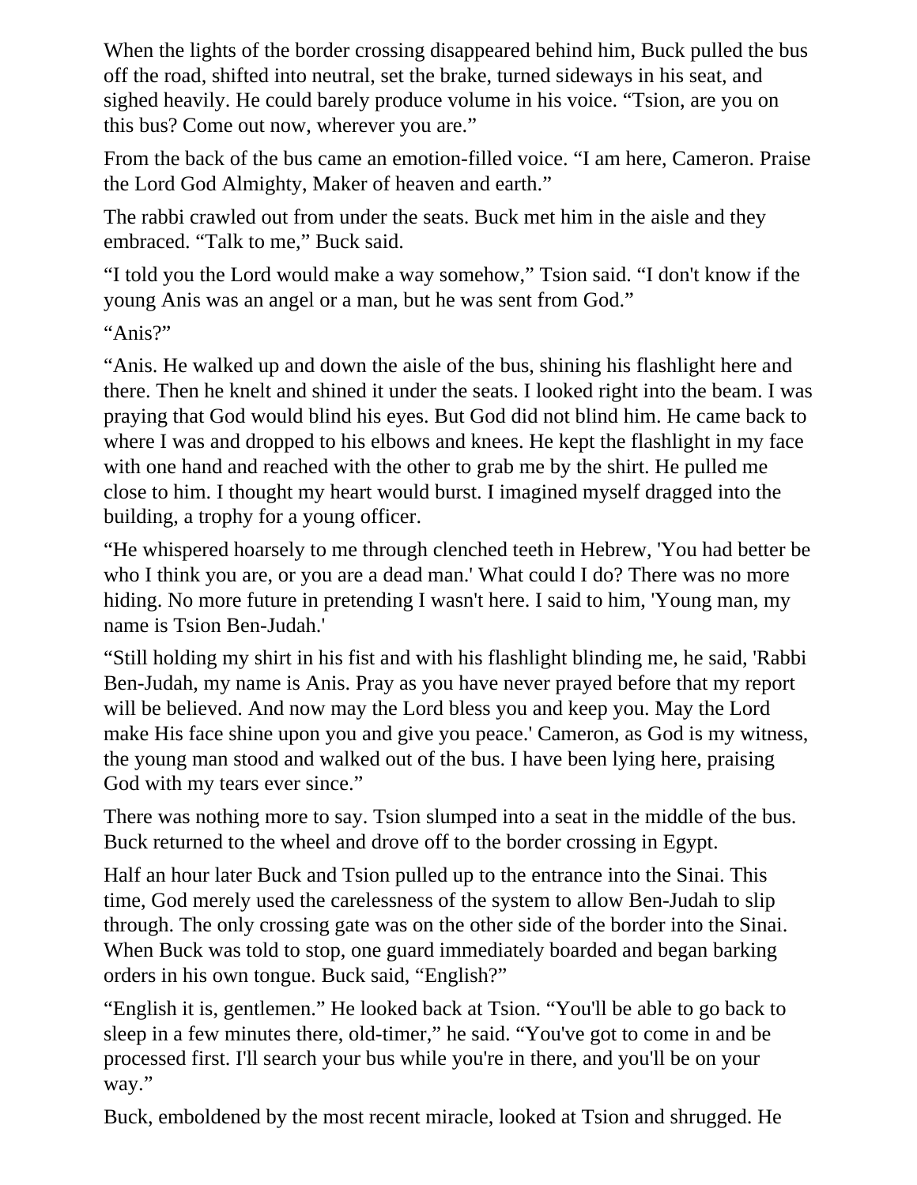When the lights of the border crossing disappeared behind him, Buck pulled the bus off the road, shifted into neutral, set the brake, turned sideways in his seat, and sighed heavily. He could barely produce volume in his voice. “Tsion, are you on this bus? Come out now, wherever you are.”

From the back of the bus came an emotion-filled voice. “I am here, Cameron. Praise the Lord God Almighty, Maker of heaven and earth.”

The rabbi crawled out from under the seats. Buck met him in the aisle and they embraced. “Talk to me,” Buck said.

“I told you the Lord would make a way somehow,” Tsion said. “I don't know if the young Anis was an angel or a man, but he was sent from God.”

“Anis?”

“Anis. He walked up and down the aisle of the bus, shining his flashlight here and there. Then he knelt and shined it under the seats. I looked right into the beam. I was praying that God would blind his eyes. But God did not blind him. He came back to where I was and dropped to his elbows and knees. He kept the flashlight in my face with one hand and reached with the other to grab me by the shirt. He pulled me close to him. I thought my heart would burst. I imagined myself dragged into the building, a trophy for a young officer.

“He whispered hoarsely to me through clenched teeth in Hebrew, 'You had better be who I think you are, or you are a dead man.' What could I do? There was no more hiding. No more future in pretending I wasn't here. I said to him, 'Young man, my name is Tsion Ben-Judah.'

“Still holding my shirt in his fist and with his flashlight blinding me, he said, 'Rabbi Ben-Judah, my name is Anis. Pray as you have never prayed before that my report will be believed. And now may the Lord bless you and keep you. May the Lord make His face shine upon you and give you peace.' Cameron, as God is my witness, the young man stood and walked out of the bus. I have been lying here, praising God with my tears ever since.”

There was nothing more to say. Tsion slumped into a seat in the middle of the bus. Buck returned to the wheel and drove off to the border crossing in Egypt.

Half an hour later Buck and Tsion pulled up to the entrance into the Sinai. This time, God merely used the carelessness of the system to allow Ben-Judah to slip through. The only crossing gate was on the other side of the border into the Sinai. When Buck was told to stop, one guard immediately boarded and began barking orders in his own tongue. Buck said, “English?”

“English it is, gentlemen.” He looked back at Tsion. “You'll be able to go back to sleep in a few minutes there, old-timer,” he said. “You've got to come in and be processed first. I'll search your bus while you're in there, and you'll be on your way.”

Buck, emboldened by the most recent miracle, looked at Tsion and shrugged. He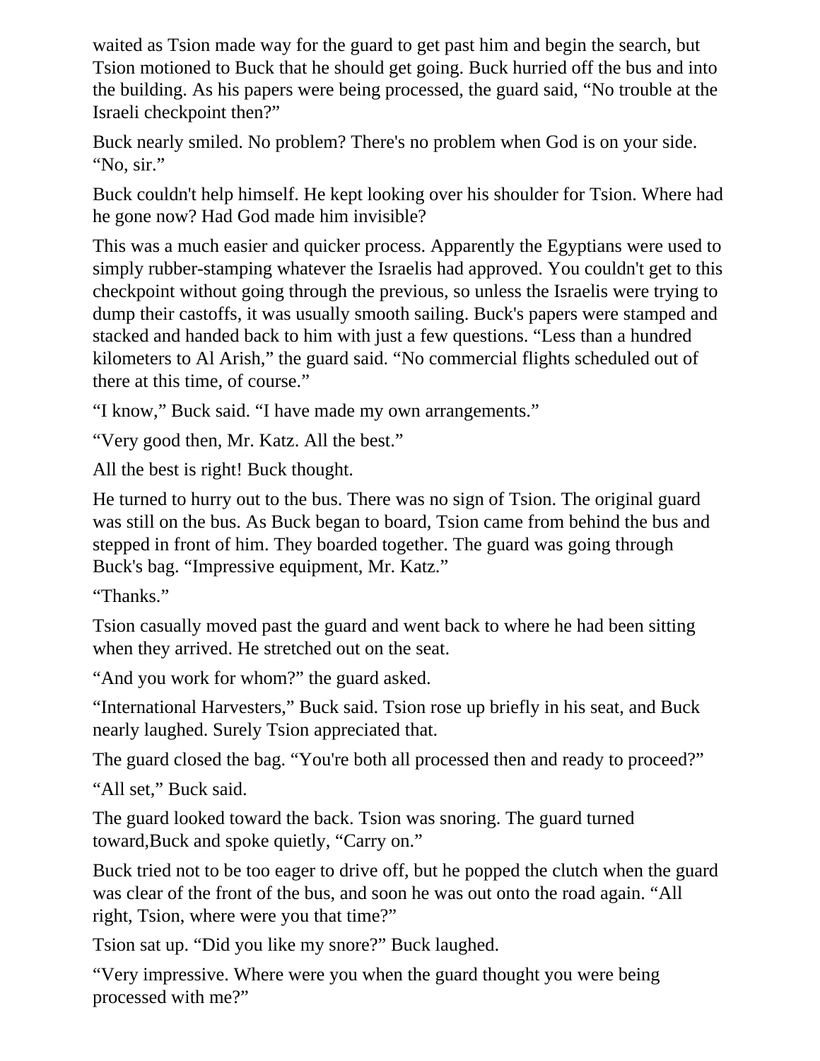waited as Tsion made way for the guard to get past him and begin the search, but Tsion motioned to Buck that he should get going. Buck hurried off the bus and into the building. As his papers were being processed, the guard said, “No trouble at the Israeli checkpoint then?”

Buck nearly smiled. No problem? There's no problem when God is on your side. “No, sir.”

Buck couldn't help himself. He kept looking over his shoulder for Tsion. Where had he gone now? Had God made him invisible?

This was a much easier and quicker process. Apparently the Egyptians were used to simply rubber-stamping whatever the Israelis had approved. You couldn't get to this checkpoint without going through the previous, so unless the Israelis were trying to dump their castoffs, it was usually smooth sailing. Buck's papers were stamped and stacked and handed back to him with just a few questions. “Less than a hundred kilometers to Al Arish,” the guard said. “No commercial flights scheduled out of there at this time, of course.”

“I know,” Buck said. “I have made my own arrangements.”

“Very good then, Mr. Katz. All the best.”

All the best is right! Buck thought.

He turned to hurry out to the bus. There was no sign of Tsion. The original guard was still on the bus. As Buck began to board, Tsion came from behind the bus and stepped in front of him. They boarded together. The guard was going through Buck's bag. “Impressive equipment, Mr. Katz.”

“Thanks.”

Tsion casually moved past the guard and went back to where he had been sitting when they arrived. He stretched out on the seat.

“And you work for whom?” the guard asked.

“International Harvesters,” Buck said. Tsion rose up briefly in his seat, and Buck nearly laughed. Surely Tsion appreciated that.

The guard closed the bag. “You're both all processed then and ready to proceed?”

“All set,” Buck said.

The guard looked toward the back. Tsion was snoring. The guard turned toward,Buck and spoke quietly, “Carry on.”

Buck tried not to be too eager to drive off, but he popped the clutch when the guard was clear of the front of the bus, and soon he was out onto the road again. “All right, Tsion, where were you that time?”

Tsion sat up. “Did you like my snore?” Buck laughed.

“Very impressive. Where were you when the guard thought you were being processed with me?”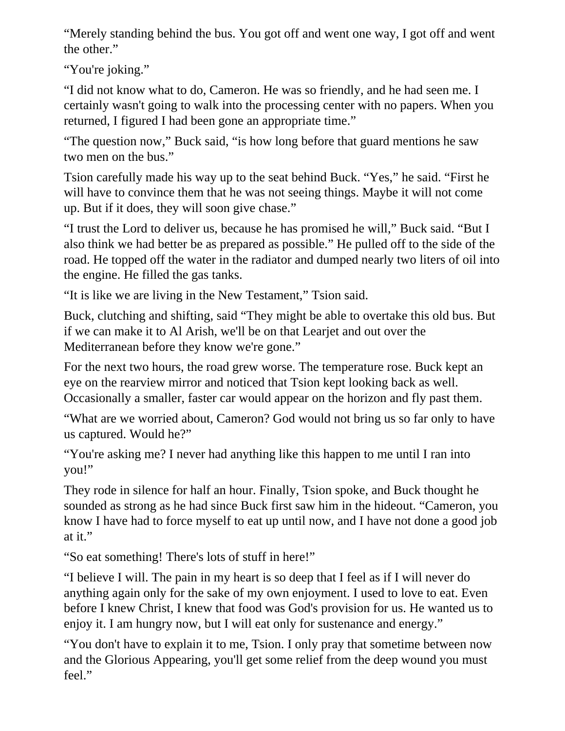“Merely standing behind the bus. You got off and went one way, I got off and went the other.”

“You're joking.”

“I did not know what to do, Cameron. He was so friendly, and he had seen me. I certainly wasn't going to walk into the processing center with no papers. When you returned, I figured I had been gone an appropriate time.”

“The question now,” Buck said, “is how long before that guard mentions he saw two men on the bus.”

Tsion carefully made his way up to the seat behind Buck. “Yes,” he said. “First he will have to convince them that he was not seeing things. Maybe it will not come up. But if it does, they will soon give chase.”

“I trust the Lord to deliver us, because he has promised he will,” Buck said. “But I also think we had better be as prepared as possible.” He pulled off to the side of the road. He topped off the water in the radiator and dumped nearly two liters of oil into the engine. He filled the gas tanks.

“It is like we are living in the New Testament,” Tsion said.

Buck, clutching and shifting, said “They might be able to overtake this old bus. But if we can make it to Al Arish, we'll be on that Learjet and out over the Mediterranean before they know we're gone.”

For the next two hours, the road grew worse. The temperature rose. Buck kept an eye on the rearview mirror and noticed that Tsion kept looking back as well. Occasionally a smaller, faster car would appear on the horizon and fly past them.

“What are we worried about, Cameron? God would not bring us so far only to have us captured. Would he?”

“You're asking me? I never had anything like this happen to me until I ran into you!”

They rode in silence for half an hour. Finally, Tsion spoke, and Buck thought he sounded as strong as he had since Buck first saw him in the hideout. “Cameron, you know I have had to force myself to eat up until now, and I have not done a good job at it.”

“So eat something! There's lots of stuff in here!”

“I believe I will. The pain in my heart is so deep that I feel as if I will never do anything again only for the sake of my own enjoyment. I used to love to eat. Even before I knew Christ, I knew that food was God's provision for us. He wanted us to enjoy it. I am hungry now, but I will eat only for sustenance and energy.”

“You don't have to explain it to me, Tsion. I only pray that sometime between now and the Glorious Appearing, you'll get some relief from the deep wound you must feel.”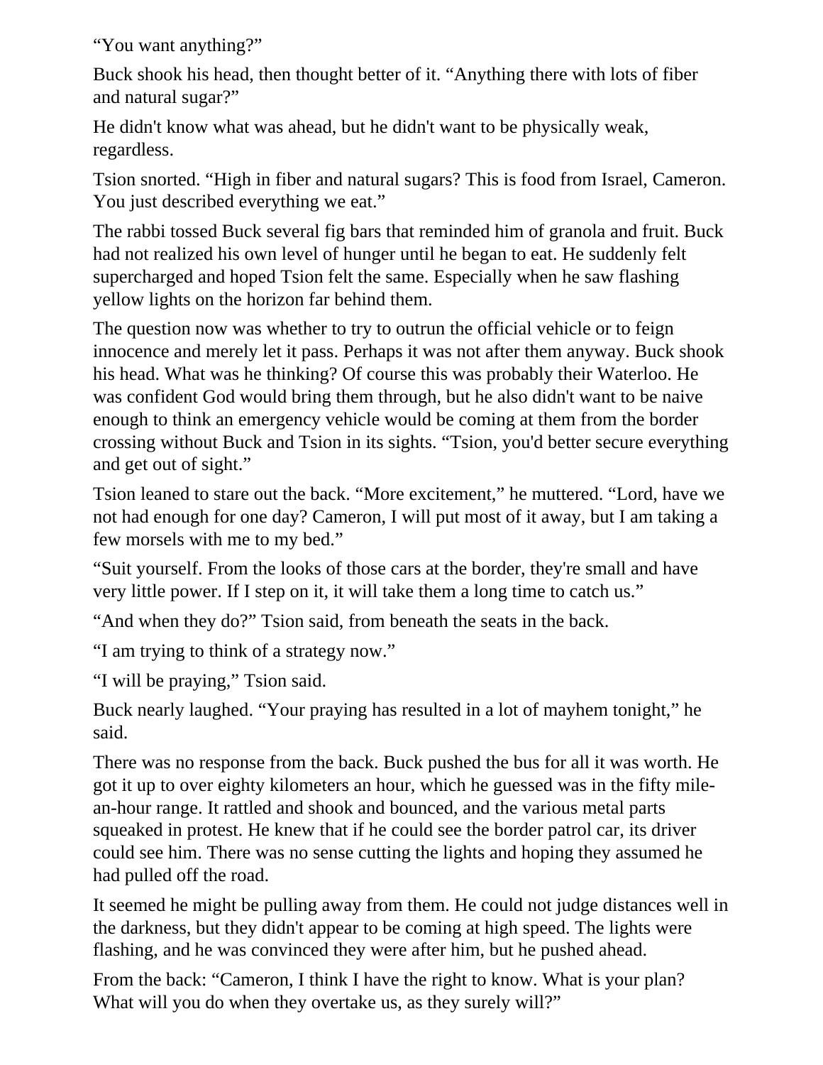"You want anything?"

Buck shook his head, then thought better of it. "Anything there with lots of fiber and natural sugar?"

He didn't know what was ahead, but he didn't want to be physically weak, regardless.

Tsion snorted. "High in fiber and natural sugars? This is food from Israel, Cameron. You just described everything we eat."

The rabbi tossed Buck several fig bars that reminded him of granola and fruit. Buck had not realized his own level of hunger until he began to eat. He suddenly felt supercharged and hoped Tsion felt the same. Especially when he saw flashing yellow lights on the horizon far behind them.

The question now was whether to try to outrun the official vehicle or to feign innocence and merely let it pass. Perhaps it was not after them anyway. Buck shook his head. What was he thinking? Of course this was probably their Waterloo. He was confident God would bring them through, but he also didn't want to be naive enough to think an emergency vehicle would be coming at them from the border crossing without Buck and Tsion in its sights. "Tsion, you'd better secure everything and get out of sight."

Tsion leaned to stare out the back. "More excitement," he muttered. "Lord, have we not had enough for one day? Cameron, I will put most of it away, but I am taking a few morsels with me to my bed."

"Suit yourself. From the looks of those cars at the border, they're small and have very little power. If I step on it, it will take them a long time to catch us."

"And when they do?" Tsion said, from beneath the seats in the back.

"I am trying to think of a strategy now."

"I will be praying," Tsion said.

Buck nearly laughed. "Your praying has resulted in a lot of mayhem tonight," he said.

There was no response from the back. Buck pushed the bus for all it was worth. He got it up to over eighty kilometers an hour, which he guessed was in the fifty mile-an-hour range. It rattled and shook and bounced, and the various metal parts squeaked in protest. He knew that if he could see the border patrol car, its driver could see him. There was no sense cutting the lights and hoping they assumed he had pulled off the road.

It seemed he might be pulling away from them. He could not judge distances well in the darkness, but they didn't appear to be coming at high speed. The lights were flashing, and he was convinced they were after him, but he pushed ahead.

From the back: "Cameron, I think I have the right to know. What is your plan? What will you do when they overtake us, as they surely will?"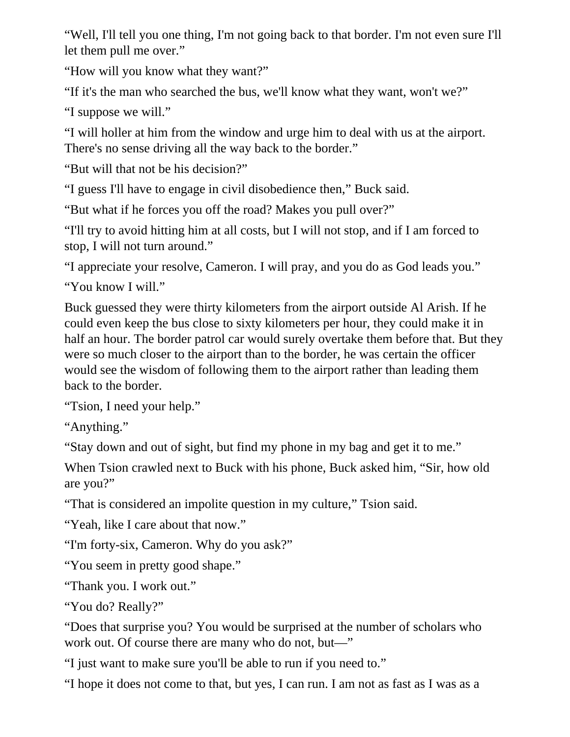“Well, I'll tell you one thing, I'm not going back to that border. I'm not even sure I'll let them pull me over.”

“How will you know what they want?”

“If it's the man who searched the bus, we'll know what they want, won't we?”

“I suppose we will.”

“I will holler at him from the window and urge him to deal with us at the airport. There's no sense driving all the way back to the border.”

“But will that not be his decision?”

“I guess I'll have to engage in civil disobedience then,” Buck said.

“But what if he forces you off the road? Makes you pull over?”

“I'll try to avoid hitting him at all costs, but I will not stop, and if I am forced to stop, I will not turn around.”

“I appreciate your resolve, Cameron. I will pray, and you do as God leads you.”

“You know I will.”

Buck guessed they were thirty kilometers from the airport outside Al Arish. If he could even keep the bus close to sixty kilometers per hour, they could make it in half an hour. The border patrol car would surely overtake them before that. But they were so much closer to the airport than to the border, he was certain the officer would see the wisdom of following them to the airport rather than leading them back to the border.

“Tsion, I need your help.”

“Anything.”

“Stay down and out of sight, but find my phone in my bag and get it to me.”

When Tsion crawled next to Buck with his phone, Buck asked him, “Sir, how old are you?”

“That is considered an impolite question in my culture,” Tsion said.

“Yeah, like I care about that now.”

“I'm forty-six, Cameron. Why do you ask?”

“You seem in pretty good shape.”

“Thank you. I work out.”

“You do? Really?”

“Does that surprise you? You would be surprised at the number of scholars who work out. Of course there are many who do not, but—”

“I just want to make sure you'll be able to run if you need to.”

“I hope it does not come to that, but yes, I can run. I am not as fast as I was as a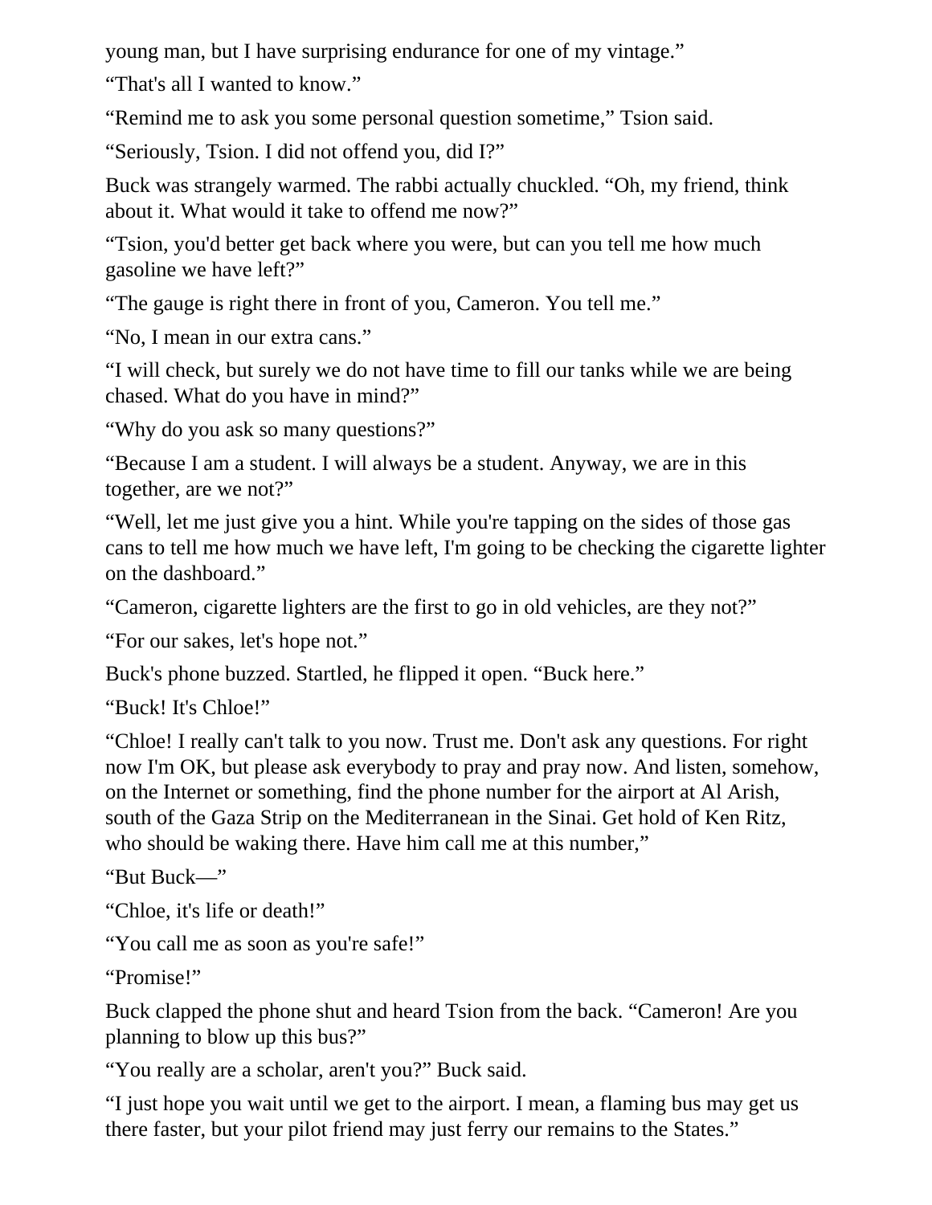young man, but I have surprising endurance for one of my vintage."

"That's all I wanted to know."

"Remind me to ask you some personal question sometime," Tsion said.

"Seriously, Tsion. I did not offend you, did I?"

Buck was strangely warmed. The rabbi actually chuckled. "Oh, my friend, think about it. What would it take to offend me now?"

"Tsion, you'd better get back where you were, but can you tell me how much gasoline we have left?"

"The gauge is right there in front of you, Cameron. You tell me."

"No, I mean in our extra cans."

"I will check, but surely we do not have time to fill our tanks while we are being chased. What do you have in mind?"

"Why do you ask so many questions?"

"Because I am a student. I will always be a student. Anyway, we are in this together, are we not?"

"Well, let me just give you a hint. While you're tapping on the sides of those gas cans to tell me how much we have left, I'm going to be checking the cigarette lighter on the dashboard."

"Cameron, cigarette lighters are the first to go in old vehicles, are they not?"

"For our sakes, let's hope not."

Buck's phone buzzed. Startled, he flipped it open. "Buck here."

"Buck! It's Chloe!"

"Chloe! I really can't talk to you now. Trust me. Don't ask any questions. For right now I'm OK, but please ask everybody to pray and pray now. And listen, somehow, on the Internet or something, find the phone number for the airport at Al Arish, south of the Gaza Strip on the Mediterranean in the Sinai. Get hold of Ken Ritz, who should be waking there. Have him call me at this number,"

"But Buck—"

"Chloe, it's life or death!"

"You call me as soon as you're safe!"

"Promise!"

Buck clapped the phone shut and heard Tsion from the back. "Cameron! Are you planning to blow up this bus?"

"You really are a scholar, aren't you?" Buck said.

"I just hope you wait until we get to the airport. I mean, a flaming bus may get us there faster, but your pilot friend may just ferry our remains to the States."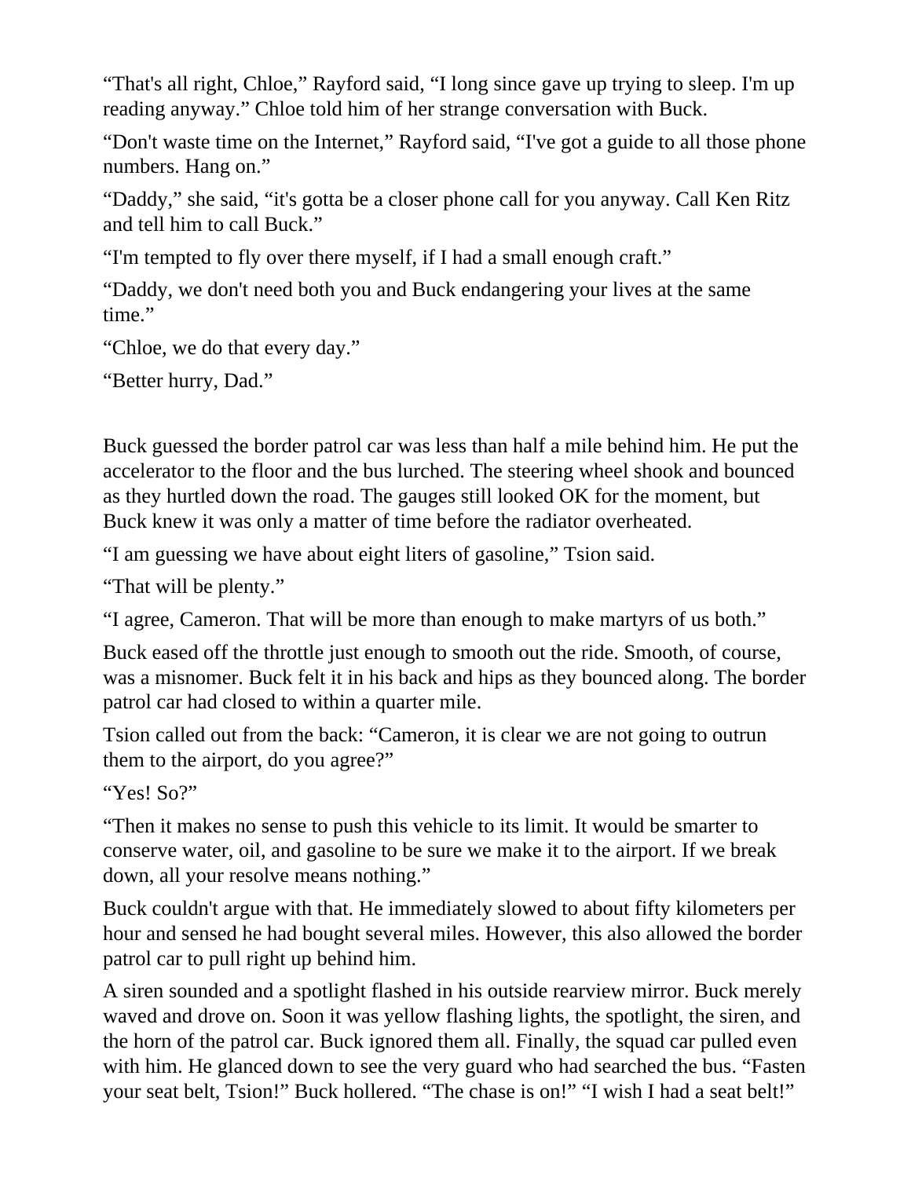“That's all right, Chloe,” Rayford said, “I long since gave up trying to sleep. I'm up reading anyway.” Chloe told him of her strange conversation with Buck.

“Don't waste time on the Internet,” Rayford said, “I've got a guide to all those phone numbers. Hang on.”

“Daddy,” she said, “it's gotta be a closer phone call for you anyway. Call Ken Ritz and tell him to call Buck.”

“I'm tempted to fly over there myself, if I had a small enough craft.”

“Daddy, we don't need both you and Buck endangering your lives at the same time.”

“Chloe, we do that every day.”

“Better hurry, Dad.”

Buck guessed the border patrol car was less than half a mile behind him. He put the accelerator to the floor and the bus lurched. The steering wheel shook and bounced as they hurtled down the road. The gauges still looked OK for the moment, but Buck knew it was only a matter of time before the radiator overheated.

“I am guessing we have about eight liters of gasoline,” Tsion said.

“That will be plenty.”

“I agree, Cameron. That will be more than enough to make martyrs of us both.”

Buck eased off the throttle just enough to smooth out the ride. Smooth, of course, was a misnomer. Buck felt it in his back and hips as they bounced along. The border patrol car had closed to within a quarter mile.

Tsion called out from the back: “Cameron, it is clear we are not going to outrun them to the airport, do you agree?”

“Yes! So?”

“Then it makes no sense to push this vehicle to its limit. It would be smarter to conserve water, oil, and gasoline to be sure we make it to the airport. If we break down, all your resolve means nothing.”

Buck couldn't argue with that. He immediately slowed to about fifty kilometers per hour and sensed he had bought several miles. However, this also allowed the border patrol car to pull right up behind him.

A siren sounded and a spotlight flashed in his outside rearview mirror. Buck merely waved and drove on. Soon it was yellow flashing lights, the spotlight, the siren, and the horn of the patrol car. Buck ignored them all. Finally, the squad car pulled even with him. He glanced down to see the very guard who had searched the bus. “Fasten your seat belt, Tsion!” Buck hollered. “The chase is on!” “I wish I had a seat belt!”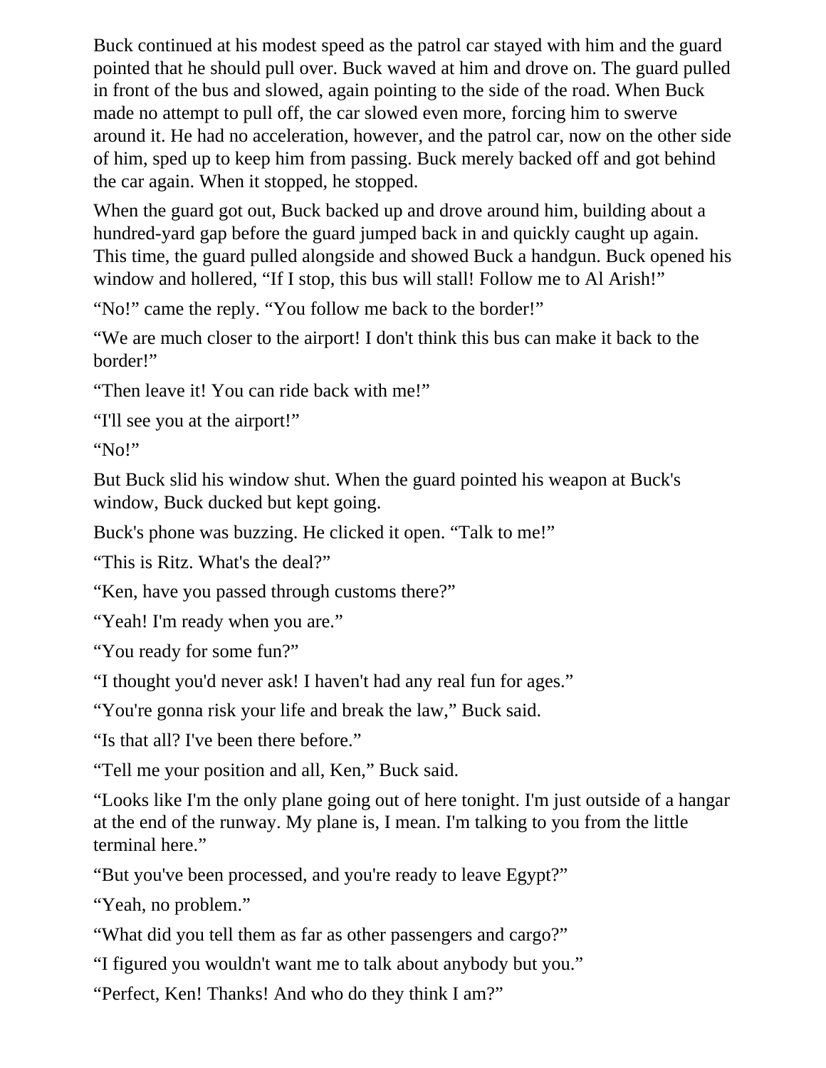Buck continued at his modest speed as the patrol car stayed with him and the guard pointed that he should pull over. Buck waved at him and drove on. The guard pulled in front of the bus and slowed, again pointing to the side of the road. When Buck made no attempt to pull off, the car slowed even more, forcing him to swerve around it. He had no acceleration, however, and the patrol car, now on the other side of him, sped up to keep him from passing. Buck merely backed off and got behind the car again. When it stopped, he stopped.

When the guard got out, Buck backed up and drove around him, building about a hundred-yard gap before the guard jumped back in and quickly caught up again. This time, the guard pulled alongside and showed Buck a handgun. Buck opened his window and hollered, "If I stop, this bus will stall! Follow me to Al Arish!"

"No!" came the reply. "You follow me back to the border!"

"We are much closer to the airport! I don't think this bus can make it back to the border!"

"Then leave it! You can ride back with me!"

"I'll see you at the airport!"

"No!"

But Buck slid his window shut. When the guard pointed his weapon at Buck's window, Buck ducked but kept going.

Buck's phone was buzzing. He clicked it open. "Talk to me!"

"This is Ritz. What's the deal?"

"Ken, have you passed through customs there?"

"Yeah! I'm ready when you are."

"You ready for some fun?"

"I thought you'd never ask! I haven't had any real fun for ages."

"You're gonna risk your life and break the law," Buck said.

"Is that all? I've been there before."

"Tell me your position and all, Ken," Buck said.

"Looks like I'm the only plane going out of here tonight. I'm just outside of a hangar at the end of the runway. My plane is, I mean. I'm talking to you from the little terminal here."

"But you've been processed, and you're ready to leave Egypt?"

"Yeah, no problem."

"What did you tell them as far as other passengers and cargo?"

"I figured you wouldn't want me to talk about anybody but you."

"Perfect, Ken! Thanks! And who do they think I am?"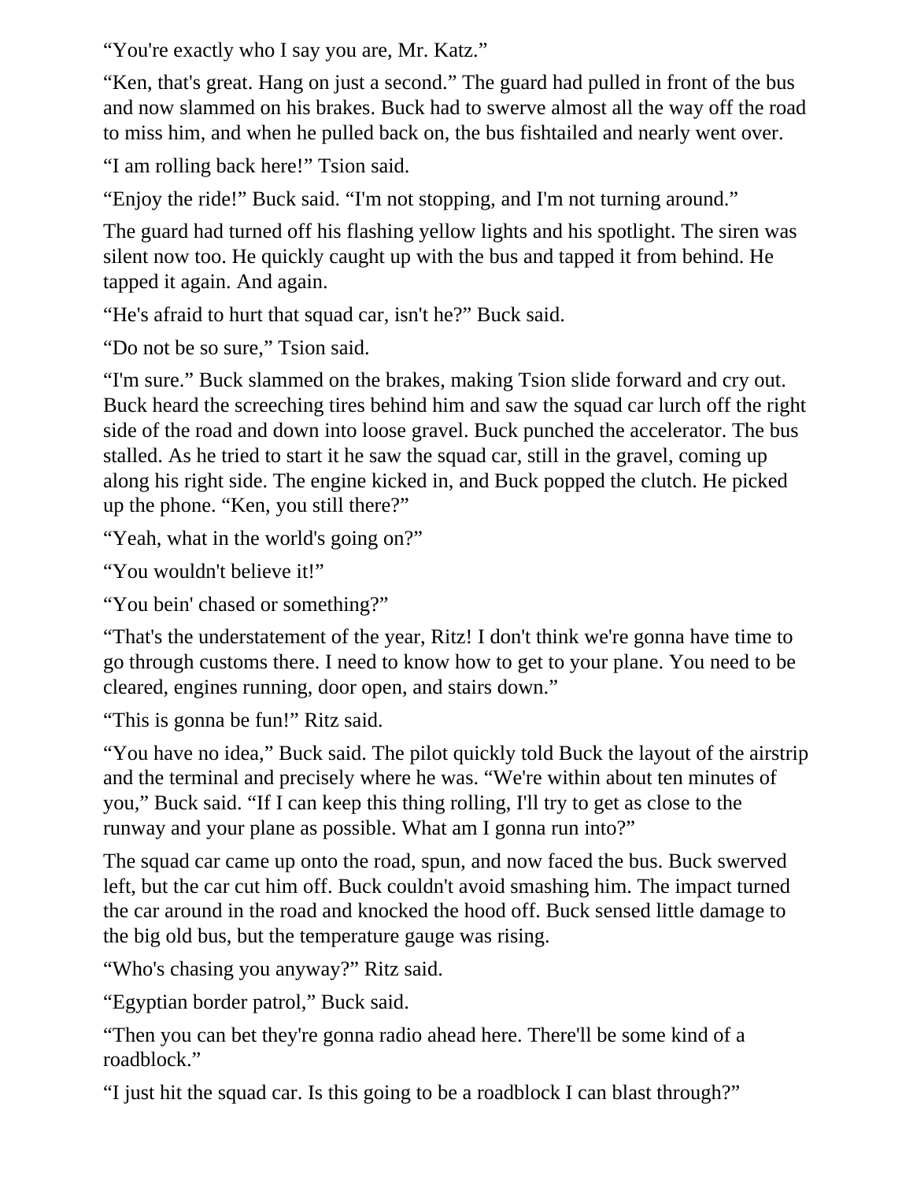“You're exactly who I say you are, Mr. Katz.”

“Ken, that's great. Hang on just a second.” The guard had pulled in front of the bus and now slammed on his brakes. Buck had to swerve almost all the way off the road to miss him, and when he pulled back on, the bus fishtailed and nearly went over.

“I am rolling back here!” Tsion said.

“Enjoy the ride!” Buck said. “I'm not stopping, and I'm not turning around.”

The guard had turned off his flashing yellow lights and his spotlight. The siren was silent now too. He quickly caught up with the bus and tapped it from behind. He tapped it again. And again.

“He's afraid to hurt that squad car, isn't he?” Buck said.

“Do not be so sure,” Tsion said.

“I'm sure.” Buck slammed on the brakes, making Tsion slide forward and cry out. Buck heard the screeching tires behind him and saw the squad car lurch off the right side of the road and down into loose gravel. Buck punched the accelerator. The bus stalled. As he tried to start it he saw the squad car, still in the gravel, coming up along his right side. The engine kicked in, and Buck popped the clutch. He picked up the phone. “Ken, you still there?”

“Yeah, what in the world's going on?”

“You wouldn't believe it!”

“You bein' chased or something?”

“That's the understatement of the year, Ritz! I don't think we're gonna have time to go through customs there. I need to know how to get to your plane. You need to be cleared, engines running, door open, and stairs down.”

“This is gonna be fun!” Ritz said.

“You have no idea,” Buck said. The pilot quickly told Buck the layout of the airstrip and the terminal and precisely where he was. “We're within about ten minutes of you,” Buck said. “If I can keep this thing rolling, I'll try to get as close to the runway and your plane as possible. What am I gonna run into?”

The squad car came up onto the road, spun, and now faced the bus. Buck swerved left, but the car cut him off. Buck couldn't avoid smashing him. The impact turned the car around in the road and knocked the hood off. Buck sensed little damage to the big old bus, but the temperature gauge was rising.

“Who's chasing you anyway?” Ritz said.

“Egyptian border patrol,” Buck said.

“Then you can bet they're gonna radio ahead here. There'll be some kind of a roadblock.”

“I just hit the squad car. Is this going to be a roadblock I can blast through?”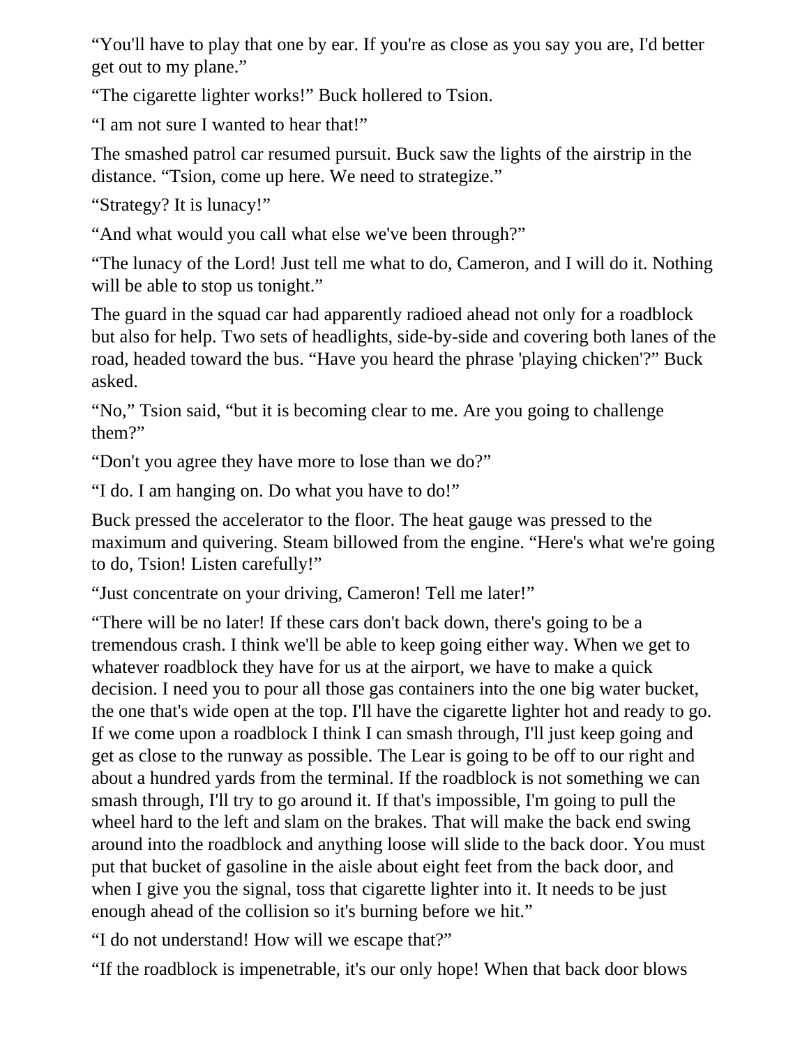"You'll have to play that one by ear. If you're as close as you say you are, I'd better get out to my plane."

"The cigarette lighter works!" Buck hollered to Tsion.

"I am not sure I wanted to hear that!"

The smashed patrol car resumed pursuit. Buck saw the lights of the airstrip in the distance. "Tsion, come up here. We need to strategize."

"Strategy? It is lunacy!"

"And what would you call what else we've been through?"

"The lunacy of the Lord! Just tell me what to do, Cameron, and I will do it. Nothing will be able to stop us tonight."

The guard in the squad car had apparently radioed ahead not only for a roadblock but also for help. Two sets of headlights, side-by-side and covering both lanes of the road, headed toward the bus. "Have you heard the phrase 'playing chicken'?" Buck asked.

"No," Tsion said, "but it is becoming clear to me. Are you going to challenge them?"

"Don't you agree they have more to lose than we do?"

"I do. I am hanging on. Do what you have to do!"

Buck pressed the accelerator to the floor. The heat gauge was pressed to the maximum and quivering. Steam billowed from the engine. "Here's what we're going to do, Tsion! Listen carefully!"

"Just concentrate on your driving, Cameron! Tell me later!"

"There will be no later! If these cars don't back down, there's going to be a tremendous crash. I think we'll be able to keep going either way. When we get to whatever roadblock they have for us at the airport, we have to make a quick decision. I need you to pour all those gas containers into the one big water bucket, the one that's wide open at the top. I'll have the cigarette lighter hot and ready to go. If we come upon a roadblock I think I can smash through, I'll just keep going and get as close to the runway as possible. The Lear is going to be off to our right and about a hundred yards from the terminal. If the roadblock is not something we can smash through, I'll try to go around it. If that's impossible, I'm going to pull the wheel hard to the left and slam on the brakes. That will make the back end swing around into the roadblock and anything loose will slide to the back door. You must put that bucket of gasoline in the aisle about eight feet from the back door, and when I give you the signal, toss that cigarette lighter into it. It needs to be just enough ahead of the collision so it's burning before we hit."

"I do not understand! How will we escape that?"

"If the roadblock is impenetrable, it's our only hope! When that back door blows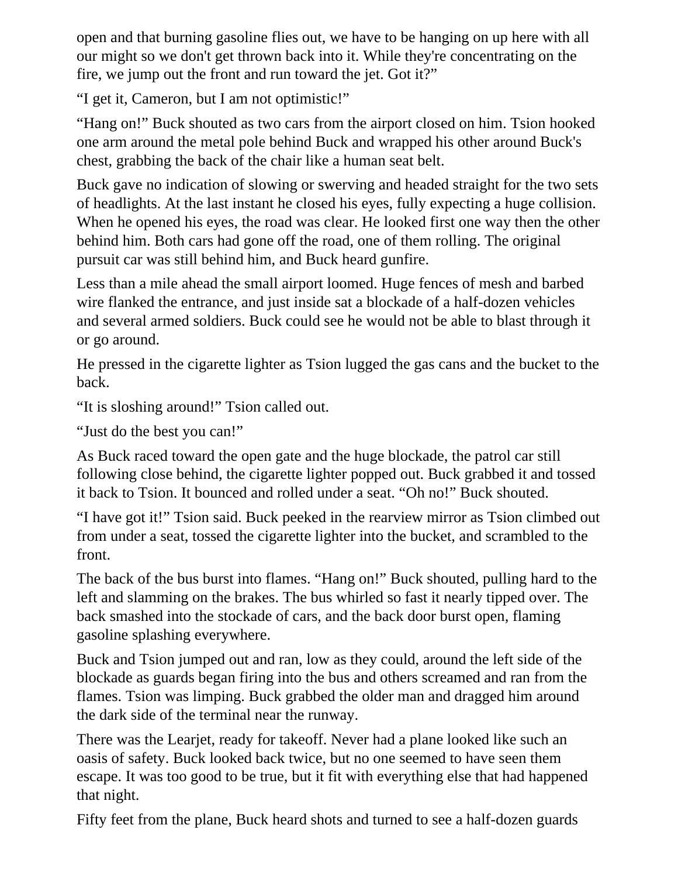open and that burning gasoline flies out, we have to be hanging on up here with all our might so we don't get thrown back into it. While they're concentrating on the fire, we jump out the front and run toward the jet. Got it?"

"I get it, Cameron, but I am not optimistic!"

"Hang on!" Buck shouted as two cars from the airport closed on him. Tsion hooked one arm around the metal pole behind Buck and wrapped his other around Buck's chest, grabbing the back of the chair like a human seat belt.

Buck gave no indication of slowing or swerving and headed straight for the two sets of headlights. At the last instant he closed his eyes, fully expecting a huge collision. When he opened his eyes, the road was clear. He looked first one way then the other behind him. Both cars had gone off the road, one of them rolling. The original pursuit car was still behind him, and Buck heard gunfire.

Less than a mile ahead the small airport loomed. Huge fences of mesh and barbed wire flanked the entrance, and just inside sat a blockade of a half-dozen vehicles and several armed soldiers. Buck could see he would not be able to blast through it or go around.

He pressed in the cigarette lighter as Tsion lugged the gas cans and the bucket to the back.

"It is sloshing around!" Tsion called out.

"Just do the best you can!"

As Buck raced toward the open gate and the huge blockade, the patrol car still following close behind, the cigarette lighter popped out. Buck grabbed it and tossed it back to Tsion. It bounced and rolled under a seat. "Oh no!" Buck shouted.

"I have got it!" Tsion said. Buck peeked in the rearview mirror as Tsion climbed out from under a seat, tossed the cigarette lighter into the bucket, and scrambled to the front.

The back of the bus burst into flames. "Hang on!" Buck shouted, pulling hard to the left and slamming on the brakes. The bus whirled so fast it nearly tipped over. The back smashed into the stockade of cars, and the back door burst open, flaming gasoline splashing everywhere.

Buck and Tsion jumped out and ran, low as they could, around the left side of the blockade as guards began firing into the bus and others screamed and ran from the flames. Tsion was limping. Buck grabbed the older man and dragged him around the dark side of the terminal near the runway.

There was the Learjet, ready for takeoff. Never had a plane looked like such an oasis of safety. Buck looked back twice, but no one seemed to have seen them escape. It was too good to be true, but it fit with everything else that had happened that night.

Fifty feet from the plane, Buck heard shots and turned to see a half-dozen guards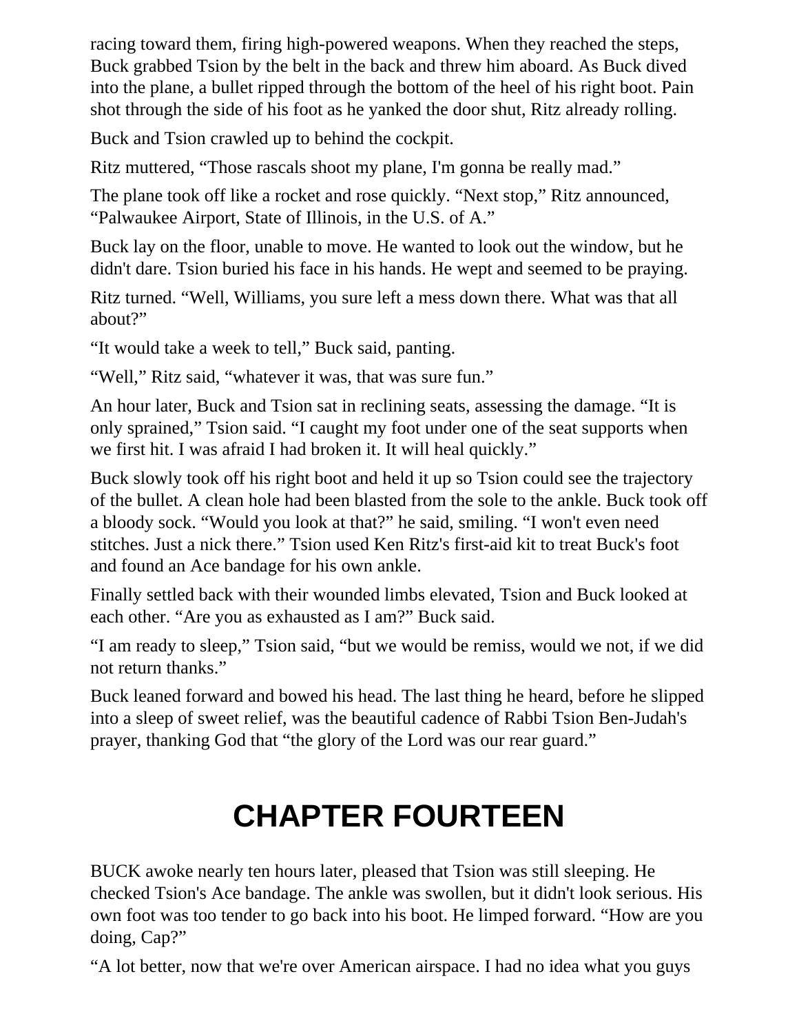racing toward them, firing high-powered weapons. When they reached the steps, Buck grabbed Tsion by the belt in the back and threw him aboard. As Buck dived into the plane, a bullet ripped through the bottom of the heel of his right boot. Pain shot through the side of his foot as he yanked the door shut, Ritz already rolling.

Buck and Tsion crawled up to behind the cockpit.

Ritz muttered, “Those rascals shoot my plane, I'm gonna be really mad.”

The plane took off like a rocket and rose quickly. “Next stop,” Ritz announced, “Palwaukee Airport, State of Illinois, in the U.S. of A.”

Buck lay on the floor, unable to move. He wanted to look out the window, but he didn't dare. Tsion buried his face in his hands. He wept and seemed to be praying.

Ritz turned. “Well, Williams, you sure left a mess down there. What was that all about?”

“It would take a week to tell,” Buck said, panting.

“Well,” Ritz said, “whatever it was, that was sure fun.”

An hour later, Buck and Tsion sat in reclining seats, assessing the damage. “It is only sprained,” Tsion said. “I caught my foot under one of the seat supports when we first hit. I was afraid I had broken it. It will heal quickly.”

Buck slowly took off his right boot and held it up so Tsion could see the trajectory of the bullet. A clean hole had been blasted from the sole to the ankle. Buck took off a bloody sock. “Would you look at that?” he said, smiling. “I won't even need stitches. Just a nick there.” Tsion used Ken Ritz's first-aid kit to treat Buck's foot and found an Ace bandage for his own ankle.

Finally settled back with their wounded limbs elevated, Tsion and Buck looked at each other. “Are you as exhausted as I am?” Buck said.

“I am ready to sleep,” Tsion said, “but we would be remiss, would we not, if we did not return thanks.”

Buck leaned forward and bowed his head. The last thing he heard, before he slipped into a sleep of sweet relief, was the beautiful cadence of Rabbi Tsion Ben-Judah's prayer, thanking God that “the glory of the Lord was our rear guard.”

# CHAPTER FOURTEEN

BUCK awoke nearly ten hours later, pleased that Tsion was still sleeping. He checked Tsion's Ace bandage. The ankle was swollen, but it didn't look serious. His own foot was too tender to go back into his boot. He limped forward. “How are you doing, Cap?”

“A lot better, now that we're over American airspace. I had no idea what you guys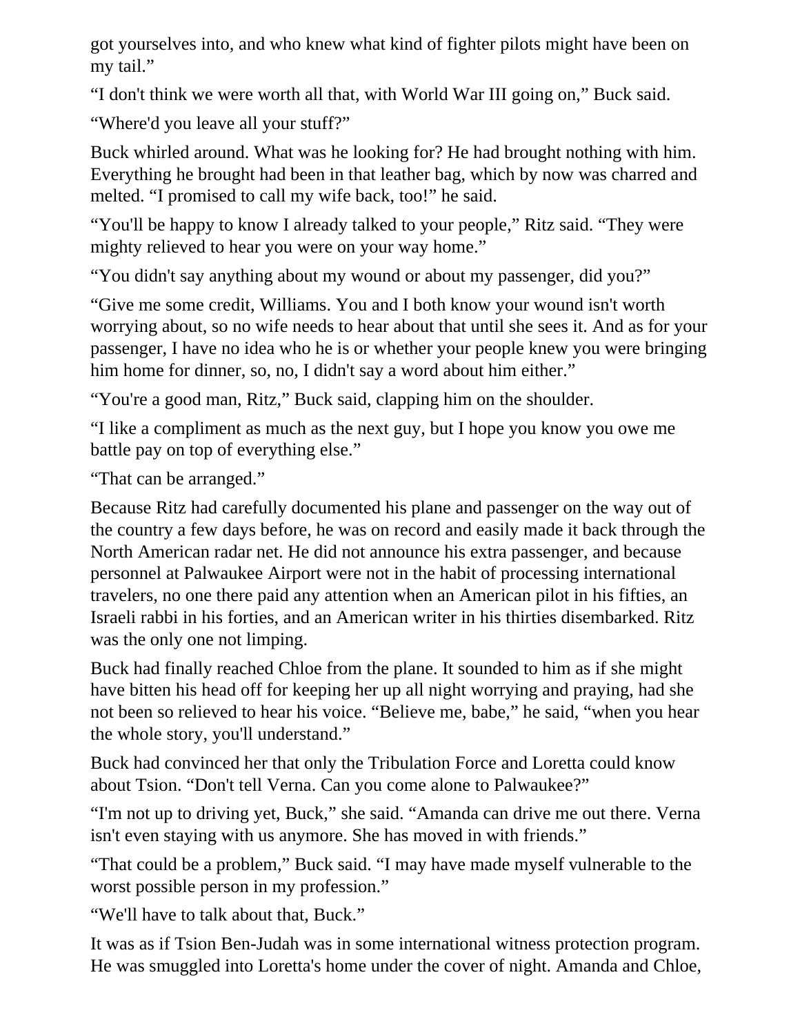got yourselves into, and who knew what kind of fighter pilots might have been on my tail."

"I don't think we were worth all that, with World War III going on," Buck said.

"Where'd you leave all your stuff?"

Buck whirled around. What was he looking for? He had brought nothing with him. Everything he brought had been in that leather bag, which by now was charred and melted. "I promised to call my wife back, too!" he said.

"You'll be happy to know I already talked to your people," Ritz said. "They were mighty relieved to hear you were on your way home."

"You didn't say anything about my wound or about my passenger, did you?"

"Give me some credit, Williams. You and I both know your wound isn't worth worrying about, so no wife needs to hear about that until she sees it. And as for your passenger, I have no idea who he is or whether your people knew you were bringing him home for dinner, so, no, I didn't say a word about him either."

"You're a good man, Ritz," Buck said, clapping him on the shoulder.

"I like a compliment as much as the next guy, but I hope you know you owe me battle pay on top of everything else."

"That can be arranged."

Because Ritz had carefully documented his plane and passenger on the way out of the country a few days before, he was on record and easily made it back through the North American radar net. He did not announce his extra passenger, and because personnel at Palwaukee Airport were not in the habit of processing international travelers, no one there paid any attention when an American pilot in his fifties, an Israeli rabbi in his forties, and an American writer in his thirties disembarked. Ritz was the only one not limping.

Buck had finally reached Chloe from the plane. It sounded to him as if she might have bitten his head off for keeping her up all night worrying and praying, had she not been so relieved to hear his voice. "Believe me, babe," he said, "when you hear the whole story, you'll understand."

Buck had convinced her that only the Tribulation Force and Loretta could know about Tsion. "Don't tell Verna. Can you come alone to Palwaukee?"

"I'm not up to driving yet, Buck," she said. "Amanda can drive me out there. Verna isn't even staying with us anymore. She has moved in with friends."

"That could be a problem," Buck said. "I may have made myself vulnerable to the worst possible person in my profession."

"We'll have to talk about that, Buck."

It was as if Tsion Ben-Judah was in some international witness protection program. He was smuggled into Loretta's home under the cover of night. Amanda and Chloe,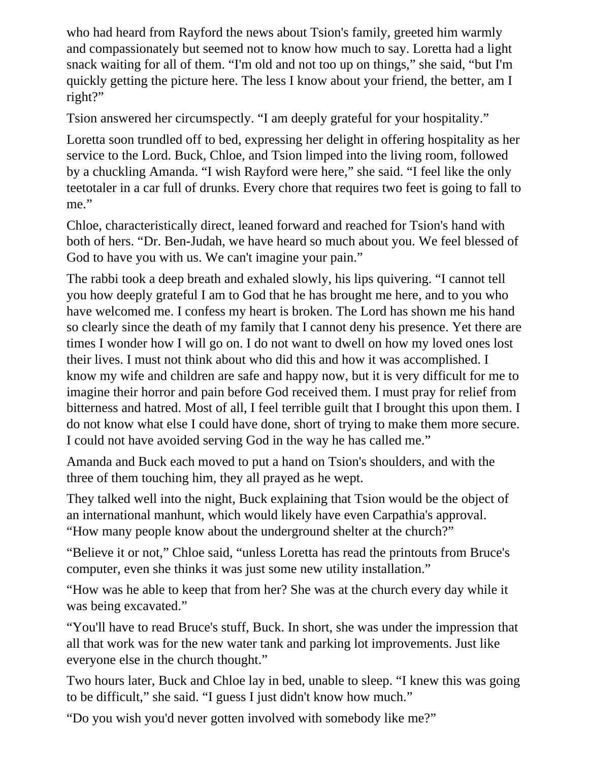who had heard from Rayford the news about Tsion's family, greeted him warmly and compassionately but seemed not to know how much to say. Loretta had a light snack waiting for all of them. “I'm old and not too up on things,” she said, “but I'm quickly getting the picture here. The less I know about your friend, the better, am I right?”

Tsion answered her circumspectly. “I am deeply grateful for your hospitality.”

Loretta soon trundled off to bed, expressing her delight in offering hospitality as her service to the Lord. Buck, Chloe, and Tsion limped into the living room, followed by a chuckling Amanda. “I wish Rayford were here,” she said. “I feel like the only teetotaler in a car full of drunks. Every chore that requires two feet is going to fall to me.”

Chloe, characteristically direct, leaned forward and reached for Tsion's hand with both of hers. “Dr. Ben-Judah, we have heard so much about you. We feel blessed of God to have you with us. We can't imagine your pain.”

The rabbi took a deep breath and exhaled slowly, his lips quivering. “I cannot tell you how deeply grateful I am to God that he has brought me here, and to you who have welcomed me. I confess my heart is broken. The Lord has shown me his hand so clearly since the death of my family that I cannot deny his presence. Yet there are times I wonder how I will go on. I do not want to dwell on how my loved ones lost their lives. I must not think about who did this and how it was accomplished. I know my wife and children are safe and happy now, but it is very difficult for me to imagine their horror and pain before God received them. I must pray for relief from bitterness and hatred. Most of all, I feel terrible guilt that I brought this upon them. I do not know what else I could have done, short of trying to make them more secure. I could not have avoided serving God in the way he has called me.”

Amanda and Buck each moved to put a hand on Tsion's shoulders, and with the three of them touching him, they all prayed as he wept.

They talked well into the night, Buck explaining that Tsion would be the object of an international manhunt, which would likely have even Carpathia's approval. “How many people know about the underground shelter at the church?”

“Believe it or not,” Chloe said, “unless Loretta has read the printouts from Bruce's computer, even she thinks it was just some new utility installation.”

“How was he able to keep that from her? She was at the church every day while it was being excavated.”

“You'll have to read Bruce's stuff, Buck. In short, she was under the impression that all that work was for the new water tank and parking lot improvements. Just like everyone else in the church thought.”

Two hours later, Buck and Chloe lay in bed, unable to sleep. “I knew this was going to be difficult,” she said. “I guess I just didn't know how much.”

“Do you wish you'd never gotten involved with somebody like me?”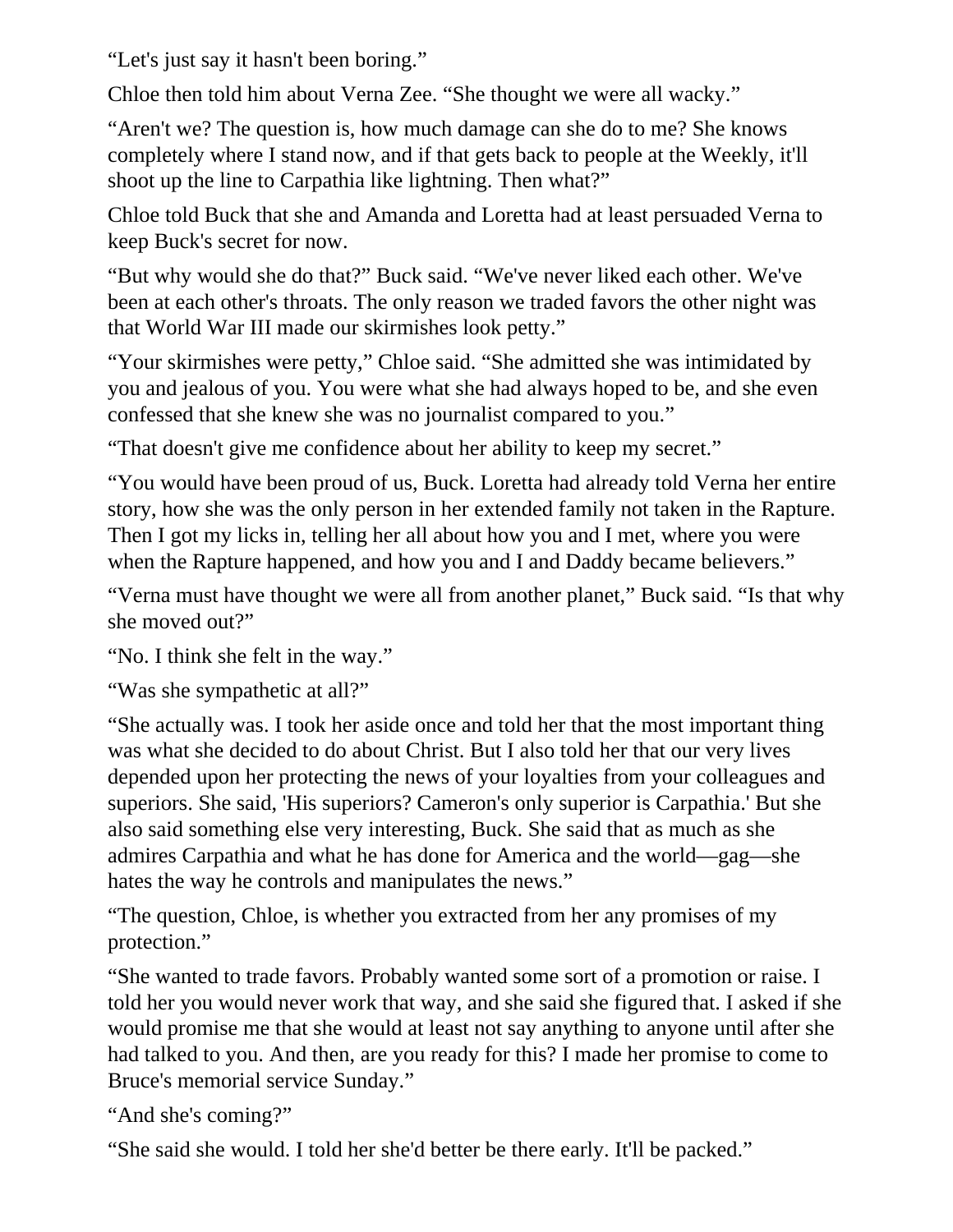"Let's just say it hasn't been boring."

Chloe then told him about Verna Zee. "She thought we were all wacky."

"Aren't we? The question is, how much damage can she do to me? She knows completely where I stand now, and if that gets back to people at the Weekly, it'll shoot up the line to Carpathia like lightning. Then what?"

Chloe told Buck that she and Amanda and Loretta had at least persuaded Verna to keep Buck's secret for now.

"But why would she do that?" Buck said. "We've never liked each other. We've been at each other's throats. The only reason we traded favors the other night was that World War III made our skirmishes look petty."

"Your skirmishes were petty," Chloe said. "She admitted she was intimidated by you and jealous of you. You were what she had always hoped to be, and she even confessed that she knew she was no journalist compared to you."

"That doesn't give me confidence about her ability to keep my secret."

"You would have been proud of us, Buck. Loretta had already told Verna her entire story, how she was the only person in her extended family not taken in the Rapture. Then I got my licks in, telling her all about how you and I met, where you were when the Rapture happened, and how you and I and Daddy became believers."

"Verna must have thought we were all from another planet," Buck said. "Is that why she moved out?"

"No. I think she felt in the way."

"Was she sympathetic at all?"

"She actually was. I took her aside once and told her that the most important thing was what she decided to do about Christ. But I also told her that our very lives depended upon her protecting the news of your loyalties from your colleagues and superiors. She said, 'His superiors? Cameron's only superior is Carpathia.' But she also said something else very interesting, Buck. She said that as much as she admires Carpathia and what he has done for America and the world—gag—she hates the way he controls and manipulates the news."

"The question, Chloe, is whether you extracted from her any promises of my protection."

"She wanted to trade favors. Probably wanted some sort of a promotion or raise. I told her you would never work that way, and she said she figured that. I asked if she would promise me that she would at least not say anything to anyone until after she had talked to you. And then, are you ready for this? I made her promise to come to Bruce's memorial service Sunday."

"And she's coming?"

"She said she would. I told her she'd better be there early. It'll be packed."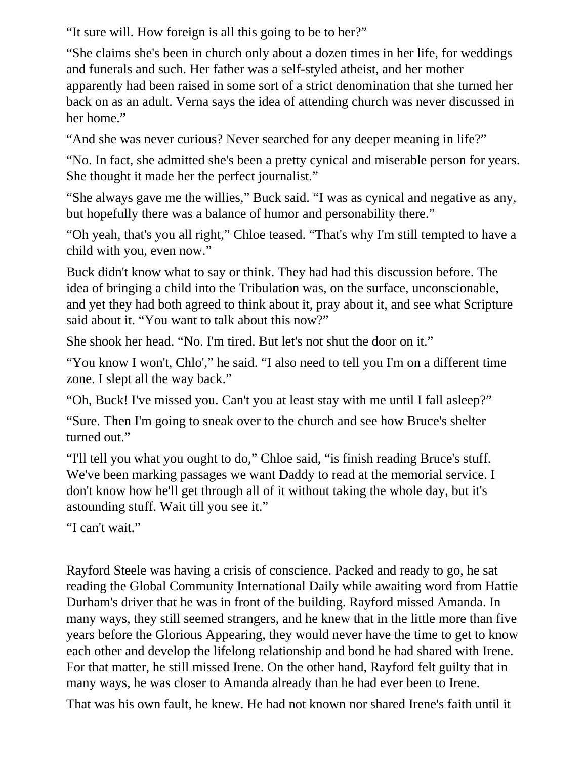"It sure will. How foreign is all this going to be to her?"

"She claims she's been in church only about a dozen times in her life, for weddings and funerals and such. Her father was a self-styled atheist, and her mother apparently had been raised in some sort of a strict denomination that she turned her back on as an adult. Verna says the idea of attending church was never discussed in her home."

"And she was never curious? Never searched for any deeper meaning in life?"

"No. In fact, she admitted she's been a pretty cynical and miserable person for years. She thought it made her the perfect journalist."

"She always gave me the willies," Buck said. "I was as cynical and negative as any, but hopefully there was a balance of humor and personability there."

"Oh yeah, that's you all right," Chloe teased. "That's why I'm still tempted to have a child with you, even now."

Buck didn't know what to say or think. They had had this discussion before. The idea of bringing a child into the Tribulation was, on the surface, unconscionable, and yet they had both agreed to think about it, pray about it, and see what Scripture said about it. "You want to talk about this now?"

She shook her head. "No. I'm tired. But let's not shut the door on it."

"You know I won't, Chlo'," he said. "I also need to tell you I'm on a different time zone. I slept all the way back."

"Oh, Buck! I've missed you. Can't you at least stay with me until I fall asleep?"

"Sure. Then I'm going to sneak over to the church and see how Bruce's shelter turned out."

"I'll tell you what you ought to do," Chloe said, "is finish reading Bruce's stuff. We've been marking passages we want Daddy to read at the memorial service. I don't know how he'll get through all of it without taking the whole day, but it's astounding stuff. Wait till you see it."

"I can't wait."

Rayford Steele was having a crisis of conscience. Packed and ready to go, he sat reading the Global Community International Daily while awaiting word from Hattie Durham's driver that he was in front of the building. Rayford missed Amanda. In many ways, they still seemed strangers, and he knew that in the little more than five years before the Glorious Appearing, they would never have the time to get to know each other and develop the lifelong relationship and bond he had shared with Irene. For that matter, he still missed Irene. On the other hand, Rayford felt guilty that in many ways, he was closer to Amanda already than he had ever been to Irene.

That was his own fault, he knew. He had not known nor shared Irene's faith until it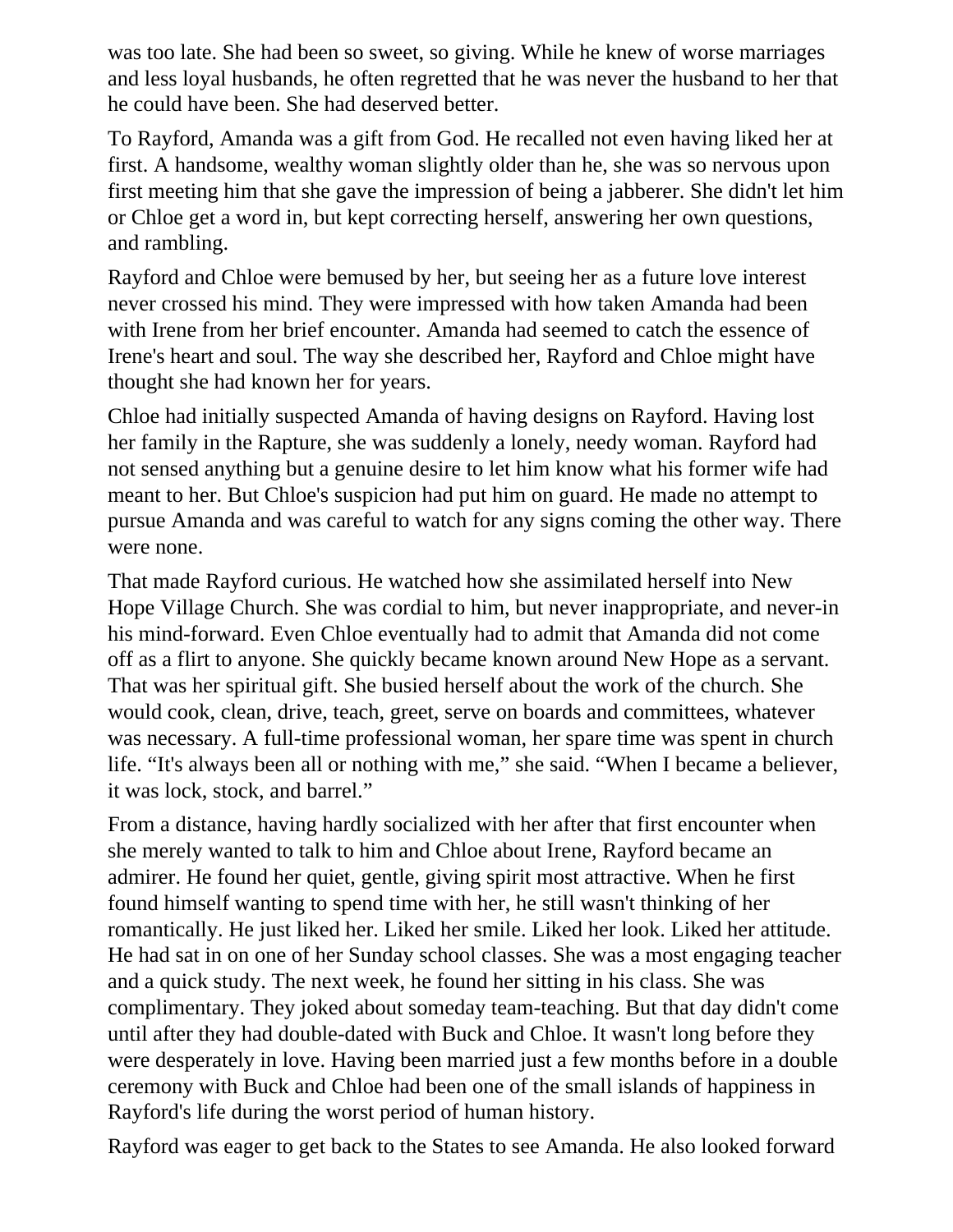was too late. She had been so sweet, so giving. While he knew of worse marriages and less loyal husbands, he often regretted that he was never the husband to her that he could have been. She had deserved better.

To Rayford, Amanda was a gift from God. He recalled not even having liked her at first. A handsome, wealthy woman slightly older than he, she was so nervous upon first meeting him that she gave the impression of being a jabberer. She didn't let him or Chloe get a word in, but kept correcting herself, answering her own questions, and rambling.

Rayford and Chloe were bemused by her, but seeing her as a future love interest never crossed his mind. They were impressed with how taken Amanda had been with Irene from her brief encounter. Amanda had seemed to catch the essence of Irene's heart and soul. The way she described her, Rayford and Chloe might have thought she had known her for years.

Chloe had initially suspected Amanda of having designs on Rayford. Having lost her family in the Rapture, she was suddenly a lonely, needy woman. Rayford had not sensed anything but a genuine desire to let him know what his former wife had meant to her. But Chloe's suspicion had put him on guard. He made no attempt to pursue Amanda and was careful to watch for any signs coming the other way. There were none.

That made Rayford curious. He watched how she assimilated herself into New Hope Village Church. She was cordial to him, but never inappropriate, and never-in his mind-forward. Even Chloe eventually had to admit that Amanda did not come off as a flirt to anyone. She quickly became known around New Hope as a servant. That was her spiritual gift. She busied herself about the work of the church. She would cook, clean, drive, teach, greet, serve on boards and committees, whatever was necessary. A full-time professional woman, her spare time was spent in church life. “It's always been all or nothing with me,” she said. “When I became a believer, it was lock, stock, and barrel.”

From a distance, having hardly socialized with her after that first encounter when she merely wanted to talk to him and Chloe about Irene, Rayford became an admirer. He found her quiet, gentle, giving spirit most attractive. When he first found himself wanting to spend time with her, he still wasn't thinking of her romantically. He just liked her. Liked her smile. Liked her look. Liked her attitude. He had sat in on one of her Sunday school classes. She was a most engaging teacher and a quick study. The next week, he found her sitting in his class. She was complimentary. They joked about someday team-teaching. But that day didn't come until after they had double-dated with Buck and Chloe. It wasn't long before they were desperately in love. Having been married just a few months before in a double ceremony with Buck and Chloe had been one of the small islands of happiness in Rayford's life during the worst period of human history.

Rayford was eager to get back to the States to see Amanda. He also looked forward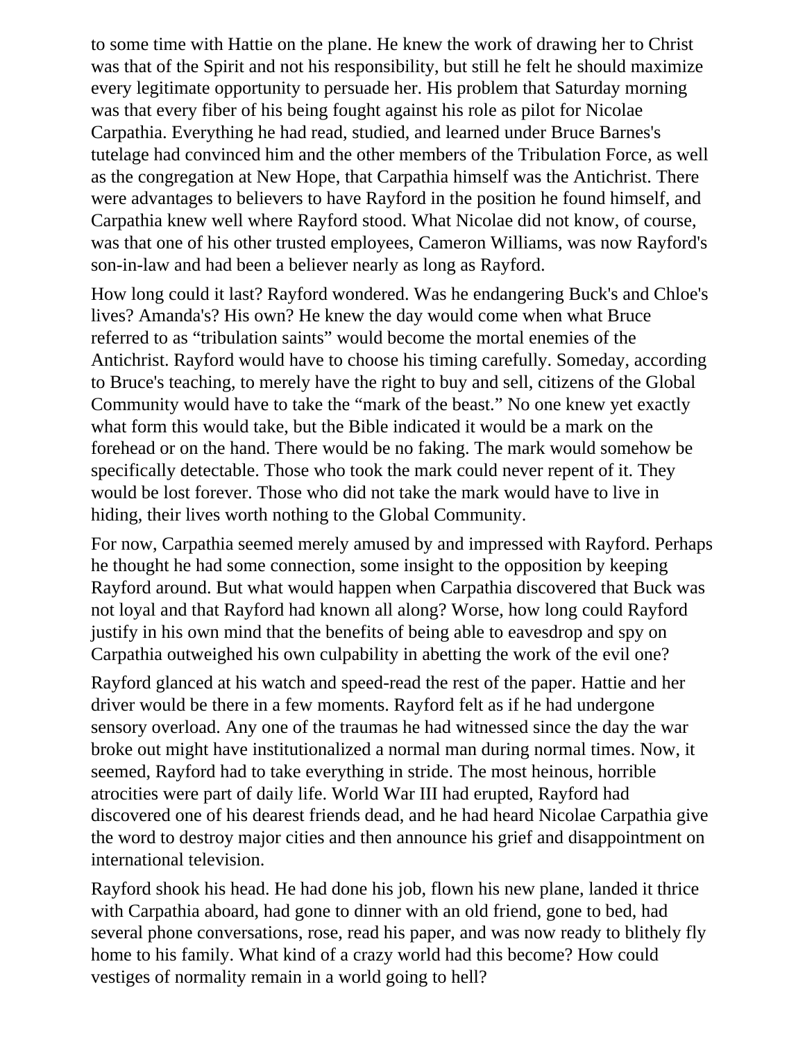to some time with Hattie on the plane. He knew the work of drawing her to Christ was that of the Spirit and not his responsibility, but still he felt he should maximize every legitimate opportunity to persuade her. His problem that Saturday morning was that every fiber of his being fought against his role as pilot for Nicolae Carpathia. Everything he had read, studied, and learned under Bruce Barnes's tutelage had convinced him and the other members of the Tribulation Force, as well as the congregation at New Hope, that Carpathia himself was the Antichrist. There were advantages to believers to have Rayford in the position he found himself, and Carpathia knew well where Rayford stood. What Nicolae did not know, of course, was that one of his other trusted employees, Cameron Williams, was now Rayford's son-in-law and had been a believer nearly as long as Rayford.

How long could it last? Rayford wondered. Was he endangering Buck's and Chloe's lives? Amanda's? His own? He knew the day would come when what Bruce referred to as “tribulation saints” would become the mortal enemies of the Antichrist. Rayford would have to choose his timing carefully. Someday, according to Bruce's teaching, to merely have the right to buy and sell, citizens of the Global Community would have to take the “mark of the beast.” No one knew yet exactly what form this would take, but the Bible indicated it would be a mark on the forehead or on the hand. There would be no faking. The mark would somehow be specifically detectable. Those who took the mark could never repent of it. They would be lost forever. Those who did not take the mark would have to live in hiding, their lives worth nothing to the Global Community.

For now, Carpathia seemed merely amused by and impressed with Rayford. Perhaps he thought he had some connection, some insight to the opposition by keeping Rayford around. But what would happen when Carpathia discovered that Buck was not loyal and that Rayford had known all along? Worse, how long could Rayford justify in his own mind that the benefits of being able to eavesdrop and spy on Carpathia outweighed his own culpability in abetting the work of the evil one?

Rayford glanced at his watch and speed-read the rest of the paper. Hattie and her driver would be there in a few moments. Rayford felt as if he had undergone sensory overload. Any one of the traumas he had witnessed since the day the war broke out might have institutionalized a normal man during normal times. Now, it seemed, Rayford had to take everything in stride. The most heinous, horrible atrocities were part of daily life. World War III had erupted, Rayford had discovered one of his dearest friends dead, and he had heard Nicolae Carpathia give the word to destroy major cities and then announce his grief and disappointment on international television.

Rayford shook his head. He had done his job, flown his new plane, landed it thrice with Carpathia aboard, had gone to dinner with an old friend, gone to bed, had several phone conversations, rose, read his paper, and was now ready to blithely fly home to his family. What kind of a crazy world had this become? How could vestiges of normality remain in a world going to hell?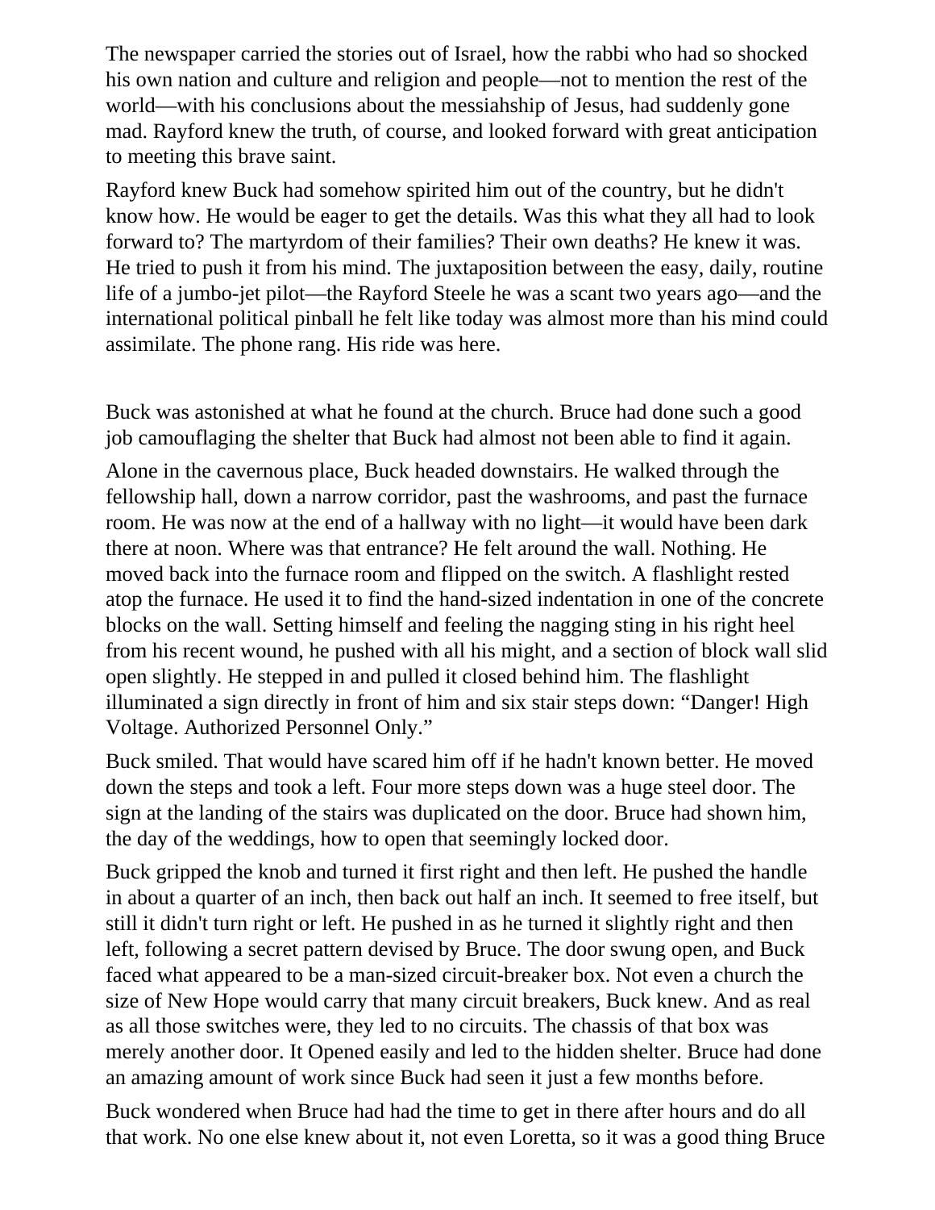The newspaper carried the stories out of Israel, how the rabbi who had so shocked his own nation and culture and religion and people—not to mention the rest of the world—with his conclusions about the messiahship of Jesus, had suddenly gone mad. Rayford knew the truth, of course, and looked forward with great anticipation to meeting this brave saint.

Rayford knew Buck had somehow spirited him out of the country, but he didn't know how. He would be eager to get the details. Was this what they all had to look forward to? The martyrdom of their families? Their own deaths? He knew it was. He tried to push it from his mind. The juxtaposition between the easy, daily, routine life of a jumbo-jet pilot—the Rayford Steele he was a scant two years ago—and the international political pinball he felt like today was almost more than his mind could assimilate. The phone rang. His ride was here.

Buck was astonished at what he found at the church. Bruce had done such a good job camouflaging the shelter that Buck had almost not been able to find it again.

Alone in the cavernous place, Buck headed downstairs. He walked through the fellowship hall, down a narrow corridor, past the washrooms, and past the furnace room. He was now at the end of a hallway with no light—it would have been dark there at noon. Where was that entrance? He felt around the wall. Nothing. He moved back into the furnace room and flipped on the switch. A flashlight rested atop the furnace. He used it to find the hand-sized indentation in one of the concrete blocks on the wall. Setting himself and feeling the nagging sting in his right heel from his recent wound, he pushed with all his might, and a section of block wall slid open slightly. He stepped in and pulled it closed behind him. The flashlight illuminated a sign directly in front of him and six stair steps down: "Danger! High Voltage. Authorized Personnel Only."

Buck smiled. That would have scared him off if he hadn't known better. He moved down the steps and took a left. Four more steps down was a huge steel door. The sign at the landing of the stairs was duplicated on the door. Bruce had shown him, the day of the weddings, how to open that seemingly locked door.

Buck gripped the knob and turned it first right and then left. He pushed the handle in about a quarter of an inch, then back out half an inch. It seemed to free itself, but still it didn't turn right or left. He pushed in as he turned it slightly right and then left, following a secret pattern devised by Bruce. The door swung open, and Buck faced what appeared to be a man-sized circuit-breaker box. Not even a church the size of New Hope would carry that many circuit breakers, Buck knew. And as real as all those switches were, they led to no circuits. The chassis of that box was merely another door. It Opened easily and led to the hidden shelter. Bruce had done an amazing amount of work since Buck had seen it just a few months before.

Buck wondered when Bruce had had the time to get in there after hours and do all that work. No one else knew about it, not even Loretta, so it was a good thing Bruce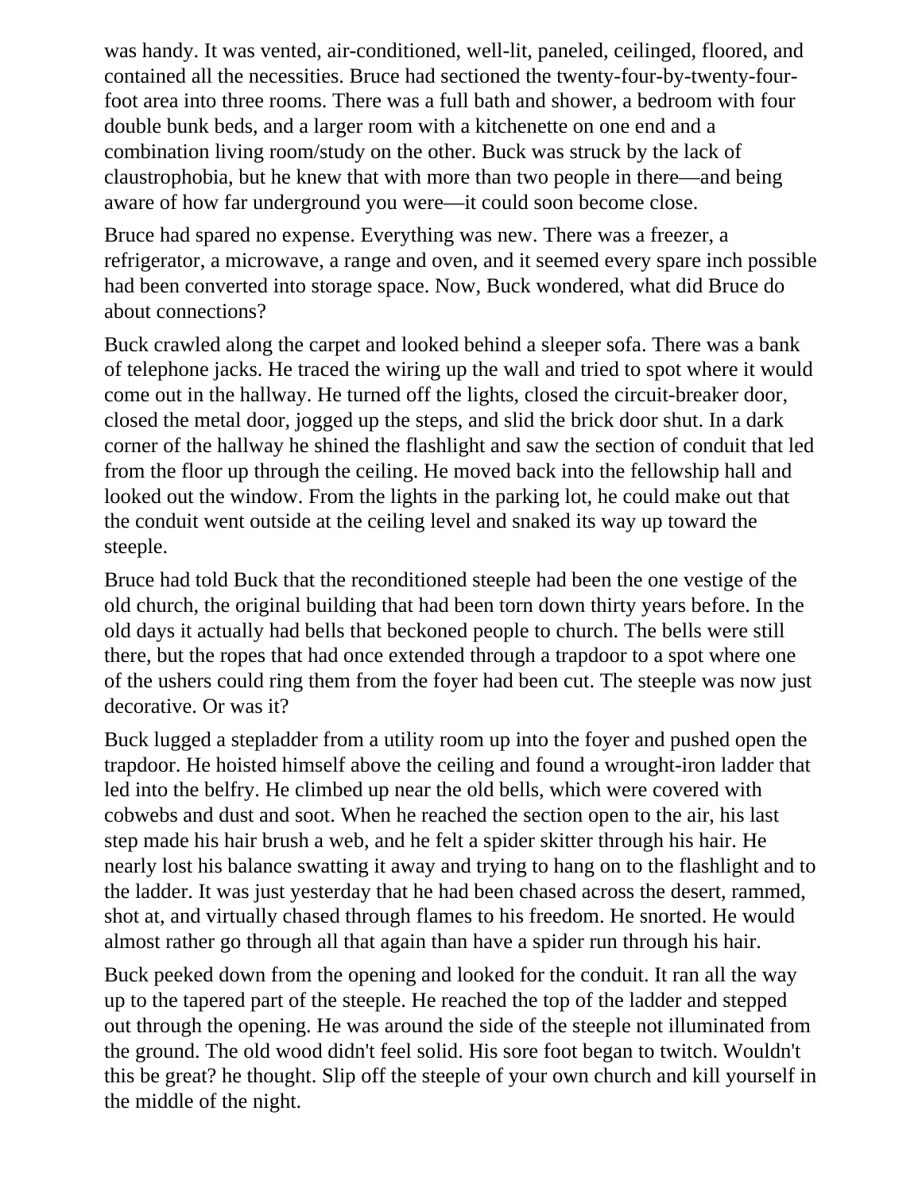was handy. It was vented, air-conditioned, well-lit, paneled, ceilinged, floored, and contained all the necessities. Bruce had sectioned the twenty-four-by-twenty-four-foot area into three rooms. There was a full bath and shower, a bedroom with four double bunk beds, and a larger room with a kitchenette on one end and a combination living room/study on the other. Buck was struck by the lack of claustrophobia, but he knew that with more than two people in there—and being aware of how far underground you were—it could soon become close.

Bruce had spared no expense. Everything was new. There was a freezer, a refrigerator, a microwave, a range and oven, and it seemed every spare inch possible had been converted into storage space. Now, Buck wondered, what did Bruce do about connections?

Buck crawled along the carpet and looked behind a sleeper sofa. There was a bank of telephone jacks. He traced the wiring up the wall and tried to spot where it would come out in the hallway. He turned off the lights, closed the circuit-breaker door, closed the metal door, jogged up the steps, and slid the brick door shut. In a dark corner of the hallway he shined the flashlight and saw the section of conduit that led from the floor up through the ceiling. He moved back into the fellowship hall and looked out the window. From the lights in the parking lot, he could make out that the conduit went outside at the ceiling level and snaked its way up toward the steeple.

Bruce had told Buck that the reconditioned steeple had been the one vestige of the old church, the original building that had been torn down thirty years before. In the old days it actually had bells that beckoned people to church. The bells were still there, but the ropes that had once extended through a trapdoor to a spot where one of the ushers could ring them from the foyer had been cut. The steeple was now just decorative. Or was it?

Buck lugged a stepladder from a utility room up into the foyer and pushed open the trapdoor. He hoisted himself above the ceiling and found a wrought-iron ladder that led into the belfry. He climbed up near the old bells, which were covered with cobwebs and dust and soot. When he reached the section open to the air, his last step made his hair brush a web, and he felt a spider skitter through his hair. He nearly lost his balance swatting it away and trying to hang on to the flashlight and to the ladder. It was just yesterday that he had been chased across the desert, rammed, shot at, and virtually chased through flames to his freedom. He snorted. He would almost rather go through all that again than have a spider run through his hair.

Buck peeked down from the opening and looked for the conduit. It ran all the way up to the tapered part of the steeple. He reached the top of the ladder and stepped out through the opening. He was around the side of the steeple not illuminated from the ground. The old wood didn't feel solid. His sore foot began to twitch. Wouldn't this be great? he thought. Slip off the steeple of your own church and kill yourself in the middle of the night.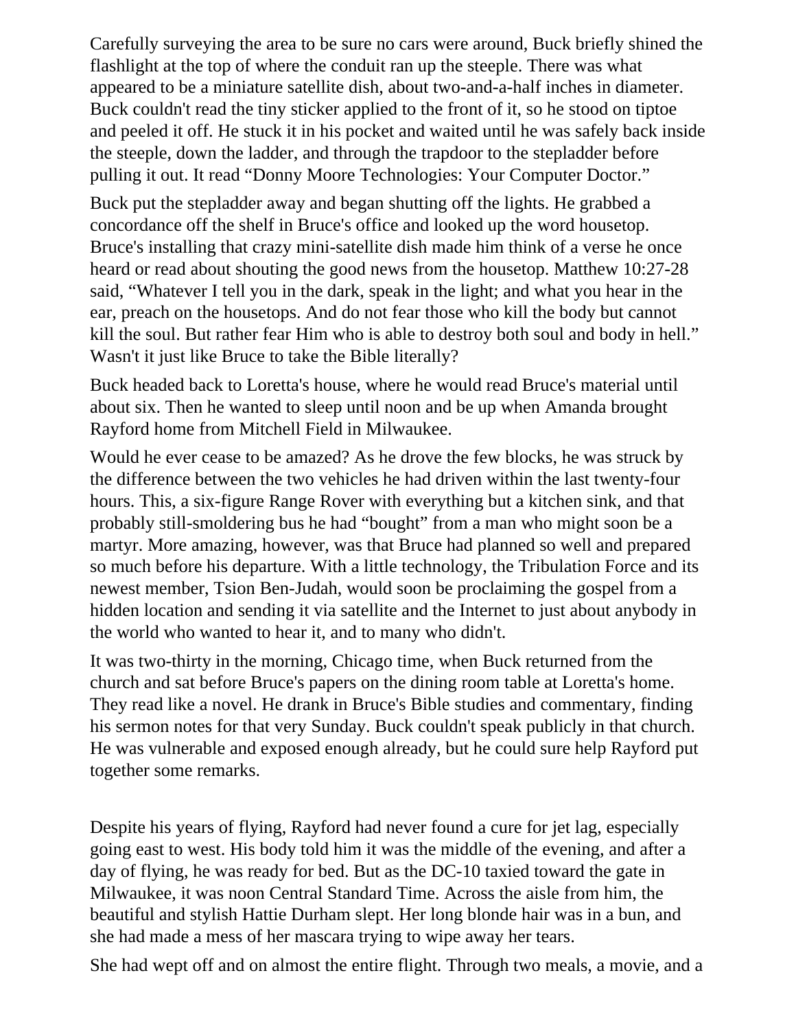Carefully surveying the area to be sure no cars were around, Buck briefly shined the flashlight at the top of where the conduit ran up the steeple. There was what appeared to be a miniature satellite dish, about two-and-a-half inches in diameter. Buck couldn't read the tiny sticker applied to the front of it, so he stood on tiptoe and peeled it off. He stuck it in his pocket and waited until he was safely back inside the steeple, down the ladder, and through the trapdoor to the stepladder before pulling it out. It read "Donny Moore Technologies: Your Computer Doctor."

Buck put the stepladder away and began shutting off the lights. He grabbed a concordance off the shelf in Bruce's office and looked up the word housetop. Bruce's installing that crazy mini-satellite dish made him think of a verse he once heard or read about shouting the good news from the housetop. Matthew 10:27-28 said, "Whatever I tell you in the dark, speak in the light; and what you hear in the ear, preach on the housetops. And do not fear those who kill the body but cannot kill the soul. But rather fear Him who is able to destroy both soul and body in hell." Wasn't it just like Bruce to take the Bible literally?

Buck headed back to Loretta's house, where he would read Bruce's material until about six. Then he wanted to sleep until noon and be up when Amanda brought Rayford home from Mitchell Field in Milwaukee.

Would he ever cease to be amazed? As he drove the few blocks, he was struck by the difference between the two vehicles he had driven within the last twenty-four hours. This, a six-figure Range Rover with everything but a kitchen sink, and that probably still-smoldering bus he had "bought" from a man who might soon be a martyr. More amazing, however, was that Bruce had planned so well and prepared so much before his departure. With a little technology, the Tribulation Force and its newest member, Tsion Ben-Judah, would soon be proclaiming the gospel from a hidden location and sending it via satellite and the Internet to just about anybody in the world who wanted to hear it, and to many who didn't.

It was two-thirty in the morning, Chicago time, when Buck returned from the church and sat before Bruce's papers on the dining room table at Loretta's home. They read like a novel. He drank in Bruce's Bible studies and commentary, finding his sermon notes for that very Sunday. Buck couldn't speak publicly in that church. He was vulnerable and exposed enough already, but he could sure help Rayford put together some remarks.

Despite his years of flying, Rayford had never found a cure for jet lag, especially going east to west. His body told him it was the middle of the evening, and after a day of flying, he was ready for bed. But as the DC-10 taxied toward the gate in Milwaukee, it was noon Central Standard Time. Across the aisle from him, the beautiful and stylish Hattie Durham slept. Her long blonde hair was in a bun, and she had made a mess of her mascara trying to wipe away her tears.

She had wept off and on almost the entire flight. Through two meals, a movie, and a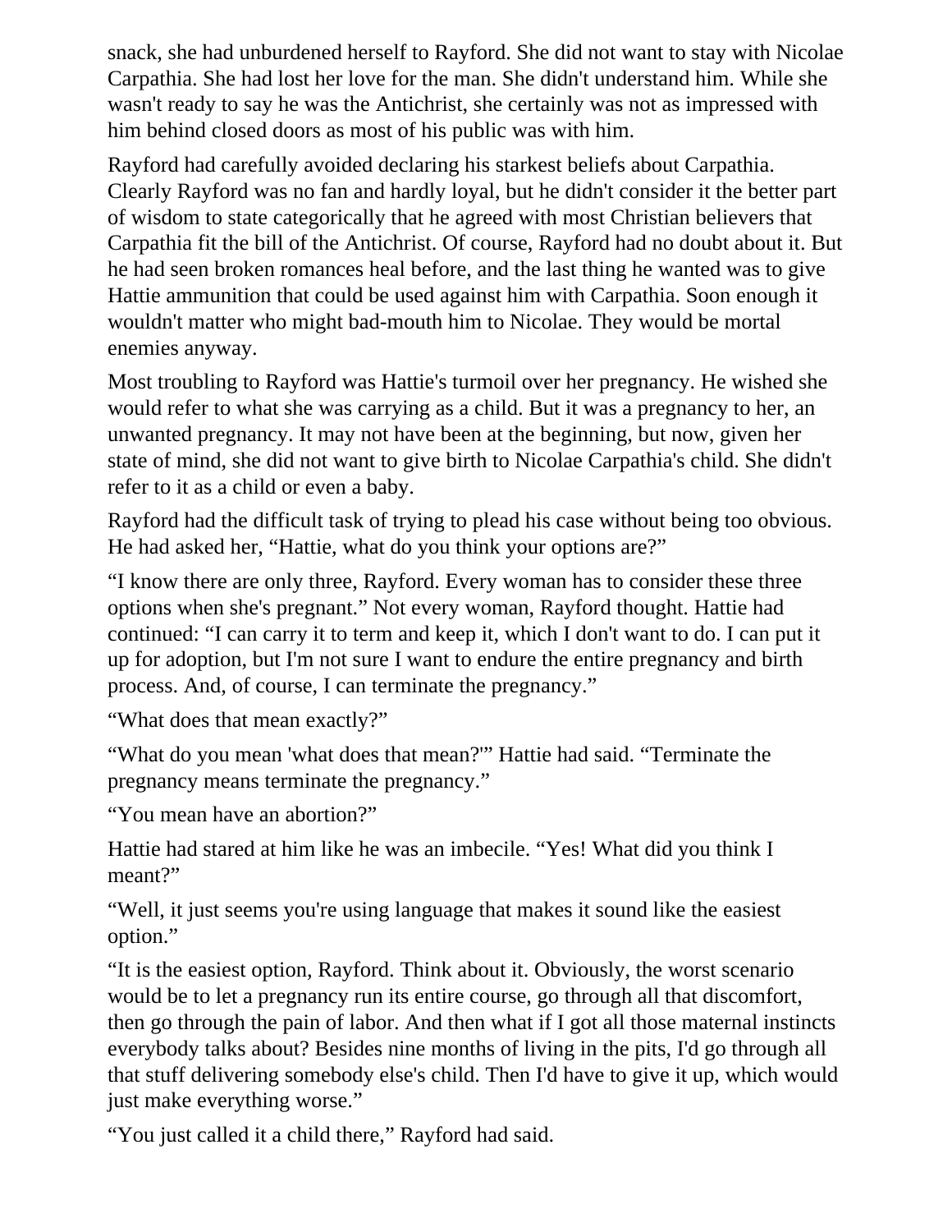snack, she had unburdened herself to Rayford. She did not want to stay with Nicolae Carpathia. She had lost her love for the man. She didn't understand him. While she wasn't ready to say he was the Antichrist, she certainly was not as impressed with him behind closed doors as most of his public was with him.

Rayford had carefully avoided declaring his starkest beliefs about Carpathia. Clearly Rayford was no fan and hardly loyal, but he didn't consider it the better part of wisdom to state categorically that he agreed with most Christian believers that Carpathia fit the bill of the Antichrist. Of course, Rayford had no doubt about it. But he had seen broken romances heal before, and the last thing he wanted was to give Hattie ammunition that could be used against him with Carpathia. Soon enough it wouldn't matter who might bad-mouth him to Nicolae. They would be mortal enemies anyway.

Most troubling to Rayford was Hattie's turmoil over her pregnancy. He wished she would refer to what she was carrying as a child. But it was a pregnancy to her, an unwanted pregnancy. It may not have been at the beginning, but now, given her state of mind, she did not want to give birth to Nicolae Carpathia's child. She didn't refer to it as a child or even a baby.

Rayford had the difficult task of trying to plead his case without being too obvious. He had asked her, “Hattie, what do you think your options are?”

“I know there are only three, Rayford. Every woman has to consider these three options when she's pregnant.” Not every woman, Rayford thought. Hattie had continued: “I can carry it to term and keep it, which I don't want to do. I can put it up for adoption, but I'm not sure I want to endure the entire pregnancy and birth process. And, of course, I can terminate the pregnancy.”

“What does that mean exactly?”

“What do you mean 'what does that mean?'” Hattie had said. “Terminate the pregnancy means terminate the pregnancy.”

“You mean have an abortion?”

Hattie had stared at him like he was an imbecile. “Yes! What did you think I meant?”

“Well, it just seems you're using language that makes it sound like the easiest option.”

“It is the easiest option, Rayford. Think about it. Obviously, the worst scenario would be to let a pregnancy run its entire course, go through all that discomfort, then go through the pain of labor. And then what if I got all those maternal instincts everybody talks about? Besides nine months of living in the pits, I'd go through all that stuff delivering somebody else's child. Then I'd have to give it up, which would just make everything worse.”

“You just called it a child there,” Rayford had said.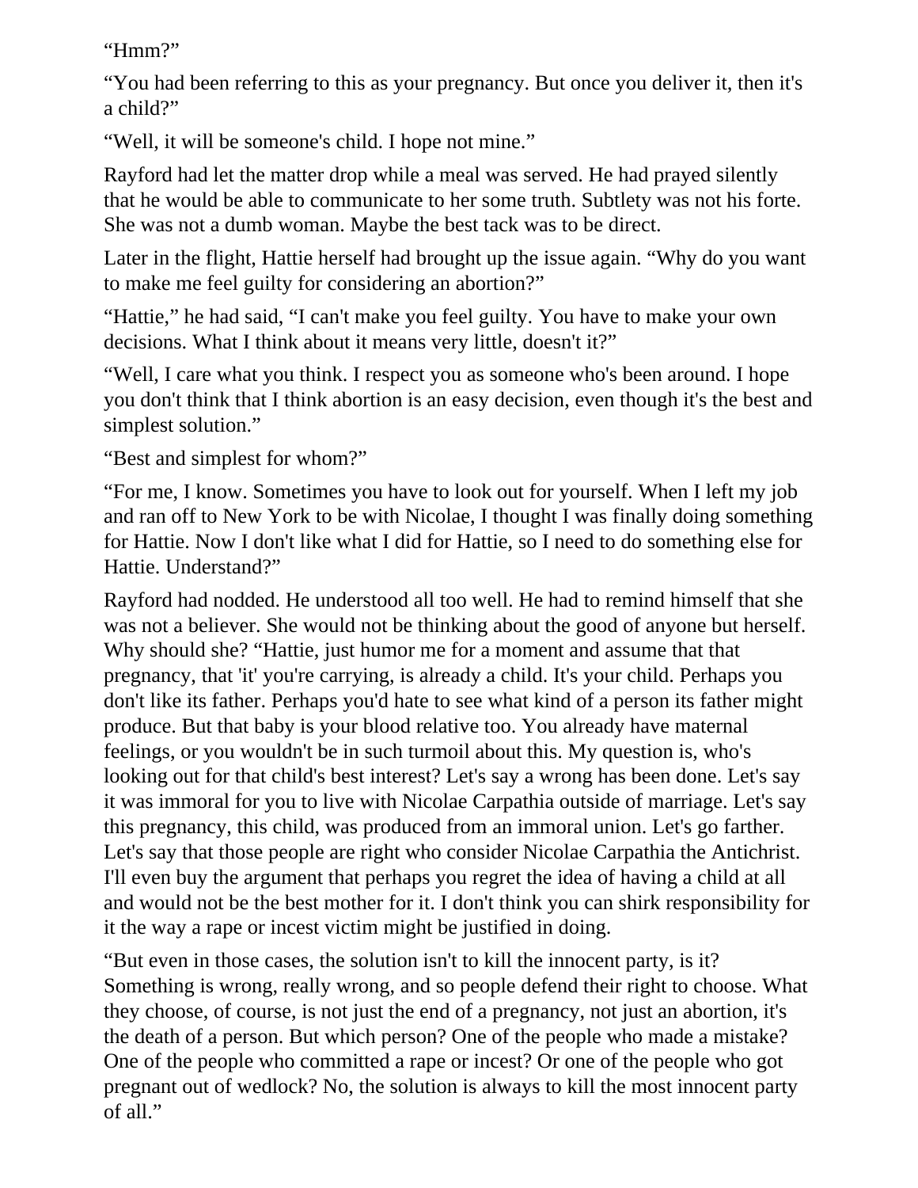"Hmm?"

"You had been referring to this as your pregnancy. But once you deliver it, then it's a child?"

"Well, it will be someone's child. I hope not mine."

Rayford had let the matter drop while a meal was served. He had prayed silently that he would be able to communicate to her some truth. Subtlety was not his forte. She was not a dumb woman. Maybe the best tack was to be direct.

Later in the flight, Hattie herself had brought up the issue again. "Why do you want to make me feel guilty for considering an abortion?"

"Hattie," he had said, "I can't make you feel guilty. You have to make your own decisions. What I think about it means very little, doesn't it?"

"Well, I care what you think. I respect you as someone who's been around. I hope you don't think that I think abortion is an easy decision, even though it's the best and simplest solution."

"Best and simplest for whom?"

"For me, I know. Sometimes you have to look out for yourself. When I left my job and ran off to New York to be with Nicolae, I thought I was finally doing something for Hattie. Now I don't like what I did for Hattie, so I need to do something else for Hattie. Understand?"

Rayford had nodded. He understood all too well. He had to remind himself that she was not a believer. She would not be thinking about the good of anyone but herself. Why should she? "Hattie, just humor me for a moment and assume that that pregnancy, that 'it' you're carrying, is already a child. It's your child. Perhaps you don't like its father. Perhaps you'd hate to see what kind of a person its father might produce. But that baby is your blood relative too. You already have maternal feelings, or you wouldn't be in such turmoil about this. My question is, who's looking out for that child's best interest? Let's say a wrong has been done. Let's say it was immoral for you to live with Nicolae Carpathia outside of marriage. Let's say this pregnancy, this child, was produced from an immoral union. Let's go farther. Let's say that those people are right who consider Nicolae Carpathia the Antichrist. I'll even buy the argument that perhaps you regret the idea of having a child at all and would not be the best mother for it. I don't think you can shirk responsibility for it the way a rape or incest victim might be justified in doing.

"But even in those cases, the solution isn't to kill the innocent party, is it? Something is wrong, really wrong, and so people defend their right to choose. What they choose, of course, is not just the end of a pregnancy, not just an abortion, it's the death of a person. But which person? One of the people who made a mistake? One of the people who committed a rape or incest? Or one of the people who got pregnant out of wedlock? No, the solution is always to kill the most innocent party of all."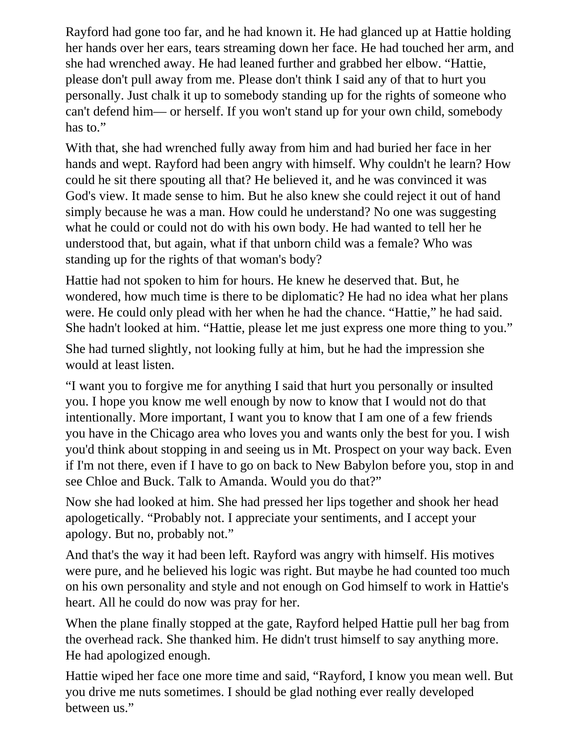Rayford had gone too far, and he had known it. He had glanced up at Hattie holding her hands over her ears, tears streaming down her face. He had touched her arm, and she had wrenched away. He had leaned further and grabbed her elbow. "Hattie, please don't pull away from me. Please don't think I said any of that to hurt you personally. Just chalk it up to somebody standing up for the rights of someone who can't defend him— or herself. If you won't stand up for your own child, somebody has to."

With that, she had wrenched fully away from him and had buried her face in her hands and wept. Rayford had been angry with himself. Why couldn't he learn? How could he sit there spouting all that? He believed it, and he was convinced it was God's view. It made sense to him. But he also knew she could reject it out of hand simply because he was a man. How could he understand? No one was suggesting what he could or could not do with his own body. He had wanted to tell her he understood that, but again, what if that unborn child was a female? Who was standing up for the rights of that woman's body?

Hattie had not spoken to him for hours. He knew he deserved that. But, he wondered, how much time is there to be diplomatic? He had no idea what her plans were. He could only plead with her when he had the chance. "Hattie," he had said. She hadn't looked at him. "Hattie, please let me just express one more thing to you."

She had turned slightly, not looking fully at him, but he had the impression she would at least listen.

"I want you to forgive me for anything I said that hurt you personally or insulted you. I hope you know me well enough by now to know that I would not do that intentionally. More important, I want you to know that I am one of a few friends you have in the Chicago area who loves you and wants only the best for you. I wish you'd think about stopping in and seeing us in Mt. Prospect on your way back. Even if I'm not there, even if I have to go on back to New Babylon before you, stop in and see Chloe and Buck. Talk to Amanda. Would you do that?"

Now she had looked at him. She had pressed her lips together and shook her head apologetically. "Probably not. I appreciate your sentiments, and I accept your apology. But no, probably not."

And that's the way it had been left. Rayford was angry with himself. His motives were pure, and he believed his logic was right. But maybe he had counted too much on his own personality and style and not enough on God himself to work in Hattie's heart. All he could do now was pray for her.

When the plane finally stopped at the gate, Rayford helped Hattie pull her bag from the overhead rack. She thanked him. He didn't trust himself to say anything more. He had apologized enough.

Hattie wiped her face one more time and said, "Rayford, I know you mean well. But you drive me nuts sometimes. I should be glad nothing ever really developed between us."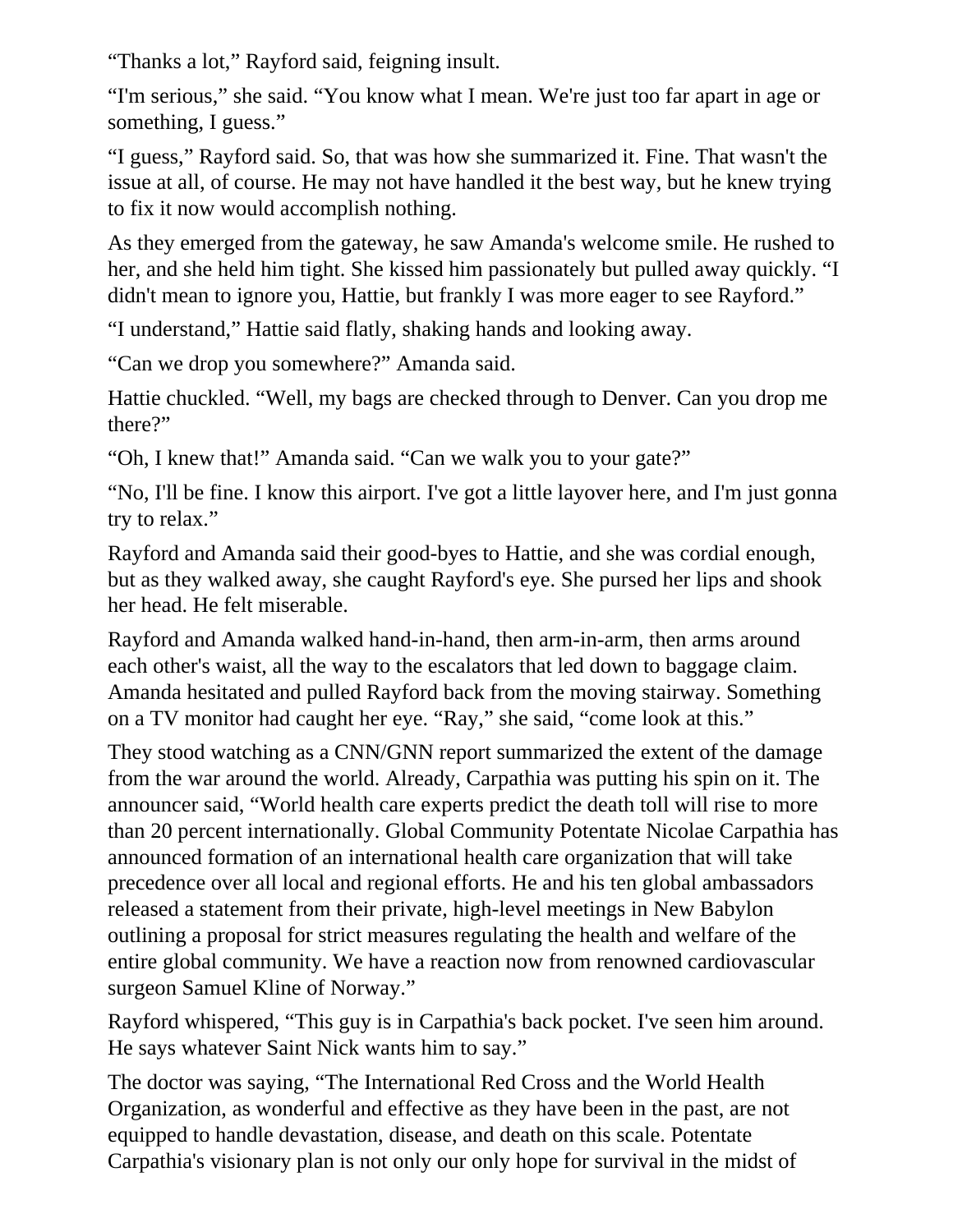“Thanks a lot,” Rayford said, feigning insult.

“I'm serious,” she said. “You know what I mean. We're just too far apart in age or something, I guess.”

“I guess,” Rayford said. So, that was how she summarized it. Fine. That wasn't the issue at all, of course. He may not have handled it the best way, but he knew trying to fix it now would accomplish nothing.

As they emerged from the gateway, he saw Amanda's welcome smile. He rushed to her, and she held him tight. She kissed him passionately but pulled away quickly. “I didn't mean to ignore you, Hattie, but frankly I was more eager to see Rayford.”

“I understand,” Hattie said flatly, shaking hands and looking away.

“Can we drop you somewhere?” Amanda said.

Hattie chuckled. “Well, my bags are checked through to Denver. Can you drop me there?”

“Oh, I knew that!” Amanda said. “Can we walk you to your gate?”

“No, I'll be fine. I know this airport. I've got a little layover here, and I'm just gonna try to relax.”

Rayford and Amanda said their good-byes to Hattie, and she was cordial enough, but as they walked away, she caught Rayford's eye. She pursed her lips and shook her head. He felt miserable.

Rayford and Amanda walked hand-in-hand, then arm-in-arm, then arms around each other's waist, all the way to the escalators that led down to baggage claim. Amanda hesitated and pulled Rayford back from the moving stairway. Something on a TV monitor had caught her eye. “Ray,” she said, “come look at this.”

They stood watching as a CNN/GNN report summarized the extent of the damage from the war around the world. Already, Carpathia was putting his spin on it. The announcer said, “World health care experts predict the death toll will rise to more than 20 percent internationally. Global Community Potentate Nicolae Carpathia has announced formation of an international health care organization that will take precedence over all local and regional efforts. He and his ten global ambassadors released a statement from their private, high-level meetings in New Babylon outlining a proposal for strict measures regulating the health and welfare of the entire global community. We have a reaction now from renowned cardiovascular surgeon Samuel Kline of Norway.”

Rayford whispered, “This guy is in Carpathia's back pocket. I've seen him around. He says whatever Saint Nick wants him to say.”

The doctor was saying, “The International Red Cross and the World Health Organization, as wonderful and effective as they have been in the past, are not equipped to handle devastation, disease, and death on this scale. Potentate Carpathia's visionary plan is not only our only hope for survival in the midst of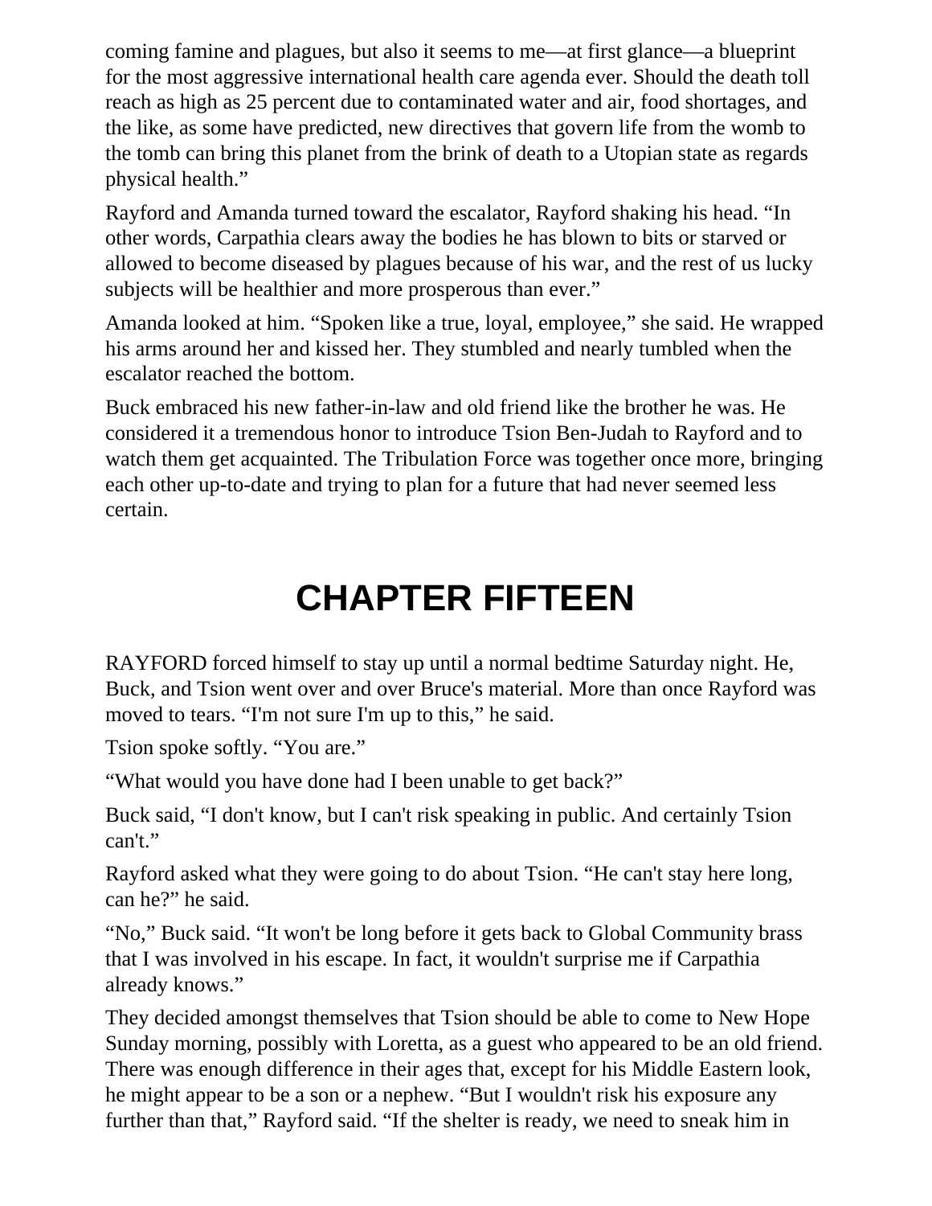coming famine and plagues, but also it seems to me—at first glance—a blueprint for the most aggressive international health care agenda ever. Should the death toll reach as high as 25 percent due to contaminated water and air, food shortages, and the like, as some have predicted, new directives that govern life from the womb to the tomb can bring this planet from the brink of death to a Utopian state as regards physical health.”

Rayford and Amanda turned toward the escalator, Rayford shaking his head. “In other words, Carpathia clears away the bodies he has blown to bits or starved or allowed to become diseased by plagues because of his war, and the rest of us lucky subjects will be healthier and more prosperous than ever.”

Amanda looked at him. “Spoken like a true, loyal, employee,” she said. He wrapped his arms around her and kissed her. They stumbled and nearly tumbled when the escalator reached the bottom.

Buck embraced his new father-in-law and old friend like the brother he was. He considered it a tremendous honor to introduce Tsion Ben-Judah to Rayford and to watch them get acquainted. The Tribulation Force was together once more, bringing each other up-to-date and trying to plan for a future that had never seemed less certain.

# CHAPTER FIFTEEN

RAYFORD forced himself to stay up until a normal bedtime Saturday night. He, Buck, and Tsion went over and over Bruce's material. More than once Rayford was moved to tears. “I'm not sure I'm up to this,” he said.

Tsion spoke softly. “You are.”

“What would you have done had I been unable to get back?”

Buck said, “I don't know, but I can't risk speaking in public. And certainly Tsion can't.”

Rayford asked what they were going to do about Tsion. “He can't stay here long, can he?” he said.

“No,” Buck said. “It won't be long before it gets back to Global Community brass that I was involved in his escape. In fact, it wouldn't surprise me if Carpathia already knows.”

They decided amongst themselves that Tsion should be able to come to New Hope Sunday morning, possibly with Loretta, as a guest who appeared to be an old friend. There was enough difference in their ages that, except for his Middle Eastern look, he might appear to be a son or a nephew. “But I wouldn't risk his exposure any further than that,” Rayford said. “If the shelter is ready, we need to sneak him in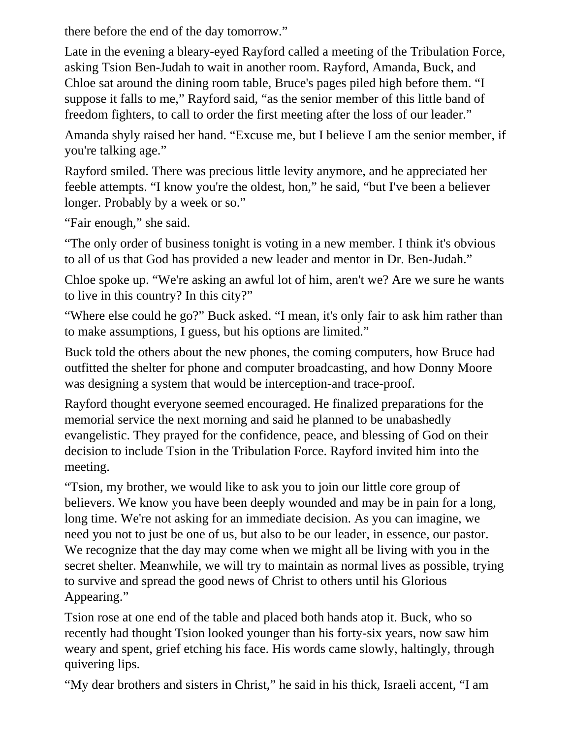there before the end of the day tomorrow."

Late in the evening a bleary-eyed Rayford called a meeting of the Tribulation Force, asking Tsion Ben-Judah to wait in another room. Rayford, Amanda, Buck, and Chloe sat around the dining room table, Bruce's pages piled high before them. "I suppose it falls to me," Rayford said, "as the senior member of this little band of freedom fighters, to call to order the first meeting after the loss of our leader."

Amanda shyly raised her hand. "Excuse me, but I believe I am the senior member, if you're talking age."

Rayford smiled. There was precious little levity anymore, and he appreciated her feeble attempts. "I know you're the oldest, hon," he said, "but I've been a believer longer. Probably by a week or so."

"Fair enough," she said.

"The only order of business tonight is voting in a new member. I think it's obvious to all of us that God has provided a new leader and mentor in Dr. Ben-Judah."

Chloe spoke up. "We're asking an awful lot of him, aren't we? Are we sure he wants to live in this country? In this city?"

"Where else could he go?" Buck asked. "I mean, it's only fair to ask him rather than to make assumptions, I guess, but his options are limited."

Buck told the others about the new phones, the coming computers, how Bruce had outfitted the shelter for phone and computer broadcasting, and how Donny Moore was designing a system that would be interception-and trace-proof.

Rayford thought everyone seemed encouraged. He finalized preparations for the memorial service the next morning and said he planned to be unabashedly evangelistic. They prayed for the confidence, peace, and blessing of God on their decision to include Tsion in the Tribulation Force. Rayford invited him into the meeting.

"Tsion, my brother, we would like to ask you to join our little core group of believers. We know you have been deeply wounded and may be in pain for a long, long time. We're not asking for an immediate decision. As you can imagine, we need you not to just be one of us, but also to be our leader, in essence, our pastor. We recognize that the day may come when we might all be living with you in the secret shelter. Meanwhile, we will try to maintain as normal lives as possible, trying to survive and spread the good news of Christ to others until his Glorious Appearing."

Tsion rose at one end of the table and placed both hands atop it. Buck, who so recently had thought Tsion looked younger than his forty-six years, now saw him weary and spent, grief etching his face. His words came slowly, haltingly, through quivering lips.

"My dear brothers and sisters in Christ," he said in his thick, Israeli accent, "I am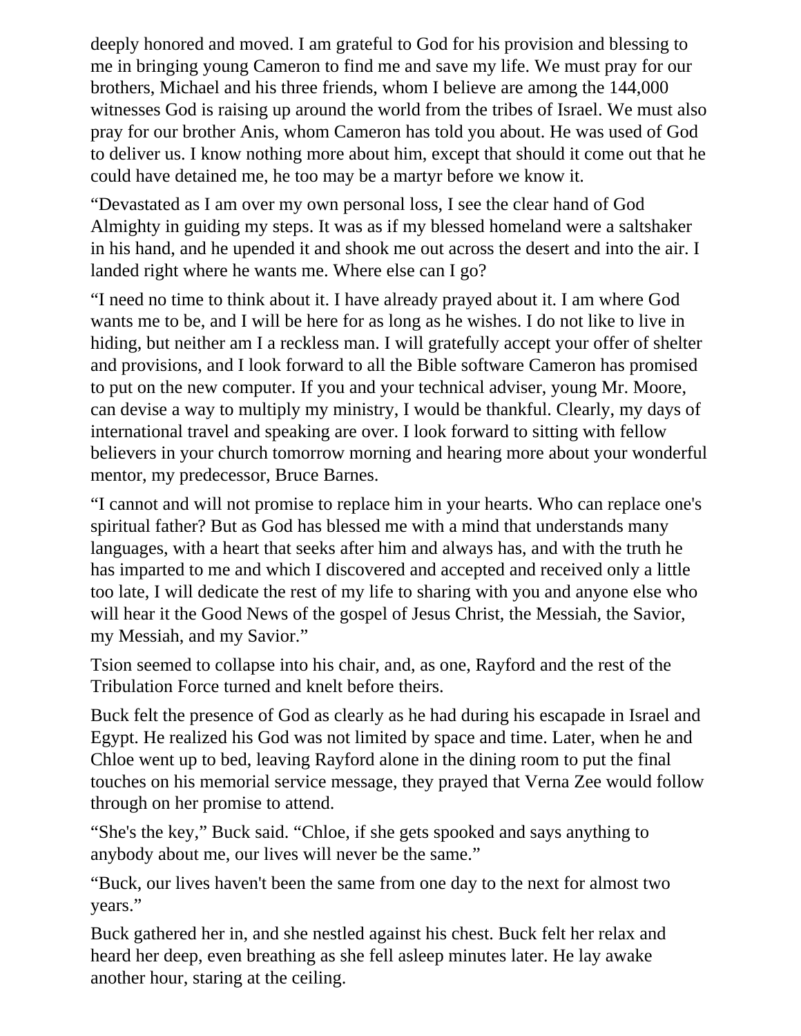deeply honored and moved. I am grateful to God for his provision and blessing to me in bringing young Cameron to find me and save my life. We must pray for our brothers, Michael and his three friends, whom I believe are among the 144,000 witnesses God is raising up around the world from the tribes of Israel. We must also pray for our brother Anis, whom Cameron has told you about. He was used of God to deliver us. I know nothing more about him, except that should it come out that he could have detained me, he too may be a martyr before we know it.

“Devastated as I am over my own personal loss, I see the clear hand of God Almighty in guiding my steps. It was as if my blessed homeland were a saltshaker in his hand, and he upended it and shook me out across the desert and into the air. I landed right where he wants me. Where else can I go?

“I need no time to think about it. I have already prayed about it. I am where God wants me to be, and I will be here for as long as he wishes. I do not like to live in hiding, but neither am I a reckless man. I will gratefully accept your offer of shelter and provisions, and I look forward to all the Bible software Cameron has promised to put on the new computer. If you and your technical adviser, young Mr. Moore, can devise a way to multiply my ministry, I would be thankful. Clearly, my days of international travel and speaking are over. I look forward to sitting with fellow believers in your church tomorrow morning and hearing more about your wonderful mentor, my predecessor, Bruce Barnes.

“I cannot and will not promise to replace him in your hearts. Who can replace one's spiritual father? But as God has blessed me with a mind that understands many languages, with a heart that seeks after him and always has, and with the truth he has imparted to me and which I discovered and accepted and received only a little too late, I will dedicate the rest of my life to sharing with you and anyone else who will hear it the Good News of the gospel of Jesus Christ, the Messiah, the Savior, my Messiah, and my Savior.”

Tsion seemed to collapse into his chair, and, as one, Rayford and the rest of the Tribulation Force turned and knelt before theirs.

Buck felt the presence of God as clearly as he had during his escapade in Israel and Egypt. He realized his God was not limited by space and time. Later, when he and Chloe went up to bed, leaving Rayford alone in the dining room to put the final touches on his memorial service message, they prayed that Verna Zee would follow through on her promise to attend.

“She's the key,” Buck said. “Chloe, if she gets spooked and says anything to anybody about me, our lives will never be the same.”

“Buck, our lives haven't been the same from one day to the next for almost two years.”

Buck gathered her in, and she nestled against his chest. Buck felt her relax and heard her deep, even breathing as she fell asleep minutes later. He lay awake another hour, staring at the ceiling.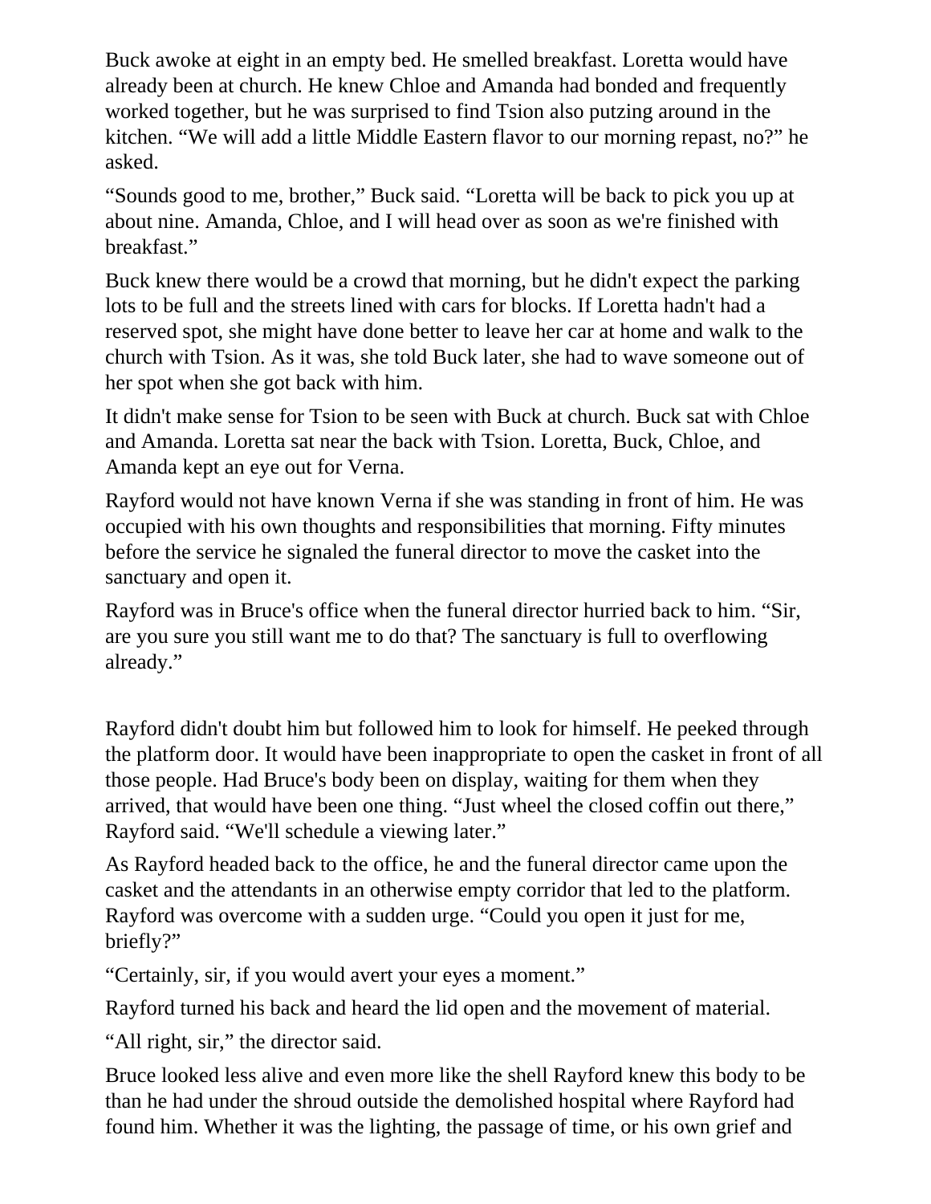Buck awoke at eight in an empty bed. He smelled breakfast. Loretta would have already been at church. He knew Chloe and Amanda had bonded and frequently worked together, but he was surprised to find Tsion also putzing around in the kitchen. “We will add a little Middle Eastern flavor to our morning repast, no?” he asked.

“Sounds good to me, brother,” Buck said. “Loretta will be back to pick you up at about nine. Amanda, Chloe, and I will head over as soon as we're finished with breakfast.”

Buck knew there would be a crowd that morning, but he didn't expect the parking lots to be full and the streets lined with cars for blocks. If Loretta hadn't had a reserved spot, she might have done better to leave her car at home and walk to the church with Tsion. As it was, she told Buck later, she had to wave someone out of her spot when she got back with him.

It didn't make sense for Tsion to be seen with Buck at church. Buck sat with Chloe and Amanda. Loretta sat near the back with Tsion. Loretta, Buck, Chloe, and Amanda kept an eye out for Verna.

Rayford would not have known Verna if she was standing in front of him. He was occupied with his own thoughts and responsibilities that morning. Fifty minutes before the service he signaled the funeral director to move the casket into the sanctuary and open it.

Rayford was in Bruce's office when the funeral director hurried back to him. “Sir, are you sure you still want me to do that? The sanctuary is full to overflowing already.”

Rayford didn't doubt him but followed him to look for himself. He peeked through the platform door. It would have been inappropriate to open the casket in front of all those people. Had Bruce's body been on display, waiting for them when they arrived, that would have been one thing. “Just wheel the closed coffin out there,” Rayford said. “We'll schedule a viewing later.”

As Rayford headed back to the office, he and the funeral director came upon the casket and the attendants in an otherwise empty corridor that led to the platform. Rayford was overcome with a sudden urge. “Could you open it just for me, briefly?”

“Certainly, sir, if you would avert your eyes a moment.”

Rayford turned his back and heard the lid open and the movement of material.

“All right, sir,” the director said.

Bruce looked less alive and even more like the shell Rayford knew this body to be than he had under the shroud outside the demolished hospital where Rayford had found him. Whether it was the lighting, the passage of time, or his own grief and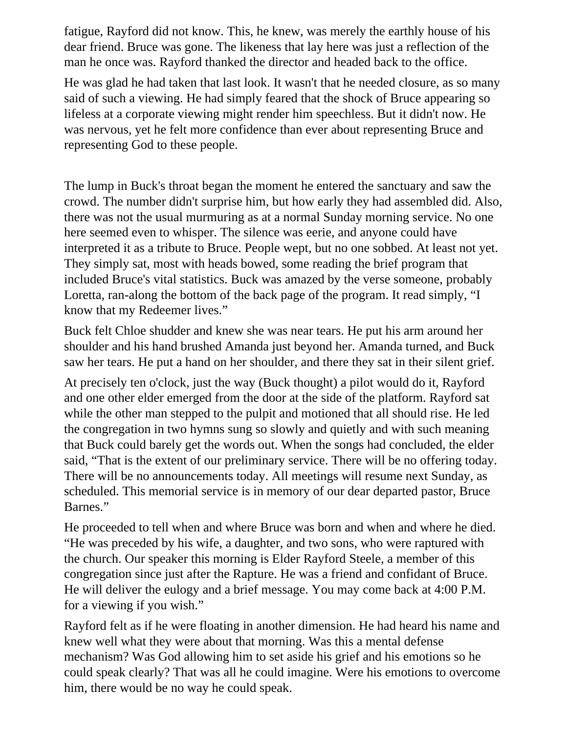fatigue, Rayford did not know. This, he knew, was merely the earthly house of his dear friend. Bruce was gone. The likeness that lay here was just a reflection of the man he once was. Rayford thanked the director and headed back to the office.

He was glad he had taken that last look. It wasn't that he needed closure, as so many said of such a viewing. He had simply feared that the shock of Bruce appearing so lifeless at a corporate viewing might render him speechless. But it didn't now. He was nervous, yet he felt more confidence than ever about representing Bruce and representing God to these people.

The lump in Buck's throat began the moment he entered the sanctuary and saw the crowd. The number didn't surprise him, but how early they had assembled did. Also, there was not the usual murmuring as at a normal Sunday morning service. No one here seemed even to whisper. The silence was eerie, and anyone could have interpreted it as a tribute to Bruce. People wept, but no one sobbed. At least not yet. They simply sat, most with heads bowed, some reading the brief program that included Bruce's vital statistics. Buck was amazed by the verse someone, probably Loretta, ran-along the bottom of the back page of the program. It read simply, "I know that my Redeemer lives."

Buck felt Chloe shudder and knew she was near tears. He put his arm around her shoulder and his hand brushed Amanda just beyond her. Amanda turned, and Buck saw her tears. He put a hand on her shoulder, and there they sat in their silent grief.

At precisely ten o'clock, just the way (Buck thought) a pilot would do it, Rayford and one other elder emerged from the door at the side of the platform. Rayford sat while the other man stepped to the pulpit and motioned that all should rise. He led the congregation in two hymns sung so slowly and quietly and with such meaning that Buck could barely get the words out. When the songs had concluded, the elder said, "That is the extent of our preliminary service. There will be no offering today. There will be no announcements today. All meetings will resume next Sunday, as scheduled. This memorial service is in memory of our dear departed pastor, Bruce Barnes."

He proceeded to tell when and where Bruce was born and when and where he died. "He was preceded by his wife, a daughter, and two sons, who were raptured with the church. Our speaker this morning is Elder Rayford Steele, a member of this congregation since just after the Rapture. He was a friend and confidant of Bruce. He will deliver the eulogy and a brief message. You may come back at 4:00 P.M. for a viewing if you wish."

Rayford felt as if he were floating in another dimension. He had heard his name and knew well what they were about that morning. Was this a mental defense mechanism? Was God allowing him to set aside his grief and his emotions so he could speak clearly? That was all he could imagine. Were his emotions to overcome him, there would be no way he could speak.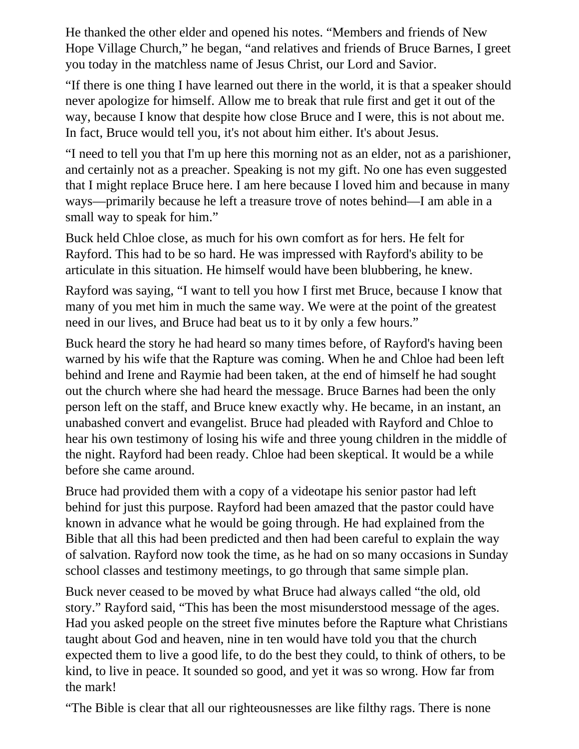He thanked the other elder and opened his notes. “Members and friends of New Hope Village Church,” he began, “and relatives and friends of Bruce Barnes, I greet you today in the matchless name of Jesus Christ, our Lord and Savior.

“If there is one thing I have learned out there in the world, it is that a speaker should never apologize for himself. Allow me to break that rule first and get it out of the way, because I know that despite how close Bruce and I were, this is not about me. In fact, Bruce would tell you, it's not about him either. It's about Jesus.

“I need to tell you that I'm up here this morning not as an elder, not as a parishioner, and certainly not as a preacher. Speaking is not my gift. No one has even suggested that I might replace Bruce here. I am here because I loved him and because in many ways—primarily because he left a treasure trove of notes behind—I am able in a small way to speak for him.”

Buck held Chloe close, as much for his own comfort as for hers. He felt for Rayford. This had to be so hard. He was impressed with Rayford's ability to be articulate in this situation. He himself would have been blubbering, he knew.

Rayford was saying, “I want to tell you how I first met Bruce, because I know that many of you met him in much the same way. We were at the point of the greatest need in our lives, and Bruce had beat us to it by only a few hours.”

Buck heard the story he had heard so many times before, of Rayford's having been warned by his wife that the Rapture was coming. When he and Chloe had been left behind and Irene and Raymie had been taken, at the end of himself he had sought out the church where she had heard the message. Bruce Barnes had been the only person left on the staff, and Bruce knew exactly why. He became, in an instant, an unabashed convert and evangelist. Bruce had pleaded with Rayford and Chloe to hear his own testimony of losing his wife and three young children in the middle of the night. Rayford had been ready. Chloe had been skeptical. It would be a while before she came around.

Bruce had provided them with a copy of a videotape his senior pastor had left behind for just this purpose. Rayford had been amazed that the pastor could have known in advance what he would be going through. He had explained from the Bible that all this had been predicted and then had been careful to explain the way of salvation. Rayford now took the time, as he had on so many occasions in Sunday school classes and testimony meetings, to go through that same simple plan.

Buck never ceased to be moved by what Bruce had always called “the old, old story.” Rayford said, “This has been the most misunderstood message of the ages. Had you asked people on the street five minutes before the Rapture what Christians taught about God and heaven, nine in ten would have told you that the church expected them to live a good life, to do the best they could, to think of others, to be kind, to live in peace. It sounded so good, and yet it was so wrong. How far from the mark!

“The Bible is clear that all our righteousnesses are like filthy rags. There is none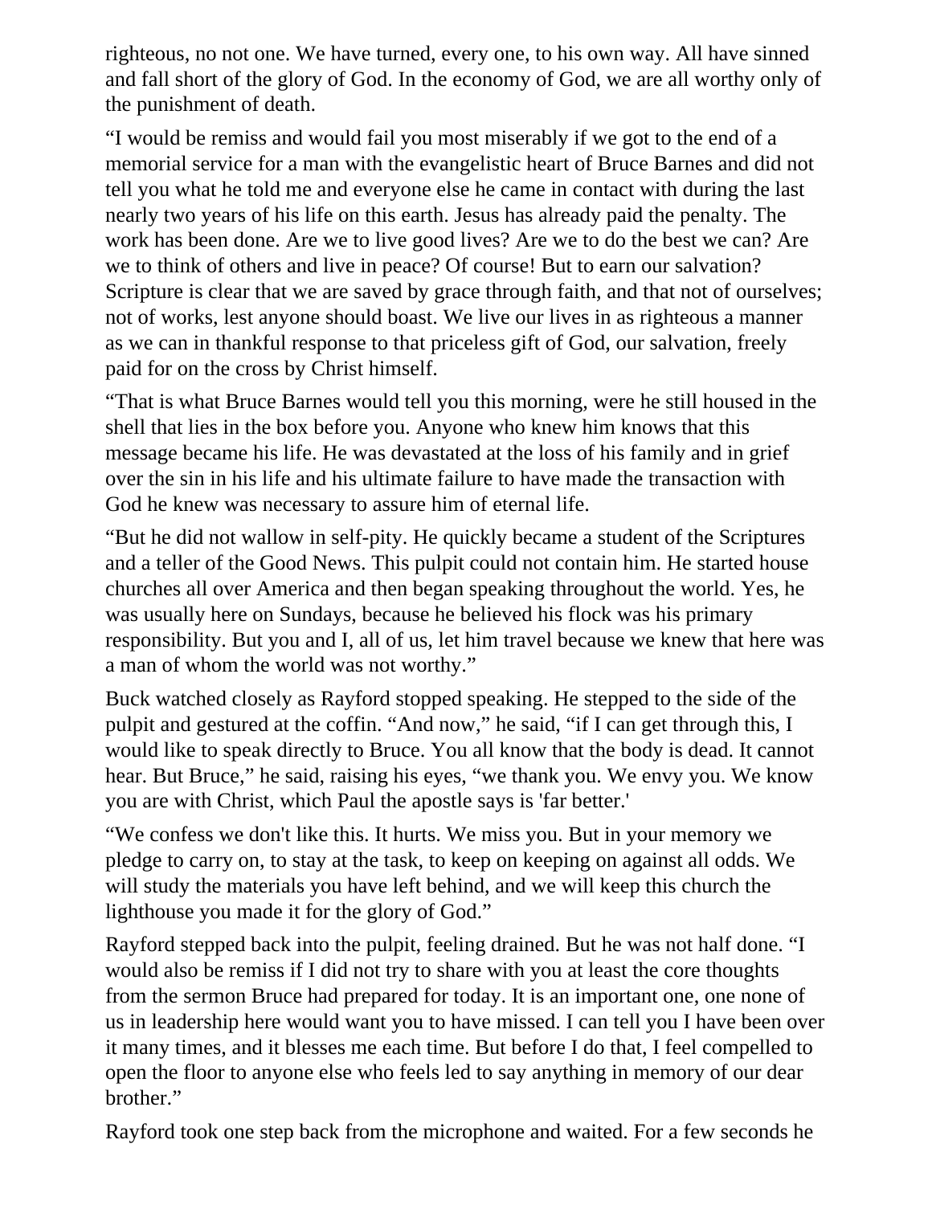righteous, no not one. We have turned, every one, to his own way. All have sinned and fall short of the glory of God. In the economy of God, we are all worthy only of the punishment of death.

“I would be remiss and would fail you most miserably if we got to the end of a memorial service for a man with the evangelistic heart of Bruce Barnes and did not tell you what he told me and everyone else he came in contact with during the last nearly two years of his life on this earth. Jesus has already paid the penalty. The work has been done. Are we to live good lives? Are we to do the best we can? Are we to think of others and live in peace? Of course! But to earn our salvation? Scripture is clear that we are saved by grace through faith, and that not of ourselves; not of works, lest anyone should boast. We live our lives in as righteous a manner as we can in thankful response to that priceless gift of God, our salvation, freely paid for on the cross by Christ himself.

“That is what Bruce Barnes would tell you this morning, were he still housed in the shell that lies in the box before you. Anyone who knew him knows that this message became his life. He was devastated at the loss of his family and in grief over the sin in his life and his ultimate failure to have made the transaction with God he knew was necessary to assure him of eternal life.

“But he did not wallow in self-pity. He quickly became a student of the Scriptures and a teller of the Good News. This pulpit could not contain him. He started house churches all over America and then began speaking throughout the world. Yes, he was usually here on Sundays, because he believed his flock was his primary responsibility. But you and I, all of us, let him travel because we knew that here was a man of whom the world was not worthy.”

Buck watched closely as Rayford stopped speaking. He stepped to the side of the pulpit and gestured at the coffin. “And now,” he said, “if I can get through this, I would like to speak directly to Bruce. You all know that the body is dead. It cannot hear. But Bruce,” he said, raising his eyes, “we thank you. We envy you. We know you are with Christ, which Paul the apostle says is 'far better.'

“We confess we don't like this. It hurts. We miss you. But in your memory we pledge to carry on, to stay at the task, to keep on keeping on against all odds. We will study the materials you have left behind, and we will keep this church the lighthouse you made it for the glory of God.”

Rayford stepped back into the pulpit, feeling drained. But he was not half done. “I would also be remiss if I did not try to share with you at least the core thoughts from the sermon Bruce had prepared for today. It is an important one, one none of us in leadership here would want you to have missed. I can tell you I have been over it many times, and it blesses me each time. But before I do that, I feel compelled to open the floor to anyone else who feels led to say anything in memory of our dear brother.”

Rayford took one step back from the microphone and waited. For a few seconds he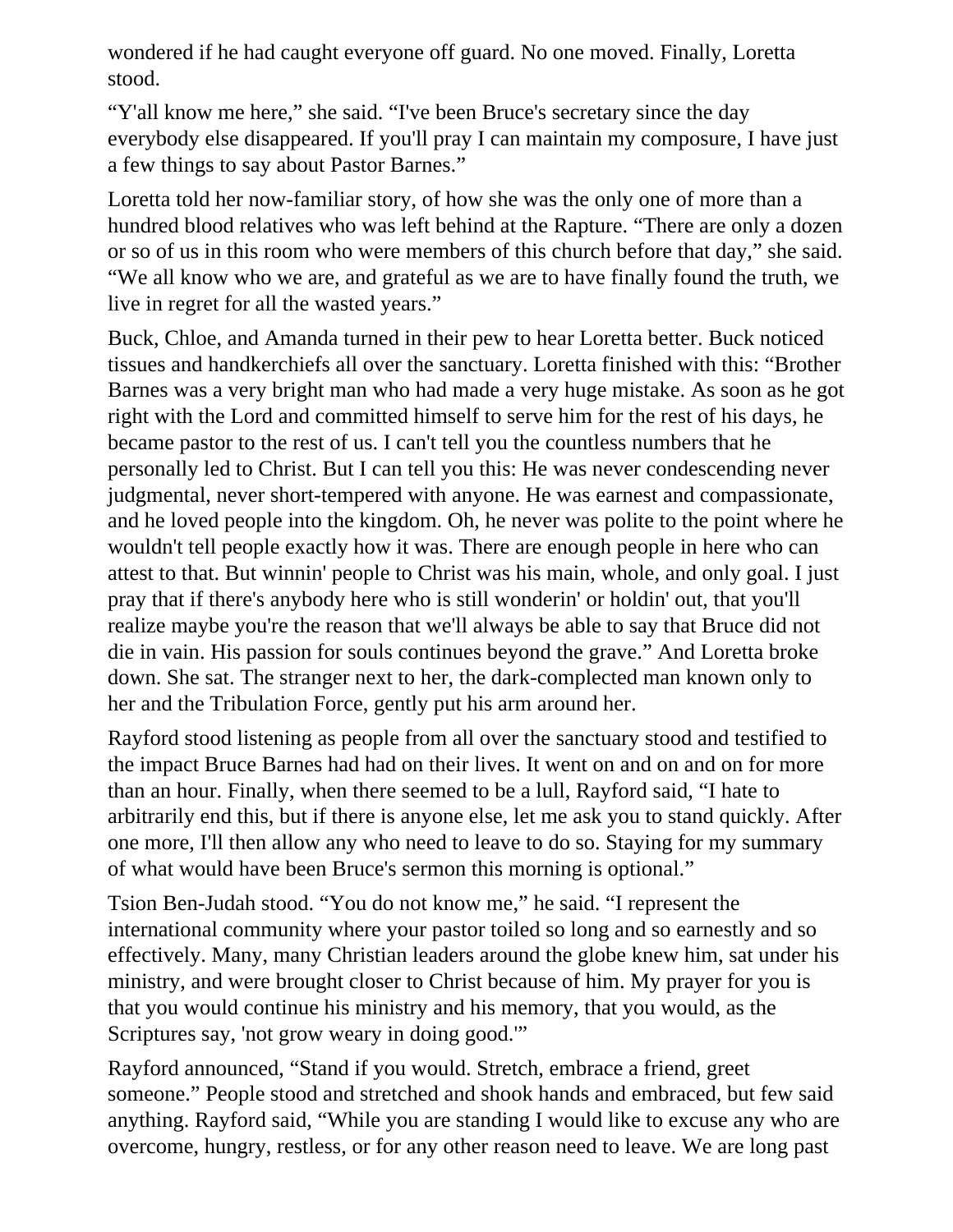wondered if he had caught everyone off guard. No one moved. Finally, Loretta stood.

“Y'all know me here,” she said. “I've been Bruce's secretary since the day everybody else disappeared. If you'll pray I can maintain my composure, I have just a few things to say about Pastor Barnes.”

Loretta told her now-familiar story, of how she was the only one of more than a hundred blood relatives who was left behind at the Rapture. “There are only a dozen or so of us in this room who were members of this church before that day,” she said. “We all know who we are, and grateful as we are to have finally found the truth, we live in regret for all the wasted years.”

Buck, Chloe, and Amanda turned in their pew to hear Loretta better. Buck noticed tissues and handkerchiefs all over the sanctuary. Loretta finished with this: “Brother Barnes was a very bright man who had made a very huge mistake. As soon as he got right with the Lord and committed himself to serve him for the rest of his days, he became pastor to the rest of us. I can't tell you the countless numbers that he personally led to Christ. But I can tell you this: He was never condescending never judgmental, never short-tempered with anyone. He was earnest and compassionate, and he loved people into the kingdom. Oh, he never was polite to the point where he wouldn't tell people exactly how it was. There are enough people in here who can attest to that. But winnin' people to Christ was his main, whole, and only goal. I just pray that if there's anybody here who is still wonderin' or holdin' out, that you'll realize maybe you're the reason that we'll always be able to say that Bruce did not die in vain. His passion for souls continues beyond the grave.” And Loretta broke down. She sat. The stranger next to her, the dark-complected man known only to her and the Tribulation Force, gently put his arm around her.

Rayford stood listening as people from all over the sanctuary stood and testified to the impact Bruce Barnes had had on their lives. It went on and on and on for more than an hour. Finally, when there seemed to be a lull, Rayford said, “I hate to arbitrarily end this, but if there is anyone else, let me ask you to stand quickly. After one more, I'll then allow any who need to leave to do so. Staying for my summary of what would have been Bruce's sermon this morning is optional.”

Tsion Ben-Judah stood. “You do not know me,” he said. “I represent the international community where your pastor toiled so long and so earnestly and so effectively. Many, many Christian leaders around the globe knew him, sat under his ministry, and were brought closer to Christ because of him. My prayer for you is that you would continue his ministry and his memory, that you would, as the Scriptures say, 'not grow weary in doing good.'”

Rayford announced, “Stand if you would. Stretch, embrace a friend, greet someone.” People stood and stretched and shook hands and embraced, but few said anything. Rayford said, “While you are standing I would like to excuse any who are overcome, hungry, restless, or for any other reason need to leave. We are long past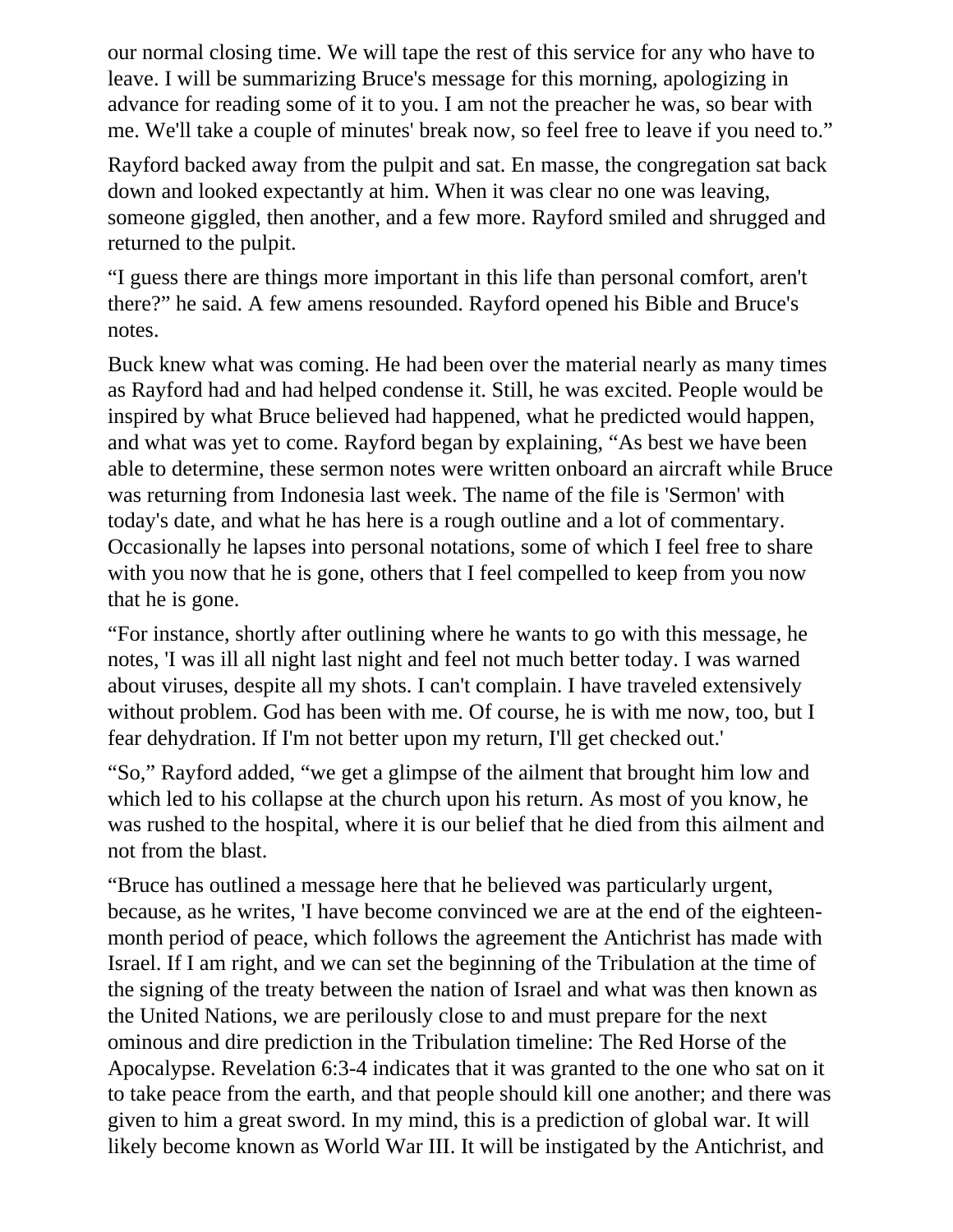our normal closing time. We will tape the rest of this service for any who have to leave. I will be summarizing Bruce's message for this morning, apologizing in advance for reading some of it to you. I am not the preacher he was, so bear with me. We'll take a couple of minutes' break now, so feel free to leave if you need to."

Rayford backed away from the pulpit and sat. En masse, the congregation sat back down and looked expectantly at him. When it was clear no one was leaving, someone giggled, then another, and a few more. Rayford smiled and shrugged and returned to the pulpit.

"I guess there are things more important in this life than personal comfort, aren't there?" he said. A few amens resounded. Rayford opened his Bible and Bruce's notes.

Buck knew what was coming. He had been over the material nearly as many times as Rayford had and had helped condense it. Still, he was excited. People would be inspired by what Bruce believed had happened, what he predicted would happen, and what was yet to come. Rayford began by explaining, "As best we have been able to determine, these sermon notes were written onboard an aircraft while Bruce was returning from Indonesia last week. The name of the file is 'Sermon' with today's date, and what he has here is a rough outline and a lot of commentary. Occasionally he lapses into personal notations, some of which I feel free to share with you now that he is gone, others that I feel compelled to keep from you now that he is gone.

"For instance, shortly after outlining where he wants to go with this message, he notes, 'I was ill all night last night and feel not much better today. I was warned about viruses, despite all my shots. I can't complain. I have traveled extensively without problem. God has been with me. Of course, he is with me now, too, but I fear dehydration. If I'm not better upon my return, I'll get checked out.'

"So," Rayford added, "we get a glimpse of the ailment that brought him low and which led to his collapse at the church upon his return. As most of you know, he was rushed to the hospital, where it is our belief that he died from this ailment and not from the blast.

"Bruce has outlined a message here that he believed was particularly urgent, because, as he writes, 'I have become convinced we are at the end of the eighteen-month period of peace, which follows the agreement the Antichrist has made with Israel. If I am right, and we can set the beginning of the Tribulation at the time of the signing of the treaty between the nation of Israel and what was then known as the United Nations, we are perilously close to and must prepare for the next ominous and dire prediction in the Tribulation timeline: The Red Horse of the Apocalypse. Revelation 6:3-4 indicates that it was granted to the one who sat on it to take peace from the earth, and that people should kill one another; and there was given to him a great sword. In my mind, this is a prediction of global war. It will likely become known as World War III. It will be instigated by the Antichrist, and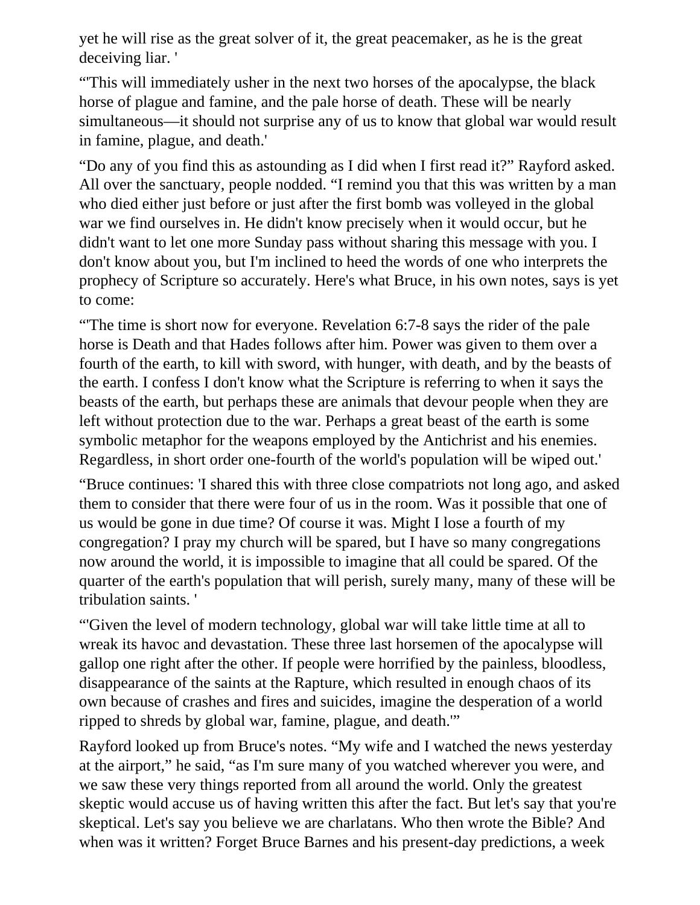yet he will rise as the great solver of it, the great peacemaker, as he is the great deceiving liar. '

“'This will immediately usher in the next two horses of the apocalypse, the black horse of plague and famine, and the pale horse of death. These will be nearly simultaneous—it should not surprise any of us to know that global war would result in famine, plague, and death.'

“Do any of you find this as astounding as I did when I first read it?” Rayford asked. All over the sanctuary, people nodded. “I remind you that this was written by a man who died either just before or just after the first bomb was volleyed in the global war we find ourselves in. He didn't know precisely when it would occur, but he didn't want to let one more Sunday pass without sharing this message with you. I don't know about you, but I'm inclined to heed the words of one who interprets the prophecy of Scripture so accurately. Here's what Bruce, in his own notes, says is yet to come:

“'The time is short now for everyone. Revelation 6:7-8 says the rider of the pale horse is Death and that Hades follows after him. Power was given to them over a fourth of the earth, to kill with sword, with hunger, with death, and by the beasts of the earth. I confess I don't know what the Scripture is referring to when it says the beasts of the earth, but perhaps these are animals that devour people when they are left without protection due to the war. Perhaps a great beast of the earth is some symbolic metaphor for the weapons employed by the Antichrist and his enemies. Regardless, in short order one-fourth of the world's population will be wiped out.'

“Bruce continues: 'I shared this with three close compatriots not long ago, and asked them to consider that there were four of us in the room. Was it possible that one of us would be gone in due time? Of course it was. Might I lose a fourth of my congregation? I pray my church will be spared, but I have so many congregations now around the world, it is impossible to imagine that all could be spared. Of the quarter of the earth's population that will perish, surely many, many of these will be tribulation saints. '

“'Given the level of modern technology, global war will take little time at all to wreak its havoc and devastation. These three last horsemen of the apocalypse will gallop one right after the other. If people were horrified by the painless, bloodless, disappearance of the saints at the Rapture, which resulted in enough chaos of its own because of crashes and fires and suicides, imagine the desperation of a world ripped to shreds by global war, famine, plague, and death.'”

Rayford looked up from Bruce's notes. “My wife and I watched the news yesterday at the airport,” he said, “as I'm sure many of you watched wherever you were, and we saw these very things reported from all around the world. Only the greatest skeptic would accuse us of having written this after the fact. But let's say that you're skeptical. Let's say you believe we are charlatans. Who then wrote the Bible? And when was it written? Forget Bruce Barnes and his present-day predictions, a week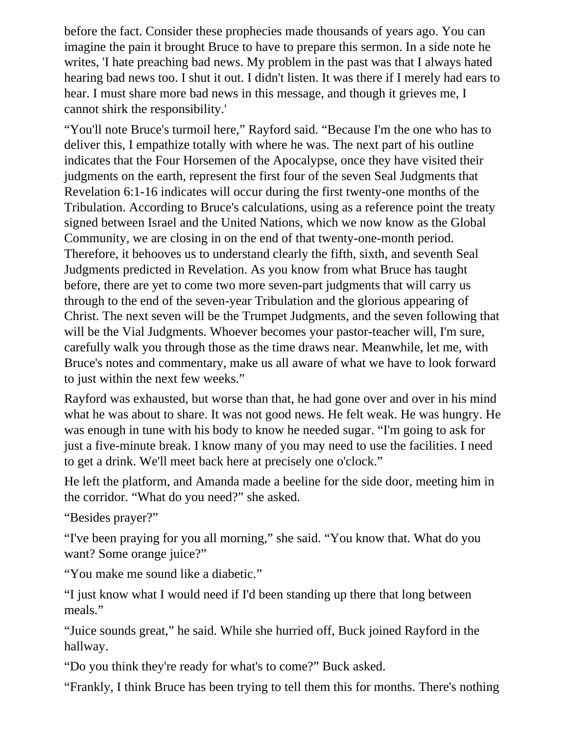before the fact. Consider these prophecies made thousands of years ago. You can imagine the pain it brought Bruce to have to prepare this sermon. In a side note he writes, 'I hate preaching bad news. My problem in the past was that I always hated hearing bad news too. I shut it out. I didn't listen. It was there if I merely had ears to hear. I must share more bad news in this message, and though it grieves me, I cannot shirk the responsibility.'

“You'll note Bruce's turmoil here,” Rayford said. “Because I'm the one who has to deliver this, I empathize totally with where he was. The next part of his outline indicates that the Four Horsemen of the Apocalypse, once they have visited their judgments on the earth, represent the first four of the seven Seal Judgments that Revelation 6:1-16 indicates will occur during the first twenty-one months of the Tribulation. According to Bruce's calculations, using as a reference point the treaty signed between Israel and the United Nations, which we now know as the Global Community, we are closing in on the end of that twenty-one-month period. Therefore, it behooves us to understand clearly the fifth, sixth, and seventh Seal Judgments predicted in Revelation. As you know from what Bruce has taught before, there are yet to come two more seven-part judgments that will carry us through to the end of the seven-year Tribulation and the glorious appearing of Christ. The next seven will be the Trumpet Judgments, and the seven following that will be the Vial Judgments. Whoever becomes your pastor-teacher will, I'm sure, carefully walk you through those as the time draws near. Meanwhile, let me, with Bruce's notes and commentary, make us all aware of what we have to look forward to just within the next few weeks.”

Rayford was exhausted, but worse than that, he had gone over and over in his mind what he was about to share. It was not good news. He felt weak. He was hungry. He was enough in tune with his body to know he needed sugar. “I'm going to ask for just a five-minute break. I know many of you may need to use the facilities. I need to get a drink. We'll meet back here at precisely one o'clock.”

He left the platform, and Amanda made a beeline for the side door, meeting him in the corridor. “What do you need?” she asked.

“Besides prayer?”

“I've been praying for you all morning,” she said. “You know that. What do you want? Some orange juice?”

“You make me sound like a diabetic.”

“I just know what I would need if I'd been standing up there that long between meals.”

“Juice sounds great,” he said. While she hurried off, Buck joined Rayford in the hallway.

“Do you think they're ready for what's to come?” Buck asked.

“Frankly, I think Bruce has been trying to tell them this for months. There's nothing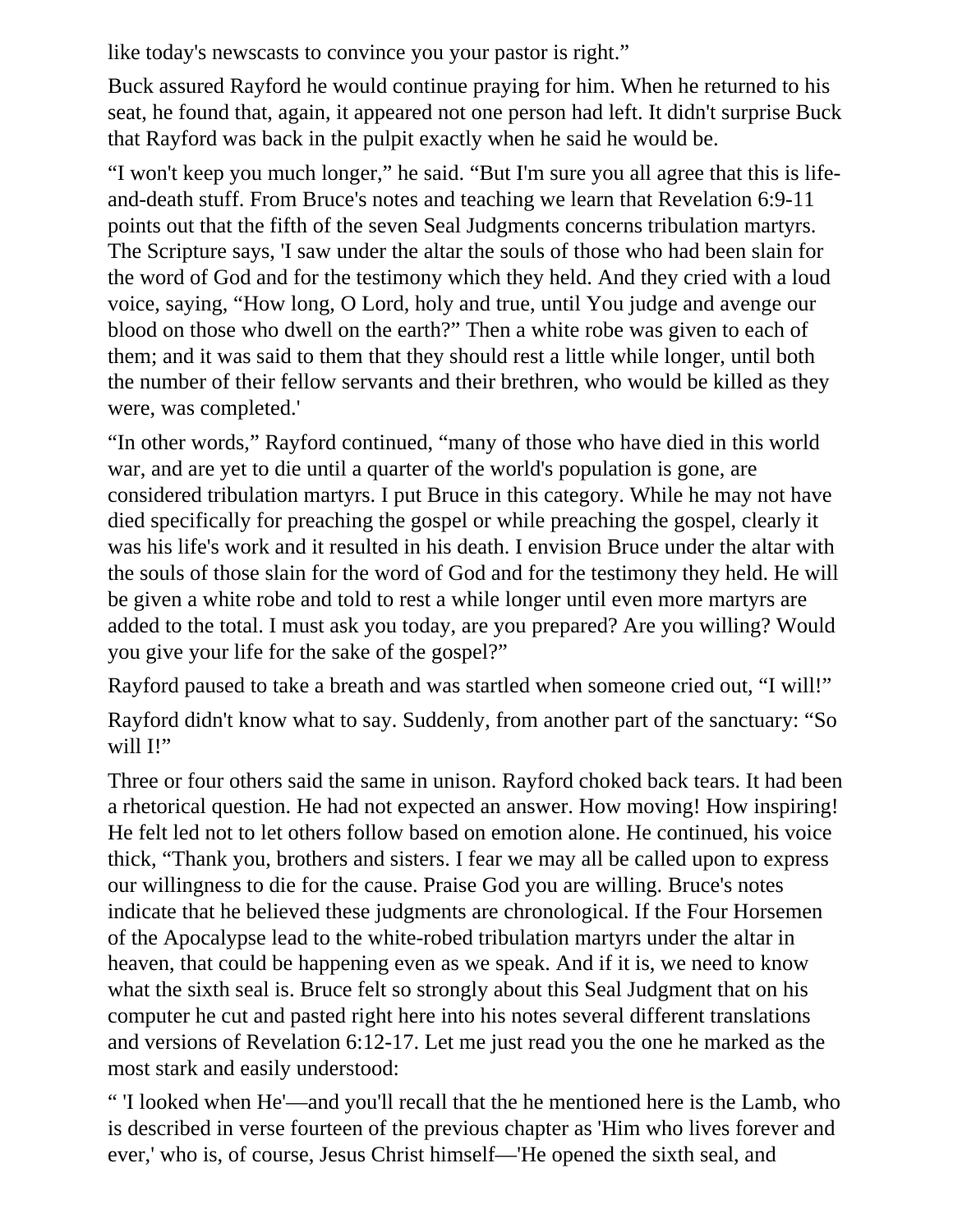like today's newscasts to convince you your pastor is right."

Buck assured Rayford he would continue praying for him. When he returned to his seat, he found that, again, it appeared not one person had left. It didn't surprise Buck that Rayford was back in the pulpit exactly when he said he would be.

"I won't keep you much longer," he said. "But I'm sure you all agree that this is life-and-death stuff. From Bruce's notes and teaching we learn that Revelation 6:9-11 points out that the fifth of the seven Seal Judgments concerns tribulation martyrs. The Scripture says, 'I saw under the altar the souls of those who had been slain for the word of God and for the testimony which they held. And they cried with a loud voice, saying, "How long, O Lord, holy and true, until You judge and avenge our blood on those who dwell on the earth?" Then a white robe was given to each of them; and it was said to them that they should rest a little while longer, until both the number of their fellow servants and their brethren, who would be killed as they were, was completed.'

"In other words," Rayford continued, "many of those who have died in this world war, and are yet to die until a quarter of the world's population is gone, are considered tribulation martyrs. I put Bruce in this category. While he may not have died specifically for preaching the gospel or while preaching the gospel, clearly it was his life's work and it resulted in his death. I envision Bruce under the altar with the souls of those slain for the word of God and for the testimony they held. He will be given a white robe and told to rest a while longer until even more martyrs are added to the total. I must ask you today, are you prepared? Are you willing? Would you give your life for the sake of the gospel?"

Rayford paused to take a breath and was startled when someone cried out, "I will!"

Rayford didn't know what to say. Suddenly, from another part of the sanctuary: "So will I!"

Three or four others said the same in unison. Rayford choked back tears. It had been a rhetorical question. He had not expected an answer. How moving! How inspiring! He felt led not to let others follow based on emotion alone. He continued, his voice thick, "Thank you, brothers and sisters. I fear we may all be called upon to express our willingness to die for the cause. Praise God you are willing. Bruce's notes indicate that he believed these judgments are chronological. If the Four Horsemen of the Apocalypse lead to the white-robed tribulation martyrs under the altar in heaven, that could be happening even as we speak. And if it is, we need to know what the sixth seal is. Bruce felt so strongly about this Seal Judgment that on his computer he cut and pasted right here into his notes several different translations and versions of Revelation 6:12-17. Let me just read you the one he marked as the most stark and easily understood:

" 'I looked when He'—and you'll recall that the he mentioned here is the Lamb, who is described in verse fourteen of the previous chapter as 'Him who lives forever and ever,' who is, of course, Jesus Christ himself—'He opened the sixth seal, and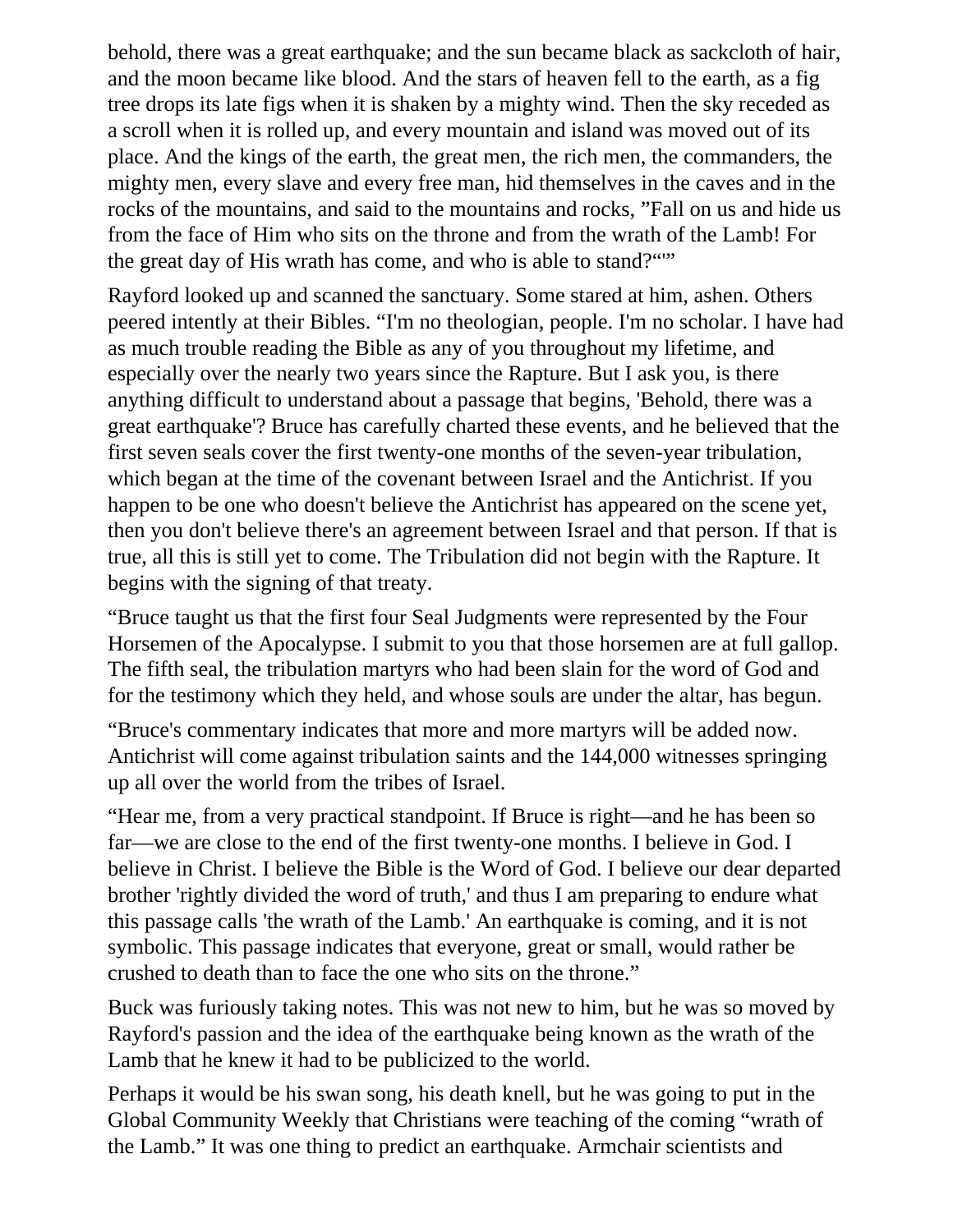behold, there was a great earthquake; and the sun became black as sackcloth of hair, and the moon became like blood. And the stars of heaven fell to the earth, as a fig tree drops its late figs when it is shaken by a mighty wind. Then the sky receded as a scroll when it is rolled up, and every mountain and island was moved out of its place. And the kings of the earth, the great men, the rich men, the commanders, the mighty men, every slave and every free man, hid themselves in the caves and in the rocks of the mountains, and said to the mountains and rocks, "Fall on us and hide us from the face of Him who sits on the throne and from the wrath of the Lamb! For the great day of His wrath has come, and who is able to stand?"'"

Rayford looked up and scanned the sanctuary. Some stared at him, ashen. Others peered intently at their Bibles. "I'm no theologian, people. I'm no scholar. I have had as much trouble reading the Bible as any of you throughout my lifetime, and especially over the nearly two years since the Rapture. But I ask you, is there anything difficult to understand about a passage that begins, 'Behold, there was a great earthquake'? Bruce has carefully charted these events, and he believed that the first seven seals cover the first twenty-one months of the seven-year tribulation, which began at the time of the covenant between Israel and the Antichrist. If you happen to be one who doesn't believe the Antichrist has appeared on the scene yet, then you don't believe there's an agreement between Israel and that person. If that is true, all this is still yet to come. The Tribulation did not begin with the Rapture. It begins with the signing of that treaty.

"Bruce taught us that the first four Seal Judgments were represented by the Four Horsemen of the Apocalypse. I submit to you that those horsemen are at full gallop. The fifth seal, the tribulation martyrs who had been slain for the word of God and for the testimony which they held, and whose souls are under the altar, has begun.

"Bruce's commentary indicates that more and more martyrs will be added now. Antichrist will come against tribulation saints and the 144,000 witnesses springing up all over the world from the tribes of Israel.

"Hear me, from a very practical standpoint. If Bruce is right—and he has been so far—we are close to the end of the first twenty-one months. I believe in God. I believe in Christ. I believe the Bible is the Word of God. I believe our dear departed brother 'rightly divided the word of truth,' and thus I am preparing to endure what this passage calls 'the wrath of the Lamb.' An earthquake is coming, and it is not symbolic. This passage indicates that everyone, great or small, would rather be crushed to death than to face the one who sits on the throne."

Buck was furiously taking notes. This was not new to him, but he was so moved by Rayford's passion and the idea of the earthquake being known as the wrath of the Lamb that he knew it had to be publicized to the world.

Perhaps it would be his swan song, his death knell, but he was going to put in the Global Community Weekly that Christians were teaching of the coming "wrath of the Lamb." It was one thing to predict an earthquake. Armchair scientists and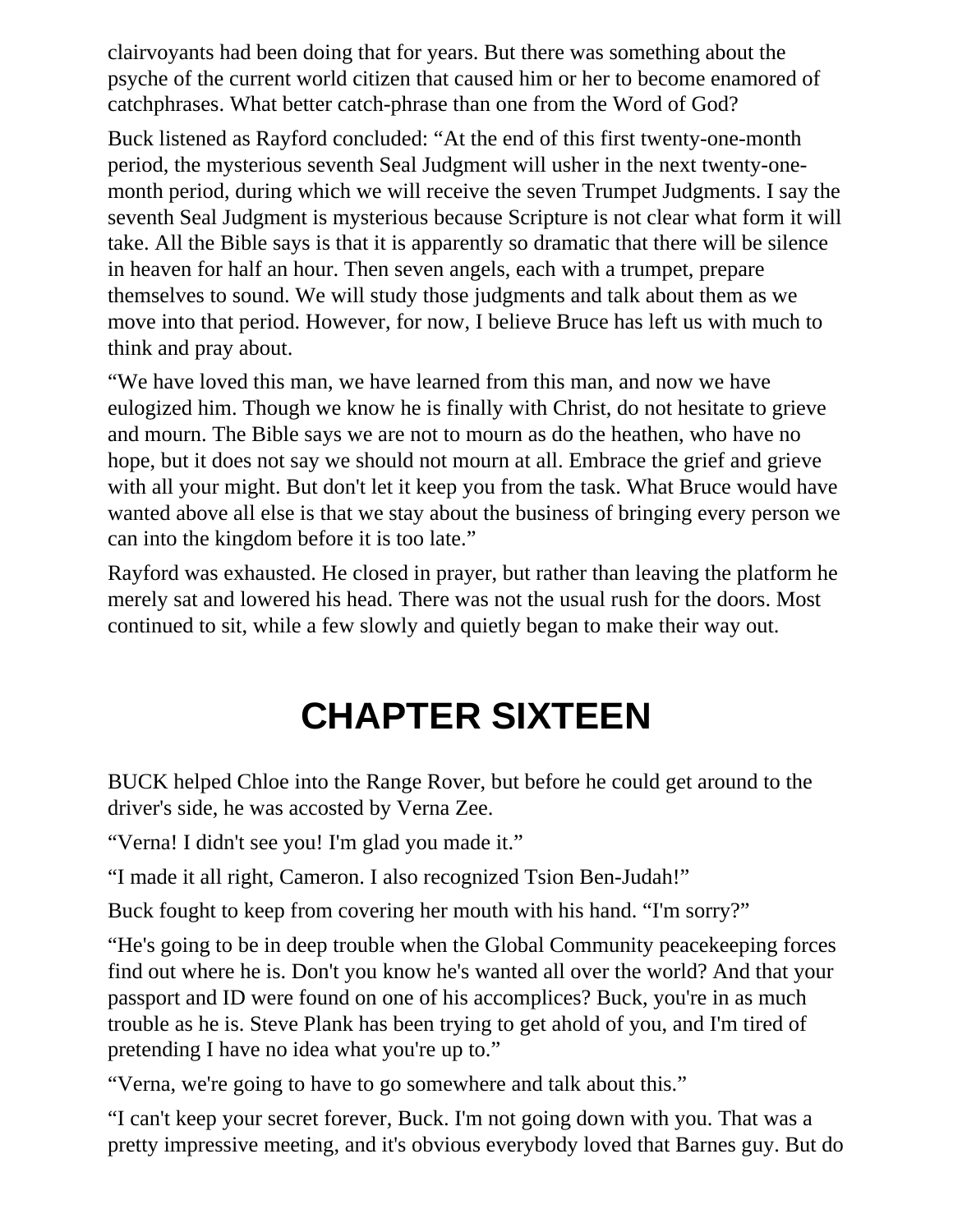clairvoyants had been doing that for years. But there was something about the psyche of the current world citizen that caused him or her to become enamored of catchphrases. What better catch-phrase than one from the Word of God?

Buck listened as Rayford concluded: "At the end of this first twenty-one-month period, the mysterious seventh Seal Judgment will usher in the next twenty-one-month period, during which we will receive the seven Trumpet Judgments. I say the seventh Seal Judgment is mysterious because Scripture is not clear what form it will take. All the Bible says is that it is apparently so dramatic that there will be silence in heaven for half an hour. Then seven angels, each with a trumpet, prepare themselves to sound. We will study those judgments and talk about them as we move into that period. However, for now, I believe Bruce has left us with much to think and pray about.

"We have loved this man, we have learned from this man, and now we have eulogized him. Though we know he is finally with Christ, do not hesitate to grieve and mourn. The Bible says we are not to mourn as do the heathen, who have no hope, but it does not say we should not mourn at all. Embrace the grief and grieve with all your might. But don't let it keep you from the task. What Bruce would have wanted above all else is that we stay about the business of bringing every person we can into the kingdom before it is too late."

Rayford was exhausted. He closed in prayer, but rather than leaving the platform he merely sat and lowered his head. There was not the usual rush for the doors. Most continued to sit, while a few slowly and quietly began to make their way out.

# CHAPTER SIXTEEN

BUCK helped Chloe into the Range Rover, but before he could get around to the driver's side, he was accosted by Verna Zee.

"Verna! I didn't see you! I'm glad you made it."

"I made it all right, Cameron. I also recognized Tsion Ben-Judah!"

Buck fought to keep from covering her mouth with his hand. "I'm sorry?"

"He's going to be in deep trouble when the Global Community peacekeeping forces find out where he is. Don't you know he's wanted all over the world? And that your passport and ID were found on one of his accomplices? Buck, you're in as much trouble as he is. Steve Plank has been trying to get ahold of you, and I'm tired of pretending I have no idea what you're up to."

"Verna, we're going to have to go somewhere and talk about this."

"I can't keep your secret forever, Buck. I'm not going down with you. That was a pretty impressive meeting, and it's obvious everybody loved that Barnes guy. But do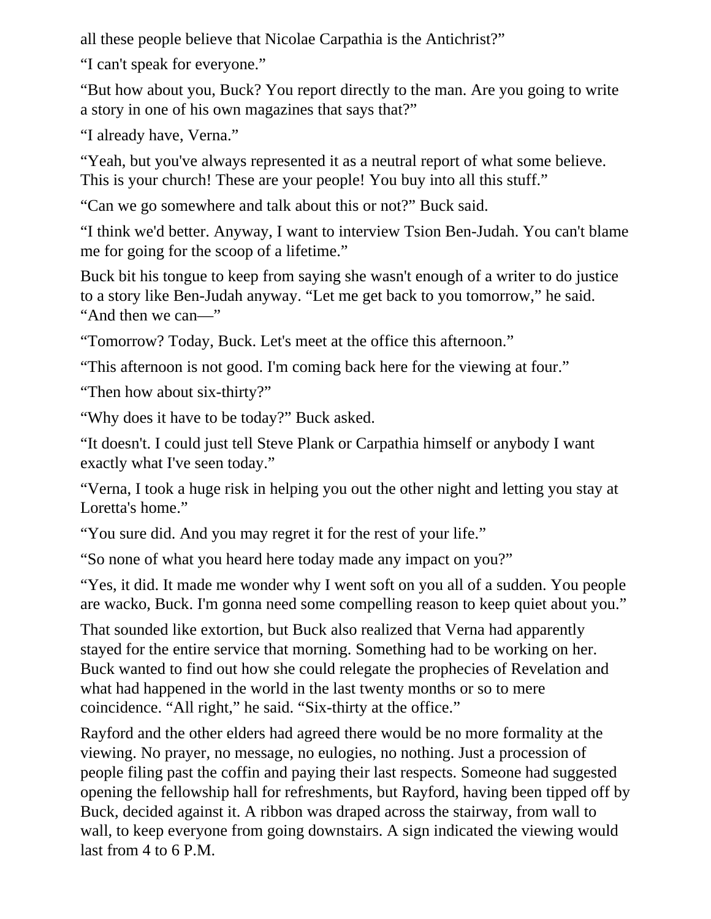all these people believe that Nicolae Carpathia is the Antichrist?”

“I can't speak for everyone.”

“But how about you, Buck? You report directly to the man. Are you going to write a story in one of his own magazines that says that?”

“I already have, Verna.”

“Yeah, but you've always represented it as a neutral report of what some believe. This is your church! These are your people! You buy into all this stuff.”

“Can we go somewhere and talk about this or not?” Buck said.

“I think we'd better. Anyway, I want to interview Tsion Ben-Judah. You can't blame me for going for the scoop of a lifetime.”

Buck bit his tongue to keep from saying she wasn't enough of a writer to do justice to a story like Ben-Judah anyway. “Let me get back to you tomorrow,” he said. “And then we can—”

“Tomorrow? Today, Buck. Let's meet at the office this afternoon.”

“This afternoon is not good. I'm coming back here for the viewing at four.”

“Then how about six-thirty?”

“Why does it have to be today?” Buck asked.

“It doesn't. I could just tell Steve Plank or Carpathia himself or anybody I want exactly what I've seen today.”

“Verna, I took a huge risk in helping you out the other night and letting you stay at Loretta's home.”

“You sure did. And you may regret it for the rest of your life.”

“So none of what you heard here today made any impact on you?”

“Yes, it did. It made me wonder why I went soft on you all of a sudden. You people are wacko, Buck. I'm gonna need some compelling reason to keep quiet about you.”

That sounded like extortion, but Buck also realized that Verna had apparently stayed for the entire service that morning. Something had to be working on her. Buck wanted to find out how she could relegate the prophecies of Revelation and what had happened in the world in the last twenty months or so to mere coincidence. “All right,” he said. “Six-thirty at the office.”

Rayford and the other elders had agreed there would be no more formality at the viewing. No prayer, no message, no eulogies, no nothing. Just a procession of people filing past the coffin and paying their last respects. Someone had suggested opening the fellowship hall for refreshments, but Rayford, having been tipped off by Buck, decided against it. A ribbon was draped across the stairway, from wall to wall, to keep everyone from going downstairs. A sign indicated the viewing would last from 4 to 6 P.M.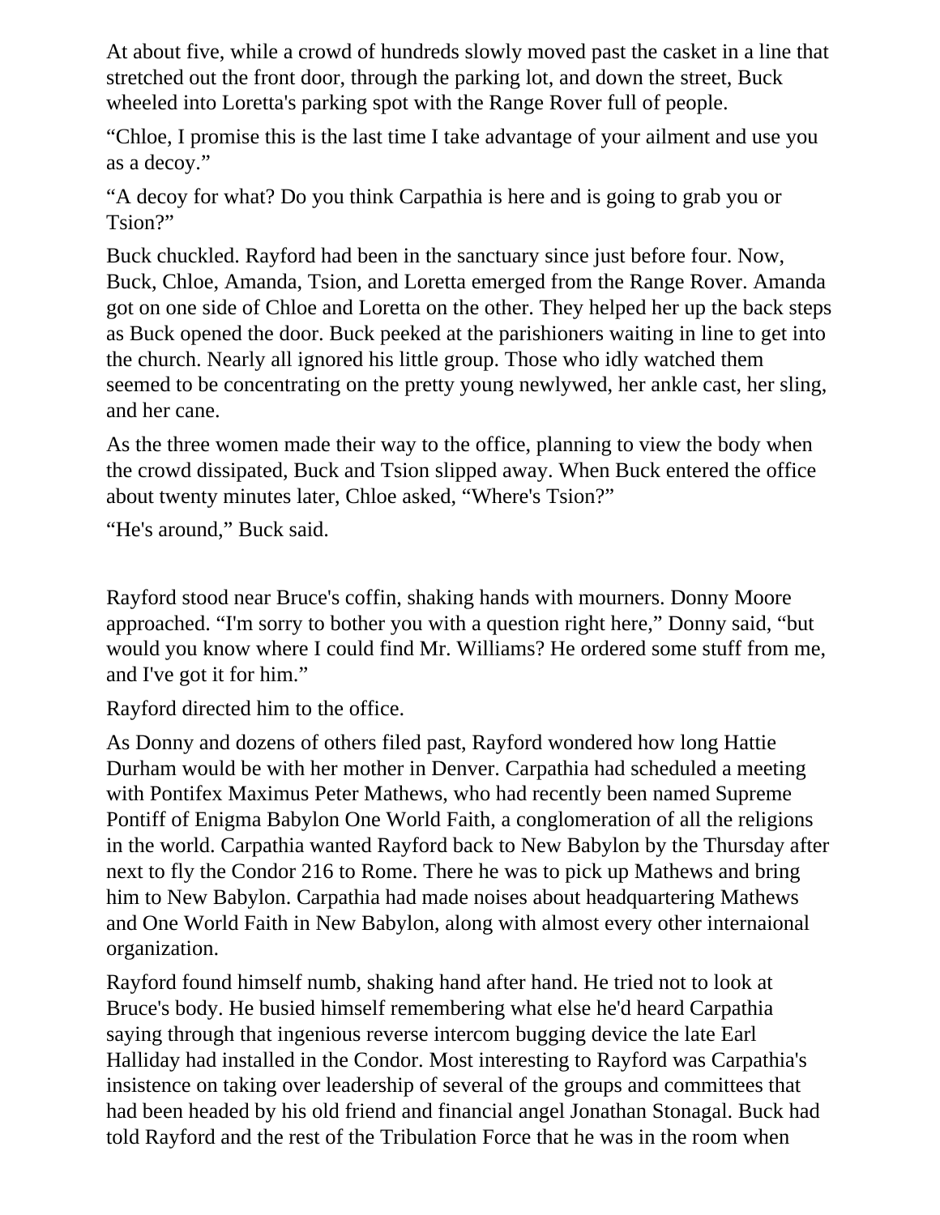At about five, while a crowd of hundreds slowly moved past the casket in a line that stretched out the front door, through the parking lot, and down the street, Buck wheeled into Loretta's parking spot with the Range Rover full of people.

“Chloe, I promise this is the last time I take advantage of your ailment and use you as a decoy.”

“A decoy for what? Do you think Carpathia is here and is going to grab you or Tsion?”

Buck chuckled. Rayford had been in the sanctuary since just before four. Now, Buck, Chloe, Amanda, Tsion, and Loretta emerged from the Range Rover. Amanda got on one side of Chloe and Loretta on the other. They helped her up the back steps as Buck opened the door. Buck peeked at the parishioners waiting in line to get into the church. Nearly all ignored his little group. Those who idly watched them seemed to be concentrating on the pretty young newlywed, her ankle cast, her sling, and her cane.

As the three women made their way to the office, planning to view the body when the crowd dissipated, Buck and Tsion slipped away. When Buck entered the office about twenty minutes later, Chloe asked, “Where's Tsion?”

“He's around,” Buck said.

Rayford stood near Bruce's coffin, shaking hands with mourners. Donny Moore approached. “I'm sorry to bother you with a question right here,” Donny said, “but would you know where I could find Mr. Williams? He ordered some stuff from me, and I've got it for him.”

Rayford directed him to the office.

As Donny and dozens of others filed past, Rayford wondered how long Hattie Durham would be with her mother in Denver. Carpathia had scheduled a meeting with Pontifex Maximus Peter Mathews, who had recently been named Supreme Pontiff of Enigma Babylon One World Faith, a conglomeration of all the religions in the world. Carpathia wanted Rayford back to New Babylon by the Thursday after next to fly the Condor 216 to Rome. There he was to pick up Mathews and bring him to New Babylon. Carpathia had made noises about headquartering Mathews and One World Faith in New Babylon, along with almost every other internaional organization.

Rayford found himself numb, shaking hand after hand. He tried not to look at Bruce's body. He busied himself remembering what else he'd heard Carpathia saying through that ingenious reverse intercom bugging device the late Earl Halliday had installed in the Condor. Most interesting to Rayford was Carpathia's insistence on taking over leadership of several of the groups and committees that had been headed by his old friend and financial angel Jonathan Stonagal. Buck had told Rayford and the rest of the Tribulation Force that he was in the room when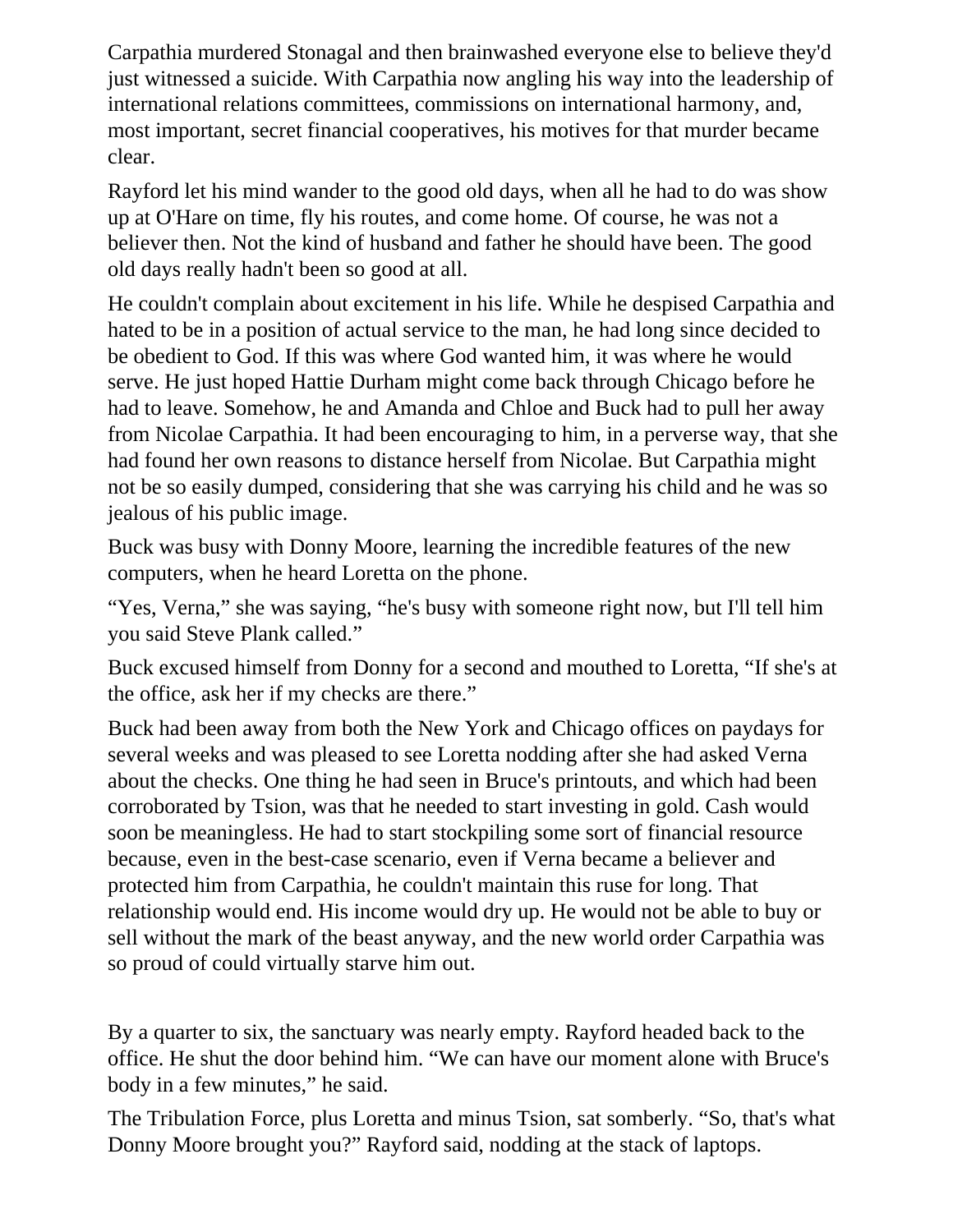Carpathia murdered Stonagal and then brainwashed everyone else to believe they'd just witnessed a suicide. With Carpathia now angling his way into the leadership of international relations committees, commissions on international harmony, and, most important, secret financial cooperatives, his motives for that murder became clear.

Rayford let his mind wander to the good old days, when all he had to do was show up at O'Hare on time, fly his routes, and come home. Of course, he was not a believer then. Not the kind of husband and father he should have been. The good old days really hadn't been so good at all.

He couldn't complain about excitement in his life. While he despised Carpathia and hated to be in a position of actual service to the man, he had long since decided to be obedient to God. If this was where God wanted him, it was where he would serve. He just hoped Hattie Durham might come back through Chicago before he had to leave. Somehow, he and Amanda and Chloe and Buck had to pull her away from Nicolae Carpathia. It had been encouraging to him, in a perverse way, that she had found her own reasons to distance herself from Nicolae. But Carpathia might not be so easily dumped, considering that she was carrying his child and he was so jealous of his public image.

Buck was busy with Donny Moore, learning the incredible features of the new computers, when he heard Loretta on the phone.

"Yes, Verna," she was saying, "he's busy with someone right now, but I'll tell him you said Steve Plank called."

Buck excused himself from Donny for a second and mouthed to Loretta, "If she's at the office, ask her if my checks are there."

Buck had been away from both the New York and Chicago offices on paydays for several weeks and was pleased to see Loretta nodding after she had asked Verna about the checks. One thing he had seen in Bruce's printouts, and which had been corroborated by Tsion, was that he needed to start investing in gold. Cash would soon be meaningless. He had to start stockpiling some sort of financial resource because, even in the best-case scenario, even if Verna became a believer and protected him from Carpathia, he couldn't maintain this ruse for long. That relationship would end. His income would dry up. He would not be able to buy or sell without the mark of the beast anyway, and the new world order Carpathia was so proud of could virtually starve him out.

By a quarter to six, the sanctuary was nearly empty. Rayford headed back to the office. He shut the door behind him. "We can have our moment alone with Bruce's body in a few minutes," he said.

The Tribulation Force, plus Loretta and minus Tsion, sat somberly. "So, that's what Donny Moore brought you?" Rayford said, nodding at the stack of laptops.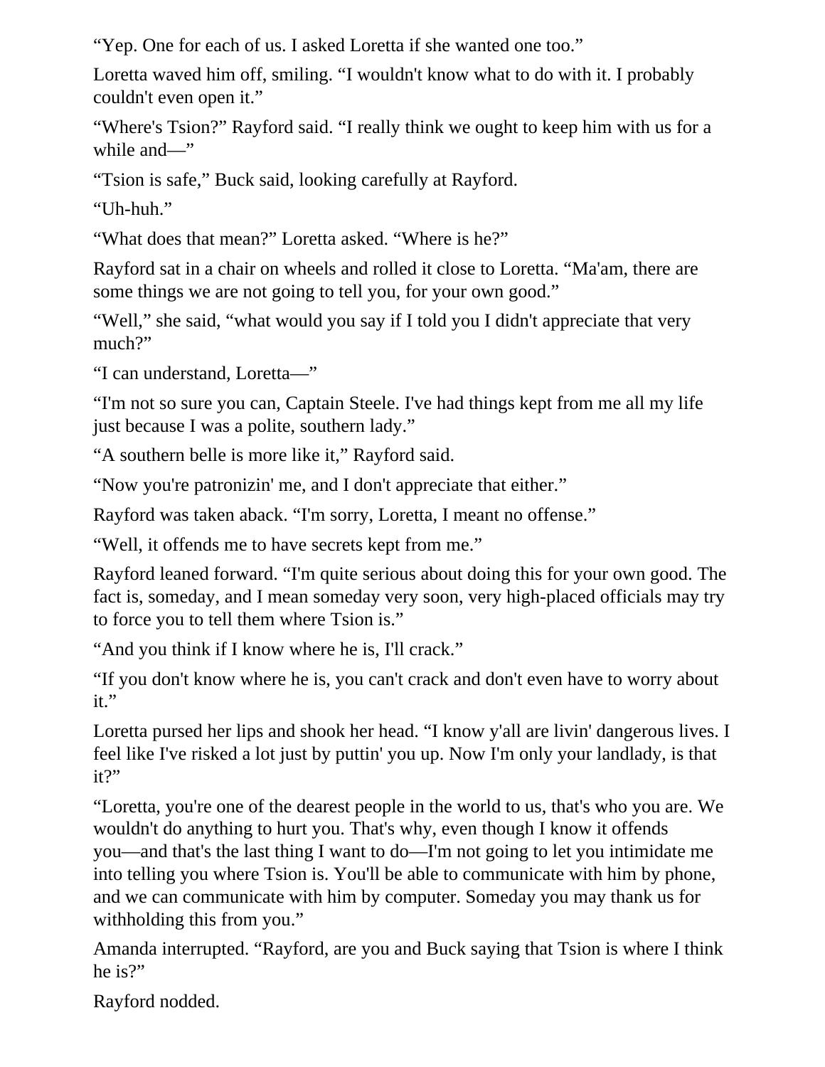“Yep. One for each of us. I asked Loretta if she wanted one too.”

Loretta waved him off, smiling. “I wouldn't know what to do with it. I probably couldn't even open it.”

“Where's Tsion?” Rayford said. “I really think we ought to keep him with us for a while and—”

“Tsion is safe,” Buck said, looking carefully at Rayford.

“Uh-huh.”

“What does that mean?” Loretta asked. “Where is he?”

Rayford sat in a chair on wheels and rolled it close to Loretta. “Ma'am, there are some things we are not going to tell you, for your own good.”

“Well,” she said, “what would you say if I told you I didn't appreciate that very much?”

“I can understand, Loretta—”

“I'm not so sure you can, Captain Steele. I've had things kept from me all my life just because I was a polite, southern lady.”

“A southern belle is more like it,” Rayford said.

“Now you're patronizin' me, and I don't appreciate that either.”

Rayford was taken aback. “I'm sorry, Loretta, I meant no offense.”

“Well, it offends me to have secrets kept from me.”

Rayford leaned forward. “I'm quite serious about doing this for your own good. The fact is, someday, and I mean someday very soon, very high-placed officials may try to force you to tell them where Tsion is.”

“And you think if I know where he is, I'll crack.”

“If you don't know where he is, you can't crack and don't even have to worry about it.”

Loretta pursed her lips and shook her head. “I know y'all are livin' dangerous lives. I feel like I've risked a lot just by puttin' you up. Now I'm only your landlady, is that it?”

“Loretta, you're one of the dearest people in the world to us, that's who you are. We wouldn't do anything to hurt you. That's why, even though I know it offends you—and that's the last thing I want to do—I'm not going to let you intimidate me into telling you where Tsion is. You'll be able to communicate with him by phone, and we can communicate with him by computer. Someday you may thank us for withholding this from you.”

Amanda interrupted. “Rayford, are you and Buck saying that Tsion is where I think he is?”

Rayford nodded.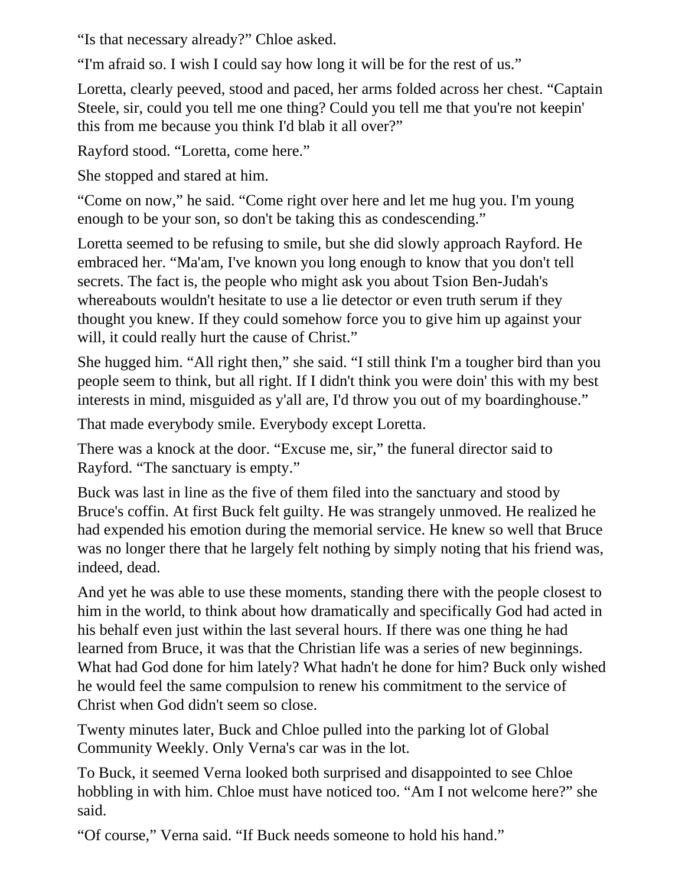“Is that necessary already?” Chloe asked.

“I'm afraid so. I wish I could say how long it will be for the rest of us.”

Loretta, clearly peeved, stood and paced, her arms folded across her chest. “Captain Steele, sir, could you tell me one thing? Could you tell me that you're not keepin' this from me because you think I'd blab it all over?”

Rayford stood. “Loretta, come here.”

She stopped and stared at him.

“Come on now,” he said. “Come right over here and let me hug you. I'm young enough to be your son, so don't be taking this as condescending.”

Loretta seemed to be refusing to smile, but she did slowly approach Rayford. He embraced her. “Ma'am, I've known you long enough to know that you don't tell secrets. The fact is, the people who might ask you about Tsion Ben-Judah's whereabouts wouldn't hesitate to use a lie detector or even truth serum if they thought you knew. If they could somehow force you to give him up against your will, it could really hurt the cause of Christ.”

She hugged him. “All right then,” she said. “I still think I'm a tougher bird than you people seem to think, but all right. If I didn't think you were doin' this with my best interests in mind, misguided as y'all are, I'd throw you out of my boardinghouse.”

That made everybody smile. Everybody except Loretta.

There was a knock at the door. “Excuse me, sir,” the funeral director said to Rayford. “The sanctuary is empty.”

Buck was last in line as the five of them filed into the sanctuary and stood by Bruce's coffin. At first Buck felt guilty. He was strangely unmoved. He realized he had expended his emotion during the memorial service. He knew so well that Bruce was no longer there that he largely felt nothing by simply noting that his friend was, indeed, dead.

And yet he was able to use these moments, standing there with the people closest to him in the world, to think about how dramatically and specifically God had acted in his behalf even just within the last several hours. If there was one thing he had learned from Bruce, it was that the Christian life was a series of new beginnings. What had God done for him lately? What hadn't he done for him? Buck only wished he would feel the same compulsion to renew his commitment to the service of Christ when God didn't seem so close.

Twenty minutes later, Buck and Chloe pulled into the parking lot of Global Community Weekly. Only Verna's car was in the lot.

To Buck, it seemed Verna looked both surprised and disappointed to see Chloe hobbling in with him. Chloe must have noticed too. “Am I not welcome here?” she said.

“Of course,” Verna said. “If Buck needs someone to hold his hand.”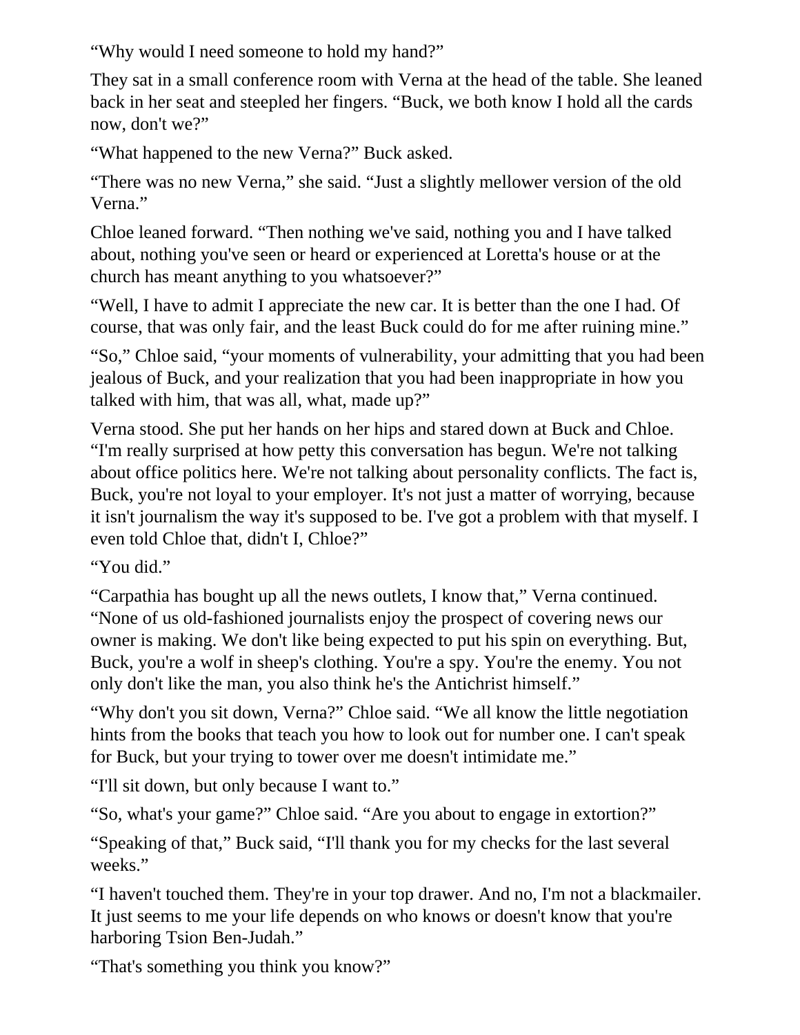“Why would I need someone to hold my hand?”

They sat in a small conference room with Verna at the head of the table. She leaned back in her seat and steepled her fingers. “Buck, we both know I hold all the cards now, don't we?”

“What happened to the new Verna?” Buck asked.

“There was no new Verna,” she said. “Just a slightly mellower version of the old Verna.”

Chloe leaned forward. “Then nothing we've said, nothing you and I have talked about, nothing you've seen or heard or experienced at Loretta's house or at the church has meant anything to you whatsoever?”

“Well, I have to admit I appreciate the new car. It is better than the one I had. Of course, that was only fair, and the least Buck could do for me after ruining mine.”

“So,” Chloe said, “your moments of vulnerability, your admitting that you had been jealous of Buck, and your realization that you had been inappropriate in how you talked with him, that was all, what, made up?”

Verna stood. She put her hands on her hips and stared down at Buck and Chloe. “I'm really surprised at how petty this conversation has begun. We're not talking about office politics here. We're not talking about personality conflicts. The fact is, Buck, you're not loyal to your employer. It's not just a matter of worrying, because it isn't journalism the way it's supposed to be. I've got a problem with that myself. I even told Chloe that, didn't I, Chloe?”

“You did.”

“Carpathia has bought up all the news outlets, I know that,” Verna continued. “None of us old-fashioned journalists enjoy the prospect of covering news our owner is making. We don't like being expected to put his spin on everything. But, Buck, you're a wolf in sheep's clothing. You're a spy. You're the enemy. You not only don't like the man, you also think he's the Antichrist himself.”

“Why don't you sit down, Verna?” Chloe said. “We all know the little negotiation hints from the books that teach you how to look out for number one. I can't speak for Buck, but your trying to tower over me doesn't intimidate me.”

“I'll sit down, but only because I want to.”

“So, what's your game?” Chloe said. “Are you about to engage in extortion?”

“Speaking of that,” Buck said, “I'll thank you for my checks for the last several weeks.”

“I haven't touched them. They're in your top drawer. And no, I'm not a blackmailer. It just seems to me your life depends on who knows or doesn't know that you're harboring Tsion Ben-Judah.”

“That's something you think you know?”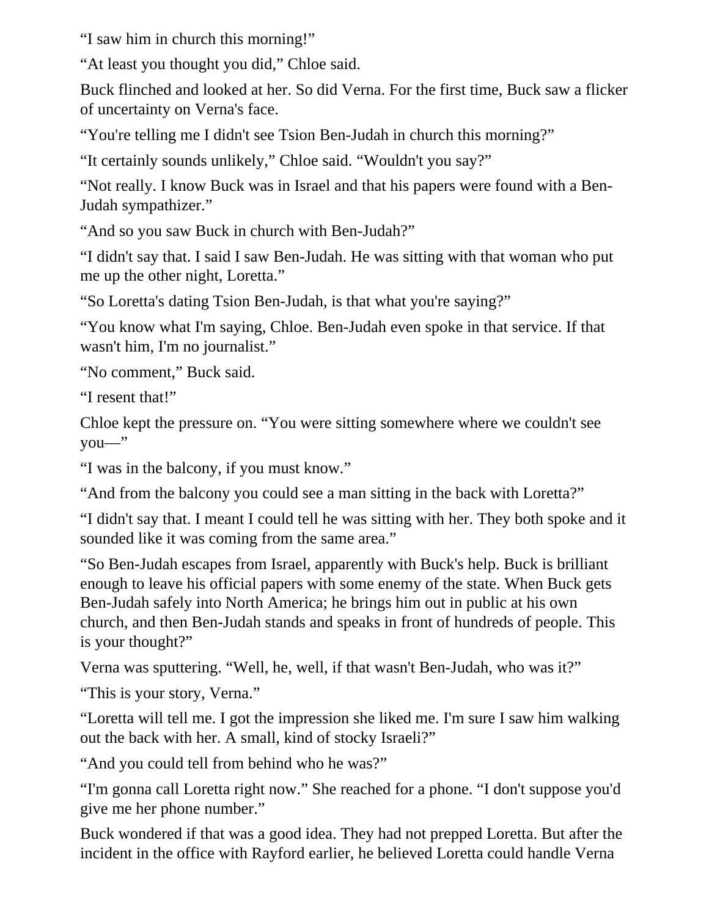"I saw him in church this morning!"

"At least you thought you did," Chloe said.

Buck flinched and looked at her. So did Verna. For the first time, Buck saw a flicker of uncertainty on Verna's face.

"You're telling me I didn't see Tsion Ben-Judah in church this morning?"

"It certainly sounds unlikely," Chloe said. "Wouldn't you say?"

"Not really. I know Buck was in Israel and that his papers were found with a Ben-Judah sympathizer."

"And so you saw Buck in church with Ben-Judah?"

"I didn't say that. I said I saw Ben-Judah. He was sitting with that woman who put me up the other night, Loretta."

"So Loretta's dating Tsion Ben-Judah, is that what you're saying?"

"You know what I'm saying, Chloe. Ben-Judah even spoke in that service. If that wasn't him, I'm no journalist."

"No comment," Buck said.

"I resent that!"

Chloe kept the pressure on. "You were sitting somewhere where we couldn't see you—"

"I was in the balcony, if you must know."

"And from the balcony you could see a man sitting in the back with Loretta?"

"I didn't say that. I meant I could tell he was sitting with her. They both spoke and it sounded like it was coming from the same area."

"So Ben-Judah escapes from Israel, apparently with Buck's help. Buck is brilliant enough to leave his official papers with some enemy of the state. When Buck gets Ben-Judah safely into North America; he brings him out in public at his own church, and then Ben-Judah stands and speaks in front of hundreds of people. This is your thought?"

Verna was sputtering. "Well, he, well, if that wasn't Ben-Judah, who was it?"

"This is your story, Verna."

"Loretta will tell me. I got the impression she liked me. I'm sure I saw him walking out the back with her. A small, kind of stocky Israeli?"

"And you could tell from behind who he was?"

"I'm gonna call Loretta right now." She reached for a phone. "I don't suppose you'd give me her phone number."

Buck wondered if that was a good idea. They had not prepped Loretta. But after the incident in the office with Rayford earlier, he believed Loretta could handle Verna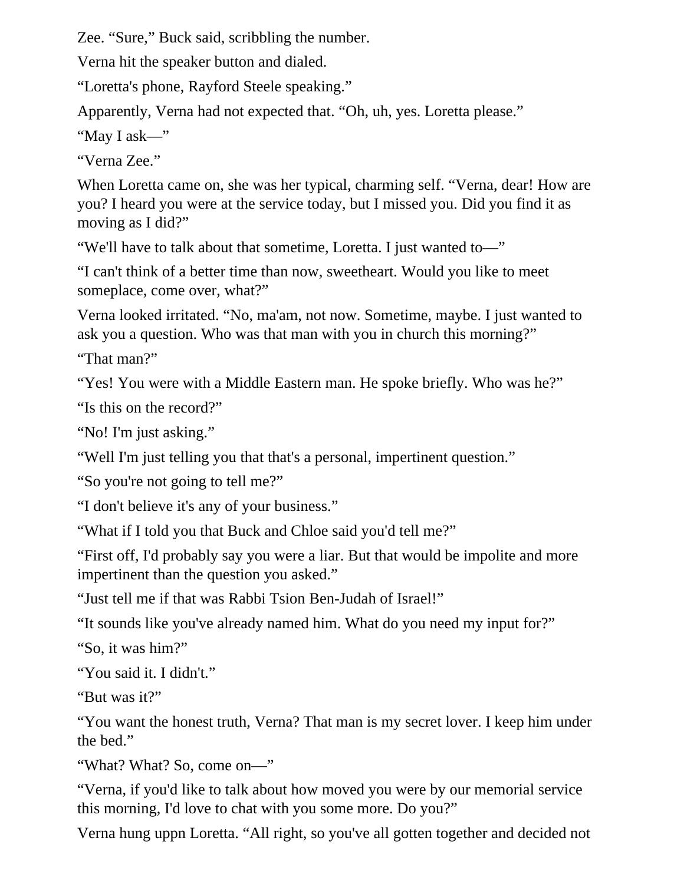Zee. “Sure,” Buck said, scribbling the number.

Verna hit the speaker button and dialed.

“Loretta's phone, Rayford Steele speaking.”

Apparently, Verna had not expected that. “Oh, uh, yes. Loretta please.”

“May I ask—”

“Verna Zee.”

When Loretta came on, she was her typical, charming self. “Verna, dear! How are you? I heard you were at the service today, but I missed you. Did you find it as moving as I did?”

“We'll have to talk about that sometime, Loretta. I just wanted to—”

“I can't think of a better time than now, sweetheart. Would you like to meet someplace, come over, what?”

Verna looked irritated. “No, ma'am, not now. Sometime, maybe. I just wanted to ask you a question. Who was that man with you in church this morning?”

“That man?”

“Yes! You were with a Middle Eastern man. He spoke briefly. Who was he?”

“Is this on the record?”

“No! I'm just asking.”

“Well I'm just telling you that that's a personal, impertinent question.”

“So you're not going to tell me?”

“I don't believe it's any of your business.”

“What if I told you that Buck and Chloe said you'd tell me?”

“First off, I'd probably say you were a liar. But that would be impolite and more impertinent than the question you asked.”

“Just tell me if that was Rabbi Tsion Ben-Judah of Israel!”

“It sounds like you've already named him. What do you need my input for?”

“So, it was him?”

“You said it. I didn't.”

“But was it?”

“You want the honest truth, Verna? That man is my secret lover. I keep him under the bed.”

“What? What? So, come on—”

“Verna, if you'd like to talk about how moved you were by our memorial service this morning, I'd love to chat with you some more. Do you?”

Verna hung uppn Loretta. “All right, so you've all gotten together and decided not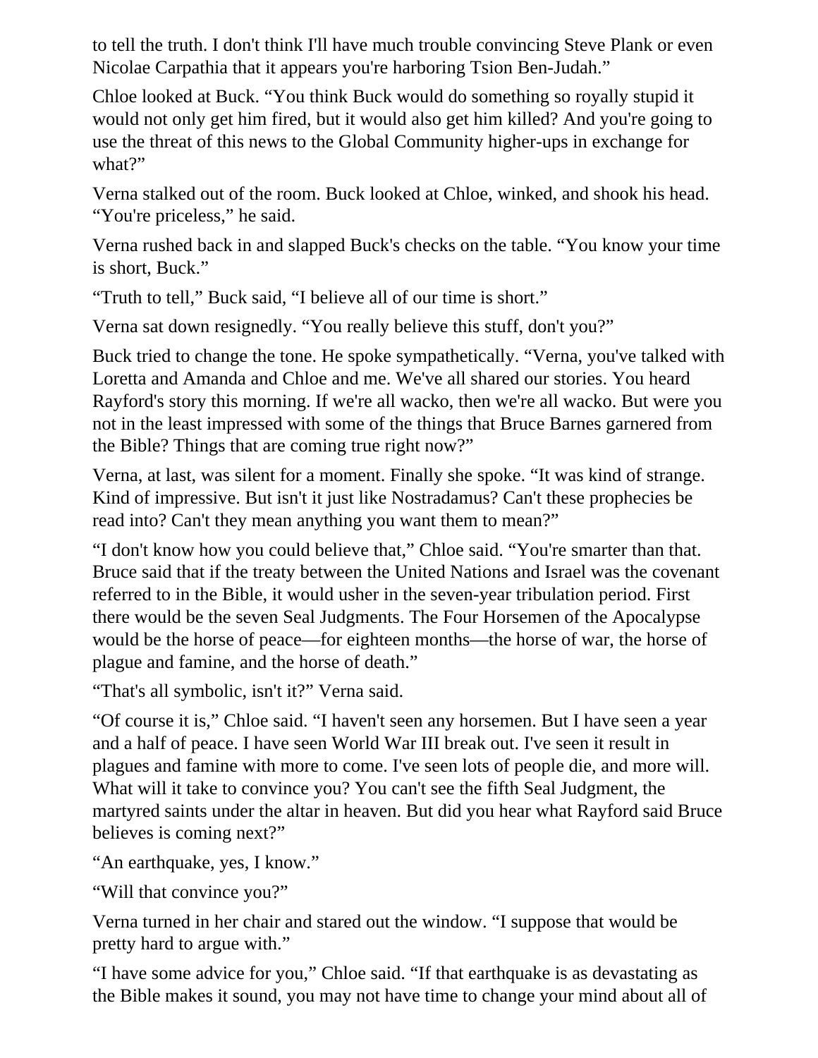to tell the truth. I don't think I'll have much trouble convincing Steve Plank or even Nicolae Carpathia that it appears you're harboring Tsion Ben-Judah."

Chloe looked at Buck. "You think Buck would do something so royally stupid it would not only get him fired, but it would also get him killed? And you're going to use the threat of this news to the Global Community higher-ups in exchange for what?"

Verna stalked out of the room. Buck looked at Chloe, winked, and shook his head. "You're priceless," he said.

Verna rushed back in and slapped Buck's checks on the table. "You know your time is short, Buck."

"Truth to tell," Buck said, "I believe all of our time is short."

Verna sat down resignedly. "You really believe this stuff, don't you?"

Buck tried to change the tone. He spoke sympathetically. "Verna, you've talked with Loretta and Amanda and Chloe and me. We've all shared our stories. You heard Rayford's story this morning. If we're all wacko, then we're all wacko. But were you not in the least impressed with some of the things that Bruce Barnes garnered from the Bible? Things that are coming true right now?"

Verna, at last, was silent for a moment. Finally she spoke. "It was kind of strange. Kind of impressive. But isn't it just like Nostradamus? Can't these prophecies be read into? Can't they mean anything you want them to mean?"

"I don't know how you could believe that," Chloe said. "You're smarter than that. Bruce said that if the treaty between the United Nations and Israel was the covenant referred to in the Bible, it would usher in the seven-year tribulation period. First there would be the seven Seal Judgments. The Four Horsemen of the Apocalypse would be the horse of peace—for eighteen months—the horse of war, the horse of plague and famine, and the horse of death."

"That's all symbolic, isn't it?" Verna said.

"Of course it is," Chloe said. "I haven't seen any horsemen. But I have seen a year and a half of peace. I have seen World War III break out. I've seen it result in plagues and famine with more to come. I've seen lots of people die, and more will. What will it take to convince you? You can't see the fifth Seal Judgment, the martyred saints under the altar in heaven. But did you hear what Rayford said Bruce believes is coming next?"

"An earthquake, yes, I know."

"Will that convince you?"

Verna turned in her chair and stared out the window. "I suppose that would be pretty hard to argue with."

"I have some advice for you," Chloe said. "If that earthquake is as devastating as the Bible makes it sound, you may not have time to change your mind about all of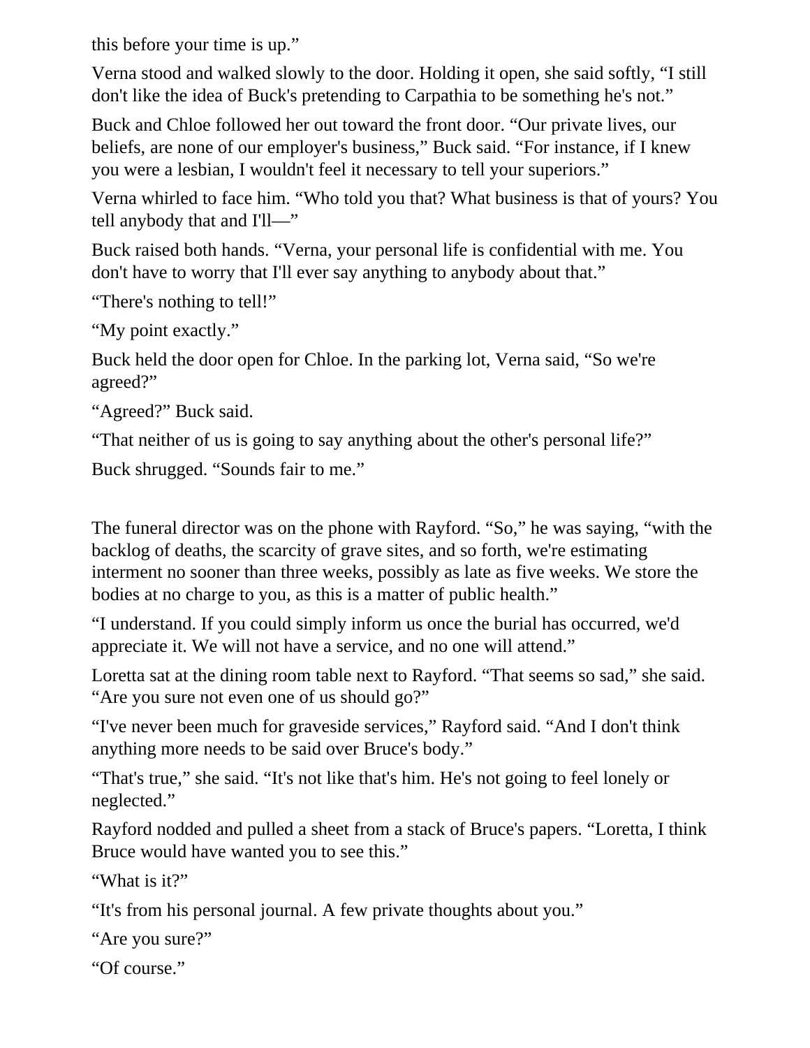this before your time is up."

Verna stood and walked slowly to the door. Holding it open, she said softly, "I still don't like the idea of Buck's pretending to Carpathia to be something he's not."

Buck and Chloe followed her out toward the front door. "Our private lives, our beliefs, are none of our employer's business," Buck said. "For instance, if I knew you were a lesbian, I wouldn't feel it necessary to tell your superiors."

Verna whirled to face him. "Who told you that? What business is that of yours? You tell anybody that and I'll—"

Buck raised both hands. "Verna, your personal life is confidential with me. You don't have to worry that I'll ever say anything to anybody about that."

"There's nothing to tell!"

"My point exactly."

Buck held the door open for Chloe. In the parking lot, Verna said, "So we're agreed?"

"Agreed?" Buck said.

"That neither of us is going to say anything about the other's personal life?"

Buck shrugged. "Sounds fair to me."

The funeral director was on the phone with Rayford. "So," he was saying, "with the backlog of deaths, the scarcity of grave sites, and so forth, we're estimating interment no sooner than three weeks, possibly as late as five weeks. We store the bodies at no charge to you, as this is a matter of public health."

"I understand. If you could simply inform us once the burial has occurred, we'd appreciate it. We will not have a service, and no one will attend."

Loretta sat at the dining room table next to Rayford. "That seems so sad," she said. "Are you sure not even one of us should go?"

"I've never been much for graveside services," Rayford said. "And I don't think anything more needs to be said over Bruce's body."

"That's true," she said. "It's not like that's him. He's not going to feel lonely or neglected."

Rayford nodded and pulled a sheet from a stack of Bruce's papers. "Loretta, I think Bruce would have wanted you to see this."

"What is it?"

"It's from his personal journal. A few private thoughts about you."

"Are you sure?"

"Of course."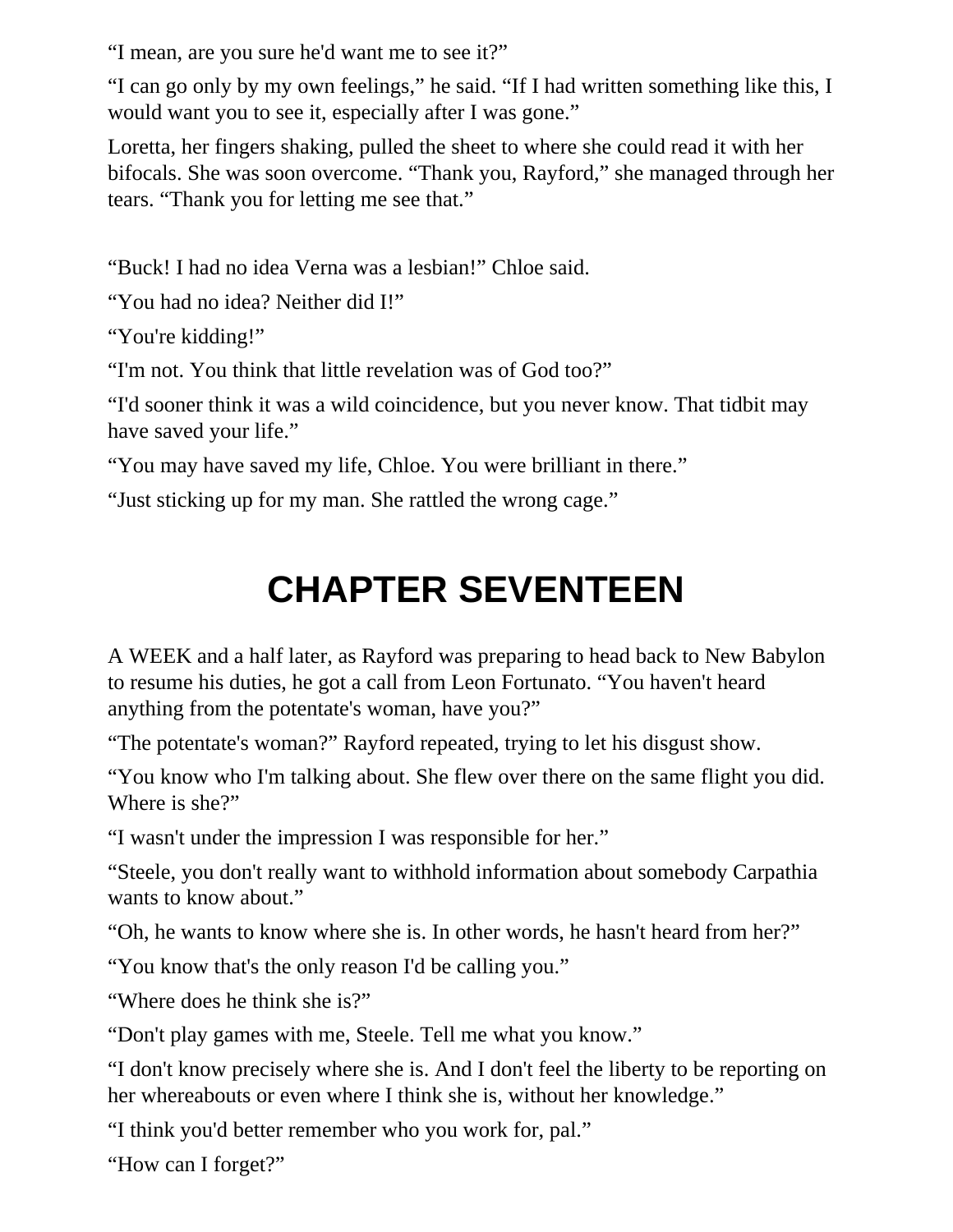“I mean, are you sure he'd want me to see it?”

“I can go only by my own feelings,” he said. “If I had written something like this, I would want you to see it, especially after I was gone.”

Loretta, her fingers shaking, pulled the sheet to where she could read it with her bifocals. She was soon overcome. “Thank you, Rayford,” she managed through her tears. “Thank you for letting me see that.”

“Buck! I had no idea Verna was a lesbian!” Chloe said.

“You had no idea? Neither did I!”

“You're kidding!”

“I'm not. You think that little revelation was of God too?”

“I'd sooner think it was a wild coincidence, but you never know. That tidbit may have saved your life.”

“You may have saved my life, Chloe. You were brilliant in there.”

“Just sticking up for my man. She rattled the wrong cage.”

# CHAPTER SEVENTEEN

A WEEK and a half later, as Rayford was preparing to head back to New Babylon to resume his duties, he got a call from Leon Fortunato. “You haven't heard anything from the potentate's woman, have you?”

“The potentate's woman?” Rayford repeated, trying to let his disgust show.

“You know who I'm talking about. She flew over there on the same flight you did. Where is she?”

“I wasn't under the impression I was responsible for her.”

“Steele, you don't really want to withhold information about somebody Carpathia wants to know about.”

“Oh, he wants to know where she is. In other words, he hasn't heard from her?”

“You know that's the only reason I'd be calling you.”

“Where does he think she is?”

“Don't play games with me, Steele. Tell me what you know.”

“I don't know precisely where she is. And I don't feel the liberty to be reporting on her whereabouts or even where I think she is, without her knowledge.”

“I think you'd better remember who you work for, pal.”

“How can I forget?”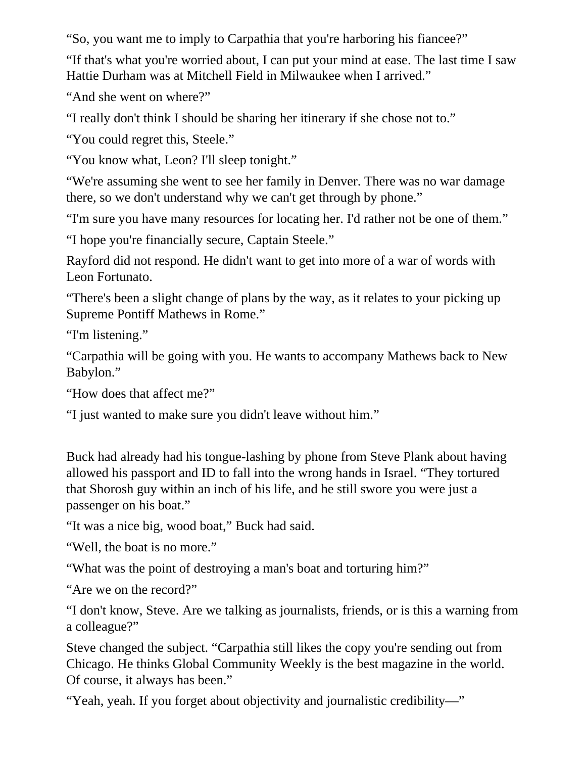“So, you want me to imply to Carpathia that you're harboring his fiancee?”

“If that's what you're worried about, I can put your mind at ease. The last time I saw Hattie Durham was at Mitchell Field in Milwaukee when I arrived.”

“And she went on where?”

“I really don't think I should be sharing her itinerary if she chose not to.”

“You could regret this, Steele.”

“You know what, Leon? I'll sleep tonight.”

“We're assuming she went to see her family in Denver. There was no war damage there, so we don't understand why we can't get through by phone.”

“I'm sure you have many resources for locating her. I'd rather not be one of them.”

“I hope you're financially secure, Captain Steele.”

Rayford did not respond. He didn't want to get into more of a war of words with Leon Fortunato.

“There's been a slight change of plans by the way, as it relates to your picking up Supreme Pontiff Mathews in Rome.”

“I'm listening.”

“Carpathia will be going with you. He wants to accompany Mathews back to New Babylon.”

“How does that affect me?”

“I just wanted to make sure you didn't leave without him.”

Buck had already had his tongue-lashing by phone from Steve Plank about having allowed his passport and ID to fall into the wrong hands in Israel. “They tortured that Shorosh guy within an inch of his life, and he still swore you were just a passenger on his boat.”

“It was a nice big, wood boat,” Buck had said.

“Well, the boat is no more.”

“What was the point of destroying a man's boat and torturing him?”

“Are we on the record?”

“I don't know, Steve. Are we talking as journalists, friends, or is this a warning from a colleague?”

Steve changed the subject. “Carpathia still likes the copy you're sending out from Chicago. He thinks Global Community Weekly is the best magazine in the world. Of course, it always has been.”

“Yeah, yeah. If you forget about objectivity and journalistic credibility—”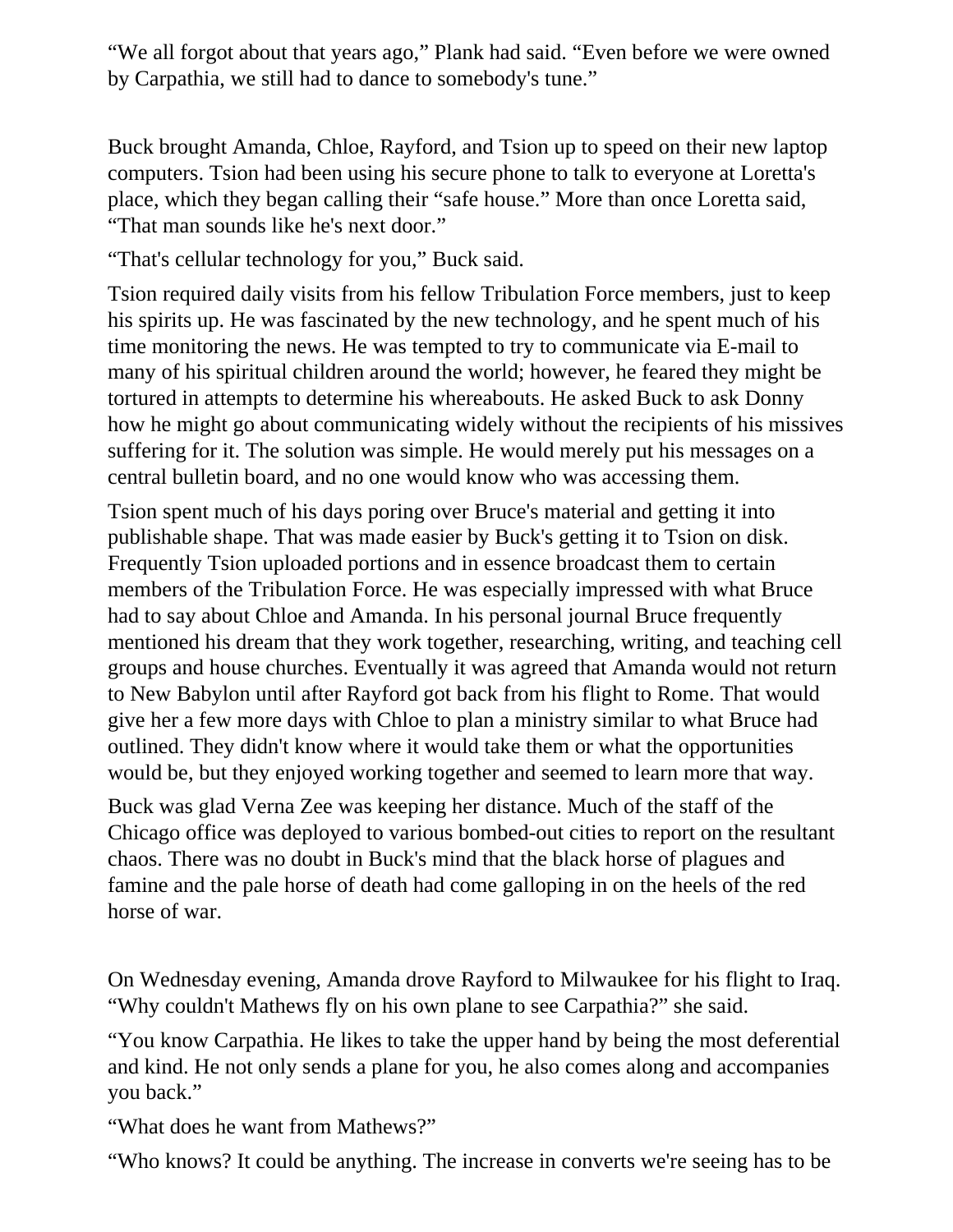"We all forgot about that years ago," Plank had said. "Even before we were owned by Carpathia, we still had to dance to somebody's tune."

Buck brought Amanda, Chloe, Rayford, and Tsion up to speed on their new laptop computers. Tsion had been using his secure phone to talk to everyone at Loretta's place, which they began calling their "safe house." More than once Loretta said, "That man sounds like he's next door."

"That's cellular technology for you," Buck said.

Tsion required daily visits from his fellow Tribulation Force members, just to keep his spirits up. He was fascinated by the new technology, and he spent much of his time monitoring the news. He was tempted to try to communicate via E-mail to many of his spiritual children around the world; however, he feared they might be tortured in attempts to determine his whereabouts. He asked Buck to ask Donny how he might go about communicating widely without the recipients of his missives suffering for it. The solution was simple. He would merely put his messages on a central bulletin board, and no one would know who was accessing them.

Tsion spent much of his days poring over Bruce's material and getting it into publishable shape. That was made easier by Buck's getting it to Tsion on disk. Frequently Tsion uploaded portions and in essence broadcast them to certain members of the Tribulation Force. He was especially impressed with what Bruce had to say about Chloe and Amanda. In his personal journal Bruce frequently mentioned his dream that they work together, researching, writing, and teaching cell groups and house churches. Eventually it was agreed that Amanda would not return to New Babylon until after Rayford got back from his flight to Rome. That would give her a few more days with Chloe to plan a ministry similar to what Bruce had outlined. They didn't know where it would take them or what the opportunities would be, but they enjoyed working together and seemed to learn more that way.

Buck was glad Verna Zee was keeping her distance. Much of the staff of the Chicago office was deployed to various bombed-out cities to report on the resultant chaos. There was no doubt in Buck's mind that the black horse of plagues and famine and the pale horse of death had come galloping in on the heels of the red horse of war.

On Wednesday evening, Amanda drove Rayford to Milwaukee for his flight to Iraq. "Why couldn't Mathews fly on his own plane to see Carpathia?" she said.

"You know Carpathia. He likes to take the upper hand by being the most deferential and kind. He not only sends a plane for you, he also comes along and accompanies you back."

"What does he want from Mathews?"

"Who knows? It could be anything. The increase in converts we're seeing has to be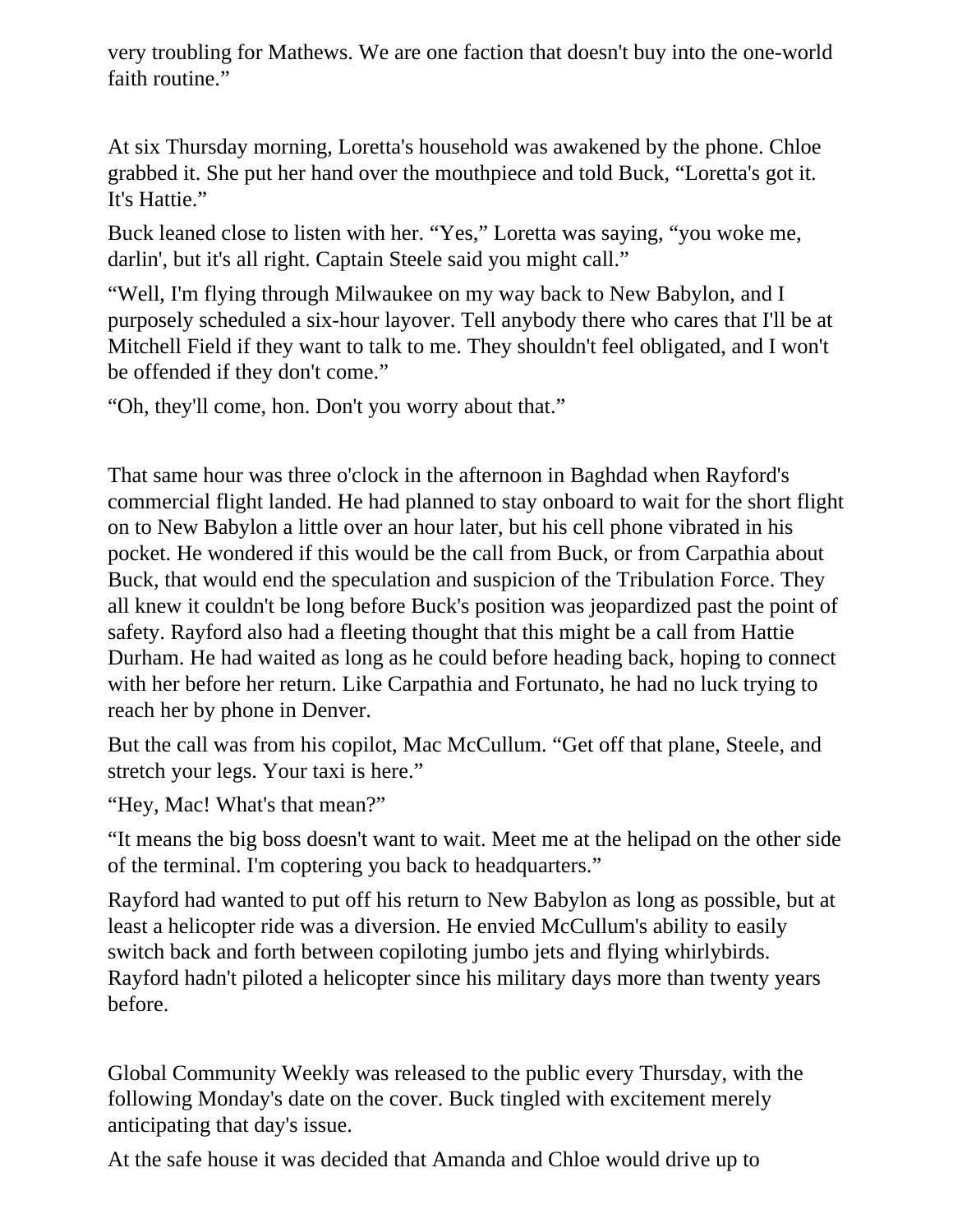very troubling for Mathews. We are one faction that doesn't buy into the one-world faith routine."

At six Thursday morning, Loretta's household was awakened by the phone. Chloe grabbed it. She put her hand over the mouthpiece and told Buck, "Loretta's got it. It's Hattie."

Buck leaned close to listen with her. "Yes," Loretta was saying, "you woke me, darlin', but it's all right. Captain Steele said you might call."

"Well, I'm flying through Milwaukee on my way back to New Babylon, and I purposely scheduled a six-hour layover. Tell anybody there who cares that I'll be at Mitchell Field if they want to talk to me. They shouldn't feel obligated, and I won't be offended if they don't come."

"Oh, they'll come, hon. Don't you worry about that."

That same hour was three o'clock in the afternoon in Baghdad when Rayford's commercial flight landed. He had planned to stay onboard to wait for the short flight on to New Babylon a little over an hour later, but his cell phone vibrated in his pocket. He wondered if this would be the call from Buck, or from Carpathia about Buck, that would end the speculation and suspicion of the Tribulation Force. They all knew it couldn't be long before Buck's position was jeopardized past the point of safety. Rayford also had a fleeting thought that this might be a call from Hattie Durham. He had waited as long as he could before heading back, hoping to connect with her before her return. Like Carpathia and Fortunato, he had no luck trying to reach her by phone in Denver.

But the call was from his copilot, Mac McCullum. "Get off that plane, Steele, and stretch your legs. Your taxi is here."

"Hey, Mac! What's that mean?"

"It means the big boss doesn't want to wait. Meet me at the helipad on the other side of the terminal. I'm coptering you back to headquarters."

Rayford had wanted to put off his return to New Babylon as long as possible, but at least a helicopter ride was a diversion. He envied McCullum's ability to easily switch back and forth between copiloting jumbo jets and flying whirlybirds. Rayford hadn't piloted a helicopter since his military days more than twenty years before.

Global Community Weekly was released to the public every Thursday, with the following Monday's date on the cover. Buck tingled with excitement merely anticipating that day's issue.

At the safe house it was decided that Amanda and Chloe would drive up to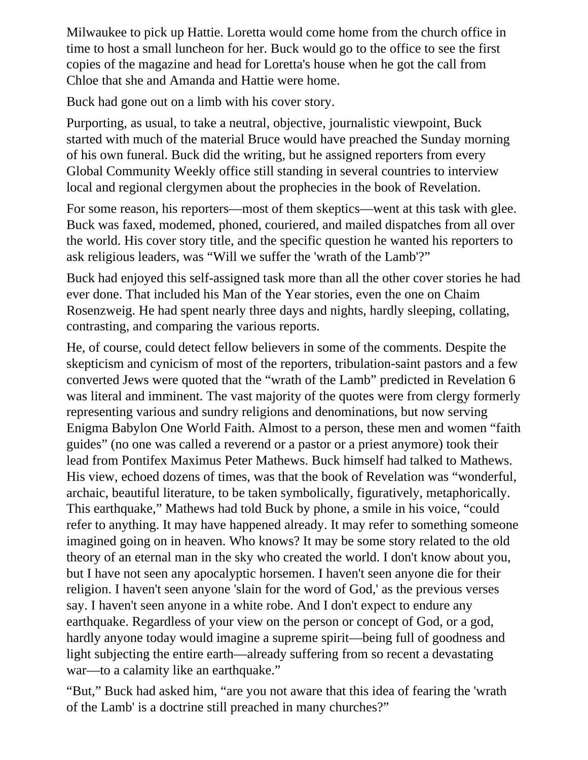Milwaukee to pick up Hattie. Loretta would come home from the church office in time to host a small luncheon for her. Buck would go to the office to see the first copies of the magazine and head for Loretta's house when he got the call from Chloe that she and Amanda and Hattie were home.

Buck had gone out on a limb with his cover story.

Purporting, as usual, to take a neutral, objective, journalistic viewpoint, Buck started with much of the material Bruce would have preached the Sunday morning of his own funeral. Buck did the writing, but he assigned reporters from every Global Community Weekly office still standing in several countries to interview local and regional clergymen about the prophecies in the book of Revelation.

For some reason, his reporters—most of them skeptics—went at this task with glee. Buck was faxed, modemed, phoned, couriered, and mailed dispatches from all over the world. His cover story title, and the specific question he wanted his reporters to ask religious leaders, was "Will we suffer the 'wrath of the Lamb'?"

Buck had enjoyed this self-assigned task more than all the other cover stories he had ever done. That included his Man of the Year stories, even the one on Chaim Rosenzweig. He had spent nearly three days and nights, hardly sleeping, collating, contrasting, and comparing the various reports.

He, of course, could detect fellow believers in some of the comments. Despite the skepticism and cynicism of most of the reporters, tribulation-saint pastors and a few converted Jews were quoted that the "wrath of the Lamb" predicted in Revelation 6 was literal and imminent. The vast majority of the quotes were from clergy formerly representing various and sundry religions and denominations, but now serving Enigma Babylon One World Faith. Almost to a person, these men and women "faith guides" (no one was called a reverend or a pastor or a priest anymore) took their lead from Pontifex Maximus Peter Mathews. Buck himself had talked to Mathews. His view, echoed dozens of times, was that the book of Revelation was "wonderful, archaic, beautiful literature, to be taken symbolically, figuratively, metaphorically. This earthquake," Mathews had told Buck by phone, a smile in his voice, "could refer to anything. It may have happened already. It may refer to something someone imagined going on in heaven. Who knows? It may be some story related to the old theory of an eternal man in the sky who created the world. I don't know about you, but I have not seen any apocalyptic horsemen. I haven't seen anyone die for their religion. I haven't seen anyone 'slain for the word of God,' as the previous verses say. I haven't seen anyone in a white robe. And I don't expect to endure any earthquake. Regardless of your view on the person or concept of God, or a god, hardly anyone today would imagine a supreme spirit—being full of goodness and light subjecting the entire earth—already suffering from so recent a devastating war—to a calamity like an earthquake."

"But," Buck had asked him, "are you not aware that this idea of fearing the 'wrath of the Lamb' is a doctrine still preached in many churches?"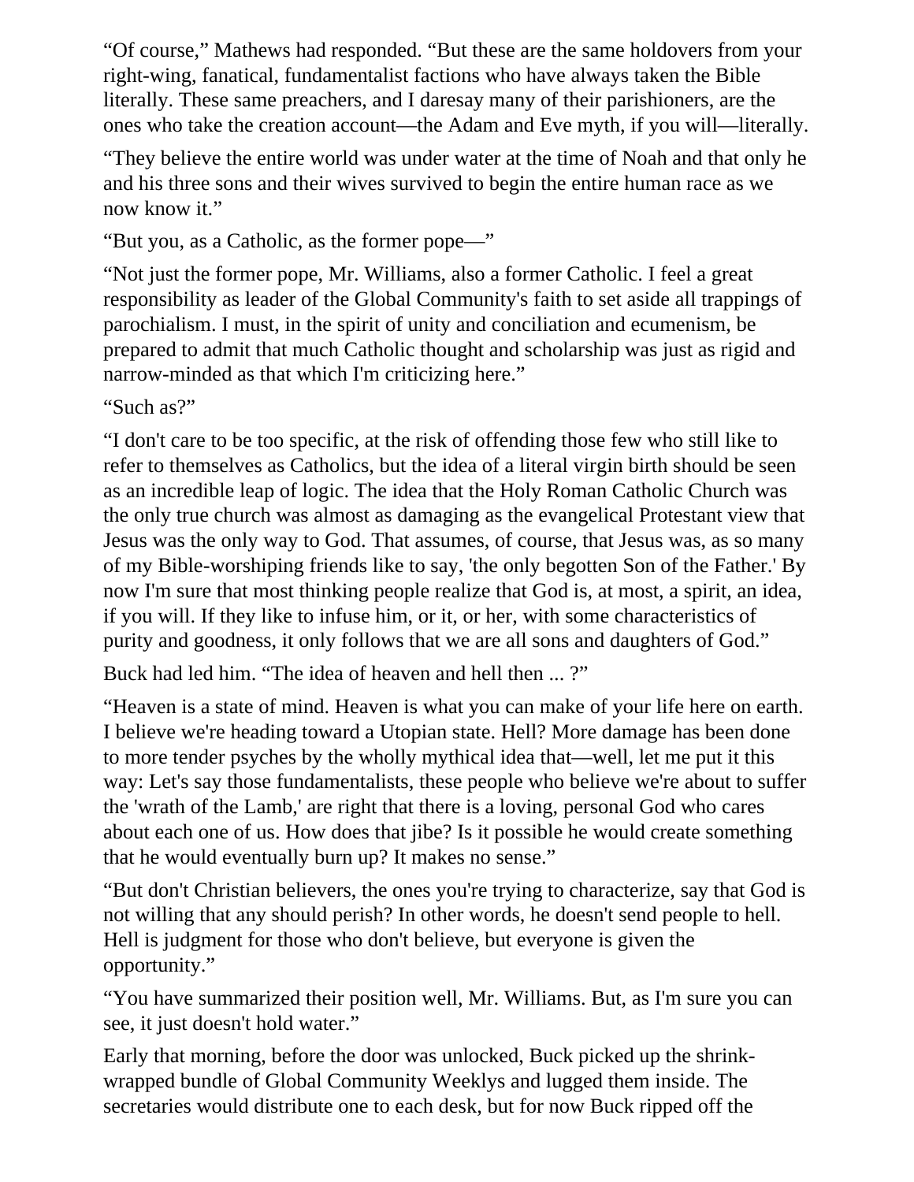"Of course," Mathews had responded. "But these are the same holdovers from your right-wing, fanatical, fundamentalist factions who have always taken the Bible literally. These same preachers, and I daresay many of their parishioners, are the ones who take the creation account—the Adam and Eve myth, if you will—literally.

"They believe the entire world was under water at the time of Noah and that only he and his three sons and their wives survived to begin the entire human race as we now know it."

"But you, as a Catholic, as the former pope—"

"Not just the former pope, Mr. Williams, also a former Catholic. I feel a great responsibility as leader of the Global Community's faith to set aside all trappings of parochialism. I must, in the spirit of unity and conciliation and ecumenism, be prepared to admit that much Catholic thought and scholarship was just as rigid and narrow-minded as that which I'm criticizing here."

"Such as?"

"I don't care to be too specific, at the risk of offending those few who still like to refer to themselves as Catholics, but the idea of a literal virgin birth should be seen as an incredible leap of logic. The idea that the Holy Roman Catholic Church was the only true church was almost as damaging as the evangelical Protestant view that Jesus was the only way to God. That assumes, of course, that Jesus was, as so many of my Bible-worshiping friends like to say, 'the only begotten Son of the Father.' By now I'm sure that most thinking people realize that God is, at most, a spirit, an idea, if you will. If they like to infuse him, or it, or her, with some characteristics of purity and goodness, it only follows that we are all sons and daughters of God."

Buck had led him. "The idea of heaven and hell then ... ?"

"Heaven is a state of mind. Heaven is what you can make of your life here on earth. I believe we're heading toward a Utopian state. Hell? More damage has been done to more tender psyches by the wholly mythical idea that—well, let me put it this way: Let's say those fundamentalists, these people who believe we're about to suffer the 'wrath of the Lamb,' are right that there is a loving, personal God who cares about each one of us. How does that jibe? Is it possible he would create something that he would eventually burn up? It makes no sense."

"But don't Christian believers, the ones you're trying to characterize, say that God is not willing that any should perish? In other words, he doesn't send people to hell. Hell is judgment for those who don't believe, but everyone is given the opportunity."

"You have summarized their position well, Mr. Williams. But, as I'm sure you can see, it just doesn't hold water."

Early that morning, before the door was unlocked, Buck picked up the shrink-wrapped bundle of Global Community Weeklys and lugged them inside. The secretaries would distribute one to each desk, but for now Buck ripped off the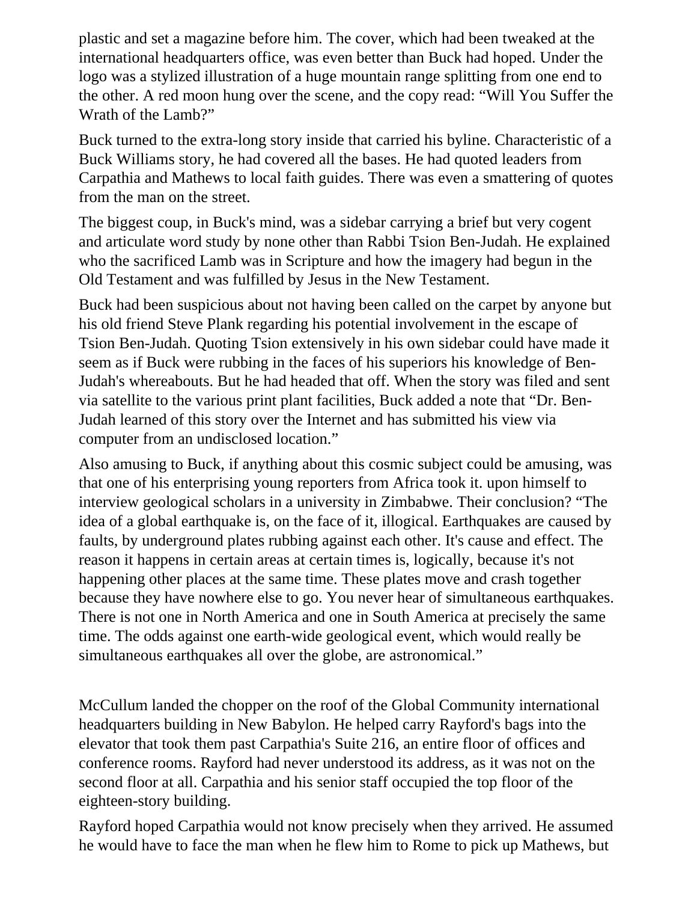plastic and set a magazine before him. The cover, which had been tweaked at the international headquarters office, was even better than Buck had hoped. Under the logo was a stylized illustration of a huge mountain range splitting from one end to the other. A red moon hung over the scene, and the copy read: “Will You Suffer the Wrath of the Lamb?”

Buck turned to the extra-long story inside that carried his byline. Characteristic of a Buck Williams story, he had covered all the bases. He had quoted leaders from Carpathia and Mathews to local faith guides. There was even a smattering of quotes from the man on the street.

The biggest coup, in Buck's mind, was a sidebar carrying a brief but very cogent and articulate word study by none other than Rabbi Tsion Ben-Judah. He explained who the sacrificed Lamb was in Scripture and how the imagery had begun in the Old Testament and was fulfilled by Jesus in the New Testament.

Buck had been suspicious about not having been called on the carpet by anyone but his old friend Steve Plank regarding his potential involvement in the escape of Tsion Ben-Judah. Quoting Tsion extensively in his own sidebar could have made it seem as if Buck were rubbing in the faces of his superiors his knowledge of Ben-Judah's whereabouts. But he had headed that off. When the story was filed and sent via satellite to the various print plant facilities, Buck added a note that “Dr. Ben-Judah learned of this story over the Internet and has submitted his view via computer from an undisclosed location.”

Also amusing to Buck, if anything about this cosmic subject could be amusing, was that one of his enterprising young reporters from Africa took it. upon himself to interview geological scholars in a university in Zimbabwe. Their conclusion? “The idea of a global earthquake is, on the face of it, illogical. Earthquakes are caused by faults, by underground plates rubbing against each other. It's cause and effect. The reason it happens in certain areas at certain times is, logically, because it's not happening other places at the same time. These plates move and crash together because they have nowhere else to go. You never hear of simultaneous earthquakes. There is not one in North America and one in South America at precisely the same time. The odds against one earth-wide geological event, which would really be simultaneous earthquakes all over the globe, are astronomical.”

McCullum landed the chopper on the roof of the Global Community international headquarters building in New Babylon. He helped carry Rayford's bags into the elevator that took them past Carpathia's Suite 216, an entire floor of offices and conference rooms. Rayford had never understood its address, as it was not on the second floor at all. Carpathia and his senior staff occupied the top floor of the eighteen-story building.

Rayford hoped Carpathia would not know precisely when they arrived. He assumed he would have to face the man when he flew him to Rome to pick up Mathews, but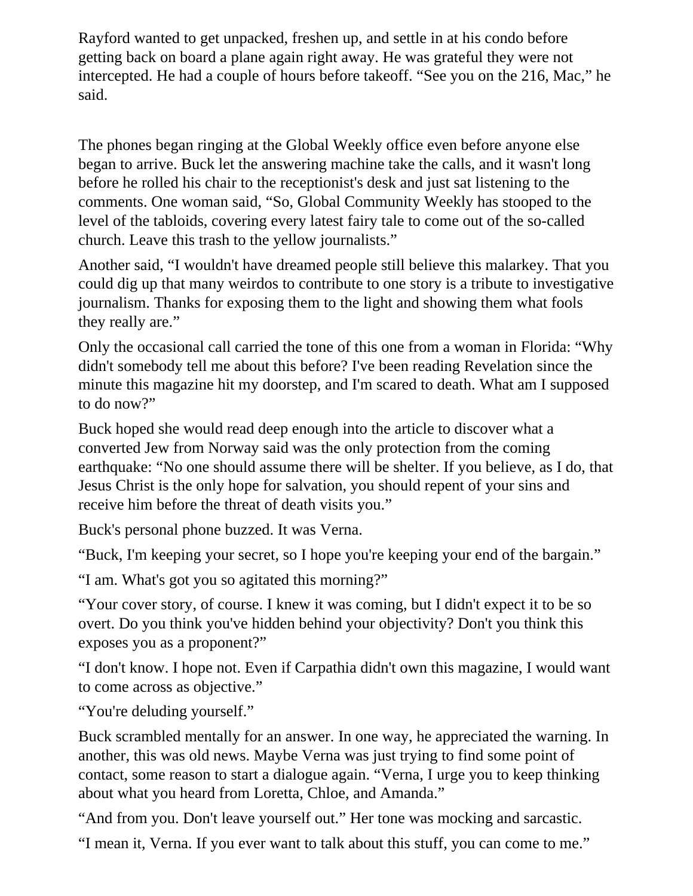Rayford wanted to get unpacked, freshen up, and settle in at his condo before getting back on board a plane again right away. He was grateful they were not intercepted. He had a couple of hours before takeoff. “See you on the 216, Mac,” he said.

The phones began ringing at the Global Weekly office even before anyone else began to arrive. Buck let the answering machine take the calls, and it wasn't long before he rolled his chair to the receptionist's desk and just sat listening to the comments. One woman said, “So, Global Community Weekly has stooped to the level of the tabloids, covering every latest fairy tale to come out of the so-called church. Leave this trash to the yellow journalists.”

Another said, “I wouldn't have dreamed people still believe this malarkey. That you could dig up that many weirdos to contribute to one story is a tribute to investigative journalism. Thanks for exposing them to the light and showing them what fools they really are.”

Only the occasional call carried the tone of this one from a woman in Florida: “Why didn't somebody tell me about this before? I've been reading Revelation since the minute this magazine hit my doorstep, and I'm scared to death. What am I supposed to do now?”

Buck hoped she would read deep enough into the article to discover what a converted Jew from Norway said was the only protection from the coming earthquake: “No one should assume there will be shelter. If you believe, as I do, that Jesus Christ is the only hope for salvation, you should repent of your sins and receive him before the threat of death visits you.”

Buck's personal phone buzzed. It was Verna.

“Buck, I'm keeping your secret, so I hope you're keeping your end of the bargain.”

“I am. What's got you so agitated this morning?”

“Your cover story, of course. I knew it was coming, but I didn't expect it to be so overt. Do you think you've hidden behind your objectivity? Don't you think this exposes you as a proponent?”

“I don't know. I hope not. Even if Carpathia didn't own this magazine, I would want to come across as objective.”

“You're deluding yourself.”

Buck scrambled mentally for an answer. In one way, he appreciated the warning. In another, this was old news. Maybe Verna was just trying to find some point of contact, some reason to start a dialogue again. “Verna, I urge you to keep thinking about what you heard from Loretta, Chloe, and Amanda.”

“And from you. Don't leave yourself out.” Her tone was mocking and sarcastic.

“I mean it, Verna. If you ever want to talk about this stuff, you can come to me.”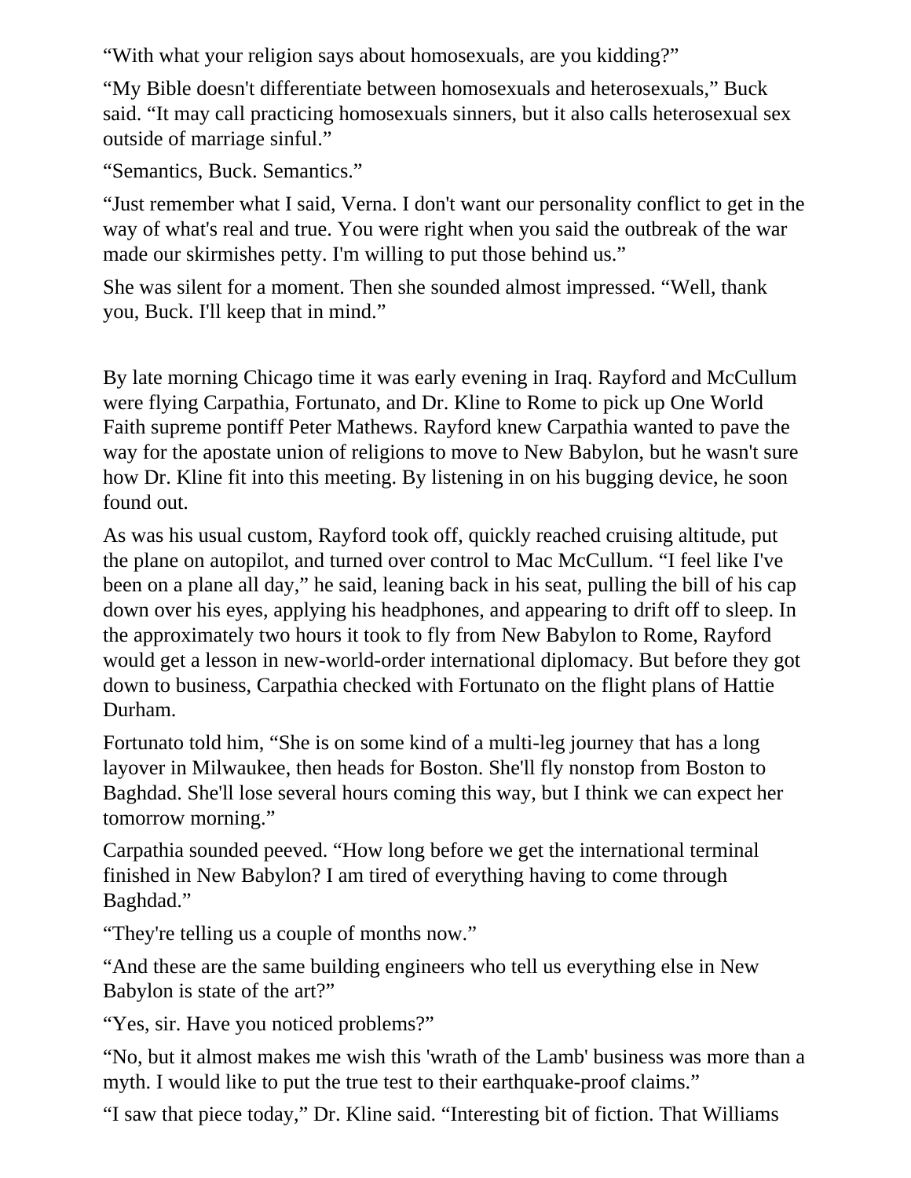“With what your religion says about homosexuals, are you kidding?”

“My Bible doesn't differentiate between homosexuals and heterosexuals,” Buck said. “It may call practicing homosexuals sinners, but it also calls heterosexual sex outside of marriage sinful.”

“Semantics, Buck. Semantics.”

“Just remember what I said, Verna. I don't want our personality conflict to get in the way of what's real and true. You were right when you said the outbreak of the war made our skirmishes petty. I'm willing to put those behind us.”

She was silent for a moment. Then she sounded almost impressed. “Well, thank you, Buck. I'll keep that in mind.”

By late morning Chicago time it was early evening in Iraq. Rayford and McCullum were flying Carpathia, Fortunato, and Dr. Kline to Rome to pick up One World Faith supreme pontiff Peter Mathews. Rayford knew Carpathia wanted to pave the way for the apostate union of religions to move to New Babylon, but he wasn't sure how Dr. Kline fit into this meeting. By listening in on his bugging device, he soon found out.

As was his usual custom, Rayford took off, quickly reached cruising altitude, put the plane on autopilot, and turned over control to Mac McCullum. “I feel like I've been on a plane all day,” he said, leaning back in his seat, pulling the bill of his cap down over his eyes, applying his headphones, and appearing to drift off to sleep. In the approximately two hours it took to fly from New Babylon to Rome, Rayford would get a lesson in new-world-order international diplomacy. But before they got down to business, Carpathia checked with Fortunato on the flight plans of Hattie Durham.

Fortunato told him, “She is on some kind of a multi-leg journey that has a long layover in Milwaukee, then heads for Boston. She'll fly nonstop from Boston to Baghdad. She'll lose several hours coming this way, but I think we can expect her tomorrow morning.”

Carpathia sounded peeved. “How long before we get the international terminal finished in New Babylon? I am tired of everything having to come through Baghdad.”

“They're telling us a couple of months now.”

“And these are the same building engineers who tell us everything else in New Babylon is state of the art?”

“Yes, sir. Have you noticed problems?”

“No, but it almost makes me wish this 'wrath of the Lamb' business was more than a myth. I would like to put the true test to their earthquake-proof claims.”

“I saw that piece today,” Dr. Kline said. “Interesting bit of fiction. That Williams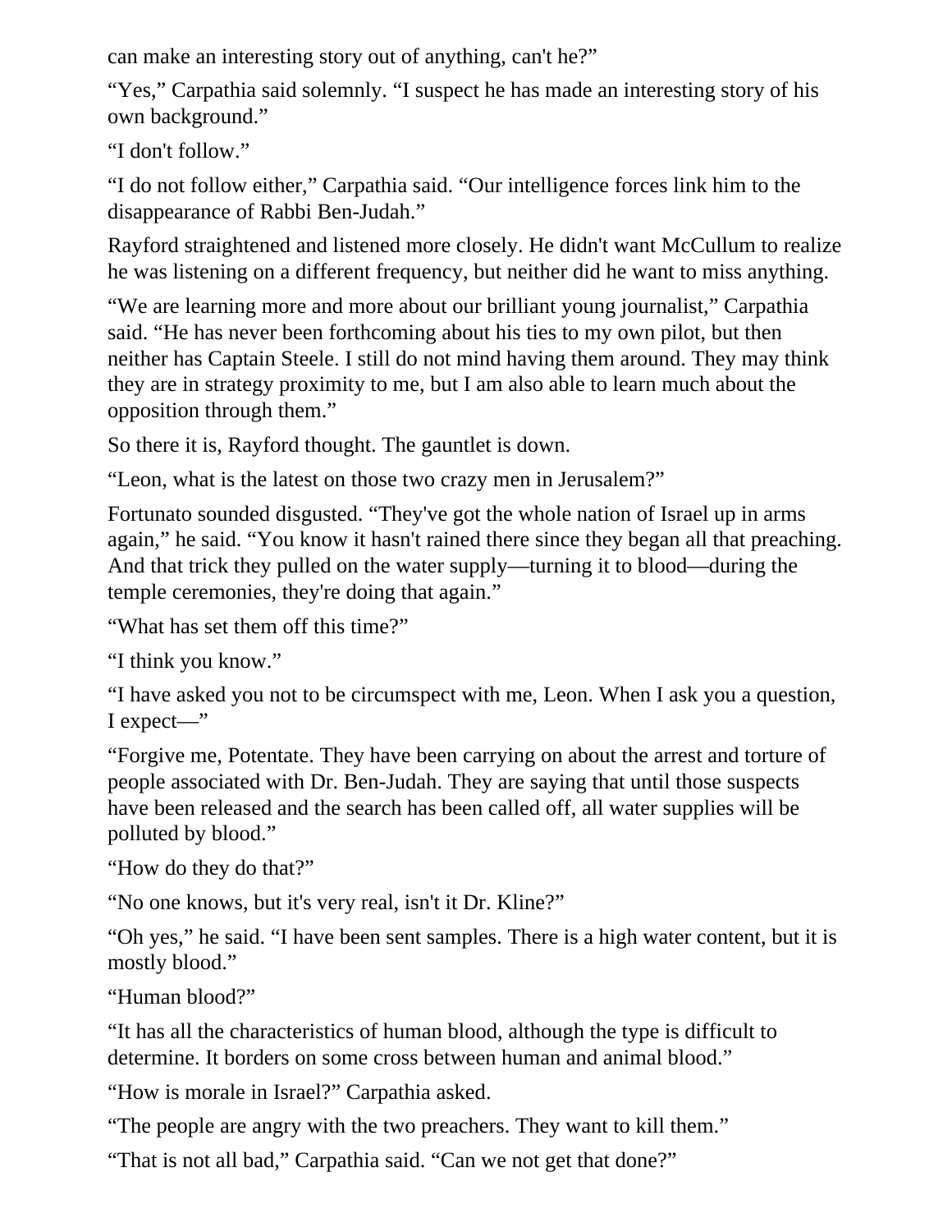can make an interesting story out of anything, can't he?"

"Yes," Carpathia said solemnly. "I suspect he has made an interesting story of his own background."

"I don't follow."

"I do not follow either," Carpathia said. "Our intelligence forces link him to the disappearance of Rabbi Ben-Judah."

Rayford straightened and listened more closely. He didn't want McCullum to realize he was listening on a different frequency, but neither did he want to miss anything.

"We are learning more and more about our brilliant young journalist," Carpathia said. "He has never been forthcoming about his ties to my own pilot, but then neither has Captain Steele. I still do not mind having them around. They may think they are in strategy proximity to me, but I am also able to learn much about the opposition through them."

So there it is, Rayford thought. The gauntlet is down.

"Leon, what is the latest on those two crazy men in Jerusalem?"

Fortunato sounded disgusted. "They've got the whole nation of Israel up in arms again," he said. "You know it hasn't rained there since they began all that preaching. And that trick they pulled on the water supply—turning it to blood—during the temple ceremonies, they're doing that again."

"What has set them off this time?"

"I think you know."

"I have asked you not to be circumspect with me, Leon. When I ask you a question, I expect—"

"Forgive me, Potentate. They have been carrying on about the arrest and torture of people associated with Dr. Ben-Judah. They are saying that until those suspects have been released and the search has been called off, all water supplies will be polluted by blood."

"How do they do that?"

"No one knows, but it's very real, isn't it Dr. Kline?"

"Oh yes," he said. "I have been sent samples. There is a high water content, but it is mostly blood."

"Human blood?"

"It has all the characteristics of human blood, although the type is difficult to determine. It borders on some cross between human and animal blood."

"How is morale in Israel?" Carpathia asked.

"The people are angry with the two preachers. They want to kill them."

"That is not all bad," Carpathia said. "Can we not get that done?"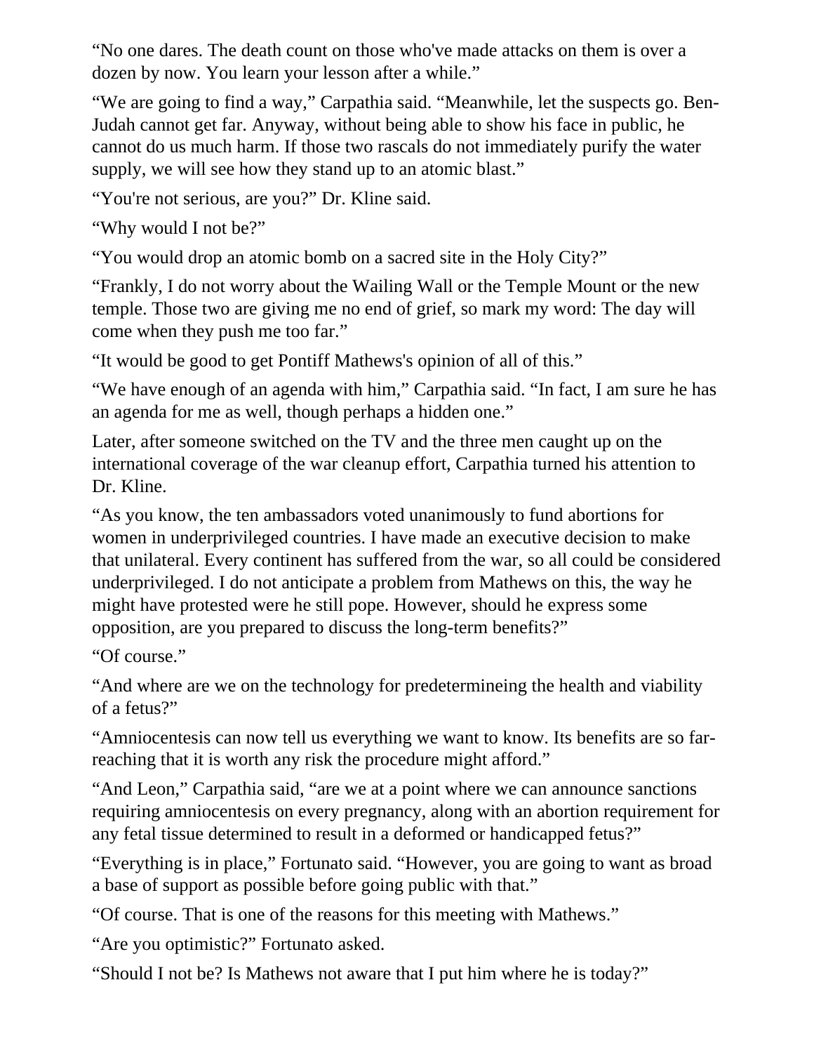"No one dares. The death count on those who've made attacks on them is over a dozen by now. You learn your lesson after a while."

"We are going to find a way," Carpathia said. "Meanwhile, let the suspects go. Ben-Judah cannot get far. Anyway, without being able to show his face in public, he cannot do us much harm. If those two rascals do not immediately purify the water supply, we will see how they stand up to an atomic blast."

"You're not serious, are you?" Dr. Kline said.

"Why would I not be?"

"You would drop an atomic bomb on a sacred site in the Holy City?"

"Frankly, I do not worry about the Wailing Wall or the Temple Mount or the new temple. Those two are giving me no end of grief, so mark my word: The day will come when they push me too far."

"It would be good to get Pontiff Mathews's opinion of all of this."

"We have enough of an agenda with him," Carpathia said. "In fact, I am sure he has an agenda for me as well, though perhaps a hidden one."

Later, after someone switched on the TV and the three men caught up on the international coverage of the war cleanup effort, Carpathia turned his attention to Dr. Kline.

"As you know, the ten ambassadors voted unanimously to fund abortions for women in underprivileged countries. I have made an executive decision to make that unilateral. Every continent has suffered from the war, so all could be considered underprivileged. I do not anticipate a problem from Mathews on this, the way he might have protested were he still pope. However, should he express some opposition, are you prepared to discuss the long-term benefits?"

"Of course."

"And where are we on the technology for predetermineing the health and viability of a fetus?"

"Amniocentesis can now tell us everything we want to know. Its benefits are so far-reaching that it is worth any risk the procedure might afford."

"And Leon," Carpathia said, "are we at a point where we can announce sanctions requiring amniocentesis on every pregnancy, along with an abortion requirement for any fetal tissue determined to result in a deformed or handicapped fetus?"

"Everything is in place," Fortunato said. "However, you are going to want as broad a base of support as possible before going public with that."

"Of course. That is one of the reasons for this meeting with Mathews."

"Are you optimistic?" Fortunato asked.

"Should I not be? Is Mathews not aware that I put him where he is today?"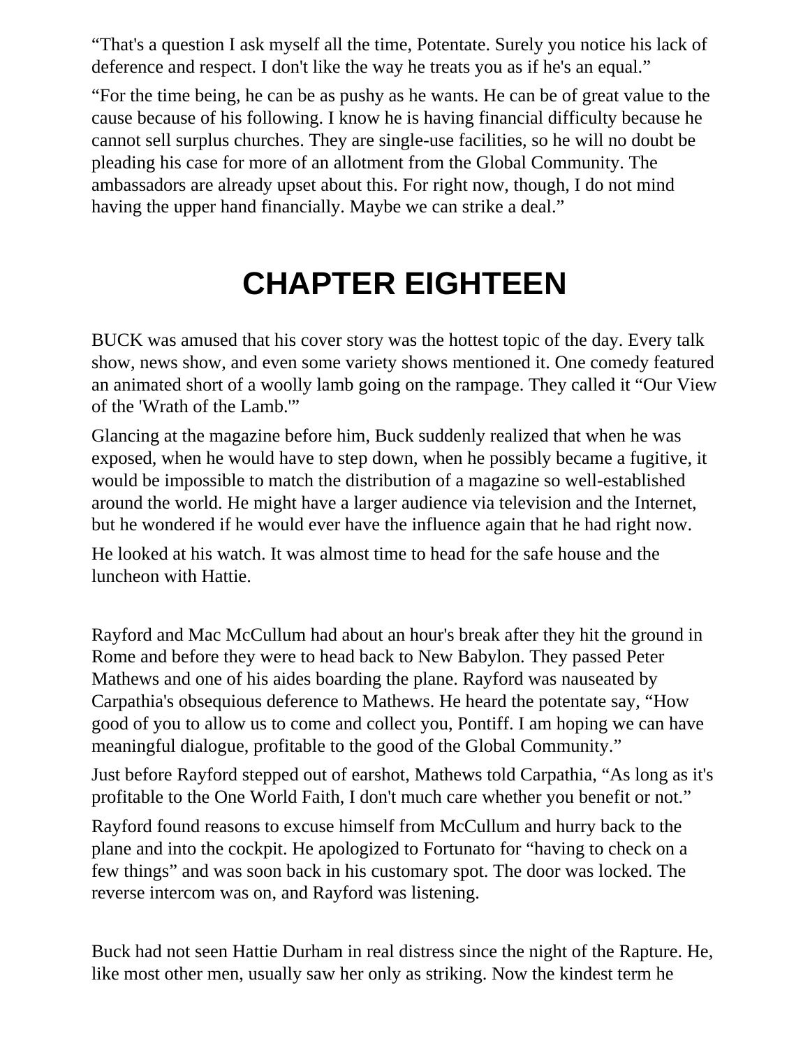“That's a question I ask myself all the time, Potentate. Surely you notice his lack of deference and respect. I don't like the way he treats you as if he's an equal.”

“For the time being, he can be as pushy as he wants. He can be of great value to the cause because of his following. I know he is having financial difficulty because he cannot sell surplus churches. They are single-use facilities, so he will no doubt be pleading his case for more of an allotment from the Global Community. The ambassadors are already upset about this. For right now, though, I do not mind having the upper hand financially. Maybe we can strike a deal.”

# CHAPTER EIGHTEEN

BUCK was amused that his cover story was the hottest topic of the day. Every talk show, news show, and even some variety shows mentioned it. One comedy featured an animated short of a woolly lamb going on the rampage. They called it “Our View of the 'Wrath of the Lamb.'”

Glancing at the magazine before him, Buck suddenly realized that when he was exposed, when he would have to step down, when he possibly became a fugitive, it would be impossible to match the distribution of a magazine so well-established around the world. He might have a larger audience via television and the Internet, but he wondered if he would ever have the influence again that he had right now.

He looked at his watch. It was almost time to head for the safe house and the luncheon with Hattie.

Rayford and Mac McCullum had about an hour's break after they hit the ground in Rome and before they were to head back to New Babylon. They passed Peter Mathews and one of his aides boarding the plane. Rayford was nauseated by Carpathia's obsequious deference to Mathews. He heard the potentate say, “How good of you to allow us to come and collect you, Pontiff. I am hoping we can have meaningful dialogue, profitable to the good of the Global Community.”

Just before Rayford stepped out of earshot, Mathews told Carpathia, “As long as it's profitable to the One World Faith, I don't much care whether you benefit or not.”

Rayford found reasons to excuse himself from McCullum and hurry back to the plane and into the cockpit. He apologized to Fortunato for “having to check on a few things” and was soon back in his customary spot. The door was locked. The reverse intercom was on, and Rayford was listening.

Buck had not seen Hattie Durham in real distress since the night of the Rapture. He, like most other men, usually saw her only as striking. Now the kindest term he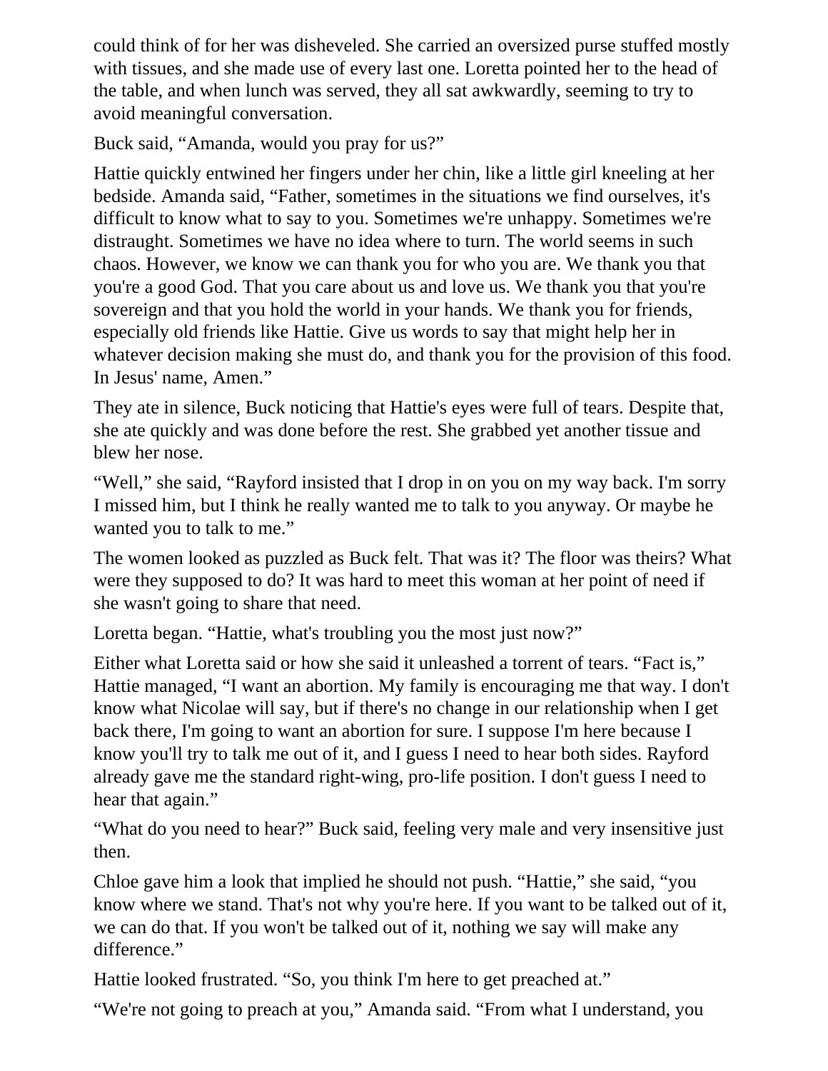could think of for her was disheveled. She carried an oversized purse stuffed mostly with tissues, and she made use of every last one. Loretta pointed her to the head of the table, and when lunch was served, they all sat awkwardly, seeming to try to avoid meaningful conversation.

Buck said, “Amanda, would you pray for us?”

Hattie quickly entwined her fingers under her chin, like a little girl kneeling at her bedside. Amanda said, “Father, sometimes in the situations we find ourselves, it's difficult to know what to say to you. Sometimes we're unhappy. Sometimes we're distraught. Sometimes we have no idea where to turn. The world seems in such chaos. However, we know we can thank you for who you are. We thank you that you're a good God. That you care about us and love us. We thank you that you're sovereign and that you hold the world in your hands. We thank you for friends, especially old friends like Hattie. Give us words to say that might help her in whatever decision making she must do, and thank you for the provision of this food. In Jesus' name, Amen.”

They ate in silence, Buck noticing that Hattie's eyes were full of tears. Despite that, she ate quickly and was done before the rest. She grabbed yet another tissue and blew her nose.

“Well,” she said, “Rayford insisted that I drop in on you on my way back. I'm sorry I missed him, but I think he really wanted me to talk to you anyway. Or maybe he wanted you to talk to me.”

The women looked as puzzled as Buck felt. That was it? The floor was theirs? What were they supposed to do? It was hard to meet this woman at her point of need if she wasn't going to share that need.

Loretta began. “Hattie, what's troubling you the most just now?”

Either what Loretta said or how she said it unleashed a torrent of tears. “Fact is,” Hattie managed, “I want an abortion. My family is encouraging me that way. I don't know what Nicolae will say, but if there's no change in our relationship when I get back there, I'm going to want an abortion for sure. I suppose I'm here because I know you'll try to talk me out of it, and I guess I need to hear both sides. Rayford already gave me the standard right-wing, pro-life position. I don't guess I need to hear that again.”

“What do you need to hear?” Buck said, feeling very male and very insensitive just then.

Chloe gave him a look that implied he should not push. “Hattie,” she said, “you know where we stand. That's not why you're here. If you want to be talked out of it, we can do that. If you won't be talked out of it, nothing we say will make any difference.”

Hattie looked frustrated. “So, you think I'm here to get preached at.”

“We're not going to preach at you,” Amanda said. “From what I understand, you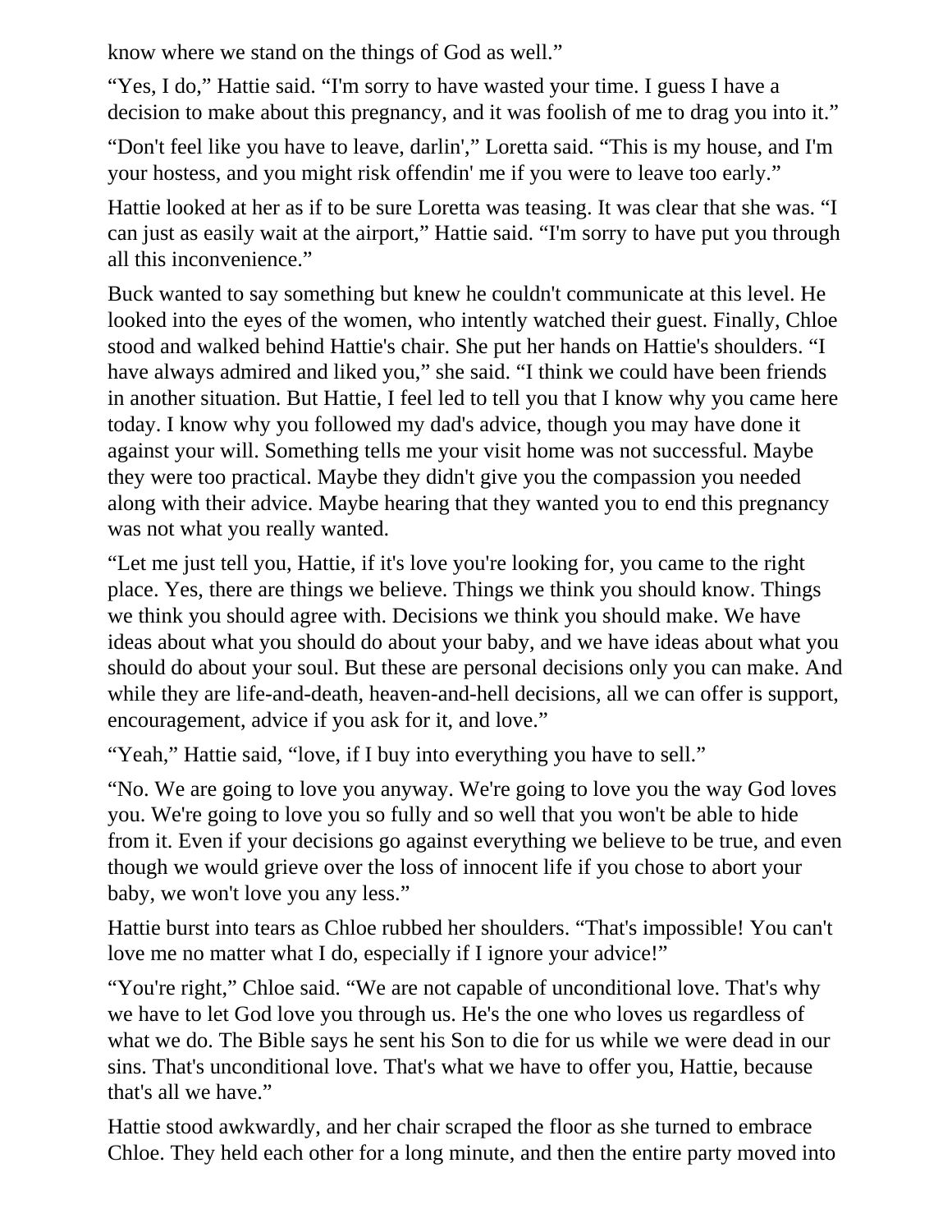know where we stand on the things of God as well."

"Yes, I do," Hattie said. "I'm sorry to have wasted your time. I guess I have a decision to make about this pregnancy, and it was foolish of me to drag you into it."

"Don't feel like you have to leave, darlin'," Loretta said. "This is my house, and I'm your hostess, and you might risk offendin' me if you were to leave too early."

Hattie looked at her as if to be sure Loretta was teasing. It was clear that she was. "I can just as easily wait at the airport," Hattie said. "I'm sorry to have put you through all this inconvenience."

Buck wanted to say something but knew he couldn't communicate at this level. He looked into the eyes of the women, who intently watched their guest. Finally, Chloe stood and walked behind Hattie's chair. She put her hands on Hattie's shoulders. "I have always admired and liked you," she said. "I think we could have been friends in another situation. But Hattie, I feel led to tell you that I know why you came here today. I know why you followed my dad's advice, though you may have done it against your will. Something tells me your visit home was not successful. Maybe they were too practical. Maybe they didn't give you the compassion you needed along with their advice. Maybe hearing that they wanted you to end this pregnancy was not what you really wanted.

"Let me just tell you, Hattie, if it's love you're looking for, you came to the right place. Yes, there are things we believe. Things we think you should know. Things we think you should agree with. Decisions we think you should make. We have ideas about what you should do about your baby, and we have ideas about what you should do about your soul. But these are personal decisions only you can make. And while they are life-and-death, heaven-and-hell decisions, all we can offer is support, encouragement, advice if you ask for it, and love."

"Yeah," Hattie said, "love, if I buy into everything you have to sell."

"No. We are going to love you anyway. We're going to love you the way God loves you. We're going to love you so fully and so well that you won't be able to hide from it. Even if your decisions go against everything we believe to be true, and even though we would grieve over the loss of innocent life if you chose to abort your baby, we won't love you any less."

Hattie burst into tears as Chloe rubbed her shoulders. "That's impossible! You can't love me no matter what I do, especially if I ignore your advice!"

"You're right," Chloe said. "We are not capable of unconditional love. That's why we have to let God love you through us. He's the one who loves us regardless of what we do. The Bible says he sent his Son to die for us while we were dead in our sins. That's unconditional love. That's what we have to offer you, Hattie, because that's all we have."

Hattie stood awkwardly, and her chair scraped the floor as she turned to embrace Chloe. They held each other for a long minute, and then the entire party moved into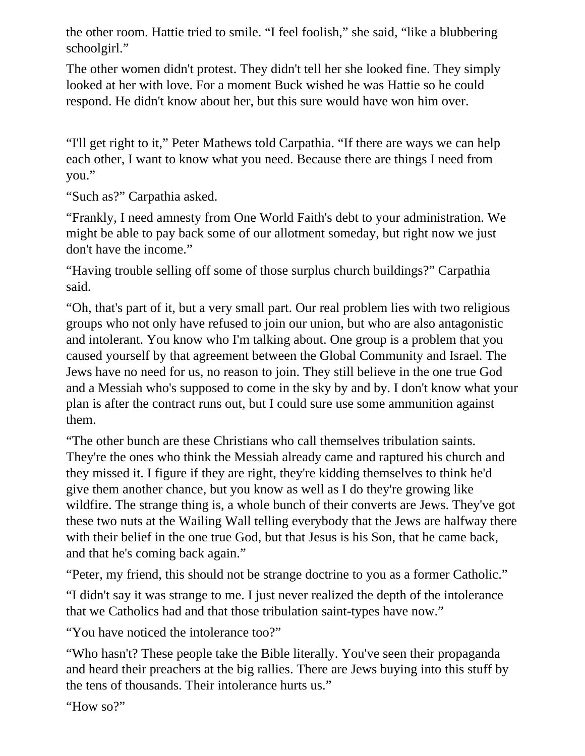the other room. Hattie tried to smile. "I feel foolish," she said, "like a blubbering schoolgirl."

The other women didn't protest. They didn't tell her she looked fine. They simply looked at her with love. For a moment Buck wished he was Hattie so he could respond. He didn't know about her, but this sure would have won him over.

"I'll get right to it," Peter Mathews told Carpathia. "If there are ways we can help each other, I want to know what you need. Because there are things I need from you."

"Such as?" Carpathia asked.

"Frankly, I need amnesty from One World Faith's debt to your administration. We might be able to pay back some of our allotment someday, but right now we just don't have the income."

"Having trouble selling off some of those surplus church buildings?" Carpathia said.

"Oh, that's part of it, but a very small part. Our real problem lies with two religious groups who not only have refused to join our union, but who are also antagonistic and intolerant. You know who I'm talking about. One group is a problem that you caused yourself by that agreement between the Global Community and Israel. The Jews have no need for us, no reason to join. They still believe in the one true God and a Messiah who's supposed to come in the sky by and by. I don't know what your plan is after the contract runs out, but I could sure use some ammunition against them.

"The other bunch are these Christians who call themselves tribulation saints. They're the ones who think the Messiah already came and raptured his church and they missed it. I figure if they are right, they're kidding themselves to think he'd give them another chance, but you know as well as I do they're growing like wildfire. The strange thing is, a whole bunch of their converts are Jews. They've got these two nuts at the Wailing Wall telling everybody that the Jews are halfway there with their belief in the one true God, but that Jesus is his Son, that he came back, and that he's coming back again."

"Peter, my friend, this should not be strange doctrine to you as a former Catholic."

"I didn't say it was strange to me. I just never realized the depth of the intolerance that we Catholics had and that those tribulation saint-types have now."

"You have noticed the intolerance too?"

"Who hasn't? These people take the Bible literally. You've seen their propaganda and heard their preachers at the big rallies. There are Jews buying into this stuff by the tens of thousands. Their intolerance hurts us."

"How so?"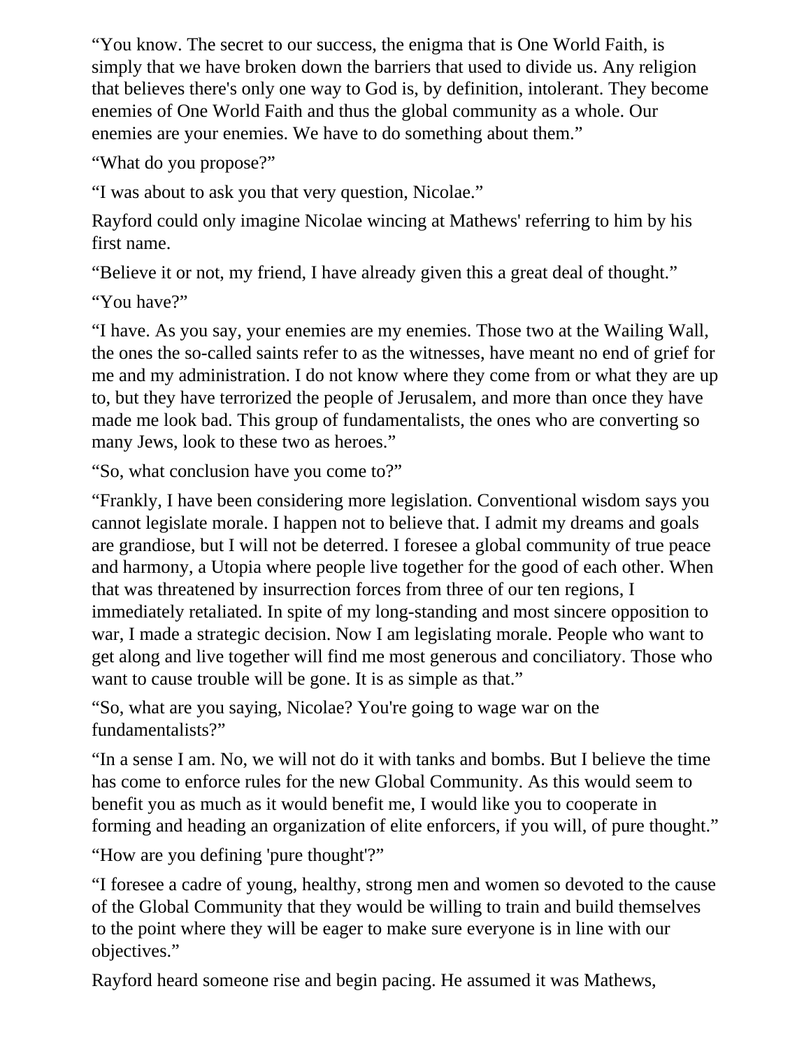"You know. The secret to our success, the enigma that is One World Faith, is simply that we have broken down the barriers that used to divide us. Any religion that believes there's only one way to God is, by definition, intolerant. They become enemies of One World Faith and thus the global community as a whole. Our enemies are your enemies. We have to do something about them."

"What do you propose?"

"I was about to ask you that very question, Nicolae."

Rayford could only imagine Nicolae wincing at Mathews' referring to him by his first name.

"Believe it or not, my friend, I have already given this a great deal of thought."

"You have?"

"I have. As you say, your enemies are my enemies. Those two at the Wailing Wall, the ones the so-called saints refer to as the witnesses, have meant no end of grief for me and my administration. I do not know where they come from or what they are up to, but they have terrorized the people of Jerusalem, and more than once they have made me look bad. This group of fundamentalists, the ones who are converting so many Jews, look to these two as heroes."

"So, what conclusion have you come to?"

"Frankly, I have been considering more legislation. Conventional wisdom says you cannot legislate morale. I happen not to believe that. I admit my dreams and goals are grandiose, but I will not be deterred. I foresee a global community of true peace and harmony, a Utopia where people live together for the good of each other. When that was threatened by insurrection forces from three of our ten regions, I immediately retaliated. In spite of my long-standing and most sincere opposition to war, I made a strategic decision. Now I am legislating morale. People who want to get along and live together will find me most generous and conciliatory. Those who want to cause trouble will be gone. It is as simple as that."

"So, what are you saying, Nicolae? You're going to wage war on the fundamentalists?"

"In a sense I am. No, we will not do it with tanks and bombs. But I believe the time has come to enforce rules for the new Global Community. As this would seem to benefit you as much as it would benefit me, I would like you to cooperate in forming and heading an organization of elite enforcers, if you will, of pure thought."

"How are you defining 'pure thought'?"

"I foresee a cadre of young, healthy, strong men and women so devoted to the cause of the Global Community that they would be willing to train and build themselves to the point where they will be eager to make sure everyone is in line with our objectives."

Rayford heard someone rise and begin pacing. He assumed it was Mathews,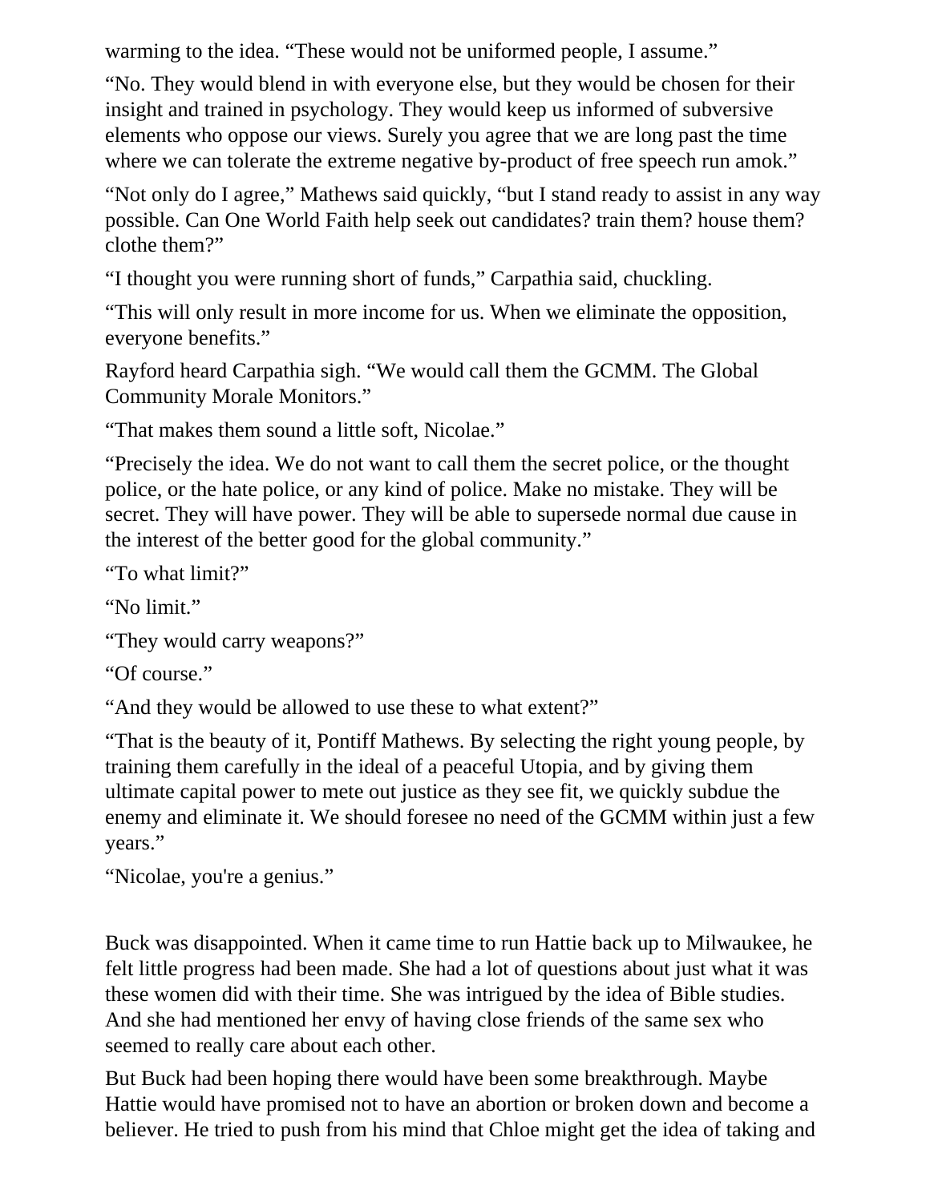warming to the idea. “These would not be uniformed people, I assume.”

“No. They would blend in with everyone else, but they would be chosen for their insight and trained in psychology. They would keep us informed of subversive elements who oppose our views. Surely you agree that we are long past the time where we can tolerate the extreme negative by-product of free speech run amok.”

“Not only do I agree,” Mathews said quickly, “but I stand ready to assist in any way possible. Can One World Faith help seek out candidates? train them? house them? clothe them?”

“I thought you were running short of funds,” Carpathia said, chuckling.

“This will only result in more income for us. When we eliminate the opposition, everyone benefits.”

Rayford heard Carpathia sigh. “We would call them the GCMM. The Global Community Morale Monitors.”

“That makes them sound a little soft, Nicolae.”

“Precisely the idea. We do not want to call them the secret police, or the thought police, or the hate police, or any kind of police. Make no mistake. They will be secret. They will have power. They will be able to supersede normal due cause in the interest of the better good for the global community.”

“To what limit?”

“No limit.”

“They would carry weapons?”

“Of course.”

“And they would be allowed to use these to what extent?”

“That is the beauty of it, Pontiff Mathews. By selecting the right young people, by training them carefully in the ideal of a peaceful Utopia, and by giving them ultimate capital power to mete out justice as they see fit, we quickly subdue the enemy and eliminate it. We should foresee no need of the GCMM within just a few years.”

“Nicolae, you're a genius.”

Buck was disappointed. When it came time to run Hattie back up to Milwaukee, he felt little progress had been made. She had a lot of questions about just what it was these women did with their time. She was intrigued by the idea of Bible studies. And she had mentioned her envy of having close friends of the same sex who seemed to really care about each other.

But Buck had been hoping there would have been some breakthrough. Maybe Hattie would have promised not to have an abortion or broken down and become a believer. He tried to push from his mind that Chloe might get the idea of taking and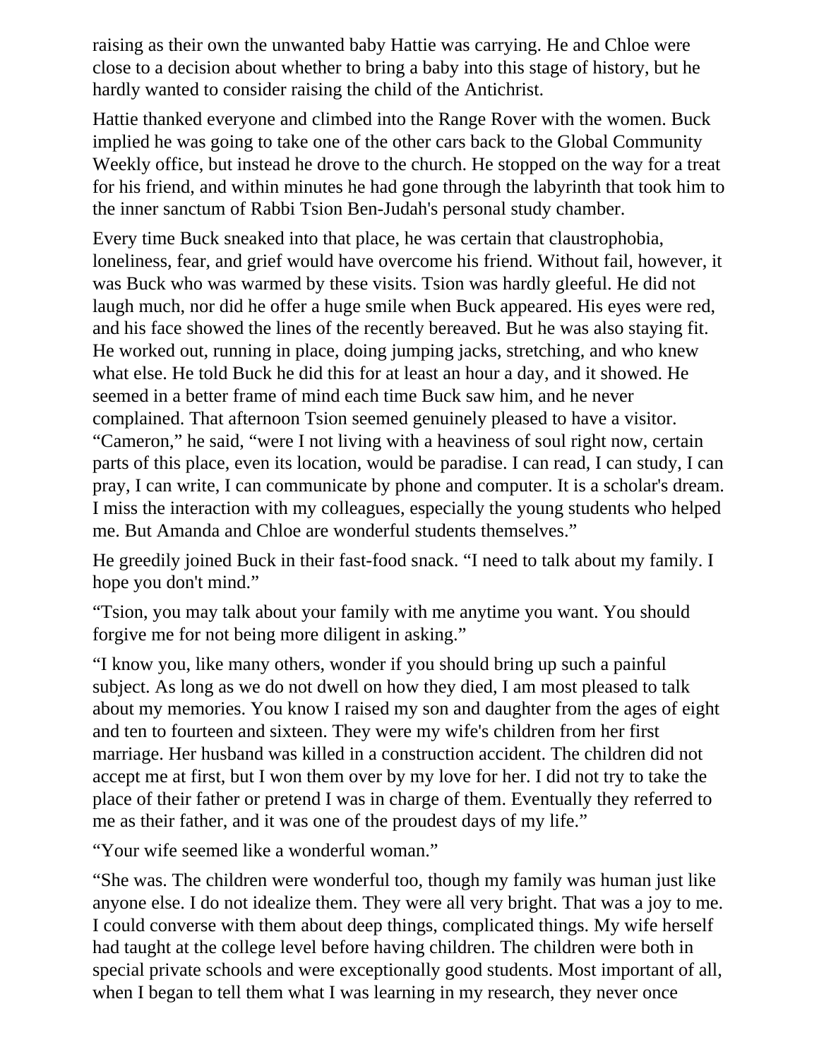raising as their own the unwanted baby Hattie was carrying. He and Chloe were close to a decision about whether to bring a baby into this stage of history, but he hardly wanted to consider raising the child of the Antichrist.

Hattie thanked everyone and climbed into the Range Rover with the women. Buck implied he was going to take one of the other cars back to the Global Community Weekly office, but instead he drove to the church. He stopped on the way for a treat for his friend, and within minutes he had gone through the labyrinth that took him to the inner sanctum of Rabbi Tsion Ben-Judah's personal study chamber.

Every time Buck sneaked into that place, he was certain that claustrophobia, loneliness, fear, and grief would have overcome his friend. Without fail, however, it was Buck who was warmed by these visits. Tsion was hardly gleeful. He did not laugh much, nor did he offer a huge smile when Buck appeared. His eyes were red, and his face showed the lines of the recently bereaved. But he was also staying fit. He worked out, running in place, doing jumping jacks, stretching, and who knew what else. He told Buck he did this for at least an hour a day, and it showed. He seemed in a better frame of mind each time Buck saw him, and he never complained. That afternoon Tsion seemed genuinely pleased to have a visitor. "Cameron," he said, "were I not living with a heaviness of soul right now, certain parts of this place, even its location, would be paradise. I can read, I can study, I can pray, I can write, I can communicate by phone and computer. It is a scholar's dream. I miss the interaction with my colleagues, especially the young students who helped me. But Amanda and Chloe are wonderful students themselves."

He greedily joined Buck in their fast-food snack. "I need to talk about my family. I hope you don't mind."

"Tsion, you may talk about your family with me anytime you want. You should forgive me for not being more diligent in asking."

"I know you, like many others, wonder if you should bring up such a painful subject. As long as we do not dwell on how they died, I am most pleased to talk about my memories. You know I raised my son and daughter from the ages of eight and ten to fourteen and sixteen. They were my wife's children from her first marriage. Her husband was killed in a construction accident. The children did not accept me at first, but I won them over by my love for her. I did not try to take the place of their father or pretend I was in charge of them. Eventually they referred to me as their father, and it was one of the proudest days of my life."

"Your wife seemed like a wonderful woman."

"She was. The children were wonderful too, though my family was human just like anyone else. I do not idealize them. They were all very bright. That was a joy to me. I could converse with them about deep things, complicated things. My wife herself had taught at the college level before having children. The children were both in special private schools and were exceptionally good students. Most important of all, when I began to tell them what I was learning in my research, they never once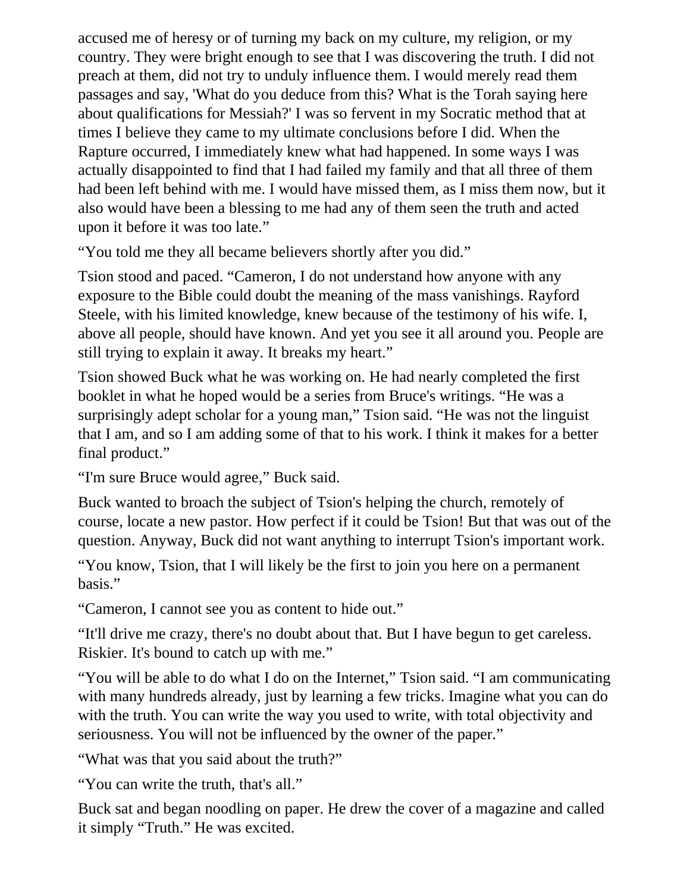accused me of heresy or of turning my back on my culture, my religion, or my country. They were bright enough to see that I was discovering the truth. I did not preach at them, did not try to unduly influence them. I would merely read them passages and say, 'What do you deduce from this? What is the Torah saying here about qualifications for Messiah?' I was so fervent in my Socratic method that at times I believe they came to my ultimate conclusions before I did. When the Rapture occurred, I immediately knew what had happened. In some ways I was actually disappointed to find that I had failed my family and that all three of them had been left behind with me. I would have missed them, as I miss them now, but it also would have been a blessing to me had any of them seen the truth and acted upon it before it was too late."

"You told me they all became believers shortly after you did."

Tsion stood and paced. "Cameron, I do not understand how anyone with any exposure to the Bible could doubt the meaning of the mass vanishings. Rayford Steele, with his limited knowledge, knew because of the testimony of his wife. I, above all people, should have known. And yet you see it all around you. People are still trying to explain it away. It breaks my heart."

Tsion showed Buck what he was working on. He had nearly completed the first booklet in what he hoped would be a series from Bruce's writings. "He was a surprisingly adept scholar for a young man," Tsion said. "He was not the linguist that I am, and so I am adding some of that to his work. I think it makes for a better final product."

"I'm sure Bruce would agree," Buck said.

Buck wanted to broach the subject of Tsion's helping the church, remotely of course, locate a new pastor. How perfect if it could be Tsion! But that was out of the question. Anyway, Buck did not want anything to interrupt Tsion's important work.

"You know, Tsion, that I will likely be the first to join you here on a permanent basis."

"Cameron, I cannot see you as content to hide out."

"It'll drive me crazy, there's no doubt about that. But I have begun to get careless. Riskier. It's bound to catch up with me."

"You will be able to do what I do on the Internet," Tsion said. "I am communicating with many hundreds already, just by learning a few tricks. Imagine what you can do with the truth. You can write the way you used to write, with total objectivity and seriousness. You will not be influenced by the owner of the paper."

"What was that you said about the truth?"

"You can write the truth, that's all."

Buck sat and began noodling on paper. He drew the cover of a magazine and called it simply "Truth." He was excited.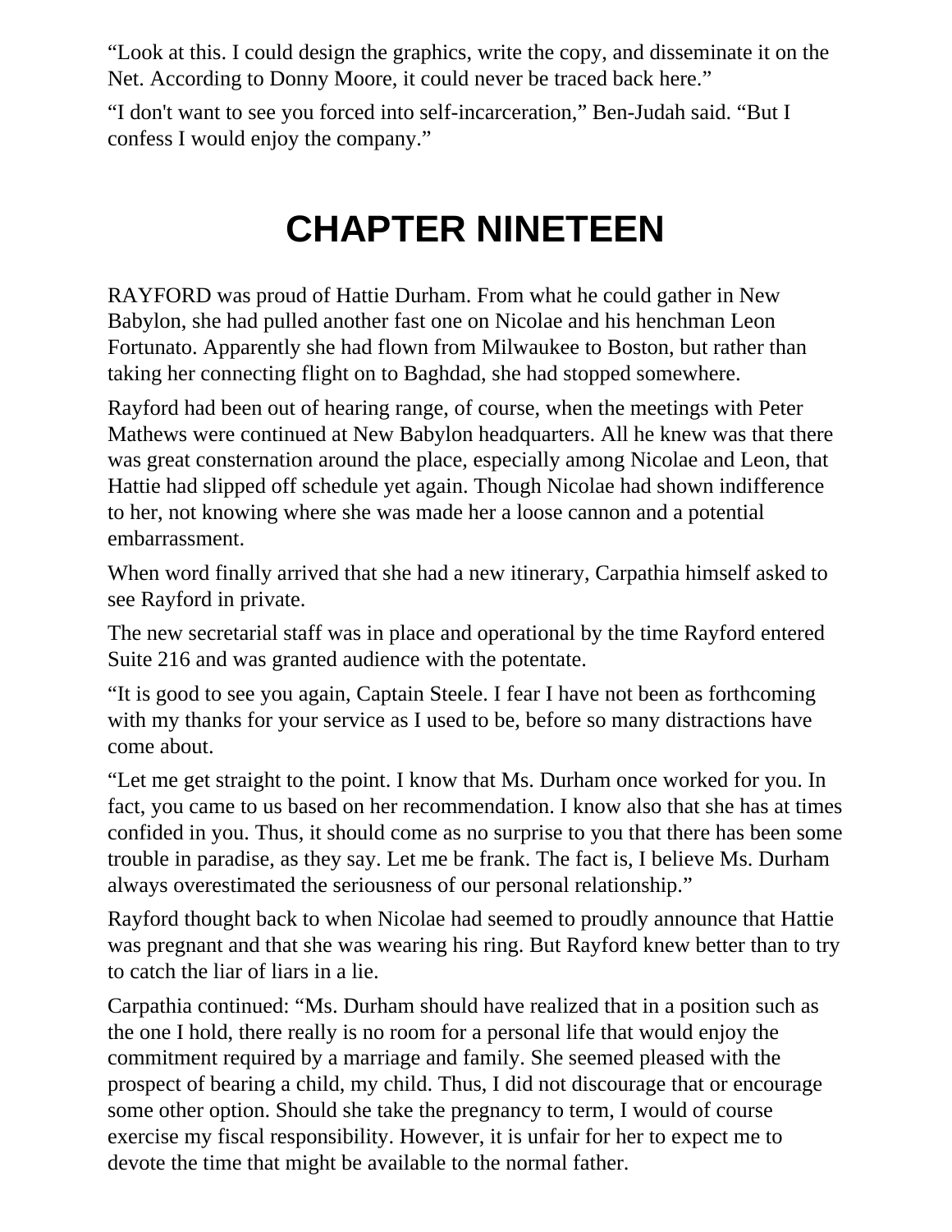“Look at this. I could design the graphics, write the copy, and disseminate it on the Net. According to Donny Moore, it could never be traced back here.”

“I don't want to see you forced into self-incarceration,” Ben-Judah said. “But I confess I would enjoy the company.”

# CHAPTER NINETEEN

RAYFORD was proud of Hattie Durham. From what he could gather in New Babylon, she had pulled another fast one on Nicolae and his henchman Leon Fortunato. Apparently she had flown from Milwaukee to Boston, but rather than taking her connecting flight on to Baghdad, she had stopped somewhere.

Rayford had been out of hearing range, of course, when the meetings with Peter Mathews were continued at New Babylon headquarters. All he knew was that there was great consternation around the place, especially among Nicolae and Leon, that Hattie had slipped off schedule yet again. Though Nicolae had shown indifference to her, not knowing where she was made her a loose cannon and a potential embarrassment.

When word finally arrived that she had a new itinerary, Carpathia himself asked to see Rayford in private.

The new secretarial staff was in place and operational by the time Rayford entered Suite 216 and was granted audience with the potentate.

“It is good to see you again, Captain Steele. I fear I have not been as forthcoming with my thanks for your service as I used to be, before so many distractions have come about.

“Let me get straight to the point. I know that Ms. Durham once worked for you. In fact, you came to us based on her recommendation. I know also that she has at times confided in you. Thus, it should come as no surprise to you that there has been some trouble in paradise, as they say. Let me be frank. The fact is, I believe Ms. Durham always overestimated the seriousness of our personal relationship.”

Rayford thought back to when Nicolae had seemed to proudly announce that Hattie was pregnant and that she was wearing his ring. But Rayford knew better than to try to catch the liar of liars in a lie.

Carpathia continued: “Ms. Durham should have realized that in a position such as the one I hold, there really is no room for a personal life that would enjoy the commitment required by a marriage and family. She seemed pleased with the prospect of bearing a child, my child. Thus, I did not discourage that or encourage some other option. Should she take the pregnancy to term, I would of course exercise my fiscal responsibility. However, it is unfair for her to expect me to devote the time that might be available to the normal father.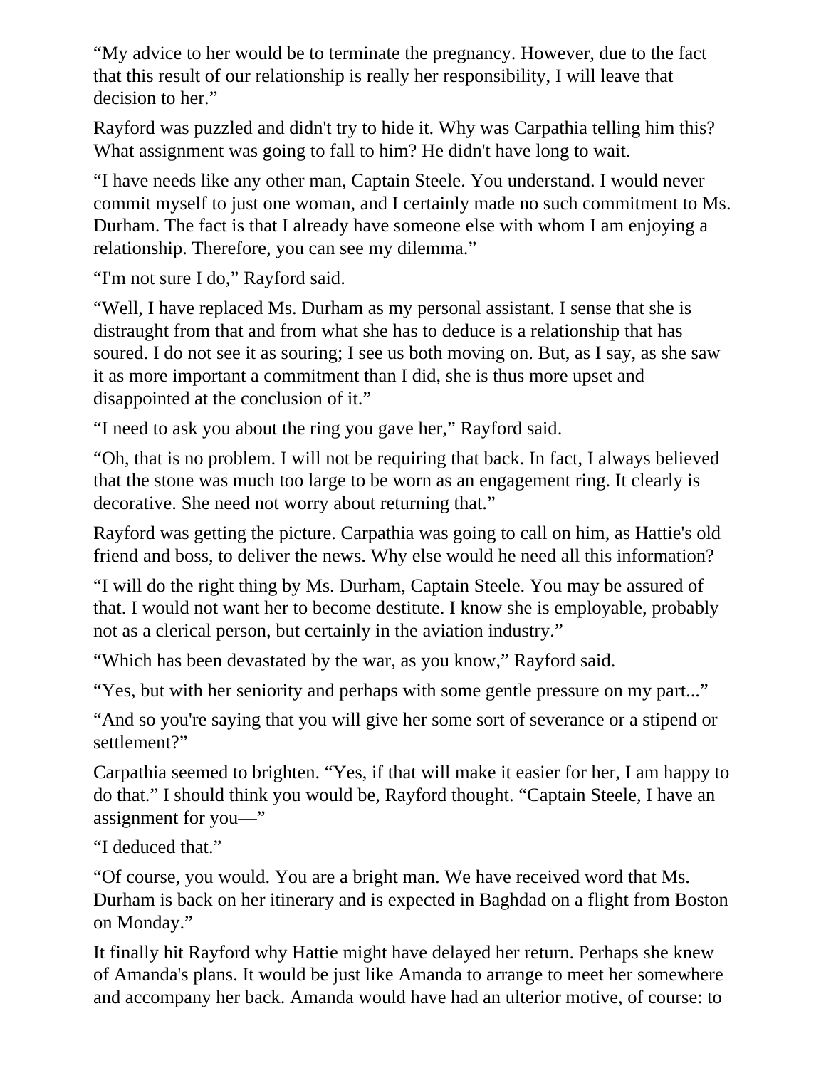"My advice to her would be to terminate the pregnancy. However, due to the fact that this result of our relationship is really her responsibility, I will leave that decision to her."

Rayford was puzzled and didn't try to hide it. Why was Carpathia telling him this? What assignment was going to fall to him? He didn't have long to wait.

"I have needs like any other man, Captain Steele. You understand. I would never commit myself to just one woman, and I certainly made no such commitment to Ms. Durham. The fact is that I already have someone else with whom I am enjoying a relationship. Therefore, you can see my dilemma."

"I'm not sure I do," Rayford said.

"Well, I have replaced Ms. Durham as my personal assistant. I sense that she is distraught from that and from what she has to deduce is a relationship that has soured. I do not see it as souring; I see us both moving on. But, as I say, as she saw it as more important a commitment than I did, she is thus more upset and disappointed at the conclusion of it."

"I need to ask you about the ring you gave her," Rayford said.

"Oh, that is no problem. I will not be requiring that back. In fact, I always believed that the stone was much too large to be worn as an engagement ring. It clearly is decorative. She need not worry about returning that."

Rayford was getting the picture. Carpathia was going to call on him, as Hattie's old friend and boss, to deliver the news. Why else would he need all this information?

"I will do the right thing by Ms. Durham, Captain Steele. You may be assured of that. I would not want her to become destitute. I know she is employable, probably not as a clerical person, but certainly in the aviation industry."

"Which has been devastated by the war, as you know," Rayford said.

"Yes, but with her seniority and perhaps with some gentle pressure on my part..."

"And so you're saying that you will give her some sort of severance or a stipend or settlement?"

Carpathia seemed to brighten. "Yes, if that will make it easier for her, I am happy to do that." I should think you would be, Rayford thought. "Captain Steele, I have an assignment for you—"

"I deduced that."

"Of course, you would. You are a bright man. We have received word that Ms. Durham is back on her itinerary and is expected in Baghdad on a flight from Boston on Monday."

It finally hit Rayford why Hattie might have delayed her return. Perhaps she knew of Amanda's plans. It would be just like Amanda to arrange to meet her somewhere and accompany her back. Amanda would have had an ulterior motive, of course: to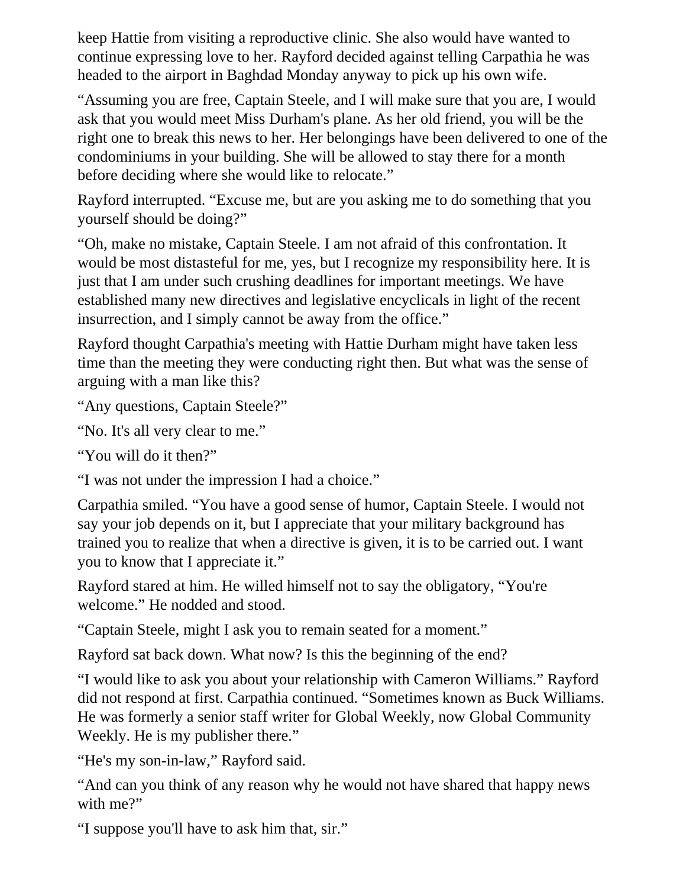keep Hattie from visiting a reproductive clinic. She also would have wanted to continue expressing love to her. Rayford decided against telling Carpathia he was headed to the airport in Baghdad Monday anyway to pick up his own wife.

"Assuming you are free, Captain Steele, and I will make sure that you are, I would ask that you would meet Miss Durham's plane. As her old friend, you will be the right one to break this news to her. Her belongings have been delivered to one of the condominiums in your building. She will be allowed to stay there for a month before deciding where she would like to relocate."

Rayford interrupted. "Excuse me, but are you asking me to do something that you yourself should be doing?"

"Oh, make no mistake, Captain Steele. I am not afraid of this confrontation. It would be most distasteful for me, yes, but I recognize my responsibility here. It is just that I am under such crushing deadlines for important meetings. We have established many new directives and legislative encyclicals in light of the recent insurrection, and I simply cannot be away from the office."

Rayford thought Carpathia's meeting with Hattie Durham might have taken less time than the meeting they were conducting right then. But what was the sense of arguing with a man like this?

"Any questions, Captain Steele?"

"No. It's all very clear to me."

"You will do it then?"

"I was not under the impression I had a choice."

Carpathia smiled. "You have a good sense of humor, Captain Steele. I would not say your job depends on it, but I appreciate that your military background has trained you to realize that when a directive is given, it is to be carried out. I want you to know that I appreciate it."

Rayford stared at him. He willed himself not to say the obligatory, "You're welcome." He nodded and stood.

"Captain Steele, might I ask you to remain seated for a moment."

Rayford sat back down. What now? Is this the beginning of the end?

"I would like to ask you about your relationship with Cameron Williams." Rayford did not respond at first. Carpathia continued. "Sometimes known as Buck Williams. He was formerly a senior staff writer for Global Weekly, now Global Community Weekly. He is my publisher there."

"He's my son-in-law," Rayford said.

"And can you think of any reason why he would not have shared that happy news with me?"

"I suppose you'll have to ask him that, sir."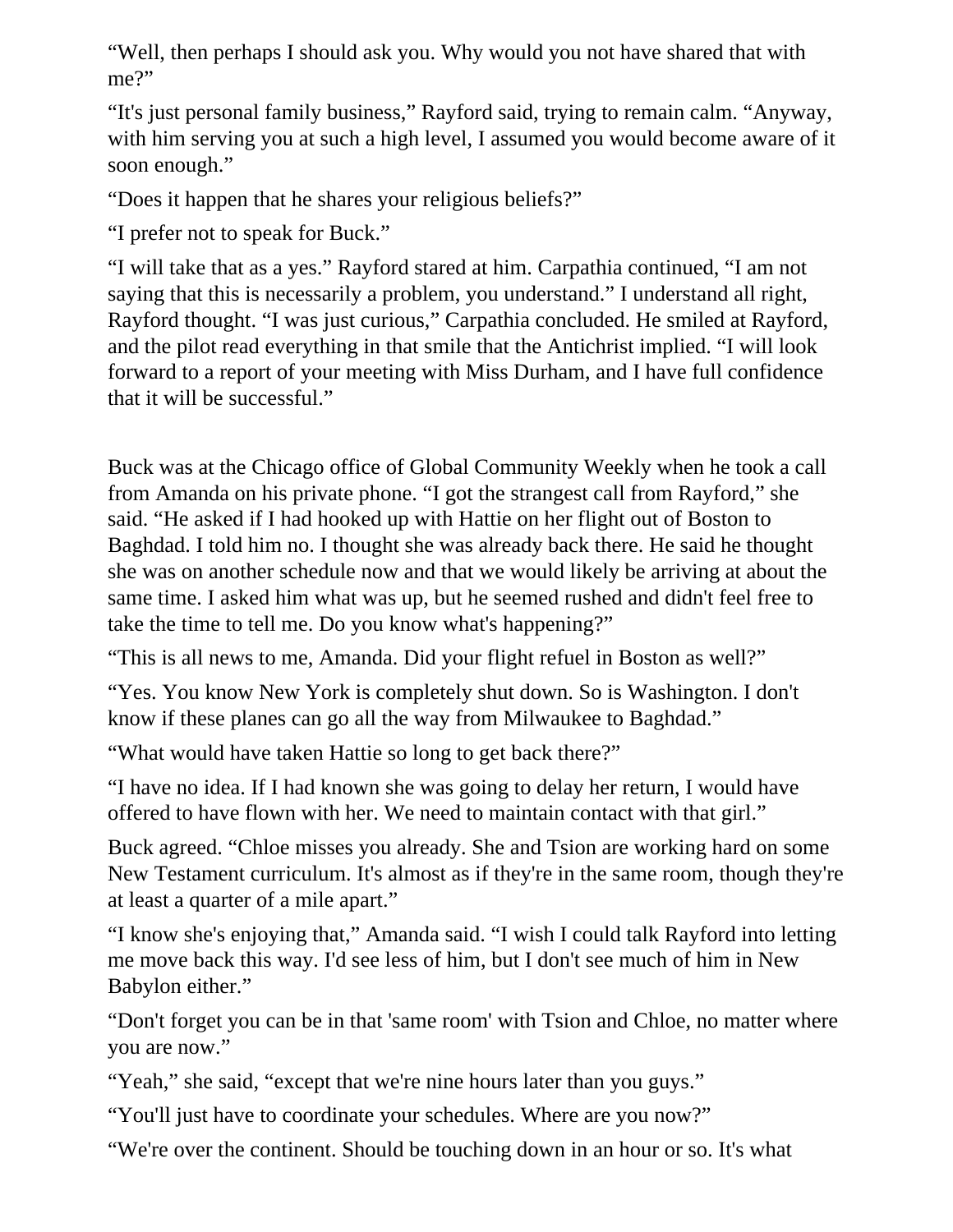"Well, then perhaps I should ask you. Why would you not have shared that with me?"

"It's just personal family business," Rayford said, trying to remain calm. "Anyway, with him serving you at such a high level, I assumed you would become aware of it soon enough."

"Does it happen that he shares your religious beliefs?"

"I prefer not to speak for Buck."

"I will take that as a yes." Rayford stared at him. Carpathia continued, "I am not saying that this is necessarily a problem, you understand." I understand all right, Rayford thought. "I was just curious," Carpathia concluded. He smiled at Rayford, and the pilot read everything in that smile that the Antichrist implied. "I will look forward to a report of your meeting with Miss Durham, and I have full confidence that it will be successful."

Buck was at the Chicago office of Global Community Weekly when he took a call from Amanda on his private phone. "I got the strangest call from Rayford," she said. "He asked if I had hooked up with Hattie on her flight out of Boston to Baghdad. I told him no. I thought she was already back there. He said he thought she was on another schedule now and that we would likely be arriving at about the same time. I asked him what was up, but he seemed rushed and didn't feel free to take the time to tell me. Do you know what's happening?"

"This is all news to me, Amanda. Did your flight refuel in Boston as well?"

"Yes. You know New York is completely shut down. So is Washington. I don't know if these planes can go all the way from Milwaukee to Baghdad."

"What would have taken Hattie so long to get back there?"

"I have no idea. If I had known she was going to delay her return, I would have offered to have flown with her. We need to maintain contact with that girl."

Buck agreed. "Chloe misses you already. She and Tsion are working hard on some New Testament curriculum. It's almost as if they're in the same room, though they're at least a quarter of a mile apart."

"I know she's enjoying that," Amanda said. "I wish I could talk Rayford into letting me move back this way. I'd see less of him, but I don't see much of him in New Babylon either."

"Don't forget you can be in that 'same room' with Tsion and Chloe, no matter where you are now."

"Yeah," she said, "except that we're nine hours later than you guys."

"You'll just have to coordinate your schedules. Where are you now?"

"We're over the continent. Should be touching down in an hour or so. It's what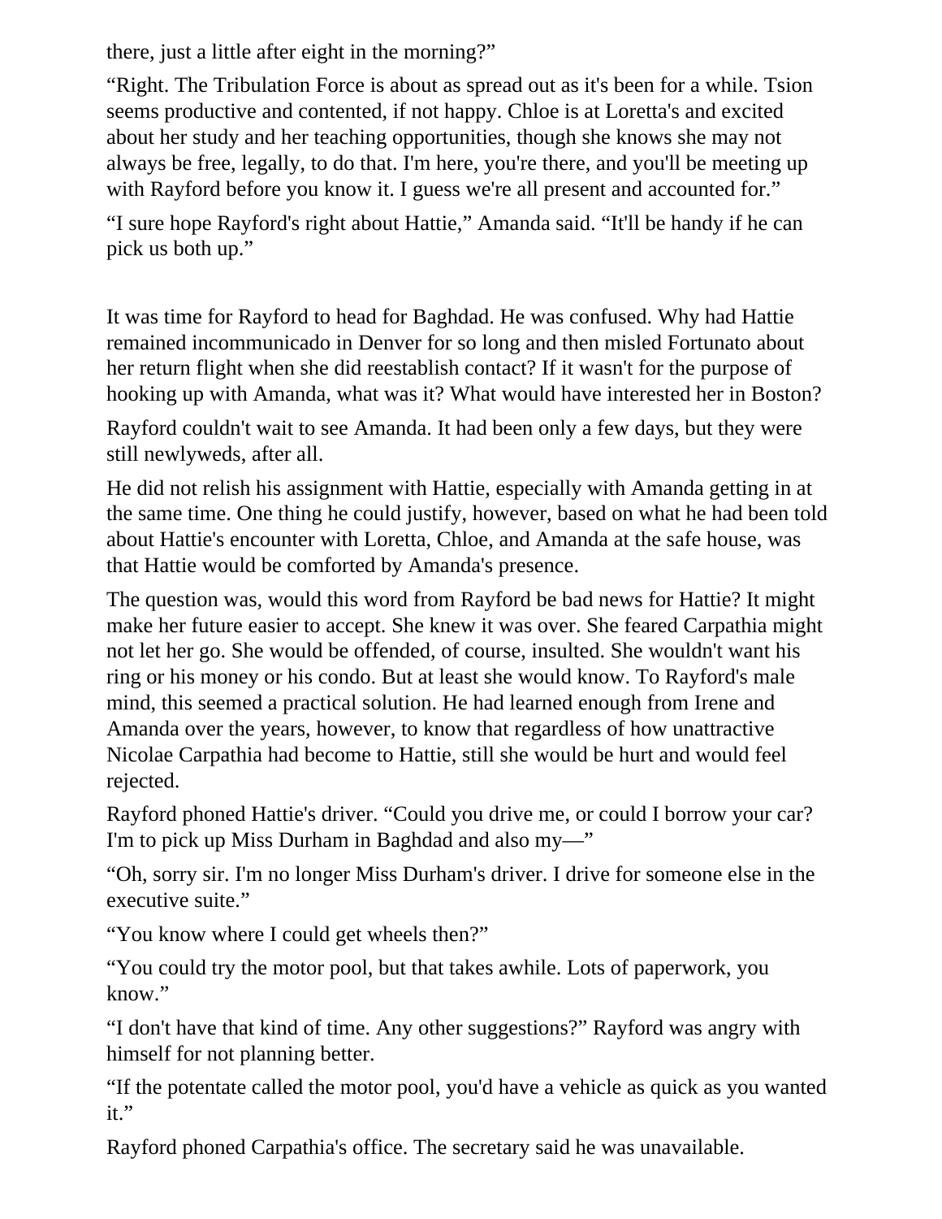there, just a little after eight in the morning?"

"Right. The Tribulation Force is about as spread out as it's been for a while. Tsion seems productive and contented, if not happy. Chloe is at Loretta's and excited about her study and her teaching opportunities, though she knows she may not always be free, legally, to do that. I'm here, you're there, and you'll be meeting up with Rayford before you know it. I guess we're all present and accounted for."

"I sure hope Rayford's right about Hattie," Amanda said. "It'll be handy if he can pick us both up."

It was time for Rayford to head for Baghdad. He was confused. Why had Hattie remained incommunicado in Denver for so long and then misled Fortunato about her return flight when she did reestablish contact? If it wasn't for the purpose of hooking up with Amanda, what was it? What would have interested her in Boston?

Rayford couldn't wait to see Amanda. It had been only a few days, but they were still newlyweds, after all.

He did not relish his assignment with Hattie, especially with Amanda getting in at the same time. One thing he could justify, however, based on what he had been told about Hattie's encounter with Loretta, Chloe, and Amanda at the safe house, was that Hattie would be comforted by Amanda's presence.

The question was, would this word from Rayford be bad news for Hattie? It might make her future easier to accept. She knew it was over. She feared Carpathia might not let her go. She would be offended, of course, insulted. She wouldn't want his ring or his money or his condo. But at least she would know. To Rayford's male mind, this seemed a practical solution. He had learned enough from Irene and Amanda over the years, however, to know that regardless of how unattractive Nicolae Carpathia had become to Hattie, still she would be hurt and would feel rejected.

Rayford phoned Hattie's driver. "Could you drive me, or could I borrow your car? I'm to pick up Miss Durham in Baghdad and also my—"

"Oh, sorry sir. I'm no longer Miss Durham's driver. I drive for someone else in the executive suite."

"You know where I could get wheels then?"

"You could try the motor pool, but that takes awhile. Lots of paperwork, you know."

"I don't have that kind of time. Any other suggestions?" Rayford was angry with himself for not planning better.

"If the potentate called the motor pool, you'd have a vehicle as quick as you wanted it."

Rayford phoned Carpathia's office. The secretary said he was unavailable.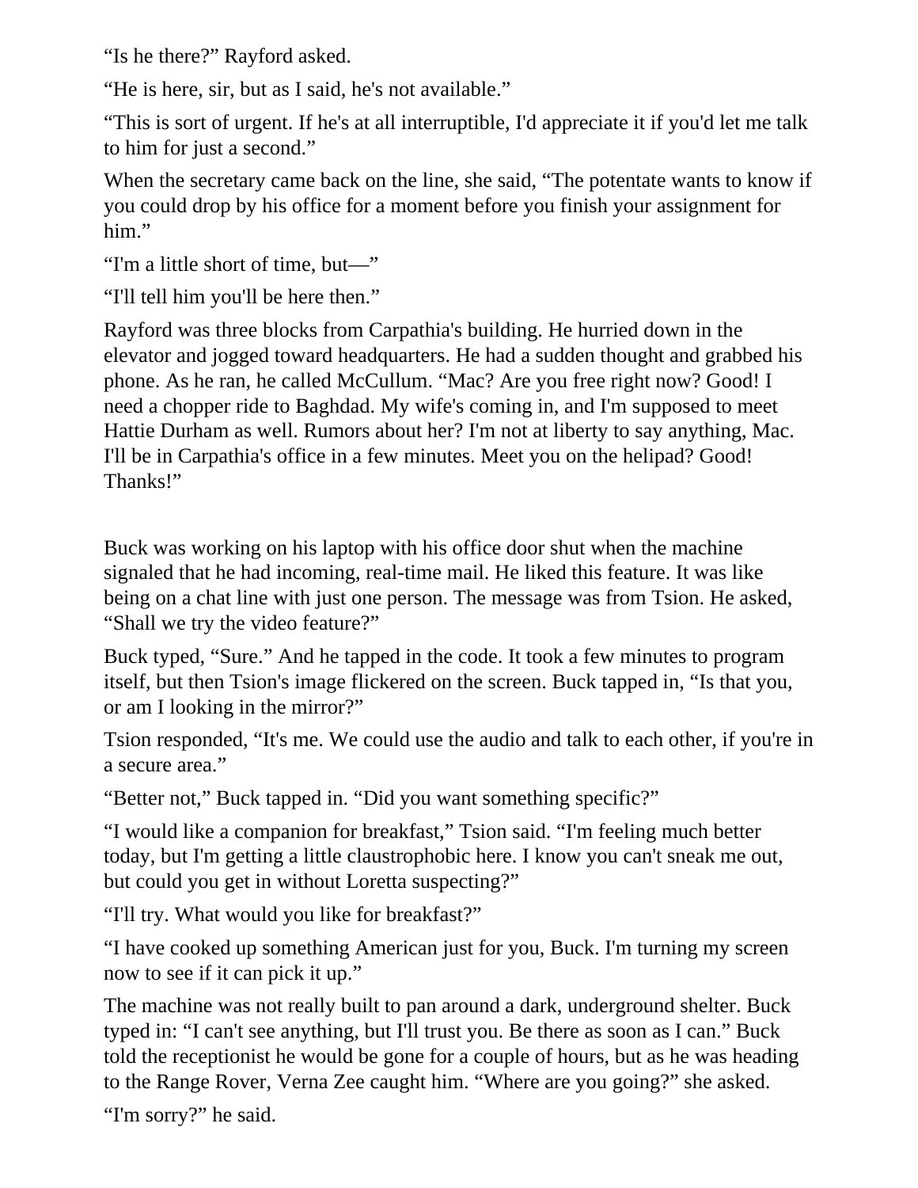“Is he there?” Rayford asked.

“He is here, sir, but as I said, he's not available.”

“This is sort of urgent. If he's at all interruptible, I'd appreciate it if you'd let me talk to him for just a second.”

When the secretary came back on the line, she said, “The potentate wants to know if you could drop by his office for a moment before you finish your assignment for him.”

“I'm a little short of time, but—”

“I'll tell him you'll be here then.”

Rayford was three blocks from Carpathia's building. He hurried down in the elevator and jogged toward headquarters. He had a sudden thought and grabbed his phone. As he ran, he called McCullum. “Mac? Are you free right now? Good! I need a chopper ride to Baghdad. My wife's coming in, and I'm supposed to meet Hattie Durham as well. Rumors about her? I'm not at liberty to say anything, Mac. I'll be in Carpathia's office in a few minutes. Meet you on the helipad? Good! Thanks!”

Buck was working on his laptop with his office door shut when the machine signaled that he had incoming, real-time mail. He liked this feature. It was like being on a chat line with just one person. The message was from Tsion. He asked, “Shall we try the video feature?”

Buck typed, “Sure.” And he tapped in the code. It took a few minutes to program itself, but then Tsion's image flickered on the screen. Buck tapped in, “Is that you, or am I looking in the mirror?”

Tsion responded, “It's me. We could use the audio and talk to each other, if you're in a secure area.”

“Better not,” Buck tapped in. “Did you want something specific?”

“I would like a companion for breakfast,” Tsion said. “I'm feeling much better today, but I'm getting a little claustrophobic here. I know you can't sneak me out, but could you get in without Loretta suspecting?”

“I'll try. What would you like for breakfast?”

“I have cooked up something American just for you, Buck. I'm turning my screen now to see if it can pick it up.”

The machine was not really built to pan around a dark, underground shelter. Buck typed in: “I can't see anything, but I'll trust you. Be there as soon as I can.” Buck told the receptionist he would be gone for a couple of hours, but as he was heading to the Range Rover, Verna Zee caught him. “Where are you going?” she asked.

“I'm sorry?” he said.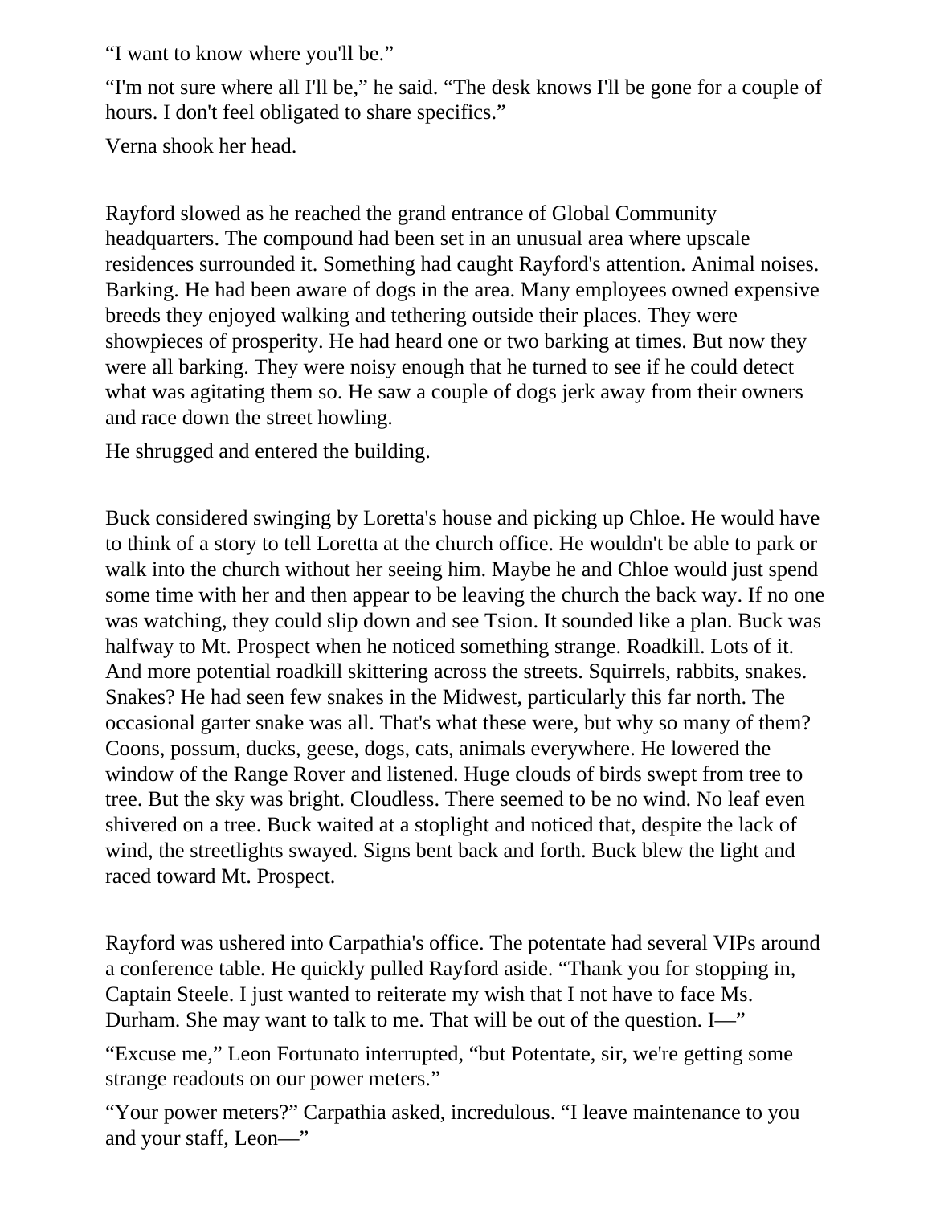"I want to know where you'll be."

"I'm not sure where all I'll be," he said. "The desk knows I'll be gone for a couple of hours. I don't feel obligated to share specifics."

Verna shook her head.

Rayford slowed as he reached the grand entrance of Global Community headquarters. The compound had been set in an unusual area where upscale residences surrounded it. Something had caught Rayford's attention. Animal noises. Barking. He had been aware of dogs in the area. Many employees owned expensive breeds they enjoyed walking and tethering outside their places. They were showpieces of prosperity. He had heard one or two barking at times. But now they were all barking. They were noisy enough that he turned to see if he could detect what was agitating them so. He saw a couple of dogs jerk away from their owners and race down the street howling.

He shrugged and entered the building.

Buck considered swinging by Loretta's house and picking up Chloe. He would have to think of a story to tell Loretta at the church office. He wouldn't be able to park or walk into the church without her seeing him. Maybe he and Chloe would just spend some time with her and then appear to be leaving the church the back way. If no one was watching, they could slip down and see Tsion. It sounded like a plan. Buck was halfway to Mt. Prospect when he noticed something strange. Roadkill. Lots of it. And more potential roadkill skittering across the streets. Squirrels, rabbits, snakes. Snakes? He had seen few snakes in the Midwest, particularly this far north. The occasional garter snake was all. That's what these were, but why so many of them? Coons, possum, ducks, geese, dogs, cats, animals everywhere. He lowered the window of the Range Rover and listened. Huge clouds of birds swept from tree to tree. But the sky was bright. Cloudless. There seemed to be no wind. No leaf even shivered on a tree. Buck waited at a stoplight and noticed that, despite the lack of wind, the streetlights swayed. Signs bent back and forth. Buck blew the light and raced toward Mt. Prospect.

Rayford was ushered into Carpathia's office. The potentate had several VIPs around a conference table. He quickly pulled Rayford aside. "Thank you for stopping in, Captain Steele. I just wanted to reiterate my wish that I not have to face Ms. Durham. She may want to talk to me. That will be out of the question. I—"

"Excuse me," Leon Fortunato interrupted, "but Potentate, sir, we're getting some strange readouts on our power meters."

"Your power meters?" Carpathia asked, incredulous. "I leave maintenance to you and your staff, Leon—"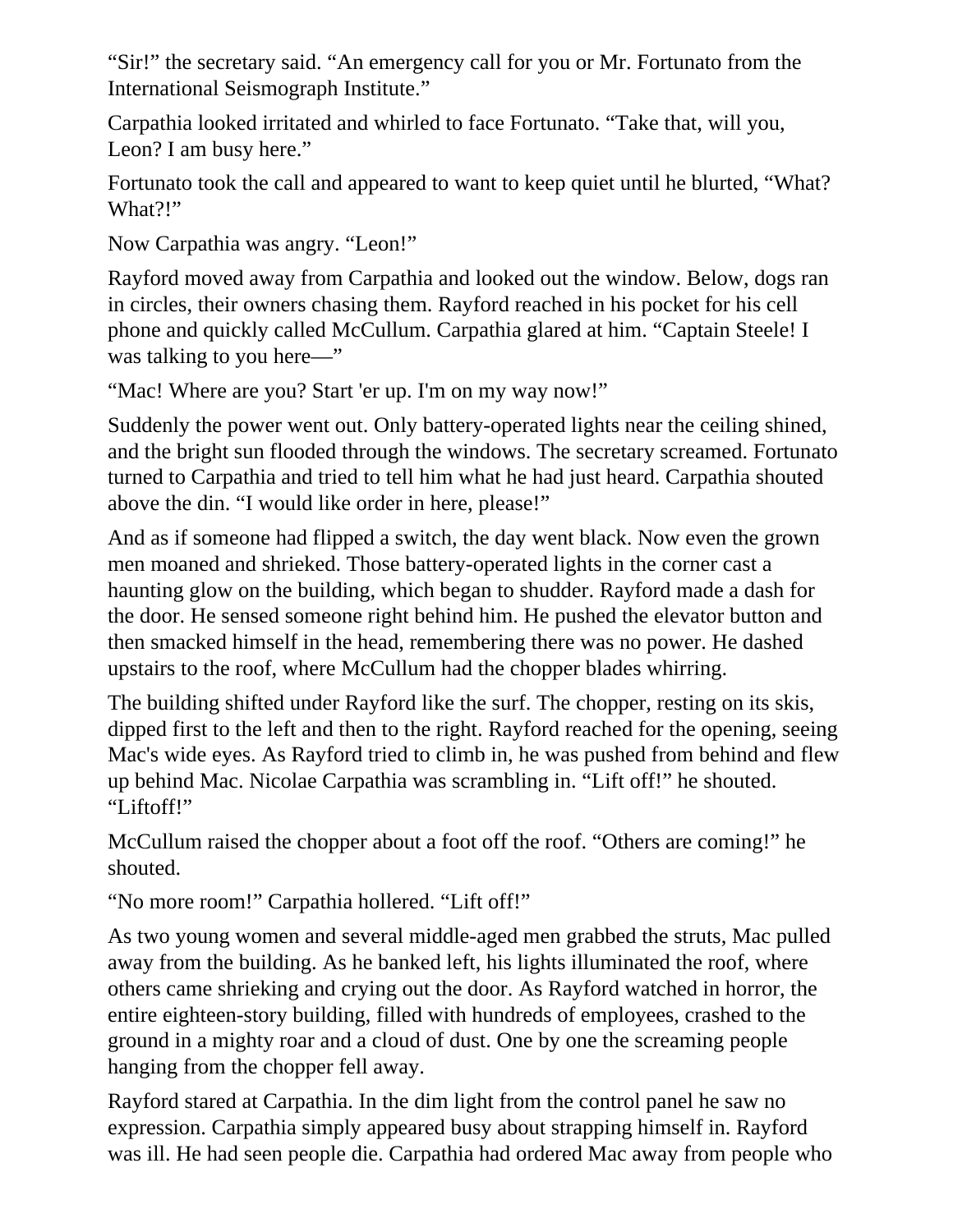"Sir!" the secretary said. "An emergency call for you or Mr. Fortunato from the International Seismograph Institute."

Carpathia looked irritated and whirled to face Fortunato. "Take that, will you, Leon? I am busy here."

Fortunato took the call and appeared to want to keep quiet until he blurted, "What? What?!"

Now Carpathia was angry. "Leon!"

Rayford moved away from Carpathia and looked out the window. Below, dogs ran in circles, their owners chasing them. Rayford reached in his pocket for his cell phone and quickly called McCullum. Carpathia glared at him. "Captain Steele! I was talking to you here—"

"Mac! Where are you? Start 'er up. I'm on my way now!"

Suddenly the power went out. Only battery-operated lights near the ceiling shined, and the bright sun flooded through the windows. The secretary screamed. Fortunato turned to Carpathia and tried to tell him what he had just heard. Carpathia shouted above the din. "I would like order in here, please!"

And as if someone had flipped a switch, the day went black. Now even the grown men moaned and shrieked. Those battery-operated lights in the corner cast a haunting glow on the building, which began to shudder. Rayford made a dash for the door. He sensed someone right behind him. He pushed the elevator button and then smacked himself in the head, remembering there was no power. He dashed upstairs to the roof, where McCullum had the chopper blades whirring.

The building shifted under Rayford like the surf. The chopper, resting on its skis, dipped first to the left and then to the right. Rayford reached for the opening, seeing Mac's wide eyes. As Rayford tried to climb in, he was pushed from behind and flew up behind Mac. Nicolae Carpathia was scrambling in. "Lift off!" he shouted. "Liftoff!"

McCullum raised the chopper about a foot off the roof. "Others are coming!" he shouted.

"No more room!" Carpathia hollered. "Lift off!"

As two young women and several middle-aged men grabbed the struts, Mac pulled away from the building. As he banked left, his lights illuminated the roof, where others came shrieking and crying out the door. As Rayford watched in horror, the entire eighteen-story building, filled with hundreds of employees, crashed to the ground in a mighty roar and a cloud of dust. One by one the screaming people hanging from the chopper fell away.

Rayford stared at Carpathia. In the dim light from the control panel he saw no expression. Carpathia simply appeared busy about strapping himself in. Rayford was ill. He had seen people die. Carpathia had ordered Mac away from people who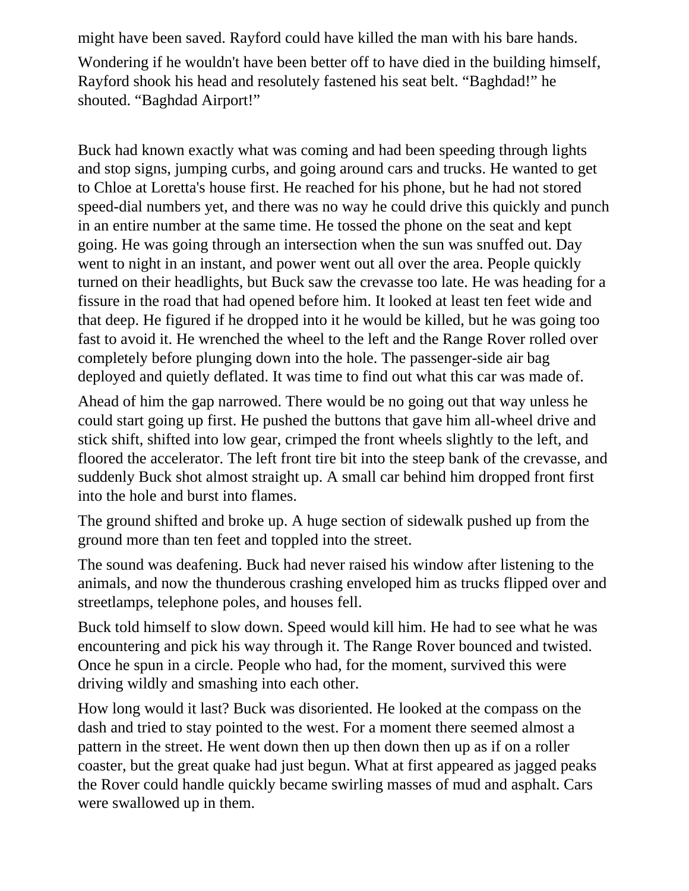might have been saved. Rayford could have killed the man with his bare hands.

Wondering if he wouldn't have been better off to have died in the building himself, Rayford shook his head and resolutely fastened his seat belt. “Baghdad!” he shouted. “Baghdad Airport!”

Buck had known exactly what was coming and had been speeding through lights and stop signs, jumping curbs, and going around cars and trucks. He wanted to get to Chloe at Loretta's house first. He reached for his phone, but he had not stored speed-dial numbers yet, and there was no way he could drive this quickly and punch in an entire number at the same time. He tossed the phone on the seat and kept going. He was going through an intersection when the sun was snuffed out. Day went to night in an instant, and power went out all over the area. People quickly turned on their headlights, but Buck saw the crevasse too late. He was heading for a fissure in the road that had opened before him. It looked at least ten feet wide and that deep. He figured if he dropped into it he would be killed, but he was going too fast to avoid it. He wrenched the wheel to the left and the Range Rover rolled over completely before plunging down into the hole. The passenger-side air bag deployed and quietly deflated. It was time to find out what this car was made of.

Ahead of him the gap narrowed. There would be no going out that way unless he could start going up first. He pushed the buttons that gave him all-wheel drive and stick shift, shifted into low gear, crimped the front wheels slightly to the left, and floored the accelerator. The left front tire bit into the steep bank of the crevasse, and suddenly Buck shot almost straight up. A small car behind him dropped front first into the hole and burst into flames.

The ground shifted and broke up. A huge section of sidewalk pushed up from the ground more than ten feet and toppled into the street.

The sound was deafening. Buck had never raised his window after listening to the animals, and now the thunderous crashing enveloped him as trucks flipped over and streetlamps, telephone poles, and houses fell.

Buck told himself to slow down. Speed would kill him. He had to see what he was encountering and pick his way through it. The Range Rover bounced and twisted. Once he spun in a circle. People who had, for the moment, survived this were driving wildly and smashing into each other.

How long would it last? Buck was disoriented. He looked at the compass on the dash and tried to stay pointed to the west. For a moment there seemed almost a pattern in the street. He went down then up then down then up as if on a roller coaster, but the great quake had just begun. What at first appeared as jagged peaks the Rover could handle quickly became swirling masses of mud and asphalt. Cars were swallowed up in them.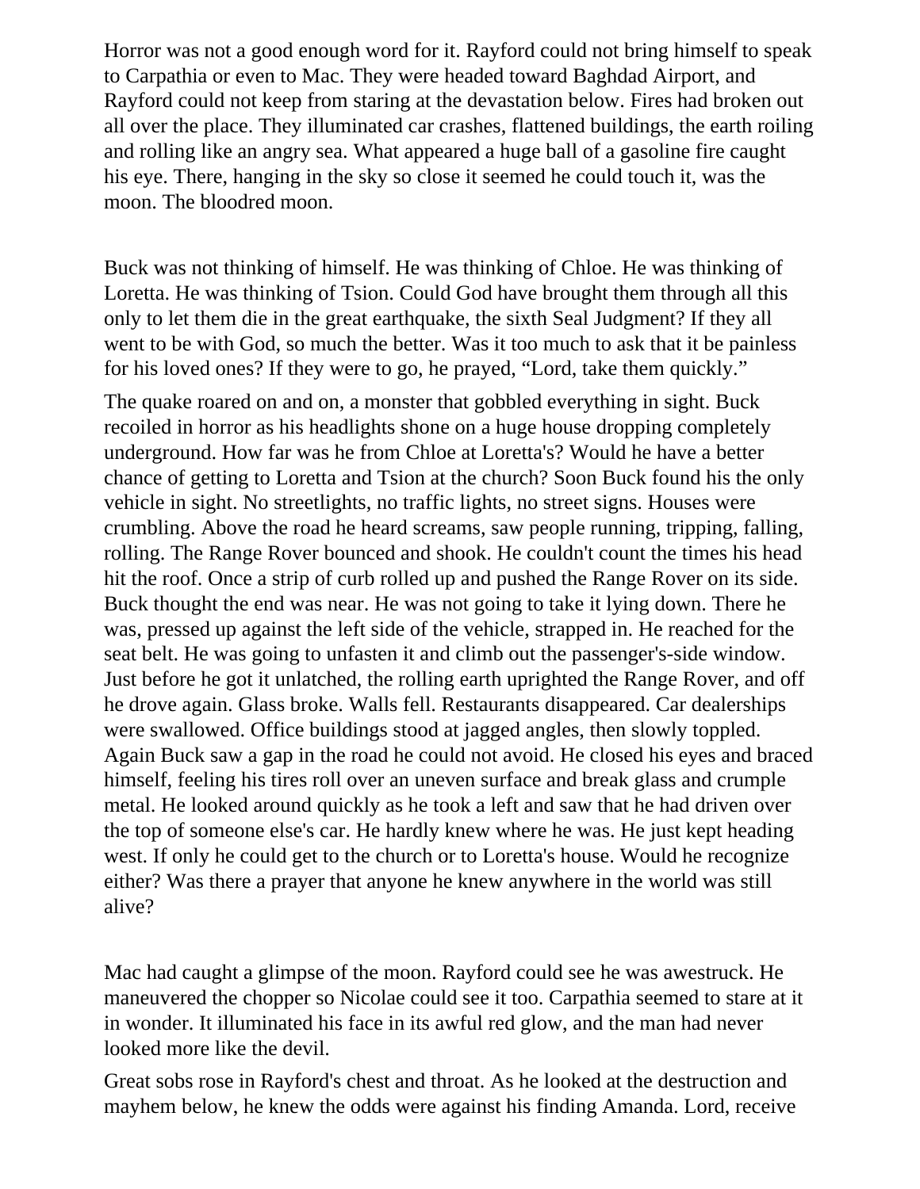Horror was not a good enough word for it. Rayford could not bring himself to speak to Carpathia or even to Mac. They were headed toward Baghdad Airport, and Rayford could not keep from staring at the devastation below. Fires had broken out all over the place. They illuminated car crashes, flattened buildings, the earth roiling and rolling like an angry sea. What appeared a huge ball of a gasoline fire caught his eye. There, hanging in the sky so close it seemed he could touch it, was the moon. The bloodred moon.

Buck was not thinking of himself. He was thinking of Chloe. He was thinking of Loretta. He was thinking of Tsion. Could God have brought them through all this only to let them die in the great earthquake, the sixth Seal Judgment? If they all went to be with God, so much the better. Was it too much to ask that it be painless for his loved ones? If they were to go, he prayed, "Lord, take them quickly."

The quake roared on and on, a monster that gobbled everything in sight. Buck recoiled in horror as his headlights shone on a huge house dropping completely underground. How far was he from Chloe at Loretta's? Would he have a better chance of getting to Loretta and Tsion at the church? Soon Buck found his the only vehicle in sight. No streetlights, no traffic lights, no street signs. Houses were crumbling. Above the road he heard screams, saw people running, tripping, falling, rolling. The Range Rover bounced and shook. He couldn't count the times his head hit the roof. Once a strip of curb rolled up and pushed the Range Rover on its side. Buck thought the end was near. He was not going to take it lying down. There he was, pressed up against the left side of the vehicle, strapped in. He reached for the seat belt. He was going to unfasten it and climb out the passenger's-side window. Just before he got it unlatched, the rolling earth uprighted the Range Rover, and off he drove again. Glass broke. Walls fell. Restaurants disappeared. Car dealerships were swallowed. Office buildings stood at jagged angles, then slowly toppled. Again Buck saw a gap in the road he could not avoid. He closed his eyes and braced himself, feeling his tires roll over an uneven surface and break glass and crumple metal. He looked around quickly as he took a left and saw that he had driven over the top of someone else's car. He hardly knew where he was. He just kept heading west. If only he could get to the church or to Loretta's house. Would he recognize either? Was there a prayer that anyone he knew anywhere in the world was still alive?

Mac had caught a glimpse of the moon. Rayford could see he was awestruck. He maneuvered the chopper so Nicolae could see it too. Carpathia seemed to stare at it in wonder. It illuminated his face in its awful red glow, and the man had never looked more like the devil.

Great sobs rose in Rayford's chest and throat. As he looked at the destruction and mayhem below, he knew the odds were against his finding Amanda. Lord, receive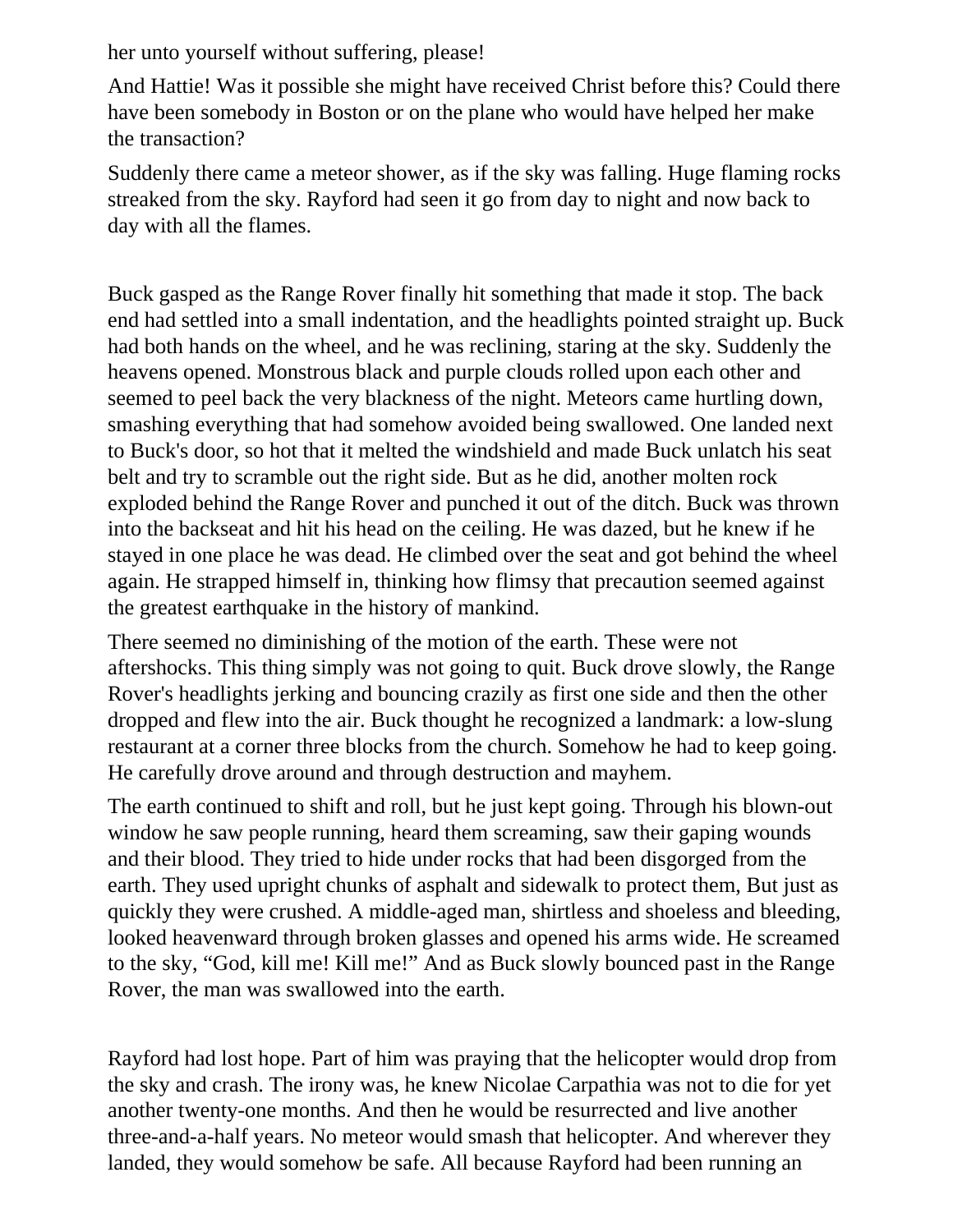her unto yourself without suffering, please!

And Hattie! Was it possible she might have received Christ before this? Could there have been somebody in Boston or on the plane who would have helped her make the transaction?

Suddenly there came a meteor shower, as if the sky was falling. Huge flaming rocks streaked from the sky. Rayford had seen it go from day to night and now back to day with all the flames.

Buck gasped as the Range Rover finally hit something that made it stop. The back end had settled into a small indentation, and the headlights pointed straight up. Buck had both hands on the wheel, and he was reclining, staring at the sky. Suddenly the heavens opened. Monstrous black and purple clouds rolled upon each other and seemed to peel back the very blackness of the night. Meteors came hurtling down, smashing everything that had somehow avoided being swallowed. One landed next to Buck's door, so hot that it melted the windshield and made Buck unlatch his seat belt and try to scramble out the right side. But as he did, another molten rock exploded behind the Range Rover and punched it out of the ditch. Buck was thrown into the backseat and hit his head on the ceiling. He was dazed, but he knew if he stayed in one place he was dead. He climbed over the seat and got behind the wheel again. He strapped himself in, thinking how flimsy that precaution seemed against the greatest earthquake in the history of mankind.

There seemed no diminishing of the motion of the earth. These were not aftershocks. This thing simply was not going to quit. Buck drove slowly, the Range Rover's headlights jerking and bouncing crazily as first one side and then the other dropped and flew into the air. Buck thought he recognized a landmark: a low-slung restaurant at a corner three blocks from the church. Somehow he had to keep going. He carefully drove around and through destruction and mayhem.

The earth continued to shift and roll, but he just kept going. Through his blown-out window he saw people running, heard them screaming, saw their gaping wounds and their blood. They tried to hide under rocks that had been disgorged from the earth. They used upright chunks of asphalt and sidewalk to protect them, But just as quickly they were crushed. A middle-aged man, shirtless and shoeless and bleeding, looked heavenward through broken glasses and opened his arms wide. He screamed to the sky, “God, kill me! Kill me!” And as Buck slowly bounced past in the Range Rover, the man was swallowed into the earth.

Rayford had lost hope. Part of him was praying that the helicopter would drop from the sky and crash. The irony was, he knew Nicolae Carpathia was not to die for yet another twenty-one months. And then he would be resurrected and live another three-and-a-half years. No meteor would smash that helicopter. And wherever they landed, they would somehow be safe. All because Rayford had been running an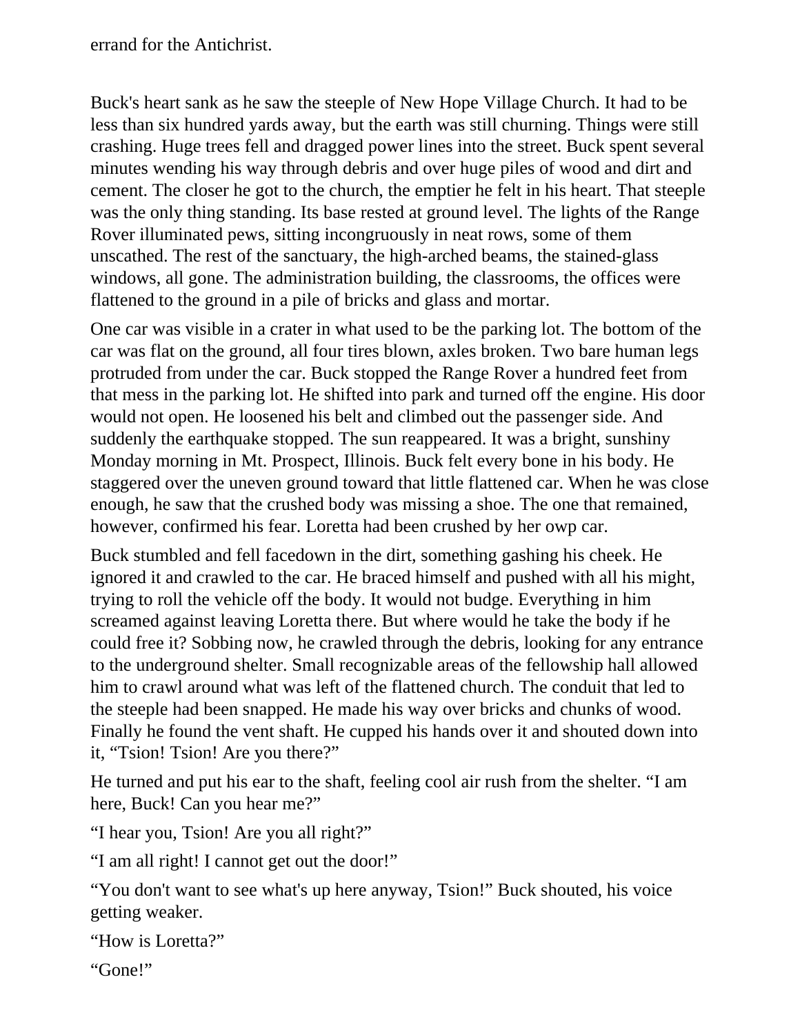errand for the Antichrist.

Buck's heart sank as he saw the steeple of New Hope Village Church. It had to be less than six hundred yards away, but the earth was still churning. Things were still crashing. Huge trees fell and dragged power lines into the street. Buck spent several minutes wending his way through debris and over huge piles of wood and dirt and cement. The closer he got to the church, the emptier he felt in his heart. That steeple was the only thing standing. Its base rested at ground level. The lights of the Range Rover illuminated pews, sitting incongruously in neat rows, some of them unscathed. The rest of the sanctuary, the high-arched beams, the stained-glass windows, all gone. The administration building, the classrooms, the offices were flattened to the ground in a pile of bricks and glass and mortar.

One car was visible in a crater in what used to be the parking lot. The bottom of the car was flat on the ground, all four tires blown, axles broken. Two bare human legs protruded from under the car. Buck stopped the Range Rover a hundred feet from that mess in the parking lot. He shifted into park and turned off the engine. His door would not open. He loosened his belt and climbed out the passenger side. And suddenly the earthquake stopped. The sun reappeared. It was a bright, sunshiny Monday morning in Mt. Prospect, Illinois. Buck felt every bone in his body. He staggered over the uneven ground toward that little flattened car. When he was close enough, he saw that the crushed body was missing a shoe. The one that remained, however, confirmed his fear. Loretta had been crushed by her owp car.

Buck stumbled and fell facedown in the dirt, something gashing his cheek. He ignored it and crawled to the car. He braced himself and pushed with all his might, trying to roll the vehicle off the body. It would not budge. Everything in him screamed against leaving Loretta there. But where would he take the body if he could free it? Sobbing now, he crawled through the debris, looking for any entrance to the underground shelter. Small recognizable areas of the fellowship hall allowed him to crawl around what was left of the flattened church. The conduit that led to the steeple had been snapped. He made his way over bricks and chunks of wood. Finally he found the vent shaft. He cupped his hands over it and shouted down into it, “Tsion! Tsion! Are you there?”

He turned and put his ear to the shaft, feeling cool air rush from the shelter. “I am here, Buck! Can you hear me?”

“I hear you, Tsion! Are you all right?”

“I am all right! I cannot get out the door!”

“You don't want to see what's up here anyway, Tsion!” Buck shouted, his voice getting weaker.

“How is Loretta?”

“Gone!”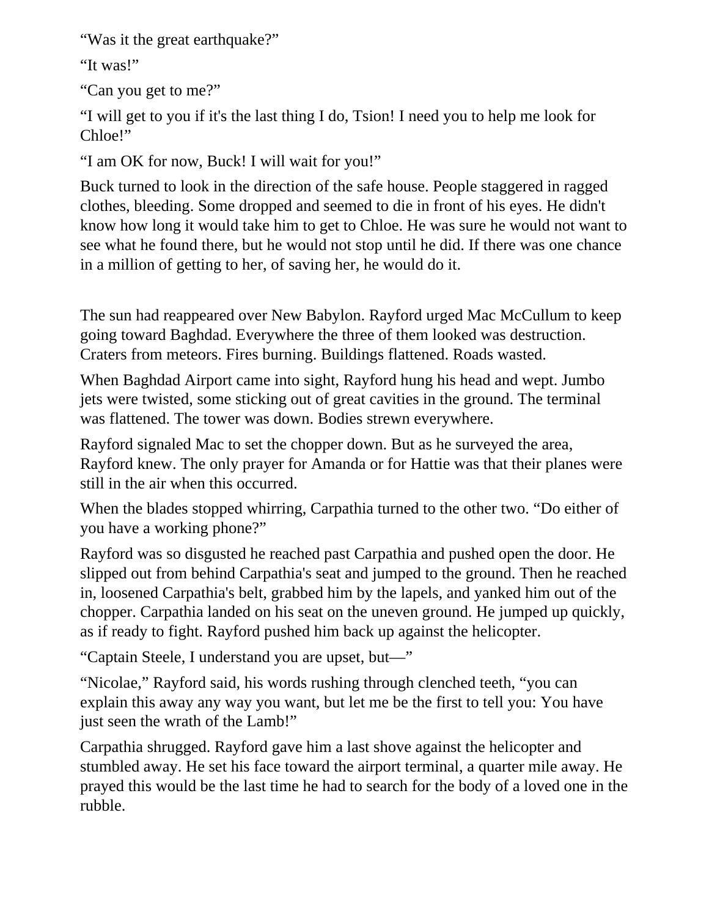“Was it the great earthquake?”

“It was!”

“Can you get to me?”

“I will get to you if it's the last thing I do, Tsion! I need you to help me look for Chloe!”

“I am OK for now, Buck! I will wait for you!”

Buck turned to look in the direction of the safe house. People staggered in ragged clothes, bleeding. Some dropped and seemed to die in front of his eyes. He didn't know how long it would take him to get to Chloe. He was sure he would not want to see what he found there, but he would not stop until he did. If there was one chance in a million of getting to her, of saving her, he would do it.

The sun had reappeared over New Babylon. Rayford urged Mac McCullum to keep going toward Baghdad. Everywhere the three of them looked was destruction. Craters from meteors. Fires burning. Buildings flattened. Roads wasted.

When Baghdad Airport came into sight, Rayford hung his head and wept. Jumbo jets were twisted, some sticking out of great cavities in the ground. The terminal was flattened. The tower was down. Bodies strewn everywhere.

Rayford signaled Mac to set the chopper down. But as he surveyed the area, Rayford knew. The only prayer for Amanda or for Hattie was that their planes were still in the air when this occurred.

When the blades stopped whirring, Carpathia turned to the other two. “Do either of you have a working phone?”

Rayford was so disgusted he reached past Carpathia and pushed open the door. He slipped out from behind Carpathia's seat and jumped to the ground. Then he reached in, loosened Carpathia's belt, grabbed him by the lapels, and yanked him out of the chopper. Carpathia landed on his seat on the uneven ground. He jumped up quickly, as if ready to fight. Rayford pushed him back up against the helicopter.

“Captain Steele, I understand you are upset, but—”

“Nicolae,” Rayford said, his words rushing through clenched teeth, “you can explain this away any way you want, but let me be the first to tell you: You have just seen the wrath of the Lamb!”

Carpathia shrugged. Rayford gave him a last shove against the helicopter and stumbled away. He set his face toward the airport terminal, a quarter mile away. He prayed this would be the last time he had to search for the body of a loved one in the rubble.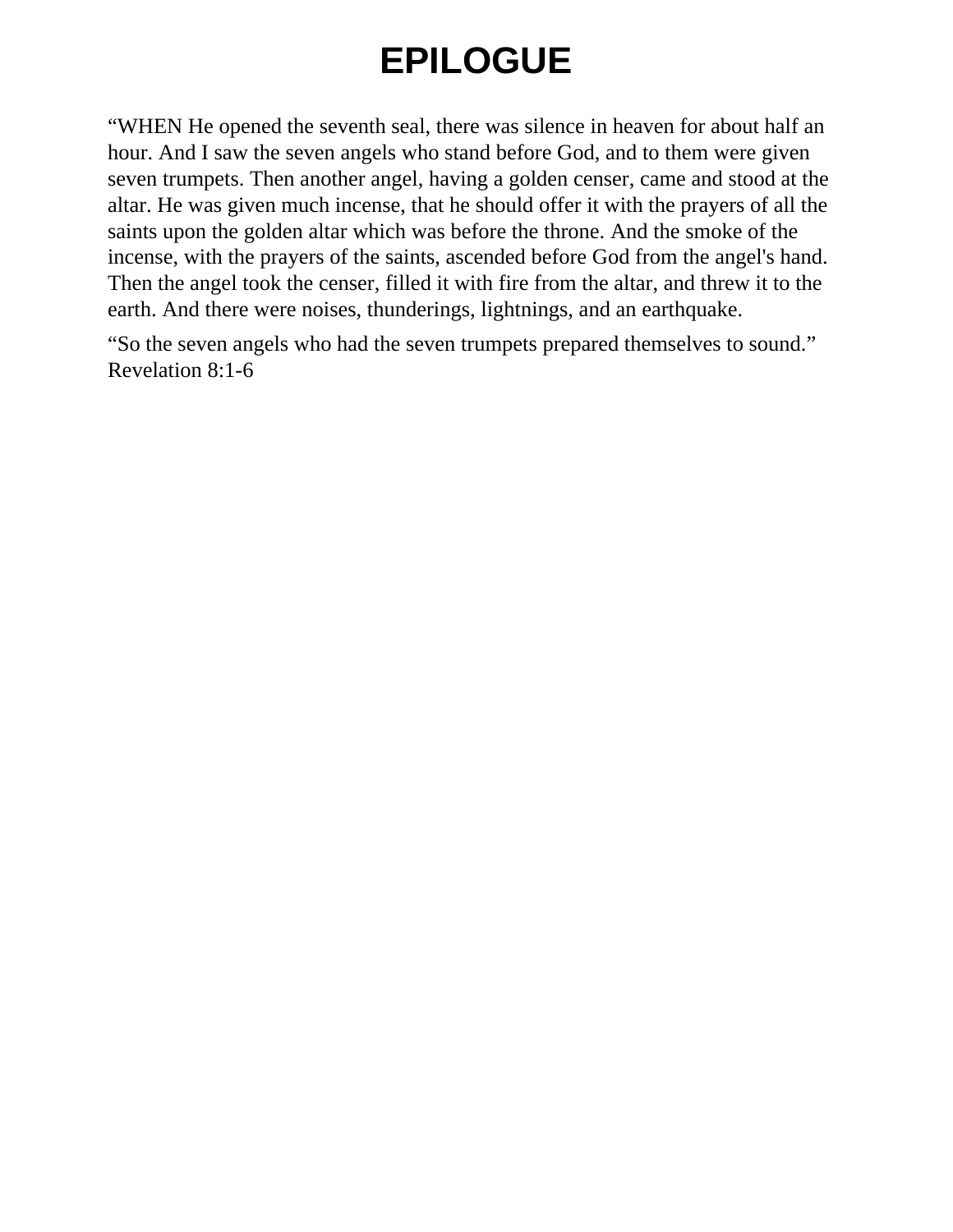# EPILOGUE

“WHEN He opened the seventh seal, there was silence in heaven for about half an hour. And I saw the seven angels who stand before God, and to them were given seven trumpets. Then another angel, having a golden censer, came and stood at the altar. He was given much incense, that he should offer it with the prayers of all the saints upon the golden altar which was before the throne. And the smoke of the incense, with the prayers of the saints, ascended before God from the angel's hand. Then the angel took the censer, filled it with fire from the altar, and threw it to the earth. And there were noises, thunderings, lightnings, and an earthquake.

“So the seven angels who had the seven trumpets prepared themselves to sound.” Revelation 8:1-6